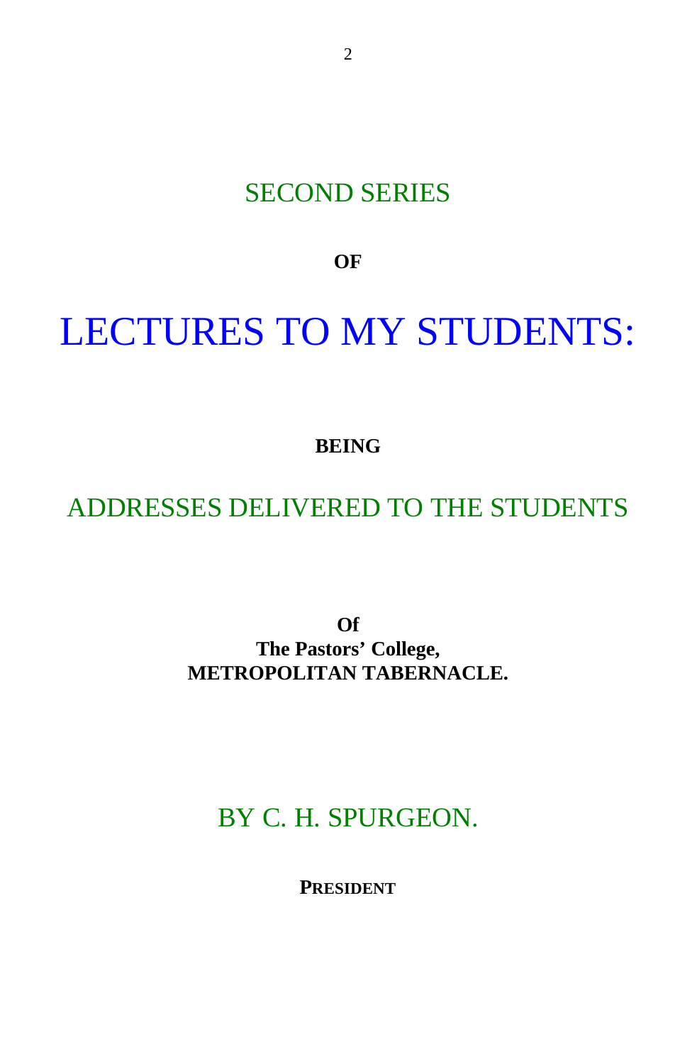## SECOND SERIES

**OF**

# LECTURES TO MY STUDENTS:

**BEING**

## ADDRESSES DELIVERED TO THE STUDENTS

**Of**
**The Pastors' College,**
**METROPOLITAN TABERNACLE.**

## BY C. H. SPURGEON.

**PRESIDENT**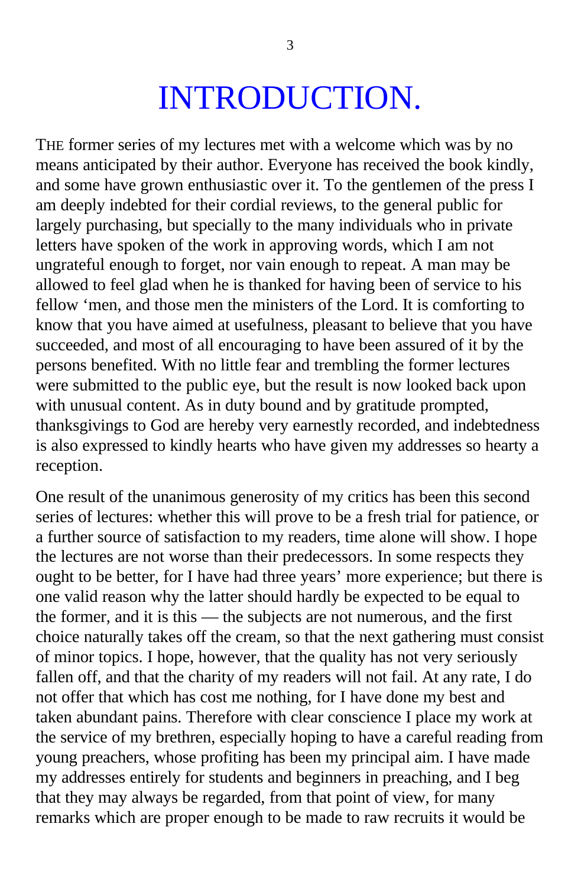# INTRODUCTION.

THE former series of my lectures met with a welcome which was by no means anticipated by their author. Everyone has received the book kindly, and some have grown enthusiastic over it. To the gentlemen of the press I am deeply indebted for their cordial reviews, to the general public for largely purchasing, but specially to the many individuals who in private letters have spoken of the work in approving words, which I am not ungrateful enough to forget, nor vain enough to repeat. A man may be allowed to feel glad when he is thanked for having been of service to his fellow ‘men, and those men the ministers of the Lord. It is comforting to know that you have aimed at usefulness, pleasant to believe that you have succeeded, and most of all encouraging to have been assured of it by the persons benefited. With no little fear and trembling the former lectures were submitted to the public eye, but the result is now looked back upon with unusual content. As in duty bound and by gratitude prompted, thanksgivings to God are hereby very earnestly recorded, and indebtedness is also expressed to kindly hearts who have given my addresses so hearty a reception.

One result of the unanimous generosity of my critics has been this second series of lectures: whether this will prove to be a fresh trial for patience, or a further source of satisfaction to my readers, time alone will show. I hope the lectures are not worse than their predecessors. In some respects they ought to be better, for I have had three years’ more experience; but there is one valid reason why the latter should hardly be expected to be equal to the former, and it is this — the subjects are not numerous, and the first choice naturally takes off the cream, so that the next gathering must consist of minor topics. I hope, however, that the quality has not very seriously fallen off, and that the charity of my readers will not fail. At any rate, I do not offer that which has cost me nothing, for I have done my best and taken abundant pains. Therefore with clear conscience I place my work at the service of my brethren, especially hoping to have a careful reading from young preachers, whose profiting has been my principal aim. I have made my addresses entirely for students and beginners in preaching, and I beg that they may always be regarded, from that point of view, for many remarks which are proper enough to be made to raw recruits it would be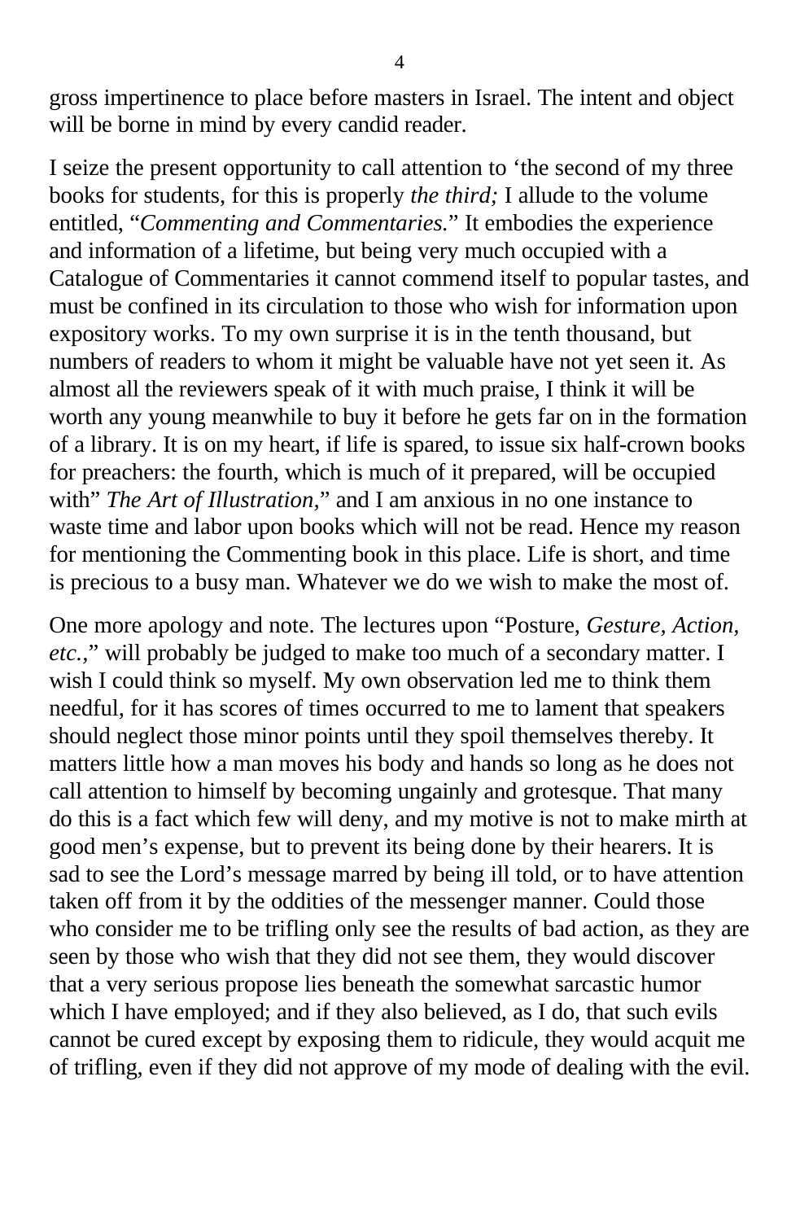gross impertinence to place before masters in Israel. The intent and object will be borne in mind by every candid reader.

I seize the present opportunity to call attention to ‘the second of my three books for students, for this is properly *the third;* I allude to the volume entitled, “*Commenting and Commentaries.*” It embodies the experience and information of a lifetime, but being very much occupied with a Catalogue of Commentaries it cannot commend itself to popular tastes, and must be confined in its circulation to those who wish for information upon expository works. To my own surprise it is in the tenth thousand, but numbers of readers to whom it might be valuable have not yet seen it. As almost all the reviewers speak of it with much praise, I think it will be worth any young meanwhile to buy it before he gets far on in the formation of a library. It is on my heart, if life is spared, to issue six half-crown books for preachers: the fourth, which is much of it prepared, will be occupied with” *The Art of Illustration,*” and I am anxious in no one instance to waste time and labor upon books which will not be read. Hence my reason for mentioning the Commenting book in this place. Life is short, and time is precious to a busy man. Whatever we do we wish to make the most of.

One more apology and note. The lectures upon “Posture, *Gesture, Action, etc.,*” will probably be judged to make too much of a secondary matter. I wish I could think so myself. My own observation led me to think them needful, for it has scores of times occurred to me to lament that speakers should neglect those minor points until they spoil themselves thereby. It matters little how a man moves his body and hands so long as he does not call attention to himself by becoming ungainly and grotesque. That many do this is a fact which few will deny, and my motive is not to make mirth at good men’s expense, but to prevent its being done by their hearers. It is sad to see the Lord’s message marred by being ill told, or to have attention taken off from it by the oddities of the messenger manner. Could those who consider me to be trifling only see the results of bad action, as they are seen by those who wish that they did not see them, they would discover that a very serious propose lies beneath the somewhat sarcastic humor which I have employed; and if they also believed, as I do, that such evils cannot be cured except by exposing them to ridicule, they would acquit me of trifling, even if they did not approve of my mode of dealing with the evil.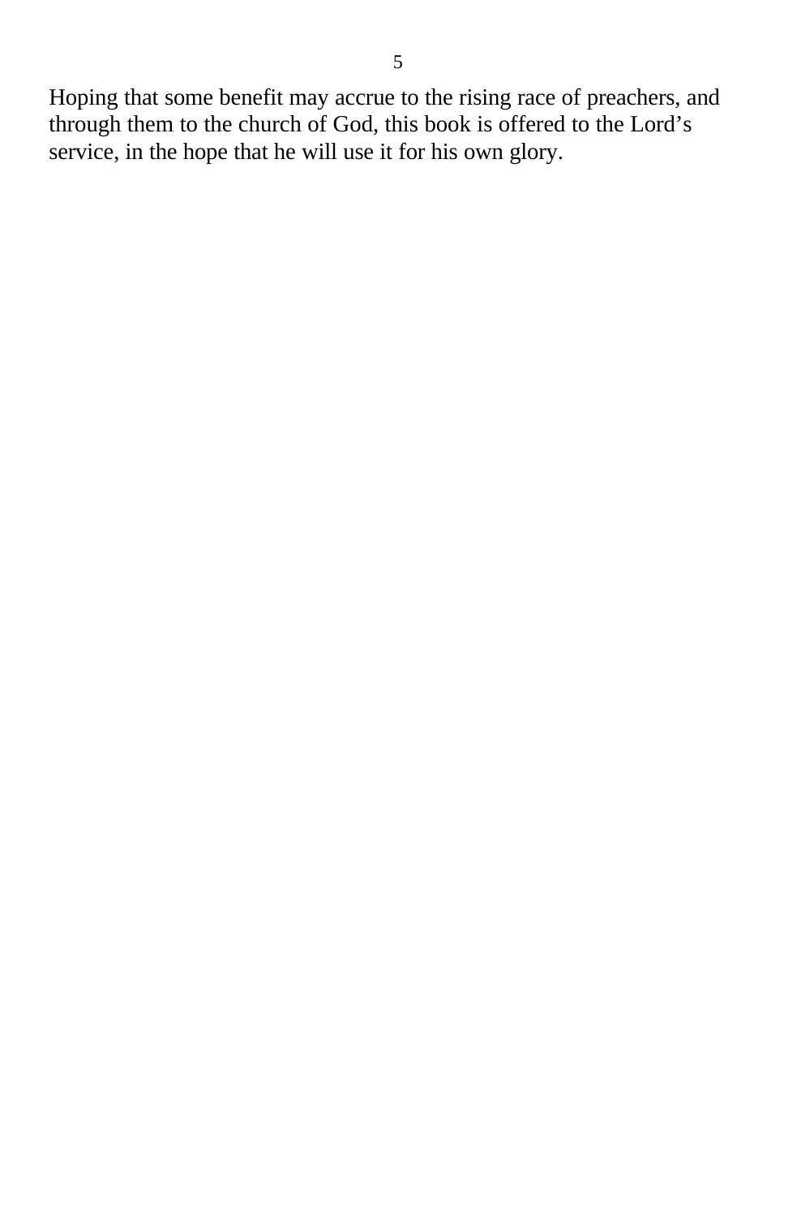Hoping that some benefit may accrue to the rising race of preachers, and through them to the church of God, this book is offered to the Lord's service, in the hope that he will use it for his own glory.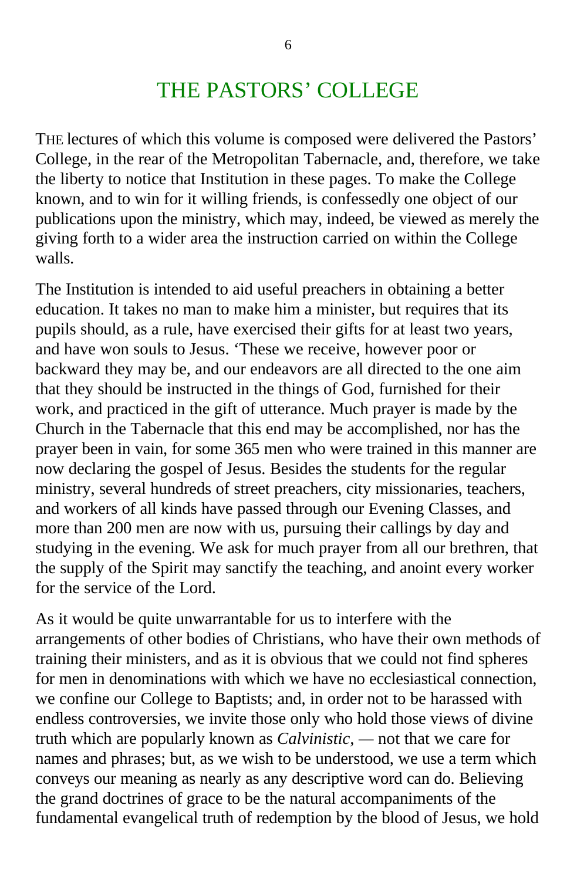# THE PASTORS' COLLEGE

THE lectures of which this volume is composed were delivered the Pastors' College, in the rear of the Metropolitan Tabernacle, and, therefore, we take the liberty to notice that Institution in these pages. To make the College known, and to win for it willing friends, is confessedly one object of our publications upon the ministry, which may, indeed, be viewed as merely the giving forth to a wider area the instruction carried on within the College walls.

The Institution is intended to aid useful preachers in obtaining a better education. It takes no man to make him a minister, but requires that its pupils should, as a rule, have exercised their gifts for at least two years, and have won souls to Jesus. 'These we receive, however poor or backward they may be, and our endeavors are all directed to the one aim that they should be instructed in the things of God, furnished for their work, and practiced in the gift of utterance. Much prayer is made by the Church in the Tabernacle that this end may be accomplished, nor has the prayer been in vain, for some 365 men who were trained in this manner are now declaring the gospel of Jesus. Besides the students for the regular ministry, several hundreds of street preachers, city missionaries, teachers, and workers of all kinds have passed through our Evening Classes, and more than 200 men are now with us, pursuing their callings by day and studying in the evening. We ask for much prayer from all our brethren, that the supply of the Spirit may sanctify the teaching, and anoint every worker for the service of the Lord.

As it would be quite unwarrantable for us to interfere with the arrangements of other bodies of Christians, who have their own methods of training their ministers, and as it is obvious that we could not find spheres for men in denominations with which we have no ecclesiastical connection, we confine our College to Baptists; and, in order not to be harassed with endless controversies, we invite those only who hold those views of divine truth which are popularly known as *Calvinistic,* — not that we care for names and phrases; but, as we wish to be understood, we use a term which conveys our meaning as nearly as any descriptive word can do. Believing the grand doctrines of grace to be the natural accompaniments of the fundamental evangelical truth of redemption by the blood of Jesus, we hold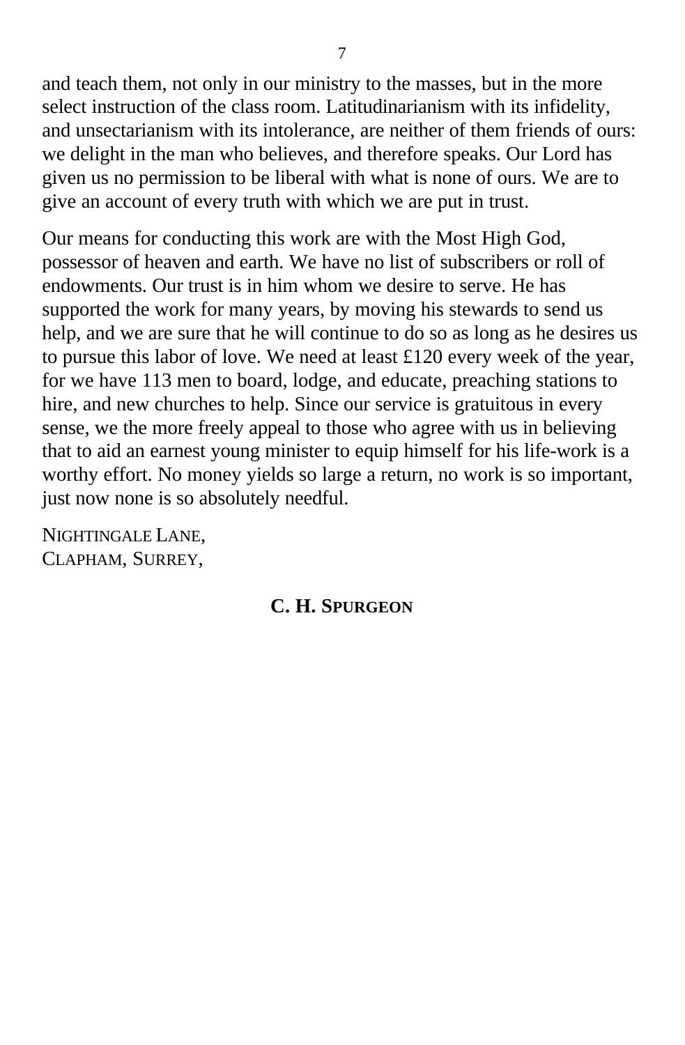and teach them, not only in our ministry to the masses, but in the more select instruction of the class room. Latitudinarianism with its infidelity, and unsectarianism with its intolerance, are neither of them friends of ours: we delight in the man who believes, and therefore speaks. Our Lord has given us no permission to be liberal with what is none of ours. We are to give an account of every truth with which we are put in trust.

Our means for conducting this work are with the Most High God, possessor of heaven and earth. We have no list of subscribers or roll of endowments. Our trust is in him whom we desire to serve. He has supported the work for many years, by moving his stewards to send us help, and we are sure that he will continue to do so as long as he desires us to pursue this labor of love. We need at least £120 every week of the year, for we have 113 men to board, lodge, and educate, preaching stations to hire, and new churches to help. Since our service is gratuitous in every sense, we the more freely appeal to those who agree with us in believing that to aid an earnest young minister to equip himself for his life-work is a worthy effort. No money yields so large a return, no work is so important, just now none is so absolutely needful.

NIGHTINGALE LANE,
CLAPHAM, SURREY,

**C. H. SPURGEON**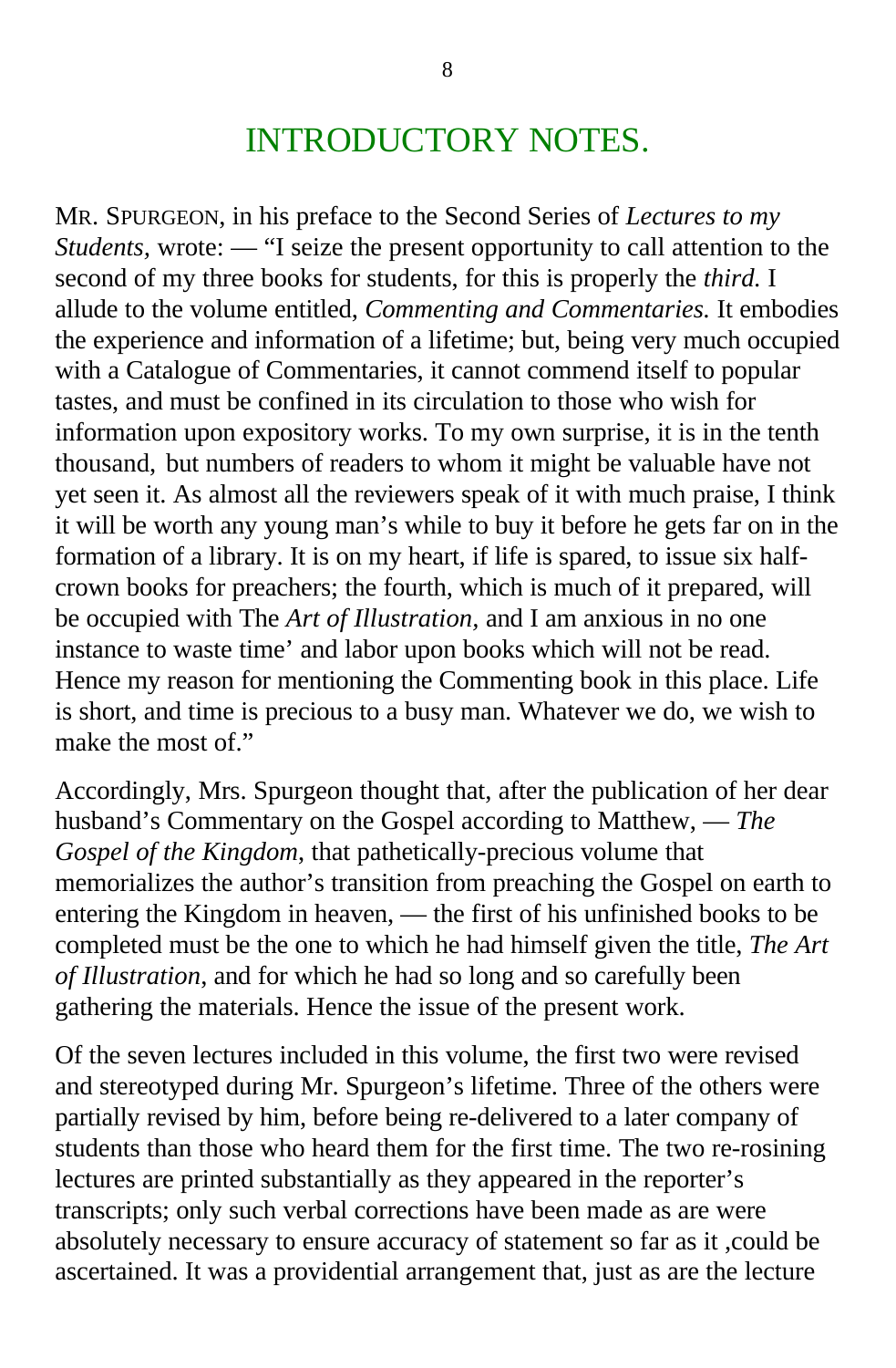# INTRODUCTORY NOTES.

MR. SPURGEON, in his preface to the Second Series of *Lectures to my Students,* wrote: — "I seize the present opportunity to call attention to the second of my three books for students, for this is properly the *third.* I allude to the volume entitled, *Commenting and Commentaries.* It embodies the experience and information of a lifetime; but, being very much occupied with a Catalogue of Commentaries, it cannot commend itself to popular tastes, and must be confined in its circulation to those who wish for information upon expository works. To my own surprise, it is in the tenth thousand, but numbers of readers to whom it might be valuable have not yet seen it. As almost all the reviewers speak of it with much praise, I think it will be worth any young man's while to buy it before he gets far on in the formation of a library. It is on my heart, if life is spared, to issue six half-crown books for preachers; the fourth, which is much of it prepared, will be occupied with The *Art of Illustration,* and I am anxious in no one instance to waste time' and labor upon books which will not be read. Hence my reason for mentioning the Commenting book in this place. Life is short, and time is precious to a busy man. Whatever we do, we wish to make the most of."

Accordingly, Mrs. Spurgeon thought that, after the publication of her dear husband's Commentary on the Gospel according to Matthew, — *The Gospel of the Kingdom,* that pathetically-precious volume that memorializes the author's transition from preaching the Gospel on earth to entering the Kingdom in heaven, — the first of his unfinished books to be completed must be the one to which he had himself given the title, *The Art of Illustration,* and for which he had so long and so carefully been gathering the materials. Hence the issue of the present work.

Of the seven lectures included in this volume, the first two were revised and stereotyped during Mr. Spurgeon's lifetime. Three of the others were partially revised by him, before being re-delivered to a later company of students than those who heard them for the first time. The two re-rosining lectures are printed substantially as they appeared in the reporter's transcripts; only such verbal corrections have been made as are were absolutely necessary to ensure accuracy of statement so far as it ,could be ascertained. It was a providential arrangement that, just as are the lecture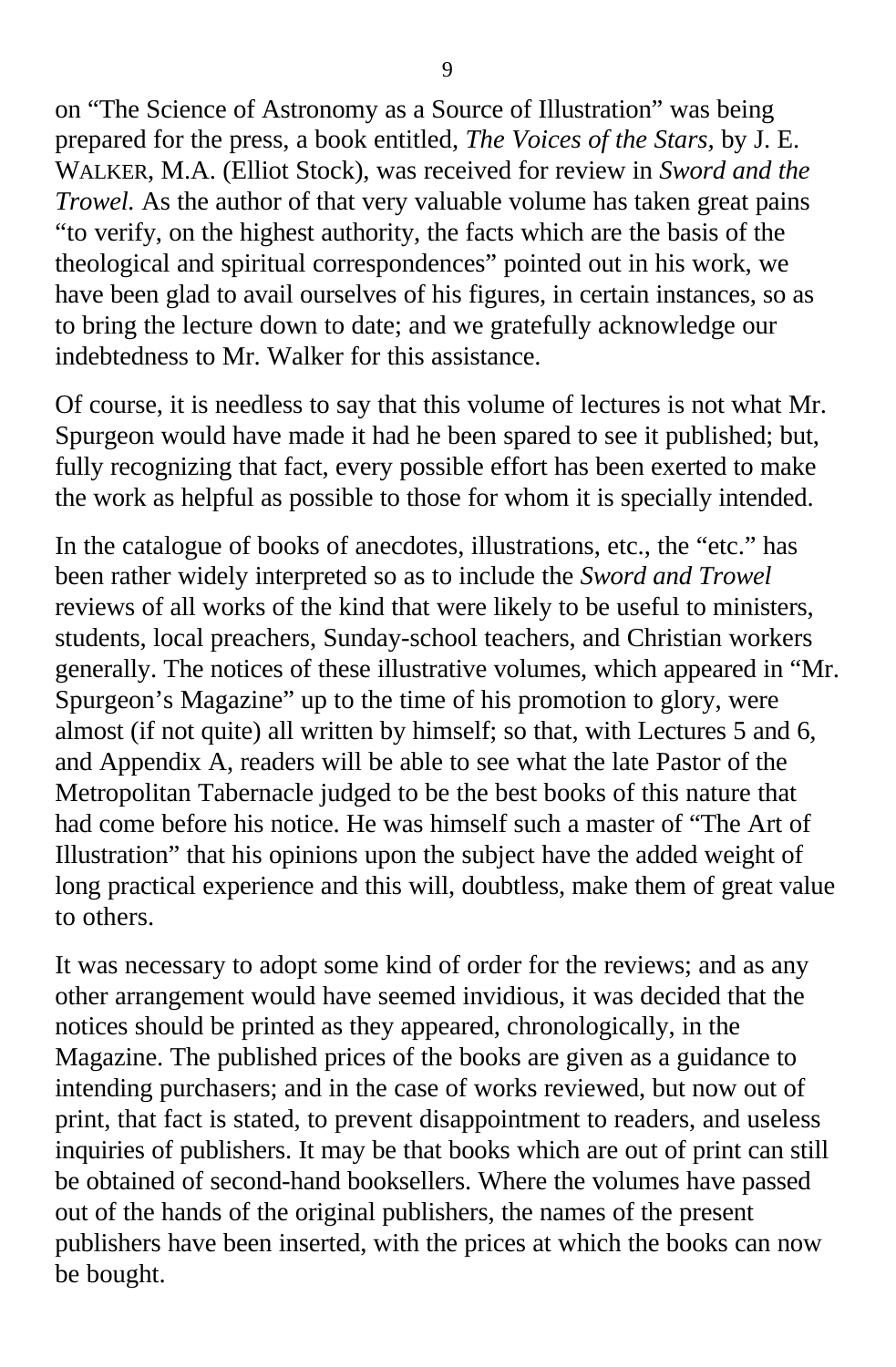on “The Science of Astronomy as a Source of Illustration” was being prepared for the press, a book entitled, *The Voices of the Stars*, by J. E. WALKER, M.A. (Elliot Stock), was received for review in *Sword and the Trowel.* As the author of that very valuable volume has taken great pains “to verify, on the highest authority, the facts which are the basis of the theological and spiritual correspondences” pointed out in his work, we have been glad to avail ourselves of his figures, in certain instances, so as to bring the lecture down to date; and we gratefully acknowledge our indebtedness to Mr. Walker for this assistance.

Of course, it is needless to say that this volume of lectures is not what Mr. Spurgeon would have made it had he been spared to see it published; but, fully recognizing that fact, every possible effort has been exerted to make the work as helpful as possible to those for whom it is specially intended.

In the catalogue of books of anecdotes, illustrations, etc., the “etc.” has been rather widely interpreted so as to include the *Sword and Trowel* reviews of all works of the kind that were likely to be useful to ministers, students, local preachers, Sunday-school teachers, and Christian workers generally. The notices of these illustrative volumes, which appeared in “Mr. Spurgeon’s Magazine” up to the time of his promotion to glory, were almost (if not quite) all written by himself; so that, with Lectures 5 and 6, and Appendix A, readers will be able to see what the late Pastor of the Metropolitan Tabernacle judged to be the best books of this nature that had come before his notice. He was himself such a master of “The Art of Illustration” that his opinions upon the subject have the added weight of long practical experience and this will, doubtless, make them of great value to others.

It was necessary to adopt some kind of order for the reviews; and as any other arrangement would have seemed invidious, it was decided that the notices should be printed as they appeared, chronologically, in the Magazine. The published prices of the books are given as a guidance to intending purchasers; and in the case of works reviewed, but now out of print, that fact is stated, to prevent disappointment to readers, and useless inquiries of publishers. It may be that books which are out of print can still be obtained of second-hand booksellers. Where the volumes have passed out of the hands of the original publishers, the names of the present publishers have been inserted, with the prices at which the books can now be bought.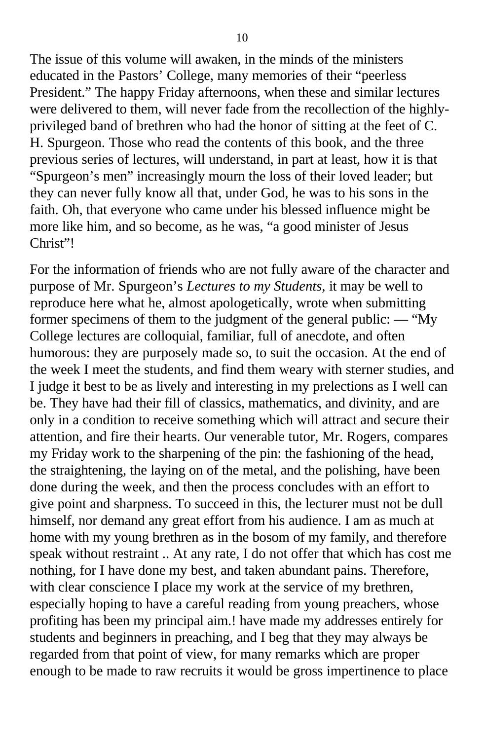The issue of this volume will awaken, in the minds of the ministers educated in the Pastors' College, many memories of their "peerless President." The happy Friday afternoons, when these and similar lectures were delivered to them, will never fade from the recollection of the highly-privileged band of brethren who had the honor of sitting at the feet of C. H. Spurgeon. Those who read the contents of this book, and the three previous series of lectures, will understand, in part at least, how it is that "Spurgeon's men" increasingly mourn the loss of their loved leader; but they can never fully know all that, under God, he was to his sons in the faith. Oh, that everyone who came under his blessed influence might be more like him, and so become, as he was, "a good minister of Jesus Christ"!

For the information of friends who are not fully aware of the character and purpose of Mr. Spurgeon's *Lectures to my Students,* it may be well to reproduce here what he, almost apologetically, wrote when submitting former specimens of them to the judgment of the general public: — "My College lectures are colloquial, familiar, full of anecdote, and often humorous: they are purposely made so, to suit the occasion. At the end of the week I meet the students, and find them weary with sterner studies, and I judge it best to be as lively and interesting in my prelections as I well can be. They have had their fill of classics, mathematics, and divinity, and are only in a condition to receive something which will attract and secure their attention, and fire their hearts. Our venerable tutor, Mr. Rogers, compares my Friday work to the sharpening of the pin: the fashioning of the head, the straightening, the laying on of the metal, and the polishing, have been done during the week, and then the process concludes with an effort to give point and sharpness. To succeed in this, the lecturer must not be dull himself, nor demand any great effort from his audience. I am as much at home with my young brethren as in the bosom of my family, and therefore speak without restraint .. At any rate, I do not offer that which has cost me nothing, for I have done my best, and taken abundant pains. Therefore, with clear conscience I place my work at the service of my brethren, especially hoping to have a careful reading from young preachers, whose profiting has been my principal aim.! have made my addresses entirely for students and beginners in preaching, and I beg that they may always be regarded from that point of view, for many remarks which are proper enough to be made to raw recruits it would be gross impertinence to place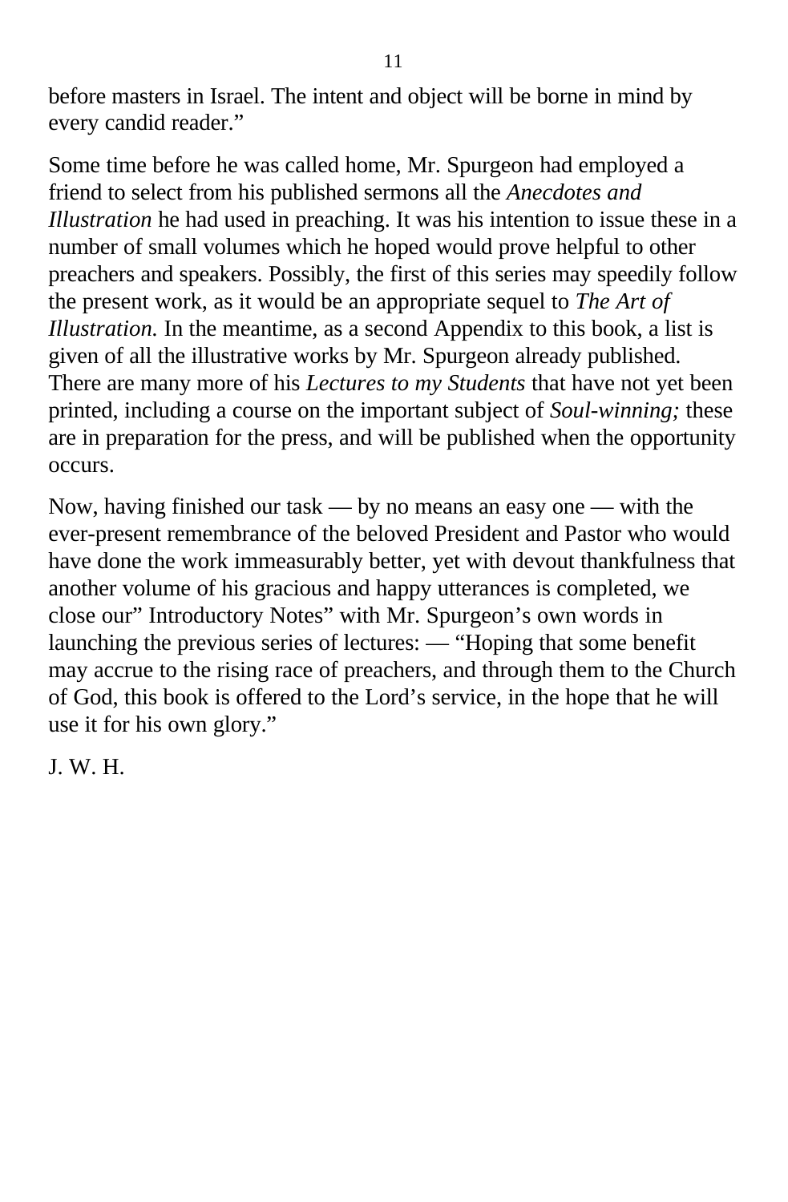before masters in Israel. The intent and object will be borne in mind by every candid reader.”

Some time before he was called home, Mr. Spurgeon had employed a friend to select from his published sermons all the *Anecdotes and Illustration* he had used in preaching. It was his intention to issue these in a number of small volumes which he hoped would prove helpful to other preachers and speakers. Possibly, the first of this series may speedily follow the present work, as it would be an appropriate sequel to *The Art of Illustration.* In the meantime, as a second Appendix to this book, a list is given of all the illustrative works by Mr. Spurgeon already published. There are many more of his *Lectures to my Students* that have not yet been printed, including a course on the important subject of *Soul-winning;* these are in preparation for the press, and will be published when the opportunity occurs.

Now, having finished our task — by no means an easy one — with the ever-present remembrance of the beloved President and Pastor who would have done the work immeasurably better, yet with devout thankfulness that another volume of his gracious and happy utterances is completed, we close our” Introductory Notes” with Mr. Spurgeon’s own words in launching the previous series of lectures: — “Hoping that some benefit may accrue to the rising race of preachers, and through them to the Church of God, this book is offered to the Lord’s service, in the hope that he will use it for his own glory.”

J. W. H.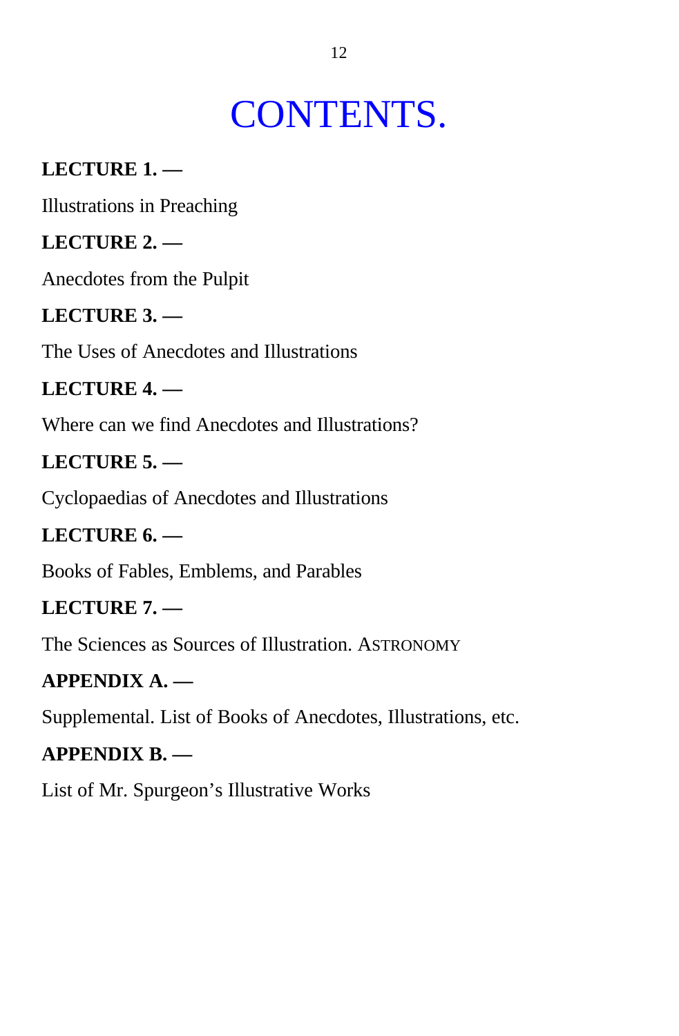# CONTENTS.

**LECTURE 1. —**

Illustrations in Preaching

**LECTURE 2. —**

Anecdotes from the Pulpit

**LECTURE 3. —**

The Uses of Anecdotes and Illustrations

**LECTURE 4. —**

Where can we find Anecdotes and Illustrations?

**LECTURE 5. —**

Cyclopaedias of Anecdotes and Illustrations

**LECTURE 6. —**

Books of Fables, Emblems, and Parables

**LECTURE 7. —**

The Sciences as Sources of Illustration. ASTRONOMY

**APPENDIX A. —**

Supplemental. List of Books of Anecdotes, Illustrations, etc.

**APPENDIX B. —**

List of Mr. Spurgeon’s Illustrative Works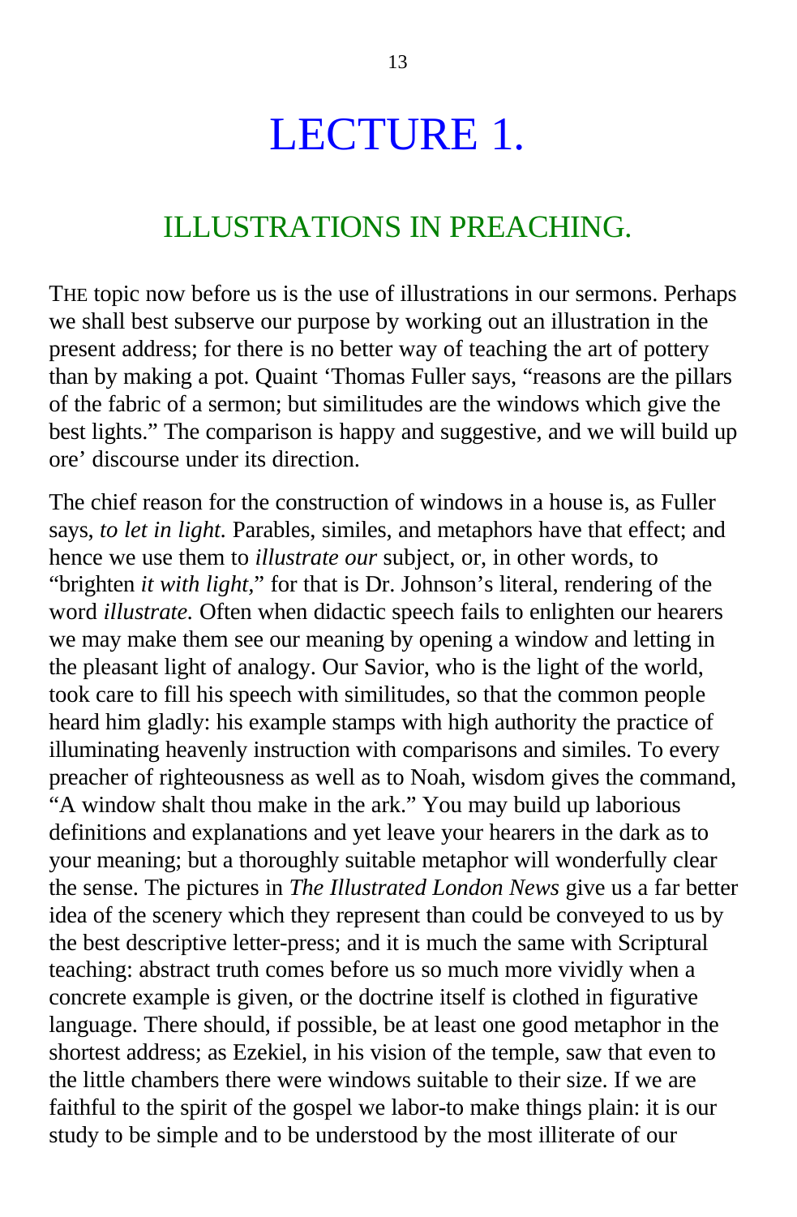# LECTURE 1.

## ILLUSTRATIONS IN PREACHING.

THE topic now before us is the use of illustrations in our sermons. Perhaps we shall best subserve our purpose by working out an illustration in the present address; for there is no better way of teaching the art of pottery than by making a pot. Quaint ‘Thomas Fuller says, “reasons are the pillars of the fabric of a sermon; but similitudes are the windows which give the best lights.” The comparison is happy and suggestive, and we will build up ore’ discourse under its direction.

The chief reason for the construction of windows in a house is, as Fuller says, *to let in light.* Parables, similes, and metaphors have that effect; and hence we use them to *illustrate our* subject, or, in other words, to “brighten *it with light,*” for that is Dr. Johnson’s literal, rendering of the word *illustrate.* Often when didactic speech fails to enlighten our hearers we may make them see our meaning by opening a window and letting in the pleasant light of analogy. Our Savior, who is the light of the world, took care to fill his speech with similitudes, so that the common people heard him gladly: his example stamps with high authority the practice of illuminating heavenly instruction with comparisons and similes. To every preacher of righteousness as well as to Noah, wisdom gives the command, “A window shalt thou make in the ark.” You may build up laborious definitions and explanations and yet leave your hearers in the dark as to your meaning; but a thoroughly suitable metaphor will wonderfully clear the sense. The pictures in *The Illustrated London News* give us a far better idea of the scenery which they represent than could be conveyed to us by the best descriptive letter-press; and it is much the same with Scriptural teaching: abstract truth comes before us so much more vividly when a concrete example is given, or the doctrine itself is clothed in figurative language. There should, if possible, be at least one good metaphor in the shortest address; as Ezekiel, in his vision of the temple, saw that even to the little chambers there were windows suitable to their size. If we are faithful to the spirit of the gospel we labor-to make things plain: it is our study to be simple and to be understood by the most illiterate of our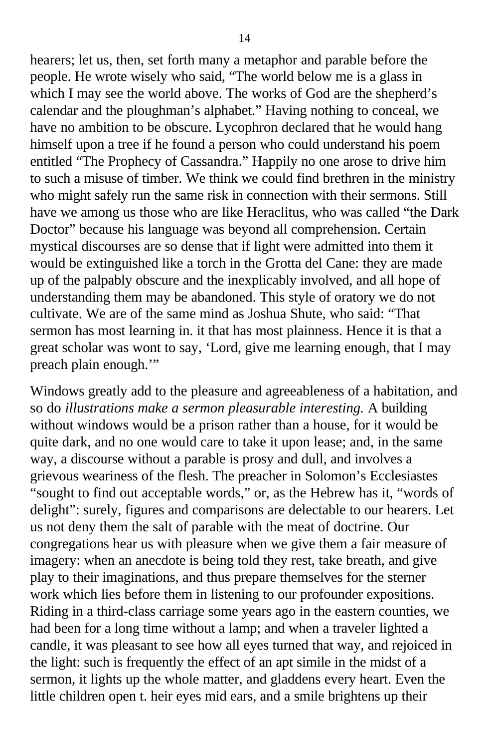hearers; let us, then, set forth many a metaphor and parable before the people. He wrote wisely who said, "The world below me is a glass in which I may see the world above. The works of God are the shepherd's calendar and the ploughman's alphabet." Having nothing to conceal, we have no ambition to be obscure. Lycophron declared that he would hang himself upon a tree if he found a person who could understand his poem entitled "The Prophecy of Cassandra." Happily no one arose to drive him to such a misuse of timber. We think we could find brethren in the ministry who might safely run the same risk in connection with their sermons. Still have we among us those who are like Heraclitus, who was called "the Dark Doctor" because his language was beyond all comprehension. Certain mystical discourses are so dense that if light were admitted into them it would be extinguished like a torch in the Grotta del Cane: they are made up of the palpably obscure and the inexplicably involved, and all hope of understanding them may be abandoned. This style of oratory we do not cultivate. We are of the same mind as Joshua Shute, who said: "That sermon has most learning in. it that has most plainness. Hence it is that a great scholar was wont to say, 'Lord, give me learning enough, that I may preach plain enough.'"

Windows greatly add to the pleasure and agreeableness of a habitation, and so do *illustrations make a sermon pleasurable interesting.* A building without windows would be a prison rather than a house, for it would be quite dark, and no one would care to take it upon lease; and, in the same way, a discourse without a parable is prosy and dull, and involves a grievous weariness of the flesh. The preacher in Solomon's Ecclesiastes "sought to find out acceptable words," or, as the Hebrew has it, "words of delight": surely, figures and comparisons are delectable to our hearers. Let us not deny them the salt of parable with the meat of doctrine. Our congregations hear us with pleasure when we give them a fair measure of imagery: when an anecdote is being told they rest, take breath, and give play to their imaginations, and thus prepare themselves for the sterner work which lies before them in listening to our profounder expositions. Riding in a third-class carriage some years ago in the eastern counties, we had been for a long time without a lamp; and when a traveler lighted a candle, it was pleasant to see how all eyes turned that way, and rejoiced in the light: such is frequently the effect of an apt simile in the midst of a sermon, it lights up the whole matter, and gladdens every heart. Even the little children open t. heir eyes mid ears, and a smile brightens up their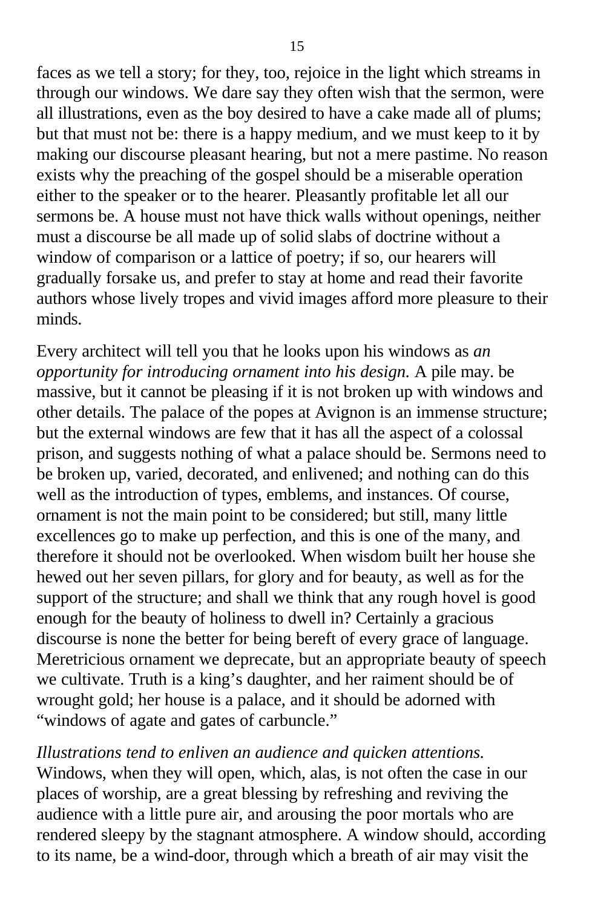faces as we tell a story; for they, too, rejoice in the light which streams in through our windows. We dare say they often wish that the sermon, were all illustrations, even as the boy desired to have a cake made all of plums; but that must not be: there is a happy medium, and we must keep to it by making our discourse pleasant hearing, but not a mere pastime. No reason exists why the preaching of the gospel should be a miserable operation either to the speaker or to the hearer. Pleasantly profitable let all our sermons be. A house must not have thick walls without openings, neither must a discourse be all made up of solid slabs of doctrine without a window of comparison or a lattice of poetry; if so, our hearers will gradually forsake us, and prefer to stay at home and read their favorite authors whose lively tropes and vivid images afford more pleasure to their minds.

Every architect will tell you that he looks upon his windows as *an opportunity for introducing ornament into his design.* A pile may. be massive, but it cannot be pleasing if it is not broken up with windows and other details. The palace of the popes at Avignon is an immense structure; but the external windows are few that it has all the aspect of a colossal prison, and suggests nothing of what a palace should be. Sermons need to be broken up, varied, decorated, and enlivened; and nothing can do this well as the introduction of types, emblems, and instances. Of course, ornament is not the main point to be considered; but still, many little excellences go to make up perfection, and this is one of the many, and therefore it should not be overlooked. When wisdom built her house she hewed out her seven pillars, for glory and for beauty, as well as for the support of the structure; and shall we think that any rough hovel is good enough for the beauty of holiness to dwell in? Certainly a gracious discourse is none the better for being bereft of every grace of language. Meretricious ornament we deprecate, but an appropriate beauty of speech we cultivate. Truth is a king's daughter, and her raiment should be of wrought gold; her house is a palace, and it should be adorned with "windows of agate and gates of carbuncle."

*Illustrations tend to enliven an audience and quicken attentions.* Windows, when they will open, which, alas, is not often the case in our places of worship, are a great blessing by refreshing and reviving the audience with a little pure air, and arousing the poor mortals who are rendered sleepy by the stagnant atmosphere. A window should, according to its name, be a wind-door, through which a breath of air may visit the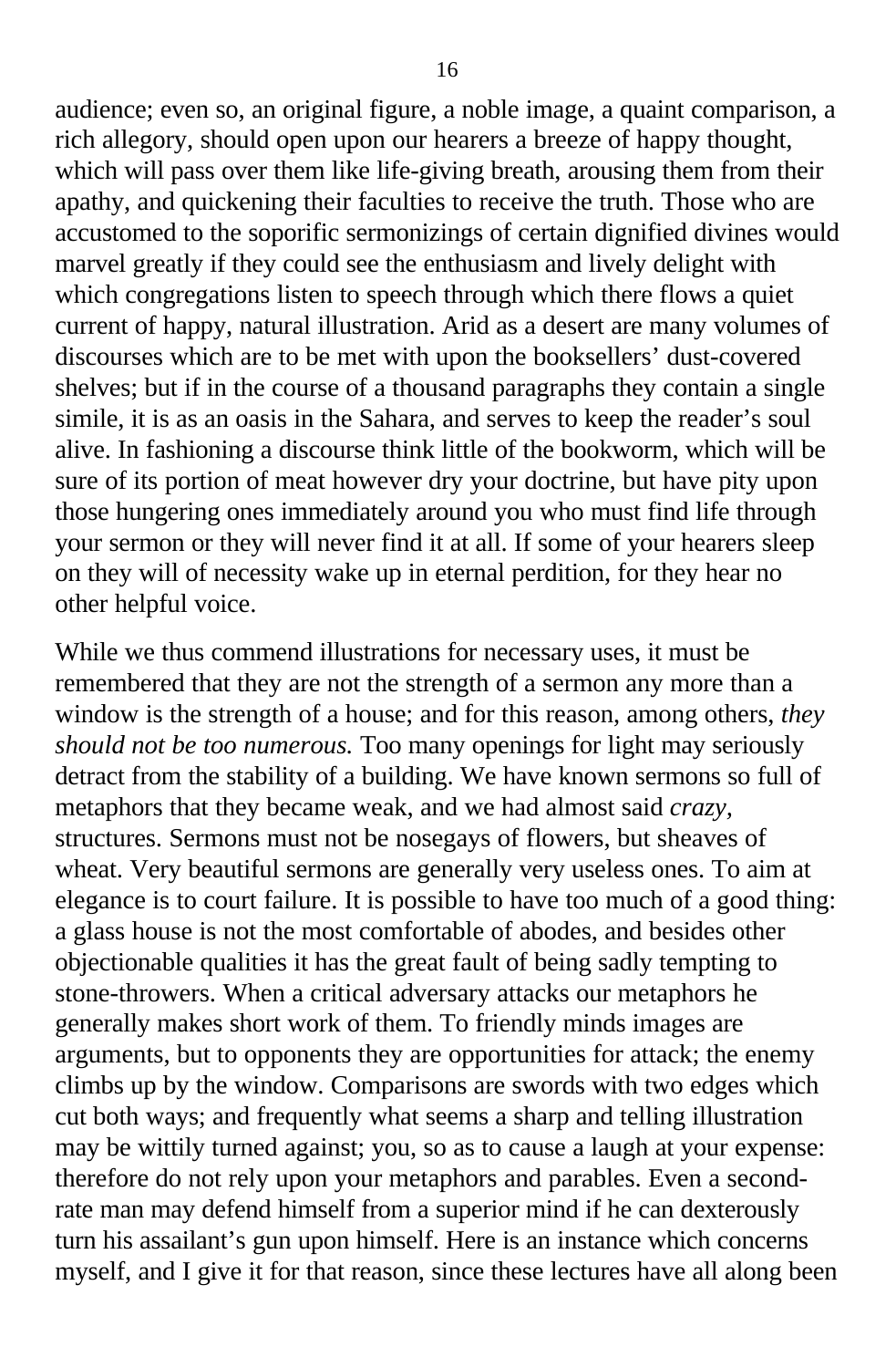audience; even so, an original figure, a noble image, a quaint comparison, a rich allegory, should open upon our hearers a breeze of happy thought, which will pass over them like life-giving breath, arousing them from their apathy, and quickening their faculties to receive the truth. Those who are accustomed to the soporific sermonizings of certain dignified divines would marvel greatly if they could see the enthusiasm and lively delight with which congregations listen to speech through which there flows a quiet current of happy, natural illustration. Arid as a desert are many volumes of discourses which are to be met with upon the booksellers' dust-covered shelves; but if in the course of a thousand paragraphs they contain a single simile, it is as an oasis in the Sahara, and serves to keep the reader's soul alive. In fashioning a discourse think little of the bookworm, which will be sure of its portion of meat however dry your doctrine, but have pity upon those hungering ones immediately around you who must find life through your sermon or they will never find it at all. If some of your hearers sleep on they will of necessity wake up in eternal perdition, for they hear no other helpful voice.

While we thus commend illustrations for necessary uses, it must be remembered that they are not the strength of a sermon any more than a window is the strength of a house; and for this reason, among others, *they should not be too numerous.* Too many openings for light may seriously detract from the stability of a building. We have known sermons so full of metaphors that they became weak, and we had almost said *crazy*, structures. Sermons must not be nosegays of flowers, but sheaves of wheat. Very beautiful sermons are generally very useless ones. To aim at elegance is to court failure. It is possible to have too much of a good thing: a glass house is not the most comfortable of abodes, and besides other objectionable qualities it has the great fault of being sadly tempting to stone-throwers. When a critical adversary attacks our metaphors he generally makes short work of them. To friendly minds images are arguments, but to opponents they are opportunities for attack; the enemy climbs up by the window. Comparisons are swords with two edges which cut both ways; and frequently what seems a sharp and telling illustration may be wittily turned against; you, so as to cause a laugh at your expense: therefore do not rely upon your metaphors and parables. Even a second-rate man may defend himself from a superior mind if he can dexterously turn his assailant's gun upon himself. Here is an instance which concerns myself, and I give it for that reason, since these lectures have all along been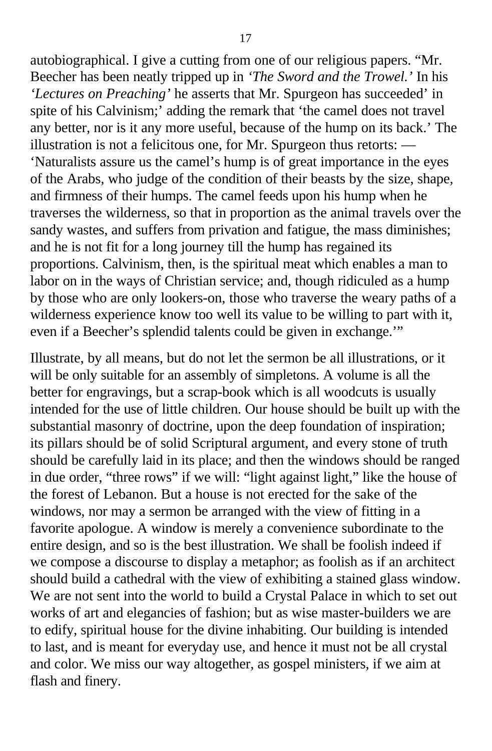autobiographical. I give a cutting from one of our religious papers. “Mr. Beecher has been neatly tripped up in *‘The Sword and the Trowel.’* In his *‘Lectures on Preaching’* he asserts that Mr. Spurgeon has succeeded’ in spite of his Calvinism;’ adding the remark that ‘the camel does not travel any better, nor is it any more useful, because of the hump on its back.’ The illustration is not a felicitous one, for Mr. Spurgeon thus retorts: — ‘Naturalists assure us the camel’s hump is of great importance in the eyes of the Arabs, who judge of the condition of their beasts by the size, shape, and firmness of their humps. The camel feeds upon his hump when he traverses the wilderness, so that in proportion as the animal travels over the sandy wastes, and suffers from privation and fatigue, the mass diminishes; and he is not fit for a long journey till the hump has regained its proportions. Calvinism, then, is the spiritual meat which enables a man to labor on in the ways of Christian service; and, though ridiculed as a hump by those who are only lookers-on, those who traverse the weary paths of a wilderness experience know too well its value to be willing to part with it, even if a Beecher’s splendid talents could be given in exchange.’”

Illustrate, by all means, but do not let the sermon be all illustrations, or it will be only suitable for an assembly of simpletons. A volume is all the better for engravings, but a scrap-book which is all woodcuts is usually intended for the use of little children. Our house should be built up with the substantial masonry of doctrine, upon the deep foundation of inspiration; its pillars should be of solid Scriptural argument, and every stone of truth should be carefully laid in its place; and then the windows should be ranged in due order, “three rows” if we will: “light against light,” like the house of the forest of Lebanon. But a house is not erected for the sake of the windows, nor may a sermon be arranged with the view of fitting in a favorite apologue. A window is merely a convenience subordinate to the entire design, and so is the best illustration. We shall be foolish indeed if we compose a discourse to display a metaphor; as foolish as if an architect should build a cathedral with the view of exhibiting a stained glass window. We are not sent into the world to build a Crystal Palace in which to set out works of art and elegancies of fashion; but as wise master-builders we are to edify, spiritual house for the divine inhabiting. Our building is intended to last, and is meant for everyday use, and hence it must not be all crystal and color. We miss our way altogether, as gospel ministers, if we aim at flash and finery.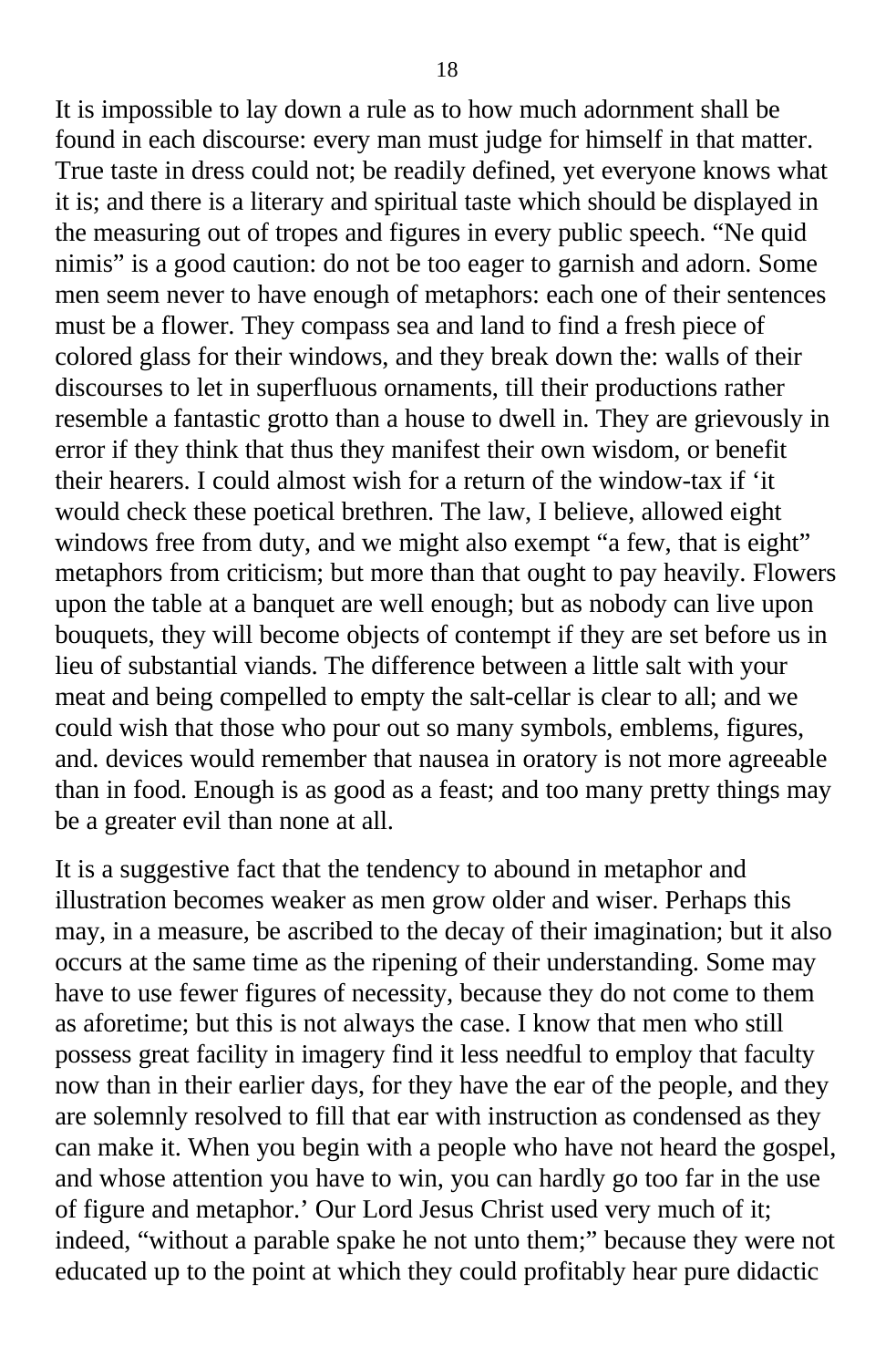It is impossible to lay down a rule as to how much adornment shall be found in each discourse: every man must judge for himself in that matter. True taste in dress could not; be readily defined, yet everyone knows what it is; and there is a literary and spiritual taste which should be displayed in the measuring out of tropes and figures in every public speech. "Ne quid nimis" is a good caution: do not be too eager to garnish and adorn. Some men seem never to have enough of metaphors: each one of their sentences must be a flower. They compass sea and land to find a fresh piece of colored glass for their windows, and they break down the: walls of their discourses to let in superfluous ornaments, till their productions rather resemble a fantastic grotto than a house to dwell in. They are grievously in error if they think that thus they manifest their own wisdom, or benefit their hearers. I could almost wish for a return of the window-tax if 'it would check these poetical brethren. The law, I believe, allowed eight windows free from duty, and we might also exempt "a few, that is eight" metaphors from criticism; but more than that ought to pay heavily. Flowers upon the table at a banquet are well enough; but as nobody can live upon bouquets, they will become objects of contempt if they are set before us in lieu of substantial viands. The difference between a little salt with your meat and being compelled to empty the salt-cellar is clear to all; and we could wish that those who pour out so many symbols, emblems, figures, and. devices would remember that nausea in oratory is not more agreeable than in food. Enough is as good as a feast; and too many pretty things may be a greater evil than none at all.

It is a suggestive fact that the tendency to abound in metaphor and illustration becomes weaker as men grow older and wiser. Perhaps this may, in a measure, be ascribed to the decay of their imagination; but it also occurs at the same time as the ripening of their understanding. Some may have to use fewer figures of necessity, because they do not come to them as aforetime; but this is not always the case. I know that men who still possess great facility in imagery find it less needful to employ that faculty now than in their earlier days, for they have the ear of the people, and they are solemnly resolved to fill that ear with instruction as condensed as they can make it. When you begin with a people who have not heard the gospel, and whose attention you have to win, you can hardly go too far in the use of figure and metaphor.' Our Lord Jesus Christ used very much of it; indeed, "without a parable spake he not unto them;" because they were not educated up to the point at which they could profitably hear pure didactic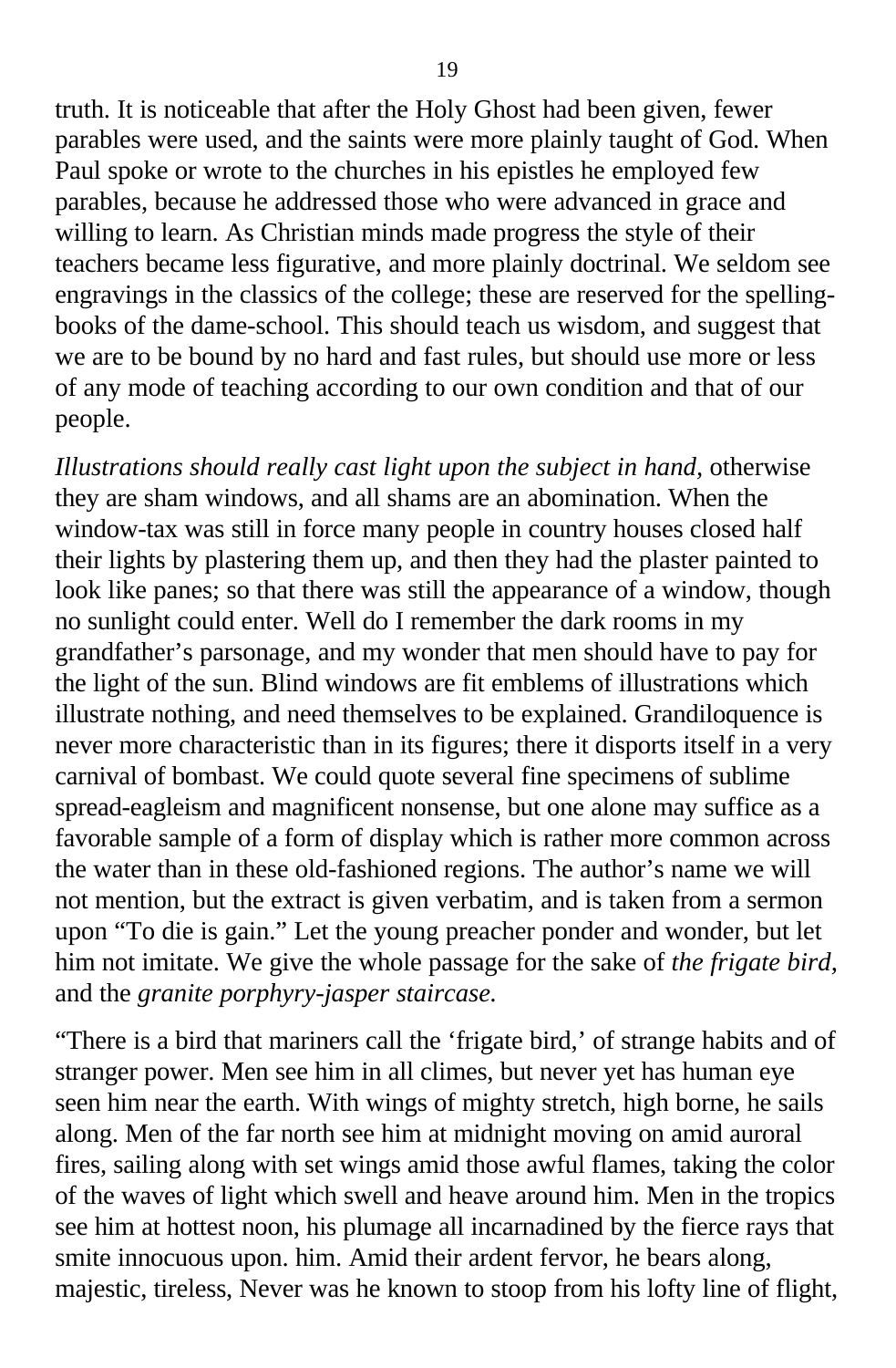truth. It is noticeable that after the Holy Ghost had been given, fewer parables were used, and the saints were more plainly taught of God. When Paul spoke or wrote to the churches in his epistles he employed few parables, because he addressed those who were advanced in grace and willing to learn. As Christian minds made progress the style of their teachers became less figurative, and more plainly doctrinal. We seldom see engravings in the classics of the college; these are reserved for the spelling-books of the dame-school. This should teach us wisdom, and suggest that we are to be bound by no hard and fast rules, but should use more or less of any mode of teaching according to our own condition and that of our people.

*Illustrations should really cast light upon the subject in hand,* otherwise they are sham windows, and all shams are an abomination. When the window-tax was still in force many people in country houses closed half their lights by plastering them up, and then they had the plaster painted to look like panes; so that there was still the appearance of a window, though no sunlight could enter. Well do I remember the dark rooms in my grandfather's parsonage, and my wonder that men should have to pay for the light of the sun. Blind windows are fit emblems of illustrations which illustrate nothing, and need themselves to be explained. Grandiloquence is never more characteristic than in its figures; there it disports itself in a very carnival of bombast. We could quote several fine specimens of sublime spread-eagleism and magnificent nonsense, but one alone may suffice as a favorable sample of a form of display which is rather more common across the water than in these old-fashioned regions. The author's name we will not mention, but the extract is given verbatim, and is taken from a sermon upon "To die is gain." Let the young preacher ponder and wonder, but let him not imitate. We give the whole passage for the sake of *the frigate bird,* and the *granite porphyry-jasper staircase.*

"There is a bird that mariners call the 'frigate bird,' of strange habits and of stranger power. Men see him in all climes, but never yet has human eye seen him near the earth. With wings of mighty stretch, high borne, he sails along. Men of the far north see him at midnight moving on amid auroral fires, sailing along with set wings amid those awful flames, taking the color of the waves of light which swell and heave around him. Men in the tropics see him at hottest noon, his plumage all incarnadined by the fierce rays that smite innocuous upon. him. Amid their ardent fervor, he bears along, majestic, tireless, Never was he known to stoop from his lofty line of flight,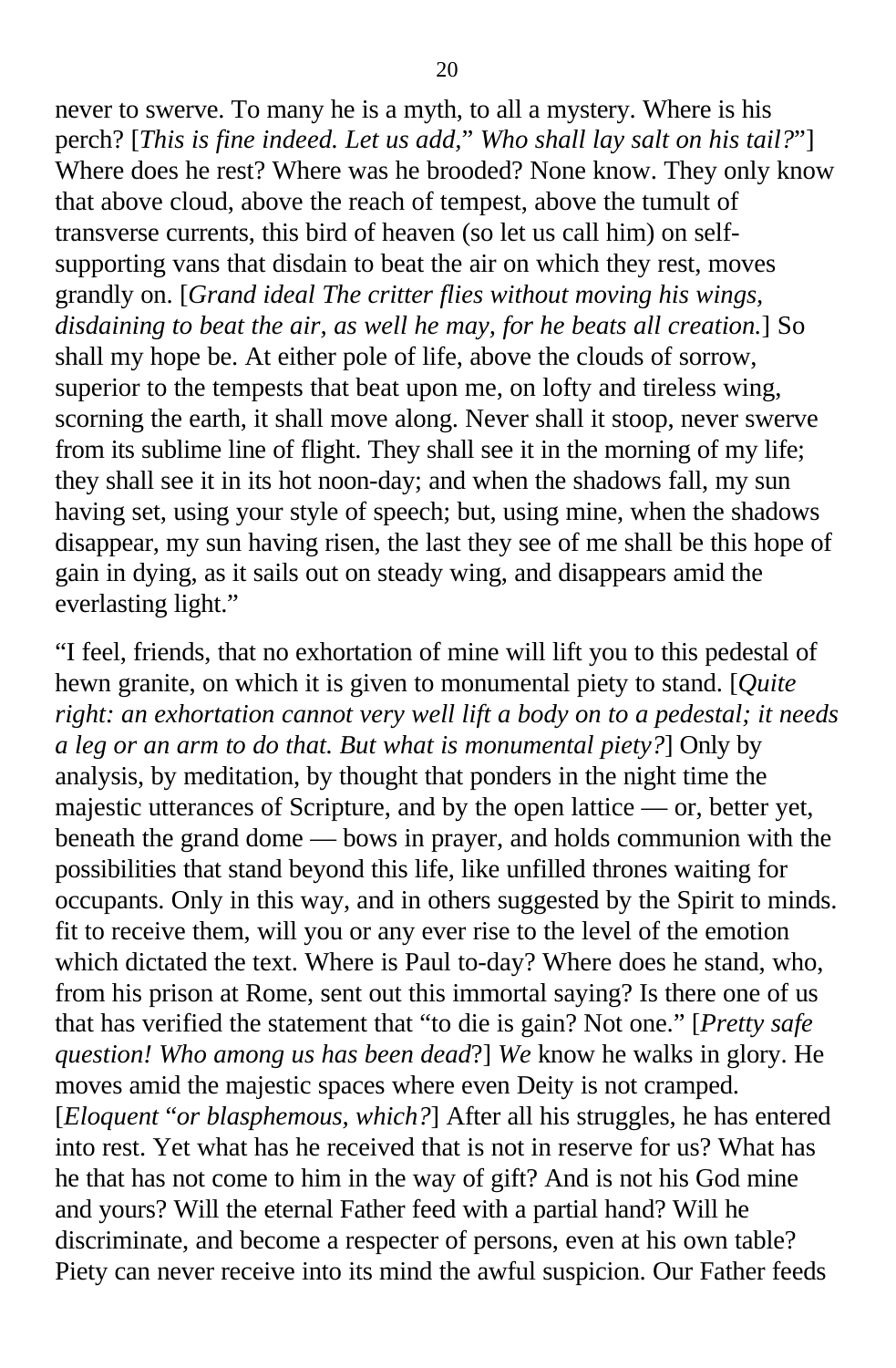never to swerve. To many he is a myth, to all a mystery. Where is his perch? [*This is fine indeed. Let us add,*" *Who shall lay salt on his tail?*"] Where does he rest? Where was he brooded? None know. They only know that above cloud, above the reach of tempest, above the tumult of transverse currents, this bird of heaven (so let us call him) on self-supporting vans that disdain to beat the air on which they rest, moves grandly on. [*Grand ideal The critter flies without moving his wings, disdaining to beat the air, as well he may, for he beats all creation.*] So shall my hope be. At either pole of life, above the clouds of sorrow, superior to the tempests that beat upon me, on lofty and tireless wing, scorning the earth, it shall move along. Never shall it stoop, never swerve from its sublime line of flight. They shall see it in the morning of my life; they shall see it in its hot noon-day; and when the shadows fall, my sun having set, using your style of speech; but, using mine, when the shadows disappear, my sun having risen, the last they see of me shall be this hope of gain in dying, as it sails out on steady wing, and disappears amid the everlasting light."

"I feel, friends, that no exhortation of mine will lift you to this pedestal of hewn granite, on which it is given to monumental piety to stand. [*Quite right: an exhortation cannot very well lift a body on to a pedestal; it needs a leg or an arm to do that. But what is monumental piety?*] Only by analysis, by meditation, by thought that ponders in the night time the majestic utterances of Scripture, and by the open lattice — or, better yet, beneath the grand dome — bows in prayer, and holds communion with the possibilities that stand beyond this life, like unfilled thrones waiting for occupants. Only in this way, and in others suggested by the Spirit to minds. fit to receive them, will you or any ever rise to the level of the emotion which dictated the text. Where is Paul to-day? Where does he stand, who, from his prison at Rome, sent out this immortal saying? Is there one of us that has verified the statement that "to die is gain? Not one." [*Pretty safe question! Who among us has been dead*?] *We* know he walks in glory. He moves amid the majestic spaces where even Deity is not cramped. [*Eloquent "or blasphemous, which?*] After all his struggles, he has entered into rest. Yet what has he received that is not in reserve for us? What has he that has not come to him in the way of gift? And is not his God mine and yours? Will the eternal Father feed with a partial hand? Will he discriminate, and become a respecter of persons, even at his own table? Piety can never receive into its mind the awful suspicion. Our Father feeds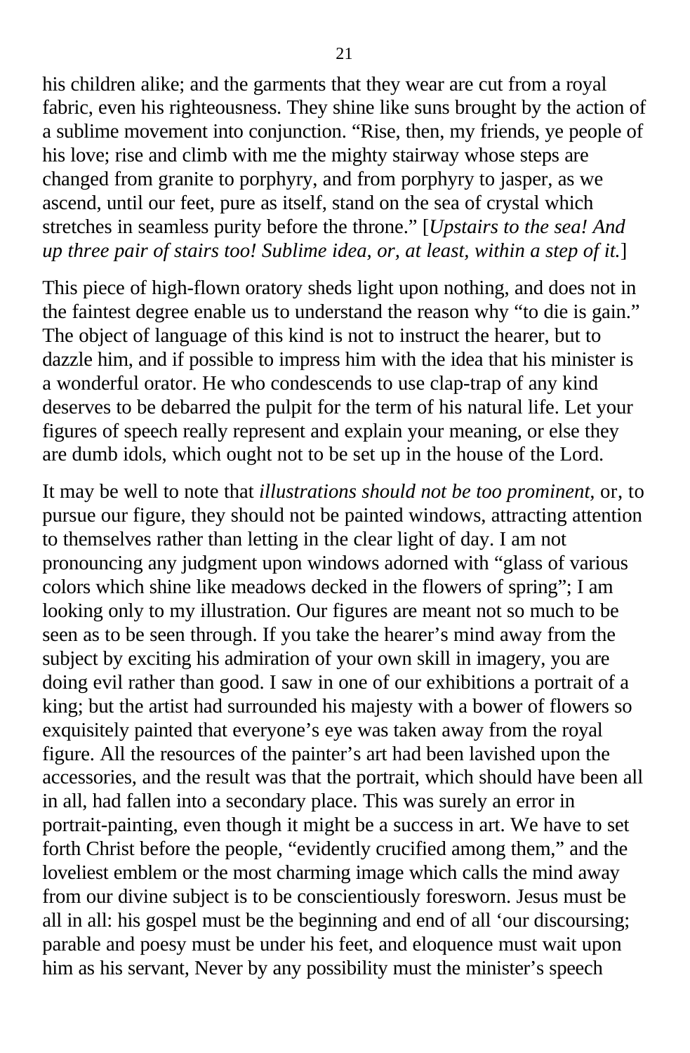his children alike; and the garments that they wear are cut from a royal fabric, even his righteousness. They shine like suns brought by the action of a sublime movement into conjunction. "Rise, then, my friends, ye people of his love; rise and climb with me the mighty stairway whose steps are changed from granite to porphyry, and from porphyry to jasper, as we ascend, until our feet, pure as itself, stand on the sea of crystal which stretches in seamless purity before the throne." [*Upstairs to the sea! And up three pair of stairs too! Sublime idea, or, at least, within a step of it.*]

This piece of high-flown oratory sheds light upon nothing, and does not in the faintest degree enable us to understand the reason why "to die is gain." The object of language of this kind is not to instruct the hearer, but to dazzle him, and if possible to impress him with the idea that his minister is a wonderful orator. He who condescends to use clap-trap of any kind deserves to be debarred the pulpit for the term of his natural life. Let your figures of speech really represent and explain your meaning, or else they are dumb idols, which ought not to be set up in the house of the Lord.

It may be well to note that *illustrations should not be too prominent,* or, to pursue our figure, they should not be painted windows, attracting attention to themselves rather than letting in the clear light of day. I am not pronouncing any judgment upon windows adorned with "glass of various colors which shine like meadows decked in the flowers of spring"; I am looking only to my illustration. Our figures are meant not so much to be seen as to be seen through. If you take the hearer's mind away from the subject by exciting his admiration of your own skill in imagery, you are doing evil rather than good. I saw in one of our exhibitions a portrait of a king; but the artist had surrounded his majesty with a bower of flowers so exquisitely painted that everyone's eye was taken away from the royal figure. All the resources of the painter's art had been lavished upon the accessories, and the result was that the portrait, which should have been all in all, had fallen into a secondary place. This was surely an error in portrait-painting, even though it might be a success in art. We have to set forth Christ before the people, "evidently crucified among them," and the loveliest emblem or the most charming image which calls the mind away from our divine subject is to be conscientiously foresworn. Jesus must be all in all: his gospel must be the beginning and end of all 'our discoursing; parable and poesy must be under his feet, and eloquence must wait upon him as his servant, Never by any possibility must the minister's speech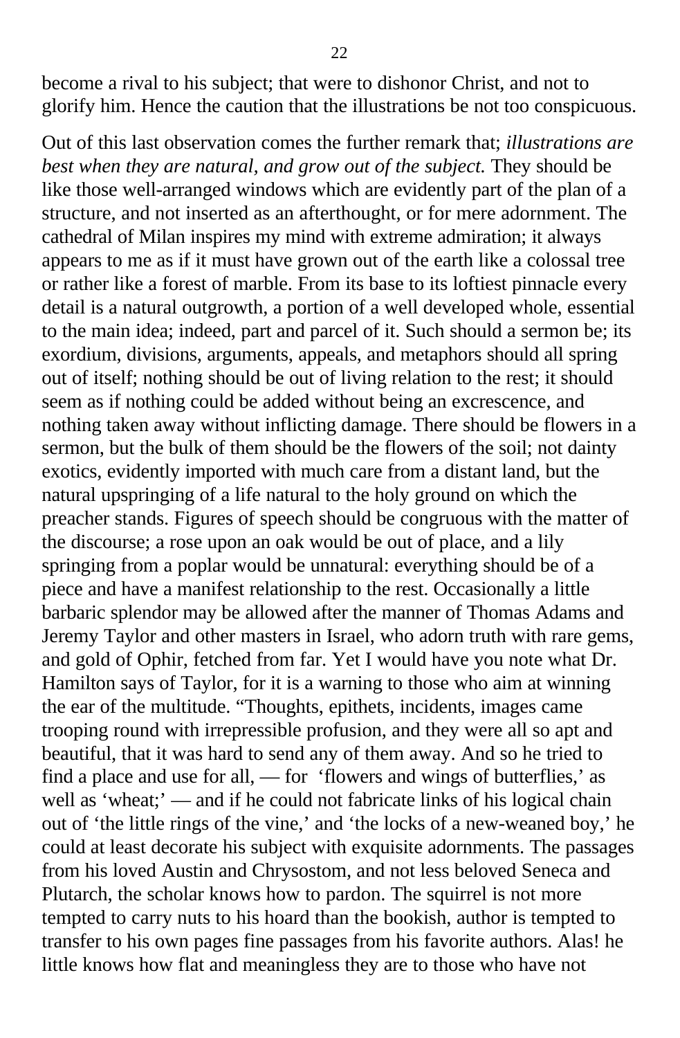become a rival to his subject; that were to dishonor Christ, and not to glorify him. Hence the caution that the illustrations be not too conspicuous.

Out of this last observation comes the further remark that; *illustrations are best when they are natural, and grow out of the subject.* They should be like those well-arranged windows which are evidently part of the plan of a structure, and not inserted as an afterthought, or for mere adornment. The cathedral of Milan inspires my mind with extreme admiration; it always appears to me as if it must have grown out of the earth like a colossal tree or rather like a forest of marble. From its base to its loftiest pinnacle every detail is a natural outgrowth, a portion of a well developed whole, essential to the main idea; indeed, part and parcel of it. Such should a sermon be; its exordium, divisions, arguments, appeals, and metaphors should all spring out of itself; nothing should be out of living relation to the rest; it should seem as if nothing could be added without being an excrescence, and nothing taken away without inflicting damage. There should be flowers in a sermon, but the bulk of them should be the flowers of the soil; not dainty exotics, evidently imported with much care from a distant land, but the natural upspringing of a life natural to the holy ground on which the preacher stands. Figures of speech should be congruous with the matter of the discourse; a rose upon an oak would be out of place, and a lily springing from a poplar would be unnatural: everything should be of a piece and have a manifest relationship to the rest. Occasionally a little barbaric splendor may be allowed after the manner of Thomas Adams and Jeremy Taylor and other masters in Israel, who adorn truth with rare gems, and gold of Ophir, fetched from far. Yet I would have you note what Dr. Hamilton says of Taylor, for it is a warning to those who aim at winning the ear of the multitude. "Thoughts, epithets, incidents, images came trooping round with irrepressible profusion, and they were all so apt and beautiful, that it was hard to send any of them away. And so he tried to find a place and use for all, — for 'flowers and wings of butterflies,' as well as 'wheat;' — and if he could not fabricate links of his logical chain out of 'the little rings of the vine,' and 'the locks of a new-weaned boy,' he could at least decorate his subject with exquisite adornments. The passages from his loved Austin and Chrysostom, and not less beloved Seneca and Plutarch, the scholar knows how to pardon. The squirrel is not more tempted to carry nuts to his hoard than the bookish, author is tempted to transfer to his own pages fine passages from his favorite authors. Alas! he little knows how flat and meaningless they are to those who have not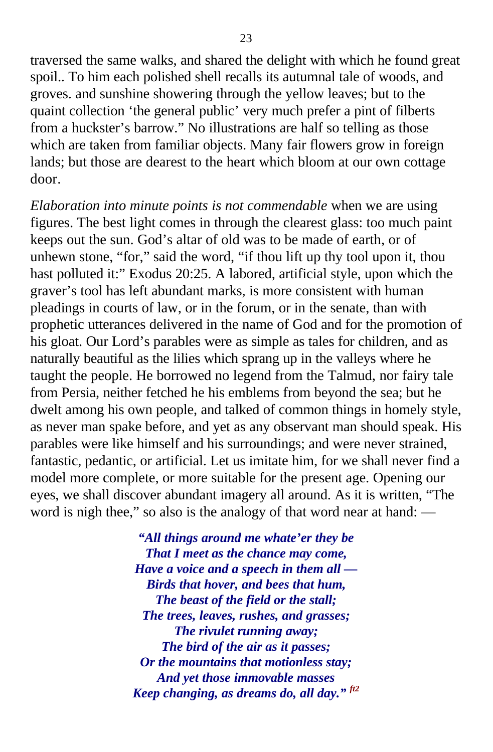traversed the same walks, and shared the delight with which he found great spoil.. To him each polished shell recalls its autumnal tale of woods, and groves. and sunshine showering through the yellow leaves; but to the quaint collection 'the general public' very much prefer a pint of filberts from a huckster's barrow." No illustrations are half so telling as those which are taken from familiar objects. Many fair flowers grow in foreign lands; but those are dearest to the heart which bloom at our own cottage door.

*Elaboration into minute points is not commendable* when we are using figures. The best light comes in through the clearest glass: too much paint keeps out the sun. God's altar of old was to be made of earth, or of unhewn stone, "for," said the word, "if thou lift up thy tool upon it, thou hast polluted it:" Exodus 20:25. A labored, artificial style, upon which the graver's tool has left abundant marks, is more consistent with human pleadings in courts of law, or in the forum, or in the senate, than with prophetic utterances delivered in the name of God and for the promotion of his gloat. Our Lord's parables were as simple as tales for children, and as naturally beautiful as the lilies which sprang up in the valleys where he taught the people. He borrowed no legend from the Talmud, nor fairy tale from Persia, neither fetched he his emblems from beyond the sea; but he dwelt among his own people, and talked of common things in homely style, as never man spake before, and yet as any observant man should speak. His parables were like himself and his surroundings; and were never strained, fantastic, pedantic, or artificial. Let us imitate him, for we shall never find a model more complete, or more suitable for the present age. Opening our eyes, we shall discover abundant imagery all around. As it is written, "The word is nigh thee," so also is the analogy of that word near at hand: —

***"All things around me whate'er they be***
***That I meet as the chance may come,***
***Have a voice and a speech in them all —***
***Birds that hover, and bees that hum,***
***The beast of the field or the stall;***
***The trees, leaves, rushes, and grasses;***
***The rivulet running away;***
***The bird of the air as it passes;***
***Or the mountains that motionless stay;***
***And yet those immovable masses***
***Keep changing, as dreams do, all day."*** [ft2]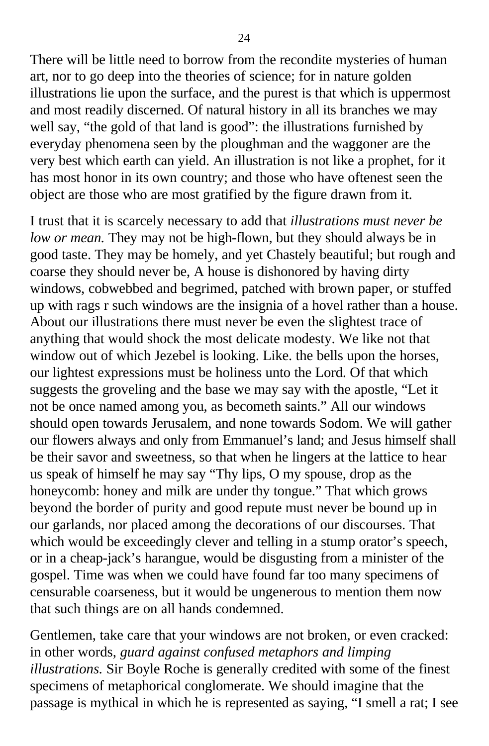There will be little need to borrow from the recondite mysteries of human art, nor to go deep into the theories of science; for in nature golden illustrations lie upon the surface, and the purest is that which is uppermost and most readily discerned. Of natural history in all its branches we may well say, "the gold of that land is good": the illustrations furnished by everyday phenomena seen by the ploughman and the waggoner are the very best which earth can yield. An illustration is not like a prophet, for it has most honor in its own country; and those who have oftenest seen the object are those who are most gratified by the figure drawn from it.

I trust that it is scarcely necessary to add that *illustrations must never be low or mean.* They may not be high-flown, but they should always be in good taste. They may be homely, and yet Chastely beautiful; but rough and coarse they should never be, A house is dishonored by having dirty windows, cobwebbed and begrimed, patched with brown paper, or stuffed up with rags r such windows are the insignia of a hovel rather than a house. About our illustrations there must never be even the slightest trace of anything that would shock the most delicate modesty. We like not that window out of which Jezebel is looking. Like. the bells upon the horses, our lightest expressions must be holiness unto the Lord. Of that which suggests the groveling and the base we may say with the apostle, "Let it not be once named among you, as becometh saints." All our windows should open towards Jerusalem, and none towards Sodom. We will gather our flowers always and only from Emmanuel's land; and Jesus himself shall be their savor and sweetness, so that when he lingers at the lattice to hear us speak of himself he may say "Thy lips, O my spouse, drop as the honeycomb: honey and milk are under thy tongue." That which grows beyond the border of purity and good repute must never be bound up in our garlands, nor placed among the decorations of our discourses. That which would be exceedingly clever and telling in a stump orator's speech, or in a cheap-jack's harangue, would be disgusting from a minister of the gospel. Time was when we could have found far too many specimens of censurable coarseness, but it would be ungenerous to mention them now that such things are on all hands condemned.

Gentlemen, take care that your windows are not broken, or even cracked: in other words, *guard against confused metaphors and limping illustrations.* Sir Boyle Roche is generally credited with some of the finest specimens of metaphorical conglomerate. We should imagine that the passage is mythical in which he is represented as saying, "I smell a rat; I see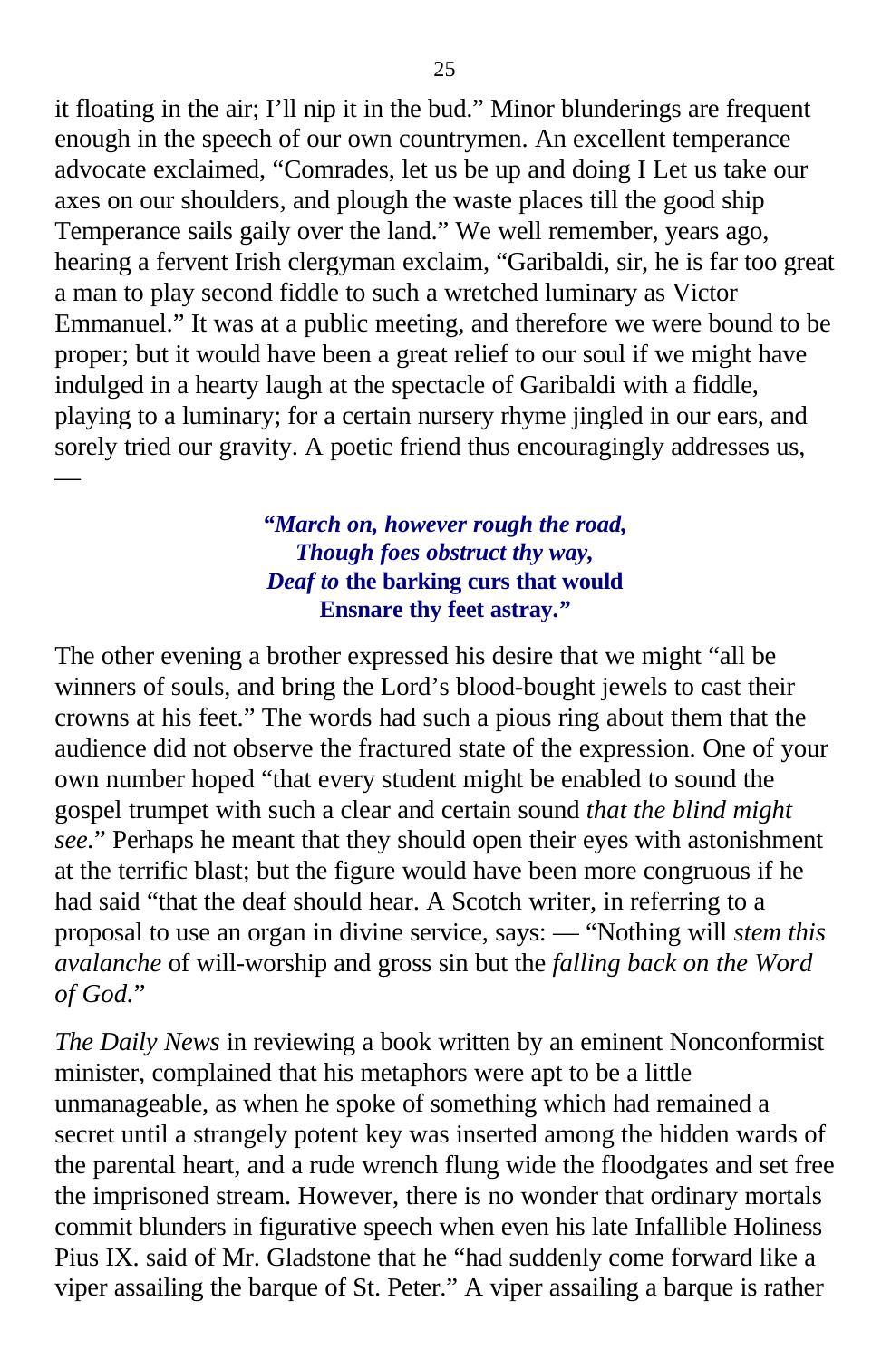it floating in the air; I'll nip it in the bud." Minor blunderings are frequent enough in the speech of our own countrymen. An excellent temperance advocate exclaimed, "Comrades, let us be up and doing I Let us take our axes on our shoulders, and plough the waste places till the good ship Temperance sails gaily over the land." We well remember, years ago, hearing a fervent Irish clergyman exclaim, "Garibaldi, sir, he is far too great a man to play second fiddle to such a wretched luminary as Victor Emmanuel." It was at a public meeting, and therefore we were bound to be proper; but it would have been a great relief to our soul if we might have indulged in a hearty laugh at the spectacle of Garibaldi with a fiddle, playing to a luminary; for a certain nursery rhyme jingled in our ears, and sorely tried our gravity. A poetic friend thus encouragingly addresses us, —

> ***"March on, however rough the road,***
> ***Though foes obstruct thy way,***
> ***Deaf to* the barking curs that would**
> **Ensnare thy feet astray."**

The other evening a brother expressed his desire that we might "all be winners of souls, and bring the Lord's blood-bought jewels to cast their crowns at his feet." The words had such a pious ring about them that the audience did not observe the fractured state of the expression. One of your own number hoped "that every student might be enabled to sound the gospel trumpet with such a clear and certain sound *that the blind might see.*" Perhaps he meant that they should open their eyes with astonishment at the terrific blast; but the figure would have been more congruous if he had said "that the deaf should hear. A Scotch writer, in referring to a proposal to use an organ in divine service, says: — "Nothing will *stem this avalanche* of will-worship and gross sin but the *falling back on the Word of God.*"

*The Daily News* in reviewing a book written by an eminent Nonconformist minister, complained that his metaphors were apt to be a little unmanageable, as when he spoke of something which had remained a secret until a strangely potent key was inserted among the hidden wards of the parental heart, and a rude wrench flung wide the floodgates and set free the imprisoned stream. However, there is no wonder that ordinary mortals commit blunders in figurative speech when even his late Infallible Holiness Pius IX. said of Mr. Gladstone that he "had suddenly come forward like a viper assailing the barque of St. Peter." A viper assailing a barque is rather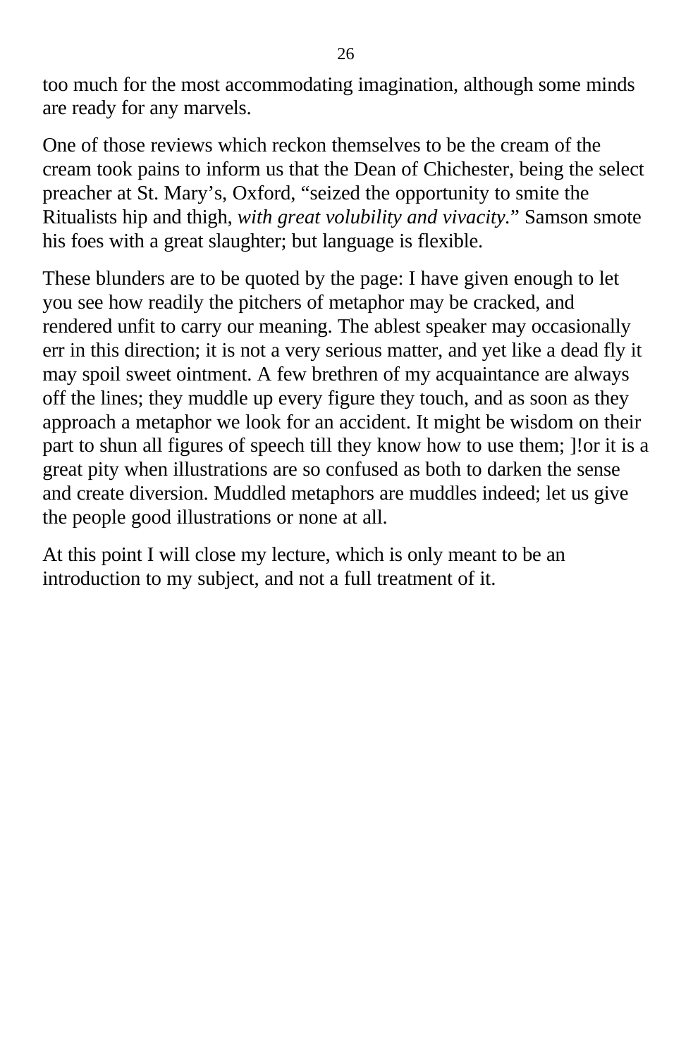too much for the most accommodating imagination, although some minds are ready for any marvels.

One of those reviews which reckon themselves to be the cream of the cream took pains to inform us that the Dean of Chichester, being the select preacher at St. Mary’s, Oxford, “seized the opportunity to smite the Ritualists hip and thigh, *with great volubility and vivacity.*” Samson smote his foes with a great slaughter; but language is flexible.

These blunders are to be quoted by the page: I have given enough to let you see how readily the pitchers of metaphor may be cracked, and rendered unfit to carry our meaning. The ablest speaker may occasionally err in this direction; it is not a very serious matter, and yet like a dead fly it may spoil sweet ointment. A few brethren of my acquaintance are always off the lines; they muddle up every figure they touch, and as soon as they approach a metaphor we look for an accident. It might be wisdom on their part to shun all figures of speech till they know how to use them; ]!or it is a great pity when illustrations are so confused as both to darken the sense and create diversion. Muddled metaphors are muddles indeed; let us give the people good illustrations or none at all.

At this point I will close my lecture, which is only meant to be an introduction to my subject, and not a full treatment of it.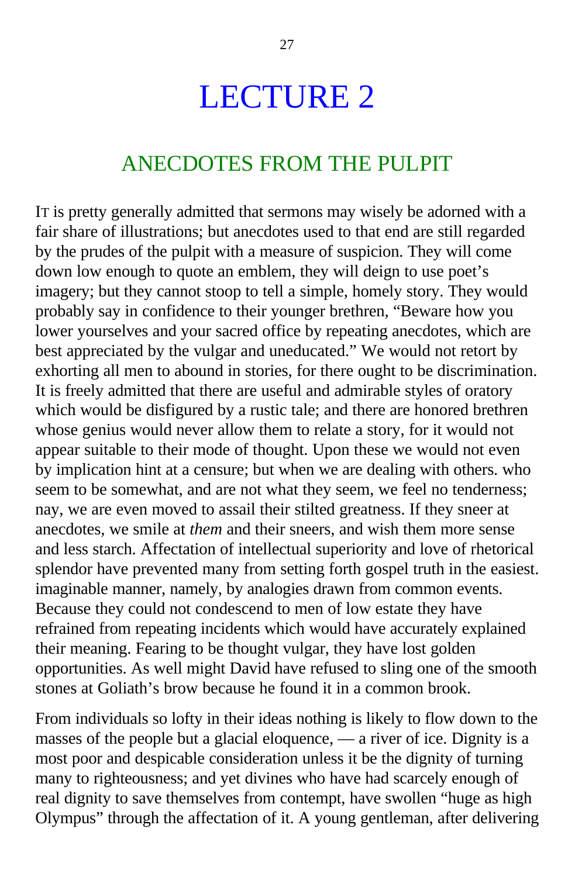# LECTURE 2

## ANECDOTES FROM THE PULPIT

IT is pretty generally admitted that sermons may wisely be adorned with a fair share of illustrations; but anecdotes used to that end are still regarded by the prudes of the pulpit with a measure of suspicion. They will come down low enough to quote an emblem, they will deign to use poet's imagery; but they cannot stoop to tell a simple, homely story. They would probably say in confidence to their younger brethren, "Beware how you lower yourselves and your sacred office by repeating anecdotes, which are best appreciated by the vulgar and uneducated." We would not retort by exhorting all men to abound in stories, for there ought to be discrimination. It is freely admitted that there are useful and admirable styles of oratory which would be disfigured by a rustic tale; and there are honored brethren whose genius would never allow them to relate a story, for it would not appear suitable to their mode of thought. Upon these we would not even by implication hint at a censure; but when we are dealing with others. who seem to be somewhat, and are not what they seem, we feel no tenderness; nay, we are even moved to assail their stilted greatness. If they sneer at anecdotes, we smile at *them* and their sneers, and wish them more sense and less starch. Affectation of intellectual superiority and love of rhetorical splendor have prevented many from setting forth gospel truth in the easiest. imaginable manner, namely, by analogies drawn from common events. Because they could not condescend to men of low estate they have refrained from repeating incidents which would have accurately explained their meaning. Fearing to be thought vulgar, they have lost golden opportunities. As well might David have refused to sling one of the smooth stones at Goliath's brow because he found it in a common brook.

From individuals so lofty in their ideas nothing is likely to flow down to the masses of the people but a glacial eloquence, — a river of ice. Dignity is a most poor and despicable consideration unless it be the dignity of turning many to righteousness; and yet divines who have had scarcely enough of real dignity to save themselves from contempt, have swollen "huge as high Olympus" through the affectation of it. A young gentleman, after delivering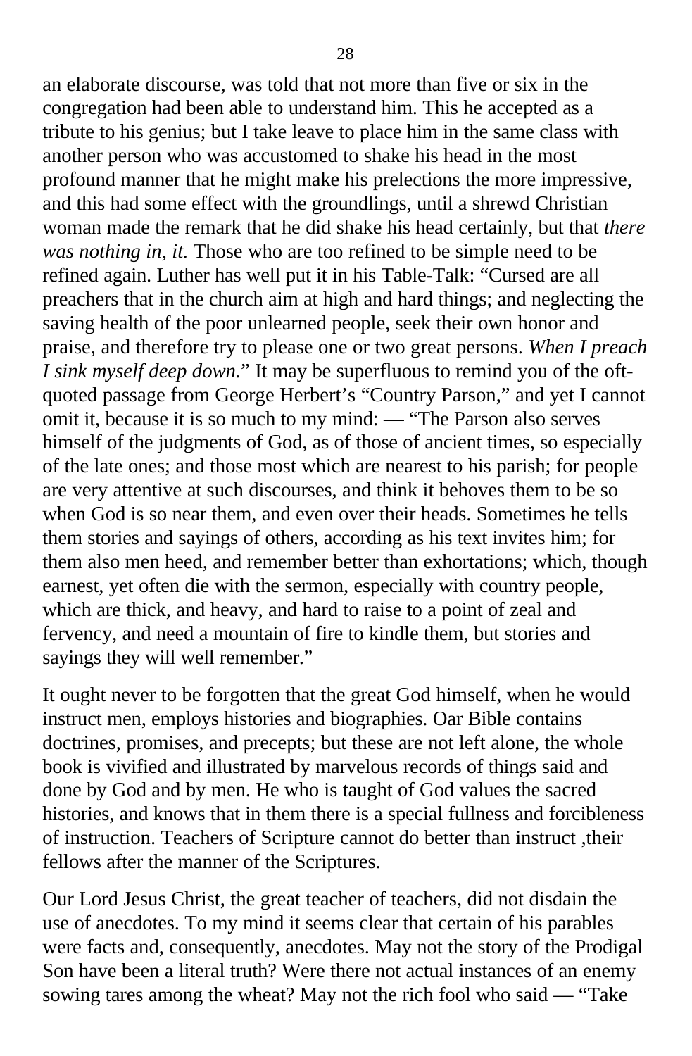an elaborate discourse, was told that not more than five or six in the congregation had been able to understand him. This he accepted as a tribute to his genius; but I take leave to place him in the same class with another person who was accustomed to shake his head in the most profound manner that he might make his prelections the more impressive, and this had some effect with the groundlings, until a shrewd Christian woman made the remark that he did shake his head certainly, but that *there was nothing in, it.* Those who are too refined to be simple need to be refined again. Luther has well put it in his Table-Talk: "Cursed are all preachers that in the church aim at high and hard things; and neglecting the saving health of the poor unlearned people, seek their own honor and praise, and therefore try to please one or two great persons. *When I preach I sink myself deep down.*" It may be superfluous to remind you of the oft-quoted passage from George Herbert's "Country Parson," and yet I cannot omit it, because it is so much to my mind: — "The Parson also serves himself of the judgments of God, as of those of ancient times, so especially of the late ones; and those most which are nearest to his parish; for people are very attentive at such discourses, and think it behoves them to be so when God is so near them, and even over their heads. Sometimes he tells them stories and sayings of others, according as his text invites him; for them also men heed, and remember better than exhortations; which, though earnest, yet often die with the sermon, especially with country people, which are thick, and heavy, and hard to raise to a point of zeal and fervency, and need a mountain of fire to kindle them, but stories and sayings they will well remember."

It ought never to be forgotten that the great God himself, when he would instruct men, employs histories and biographies. Oar Bible contains doctrines, promises, and precepts; but these are not left alone, the whole book is vivified and illustrated by marvelous records of things said and done by God and by men. He who is taught of God values the sacred histories, and knows that in them there is a special fullness and forcibleness of instruction. Teachers of Scripture cannot do better than instruct ,their fellows after the manner of the Scriptures.

Our Lord Jesus Christ, the great teacher of teachers, did not disdain the use of anecdotes. To my mind it seems clear that certain of his parables were facts and, consequently, anecdotes. May not the story of the Prodigal Son have been a literal truth? Were there not actual instances of an enemy sowing tares among the wheat? May not the rich fool who said — "Take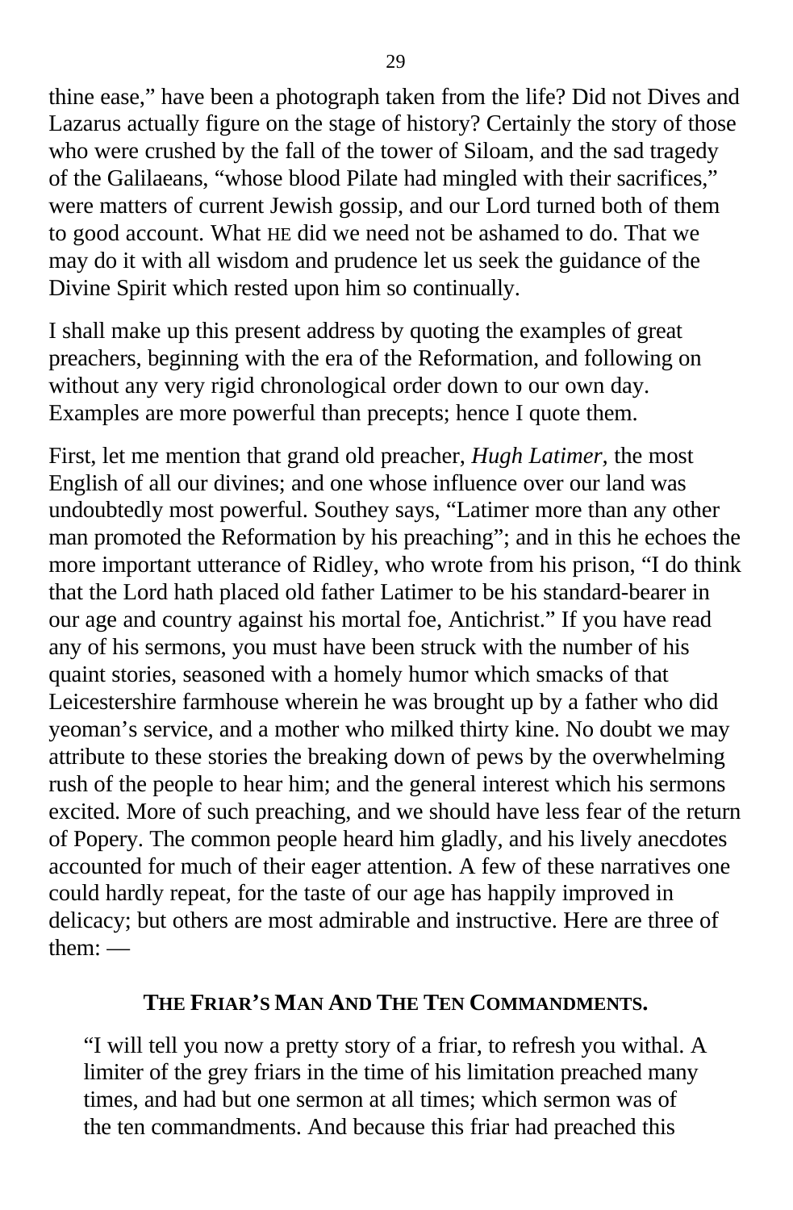thine ease," have been a photograph taken from the life? Did not Dives and Lazarus actually figure on the stage of history? Certainly the story of those who were crushed by the fall of the tower of Siloam, and the sad tragedy of the Galilaeans, "whose blood Pilate had mingled with their sacrifices," were matters of current Jewish gossip, and our Lord turned both of them to good account. What HE did we need not be ashamed to do. That we may do it with all wisdom and prudence let us seek the guidance of the Divine Spirit which rested upon him so continually.

I shall make up this present address by quoting the examples of great preachers, beginning with the era of the Reformation, and following on without any very rigid chronological order down to our own day. Examples are more powerful than precepts; hence I quote them.

First, let me mention that grand old preacher, *Hugh Latimer,* the most English of all our divines; and one whose influence over our land was undoubtedly most powerful. Southey says, "Latimer more than any other man promoted the Reformation by his preaching"; and in this he echoes the more important utterance of Ridley, who wrote from his prison, "I do think that the Lord hath placed old father Latimer to be his standard-bearer in our age and country against his mortal foe, Antichrist." If you have read any of his sermons, you must have been struck with the number of his quaint stories, seasoned with a homely humor which smacks of that Leicestershire farmhouse wherein he was brought up by a father who did yeoman's service, and a mother who milked thirty kine. No doubt we may attribute to these stories the breaking down of pews by the overwhelming rush of the people to hear him; and the general interest which his sermons excited. More of such preaching, and we should have less fear of the return of Popery. The common people heard him gladly, and his lively anecdotes accounted for much of their eager attention. A few of these narratives one could hardly repeat, for the taste of our age has happily improved in delicacy; but others are most admirable and instructive. Here are three of them: —

### THE FRIAR'S MAN AND THE TEN COMMANDMENTS.

> "I will tell you now a pretty story of a friar, to refresh you withal. A limiter of the grey friars in the time of his limitation preached many times, and had but one sermon at all times; which sermon was of the ten commandments. And because this friar had preached this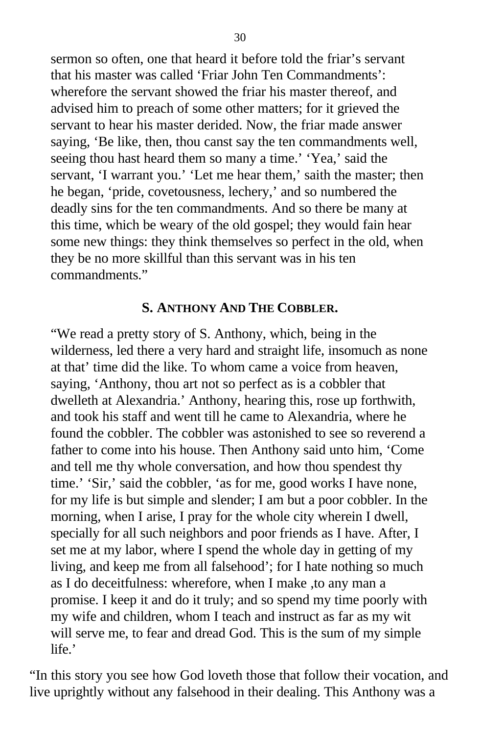sermon so often, one that heard it before told the friar's servant that his master was called 'Friar John Ten Commandments': wherefore the servant showed the friar his master thereof, and advised him to preach of some other matters; for it grieved the servant to hear his master derided. Now, the friar made answer saying, 'Be like, then, thou canst say the ten commandments well, seeing thou hast heard them so many a time.' 'Yea,' said the servant, 'I warrant you.' 'Let me hear them,' saith the master; then he began, 'pride, covetousness, lechery,' and so numbered the deadly sins for the ten commandments. And so there be many at this time, which be weary of the old gospel; they would fain hear some new things: they think themselves so perfect in the old, when they be no more skillful than this servant was in his ten commandments."

### S. ANTHONY AND THE COBBLER.

"We read a pretty story of S. Anthony, which, being in the wilderness, led there a very hard and straight life, insomuch as none at that' time did the like. To whom came a voice from heaven, saying, 'Anthony, thou art not so perfect as is a cobbler that dwelleth at Alexandria.' Anthony, hearing this, rose up forthwith, and took his staff and went till he came to Alexandria, where he found the cobbler. The cobbler was astonished to see so reverend a father to come into his house. Then Anthony said unto him, 'Come and tell me thy whole conversation, and how thou spendest thy time.' 'Sir,' said the cobbler, 'as for me, good works I have none, for my life is but simple and slender; I am but a poor cobbler. In the morning, when I arise, I pray for the whole city wherein I dwell, specially for all such neighbors and poor friends as I have. After, I set me at my labor, where I spend the whole day in getting of my living, and keep me from all falsehood'; for I hate nothing so much as I do deceitfulness: wherefore, when I make ,to any man a promise. I keep it and do it truly; and so spend my time poorly with my wife and children, whom I teach and instruct as far as my wit will serve me, to fear and dread God. This is the sum of my simple life.'

"In this story you see how God loveth those that follow their vocation, and live uprightly without any falsehood in their dealing. This Anthony was a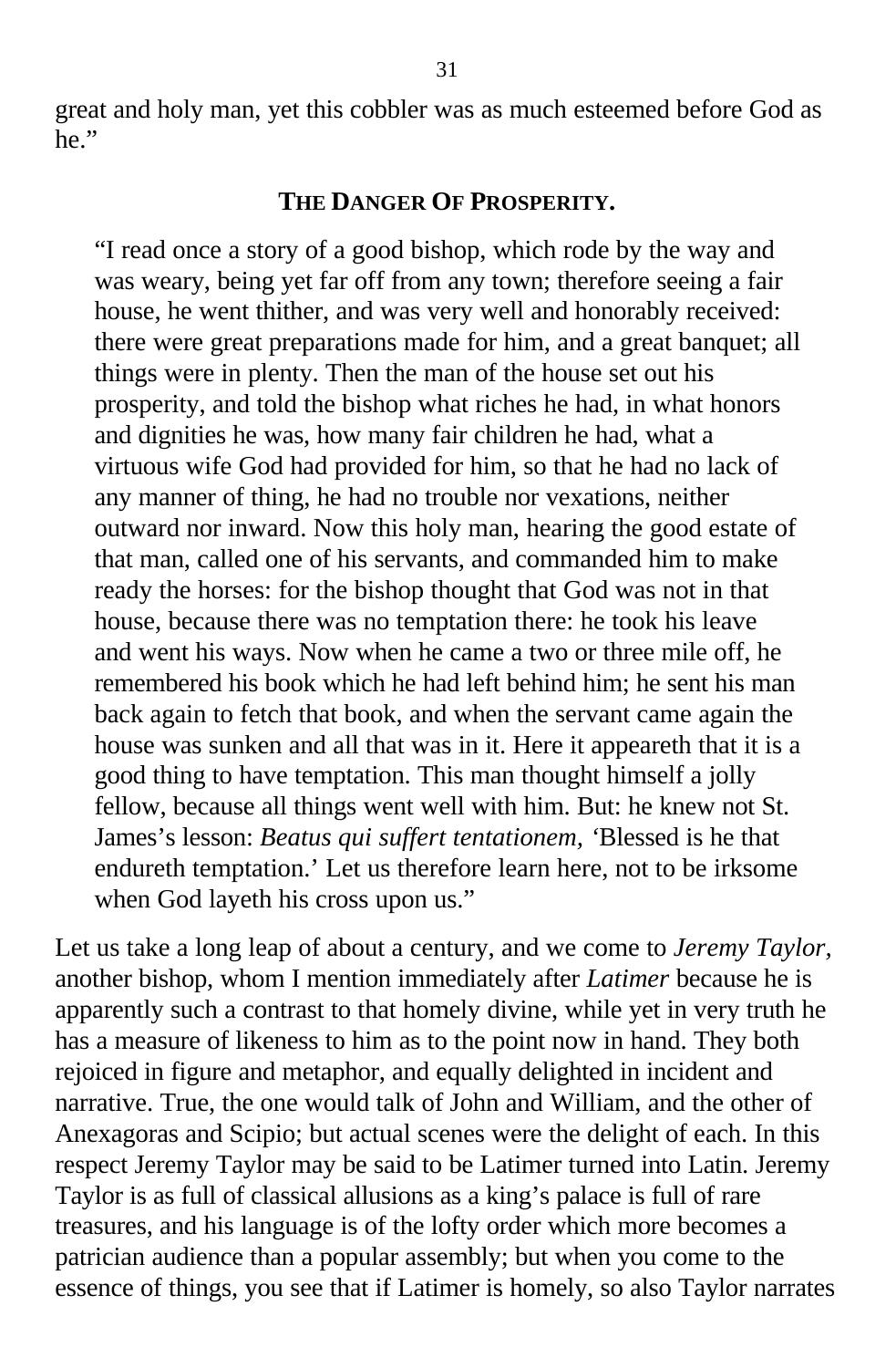great and holy man, yet this cobbler was as much esteemed before God as he."

## THE DANGER OF PROSPERITY.

> "I read once a story of a good bishop, which rode by the way and was weary, being yet far off from any town; therefore seeing a fair house, he went thither, and was very well and honorably received: there were great preparations made for him, and a great banquet; all things were in plenty. Then the man of the house set out his prosperity, and told the bishop what riches he had, in what honors and dignities he was, how many fair children he had, what a virtuous wife God had provided for him, so that he had no lack of any manner of thing, he had no trouble nor vexations, neither outward nor inward. Now this holy man, hearing the good estate of that man, called one of his servants, and commanded him to make ready the horses: for the bishop thought that God was not in that house, because there was no temptation there: he took his leave and went his ways. Now when he came a two or three mile off, he remembered his book which he had left behind him; he sent his man back again to fetch that book, and when the servant came again the house was sunken and all that was in it. Here it appeareth that it is a good thing to have temptation. This man thought himself a jolly fellow, because all things went well with him. But: he knew not St. James's lesson: *Beatus qui suffert tentationem,* 'Blessed is he that endureth temptation.' Let us therefore learn here, not to be irksome when God layeth his cross upon us."

Let us take a long leap of about a century, and we come to *Jeremy Taylor,* another bishop, whom I mention immediately after *Latimer* because he is apparently such a contrast to that homely divine, while yet in very truth he has a measure of likeness to him as to the point now in hand. They both rejoiced in figure and metaphor, and equally delighted in incident and narrative. True, the one would talk of John and William, and the other of Anexagoras and Scipio; but actual scenes were the delight of each. In this respect Jeremy Taylor may be said to be Latimer turned into Latin. Jeremy Taylor is as full of classical allusions as a king's palace is full of rare treasures, and his language is of the lofty order which more becomes a patrician audience than a popular assembly; but when you come to the essence of things, you see that if Latimer is homely, so also Taylor narrates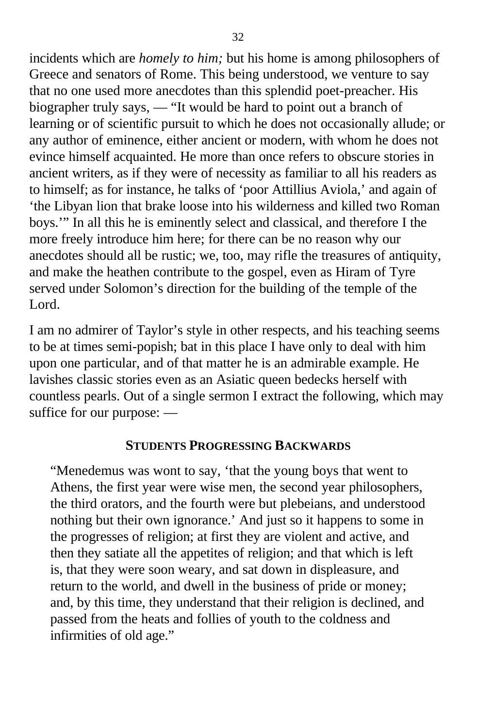incidents which are *homely to him;* but his home is among philosophers of Greece and senators of Rome. This being understood, we venture to say that no one used more anecdotes than this splendid poet-preacher. His biographer truly says, — "It would be hard to point out a branch of learning or of scientific pursuit to which he does not occasionally allude; or any author of eminence, either ancient or modern, with whom he does not evince himself acquainted. He more than once refers to obscure stories in ancient writers, as if they were of necessity as familiar to all his readers as to himself; as for instance, he talks of 'poor Attillius Aviola,' and again of 'the Libyan lion that brake loose into his wilderness and killed two Roman boys.'" In all this he is eminently select and classical, and therefore I the more freely introduce him here; for there can be no reason why our anecdotes should all be rustic; we, too, may rifle the treasures of antiquity, and make the heathen contribute to the gospel, even as Hiram of Tyre served under Solomon's direction for the building of the temple of the Lord.

I am no admirer of Taylor's style in other respects, and his teaching seems to be at times semi-popish; bat in this place I have only to deal with him upon one particular, and of that matter he is an admirable example. He lavishes classic stories even as an Asiatic queen bedecks herself with countless pearls. Out of a single sermon I extract the following, which may suffice for our purpose: —

### STUDENTS PROGRESSING BACKWARDS

> "Menedemus was wont to say, 'that the young boys that went to Athens, the first year were wise men, the second year philosophers, the third orators, and the fourth were but plebeians, and understood nothing but their own ignorance.' And just so it happens to some in the progresses of religion; at first they are violent and active, and then they satiate all the appetites of religion; and that which is left is, that they were soon weary, and sat down in displeasure, and return to the world, and dwell in the business of pride or money; and, by this time, they understand that their religion is declined, and passed from the heats and follies of youth to the coldness and infirmities of old age."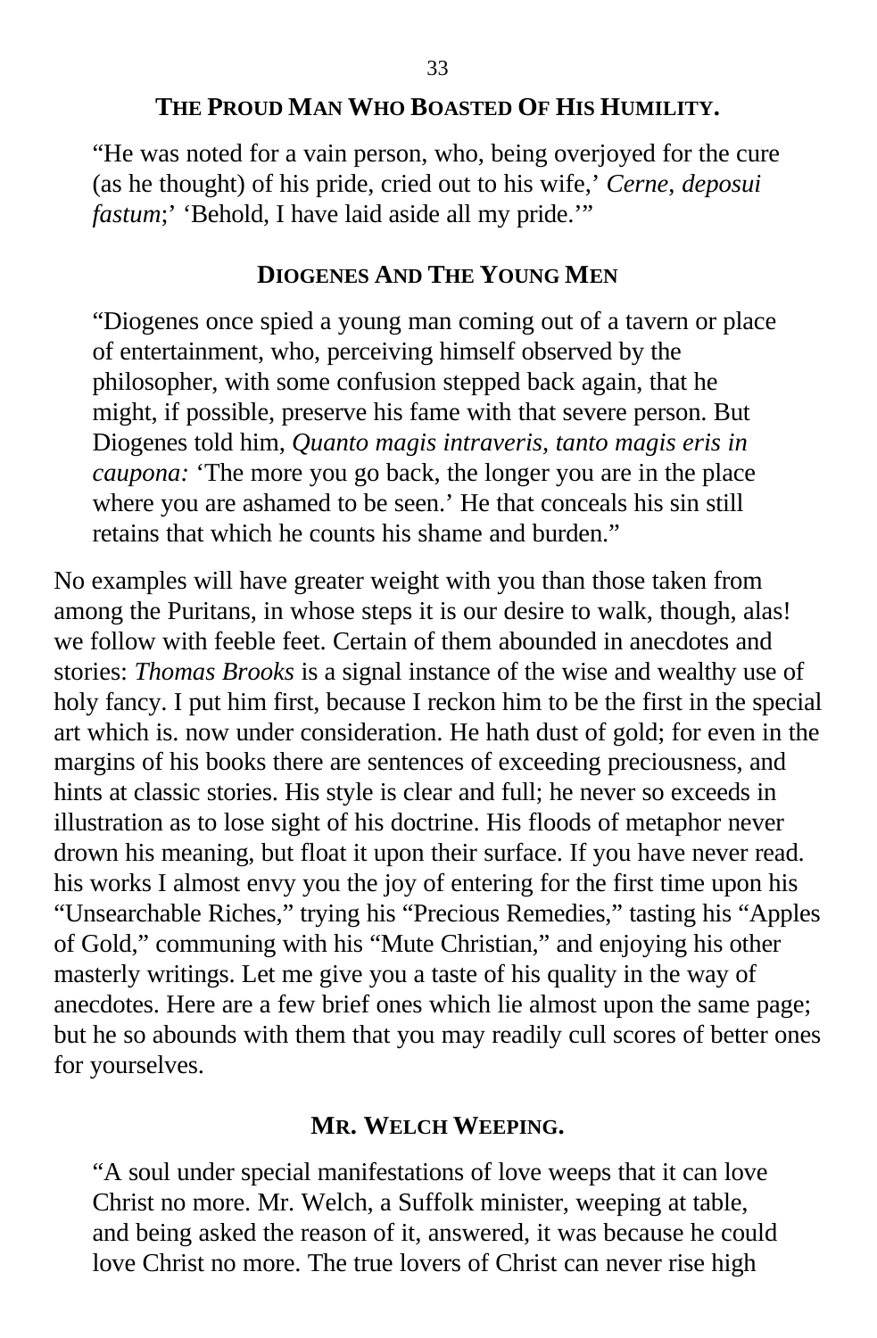### THE PROUD MAN WHO BOASTED OF HIS HUMILITY.

> "He was noted for a vain person, who, being overjoyed for the cure (as he thought) of his pride, cried out to his wife,' *Cerne, deposui fastum*;' 'Behold, I have laid aside all my pride.'"

### DIOGENES AND THE YOUNG MEN

> "Diogenes once spied a young man coming out of a tavern or place of entertainment, who, perceiving himself observed by the philosopher, with some confusion stepped back again, that he might, if possible, preserve his fame with that severe person. But Diogenes told him, *Quanto magis intraveris, tanto magis eris in caupona:* 'The more you go back, the longer you are in the place where you are ashamed to be seen.' He that conceals his sin still retains that which he counts his shame and burden."

No examples will have greater weight with you than those taken from among the Puritans, in whose steps it is our desire to walk, though, alas! we follow with feeble feet. Certain of them abounded in anecdotes and stories: *Thomas Brooks* is a signal instance of the wise and wealthy use of holy fancy. I put him first, because I reckon him to be the first in the special art which is. now under consideration. He hath dust of gold; for even in the margins of his books there are sentences of exceeding preciousness, and hints at classic stories. His style is clear and full; he never so exceeds in illustration as to lose sight of his doctrine. His floods of metaphor never drown his meaning, but float it upon their surface. If you have never read. his works I almost envy you the joy of entering for the first time upon his "Unsearchable Riches," trying his "Precious Remedies," tasting his "Apples of Gold," communing with his "Mute Christian," and enjoying his other masterly writings. Let me give you a taste of his quality in the way of anecdotes. Here are a few brief ones which lie almost upon the same page; but he so abounds with them that you may readily cull scores of better ones for yourselves.

### MR. WELCH WEEPING.

> "A soul under special manifestations of love weeps that it can love Christ no more. Mr. Welch, a Suffolk minister, weeping at table, and being asked the reason of it, answered, it was because he could love Christ no more. The true lovers of Christ can never rise high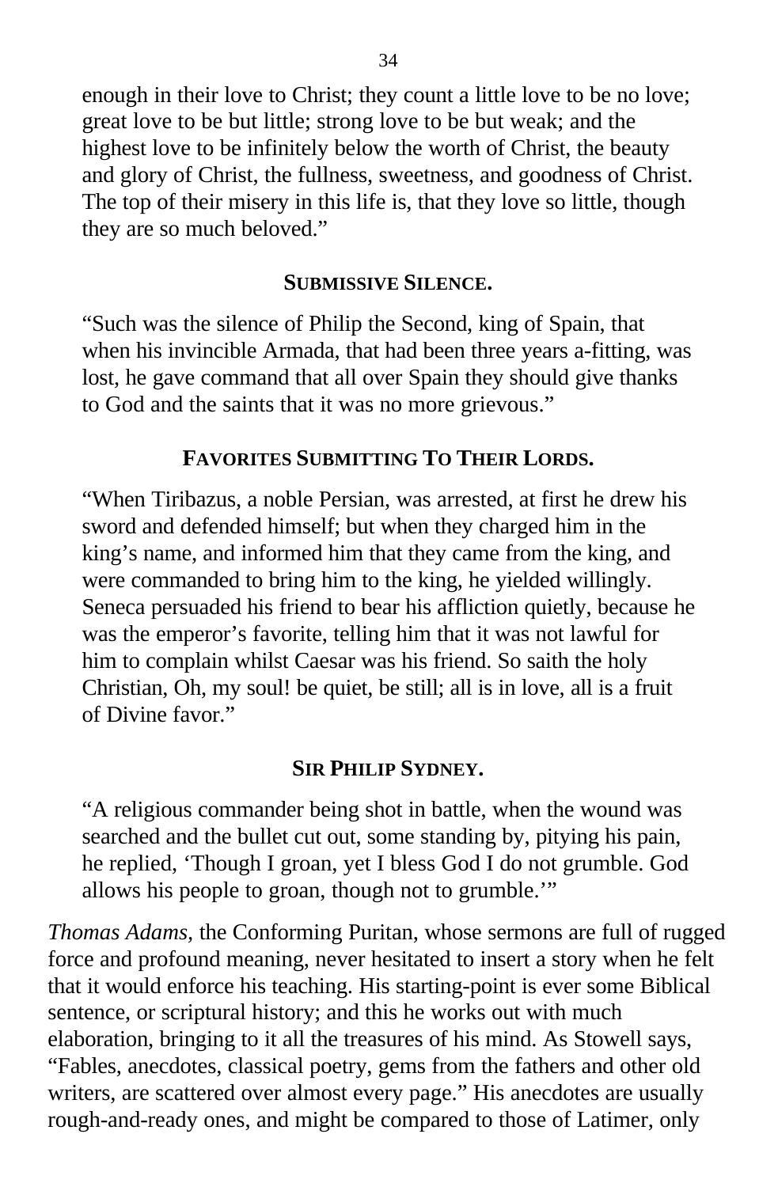enough in their love to Christ; they count a little love to be no love; great love to be but little; strong love to be but weak; and the highest love to be infinitely below the worth of Christ, the beauty and glory of Christ, the fullness, sweetness, and goodness of Christ. The top of their misery in this life is, that they love so little, though they are so much beloved."

### SUBMISSIVE SILENCE.

"Such was the silence of Philip the Second, king of Spain, that when his invincible Armada, that had been three years a-fitting, was lost, he gave command that all over Spain they should give thanks to God and the saints that it was no more grievous."

### FAVORITES SUBMITTING TO THEIR LORDS.

"When Tiribazus, a noble Persian, was arrested, at first he drew his sword and defended himself; but when they charged him in the king's name, and informed him that they came from the king, and were commanded to bring him to the king, he yielded willingly. Seneca persuaded his friend to bear his affliction quietly, because he was the emperor's favorite, telling him that it was not lawful for him to complain whilst Caesar was his friend. So saith the holy Christian, Oh, my soul! be quiet, be still; all is in love, all is a fruit of Divine favor."

### SIR PHILIP SYDNEY.

"A religious commander being shot in battle, when the wound was searched and the bullet cut out, some standing by, pitying his pain, he replied, 'Though I groan, yet I bless God I do not grumble. God allows his people to groan, though not to grumble.'"

*Thomas Adams,* the Conforming Puritan, whose sermons are full of rugged force and profound meaning, never hesitated to insert a story when he felt that it would enforce his teaching. His starting-point is ever some Biblical sentence, or scriptural history; and this he works out with much elaboration, bringing to it all the treasures of his mind. As Stowell says, "Fables, anecdotes, classical poetry, gems from the fathers and other old writers, are scattered over almost every page." His anecdotes are usually rough-and-ready ones, and might be compared to those of Latimer, only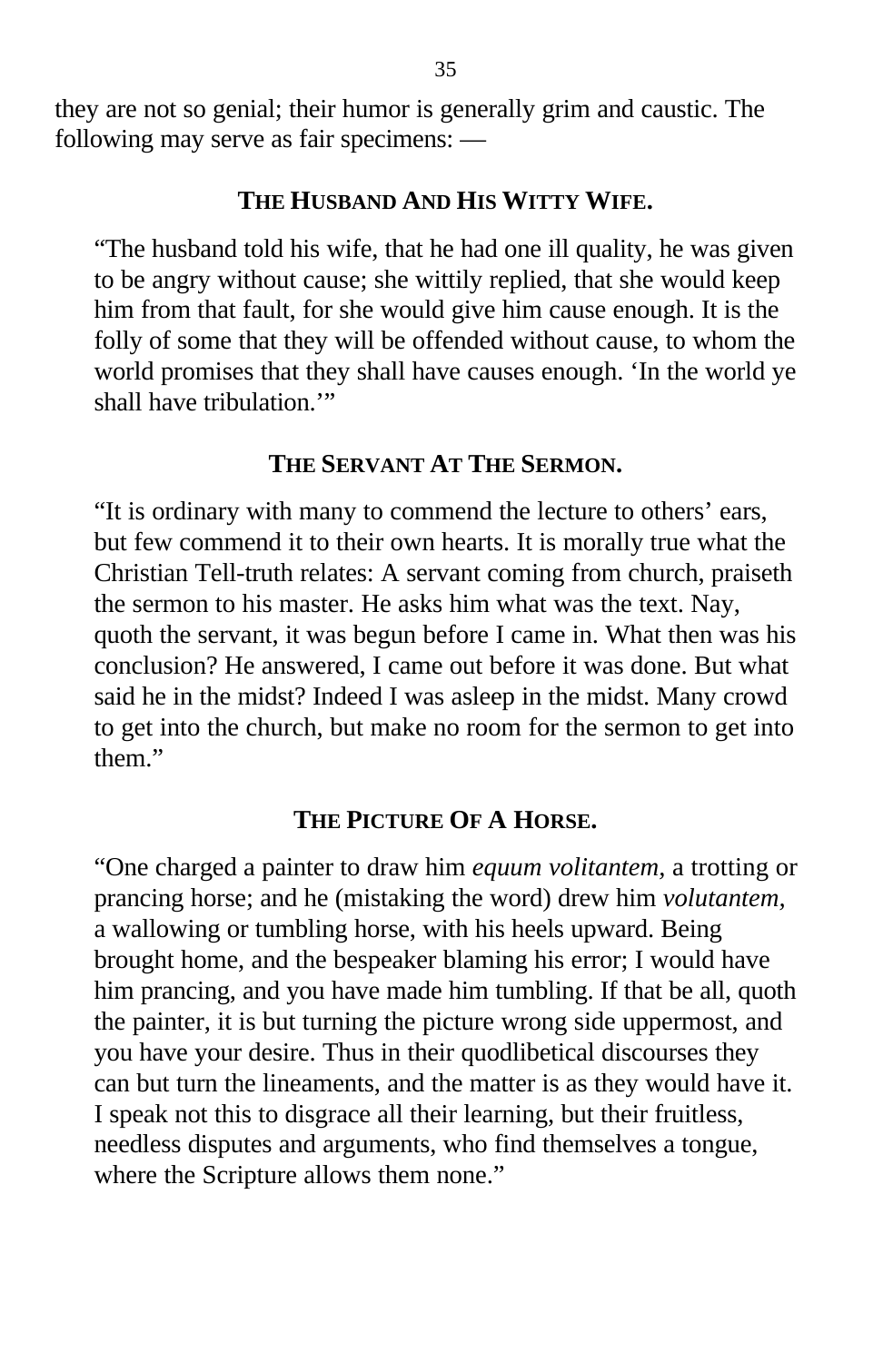they are not so genial; their humor is generally grim and caustic. The following may serve as fair specimens: —

### THE HUSBAND AND HIS WITTY WIFE.

"The husband told his wife, that he had one ill quality, he was given to be angry without cause; she wittily replied, that she would keep him from that fault, for she would give him cause enough. It is the folly of some that they will be offended without cause, to whom the world promises that they shall have causes enough. 'In the world ye shall have tribulation.'"

### THE SERVANT AT THE SERMON.

"It is ordinary with many to commend the lecture to others' ears, but few commend it to their own hearts. It is morally true what the Christian Tell-truth relates: A servant coming from church, praiseth the sermon to his master. He asks him what was the text. Nay, quoth the servant, it was begun before I came in. What then was his conclusion? He answered, I came out before it was done. But what said he in the midst? Indeed I was asleep in the midst. Many crowd to get into the church, but make no room for the sermon to get into them."

### THE PICTURE OF A HORSE.

"One charged a painter to draw him *equum volitantem*, a trotting or prancing horse; and he (mistaking the word) drew him *volutantem*, a wallowing or tumbling horse, with his heels upward. Being brought home, and the bespeaker blaming his error; I would have him prancing, and you have made him tumbling. If that be all, quoth the painter, it is but turning the picture wrong side uppermost, and you have your desire. Thus in their quodlibetical discourses they can but turn the lineaments, and the matter is as they would have it. I speak not this to disgrace all their learning, but their fruitless, needless disputes and arguments, who find themselves a tongue, where the Scripture allows them none."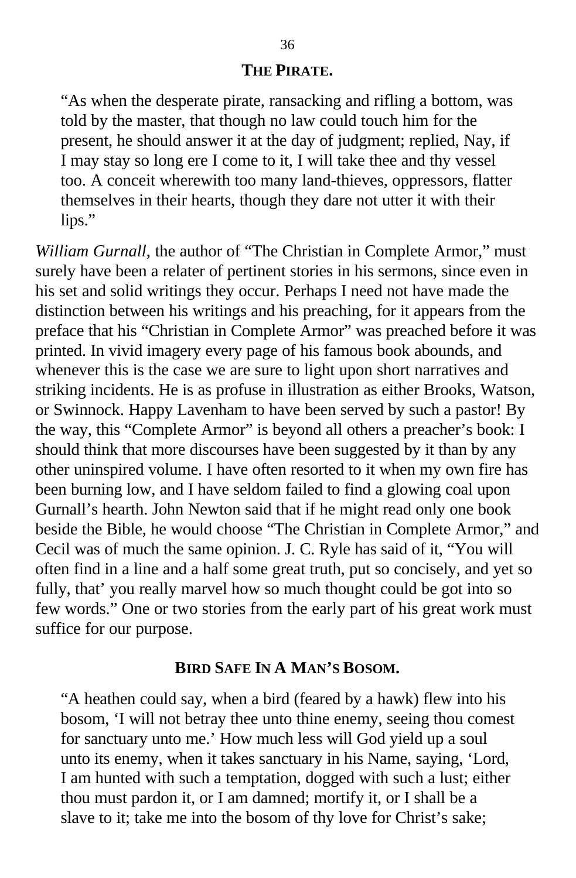### THE PIRATE.

> "As when the desperate pirate, ransacking and rifling a bottom, was told by the master, that though no law could touch him for the present, he should answer it at the day of judgment; replied, Nay, if I may stay so long ere I come to it, I will take thee and thy vessel too. A conceit wherewith too many land-thieves, oppressors, flatter themselves in their hearts, though they dare not utter it with their lips."

*William Gurnall*, the author of "The Christian in Complete Armor," must surely have been a relater of pertinent stories in his sermons, since even in his set and solid writings they occur. Perhaps I need not have made the distinction between his writings and his preaching, for it appears from the preface that his "Christian in Complete Armor" was preached before it was printed. In vivid imagery every page of his famous book abounds, and whenever this is the case we are sure to light upon short narratives and striking incidents. He is as profuse in illustration as either Brooks, Watson, or Swinnock. Happy Lavenham to have been served by such a pastor! By the way, this "Complete Armor" is beyond all others a preacher's book: I should think that more discourses have been suggested by it than by any other uninspired volume. I have often resorted to it when my own fire has been burning low, and I have seldom failed to find a glowing coal upon Gurnall's hearth. John Newton said that if he might read only one book beside the Bible, he would choose "The Christian in Complete Armor," and Cecil was of much the same opinion. J. C. Ryle has said of it, "You will often find in a line and a half some great truth, put so concisely, and yet so fully, that' you really marvel how so much thought could be got into so few words." One or two stories from the early part of his great work must suffice for our purpose.

### BIRD SAFE IN A MAN'S BOSOM.

> "A heathen could say, when a bird (feared by a hawk) flew into his bosom, 'I will not betray thee unto thine enemy, seeing thou comest for sanctuary unto me.' How much less will God yield up a soul unto its enemy, when it takes sanctuary in his Name, saying, 'Lord, I am hunted with such a temptation, dogged with such a lust; either thou must pardon it, or I am damned; mortify it, or I shall be a slave to it; take me into the bosom of thy love for Christ's sake;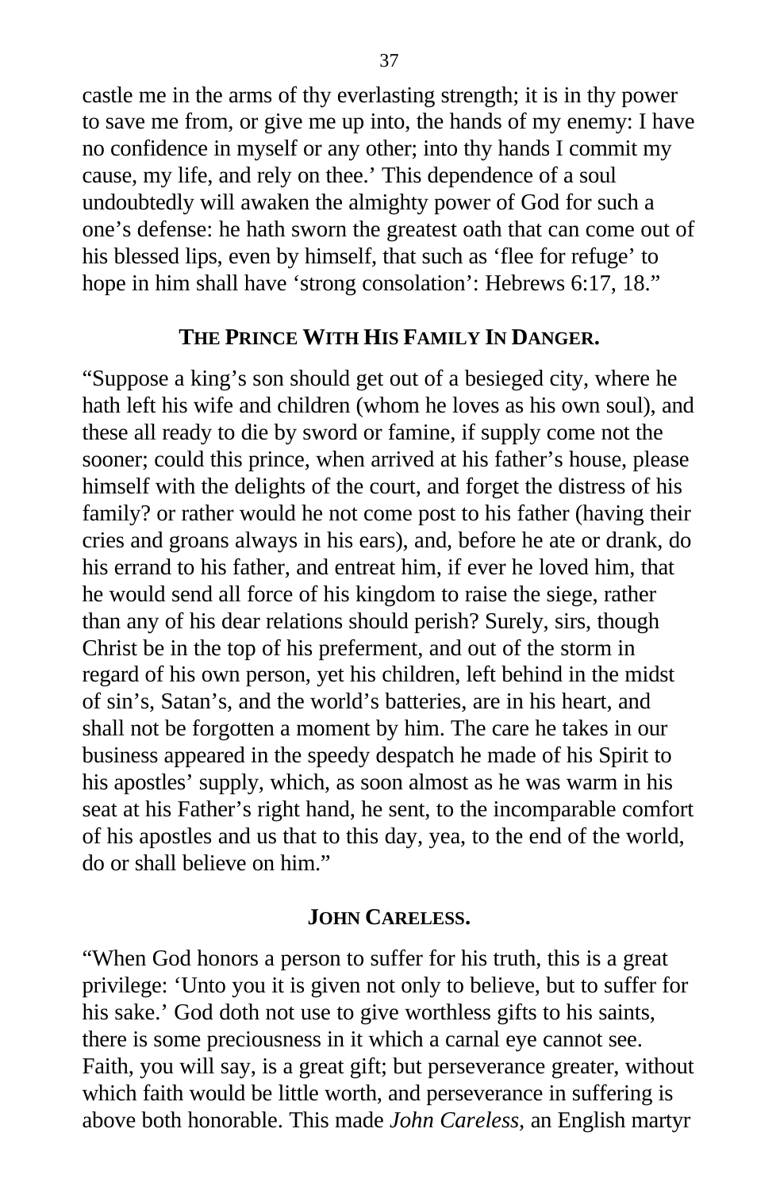castle me in the arms of thy everlasting strength; it is in thy power to save me from, or give me up into, the hands of my enemy: I have no confidence in myself or any other; into thy hands I commit my cause, my life, and rely on thee.' This dependence of a soul undoubtedly will awaken the almighty power of God for such a one's defense: he hath sworn the greatest oath that can come out of his blessed lips, even by himself, that such as 'flee for refuge' to hope in him shall have 'strong consolation': Hebrews 6:17, 18."

### THE PRINCE WITH HIS FAMILY IN DANGER.

"Suppose a king's son should get out of a besieged city, where he hath left his wife and children (whom he loves as his own soul), and these all ready to die by sword or famine, if supply come not the sooner; could this prince, when arrived at his father's house, please himself with the delights of the court, and forget the distress of his family? or rather would he not come post to his father (having their cries and groans always in his ears), and, before he ate or drank, do his errand to his father, and entreat him, if ever he loved him, that he would send all force of his kingdom to raise the siege, rather than any of his dear relations should perish? Surely, sirs, though Christ be in the top of his preferment, and out of the storm in regard of his own person, yet his children, left behind in the midst of sin's, Satan's, and the world's batteries, are in his heart, and shall not be forgotten a moment by him. The care he takes in our business appeared in the speedy despatch he made of his Spirit to his apostles' supply, which, as soon almost as he was warm in his seat at his Father's right hand, he sent, to the incomparable comfort of his apostles and us that to this day, yea, to the end of the world, do or shall believe on him."

### JOHN CARELESS.

"When God honors a person to suffer for his truth, this is a great privilege: 'Unto you it is given not only to believe, but to suffer for his sake.' God doth not use to give worthless gifts to his saints, there is some preciousness in it which a carnal eye cannot see. Faith, you will say, is a great gift; but perseverance greater, without which faith would be little worth, and perseverance in suffering is above both honorable. This made *John Careless*, an English martyr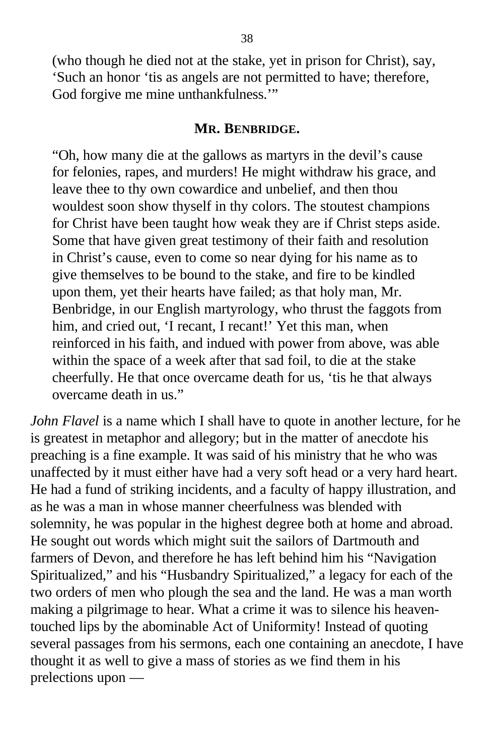(who though he died not at the stake, yet in prison for Christ), say, ‘Such an honor ‘tis as angels are not permitted to have; therefore, God forgive me mine unthankfulness.’”

### MR. BENBRIDGE.

“Oh, how many die at the gallows as martyrs in the devil’s cause for felonies, rapes, and murders! He might withdraw his grace, and leave thee to thy own cowardice and unbelief, and then thou wouldest soon show thyself in thy colors. The stoutest champions for Christ have been taught how weak they are if Christ steps aside. Some that have given great testimony of their faith and resolution in Christ’s cause, even to come so near dying for his name as to give themselves to be bound to the stake, and fire to be kindled upon them, yet their hearts have failed; as that holy man, Mr. Benbridge, in our English martyrology, who thrust the faggots from him, and cried out, ‘I recant, I recant!’ Yet this man, when reinforced in his faith, and indued with power from above, was able within the space of a week after that sad foil, to die at the stake cheerfully. He that once overcame death for us, ‘tis he that always overcame death in us.”

*John Flavel* is a name which I shall have to quote in another lecture, for he is greatest in metaphor and allegory; but in the matter of anecdote his preaching is a fine example. It was said of his ministry that he who was unaffected by it must either have had a very soft head or a very hard heart. He had a fund of striking incidents, and a faculty of happy illustration, and as he was a man in whose manner cheerfulness was blended with solemnity, he was popular in the highest degree both at home and abroad. He sought out words which might suit the sailors of Dartmouth and farmers of Devon, and therefore he has left behind him his “Navigation Spiritualized,” and his “Husbandry Spiritualized,” a legacy for each of the two orders of men who plough the sea and the land. He was a man worth making a pilgrimage to hear. What a crime it was to silence his heaven-touched lips by the abominable Act of Uniformity! Instead of quoting several passages from his sermons, each one containing an anecdote, I have thought it as well to give a mass of stories as we find them in his prelections upon —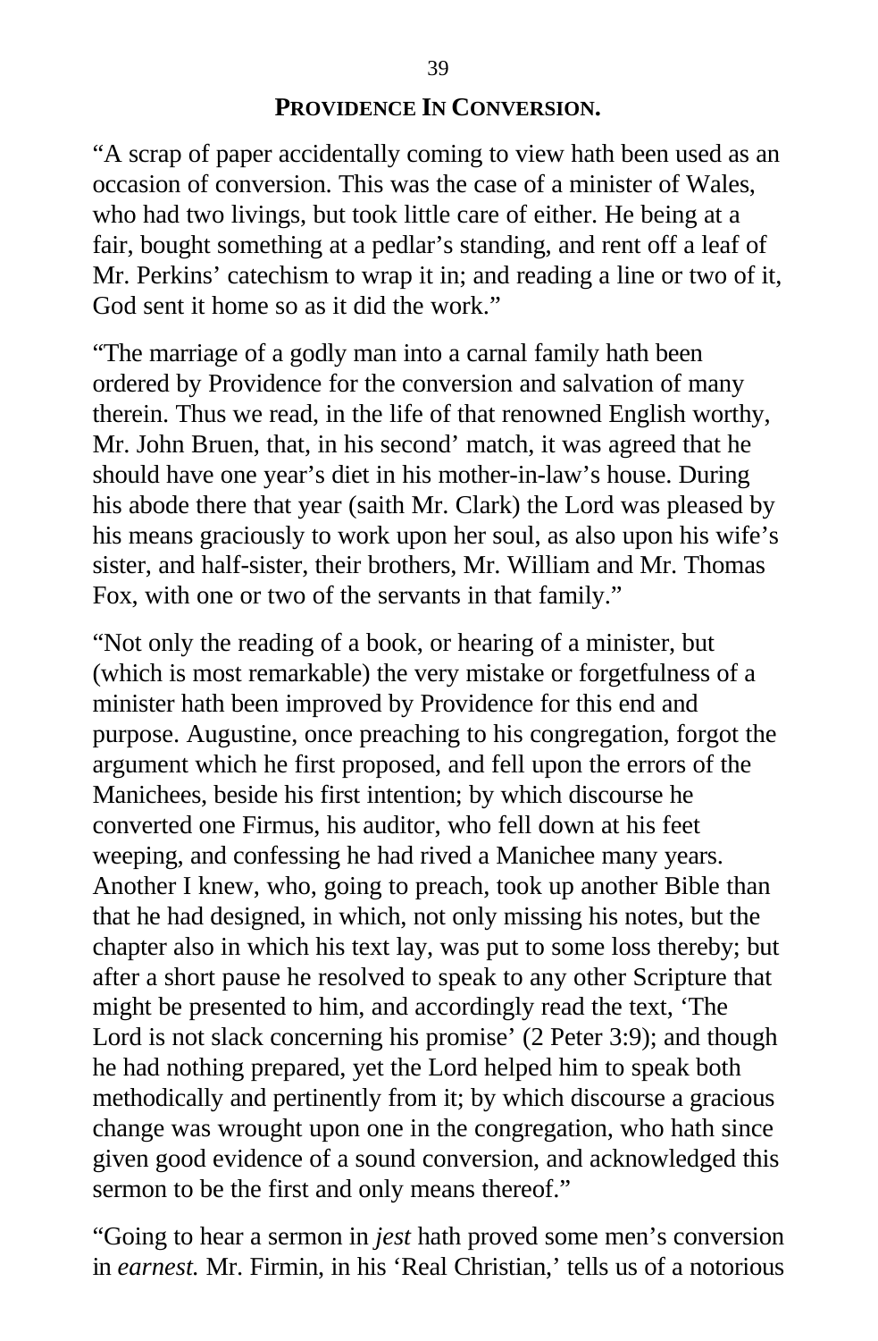## PROVIDENCE IN CONVERSION.

"A scrap of paper accidentally coming to view hath been used as an occasion of conversion. This was the case of a minister of Wales, who had two livings, but took little care of either. He being at a fair, bought something at a pedlar's standing, and rent off a leaf of Mr. Perkins' catechism to wrap it in; and reading a line or two of it, God sent it home so as it did the work."

"The marriage of a godly man into a carnal family hath been ordered by Providence for the conversion and salvation of many therein. Thus we read, in the life of that renowned English worthy, Mr. John Bruen, that, in his second' match, it was agreed that he should have one year's diet in his mother-in-law's house. During his abode there that year (saith Mr. Clark) the Lord was pleased by his means graciously to work upon her soul, as also upon his wife's sister, and half-sister, their brothers, Mr. William and Mr. Thomas Fox, with one or two of the servants in that family."

"Not only the reading of a book, or hearing of a minister, but (which is most remarkable) the very mistake or forgetfulness of a minister hath been improved by Providence for this end and purpose. Augustine, once preaching to his congregation, forgot the argument which he first proposed, and fell upon the errors of the Manichees, beside his first intention; by which discourse he converted one Firmus, his auditor, who fell down at his feet weeping, and confessing he had rived a Manichee many years. Another I knew, who, going to preach, took up another Bible than that he had designed, in which, not only missing his notes, but the chapter also in which his text lay, was put to some loss thereby; but after a short pause he resolved to speak to any other Scripture that might be presented to him, and accordingly read the text, 'The Lord is not slack concerning his promise' (2 Peter 3:9); and though he had nothing prepared, yet the Lord helped him to speak both methodically and pertinently from it; by which discourse a gracious change was wrought upon one in the congregation, who hath since given good evidence of a sound conversion, and acknowledged this sermon to be the first and only means thereof."

"Going to hear a sermon in *jest* hath proved some men's conversion in *earnest.* Mr. Firmin, in his 'Real Christian,' tells us of a notorious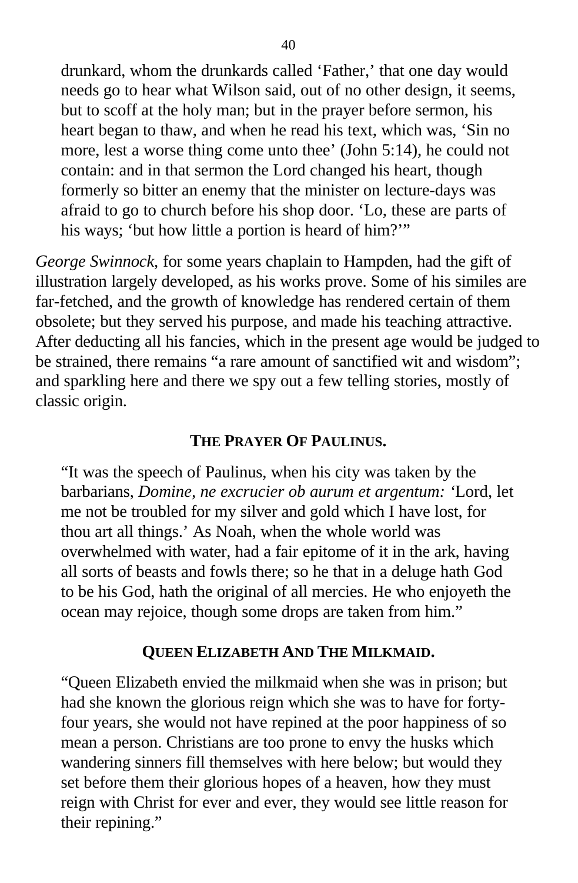> drunkard, whom the drunkards called 'Father,' that one day would needs go to hear what Wilson said, out of no other design, it seems, but to scoff at the holy man; but in the prayer before sermon, his heart began to thaw, and when he read his text, which was, 'Sin no more, lest a worse thing come unto thee' (John 5:14), he could not contain: and in that sermon the Lord changed his heart, though formerly so bitter an enemy that the minister on lecture-days was afraid to go to church before his shop door. 'Lo, these are parts of his ways; 'but how little a portion is heard of him?'"

*George Swinnock,* for some years chaplain to Hampden, had the gift of illustration largely developed, as his works prove. Some of his similes are far-fetched, and the growth of knowledge has rendered certain of them obsolete; but they served his purpose, and made his teaching attractive. After deducting all his fancies, which in the present age would be judged to be strained, there remains "a rare amount of sanctified wit and wisdom"; and sparkling here and there we spy out a few telling stories, mostly of classic origin.

### THE PRAYER OF PAULINUS.

> "It was the speech of Paulinus, when his city was taken by the barbarians, *Domine, ne excrucier ob aurum et argentum:* 'Lord, let me not be troubled for my silver and gold which I have lost, for thou art all things.' As Noah, when the whole world was overwhelmed with water, had a fair epitome of it in the ark, having all sorts of beasts and fowls there; so he that in a deluge hath God to be his God, hath the original of all mercies. He who enjoyeth the ocean may rejoice, though some drops are taken from him."

### QUEEN ELIZABETH AND THE MILKMAID.

> "Queen Elizabeth envied the milkmaid when she was in prison; but had she known the glorious reign which she was to have for forty-four years, she would not have repined at the poor happiness of so mean a person. Christians are too prone to envy the husks which wandering sinners fill themselves with here below; but would they set before them their glorious hopes of a heaven, how they must reign with Christ for ever and ever, they would see little reason for their repining."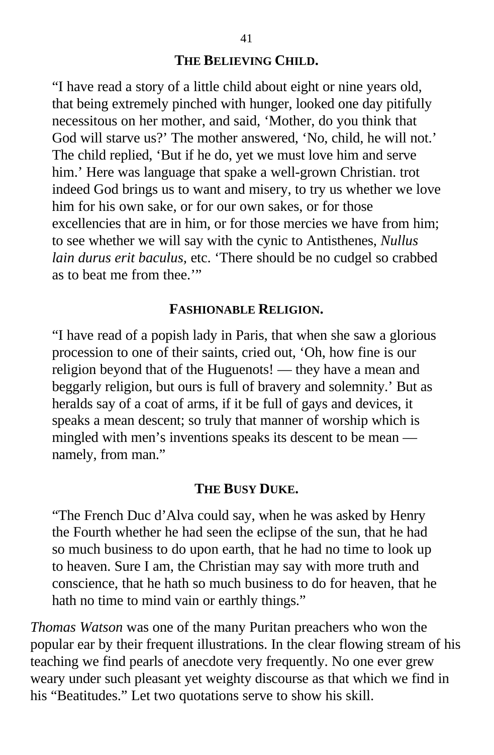### THE BELIEVING CHILD.

"I have read a story of a little child about eight or nine years old, that being extremely pinched with hunger, looked one day pitifully necessitous on her mother, and said, 'Mother, do you think that God will starve us?' The mother answered, 'No, child, he will not.' The child replied, 'But if he do, yet we must love him and serve him.' Here was language that spake a well-grown Christian. trot indeed God brings us to want and misery, to try us whether we love him for his own sake, or for our own sakes, or for those excellencies that are in him, or for those mercies we have from him; to see whether we will say with the cynic to Antisthenes, *Nullus lain durus erit baculus,* etc. 'There should be no cudgel so crabbed as to beat me from thee.'"

### FASHIONABLE RELIGION.

"I have read of a popish lady in Paris, that when she saw a glorious procession to one of their saints, cried out, 'Oh, how fine is our religion beyond that of the Huguenots! — they have a mean and beggarly religion, but ours is full of bravery and solemnity.' But as heralds say of a coat of arms, if it be full of gays and devices, it speaks a mean descent; so truly that manner of worship which is mingled with men's inventions speaks its descent to be mean — namely, from man."

### THE BUSY DUKE.

"The French Duc d'Alva could say, when he was asked by Henry the Fourth whether he had seen the eclipse of the sun, that he had so much business to do upon earth, that he had no time to look up to heaven. Sure I am, the Christian may say with more truth and conscience, that he hath so much business to do for heaven, that he hath no time to mind vain or earthly things."

*Thomas Watson* was one of the many Puritan preachers who won the popular ear by their frequent illustrations. In the clear flowing stream of his teaching we find pearls of anecdote very frequently. No one ever grew weary under such pleasant yet weighty discourse as that which we find in his "Beatitudes." Let two quotations serve to show his skill.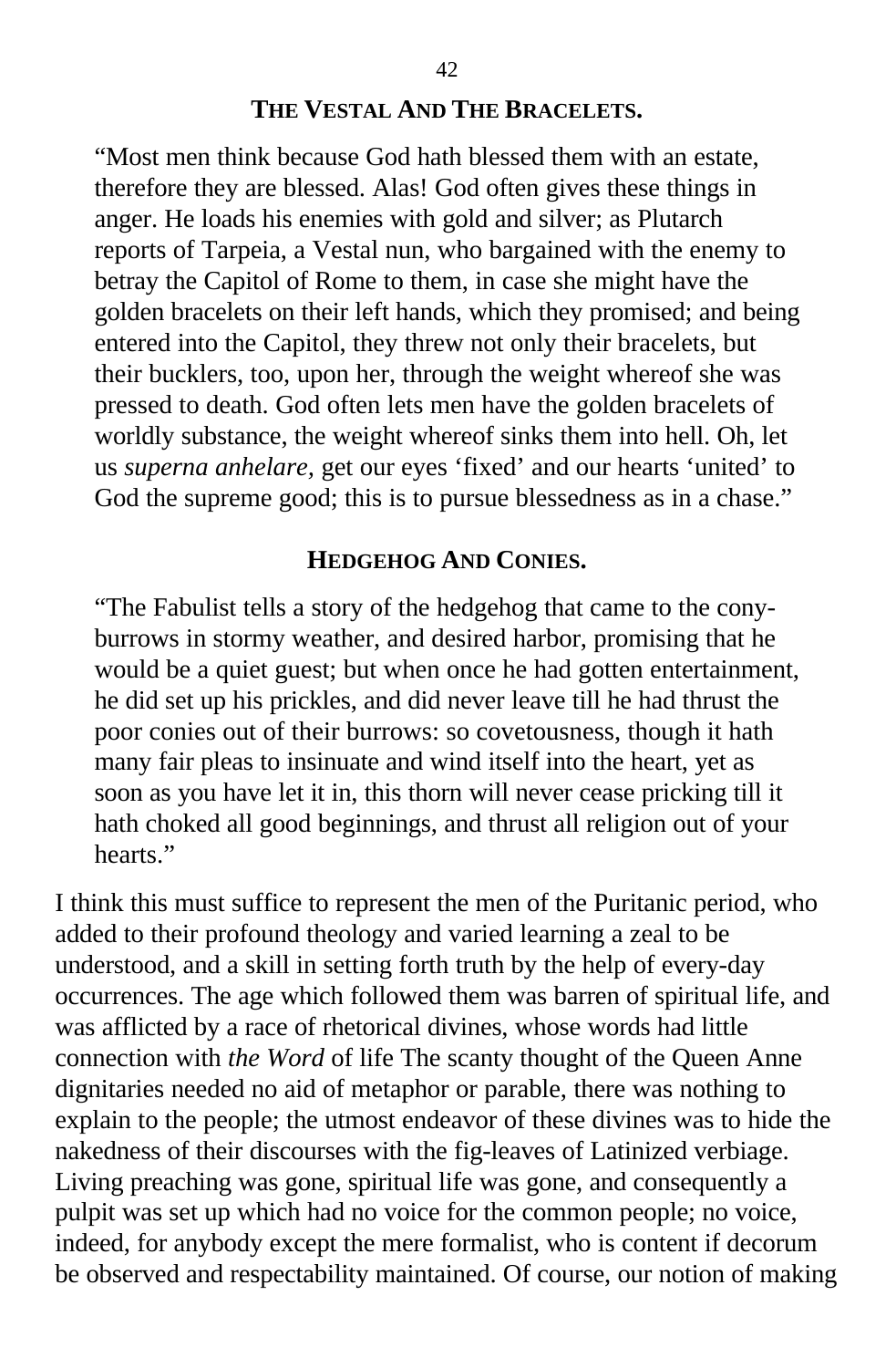### THE VESTAL AND THE BRACELETS.

"Most men think because God hath blessed them with an estate, therefore they are blessed. Alas! God often gives these things in anger. He loads his enemies with gold and silver; as Plutarch reports of Tarpeia, a Vestal nun, who bargained with the enemy to betray the Capitol of Rome to them, in case she might have the golden bracelets on their left hands, which they promised; and being entered into the Capitol, they threw not only their bracelets, but their bucklers, too, upon her, through the weight whereof she was pressed to death. God often lets men have the golden bracelets of worldly substance, the weight whereof sinks them into hell. Oh, let us *superna anhelare,* get our eyes 'fixed' and our hearts 'united' to God the supreme good; this is to pursue blessedness as in a chase."

### HEDGEHOG AND CONIES.

"The Fabulist tells a story of the hedgehog that came to the cony-burrows in stormy weather, and desired harbor, promising that he would be a quiet guest; but when once he had gotten entertainment, he did set up his prickles, and did never leave till he had thrust the poor conies out of their burrows: so covetousness, though it hath many fair pleas to insinuate and wind itself into the heart, yet as soon as you have let it in, this thorn will never cease pricking till it hath choked all good beginnings, and thrust all religion out of your hearts."

I think this must suffice to represent the men of the Puritanic period, who added to their profound theology and varied learning a zeal to be understood, and a skill in setting forth truth by the help of every-day occurrences. The age which followed them was barren of spiritual life, and was afflicted by a race of rhetorical divines, whose words had little connection with *the Word* of life The scanty thought of the Queen Anne dignitaries needed no aid of metaphor or parable, there was nothing to explain to the people; the utmost endeavor of these divines was to hide the nakedness of their discourses with the fig-leaves of Latinized verbiage. Living preaching was gone, spiritual life was gone, and consequently a pulpit was set up which had no voice for the common people; no voice, indeed, for anybody except the mere formalist, who is content if decorum be observed and respectability maintained. Of course, our notion of making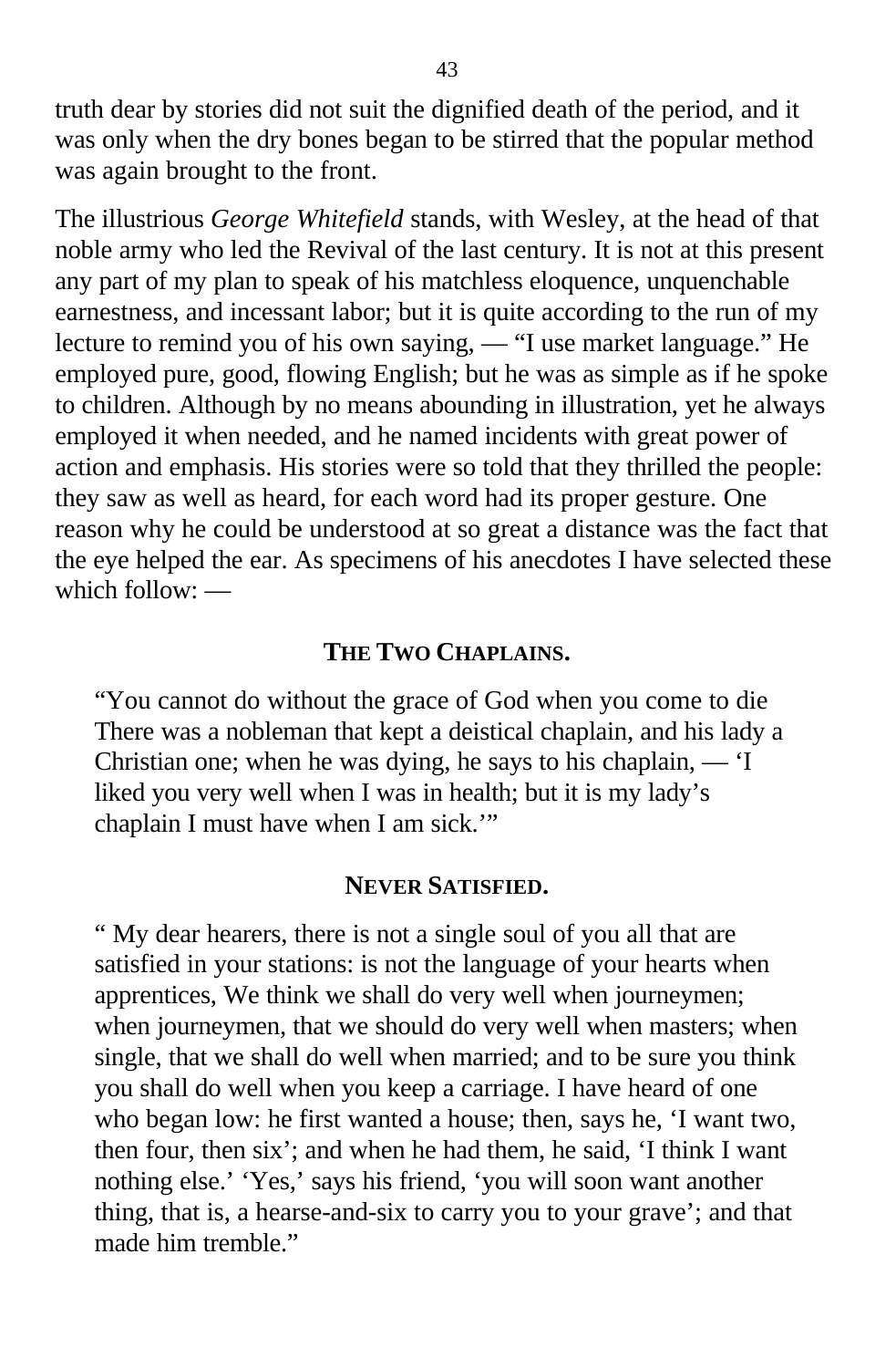truth dear by stories did not suit the dignified death of the period, and it was only when the dry bones began to be stirred that the popular method was again brought to the front.

The illustrious *George Whitefield* stands, with Wesley, at the head of that noble army who led the Revival of the last century. It is not at this present any part of my plan to speak of his matchless eloquence, unquenchable earnestness, and incessant labor; but it is quite according to the run of my lecture to remind you of his own saying, — "I use market language." He employed pure, good, flowing English; but he was as simple as if he spoke to children. Although by no means abounding in illustration, yet he always employed it when needed, and he named incidents with great power of action and emphasis. His stories were so told that they thrilled the people: they saw as well as heard, for each word had its proper gesture. One reason why he could be understood at so great a distance was the fact that the eye helped the ear. As specimens of his anecdotes I have selected these which follow: —

### THE TWO CHAPLAINS.

> "You cannot do without the grace of God when you come to die There was a nobleman that kept a deistical chaplain, and his lady a Christian one; when he was dying, he says to his chaplain, — 'I liked you very well when I was in health; but it is my lady's chaplain I must have when I am sick.'"

### NEVER SATISFIED.

> " My dear hearers, there is not a single soul of you all that are satisfied in your stations: is not the language of your hearts when apprentices, We think we shall do very well when journeymen; when journeymen, that we should do very well when masters; when single, that we shall do well when married; and to be sure you think you shall do well when you keep a carriage. I have heard of one who began low: he first wanted a house; then, says he, 'I want two, then four, then six'; and when he had them, he said, 'I think I want nothing else.' 'Yes,' says his friend, 'you will soon want another thing, that is, a hearse-and-six to carry you to your grave'; and that made him tremble."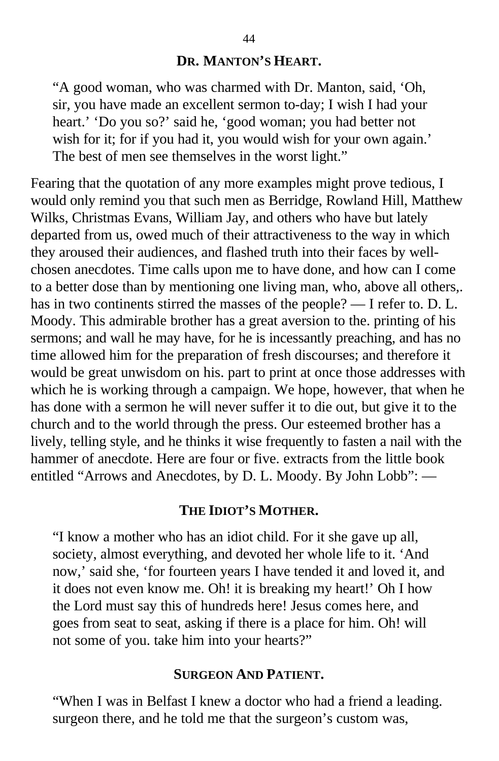### DR. MANTON'S HEART.

> "A good woman, who was charmed with Dr. Manton, said, 'Oh, sir, you have made an excellent sermon to-day; I wish I had your heart.' 'Do you so?' said he, 'good woman; you had better not wish for it; for if you had it, you would wish for your own again.' The best of men see themselves in the worst light."

Fearing that the quotation of any more examples might prove tedious, I would only remind you that such men as Berridge, Rowland Hill, Matthew Wilks, Christmas Evans, William Jay, and others who have but lately departed from us, owed much of their attractiveness to the way in which they aroused their audiences, and flashed truth into their faces by well-chosen anecdotes. Time calls upon me to have done, and how can I come to a better dose than by mentioning one living man, who, above all others,. has in two continents stirred the masses of the people? — I refer to. D. L. Moody. This admirable brother has a great aversion to the. printing of his sermons; and wall he may have, for he is incessantly preaching, and has no time allowed him for the preparation of fresh discourses; and therefore it would be great unwisdom on his. part to print at once those addresses with which he is working through a campaign. We hope, however, that when he has done with a sermon he will never suffer it to die out, but give it to the church and to the world through the press. Our esteemed brother has a lively, telling style, and he thinks it wise frequently to fasten a nail with the hammer of anecdote. Here are four or five. extracts from the little book entitled "Arrows and Anecdotes, by D. L. Moody. By John Lobb": —

### THE IDIOT'S MOTHER.

> "I know a mother who has an idiot child. For it she gave up all, society, almost everything, and devoted her whole life to it. 'And now,' said she, 'for fourteen years I have tended it and loved it, and it does not even know me. Oh! it is breaking my heart!' Oh I how the Lord must say this of hundreds here! Jesus comes here, and goes from seat to seat, asking if there is a place for him. Oh! will not some of you. take him into your hearts?"

### SURGEON AND PATIENT.

> "When I was in Belfast I knew a doctor who had a friend a leading. surgeon there, and he told me that the surgeon's custom was,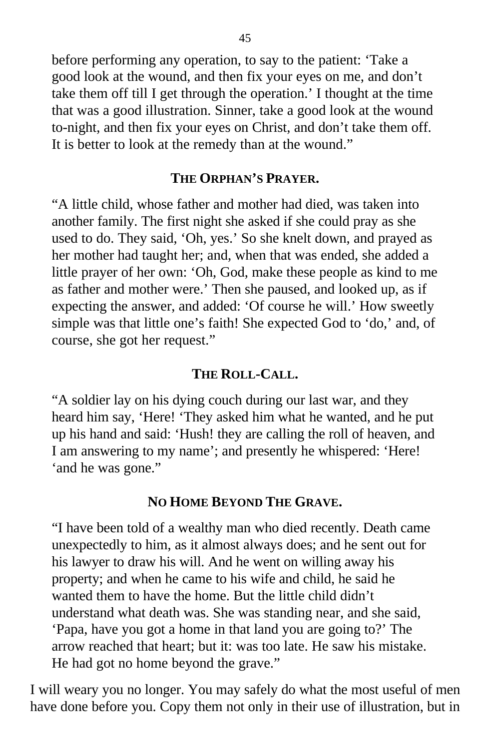before performing any operation, to say to the patient: 'Take a good look at the wound, and then fix your eyes on me, and don't take them off till I get through the operation.' I thought at the time that was a good illustration. Sinner, take a good look at the wound to-night, and then fix your eyes on Christ, and don't take them off. It is better to look at the remedy than at the wound."

### THE ORPHAN'S PRAYER.

"A little child, whose father and mother had died, was taken into another family. The first night she asked if she could pray as she used to do. They said, 'Oh, yes.' So she knelt down, and prayed as her mother had taught her; and, when that was ended, she added a little prayer of her own: 'Oh, God, make these people as kind to me as father and mother were.' Then she paused, and looked up, as if expecting the answer, and added: 'Of course he will.' How sweetly simple was that little one's faith! She expected God to 'do,' and, of course, she got her request."

### THE ROLL-CALL.

"A soldier lay on his dying couch during our last war, and they heard him say, 'Here! 'They asked him what he wanted, and he put up his hand and said: 'Hush! they are calling the roll of heaven, and I am answering to my name'; and presently he whispered: 'Here! 'and he was gone."

### NO HOME BEYOND THE GRAVE.

"I have been told of a wealthy man who died recently. Death came unexpectedly to him, as it almost always does; and he sent out for his lawyer to draw his will. And he went on willing away his property; and when he came to his wife and child, he said he wanted them to have the home. But the little child didn't understand what death was. She was standing near, and she said, 'Papa, have you got a home in that land you are going to?' The arrow reached that heart; but it: was too late. He saw his mistake. He had got no home beyond the grave."

I will weary you no longer. You may safely do what the most useful of men have done before you. Copy them not only in their use of illustration, but in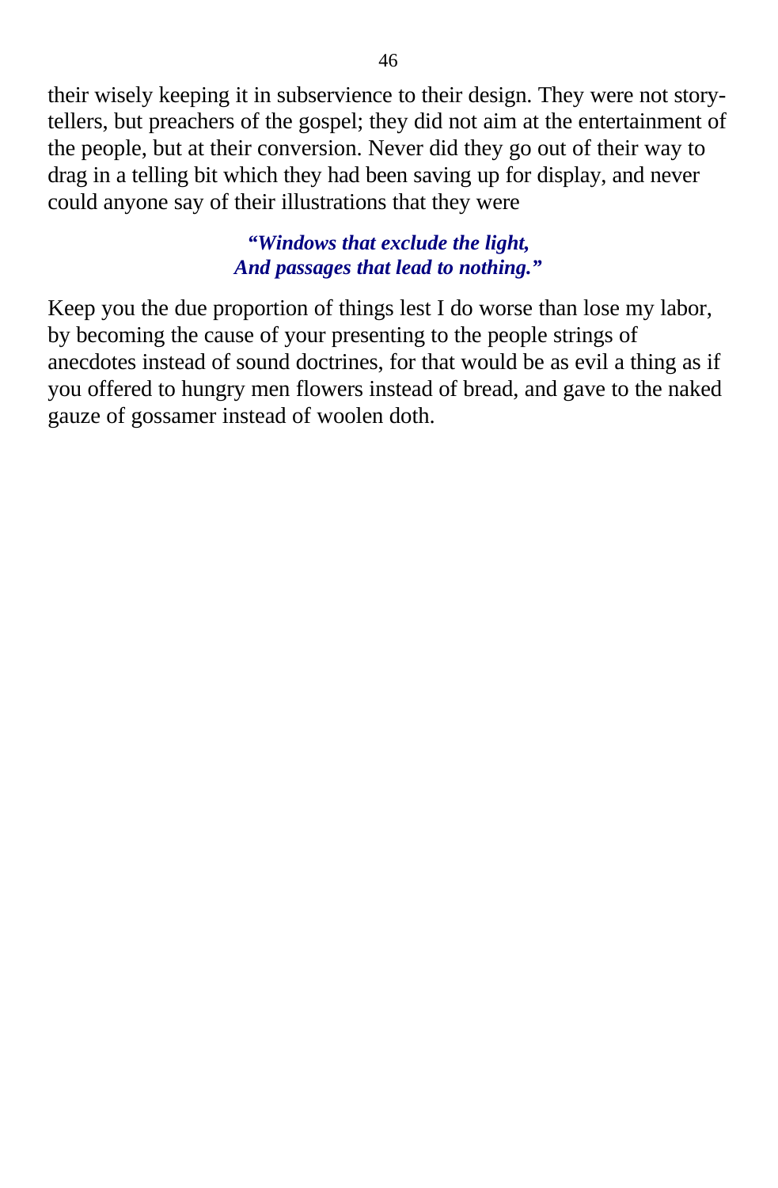their wisely keeping it in subservience to their design. They were not story-tellers, but preachers of the gospel; they did not aim at the entertainment of the people, but at their conversion. Never did they go out of their way to drag in a telling bit which they had been saving up for display, and never could anyone say of their illustrations that they were

> ***"Windows that exclude the light,***
> ***And passages that lead to nothing."***

Keep you the due proportion of things lest I do worse than lose my labor, by becoming the cause of your presenting to the people strings of anecdotes instead of sound doctrines, for that would be as evil a thing as if you offered to hungry men flowers instead of bread, and gave to the naked gauze of gossamer instead of woolen doth.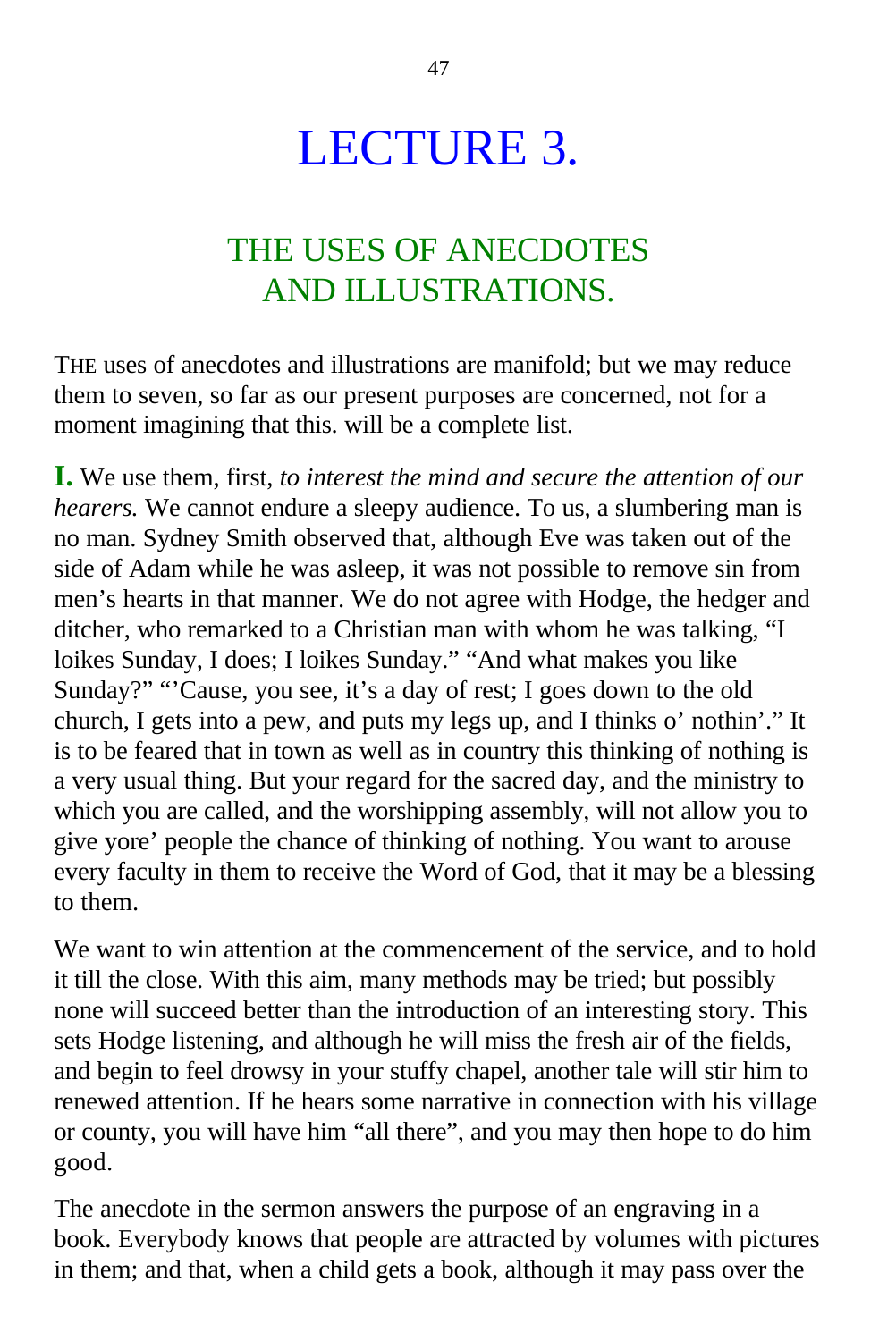# LECTURE 3.

## THE USES OF ANECDOTES AND ILLUSTRATIONS.

THE uses of anecdotes and illustrations are manifold; but we may reduce them to seven, so far as our present purposes are concerned, not for a moment imagining that this. will be a complete list.

**I.** We use them, first, *to interest the mind and secure the attention of our hearers.* We cannot endure a sleepy audience. To us, a slumbering man is no man. Sydney Smith observed that, although Eve was taken out of the side of Adam while he was asleep, it was not possible to remove sin from men's hearts in that manner. We do not agree with Hodge, the hedger and ditcher, who remarked to a Christian man with whom he was talking, "I loikes Sunday, I does; I loikes Sunday." "And what makes you like Sunday?" "'Cause, you see, it's a day of rest; I goes down to the old church, I gets into a pew, and puts my legs up, and I thinks o' nothin'." It is to be feared that in town as well as in country this thinking of nothing is a very usual thing. But your regard for the sacred day, and the ministry to which you are called, and the worshipping assembly, will not allow you to give yore' people the chance of thinking of nothing. You want to arouse every faculty in them to receive the Word of God, that it may be a blessing to them.

We want to win attention at the commencement of the service, and to hold it till the close. With this aim, many methods may be tried; but possibly none will succeed better than the introduction of an interesting story. This sets Hodge listening, and although he will miss the fresh air of the fields, and begin to feel drowsy in your stuffy chapel, another tale will stir him to renewed attention. If he hears some narrative in connection with his village or county, you will have him "all there", and you may then hope to do him good.

The anecdote in the sermon answers the purpose of an engraving in a book. Everybody knows that people are attracted by volumes with pictures in them; and that, when a child gets a book, although it may pass over the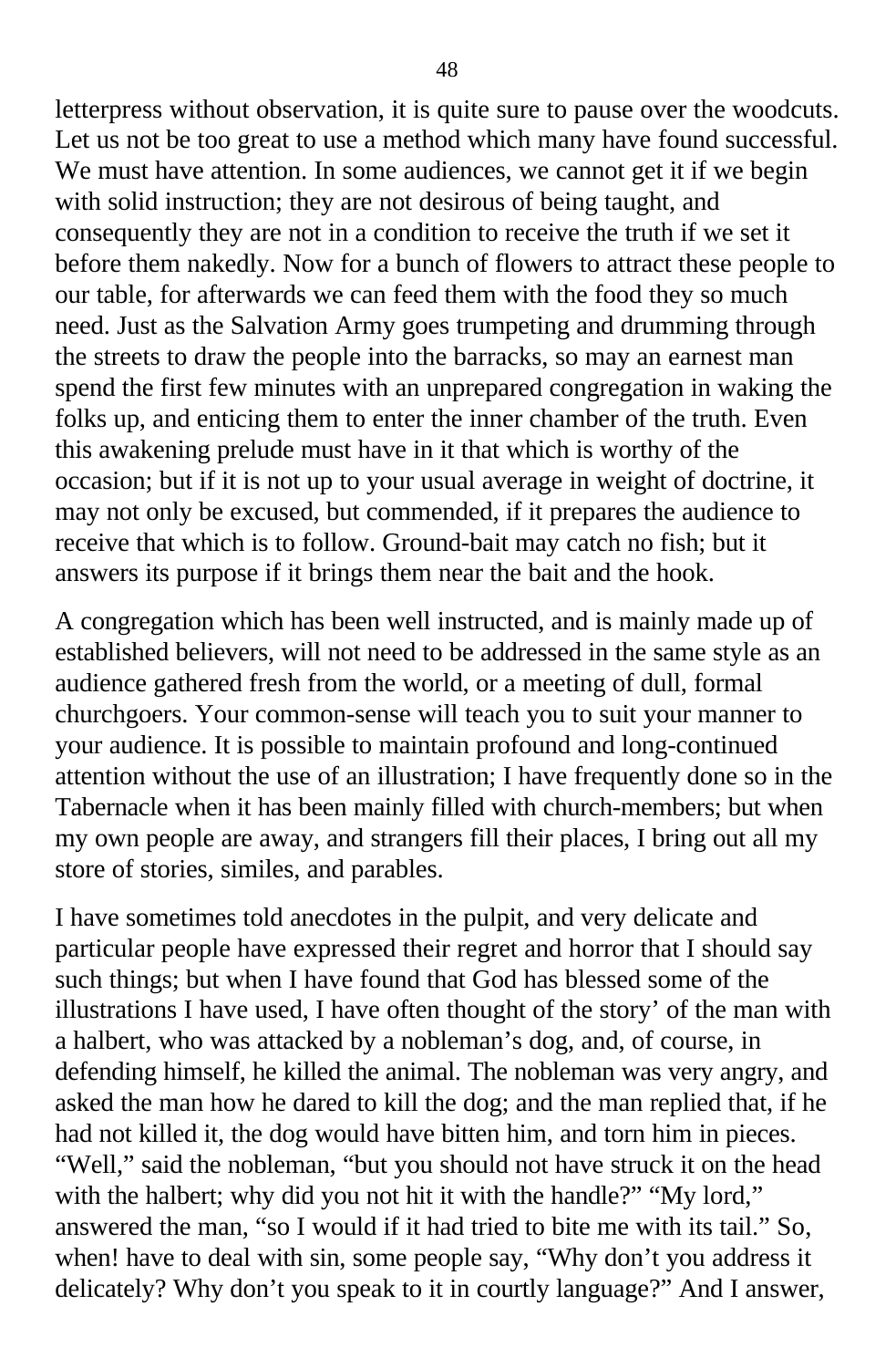letterpress without observation, it is quite sure to pause over the woodcuts. Let us not be too great to use a method which many have found successful. We must have attention. In some audiences, we cannot get it if we begin with solid instruction; they are not desirous of being taught, and consequently they are not in a condition to receive the truth if we set it before them nakedly. Now for a bunch of flowers to attract these people to our table, for afterwards we can feed them with the food they so much need. Just as the Salvation Army goes trumpeting and drumming through the streets to draw the people into the barracks, so may an earnest man spend the first few minutes with an unprepared congregation in waking the folks up, and enticing them to enter the inner chamber of the truth. Even this awakening prelude must have in it that which is worthy of the occasion; but if it is not up to your usual average in weight of doctrine, it may not only be excused, but commended, if it prepares the audience to receive that which is to follow. Ground-bait may catch no fish; but it answers its purpose if it brings them near the bait and the hook.

A congregation which has been well instructed, and is mainly made up of established believers, will not need to be addressed in the same style as an audience gathered fresh from the world, or a meeting of dull, formal churchgoers. Your common-sense will teach you to suit your manner to your audience. It is possible to maintain profound and long-continued attention without the use of an illustration; I have frequently done so in the Tabernacle when it has been mainly filled with church-members; but when my own people are away, and strangers fill their places, I bring out all my store of stories, similes, and parables.

I have sometimes told anecdotes in the pulpit, and very delicate and particular people have expressed their regret and horror that I should say such things; but when I have found that God has blessed some of the illustrations I have used, I have often thought of the story' of the man with a halbert, who was attacked by a nobleman's dog, and, of course, in defending himself, he killed the animal. The nobleman was very angry, and asked the man how he dared to kill the dog; and the man replied that, if he had not killed it, the dog would have bitten him, and torn him in pieces. "Well," said the nobleman, "but you should not have struck it on the head with the halbert; why did you not hit it with the handle?" "My lord," answered the man, "so I would if it had tried to bite me with its tail." So, when! have to deal with sin, some people say, "Why don't you address it delicately? Why don't you speak to it in courtly language?" And I answer,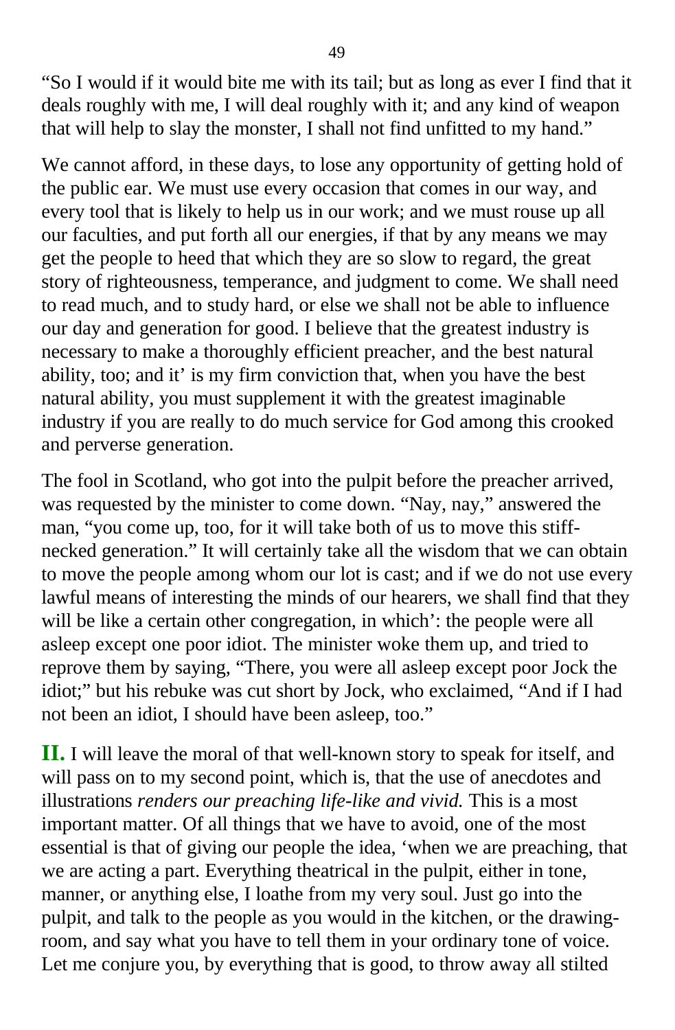"So I would if it would bite me with its tail; but as long as ever I find that it deals roughly with me, I will deal roughly with it; and any kind of weapon that will help to slay the monster, I shall not find unfitted to my hand."

We cannot afford, in these days, to lose any opportunity of getting hold of the public ear. We must use every occasion that comes in our way, and every tool that is likely to help us in our work; and we must rouse up all our faculties, and put forth all our energies, if that by any means we may get the people to heed that which they are so slow to regard, the great story of righteousness, temperance, and judgment to come. We shall need to read much, and to study hard, or else we shall not be able to influence our day and generation for good. I believe that the greatest industry is necessary to make a thoroughly efficient preacher, and the best natural ability, too; and it' is my firm conviction that, when you have the best natural ability, you must supplement it with the greatest imaginable industry if you are really to do much service for God among this crooked and perverse generation.

The fool in Scotland, who got into the pulpit before the preacher arrived, was requested by the minister to come down. "Nay, nay," answered the man, "you come up, too, for it will take both of us to move this stiff-necked generation." It will certainly take all the wisdom that we can obtain to move the people among whom our lot is cast; and if we do not use every lawful means of interesting the minds of our hearers, we shall find that they will be like a certain other congregation, in which': the people were all asleep except one poor idiot. The minister woke them up, and tried to reprove them by saying, "There, you were all asleep except poor Jock the idiot;" but his rebuke was cut short by Jock, who exclaimed, "And if I had not been an idiot, I should have been asleep, too."

**II.** I will leave the moral of that well-known story to speak for itself, and will pass on to my second point, which is, that the use of anecdotes and illustrations *renders our preaching life-like and vivid.* This is a most important matter. Of all things that we have to avoid, one of the most essential is that of giving our people the idea, 'when we are preaching, that we are acting a part. Everything theatrical in the pulpit, either in tone, manner, or anything else, I loathe from my very soul. Just go into the pulpit, and talk to the people as you would in the kitchen, or the drawing-room, and say what you have to tell them in your ordinary tone of voice. Let me conjure you, by everything that is good, to throw away all stilted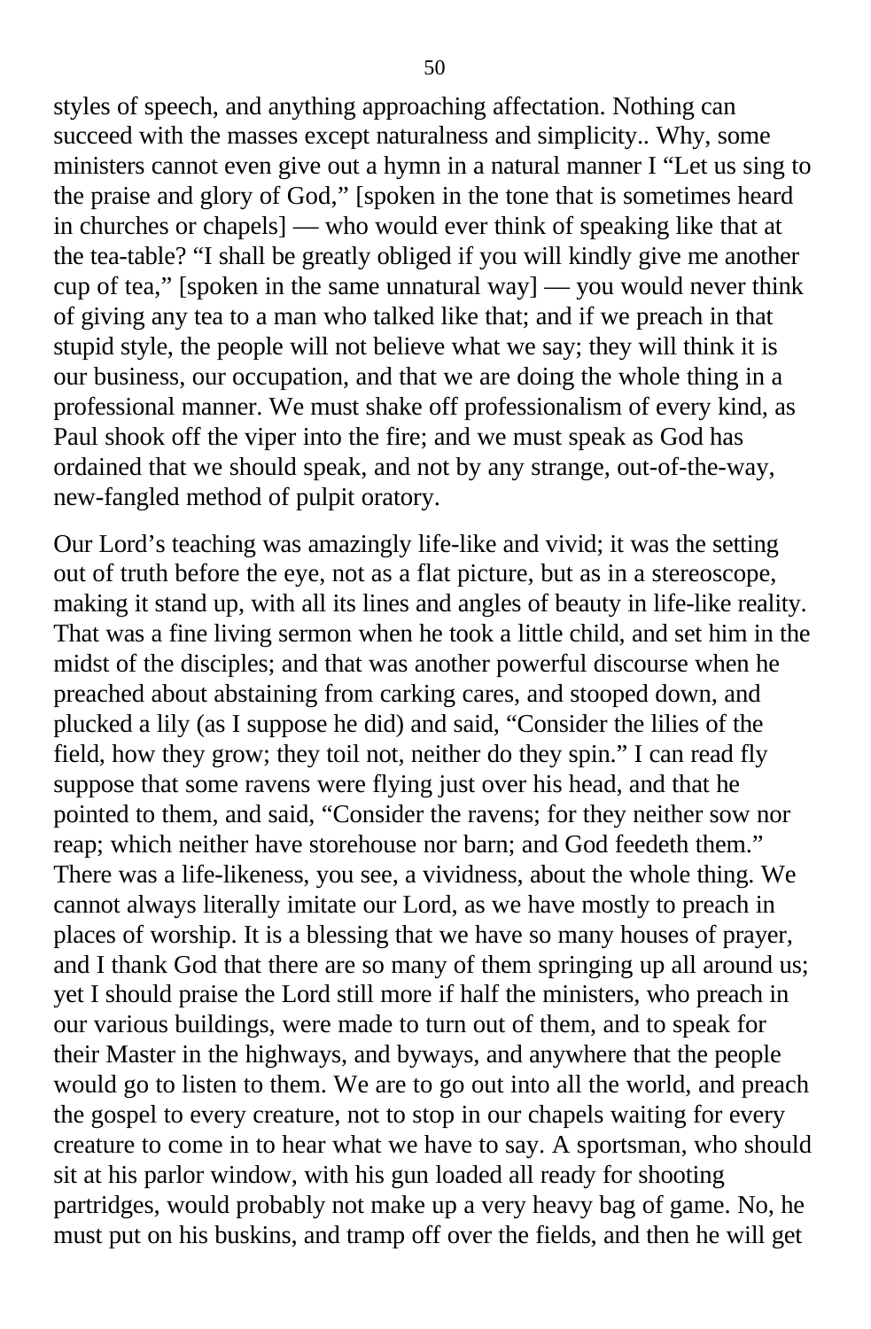styles of speech, and anything approaching affectation. Nothing can succeed with the masses except naturalness and simplicity.. Why, some ministers cannot even give out a hymn in a natural manner I “Let us sing to the praise and glory of God,” [spoken in the tone that is sometimes heard in churches or chapels] — who would ever think of speaking like that at the tea-table? “I shall be greatly obliged if you will kindly give me another cup of tea,” [spoken in the same unnatural way] — you would never think of giving any tea to a man who talked like that; and if we preach in that stupid style, the people will not believe what we say; they will think it is our business, our occupation, and that we are doing the whole thing in a professional manner. We must shake off professionalism of every kind, as Paul shook off the viper into the fire; and we must speak as God has ordained that we should speak, and not by any strange, out-of-the-way, new-fangled method of pulpit oratory.

Our Lord’s teaching was amazingly life-like and vivid; it was the setting out of truth before the eye, not as a flat picture, but as in a stereoscope, making it stand up, with all its lines and angles of beauty in life-like reality. That was a fine living sermon when he took a little child, and set him in the midst of the disciples; and that was another powerful discourse when he preached about abstaining from carking cares, and stooped down, and plucked a lily (as I suppose he did) and said, “Consider the lilies of the field, how they grow; they toil not, neither do they spin.” I can read fly suppose that some ravens were flying just over his head, and that he pointed to them, and said, “Consider the ravens; for they neither sow nor reap; which neither have storehouse nor barn; and God feedeth them.” There was a life-likeness, you see, a vividness, about the whole thing. We cannot always literally imitate our Lord, as we have mostly to preach in places of worship. It is a blessing that we have so many houses of prayer, and I thank God that there are so many of them springing up all around us; yet I should praise the Lord still more if half the ministers, who preach in our various buildings, were made to turn out of them, and to speak for their Master in the highways, and byways, and anywhere that the people would go to listen to them. We are to go out into all the world, and preach the gospel to every creature, not to stop in our chapels waiting for every creature to come in to hear what we have to say. A sportsman, who should sit at his parlor window, with his gun loaded all ready for shooting partridges, would probably not make up a very heavy bag of game. No, he must put on his buskins, and tramp off over the fields, and then he will get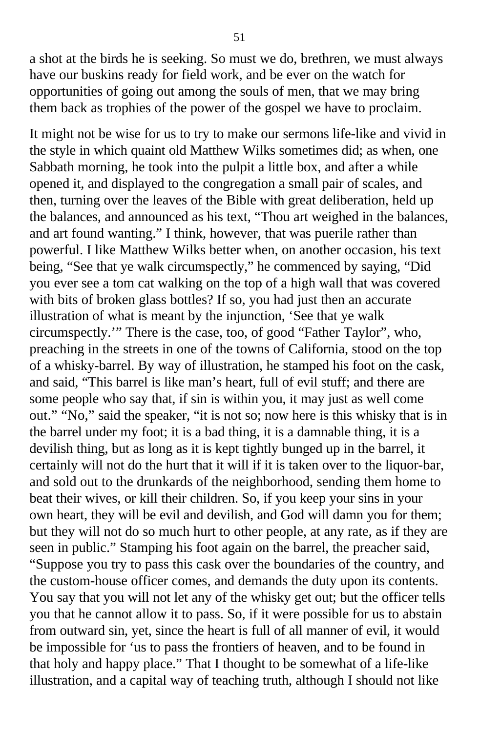a shot at the birds he is seeking. So must we do, brethren, we must always have our buskins ready for field work, and be ever on the watch for opportunities of going out among the souls of men, that we may bring them back as trophies of the power of the gospel we have to proclaim.

It might not be wise for us to try to make our sermons life-like and vivid in the style in which quaint old Matthew Wilks sometimes did; as when, one Sabbath morning, he took into the pulpit a little box, and after a while opened it, and displayed to the congregation a small pair of scales, and then, turning over the leaves of the Bible with great deliberation, held up the balances, and announced as his text, "Thou art weighed in the balances, and art found wanting." I think, however, that was puerile rather than powerful. I like Matthew Wilks better when, on another occasion, his text being, "See that ye walk circumspectly," he commenced by saying, "Did you ever see a tom cat walking on the top of a high wall that was covered with bits of broken glass bottles? If so, you had just then an accurate illustration of what is meant by the injunction, 'See that ye walk circumspectly.'" There is the case, too, of good "Father Taylor", who, preaching in the streets in one of the towns of California, stood on the top of a whisky-barrel. By way of illustration, he stamped his foot on the cask, and said, "This barrel is like man's heart, full of evil stuff; and there are some people who say that, if sin is within you, it may just as well come out." "No," said the speaker, "it is not so; now here is this whisky that is in the barrel under my foot; it is a bad thing, it is a damnable thing, it is a devilish thing, but as long as it is kept tightly bunged up in the barrel, it certainly will not do the hurt that it will if it is taken over to the liquor-bar, and sold out to the drunkards of the neighborhood, sending them home to beat their wives, or kill their children. So, if you keep your sins in your own heart, they will be evil and devilish, and God will damn you for them; but they will not do so much hurt to other people, at any rate, as if they are seen in public." Stamping his foot again on the barrel, the preacher said, "Suppose you try to pass this cask over the boundaries of the country, and the custom-house officer comes, and demands the duty upon its contents. You say that you will not let any of the whisky get out; but the officer tells you that he cannot allow it to pass. So, if it were possible for us to abstain from outward sin, yet, since the heart is full of all manner of evil, it would be impossible for 'us to pass the frontiers of heaven, and to be found in that holy and happy place." That I thought to be somewhat of a life-like illustration, and a capital way of teaching truth, although I should not like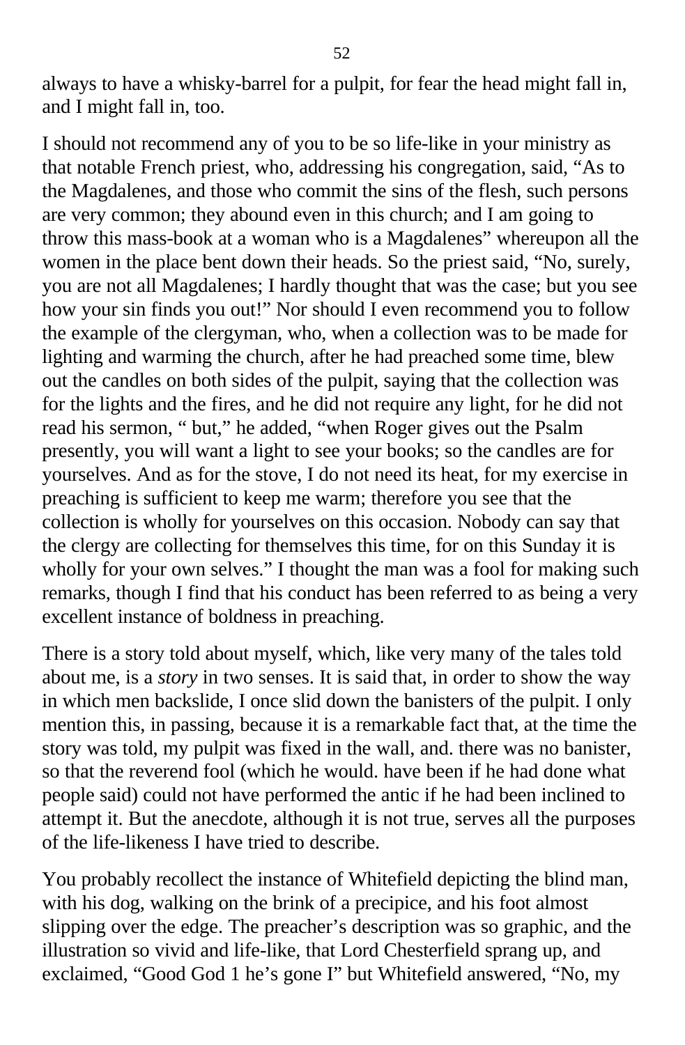always to have a whisky-barrel for a pulpit, for fear the head might fall in, and I might fall in, too.

I should not recommend any of you to be so life-like in your ministry as that notable French priest, who, addressing his congregation, said, “As to the Magdalenes, and those who commit the sins of the flesh, such persons are very common; they abound even in this church; and I am going to throw this mass-book at a woman who is a Magdalenes” whereupon all the women in the place bent down their heads. So the priest said, “No, surely, you are not all Magdalenes; I hardly thought that was the case; but you see how your sin finds you out!” Nor should I even recommend you to follow the example of the clergyman, who, when a collection was to be made for lighting and warming the church, after he had preached some time, blew out the candles on both sides of the pulpit, saying that the collection was for the lights and the fires, and he did not require any light, for he did not read his sermon, “ but,” he added, “when Roger gives out the Psalm presently, you will want a light to see your books; so the candles are for yourselves. And as for the stove, I do not need its heat, for my exercise in preaching is sufficient to keep me warm; therefore you see that the collection is wholly for yourselves on this occasion. Nobody can say that the clergy are collecting for themselves this time, for on this Sunday it is wholly for your own selves.” I thought the man was a fool for making such remarks, though I find that his conduct has been referred to as being a very excellent instance of boldness in preaching.

There is a story told about myself, which, like very many of the tales told about me, is a *story* in two senses. It is said that, in order to show the way in which men backslide, I once slid down the banisters of the pulpit. I only mention this, in passing, because it is a remarkable fact that, at the time the story was told, my pulpit was fixed in the wall, and. there was no banister, so that the reverend fool (which he would. have been if he had done what people said) could not have performed the antic if he had been inclined to attempt it. But the anecdote, although it is not true, serves all the purposes of the life-likeness I have tried to describe.

You probably recollect the instance of Whitefield depicting the blind man, with his dog, walking on the brink of a precipice, and his foot almost slipping over the edge. The preacher’s description was so graphic, and the illustration so vivid and life-like, that Lord Chesterfield sprang up, and exclaimed, “Good God 1 he’s gone I” but Whitefield answered, “No, my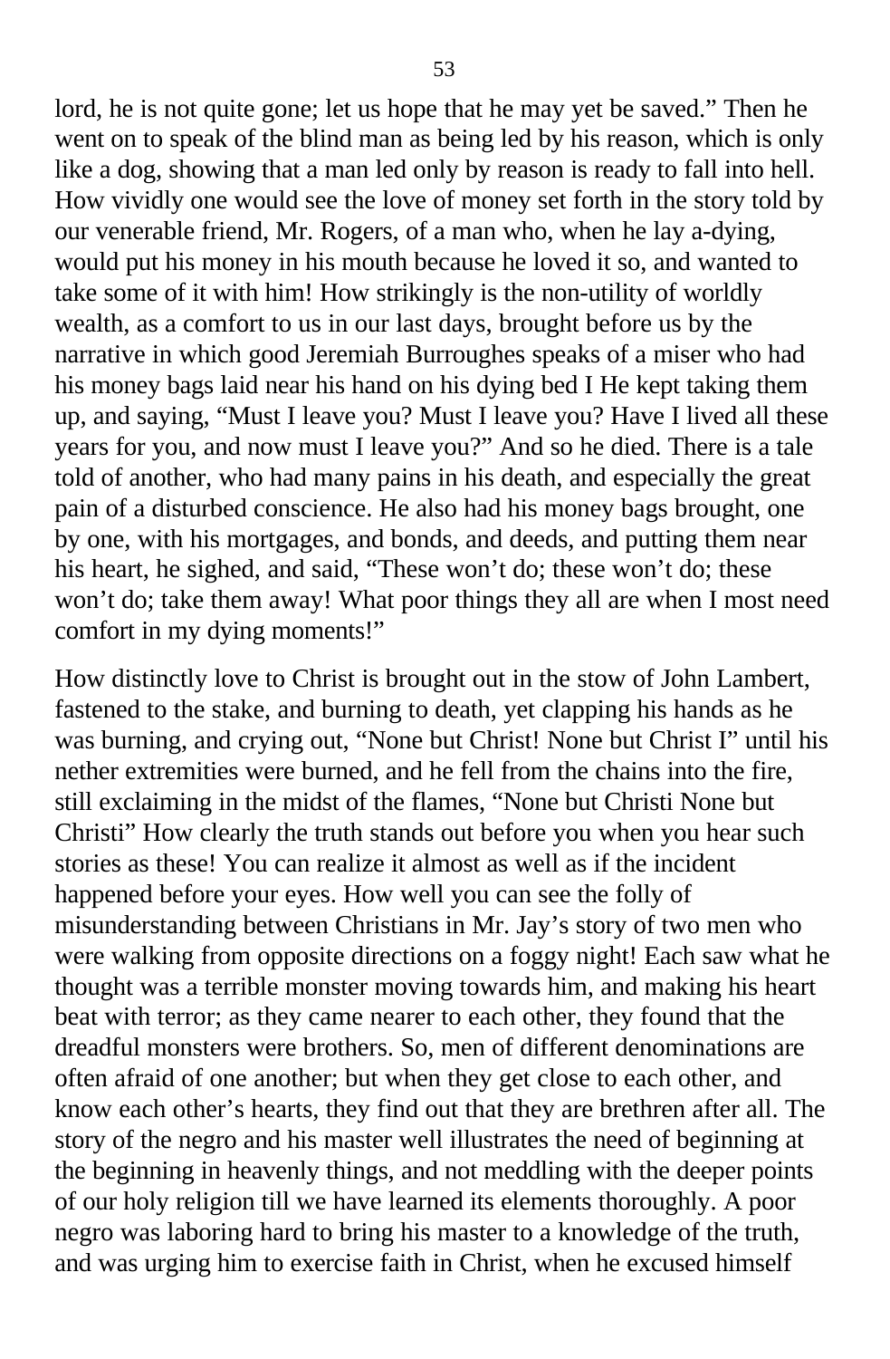lord, he is not quite gone; let us hope that he may yet be saved." Then he went on to speak of the blind man as being led by his reason, which is only like a dog, showing that a man led only by reason is ready to fall into hell. How vividly one would see the love of money set forth in the story told by our venerable friend, Mr. Rogers, of a man who, when he lay a-dying, would put his money in his mouth because he loved it so, and wanted to take some of it with him! How strikingly is the non-utility of worldly wealth, as a comfort to us in our last days, brought before us by the narrative in which good Jeremiah Burroughes speaks of a miser who had his money bags laid near his hand on his dying bed I He kept taking them up, and saying, "Must I leave you? Must I leave you? Have I lived all these years for you, and now must I leave you?" And so he died. There is a tale told of another, who had many pains in his death, and especially the great pain of a disturbed conscience. He also had his money bags brought, one by one, with his mortgages, and bonds, and deeds, and putting them near his heart, he sighed, and said, "These won't do; these won't do; these won't do; take them away! What poor things they all are when I most need comfort in my dying moments!"

How distinctly love to Christ is brought out in the stow of John Lambert, fastened to the stake, and burning to death, yet clapping his hands as he was burning, and crying out, "None but Christ! None but Christ I" until his nether extremities were burned, and he fell from the chains into the fire, still exclaiming in the midst of the flames, "None but Christi None but Christi" How clearly the truth stands out before you when you hear such stories as these! You can realize it almost as well as if the incident happened before your eyes. How well you can see the folly of misunderstanding between Christians in Mr. Jay's story of two men who were walking from opposite directions on a foggy night! Each saw what he thought was a terrible monster moving towards him, and making his heart beat with terror; as they came nearer to each other, they found that the dreadful monsters were brothers. So, men of different denominations are often afraid of one another; but when they get close to each other, and know each other's hearts, they find out that they are brethren after all. The story of the negro and his master well illustrates the need of beginning at the beginning in heavenly things, and not meddling with the deeper points of our holy religion till we have learned its elements thoroughly. A poor negro was laboring hard to bring his master to a knowledge of the truth, and was urging him to exercise faith in Christ, when he excused himself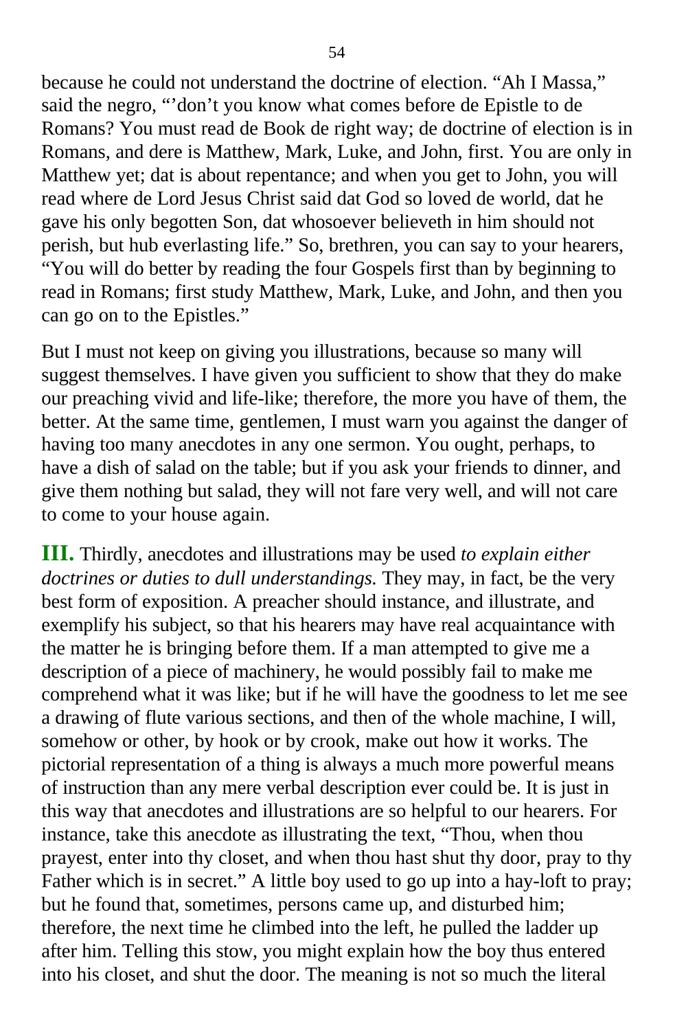because he could not understand the doctrine of election. "Ah I Massa," said the negro, "'don't you know what comes before de Epistle to de Romans? You must read de Book de right way; de doctrine of election is in Romans, and dere is Matthew, Mark, Luke, and John, first. You are only in Matthew yet; dat is about repentance; and when you get to John, you will read where de Lord Jesus Christ said dat God so loved de world, dat he gave his only begotten Son, dat whosoever believeth in him should not perish, but hub everlasting life." So, brethren, you can say to your hearers, "You will do better by reading the four Gospels first than by beginning to read in Romans; first study Matthew, Mark, Luke, and John, and then you can go on to the Epistles."

But I must not keep on giving you illustrations, because so many will suggest themselves. I have given you sufficient to show that they do make our preaching vivid and life-like; therefore, the more you have of them, the better. At the same time, gentlemen, I must warn you against the danger of having too many anecdotes in any one sermon. You ought, perhaps, to have a dish of salad on the table; but if you ask your friends to dinner, and give them nothing but salad, they will not fare very well, and will not care to come to your house again.

**III.** Thirdly, anecdotes and illustrations may be used *to explain either doctrines or duties to dull understandings.* They may, in fact, be the very best form of exposition. A preacher should instance, and illustrate, and exemplify his subject, so that his hearers may have real acquaintance with the matter he is bringing before them. If a man attempted to give me a description of a piece of machinery, he would possibly fail to make me comprehend what it was like; but if he will have the goodness to let me see a drawing of flute various sections, and then of the whole machine, I will, somehow or other, by hook or by crook, make out how it works. The pictorial representation of a thing is always a much more powerful means of instruction than any mere verbal description ever could be. It is just in this way that anecdotes and illustrations are so helpful to our hearers. For instance, take this anecdote as illustrating the text, "Thou, when thou prayest, enter into thy closet, and when thou hast shut thy door, pray to thy Father which is in secret." A little boy used to go up into a hay-loft to pray; but he found that, sometimes, persons came up, and disturbed him; therefore, the next time he climbed into the left, he pulled the ladder up after him. Telling this stow, you might explain how the boy thus entered into his closet, and shut the door. The meaning is not so much the literal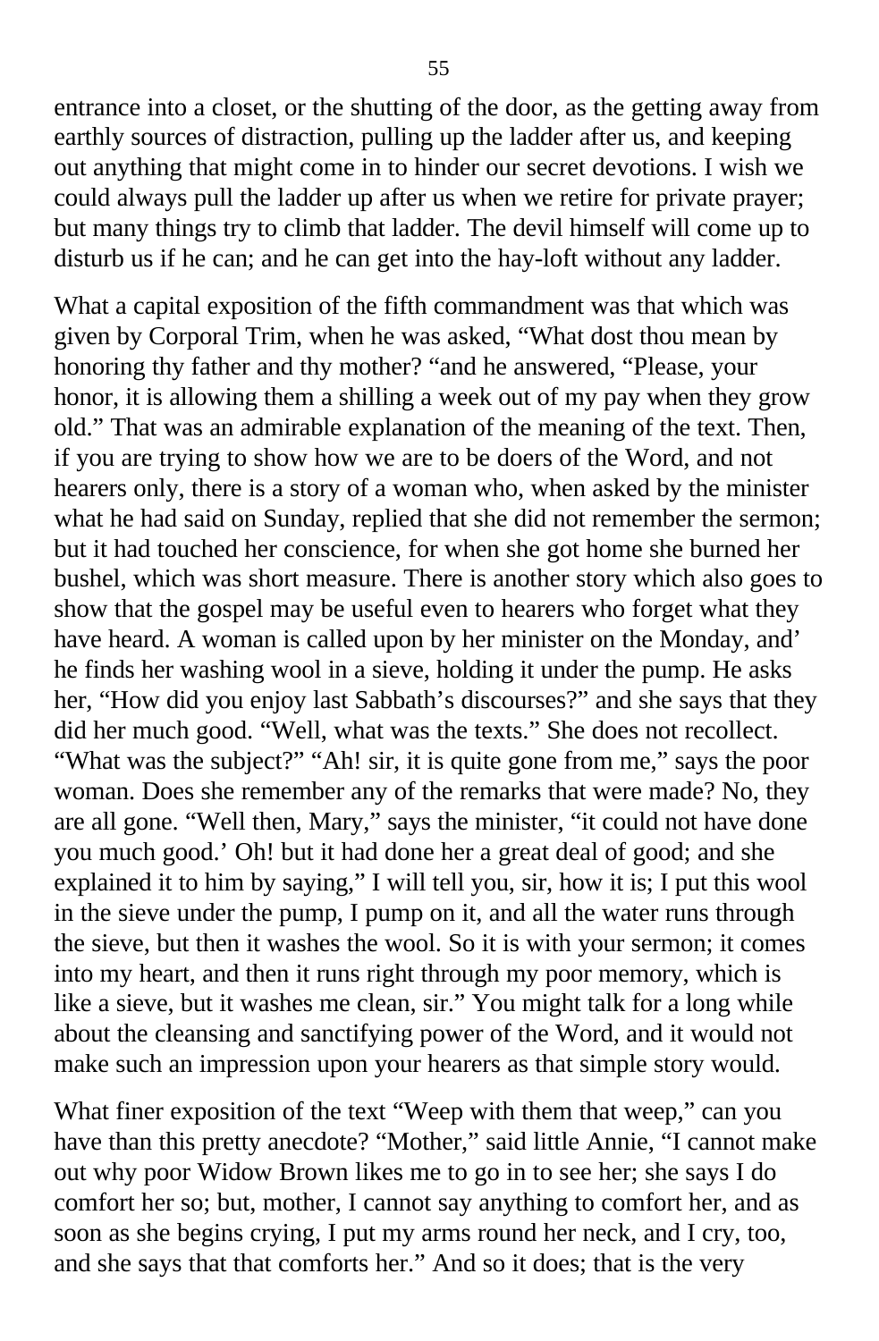entrance into a closet, or the shutting of the door, as the getting away from earthly sources of distraction, pulling up the ladder after us, and keeping out anything that might come in to hinder our secret devotions. I wish we could always pull the ladder up after us when we retire for private prayer; but many things try to climb that ladder. The devil himself will come up to disturb us if he can; and he can get into the hay-loft without any ladder.

What a capital exposition of the fifth commandment was that which was given by Corporal Trim, when he was asked, "What dost thou mean by honoring thy father and thy mother? "and he answered, "Please, your honor, it is allowing them a shilling a week out of my pay when they grow old." That was an admirable explanation of the meaning of the text. Then, if you are trying to show how we are to be doers of the Word, and not hearers only, there is a story of a woman who, when asked by the minister what he had said on Sunday, replied that she did not remember the sermon; but it had touched her conscience, for when she got home she burned her bushel, which was short measure. There is another story which also goes to show that the gospel may be useful even to hearers who forget what they have heard. A woman is called upon by her minister on the Monday, and' he finds her washing wool in a sieve, holding it under the pump. He asks her, "How did you enjoy last Sabbath's discourses?" and she says that they did her much good. "Well, what was the texts." She does not recollect. "What was the subject?" "Ah! sir, it is quite gone from me," says the poor woman. Does she remember any of the remarks that were made? No, they are all gone. "Well then, Mary," says the minister, "it could not have done you much good.' Oh! but it had done her a great deal of good; and she explained it to him by saying," I will tell you, sir, how it is; I put this wool in the sieve under the pump, I pump on it, and all the water runs through the sieve, but then it washes the wool. So it is with your sermon; it comes into my heart, and then it runs right through my poor memory, which is like a sieve, but it washes me clean, sir." You might talk for a long while about the cleansing and sanctifying power of the Word, and it would not make such an impression upon your hearers as that simple story would.

What finer exposition of the text "Weep with them that weep," can you have than this pretty anecdote? "Mother," said little Annie, "I cannot make out why poor Widow Brown likes me to go in to see her; she says I do comfort her so; but, mother, I cannot say anything to comfort her, and as soon as she begins crying, I put my arms round her neck, and I cry, too, and she says that that comforts her." And so it does; that is the very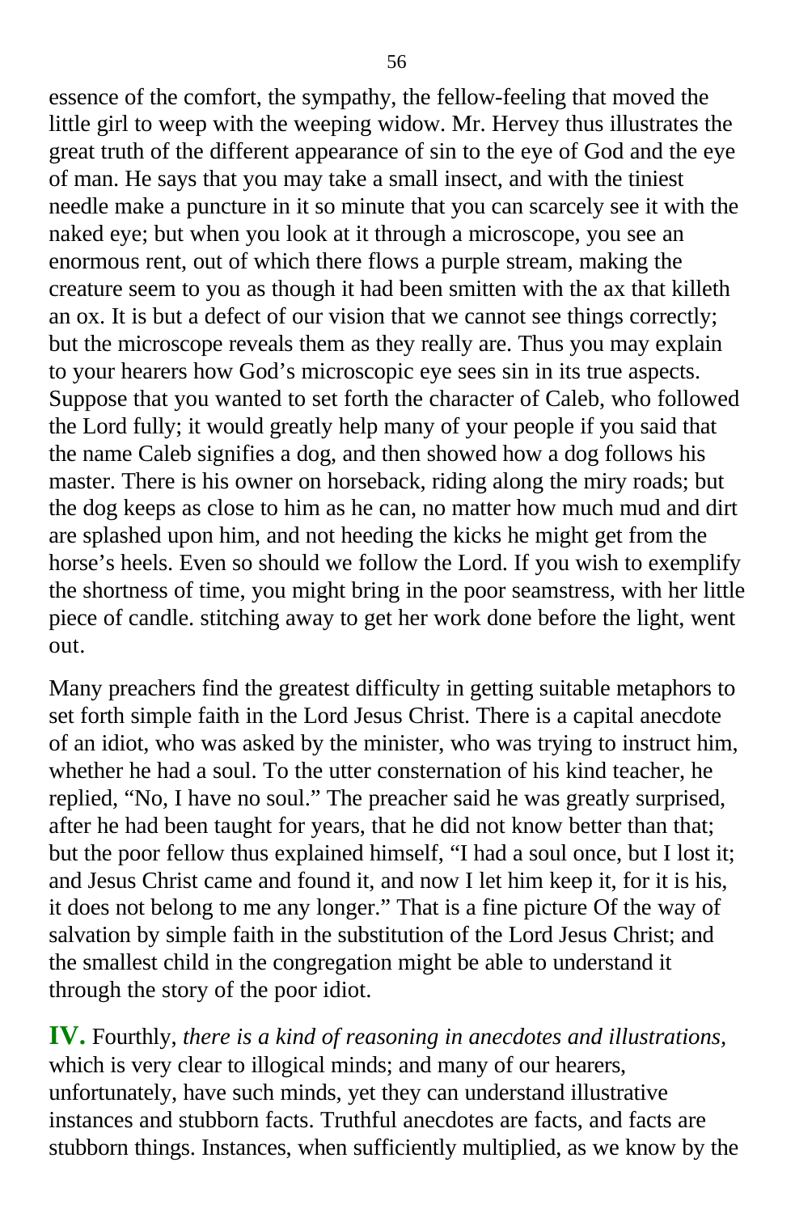essence of the comfort, the sympathy, the fellow-feeling that moved the little girl to weep with the weeping widow. Mr. Hervey thus illustrates the great truth of the different appearance of sin to the eye of God and the eye of man. He says that you may take a small insect, and with the tiniest needle make a puncture in it so minute that you can scarcely see it with the naked eye; but when you look at it through a microscope, you see an enormous rent, out of which there flows a purple stream, making the creature seem to you as though it had been smitten with the ax that killeth an ox. It is but a defect of our vision that we cannot see things correctly; but the microscope reveals them as they really are. Thus you may explain to your hearers how God's microscopic eye sees sin in its true aspects. Suppose that you wanted to set forth the character of Caleb, who followed the Lord fully; it would greatly help many of your people if you said that the name Caleb signifies a dog, and then showed how a dog follows his master. There is his owner on horseback, riding along the miry roads; but the dog keeps as close to him as he can, no matter how much mud and dirt are splashed upon him, and not heeding the kicks he might get from the horse's heels. Even so should we follow the Lord. If you wish to exemplify the shortness of time, you might bring in the poor seamstress, with her little piece of candle. stitching away to get her work done before the light, went out.

Many preachers find the greatest difficulty in getting suitable metaphors to set forth simple faith in the Lord Jesus Christ. There is a capital anecdote of an idiot, who was asked by the minister, who was trying to instruct him, whether he had a soul. To the utter consternation of his kind teacher, he replied, "No, I have no soul." The preacher said he was greatly surprised, after he had been taught for years, that he did not know better than that; but the poor fellow thus explained himself, "I had a soul once, but I lost it; and Jesus Christ came and found it, and now I let him keep it, for it is his, it does not belong to me any longer." That is a fine picture Of the way of salvation by simple faith in the substitution of the Lord Jesus Christ; and the smallest child in the congregation might be able to understand it through the story of the poor idiot.

**IV.** Fourthly, *there is a kind of reasoning in anecdotes and illustrations,* which is very clear to illogical minds; and many of our hearers, unfortunately, have such minds, yet they can understand illustrative instances and stubborn facts. Truthful anecdotes are facts, and facts are stubborn things. Instances, when sufficiently multiplied, as we know by the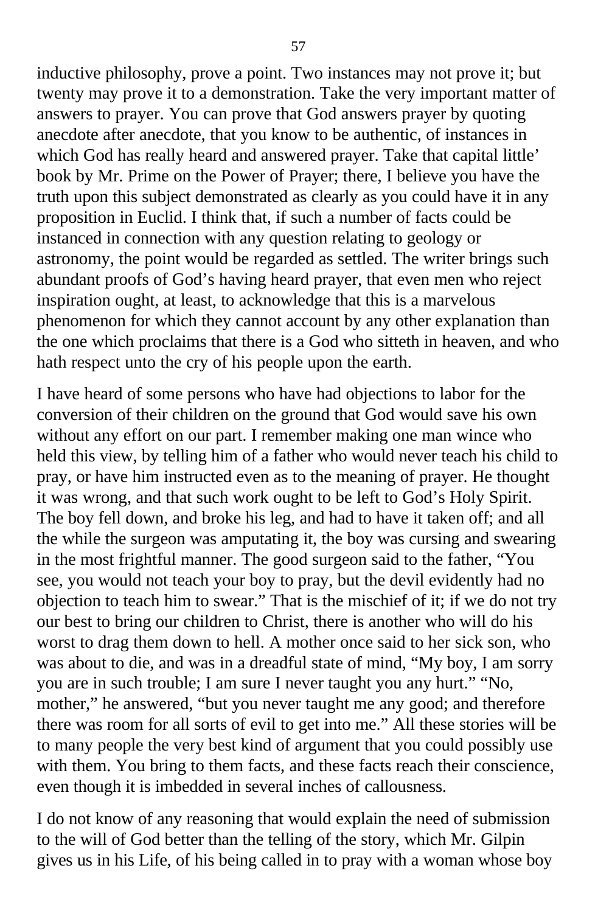inductive philosophy, prove a point. Two instances may not prove it; but twenty may prove it to a demonstration. Take the very important matter of answers to prayer. You can prove that God answers prayer by quoting anecdote after anecdote, that you know to be authentic, of instances in which God has really heard and answered prayer. Take that capital little' book by Mr. Prime on the Power of Prayer; there, I believe you have the truth upon this subject demonstrated as clearly as you could have it in any proposition in Euclid. I think that, if such a number of facts could be instanced in connection with any question relating to geology or astronomy, the point would be regarded as settled. The writer brings such abundant proofs of God's having heard prayer, that even men who reject inspiration ought, at least, to acknowledge that this is a marvelous phenomenon for which they cannot account by any other explanation than the one which proclaims that there is a God who sitteth in heaven, and who hath respect unto the cry of his people upon the earth.

I have heard of some persons who have had objections to labor for the conversion of their children on the ground that God would save his own without any effort on our part. I remember making one man wince who held this view, by telling him of a father who would never teach his child to pray, or have him instructed even as to the meaning of prayer. He thought it was wrong, and that such work ought to be left to God's Holy Spirit. The boy fell down, and broke his leg, and had to have it taken off; and all the while the surgeon was amputating it, the boy was cursing and swearing in the most frightful manner. The good surgeon said to the father, "You see, you would not teach your boy to pray, but the devil evidently had no objection to teach him to swear." That is the mischief of it; if we do not try our best to bring our children to Christ, there is another who will do his worst to drag them down to hell. A mother once said to her sick son, who was about to die, and was in a dreadful state of mind, "My boy, I am sorry you are in such trouble; I am sure I never taught you any hurt." "No, mother," he answered, "but you never taught me any good; and therefore there was room for all sorts of evil to get into me." All these stories will be to many people the very best kind of argument that you could possibly use with them. You bring to them facts, and these facts reach their conscience, even though it is imbedded in several inches of callousness.

I do not know of any reasoning that would explain the need of submission to the will of God better than the telling of the story, which Mr. Gilpin gives us in his Life, of his being called in to pray with a woman whose boy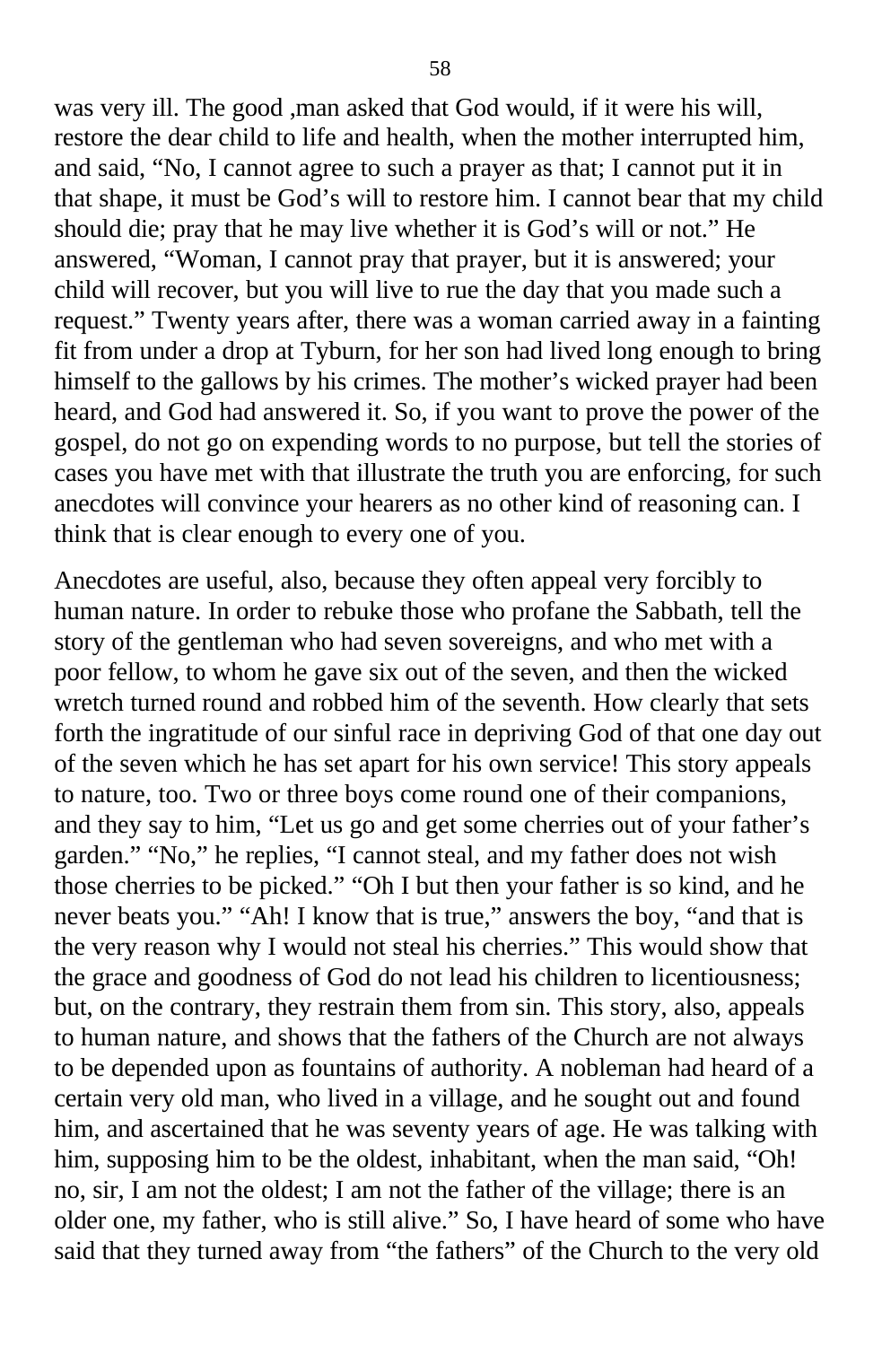was very ill. The good ,man asked that God would, if it were his will, restore the dear child to life and health, when the mother interrupted him, and said, “No, I cannot agree to such a prayer as that; I cannot put it in that shape, it must be God’s will to restore him. I cannot bear that my child should die; pray that he may live whether it is God’s will or not.” He answered, “Woman, I cannot pray that prayer, but it is answered; your child will recover, but you will live to rue the day that you made such a request.” Twenty years after, there was a woman carried away in a fainting fit from under a drop at Tyburn, for her son had lived long enough to bring himself to the gallows by his crimes. The mother’s wicked prayer had been heard, and God had answered it. So, if you want to prove the power of the gospel, do not go on expending words to no purpose, but tell the stories of cases you have met with that illustrate the truth you are enforcing, for such anecdotes will convince your hearers as no other kind of reasoning can. I think that is clear enough to every one of you.

Anecdotes are useful, also, because they often appeal very forcibly to human nature. In order to rebuke those who profane the Sabbath, tell the story of the gentleman who had seven sovereigns, and who met with a poor fellow, to whom he gave six out of the seven, and then the wicked wretch turned round and robbed him of the seventh. How clearly that sets forth the ingratitude of our sinful race in depriving God of that one day out of the seven which he has set apart for his own service! This story appeals to nature, too. Two or three boys come round one of their companions, and they say to him, “Let us go and get some cherries out of your father’s garden.” “No,” he replies, “I cannot steal, and my father does not wish those cherries to be picked.” “Oh I but then your father is so kind, and he never beats you.” “Ah! I know that is true,” answers the boy, “and that is the very reason why I would not steal his cherries.” This would show that the grace and goodness of God do not lead his children to licentiousness; but, on the contrary, they restrain them from sin. This story, also, appeals to human nature, and shows that the fathers of the Church are not always to be depended upon as fountains of authority. A nobleman had heard of a certain very old man, who lived in a village, and he sought out and found him, and ascertained that he was seventy years of age. He was talking with him, supposing him to be the oldest, inhabitant, when the man said, “Oh! no, sir, I am not the oldest; I am not the father of the village; there is an older one, my father, who is still alive.” So, I have heard of some who have said that they turned away from “the fathers” of the Church to the very old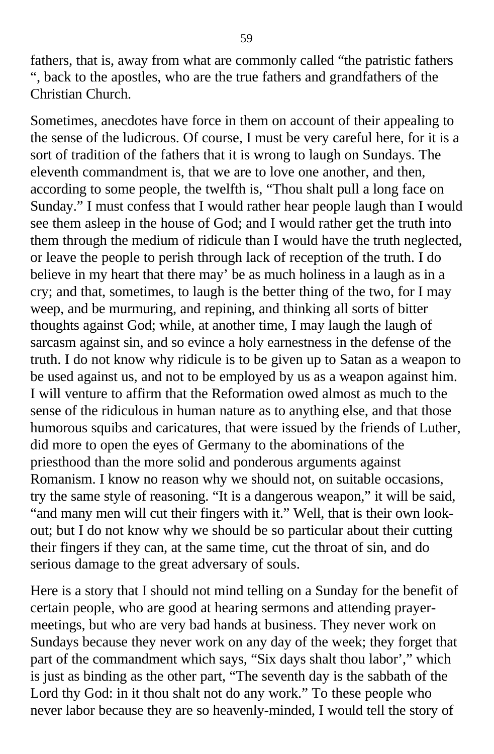fathers, that is, away from what are commonly called "the patristic fathers ", back to the apostles, who are the true fathers and grandfathers of the Christian Church.

Sometimes, anecdotes have force in them on account of their appealing to the sense of the ludicrous. Of course, I must be very careful here, for it is a sort of tradition of the fathers that it is wrong to laugh on Sundays. The eleventh commandment is, that we are to love one another, and then, according to some people, the twelfth is, "Thou shalt pull a long face on Sunday." I must confess that I would rather hear people laugh than I would see them asleep in the house of God; and I would rather get the truth into them through the medium of ridicule than I would have the truth neglected, or leave the people to perish through lack of reception of the truth. I do believe in my heart that there may' be as much holiness in a laugh as in a cry; and that, sometimes, to laugh is the better thing of the two, for I may weep, and be murmuring, and repining, and thinking all sorts of bitter thoughts against God; while, at another time, I may laugh the laugh of sarcasm against sin, and so evince a holy earnestness in the defense of the truth. I do not know why ridicule is to be given up to Satan as a weapon to be used against us, and not to be employed by us as a weapon against him. I will venture to affirm that the Reformation owed almost as much to the sense of the ridiculous in human nature as to anything else, and that those humorous squibs and caricatures, that were issued by the friends of Luther, did more to open the eyes of Germany to the abominations of the priesthood than the more solid and ponderous arguments against Romanism. I know no reason why we should not, on suitable occasions, try the same style of reasoning. "It is a dangerous weapon," it will be said, "and many men will cut their fingers with it." Well, that is their own look-out; but I do not know why we should be so particular about their cutting their fingers if they can, at the same time, cut the throat of sin, and do serious damage to the great adversary of souls.

Here is a story that I should not mind telling on a Sunday for the benefit of certain people, who are good at hearing sermons and attending prayer-meetings, but who are very bad hands at business. They never work on Sundays because they never work on any day of the week; they forget that part of the commandment which says, "Six days shalt thou labor'," which is just as binding as the other part, "The seventh day is the sabbath of the Lord thy God: in it thou shalt not do any work." To these people who never labor because they are so heavenly-minded, I would tell the story of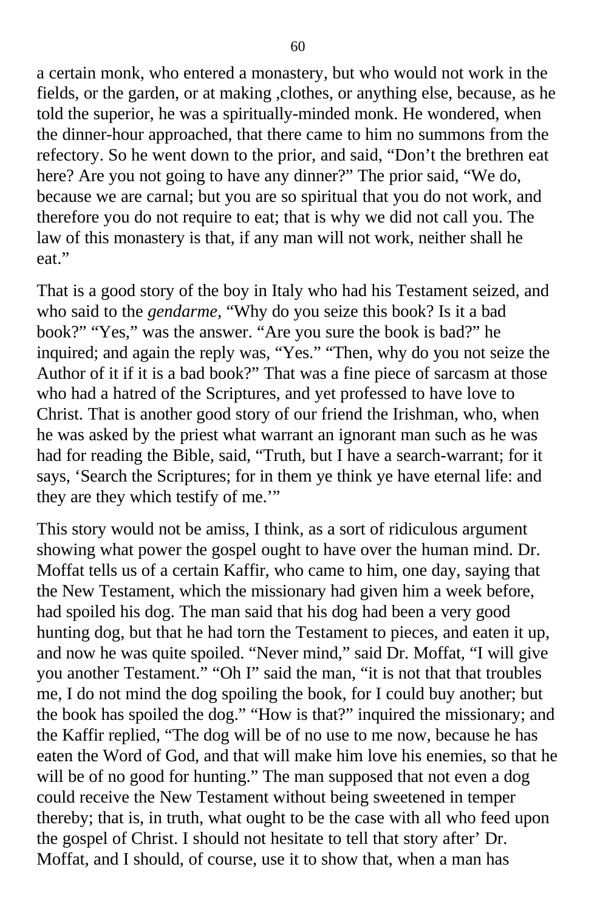a certain monk, who entered a monastery, but who would not work in the fields, or the garden, or at making ,clothes, or anything else, because, as he told the superior, he was a spiritually-minded monk. He wondered, when the dinner-hour approached, that there came to him no summons from the refectory. So he went down to the prior, and said, "Don't the brethren eat here? Are you not going to have any dinner?" The prior said, "We do, because we are carnal; but you are so spiritual that you do not work, and therefore you do not require to eat; that is why we did not call you. The law of this monastery is that, if any man will not work, neither shall he eat."

That is a good story of the boy in Italy who had his Testament seized, and who said to the *gendarme,* "Why do you seize this book? Is it a bad book?" "Yes," was the answer. "Are you sure the book is bad?" he inquired; and again the reply was, "Yes." "Then, why do you not seize the Author of it if it is a bad book?" That was a fine piece of sarcasm at those who had a hatred of the Scriptures, and yet professed to have love to Christ. That is another good story of our friend the Irishman, who, when he was asked by the priest what warrant an ignorant man such as he was had for reading the Bible, said, "Truth, but I have a search-warrant; for it says, 'Search the Scriptures; for in them ye think ye have eternal life: and they are they which testify of me.'"

This story would not be amiss, I think, as a sort of ridiculous argument showing what power the gospel ought to have over the human mind. Dr. Moffat tells us of a certain Kaffir, who came to him, one day, saying that the New Testament, which the missionary had given him a week before, had spoiled his dog. The man said that his dog had been a very good hunting dog, but that he had torn the Testament to pieces, and eaten it up, and now he was quite spoiled. "Never mind," said Dr. Moffat, "I will give you another Testament." "Oh I" said the man, "it is not that that troubles me, I do not mind the dog spoiling the book, for I could buy another; but the book has spoiled the dog." "How is that?" inquired the missionary; and the Kaffir replied, "The dog will be of no use to me now, because he has eaten the Word of God, and that will make him love his enemies, so that he will be of no good for hunting." The man supposed that not even a dog could receive the New Testament without being sweetened in temper thereby; that is, in truth, what ought to be the case with all who feed upon the gospel of Christ. I should not hesitate to tell that story after' Dr. Moffat, and I should, of course, use it to show that, when a man has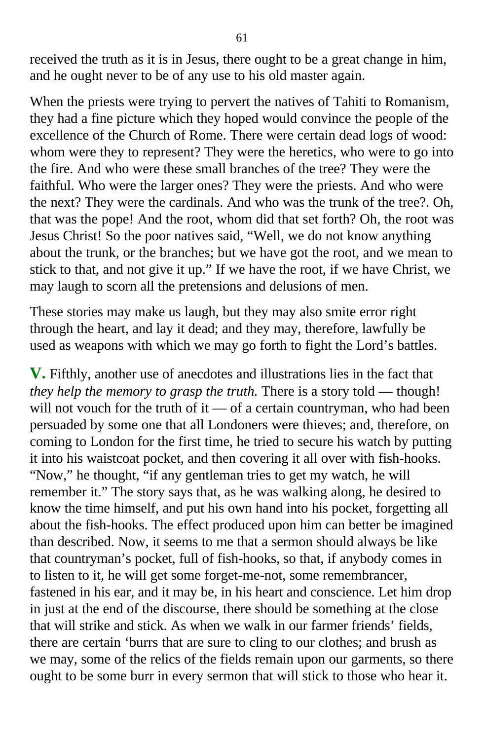received the truth as it is in Jesus, there ought to be a great change in him, and he ought never to be of any use to his old master again.

When the priests were trying to pervert the natives of Tahiti to Romanism, they had a fine picture which they hoped would convince the people of the excellence of the Church of Rome. There were certain dead logs of wood: whom were they to represent? They were the heretics, who were to go into the fire. And who were these small branches of the tree? They were the faithful. Who were the larger ones? They were the priests. And who were the next? They were the cardinals. And who was the trunk of the tree?. Oh, that was the pope! And the root, whom did that set forth? Oh, the root was Jesus Christ! So the poor natives said, "Well, we do not know anything about the trunk, or the branches; but we have got the root, and we mean to stick to that, and not give it up." If we have the root, if we have Christ, we may laugh to scorn all the pretensions and delusions of men.

These stories may make us laugh, but they may also smite error right through the heart, and lay it dead; and they may, therefore, lawfully be used as weapons with which we may go forth to fight the Lord's battles.

**V.** Fifthly, another use of anecdotes and illustrations lies in the fact that *they help the memory to grasp the truth.* There is a story told — though! will not vouch for the truth of it — of a certain countryman, who had been persuaded by some one that all Londoners were thieves; and, therefore, on coming to London for the first time, he tried to secure his watch by putting it into his waistcoat pocket, and then covering it all over with fish-hooks. "Now," he thought, "if any gentleman tries to get my watch, he will remember it." The story says that, as he was walking along, he desired to know the time himself, and put his own hand into his pocket, forgetting all about the fish-hooks. The effect produced upon him can better be imagined than described. Now, it seems to me that a sermon should always be like that countryman's pocket, full of fish-hooks, so that, if anybody comes in to listen to it, he will get some forget-me-not, some remembrancer, fastened in his ear, and it may be, in his heart and conscience. Let him drop in just at the end of the discourse, there should be something at the close that will strike and stick. As when we walk in our farmer friends' fields, there are certain 'burrs that are sure to cling to our clothes; and brush as we may, some of the relics of the fields remain upon our garments, so there ought to be some burr in every sermon that will stick to those who hear it.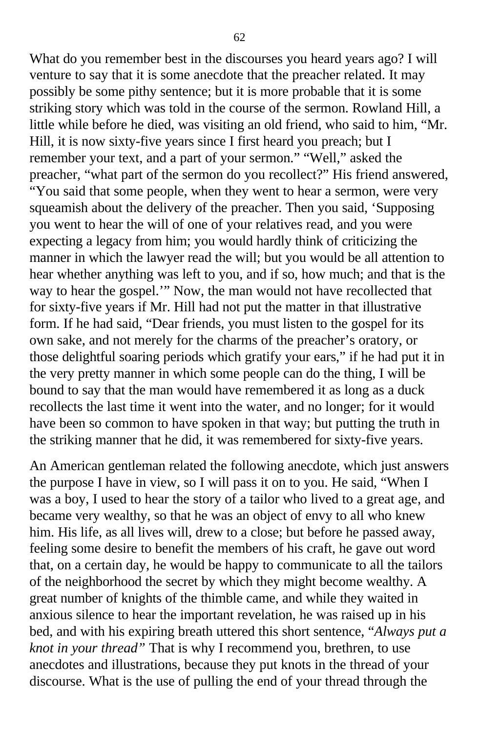What do you remember best in the discourses you heard years ago? I will venture to say that it is some anecdote that the preacher related. It may possibly be some pithy sentence; but it is more probable that it is some striking story which was told in the course of the sermon. Rowland Hill, a little while before he died, was visiting an old friend, who said to him, "Mr. Hill, it is now sixty-five years since I first heard you preach; but I remember your text, and a part of your sermon." "Well," asked the preacher, "what part of the sermon do you recollect?" His friend answered, "You said that some people, when they went to hear a sermon, were very squeamish about the delivery of the preacher. Then you said, 'Supposing you went to hear the will of one of your relatives read, and you were expecting a legacy from him; you would hardly think of criticizing the manner in which the lawyer read the will; but you would be all attention to hear whether anything was left to you, and if so, how much; and that is the way to hear the gospel.'" Now, the man would not have recollected that for sixty-five years if Mr. Hill had not put the matter in that illustrative form. If he had said, "Dear friends, you must listen to the gospel for its own sake, and not merely for the charms of the preacher's oratory, or those delightful soaring periods which gratify your ears," if he had put it in the very pretty manner in which some people can do the thing, I will be bound to say that the man would have remembered it as long as a duck recollects the last time it went into the water, and no longer; for it would have been so common to have spoken in that way; but putting the truth in the striking manner that he did, it was remembered for sixty-five years.

An American gentleman related the following anecdote, which just answers the purpose I have in view, so I will pass it on to you. He said, "When I was a boy, I used to hear the story of a tailor who lived to a great age, and became very wealthy, so that he was an object of envy to all who knew him. His life, as all lives will, drew to a close; but before he passed away, feeling some desire to benefit the members of his craft, he gave out word that, on a certain day, he would be happy to communicate to all the tailors of the neighborhood the secret by which they might become wealthy. A great number of knights of the thimble came, and while they waited in anxious silence to hear the important revelation, he was raised up in his bed, and with his expiring breath uttered this short sentence, "*Always put a knot in your thread"* That is why I recommend you, brethren, to use anecdotes and illustrations, because they put knots in the thread of your discourse. What is the use of pulling the end of your thread through the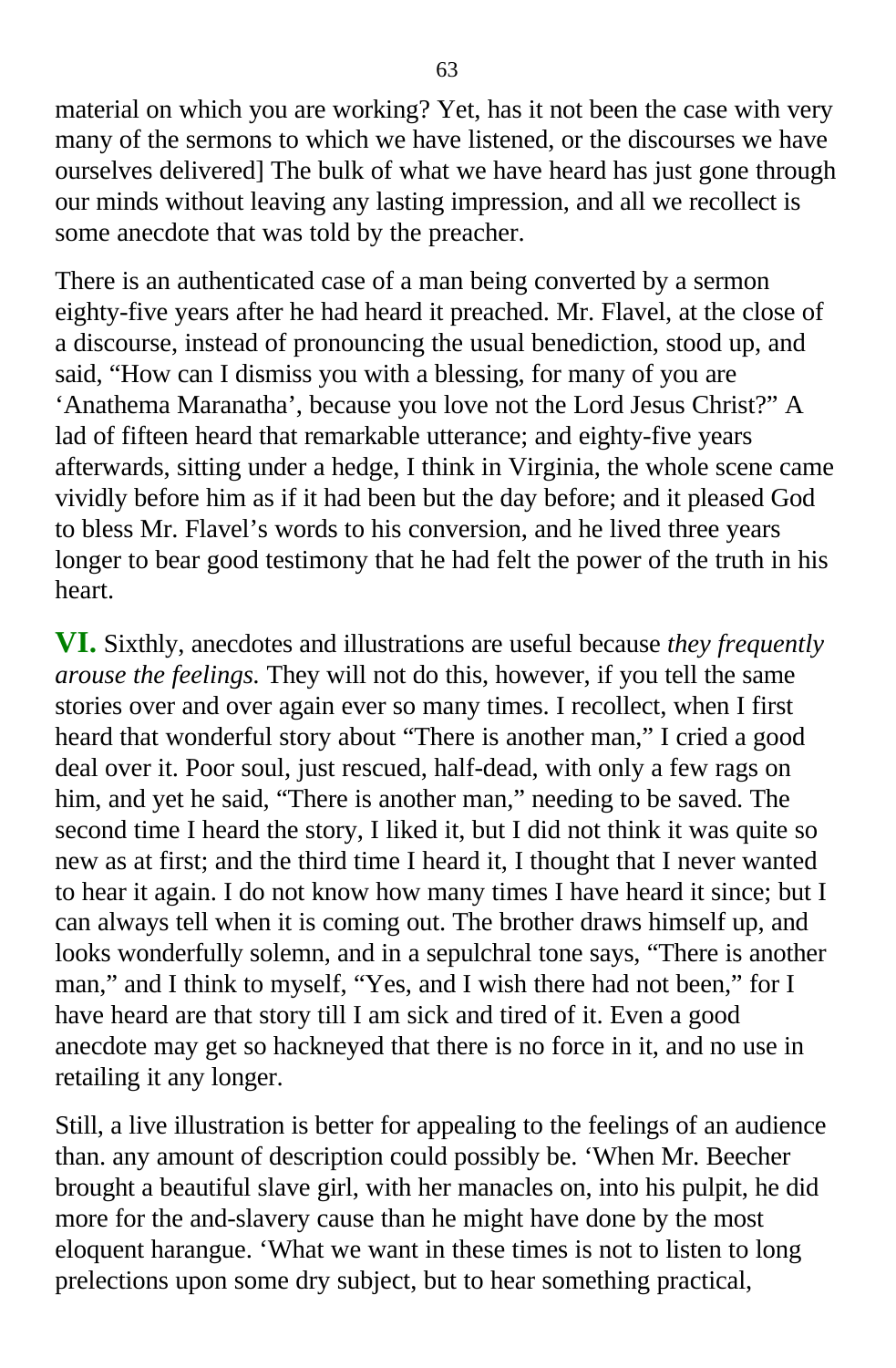material on which you are working? Yet, has it not been the case with very many of the sermons to which we have listened, or the discourses we have ourselves delivered] The bulk of what we have heard has just gone through our minds without leaving any lasting impression, and all we recollect is some anecdote that was told by the preacher.

There is an authenticated case of a man being converted by a sermon eighty-five years after he had heard it preached. Mr. Flavel, at the close of a discourse, instead of pronouncing the usual benediction, stood up, and said, “How can I dismiss you with a blessing, for many of you are ‘Anathema Maranatha’, because you love not the Lord Jesus Christ?” A lad of fifteen heard that remarkable utterance; and eighty-five years afterwards, sitting under a hedge, I think in Virginia, the whole scene came vividly before him as if it had been but the day before; and it pleased God to bless Mr. Flavel’s words to his conversion, and he lived three years longer to bear good testimony that he had felt the power of the truth in his heart.

**VI.** Sixthly, anecdotes and illustrations are useful because *they frequently arouse the feelings.* They will not do this, however, if you tell the same stories over and over again ever so many times. I recollect, when I first heard that wonderful story about “There is another man,” I cried a good deal over it. Poor soul, just rescued, half-dead, with only a few rags on him, and yet he said, “There is another man,” needing to be saved. The second time I heard the story, I liked it, but I did not think it was quite so new as at first; and the third time I heard it, I thought that I never wanted to hear it again. I do not know how many times I have heard it since; but I can always tell when it is coming out. The brother draws himself up, and looks wonderfully solemn, and in a sepulchral tone says, “There is another man,” and I think to myself, “Yes, and I wish there had not been,” for I have heard are that story till I am sick and tired of it. Even a good anecdote may get so hackneyed that there is no force in it, and no use in retailing it any longer.

Still, a live illustration is better for appealing to the feelings of an audience than. any amount of description could possibly be. ‘When Mr. Beecher brought a beautiful slave girl, with her manacles on, into his pulpit, he did more for the and-slavery cause than he might have done by the most eloquent harangue. ‘What we want in these times is not to listen to long prelections upon some dry subject, but to hear something practical,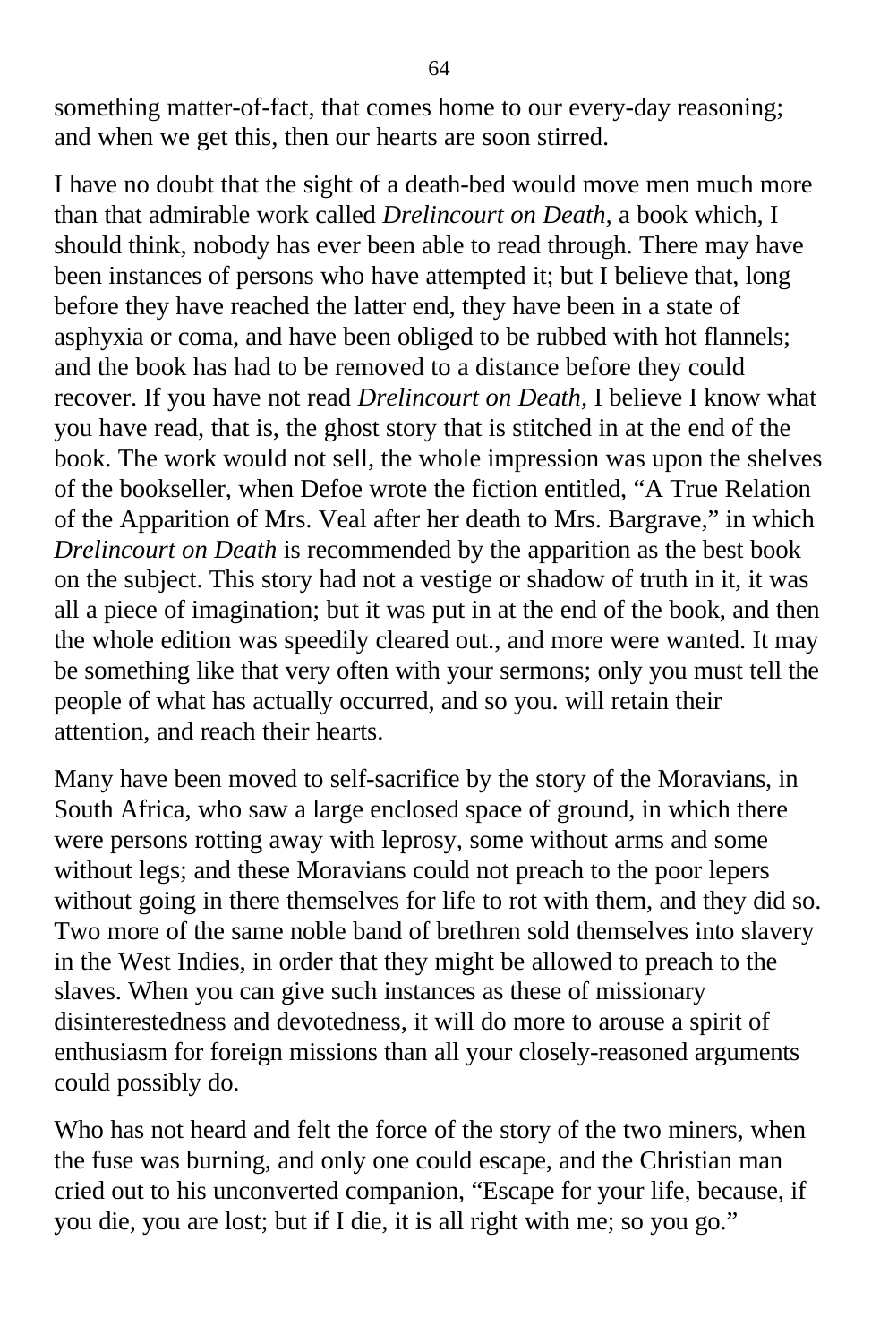something matter-of-fact, that comes home to our every-day reasoning; and when we get this, then our hearts are soon stirred.

I have no doubt that the sight of a death-bed would move men much more than that admirable work called *Drelincourt on Death*, a book which, I should think, nobody has ever been able to read through. There may have been instances of persons who have attempted it; but I believe that, long before they have reached the latter end, they have been in a state of asphyxia or coma, and have been obliged to be rubbed with hot flannels; and the book has had to be removed to a distance before they could recover. If you have not read *Drelincourt on Death,* I believe I know what you have read, that is, the ghost story that is stitched in at the end of the book. The work would not sell, the whole impression was upon the shelves of the bookseller, when Defoe wrote the fiction entitled, "A True Relation of the Apparition of Mrs. Veal after her death to Mrs. Bargrave," in which *Drelincourt on Death* is recommended by the apparition as the best book on the subject. This story had not a vestige or shadow of truth in it, it was all a piece of imagination; but it was put in at the end of the book, and then the whole edition was speedily cleared out., and more were wanted. It may be something like that very often with your sermons; only you must tell the people of what has actually occurred, and so you. will retain their attention, and reach their hearts.

Many have been moved to self-sacrifice by the story of the Moravians, in South Africa, who saw a large enclosed space of ground, in which there were persons rotting away with leprosy, some without arms and some without legs; and these Moravians could not preach to the poor lepers without going in there themselves for life to rot with them, and they did so. Two more of the same noble band of brethren sold themselves into slavery in the West Indies, in order that they might be allowed to preach to the slaves. When you can give such instances as these of missionary disinterestedness and devotedness, it will do more to arouse a spirit of enthusiasm for foreign missions than all your closely-reasoned arguments could possibly do.

Who has not heard and felt the force of the story of the two miners, when the fuse was burning, and only one could escape, and the Christian man cried out to his unconverted companion, "Escape for your life, because, if you die, you are lost; but if I die, it is all right with me; so you go."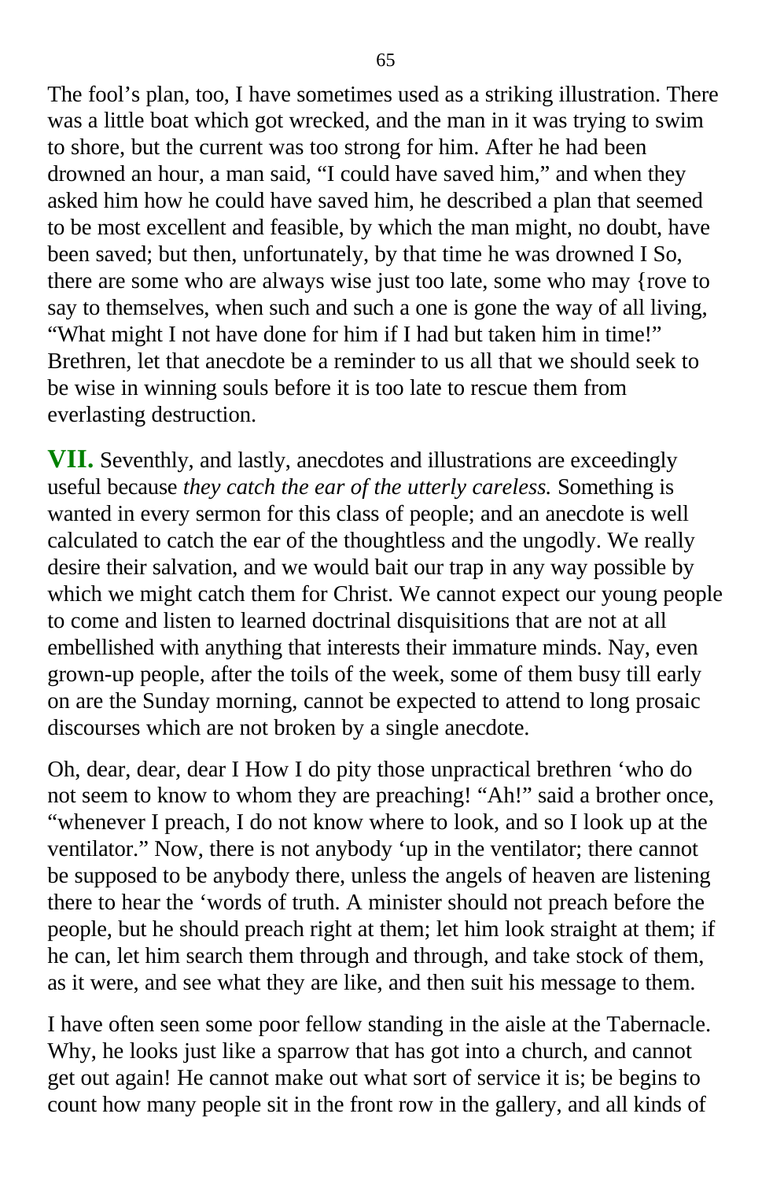The fool’s plan, too, I have sometimes used as a striking illustration. There was a little boat which got wrecked, and the man in it was trying to swim to shore, but the current was too strong for him. After he had been drowned an hour, a man said, “I could have saved him,” and when they asked him how he could have saved him, he described a plan that seemed to be most excellent and feasible, by which the man might, no doubt, have been saved; but then, unfortunately, by that time he was drowned I So, there are some who are always wise just too late, some who may {rove to say to themselves, when such and such a one is gone the way of all living, “What might I not have done for him if I had but taken him in time!” Brethren, let that anecdote be a reminder to us all that we should seek to be wise in winning souls before it is too late to rescue them from everlasting destruction.

**VII.** Seventhly, and lastly, anecdotes and illustrations are exceedingly useful because *they catch the ear of the utterly careless.* Something is wanted in every sermon for this class of people; and an anecdote is well calculated to catch the ear of the thoughtless and the ungodly. We really desire their salvation, and we would bait our trap in any way possible by which we might catch them for Christ. We cannot expect our young people to come and listen to learned doctrinal disquisitions that are not at all embellished with anything that interests their immature minds. Nay, even grown-up people, after the toils of the week, some of them busy till early on are the Sunday morning, cannot be expected to attend to long prosaic discourses which are not broken by a single anecdote.

Oh, dear, dear, dear I How I do pity those unpractical brethren ‘who do not seem to know to whom they are preaching! “Ah!” said a brother once, “whenever I preach, I do not know where to look, and so I look up at the ventilator.” Now, there is not anybody ‘up in the ventilator; there cannot be supposed to be anybody there, unless the angels of heaven are listening there to hear the ‘words of truth. A minister should not preach before the people, but he should preach right at them; let him look straight at them; if he can, let him search them through and through, and take stock of them, as it were, and see what they are like, and then suit his message to them.

I have often seen some poor fellow standing in the aisle at the Tabernacle. Why, he looks just like a sparrow that has got into a church, and cannot get out again! He cannot make out what sort of service it is; be begins to count how many people sit in the front row in the gallery, and all kinds of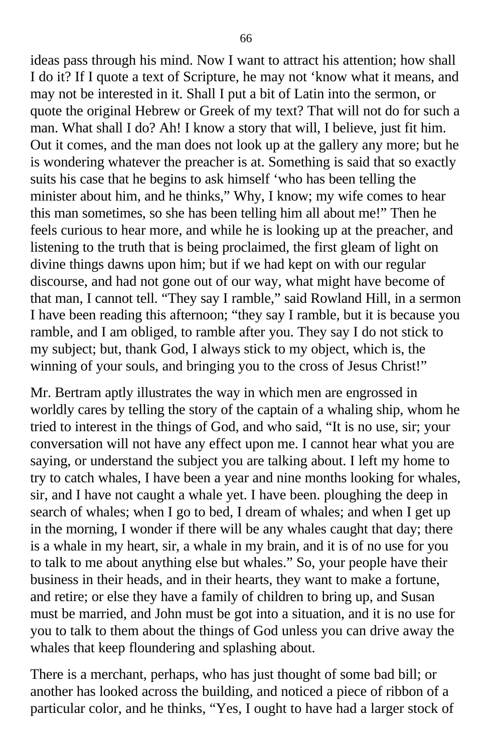ideas pass through his mind. Now I want to attract his attention; how shall I do it? If I quote a text of Scripture, he may not 'know what it means, and may not be interested in it. Shall I put a bit of Latin into the sermon, or quote the original Hebrew or Greek of my text? That will not do for such a man. What shall I do? Ah! I know a story that will, I believe, just fit him. Out it comes, and the man does not look up at the gallery any more; but he is wondering whatever the preacher is at. Something is said that so exactly suits his case that he begins to ask himself 'who has been telling the minister about him, and he thinks," Why, I know; my wife comes to hear this man sometimes, so she has been telling him all about me!" Then he feels curious to hear more, and while he is looking up at the preacher, and listening to the truth that is being proclaimed, the first gleam of light on divine things dawns upon him; but if we had kept on with our regular discourse, and had not gone out of our way, what might have become of that man, I cannot tell. "They say I ramble," said Rowland Hill, in a sermon I have been reading this afternoon; "they say I ramble, but it is because you ramble, and I am obliged, to ramble after you. They say I do not stick to my subject; but, thank God, I always stick to my object, which is, the winning of your souls, and bringing you to the cross of Jesus Christ!"

Mr. Bertram aptly illustrates the way in which men are engrossed in worldly cares by telling the story of the captain of a whaling ship, whom he tried to interest in the things of God, and who said, "It is no use, sir; your conversation will not have any effect upon me. I cannot hear what you are saying, or understand the subject you are talking about. I left my home to try to catch whales, I have been a year and nine months looking for whales, sir, and I have not caught a whale yet. I have been. ploughing the deep in search of whales; when I go to bed, I dream of whales; and when I get up in the morning, I wonder if there will be any whales caught that day; there is a whale in my heart, sir, a whale in my brain, and it is of no use for you to talk to me about anything else but whales." So, your people have their business in their heads, and in their hearts, they want to make a fortune, and retire; or else they have a family of children to bring up, and Susan must be married, and John must be got into a situation, and it is no use for you to talk to them about the things of God unless you can drive away the whales that keep floundering and splashing about.

There is a merchant, perhaps, who has just thought of some bad bill; or another has looked across the building, and noticed a piece of ribbon of a particular color, and he thinks, "Yes, I ought to have had a larger stock of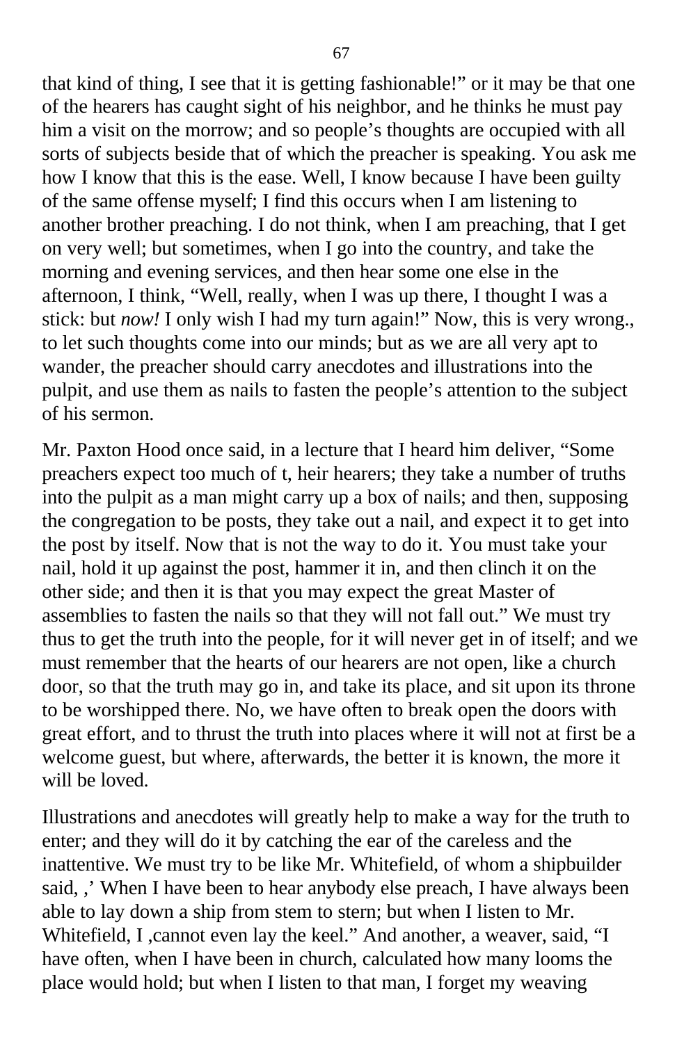that kind of thing, I see that it is getting fashionable!" or it may be that one of the hearers has caught sight of his neighbor, and he thinks he must pay him a visit on the morrow; and so people's thoughts are occupied with all sorts of subjects beside that of which the preacher is speaking. You ask me how I know that this is the ease. Well, I know because I have been guilty of the same offense myself; I find this occurs when I am listening to another brother preaching. I do not think, when I am preaching, that I get on very well; but sometimes, when I go into the country, and take the morning and evening services, and then hear some one else in the afternoon, I think, "Well, really, when I was up there, I thought I was a stick: but *now!* I only wish I had my turn again!" Now, this is very wrong., to let such thoughts come into our minds; but as we are all very apt to wander, the preacher should carry anecdotes and illustrations into the pulpit, and use them as nails to fasten the people's attention to the subject of his sermon.

Mr. Paxton Hood once said, in a lecture that I heard him deliver, "Some preachers expect too much of t, heir hearers; they take a number of truths into the pulpit as a man might carry up a box of nails; and then, supposing the congregation to be posts, they take out a nail, and expect it to get into the post by itself. Now that is not the way to do it. You must take your nail, hold it up against the post, hammer it in, and then clinch it on the other side; and then it is that you may expect the great Master of assemblies to fasten the nails so that they will not fall out." We must try thus to get the truth into the people, for it will never get in of itself; and we must remember that the hearts of our hearers are not open, like a church door, so that the truth may go in, and take its place, and sit upon its throne to be worshipped there. No, we have often to break open the doors with great effort, and to thrust the truth into places where it will not at first be a welcome guest, but where, afterwards, the better it is known, the more it will be loved.

Illustrations and anecdotes will greatly help to make a way for the truth to enter; and they will do it by catching the ear of the careless and the inattentive. We must try to be like Mr. Whitefield, of whom a shipbuilder said, ,' When I have been to hear anybody else preach, I have always been able to lay down a ship from stem to stern; but when I listen to Mr. Whitefield, I ,cannot even lay the keel." And another, a weaver, said, "I have often, when I have been in church, calculated how many looms the place would hold; but when I listen to that man, I forget my weaving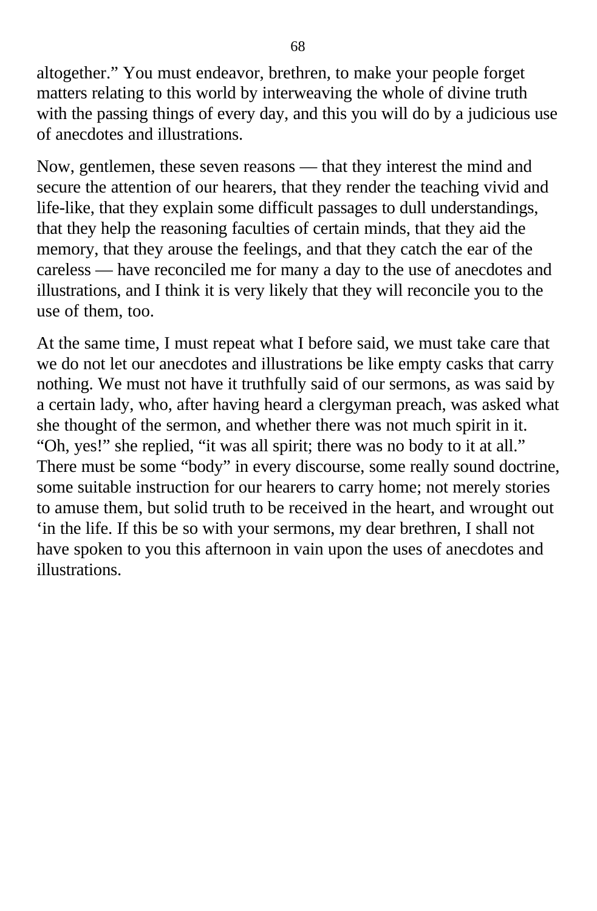altogether.” You must endeavor, brethren, to make your people forget matters relating to this world by interweaving the whole of divine truth with the passing things of every day, and this you will do by a judicious use of anecdotes and illustrations.

Now, gentlemen, these seven reasons — that they interest the mind and secure the attention of our hearers, that they render the teaching vivid and life-like, that they explain some difficult passages to dull understandings, that they help the reasoning faculties of certain minds, that they aid the memory, that they arouse the feelings, and that they catch the ear of the careless — have reconciled me for many a day to the use of anecdotes and illustrations, and I think it is very likely that they will reconcile you to the use of them, too.

At the same time, I must repeat what I before said, we must take care that we do not let our anecdotes and illustrations be like empty casks that carry nothing. We must not have it truthfully said of our sermons, as was said by a certain lady, who, after having heard a clergyman preach, was asked what she thought of the sermon, and whether there was not much spirit in it. “Oh, yes!” she replied, “it was all spirit; there was no body to it at all.” There must be some “body” in every discourse, some really sound doctrine, some suitable instruction for our hearers to carry home; not merely stories to amuse them, but solid truth to be received in the heart, and wrought out ‘in the life. If this be so with your sermons, my dear brethren, I shall not have spoken to you this afternoon in vain upon the uses of anecdotes and illustrations.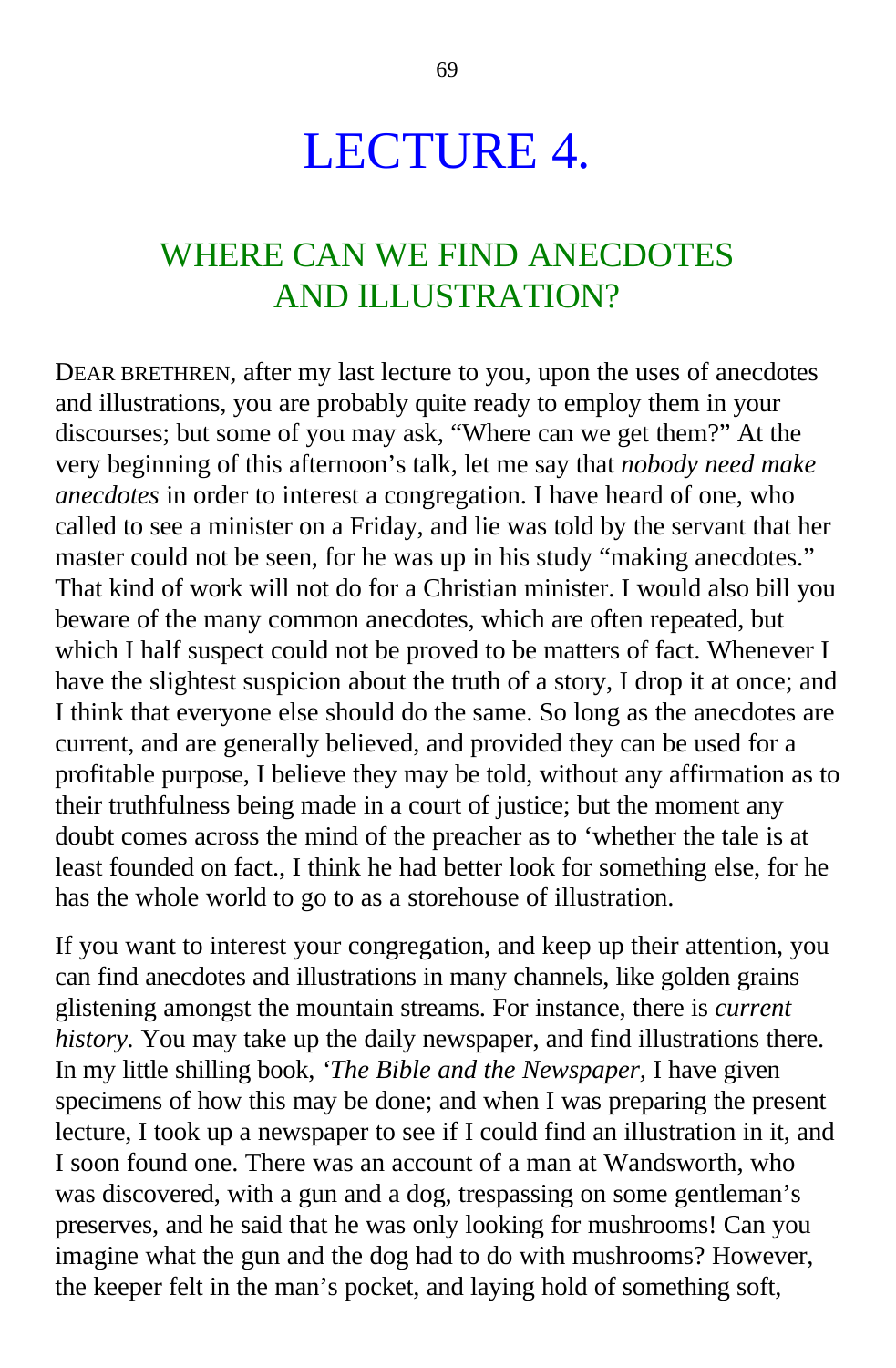# LECTURE 4.

## WHERE CAN WE FIND ANECDOTES AND ILLUSTRATION?

DEAR BRETHREN, after my last lecture to you, upon the uses of anecdotes and illustrations, you are probably quite ready to employ them in your discourses; but some of you may ask, "Where can we get them?" At the very beginning of this afternoon's talk, let me say that *nobody need make anecdotes* in order to interest a congregation. I have heard of one, who called to see a minister on a Friday, and lie was told by the servant that her master could not be seen, for he was up in his study "making anecdotes." That kind of work will not do for a Christian minister. I would also bill you beware of the many common anecdotes, which are often repeated, but which I half suspect could not be proved to be matters of fact. Whenever I have the slightest suspicion about the truth of a story, I drop it at once; and I think that everyone else should do the same. So long as the anecdotes are current, and are generally believed, and provided they can be used for a profitable purpose, I believe they may be told, without any affirmation as to their truthfulness being made in a court of justice; but the moment any doubt comes across the mind of the preacher as to 'whether the tale is at least founded on fact., I think he had better look for something else, for he has the whole world to go to as a storehouse of illustration.

If you want to interest your congregation, and keep up their attention, you can find anecdotes and illustrations in many channels, like golden grains glistening amongst the mountain streams. For instance, there is *current history.* You may take up the daily newspaper, and find illustrations there. In my little shilling book, '*The Bible and the Newspaper*, I have given specimens of how this may be done; and when I was preparing the present lecture, I took up a newspaper to see if I could find an illustration in it, and I soon found one. There was an account of a man at Wandsworth, who was discovered, with a gun and a dog, trespassing on some gentleman's preserves, and he said that he was only looking for mushrooms! Can you imagine what the gun and the dog had to do with mushrooms? However, the keeper felt in the man's pocket, and laying hold of something soft,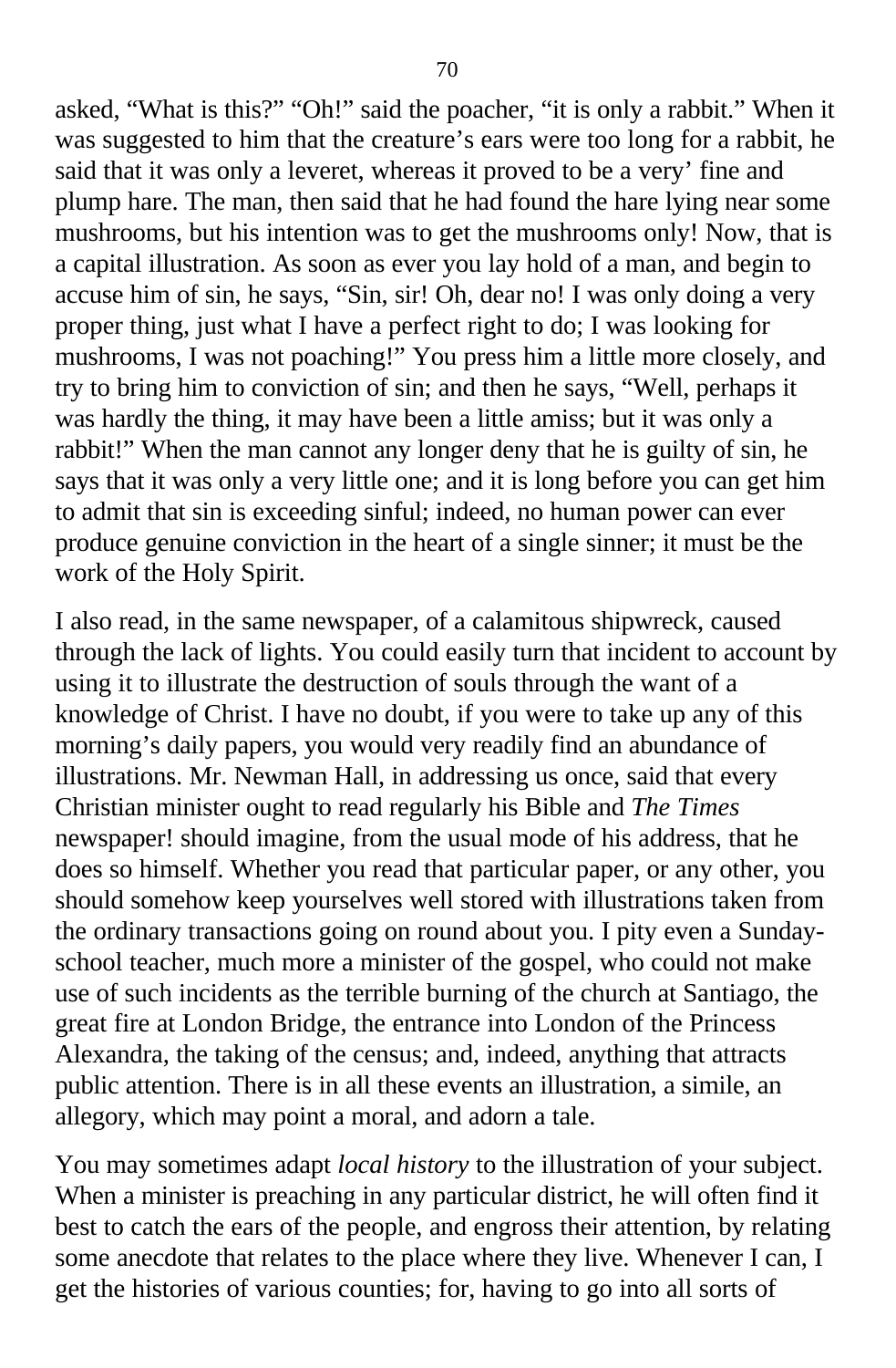asked, "What is this?" "Oh!" said the poacher, "it is only a rabbit." When it was suggested to him that the creature's ears were too long for a rabbit, he said that it was only a leveret, whereas it proved to be a very' fine and plump hare. The man, then said that he had found the hare lying near some mushrooms, but his intention was to get the mushrooms only! Now, that is a capital illustration. As soon as ever you lay hold of a man, and begin to accuse him of sin, he says, "Sin, sir! Oh, dear no! I was only doing a very proper thing, just what I have a perfect right to do; I was looking for mushrooms, I was not poaching!" You press him a little more closely, and try to bring him to conviction of sin; and then he says, "Well, perhaps it was hardly the thing, it may have been a little amiss; but it was only a rabbit!" When the man cannot any longer deny that he is guilty of sin, he says that it was only a very little one; and it is long before you can get him to admit that sin is exceeding sinful; indeed, no human power can ever produce genuine conviction in the heart of a single sinner; it must be the work of the Holy Spirit.

I also read, in the same newspaper, of a calamitous shipwreck, caused through the lack of lights. You could easily turn that incident to account by using it to illustrate the destruction of souls through the want of a knowledge of Christ. I have no doubt, if you were to take up any of this morning's daily papers, you would very readily find an abundance of illustrations. Mr. Newman Hall, in addressing us once, said that every Christian minister ought to read regularly his Bible and *The Times* newspaper! should imagine, from the usual mode of his address, that he does so himself. Whether you read that particular paper, or any other, you should somehow keep yourselves well stored with illustrations taken from the ordinary transactions going on round about you. I pity even a Sunday-school teacher, much more a minister of the gospel, who could not make use of such incidents as the terrible burning of the church at Santiago, the great fire at London Bridge, the entrance into London of the Princess Alexandra, the taking of the census; and, indeed, anything that attracts public attention. There is in all these events an illustration, a simile, an allegory, which may point a moral, and adorn a tale.

You may sometimes adapt *local history* to the illustration of your subject. When a minister is preaching in any particular district, he will often find it best to catch the ears of the people, and engross their attention, by relating some anecdote that relates to the place where they live. Whenever I can, I get the histories of various counties; for, having to go into all sorts of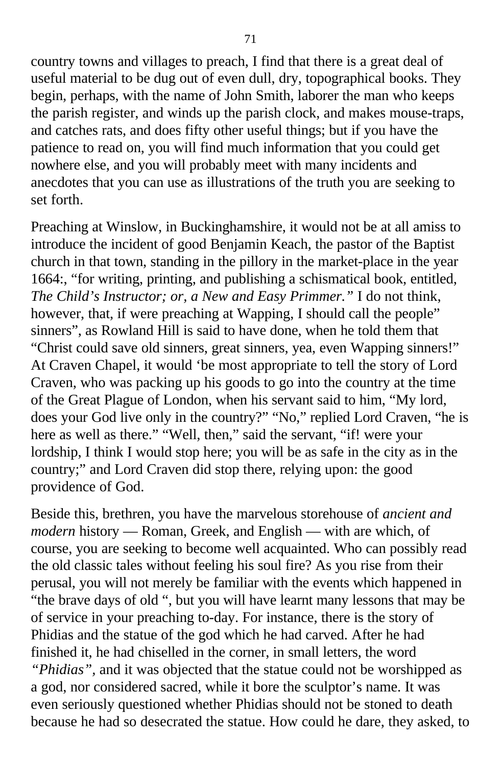country towns and villages to preach, I find that there is a great deal of useful material to be dug out of even dull, dry, topographical books. They begin, perhaps, with the name of John Smith, laborer the man who keeps the parish register, and winds up the parish clock, and makes mouse-traps, and catches rats, and does fifty other useful things; but if you have the patience to read on, you will find much information that you could get nowhere else, and you will probably meet with many incidents and anecdotes that you can use as illustrations of the truth you are seeking to set forth.

Preaching at Winslow, in Buckinghamshire, it would not be at all amiss to introduce the incident of good Benjamin Keach, the pastor of the Baptist church in that town, standing in the pillory in the market-place in the year 1664:, "for writing, printing, and publishing a schismatical book, entitled, *The Child's Instructor; or, a New and Easy Primmer."* I do not think, however, that, if were preaching at Wapping, I should call the people" sinners", as Rowland Hill is said to have done, when he told them that "Christ could save old sinners, great sinners, yea, even Wapping sinners!" At Craven Chapel, it would 'be most appropriate to tell the story of Lord Craven, who was packing up his goods to go into the country at the time of the Great Plague of London, when his servant said to him, "My lord, does your God live only in the country?" "No," replied Lord Craven, "he is here as well as there." "Well, then," said the servant, "if! were your lordship, I think I would stop here; you will be as safe in the city as in the country;" and Lord Craven did stop there, relying upon: the good providence of God.

Beside this, brethren, you have the marvelous storehouse of *ancient and modern* history — Roman, Greek, and English — with are which, of course, you are seeking to become well acquainted. Who can possibly read the old classic tales without feeling his soul fire? As you rise from their perusal, you will not merely be familiar with the events which happened in "the brave days of old ", but you will have learnt many lessons that may be of service in your preaching to-day. For instance, there is the story of Phidias and the statue of the god which he had carved. After he had finished it, he had chiselled in the corner, in small letters, the word *"Phidias",* and it was objected that the statue could not be worshipped as a god, nor considered sacred, while it bore the sculptor's name. It was even seriously questioned whether Phidias should not be stoned to death because he had so desecrated the statue. How could he dare, they asked, to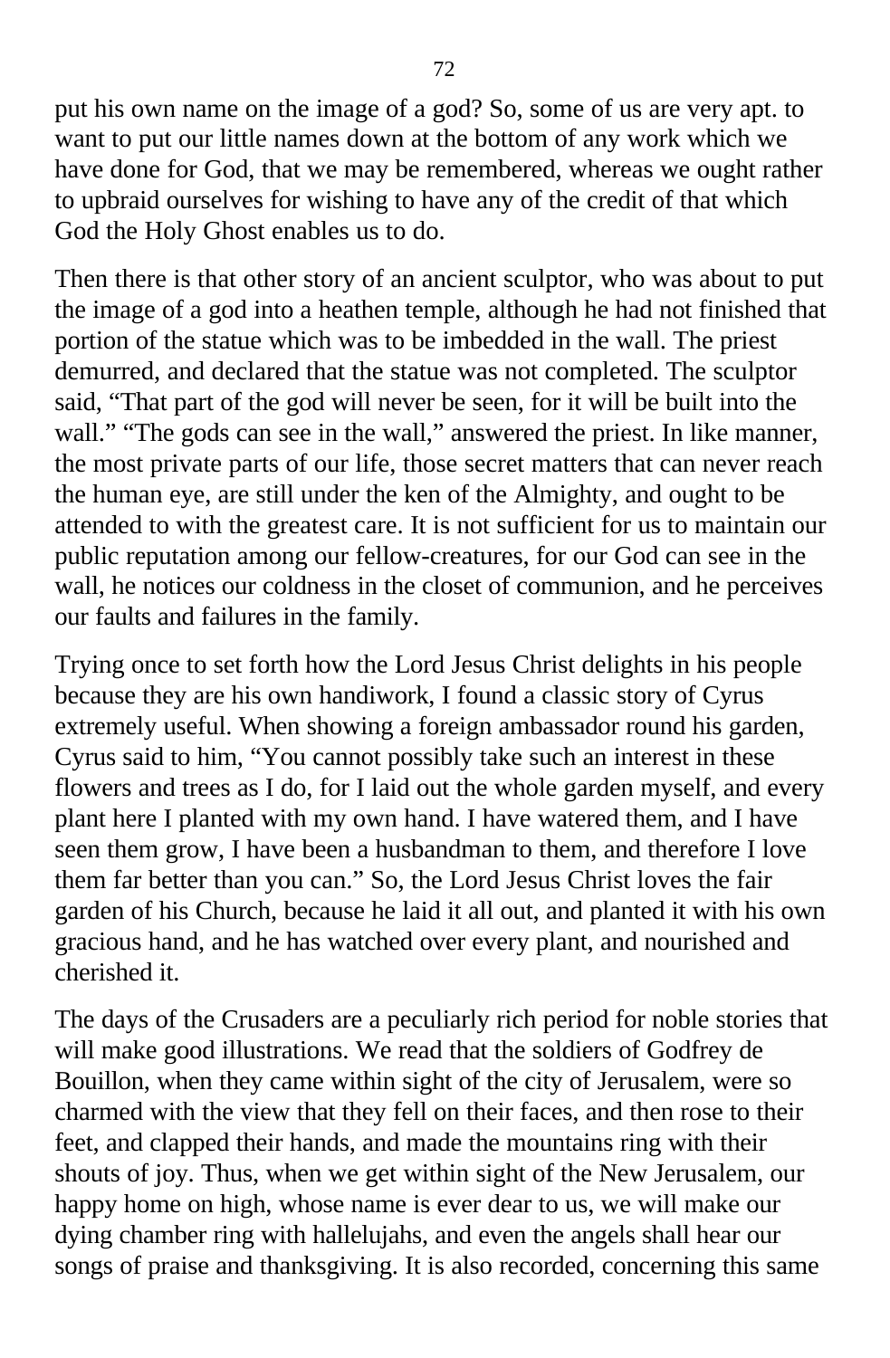put his own name on the image of a god? So, some of us are very apt. to want to put our little names down at the bottom of any work which we have done for God, that we may be remembered, whereas we ought rather to upbraid ourselves for wishing to have any of the credit of that which God the Holy Ghost enables us to do.

Then there is that other story of an ancient sculptor, who was about to put the image of a god into a heathen temple, although he had not finished that portion of the statue which was to be imbedded in the wall. The priest demurred, and declared that the statue was not completed. The sculptor said, "That part of the god will never be seen, for it will be built into the wall." "The gods can see in the wall," answered the priest. In like manner, the most private parts of our life, those secret matters that can never reach the human eye, are still under the ken of the Almighty, and ought to be attended to with the greatest care. It is not sufficient for us to maintain our public reputation among our fellow-creatures, for our God can see in the wall, he notices our coldness in the closet of communion, and he perceives our faults and failures in the family.

Trying once to set forth how the Lord Jesus Christ delights in his people because they are his own handiwork, I found a classic story of Cyrus extremely useful. When showing a foreign ambassador round his garden, Cyrus said to him, "You cannot possibly take such an interest in these flowers and trees as I do, for I laid out the whole garden myself, and every plant here I planted with my own hand. I have watered them, and I have seen them grow, I have been a husbandman to them, and therefore I love them far better than you can." So, the Lord Jesus Christ loves the fair garden of his Church, because he laid it all out, and planted it with his own gracious hand, and he has watched over every plant, and nourished and cherished it.

The days of the Crusaders are a peculiarly rich period for noble stories that will make good illustrations. We read that the soldiers of Godfrey de Bouillon, when they came within sight of the city of Jerusalem, were so charmed with the view that they fell on their faces, and then rose to their feet, and clapped their hands, and made the mountains ring with their shouts of joy. Thus, when we get within sight of the New Jerusalem, our happy home on high, whose name is ever dear to us, we will make our dying chamber ring with hallelujahs, and even the angels shall hear our songs of praise and thanksgiving. It is also recorded, concerning this same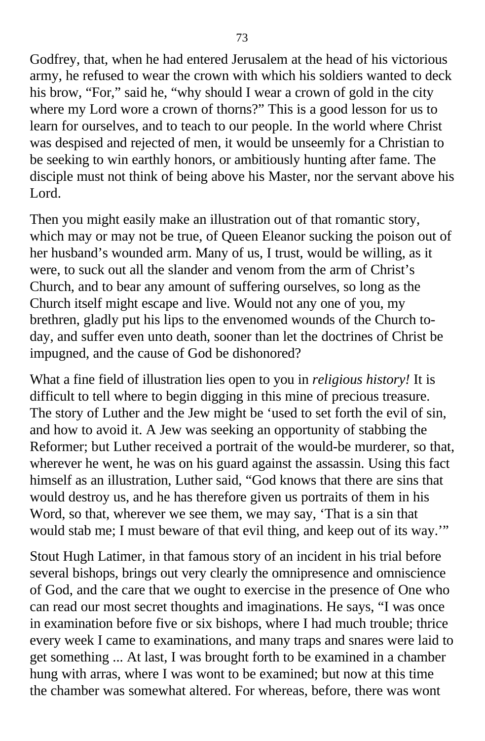Godfrey, that, when he had entered Jerusalem at the head of his victorious army, he refused to wear the crown with which his soldiers wanted to deck his brow, “For,” said he, “why should I wear a crown of gold in the city where my Lord wore a crown of thorns?” This is a good lesson for us to learn for ourselves, and to teach to our people. In the world where Christ was despised and rejected of men, it would be unseemly for a Christian to be seeking to win earthly honors, or ambitiously hunting after fame. The disciple must not think of being above his Master, nor the servant above his Lord.

Then you might easily make an illustration out of that romantic story, which may or may not be true, of Queen Eleanor sucking the poison out of her husband’s wounded arm. Many of us, I trust, would be willing, as it were, to suck out all the slander and venom from the arm of Christ’s Church, and to bear any amount of suffering ourselves, so long as the Church itself might escape and live. Would not any one of you, my brethren, gladly put his lips to the envenomed wounds of the Church to-day, and suffer even unto death, sooner than let the doctrines of Christ be impugned, and the cause of God be dishonored?

What a fine field of illustration lies open to you in *religious history!* It is difficult to tell where to begin digging in this mine of precious treasure. The story of Luther and the Jew might be ‘used to set forth the evil of sin, and how to avoid it. A Jew was seeking an opportunity of stabbing the Reformer; but Luther received a portrait of the would-be murderer, so that, wherever he went, he was on his guard against the assassin. Using this fact himself as an illustration, Luther said, “God knows that there are sins that would destroy us, and he has therefore given us portraits of them in his Word, so that, wherever we see them, we may say, ‘That is a sin that would stab me; I must beware of that evil thing, and keep out of its way.’”

Stout Hugh Latimer, in that famous story of an incident in his trial before several bishops, brings out very clearly the omnipresence and omniscience of God, and the care that we ought to exercise in the presence of One who can read our most secret thoughts and imaginations. He says, “I was once in examination before five or six bishops, where I had much trouble; thrice every week I came to examinations, and many traps and snares were laid to get something ... At last, I was brought forth to be examined in a chamber hung with arras, where I was wont to be examined; but now at this time the chamber was somewhat altered. For whereas, before, there was wont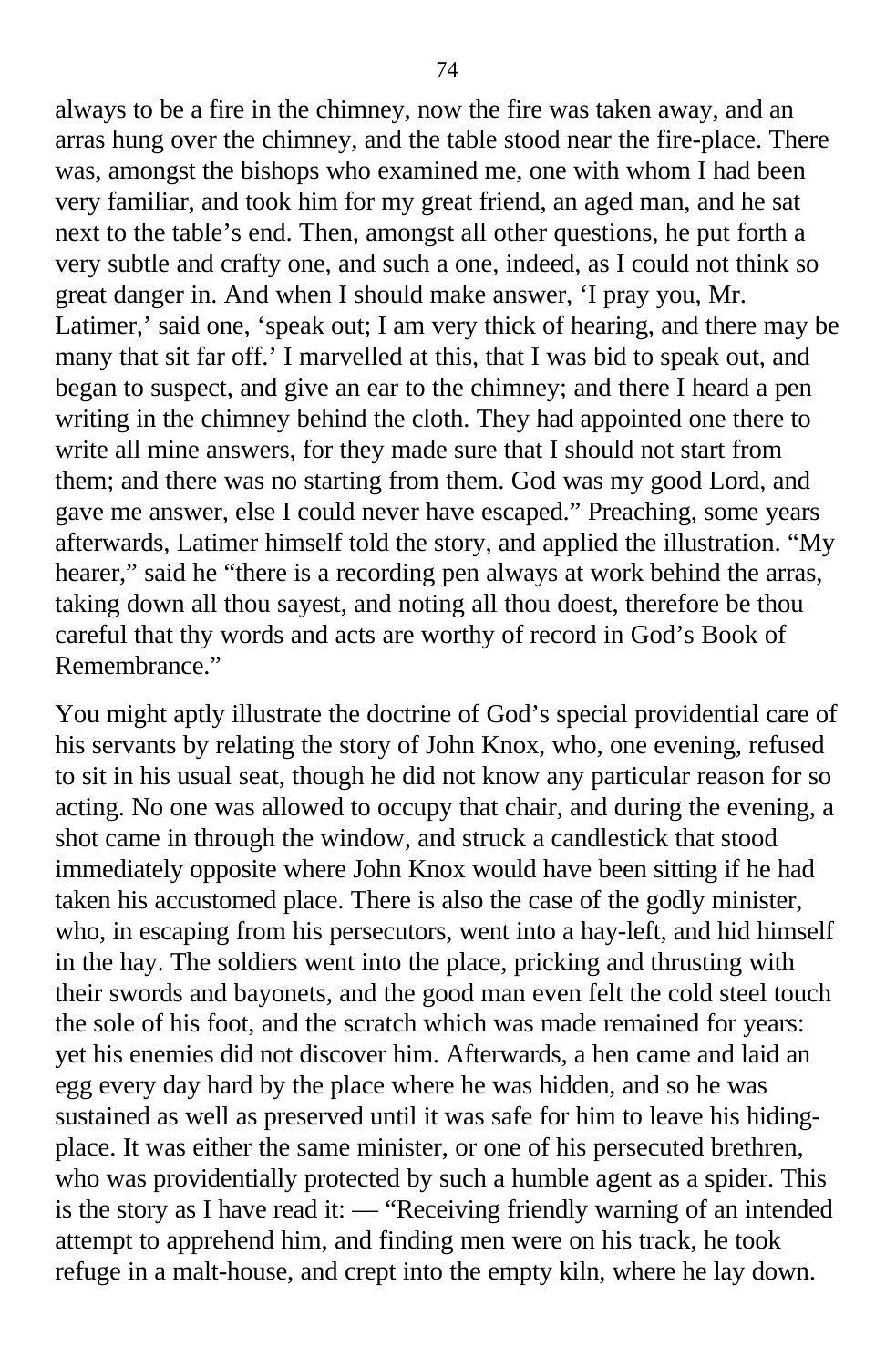always to be a fire in the chimney, now the fire was taken away, and an arras hung over the chimney, and the table stood near the fire-place. There was, amongst the bishops who examined me, one with whom I had been very familiar, and took him for my great friend, an aged man, and he sat next to the table's end. Then, amongst all other questions, he put forth a very subtle and crafty one, and such a one, indeed, as I could not think so great danger in. And when I should make answer, 'I pray you, Mr. Latimer,' said one, 'speak out; I am very thick of hearing, and there may be many that sit far off.' I marvelled at this, that I was bid to speak out, and began to suspect, and give an ear to the chimney; and there I heard a pen writing in the chimney behind the cloth. They had appointed one there to write all mine answers, for they made sure that I should not start from them; and there was no starting from them. God was my good Lord, and gave me answer, else I could never have escaped." Preaching, some years afterwards, Latimer himself told the story, and applied the illustration. "My hearer," said he "there is a recording pen always at work behind the arras, taking down all thou sayest, and noting all thou doest, therefore be thou careful that thy words and acts are worthy of record in God's Book of Remembrance."

You might aptly illustrate the doctrine of God's special providential care of his servants by relating the story of John Knox, who, one evening, refused to sit in his usual seat, though he did not know any particular reason for so acting. No one was allowed to occupy that chair, and during the evening, a shot came in through the window, and struck a candlestick that stood immediately opposite where John Knox would have been sitting if he had taken his accustomed place. There is also the case of the godly minister, who, in escaping from his persecutors, went into a hay-left, and hid himself in the hay. The soldiers went into the place, pricking and thrusting with their swords and bayonets, and the good man even felt the cold steel touch the sole of his foot, and the scratch which was made remained for years: yet his enemies did not discover him. Afterwards, a hen came and laid an egg every day hard by the place where he was hidden, and so he was sustained as well as preserved until it was safe for him to leave his hiding-place. It was either the same minister, or one of his persecuted brethren, who was providentially protected by such a humble agent as a spider. This is the story as I have read it: — "Receiving friendly warning of an intended attempt to apprehend him, and finding men were on his track, he took refuge in a malt-house, and crept into the empty kiln, where he lay down.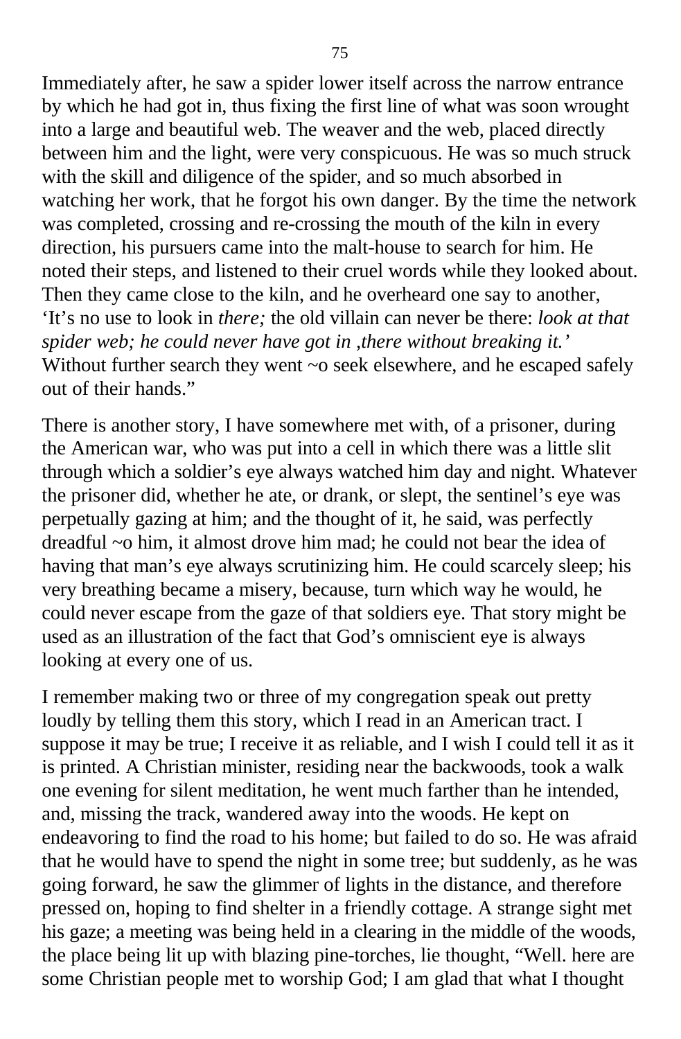Immediately after, he saw a spider lower itself across the narrow entrance by which he had got in, thus fixing the first line of what was soon wrought into a large and beautiful web. The weaver and the web, placed directly between him and the light, were very conspicuous. He was so much struck with the skill and diligence of the spider, and so much absorbed in watching her work, that he forgot his own danger. By the time the network was completed, crossing and re-crossing the mouth of the kiln in every direction, his pursuers came into the malt-house to search for him. He noted their steps, and listened to their cruel words while they looked about. Then they came close to the kiln, and he overheard one say to another, 'It's no use to look in *there;* the old villain can never be there: *look at that spider web; he could never have got in ,there without breaking it.'* Without further search they went ~o seek elsewhere, and he escaped safely out of their hands."

There is another story, I have somewhere met with, of a prisoner, during the American war, who was put into a cell in which there was a little slit through which a soldier's eye always watched him day and night. Whatever the prisoner did, whether he ate, or drank, or slept, the sentinel's eye was perpetually gazing at him; and the thought of it, he said, was perfectly dreadful ~o him, it almost drove him mad; he could not bear the idea of having that man's eye always scrutinizing him. He could scarcely sleep; his very breathing became a misery, because, turn which way he would, he could never escape from the gaze of that soldiers eye. That story might be used as an illustration of the fact that God's omniscient eye is always looking at every one of us.

I remember making two or three of my congregation speak out pretty loudly by telling them this story, which I read in an American tract. I suppose it may be true; I receive it as reliable, and I wish I could tell it as it is printed. A Christian minister, residing near the backwoods, took a walk one evening for silent meditation, he went much farther than he intended, and, missing the track, wandered away into the woods. He kept on endeavoring to find the road to his home; but failed to do so. He was afraid that he would have to spend the night in some tree; but suddenly, as he was going forward, he saw the glimmer of lights in the distance, and therefore pressed on, hoping to find shelter in a friendly cottage. A strange sight met his gaze; a meeting was being held in a clearing in the middle of the woods, the place being lit up with blazing pine-torches, lie thought, "Well. here are some Christian people met to worship God; I am glad that what I thought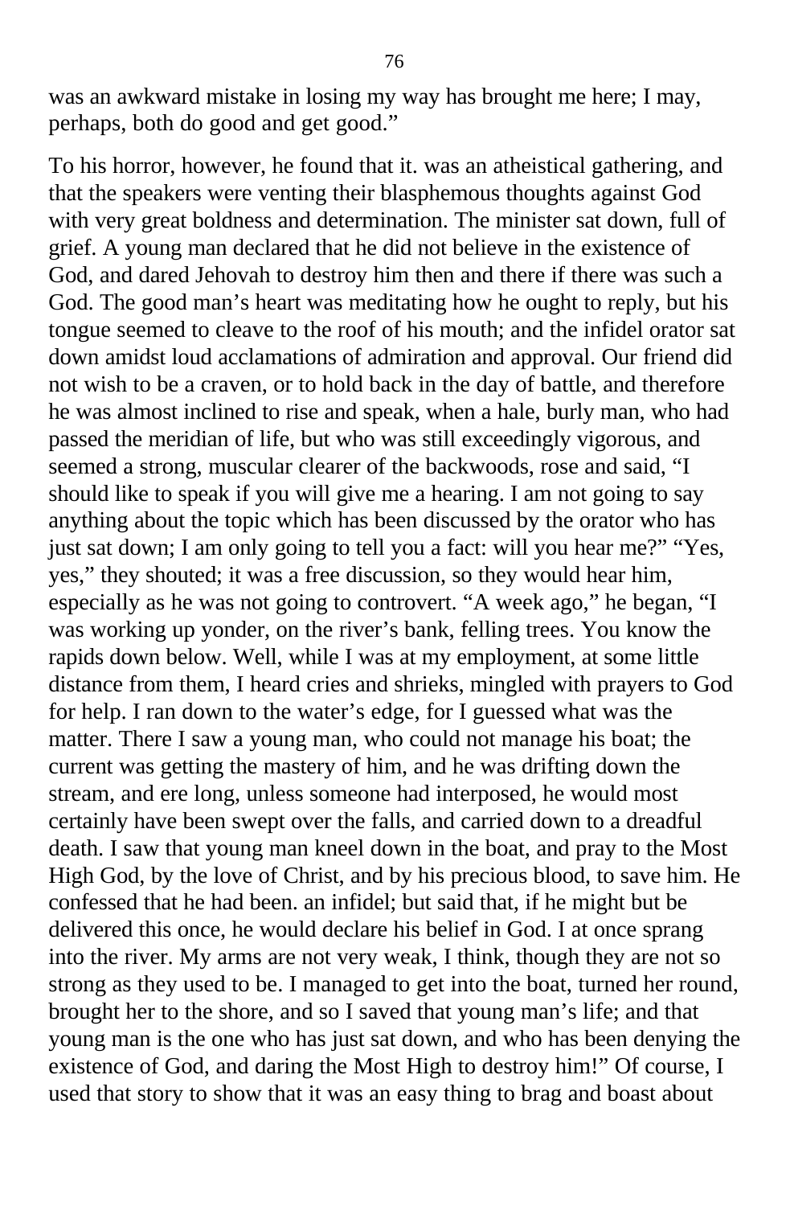was an awkward mistake in losing my way has brought me here; I may, perhaps, both do good and get good."

To his horror, however, he found that it. was an atheistical gathering, and that the speakers were venting their blasphemous thoughts against God with very great boldness and determination. The minister sat down, full of grief. A young man declared that he did not believe in the existence of God, and dared Jehovah to destroy him then and there if there was such a God. The good man's heart was meditating how he ought to reply, but his tongue seemed to cleave to the roof of his mouth; and the infidel orator sat down amidst loud acclamations of admiration and approval. Our friend did not wish to be a craven, or to hold back in the day of battle, and therefore he was almost inclined to rise and speak, when a hale, burly man, who had passed the meridian of life, but who was still exceedingly vigorous, and seemed a strong, muscular clearer of the backwoods, rose and said, "I should like to speak if you will give me a hearing. I am not going to say anything about the topic which has been discussed by the orator who has just sat down; I am only going to tell you a fact: will you hear me?" "Yes, yes," they shouted; it was a free discussion, so they would hear him, especially as he was not going to controvert. "A week ago," he began, "I was working up yonder, on the river's bank, felling trees. You know the rapids down below. Well, while I was at my employment, at some little distance from them, I heard cries and shrieks, mingled with prayers to God for help. I ran down to the water's edge, for I guessed what was the matter. There I saw a young man, who could not manage his boat; the current was getting the mastery of him, and he was drifting down the stream, and ere long, unless someone had interposed, he would most certainly have been swept over the falls, and carried down to a dreadful death. I saw that young man kneel down in the boat, and pray to the Most High God, by the love of Christ, and by his precious blood, to save him. He confessed that he had been. an infidel; but said that, if he might but be delivered this once, he would declare his belief in God. I at once sprang into the river. My arms are not very weak, I think, though they are not so strong as they used to be. I managed to get into the boat, turned her round, brought her to the shore, and so I saved that young man's life; and that young man is the one who has just sat down, and who has been denying the existence of God, and daring the Most High to destroy him!" Of course, I used that story to show that it was an easy thing to brag and boast about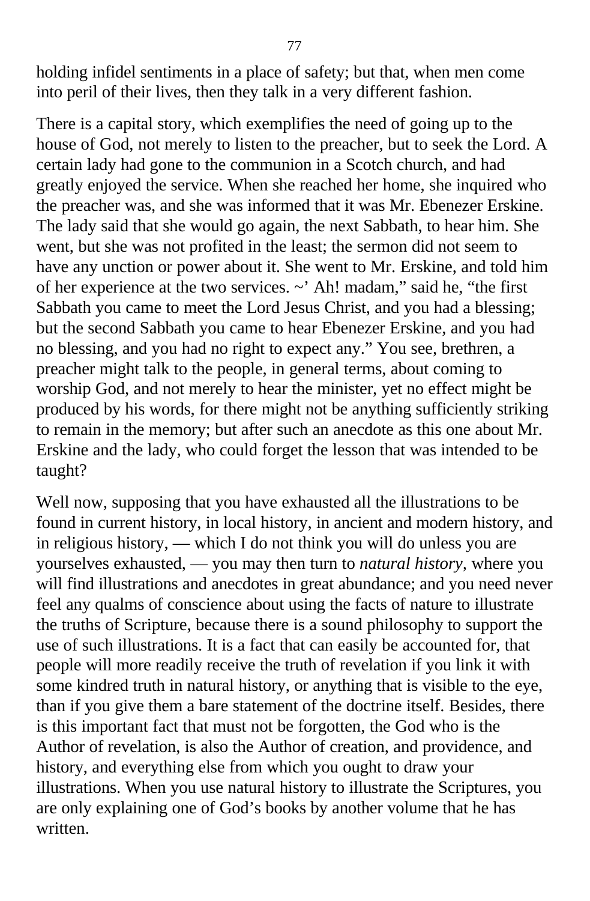holding infidel sentiments in a place of safety; but that, when men come into peril of their lives, then they talk in a very different fashion.

There is a capital story, which exemplifies the need of going up to the house of God, not merely to listen to the preacher, but to seek the Lord. A certain lady had gone to the communion in a Scotch church, and had greatly enjoyed the service. When she reached her home, she inquired who the preacher was, and she was informed that it was Mr. Ebenezer Erskine. The lady said that she would go again, the next Sabbath, to hear him. She went, but she was not profited in the least; the sermon did not seem to have any unction or power about it. She went to Mr. Erskine, and told him of her experience at the two services. ~' Ah! madam," said he, "the first Sabbath you came to meet the Lord Jesus Christ, and you had a blessing; but the second Sabbath you came to hear Ebenezer Erskine, and you had no blessing, and you had no right to expect any." You see, brethren, a preacher might talk to the people, in general terms, about coming to worship God, and not merely to hear the minister, yet no effect might be produced by his words, for there might not be anything sufficiently striking to remain in the memory; but after such an anecdote as this one about Mr. Erskine and the lady, who could forget the lesson that was intended to be taught?

Well now, supposing that you have exhausted all the illustrations to be found in current history, in local history, in ancient and modern history, and in religious history, — which I do not think you will do unless you are yourselves exhausted, — you may then turn to *natural history*, where you will find illustrations and anecdotes in great abundance; and you need never feel any qualms of conscience about using the facts of nature to illustrate the truths of Scripture, because there is a sound philosophy to support the use of such illustrations. It is a fact that can easily be accounted for, that people will more readily receive the truth of revelation if you link it with some kindred truth in natural history, or anything that is visible to the eye, than if you give them a bare statement of the doctrine itself. Besides, there is this important fact that must not be forgotten, the God who is the Author of revelation, is also the Author of creation, and providence, and history, and everything else from which you ought to draw your illustrations. When you use natural history to illustrate the Scriptures, you are only explaining one of God's books by another volume that he has written.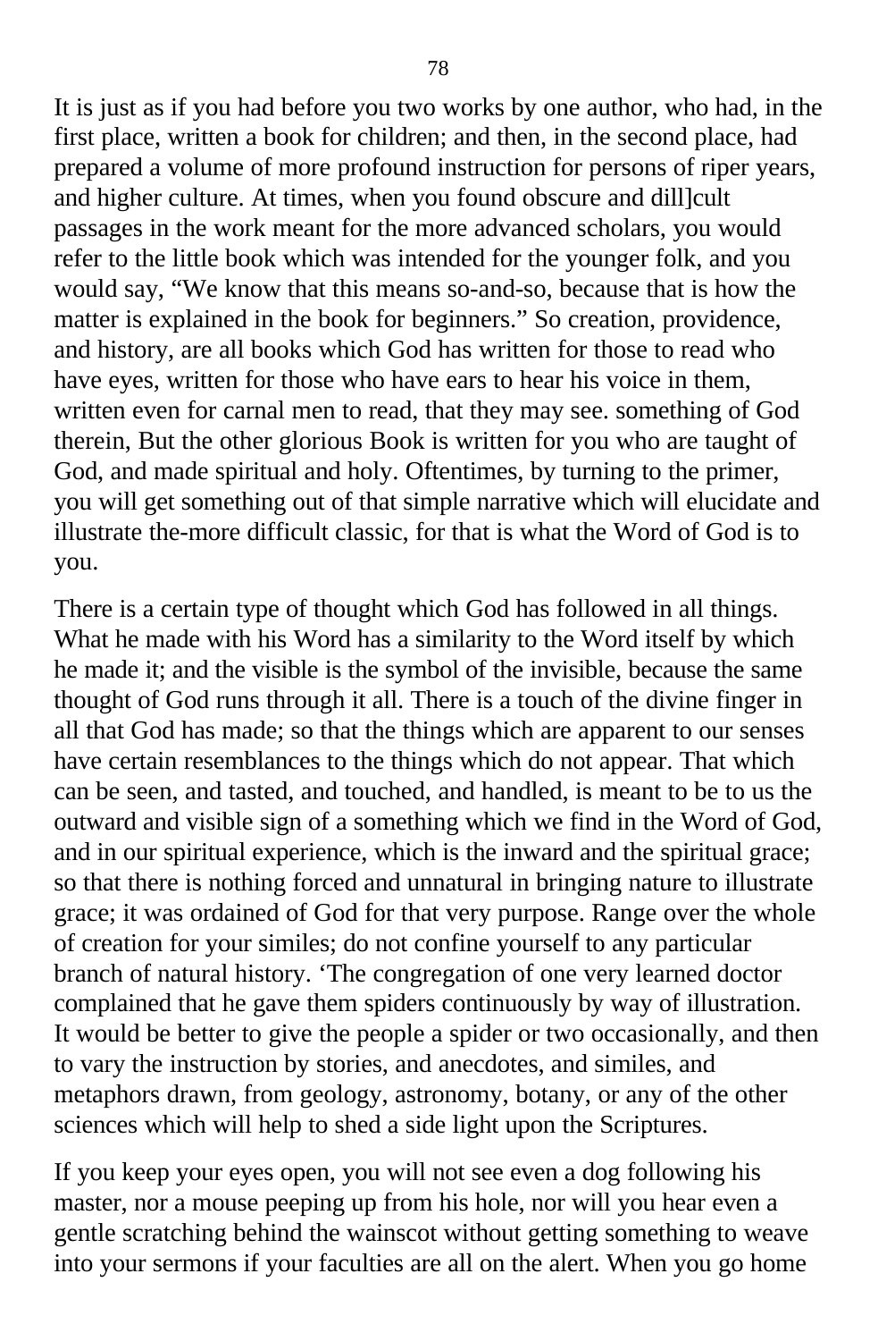It is just as if you had before you two works by one author, who had, in the first place, written a book for children; and then, in the second place, had prepared a volume of more profound instruction for persons of riper years, and higher culture. At times, when you found obscure and dill]cult passages in the work meant for the more advanced scholars, you would refer to the little book which was intended for the younger folk, and you would say, "We know that this means so-and-so, because that is how the matter is explained in the book for beginners." So creation, providence, and history, are all books which God has written for those to read who have eyes, written for those who have ears to hear his voice in them, written even for carnal men to read, that they may see. something of God therein, But the other glorious Book is written for you who are taught of God, and made spiritual and holy. Oftentimes, by turning to the primer, you will get something out of that simple narrative which will elucidate and illustrate the-more difficult classic, for that is what the Word of God is to you.

There is a certain type of thought which God has followed in all things. What he made with his Word has a similarity to the Word itself by which he made it; and the visible is the symbol of the invisible, because the same thought of God runs through it all. There is a touch of the divine finger in all that God has made; so that the things which are apparent to our senses have certain resemblances to the things which do not appear. That which can be seen, and tasted, and touched, and handled, is meant to be to us the outward and visible sign of a something which we find in the Word of God, and in our spiritual experience, which is the inward and the spiritual grace; so that there is nothing forced and unnatural in bringing nature to illustrate grace; it was ordained of God for that very purpose. Range over the whole of creation for your similes; do not confine yourself to any particular branch of natural history. 'The congregation of one very learned doctor complained that he gave them spiders continuously by way of illustration. It would be better to give the people a spider or two occasionally, and then to vary the instruction by stories, and anecdotes, and similes, and metaphors drawn, from geology, astronomy, botany, or any of the other sciences which will help to shed a side light upon the Scriptures.

If you keep your eyes open, you will not see even a dog following his master, nor a mouse peeping up from his hole, nor will you hear even a gentle scratching behind the wainscot without getting something to weave into your sermons if your faculties are all on the alert. When you go home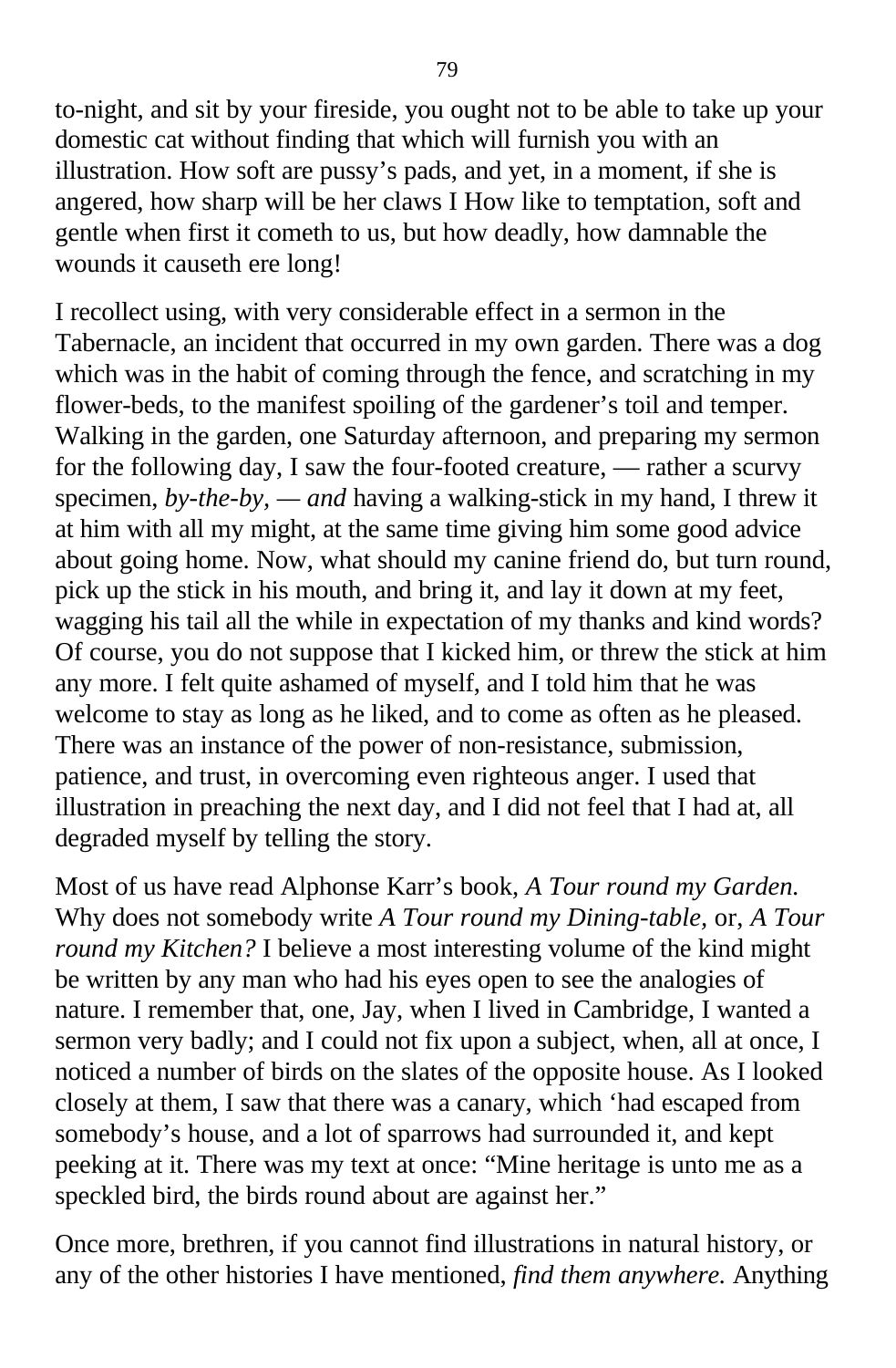to-night, and sit by your fireside, you ought not to be able to take up your domestic cat without finding that which will furnish you with an illustration. How soft are pussy's pads, and yet, in a moment, if she is angered, how sharp will be her claws I How like to temptation, soft and gentle when first it cometh to us, but how deadly, how damnable the wounds it causeth ere long!

I recollect using, with very considerable effect in a sermon in the Tabernacle, an incident that occurred in my own garden. There was a dog which was in the habit of coming through the fence, and scratching in my flower-beds, to the manifest spoiling of the gardener's toil and temper. Walking in the garden, one Saturday afternoon, and preparing my sermon for the following day, I saw the four-footed creature, — rather a scurvy specimen, *by-the-by, — and* having a walking-stick in my hand, I threw it at him with all my might, at the same time giving him some good advice about going home. Now, what should my canine friend do, but turn round, pick up the stick in his mouth, and bring it, and lay it down at my feet, wagging his tail all the while in expectation of my thanks and kind words? Of course, you do not suppose that I kicked him, or threw the stick at him any more. I felt quite ashamed of myself, and I told him that he was welcome to stay as long as he liked, and to come as often as he pleased. There was an instance of the power of non-resistance, submission, patience, and trust, in overcoming even righteous anger. I used that illustration in preaching the next day, and I did not feel that I had at, all degraded myself by telling the story.

Most of us have read Alphonse Karr's book, *A Tour round my Garden.* Why does not somebody write *A Tour round my Dining-table,* or, *A Tour round my Kitchen?* I believe a most interesting volume of the kind might be written by any man who had his eyes open to see the analogies of nature. I remember that, one, Jay, when I lived in Cambridge, I wanted a sermon very badly; and I could not fix upon a subject, when, all at once, I noticed a number of birds on the slates of the opposite house. As I looked closely at them, I saw that there was a canary, which 'had escaped from somebody's house, and a lot of sparrows had surrounded it, and kept peeking at it. There was my text at once: "Mine heritage is unto me as a speckled bird, the birds round about are against her."

Once more, brethren, if you cannot find illustrations in natural history, or any of the other histories I have mentioned, *find them anywhere.* Anything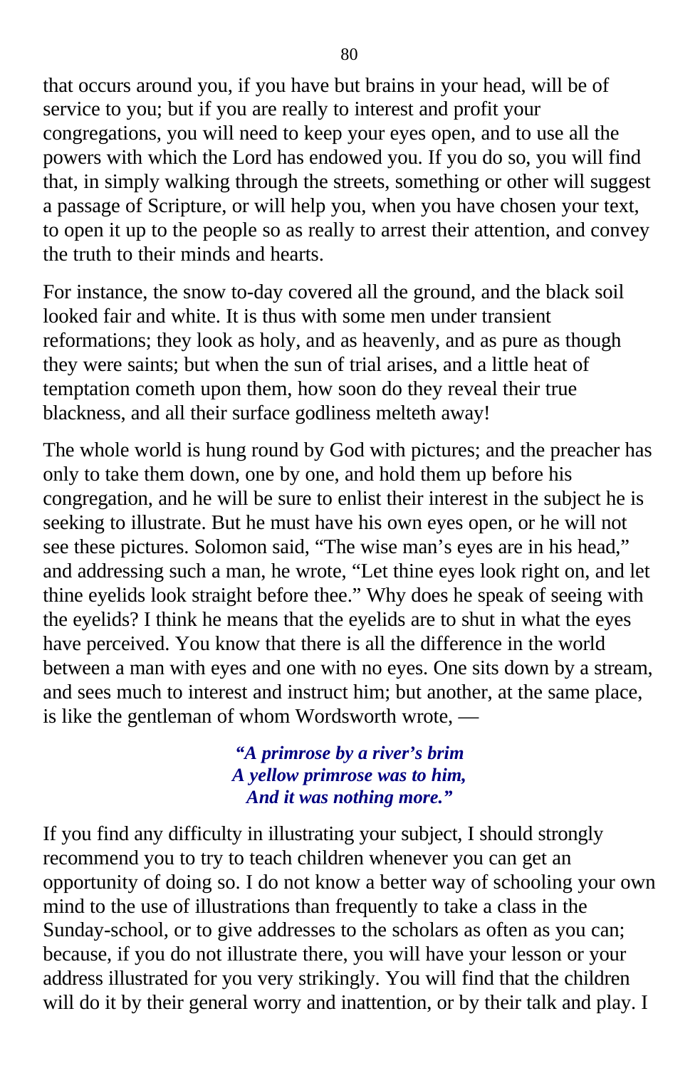that occurs around you, if you have but brains in your head, will be of service to you; but if you are really to interest and profit your congregations, you will need to keep your eyes open, and to use all the powers with which the Lord has endowed you. If you do so, you will find that, in simply walking through the streets, something or other will suggest a passage of Scripture, or will help you, when you have chosen your text, to open it up to the people so as really to arrest their attention, and convey the truth to their minds and hearts.

For instance, the snow to-day covered all the ground, and the black soil looked fair and white. It is thus with some men under transient reformations; they look as holy, and as heavenly, and as pure as though they were saints; but when the sun of trial arises, and a little heat of temptation cometh upon them, how soon do they reveal their true blackness, and all their surface godliness melteth away!

The whole world is hung round by God with pictures; and the preacher has only to take them down, one by one, and hold them up before his congregation, and he will be sure to enlist their interest in the subject he is seeking to illustrate. But he must have his own eyes open, or he will not see these pictures. Solomon said, "The wise man's eyes are in his head," and addressing such a man, he wrote, "Let thine eyes look right on, and let thine eyelids look straight before thee." Why does he speak of seeing with the eyelids? I think he means that the eyelids are to shut in what the eyes have perceived. You know that there is all the difference in the world between a man with eyes and one with no eyes. One sits down by a stream, and sees much to interest and instruct him; but another, at the same place, is like the gentleman of whom Wordsworth wrote, —

> ***"A primrose by a river's brim***
> ***A yellow primrose was to him,***
> ***And it was nothing more."***

If you find any difficulty in illustrating your subject, I should strongly recommend you to try to teach children whenever you can get an opportunity of doing so. I do not know a better way of schooling your own mind to the use of illustrations than frequently to take a class in the Sunday-school, or to give addresses to the scholars as often as you can; because, if you do not illustrate there, you will have your lesson or your address illustrated for you very strikingly. You will find that the children will do it by their general worry and inattention, or by their talk and play. I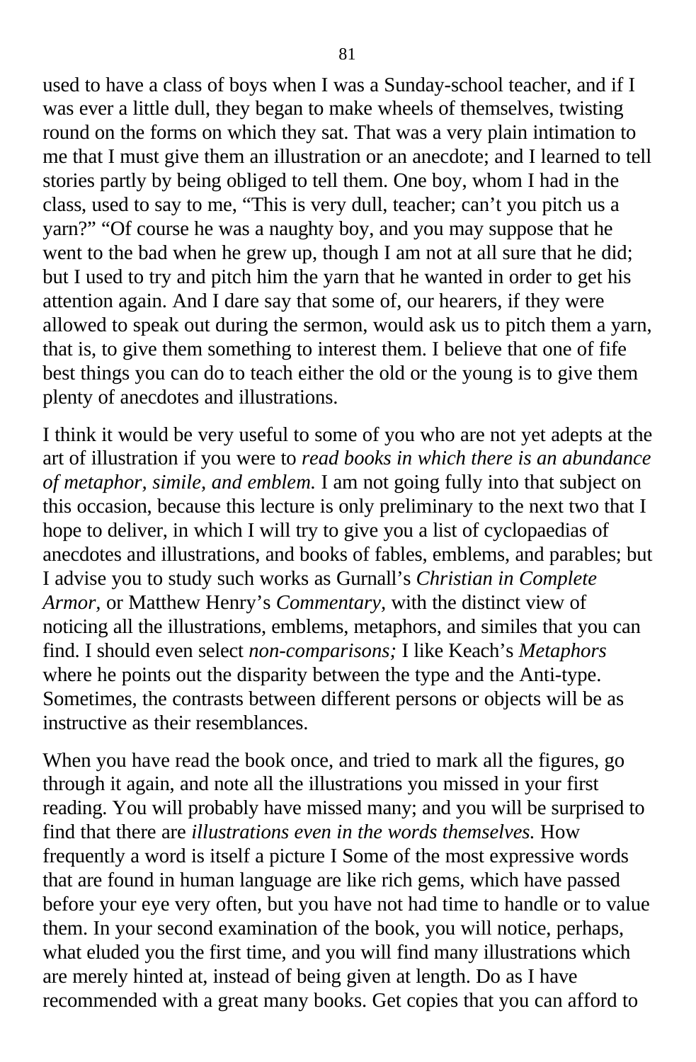used to have a class of boys when I was a Sunday-school teacher, and if I was ever a little dull, they began to make wheels of themselves, twisting round on the forms on which they sat. That was a very plain intimation to me that I must give them an illustration or an anecdote; and I learned to tell stories partly by being obliged to tell them. One boy, whom I had in the class, used to say to me, "This is very dull, teacher; can't you pitch us a yarn?" "Of course he was a naughty boy, and you may suppose that he went to the bad when he grew up, though I am not at all sure that he did; but I used to try and pitch him the yarn that he wanted in order to get his attention again. And I dare say that some of, our hearers, if they were allowed to speak out during the sermon, would ask us to pitch them a yarn, that is, to give them something to interest them. I believe that one of fife best things you can do to teach either the old or the young is to give them plenty of anecdotes and illustrations.

I think it would be very useful to some of you who are not yet adepts at the art of illustration if you were to *read books in which there is an abundance of metaphor, simile, and emblem.* I am not going fully into that subject on this occasion, because this lecture is only preliminary to the next two that I hope to deliver, in which I will try to give you a list of cyclopaedias of anecdotes and illustrations, and books of fables, emblems, and parables; but I advise you to study such works as Gurnall's *Christian in Complete Armor,* or Matthew Henry's *Commentary,* with the distinct view of noticing all the illustrations, emblems, metaphors, and similes that you can find. I should even select *non-comparisons;* I like Keach's *Metaphors* where he points out the disparity between the type and the Anti-type. Sometimes, the contrasts between different persons or objects will be as instructive as their resemblances.

When you have read the book once, and tried to mark all the figures, go through it again, and note all the illustrations you missed in your first reading. You will probably have missed many; and you will be surprised to find that there are *illustrations even in the words themselves.* How frequently a word is itself a picture I Some of the most expressive words that are found in human language are like rich gems, which have passed before your eye very often, but you have not had time to handle or to value them. In your second examination of the book, you will notice, perhaps, what eluded you the first time, and you will find many illustrations which are merely hinted at, instead of being given at length. Do as I have recommended with a great many books. Get copies that you can afford to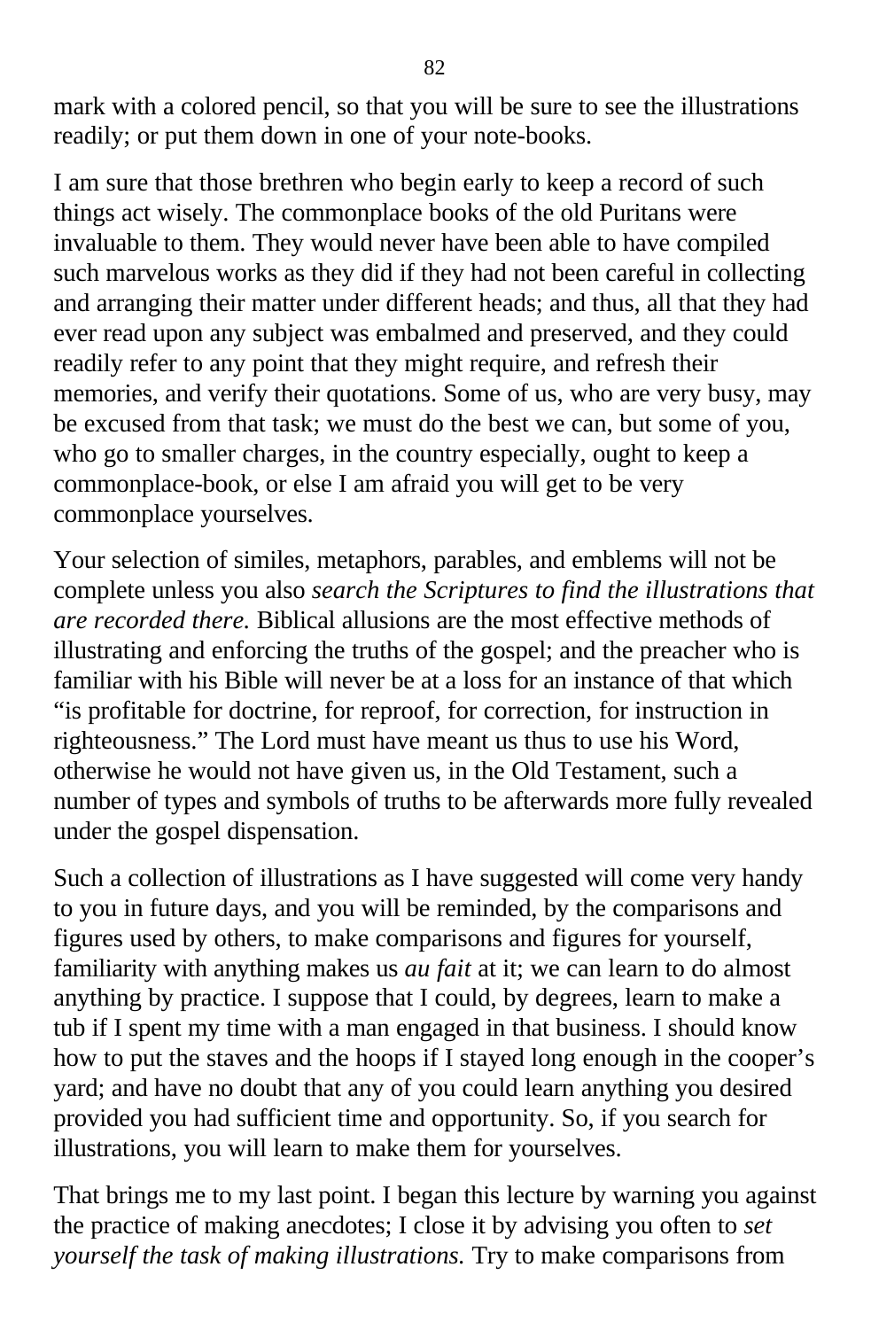mark with a colored pencil, so that you will be sure to see the illustrations readily; or put them down in one of your note-books.

I am sure that those brethren who begin early to keep a record of such things act wisely. The commonplace books of the old Puritans were invaluable to them. They would never have been able to have compiled such marvelous works as they did if they had not been careful in collecting and arranging their matter under different heads; and thus, all that they had ever read upon any subject was embalmed and preserved, and they could readily refer to any point that they might require, and refresh their memories, and verify their quotations. Some of us, who are very busy, may be excused from that task; we must do the best we can, but some of you, who go to smaller charges, in the country especially, ought to keep a commonplace-book, or else I am afraid you will get to be very commonplace yourselves.

Your selection of similes, metaphors, parables, and emblems will not be complete unless you also *search the Scriptures to find the illustrations that are recorded there.* Biblical allusions are the most effective methods of illustrating and enforcing the truths of the gospel; and the preacher who is familiar with his Bible will never be at a loss for an instance of that which "is profitable for doctrine, for reproof, for correction, for instruction in righteousness." The Lord must have meant us thus to use his Word, otherwise he would not have given us, in the Old Testament, such a number of types and symbols of truths to be afterwards more fully revealed under the gospel dispensation.

Such a collection of illustrations as I have suggested will come very handy to you in future days, and you will be reminded, by the comparisons and figures used by others, to make comparisons and figures for yourself, familiarity with anything makes us *au fait* at it; we can learn to do almost anything by practice. I suppose that I could, by degrees, learn to make a tub if I spent my time with a man engaged in that business. I should know how to put the staves and the hoops if I stayed long enough in the cooper's yard; and have no doubt that any of you could learn anything you desired provided you had sufficient time and opportunity. So, if you search for illustrations, you will learn to make them for yourselves.

That brings me to my last point. I began this lecture by warning you against the practice of making anecdotes; I close it by advising you often to *set yourself the task of making illustrations.* Try to make comparisons from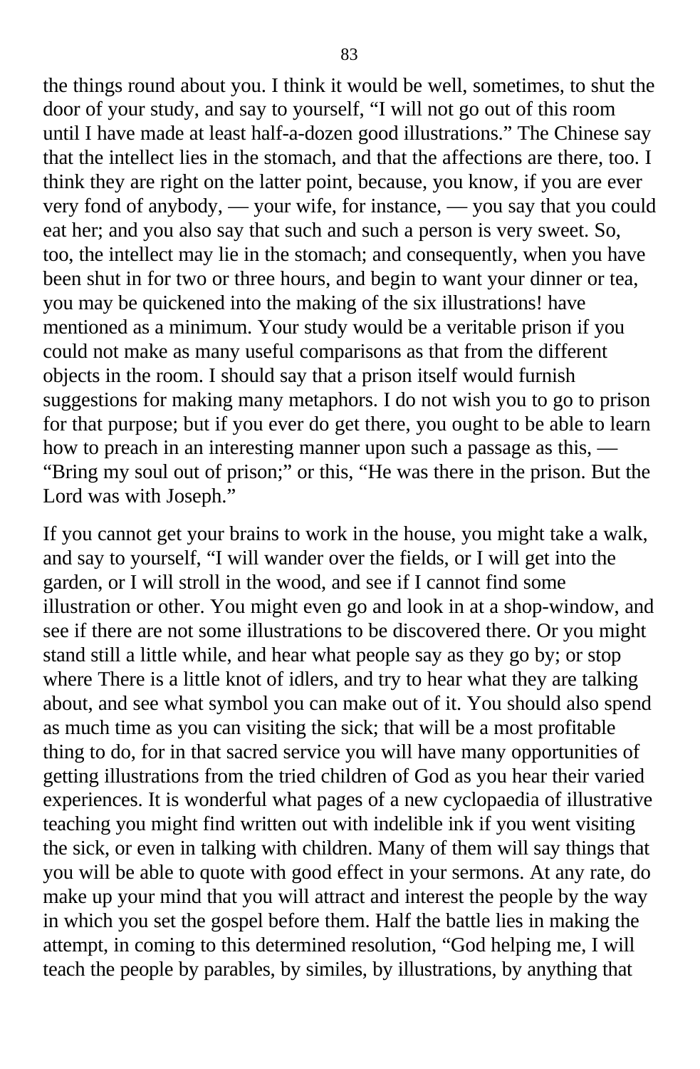the things round about you. I think it would be well, sometimes, to shut the door of your study, and say to yourself, "I will not go out of this room until I have made at least half-a-dozen good illustrations." The Chinese say that the intellect lies in the stomach, and that the affections are there, too. I think they are right on the latter point, because, you know, if you are ever very fond of anybody, — your wife, for instance, — you say that you could eat her; and you also say that such and such a person is very sweet. So, too, the intellect may lie in the stomach; and consequently, when you have been shut in for two or three hours, and begin to want your dinner or tea, you may be quickened into the making of the six illustrations! have mentioned as a minimum. Your study would be a veritable prison if you could not make as many useful comparisons as that from the different objects in the room. I should say that a prison itself would furnish suggestions for making many metaphors. I do not wish you to go to prison for that purpose; but if you ever do get there, you ought to be able to learn how to preach in an interesting manner upon such a passage as this, — "Bring my soul out of prison;" or this, "He was there in the prison. But the Lord was with Joseph."

If you cannot get your brains to work in the house, you might take a walk, and say to yourself, "I will wander over the fields, or I will get into the garden, or I will stroll in the wood, and see if I cannot find some illustration or other. You might even go and look in at a shop-window, and see if there are not some illustrations to be discovered there. Or you might stand still a little while, and hear what people say as they go by; or stop where There is a little knot of idlers, and try to hear what they are talking about, and see what symbol you can make out of it. You should also spend as much time as you can visiting the sick; that will be a most profitable thing to do, for in that sacred service you will have many opportunities of getting illustrations from the tried children of God as you hear their varied experiences. It is wonderful what pages of a new cyclopaedia of illustrative teaching you might find written out with indelible ink if you went visiting the sick, or even in talking with children. Many of them will say things that you will be able to quote with good effect in your sermons. At any rate, do make up your mind that you will attract and interest the people by the way in which you set the gospel before them. Half the battle lies in making the attempt, in coming to this determined resolution, "God helping me, I will teach the people by parables, by similes, by illustrations, by anything that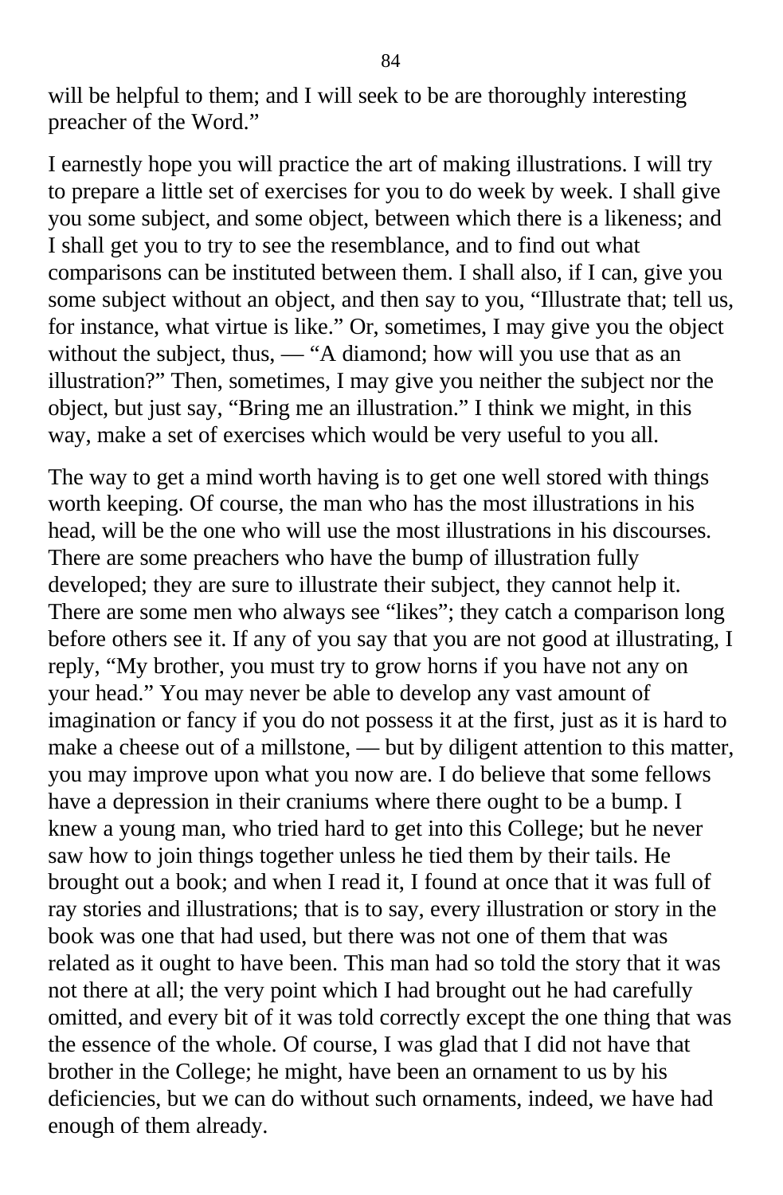will be helpful to them; and I will seek to be are thoroughly interesting preacher of the Word."

I earnestly hope you will practice the art of making illustrations. I will try to prepare a little set of exercises for you to do week by week. I shall give you some subject, and some object, between which there is a likeness; and I shall get you to try to see the resemblance, and to find out what comparisons can be instituted between them. I shall also, if I can, give you some subject without an object, and then say to you, "Illustrate that; tell us, for instance, what virtue is like." Or, sometimes, I may give you the object without the subject, thus, — "A diamond; how will you use that as an illustration?" Then, sometimes, I may give you neither the subject nor the object, but just say, "Bring me an illustration." I think we might, in this way, make a set of exercises which would be very useful to you all.

The way to get a mind worth having is to get one well stored with things worth keeping. Of course, the man who has the most illustrations in his head, will be the one who will use the most illustrations in his discourses. There are some preachers who have the bump of illustration fully developed; they are sure to illustrate their subject, they cannot help it. There are some men who always see "likes"; they catch a comparison long before others see it. If any of you say that you are not good at illustrating, I reply, "My brother, you must try to grow horns if you have not any on your head." You may never be able to develop any vast amount of imagination or fancy if you do not possess it at the first, just as it is hard to make a cheese out of a millstone, — but by diligent attention to this matter, you may improve upon what you now are. I do believe that some fellows have a depression in their craniums where there ought to be a bump. I knew a young man, who tried hard to get into this College; but he never saw how to join things together unless he tied them by their tails. He brought out a book; and when I read it, I found at once that it was full of ray stories and illustrations; that is to say, every illustration or story in the book was one that had used, but there was not one of them that was related as it ought to have been. This man had so told the story that it was not there at all; the very point which I had brought out he had carefully omitted, and every bit of it was told correctly except the one thing that was the essence of the whole. Of course, I was glad that I did not have that brother in the College; he might, have been an ornament to us by his deficiencies, but we can do without such ornaments, indeed, we have had enough of them already.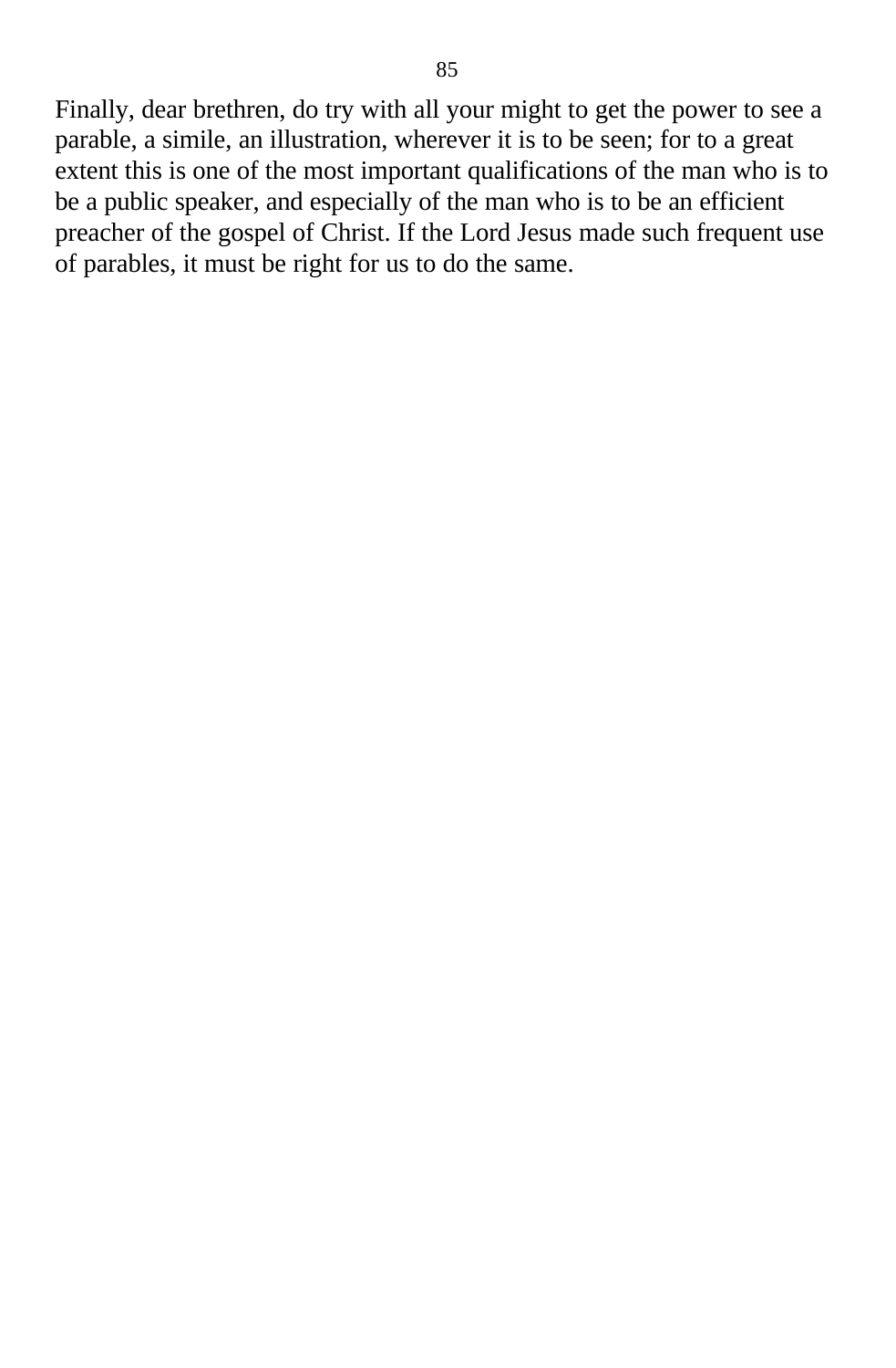Finally, dear brethren, do try with all your might to get the power to see a parable, a simile, an illustration, wherever it is to be seen; for to a great extent this is one of the most important qualifications of the man who is to be a public speaker, and especially of the man who is to be an efficient preacher of the gospel of Christ. If the Lord Jesus made such frequent use of parables, it must be right for us to do the same.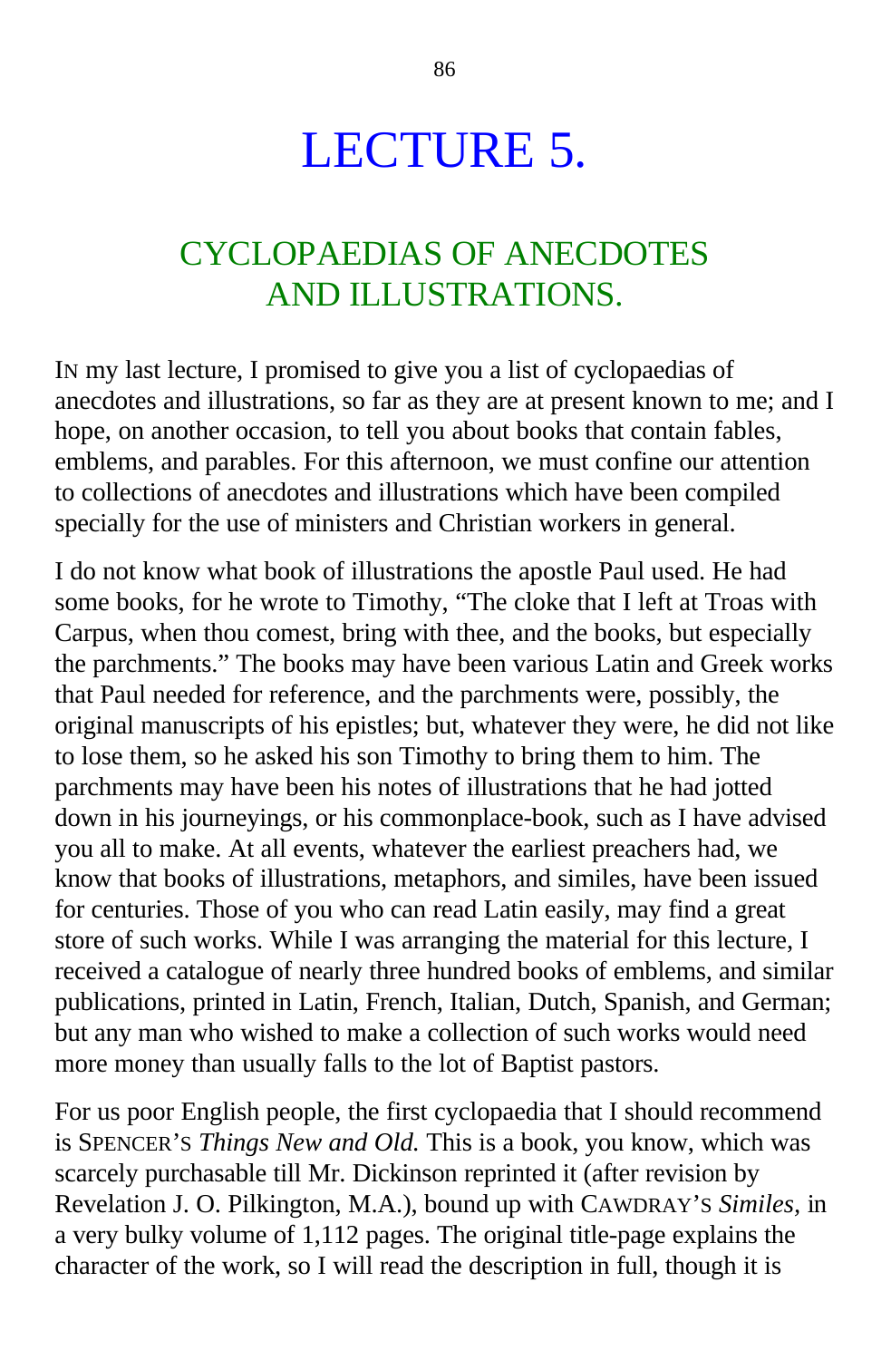# LECTURE 5.

## CYCLOPAEDIAS OF ANECDOTES AND ILLUSTRATIONS.

IN my last lecture, I promised to give you a list of cyclopaedias of anecdotes and illustrations, so far as they are at present known to me; and I hope, on another occasion, to tell you about books that contain fables, emblems, and parables. For this afternoon, we must confine our attention to collections of anecdotes and illustrations which have been compiled specially for the use of ministers and Christian workers in general.

I do not know what book of illustrations the apostle Paul used. He had some books, for he wrote to Timothy, "The cloke that I left at Troas with Carpus, when thou comest, bring with thee, and the books, but especially the parchments." The books may have been various Latin and Greek works that Paul needed for reference, and the parchments were, possibly, the original manuscripts of his epistles; but, whatever they were, he did not like to lose them, so he asked his son Timothy to bring them to him. The parchments may have been his notes of illustrations that he had jotted down in his journeyings, or his commonplace-book, such as I have advised you all to make. At all events, whatever the earliest preachers had, we know that books of illustrations, metaphors, and similes, have been issued for centuries. Those of you who can read Latin easily, may find a great store of such works. While I was arranging the material for this lecture, I received a catalogue of nearly three hundred books of emblems, and similar publications, printed in Latin, French, Italian, Dutch, Spanish, and German; but any man who wished to make a collection of such works would need more money than usually falls to the lot of Baptist pastors.

For us poor English people, the first cyclopaedia that I should recommend is SPENCER'S *Things New and Old.* This is a book, you know, which was scarcely purchasable till Mr. Dickinson reprinted it (after revision by Revelation J. O. Pilkington, M.A.), bound up with CAWDRAY'S *Similes,* in a very bulky volume of 1,112 pages. The original title-page explains the character of the work, so I will read the description in full, though it is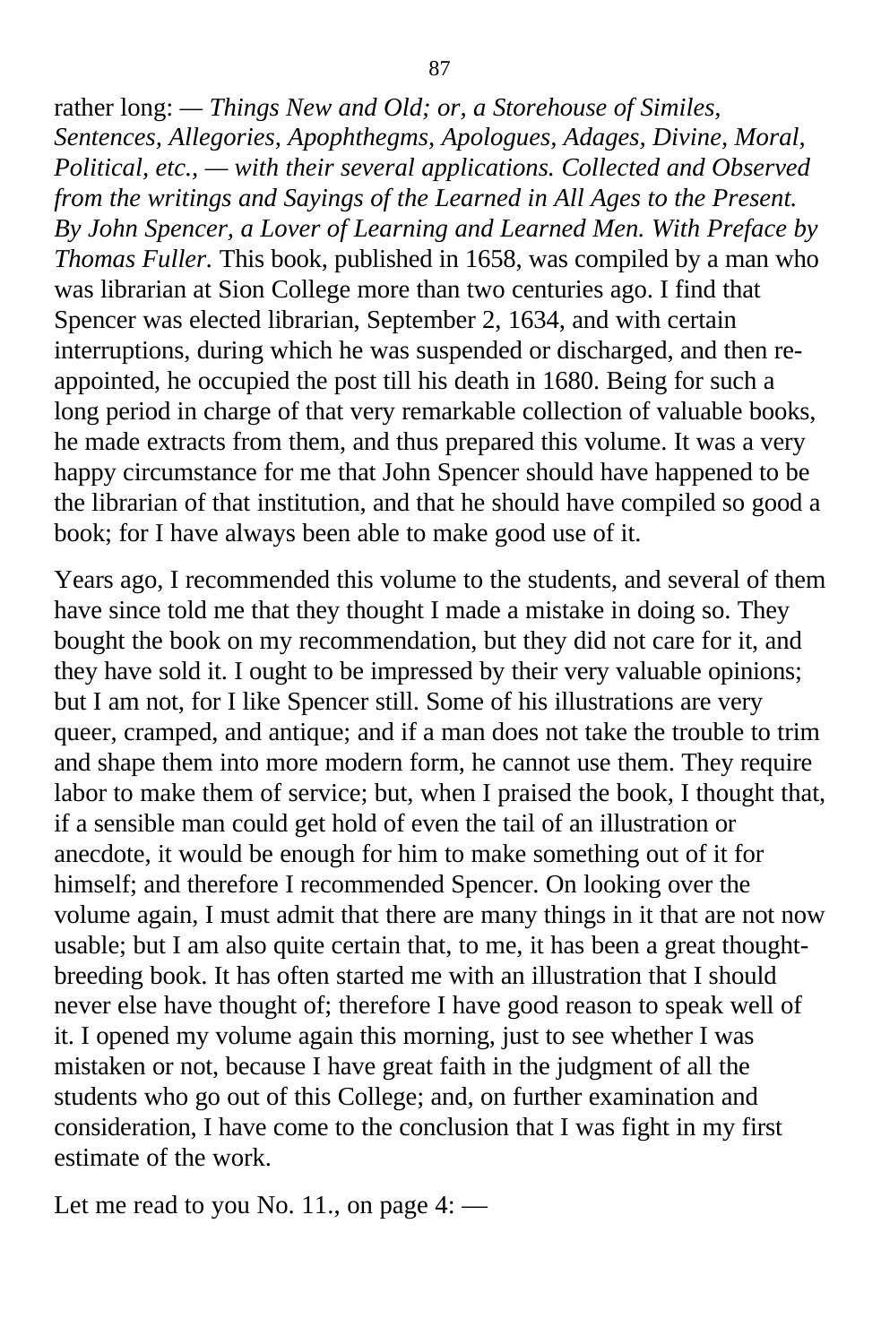rather long: — *Things New and Old; or, a Storehouse of Similes, Sentences, Allegories, Apophthegms, Apologues, Adages, Divine, Moral, Political, etc., — with their several applications. Collected and Observed from the writings and Sayings of the Learned in All Ages to the Present. By John Spencer, a Lover of Learning and Learned Men. With Preface by Thomas Fuller.* This book, published in 1658, was compiled by a man who was librarian at Sion College more than two centuries ago. I find that Spencer was elected librarian, September 2, 1634, and with certain interruptions, during which he was suspended or discharged, and then re-appointed, he occupied the post till his death in 1680. Being for such a long period in charge of that very remarkable collection of valuable books, he made extracts from them, and thus prepared this volume. It was a very happy circumstance for me that John Spencer should have happened to be the librarian of that institution, and that he should have compiled so good a book; for I have always been able to make good use of it.

Years ago, I recommended this volume to the students, and several of them have since told me that they thought I made a mistake in doing so. They bought the book on my recommendation, but they did not care for it, and they have sold it. I ought to be impressed by their very valuable opinions; but I am not, for I like Spencer still. Some of his illustrations are very queer, cramped, and antique; and if a man does not take the trouble to trim and shape them into more modern form, he cannot use them. They require labor to make them of service; but, when I praised the book, I thought that, if a sensible man could get hold of even the tail of an illustration or anecdote, it would be enough for him to make something out of it for himself; and therefore I recommended Spencer. On looking over the volume again, I must admit that there are many things in it that are not now usable; but I am also quite certain that, to me, it has been a great thought-breeding book. It has often started me with an illustration that I should never else have thought of; therefore I have good reason to speak well of it. I opened my volume again this morning, just to see whether I was mistaken or not, because I have great faith in the judgment of all the students who go out of this College; and, on further examination and consideration, I have come to the conclusion that I was fight in my first estimate of the work.

Let me read to you No. 11., on page 4: —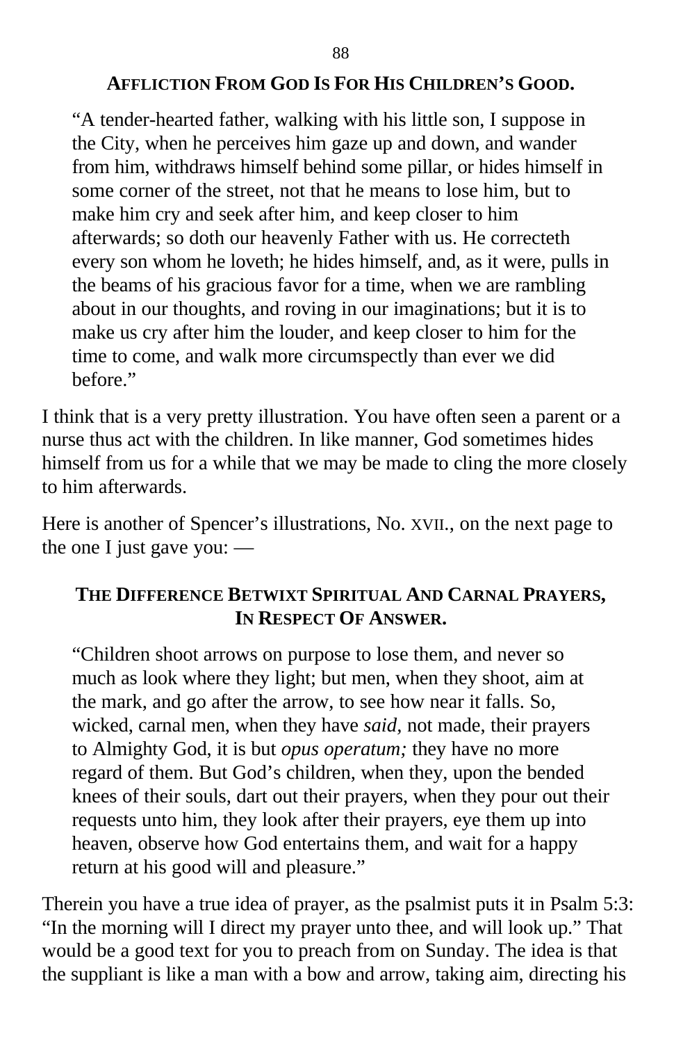### AFFLICTION FROM GOD IS FOR HIS CHILDREN'S GOOD.

> "A tender-hearted father, walking with his little son, I suppose in the City, when he perceives him gaze up and down, and wander from him, withdraws himself behind some pillar, or hides himself in some corner of the street, not that he means to lose him, but to make him cry and seek after him, and keep closer to him afterwards; so doth our heavenly Father with us. He correcteth every son whom he loveth; he hides himself, and, as it were, pulls in the beams of his gracious favor for a time, when we are rambling about in our thoughts, and roving in our imaginations; but it is to make us cry after him the louder, and keep closer to him for the time to come, and walk more circumspectly than ever we did before."

I think that is a very pretty illustration. You have often seen a parent or a nurse thus act with the children. In like manner, God sometimes hides himself from us for a while that we may be made to cling the more closely to him afterwards.

Here is another of Spencer's illustrations, No. XVII., on the next page to the one I just gave you: —

### THE DIFFERENCE BETWIXT SPIRITUAL AND CARNAL PRAYERS, IN RESPECT OF ANSWER.

> "Children shoot arrows on purpose to lose them, and never so much as look where they light; but men, when they shoot, aim at the mark, and go after the arrow, to see how near it falls. So, wicked, carnal men, when they have *said,* not made, their prayers to Almighty God, it is but *opus operatum;* they have no more regard of them. But God's children, when they, upon the bended knees of their souls, dart out their prayers, when they pour out their requests unto him, they look after their prayers, eye them up into heaven, observe how God entertains them, and wait for a happy return at his good will and pleasure."

Therein you have a true idea of prayer, as the psalmist puts it in Psalm 5:3: "In the morning will I direct my prayer unto thee, and will look up." That would be a good text for you to preach from on Sunday. The idea is that the suppliant is like a man with a bow and arrow, taking aim, directing his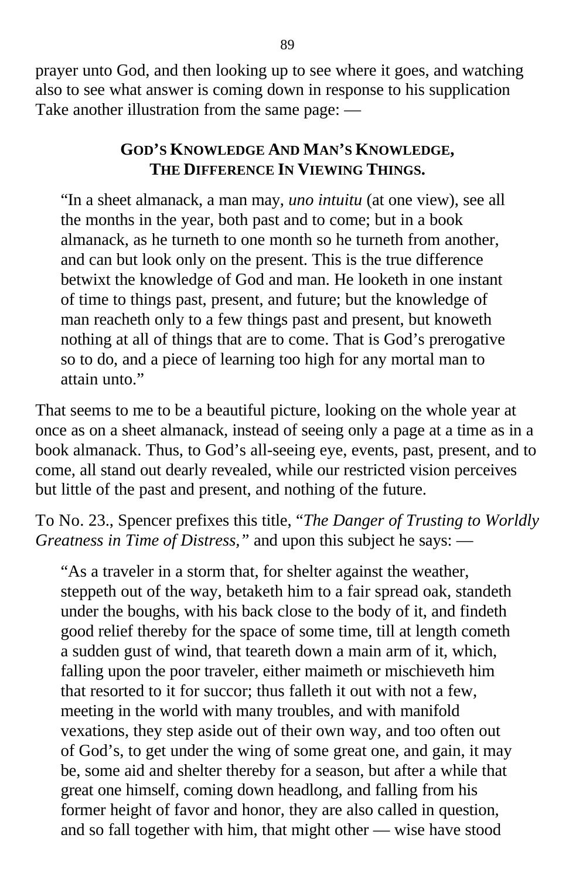prayer unto God, and then looking up to see where it goes, and watching also to see what answer is coming down in response to his supplication Take another illustration from the same page: —

### GOD'S KNOWLEDGE AND MAN'S KNOWLEDGE, THE DIFFERENCE IN VIEWING THINGS.

> "In a sheet almanack, a man may, *uno intuitu* (at one view), see all the months in the year, both past and to come; but in a book almanack, as he turneth to one month so he turneth from another, and can but look only on the present. This is the true difference betwixt the knowledge of God and man. He looketh in one instant of time to things past, present, and future; but the knowledge of man reacheth only to a few things past and present, but knoweth nothing at all of things that are to come. That is God's prerogative so to do, and a piece of learning too high for any mortal man to attain unto."

That seems to me to be a beautiful picture, looking on the whole year at once as on a sheet almanack, instead of seeing only a page at a time as in a book almanack. Thus, to God's all-seeing eye, events, past, present, and to come, all stand out dearly revealed, while our restricted vision perceives but little of the past and present, and nothing of the future.

To No. 23., Spencer prefixes this title, "*The Danger of Trusting to Worldly Greatness in Time of Distress,*" and upon this subject he says: —

> "As a traveler in a storm that, for shelter against the weather, steppeth out of the way, betaketh him to a fair spread oak, standeth under the boughs, with his back close to the body of it, and findeth good relief thereby for the space of some time, till at length cometh a sudden gust of wind, that teareth down a main arm of it, which, falling upon the poor traveler, either maimeth or mischieveth him that resorted to it for succor; thus falleth it out with not a few, meeting in the world with many troubles, and with manifold vexations, they step aside out of their own way, and too often out of God's, to get under the wing of some great one, and gain, it may be, some aid and shelter thereby for a season, but after a while that great one himself, coming down headlong, and falling from his former height of favor and honor, they are also called in question, and so fall together with him, that might other — wise have stood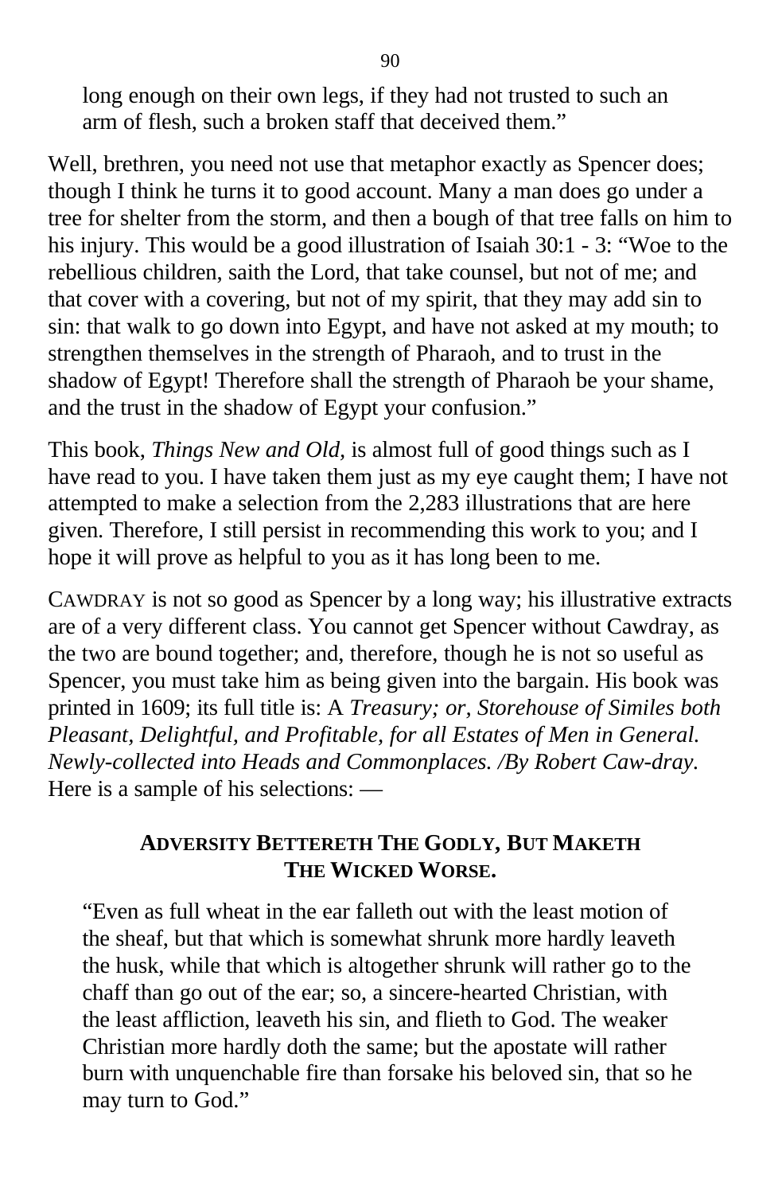> long enough on their own legs, if they had not trusted to such an arm of flesh, such a broken staff that deceived them."

Well, brethren, you need not use that metaphor exactly as Spencer does; though I think he turns it to good account. Many a man does go under a tree for shelter from the storm, and then a bough of that tree falls on him to his injury. This would be a good illustration of Isaiah 30:1 - 3: "Woe to the rebellious children, saith the Lord, that take counsel, but not of me; and that cover with a covering, but not of my spirit, that they may add sin to sin: that walk to go down into Egypt, and have not asked at my mouth; to strengthen themselves in the strength of Pharaoh, and to trust in the shadow of Egypt! Therefore shall the strength of Pharaoh be your shame, and the trust in the shadow of Egypt your confusion."

This book, *Things New and Old,* is almost full of good things such as I have read to you. I have taken them just as my eye caught them; I have not attempted to make a selection from the 2,283 illustrations that are here given. Therefore, I still persist in recommending this work to you; and I hope it will prove as helpful to you as it has long been to me.

CAWDRAY is not so good as Spencer by a long way; his illustrative extracts are of a very different class. You cannot get Spencer without Cawdray, as the two are bound together; and, therefore, though he is not so useful as Spencer, you must take him as being given into the bargain. His book was printed in 1609; its full title is: A *Treasury; or, Storehouse of Similes both Pleasant, Delightful, and Profitable, for all Estates of Men in General. Newly-collected into Heads and Commonplaces. /By Robert Caw-dray.* Here is a sample of his selections: —

**ADVERSITY BETTERETH THE GODLY, BUT MAKETH THE WICKED WORSE.**

> "Even as full wheat in the ear falleth out with the least motion of the sheaf, but that which is somewhat shrunk more hardly leaveth the husk, while that which is altogether shrunk will rather go to the chaff than go out of the ear; so, a sincere-hearted Christian, with the least affliction, leaveth his sin, and flieth to God. The weaker Christian more hardly doth the same; but the apostate will rather burn with unquenchable fire than forsake his beloved sin, that so he may turn to God."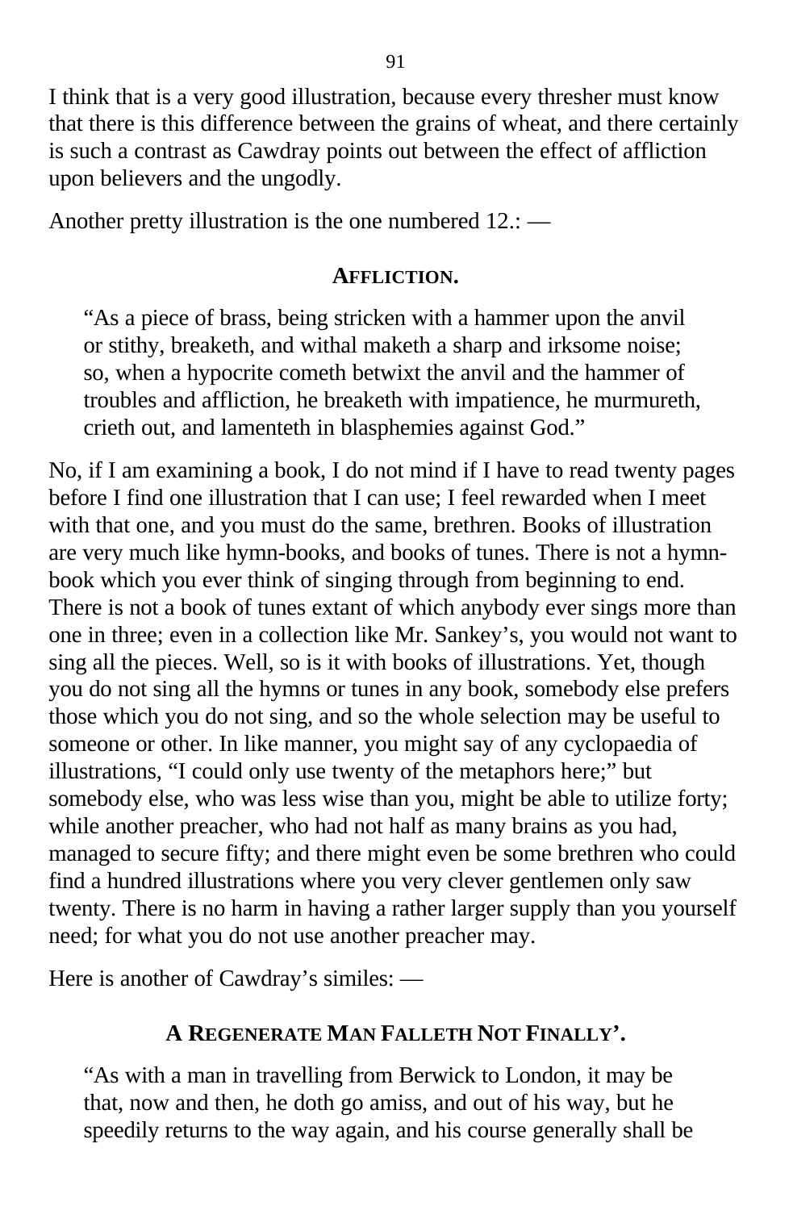I think that is a very good illustration, because every thresher must know that there is this difference between the grains of wheat, and there certainly is such a contrast as Cawdray points out between the effect of affliction upon believers and the ungodly.

Another pretty illustration is the one numbered 12.: —

### AFFLICTION.

> "As a piece of brass, being stricken with a hammer upon the anvil or stithy, breaketh, and withal maketh a sharp and irksome noise; so, when a hypocrite cometh betwixt the anvil and the hammer of troubles and affliction, he breaketh with impatience, he murmureth, crieth out, and lamenteth in blasphemies against God."

No, if I am examining a book, I do not mind if I have to read twenty pages before I find one illustration that I can use; I feel rewarded when I meet with that one, and you must do the same, brethren. Books of illustration are very much like hymn-books, and books of tunes. There is not a hymn-book which you ever think of singing through from beginning to end. There is not a book of tunes extant of which anybody ever sings more than one in three; even in a collection like Mr. Sankey's, you would not want to sing all the pieces. Well, so is it with books of illustrations. Yet, though you do not sing all the hymns or tunes in any book, somebody else prefers those which you do not sing, and so the whole selection may be useful to someone or other. In like manner, you might say of any cyclopaedia of illustrations, "I could only use twenty of the metaphors here;" but somebody else, who was less wise than you, might be able to utilize forty; while another preacher, who had not half as many brains as you had, managed to secure fifty; and there might even be some brethren who could find a hundred illustrations where you very clever gentlemen only saw twenty. There is no harm in having a rather larger supply than you yourself need; for what you do not use another preacher may.

Here is another of Cawdray's similes: —

### A REGENERATE MAN FALLETH NOT FINALLY'.

> "As with a man in travelling from Berwick to London, it may be that, now and then, he doth go amiss, and out of his way, but he speedily returns to the way again, and his course generally shall be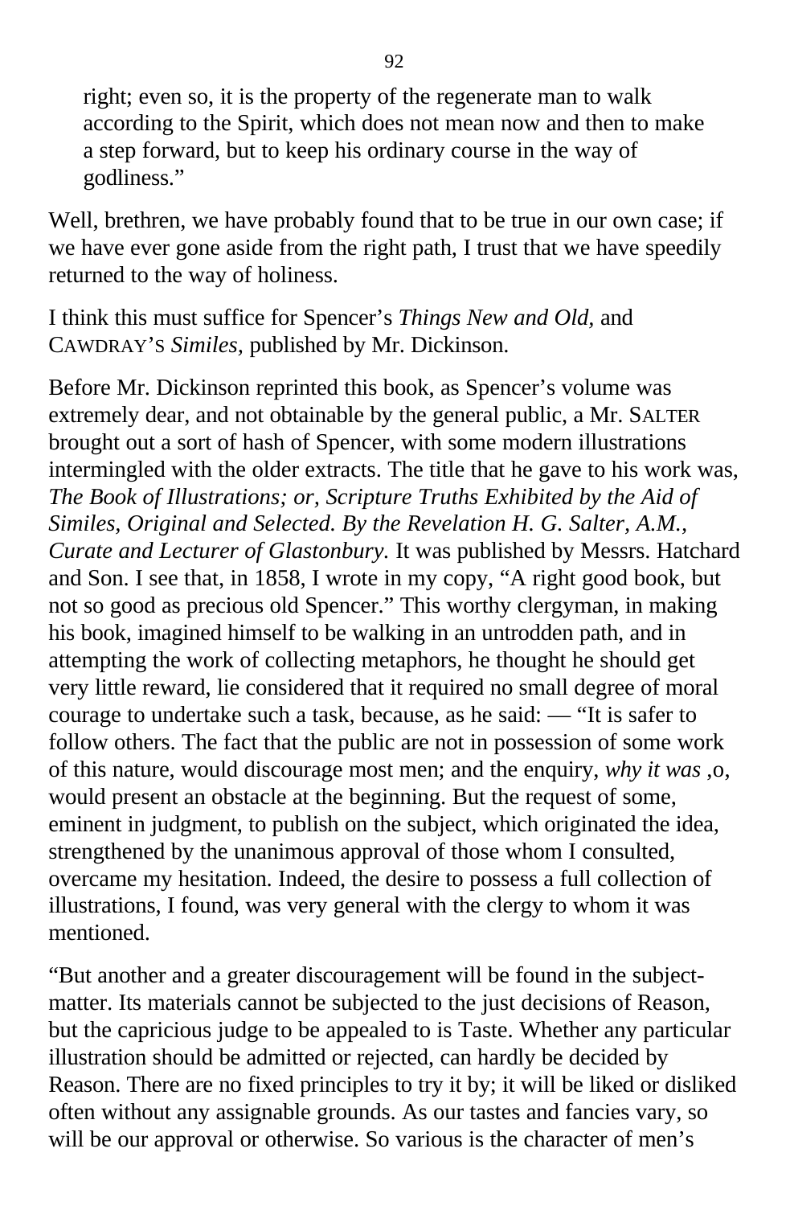right; even so, it is the property of the regenerate man to walk according to the Spirit, which does not mean now and then to make a step forward, but to keep his ordinary course in the way of godliness."

Well, brethren, we have probably found that to be true in our own case; if we have ever gone aside from the right path, I trust that we have speedily returned to the way of holiness.

I think this must suffice for Spencer's *Things New and Old,* and CAWDRAY'S *Similes,* published by Mr. Dickinson.

Before Mr. Dickinson reprinted this book, as Spencer's volume was extremely dear, and not obtainable by the general public, a Mr. SALTER brought out a sort of hash of Spencer, with some modern illustrations intermingled with the older extracts. The title that he gave to his work was, *The Book of Illustrations; or, Scripture Truths Exhibited by the Aid of Similes, Original and Selected. By the Revelation H. G. Salter, A.M., Curate and Lecturer of Glastonbury.* It was published by Messrs. Hatchard and Son. I see that, in 1858, I wrote in my copy, "A right good book, but not so good as precious old Spencer." This worthy clergyman, in making his book, imagined himself to be walking in an untrodden path, and in attempting the work of collecting metaphors, he thought he should get very little reward, lie considered that it required no small degree of moral courage to undertake such a task, because, as he said: — "It is safer to follow others. The fact that the public are not in possession of some work of this nature, would discourage most men; and the enquiry, *why it was* ,o, would present an obstacle at the beginning. But the request of some, eminent in judgment, to publish on the subject, which originated the idea, strengthened by the unanimous approval of those whom I consulted, overcame my hesitation. Indeed, the desire to possess a full collection of illustrations, I found, was very general with the clergy to whom it was mentioned.

"But another and a greater discouragement will be found in the subject-matter. Its materials cannot be subjected to the just decisions of Reason, but the capricious judge to be appealed to is Taste. Whether any particular illustration should be admitted or rejected, can hardly be decided by Reason. There are no fixed principles to try it by; it will be liked or disliked often without any assignable grounds. As our tastes and fancies vary, so will be our approval or otherwise. So various is the character of men's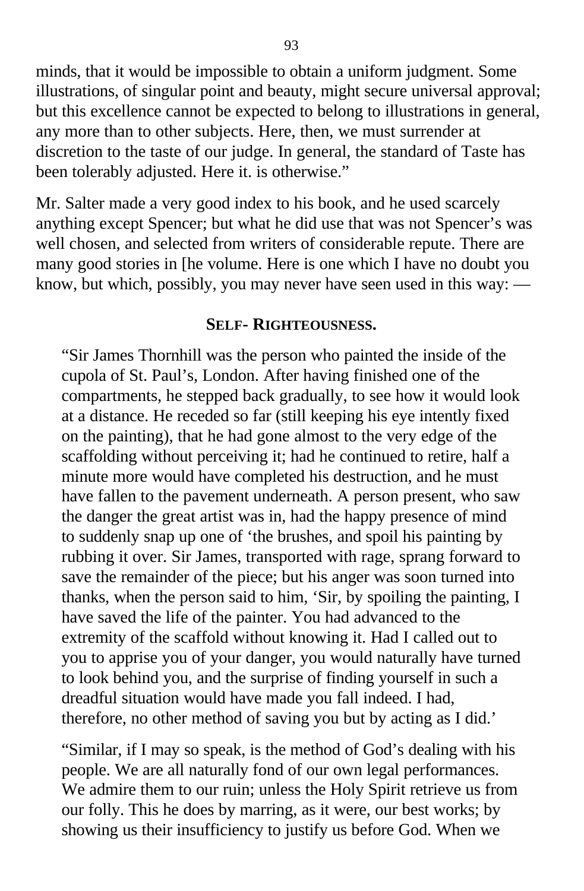minds, that it would be impossible to obtain a uniform judgment. Some illustrations, of singular point and beauty, might secure universal approval; but this excellence cannot be expected to belong to illustrations in general, any more than to other subjects. Here, then, we must surrender at discretion to the taste of our judge. In general, the standard of Taste has been tolerably adjusted. Here it. is otherwise."

Mr. Salter made a very good index to his book, and he used scarcely anything except Spencer; but what he did use that was not Spencer's was well chosen, and selected from writers of considerable repute. There are many good stories in [he volume. Here is one which I have no doubt you know, but which, possibly, you may never have seen used in this way: —

**SELF- RIGHTEOUSNESS.**

> "Sir James Thornhill was the person who painted the inside of the cupola of St. Paul's, London. After having finished one of the compartments, he stepped back gradually, to see how it would look at a distance. He receded so far (still keeping his eye intently fixed on the painting), that he had gone almost to the very edge of the scaffolding without perceiving it; had he continued to retire, half a minute more would have completed his destruction, and he must have fallen to the pavement underneath. A person present, who saw the danger the great artist was in, had the happy presence of mind to suddenly snap up one of 'the brushes, and spoil his painting by rubbing it over. Sir James, transported with rage, sprang forward to save the remainder of the piece; but his anger was soon turned into thanks, when the person said to him, 'Sir, by spoiling the painting, I have saved the life of the painter. You had advanced to the extremity of the scaffold without knowing it. Had I called out to you to apprise you of your danger, you would naturally have turned to look behind you, and the surprise of finding yourself in such a dreadful situation would have made you fall indeed. I had, therefore, no other method of saving you but by acting as I did.'
>
> "Similar, if I may so speak, is the method of God's dealing with his people. We are all naturally fond of our own legal performances. We admire them to our ruin; unless the Holy Spirit retrieve us from our folly. This he does by marring, as it were, our best works; by showing us their insufficiency to justify us before God. When we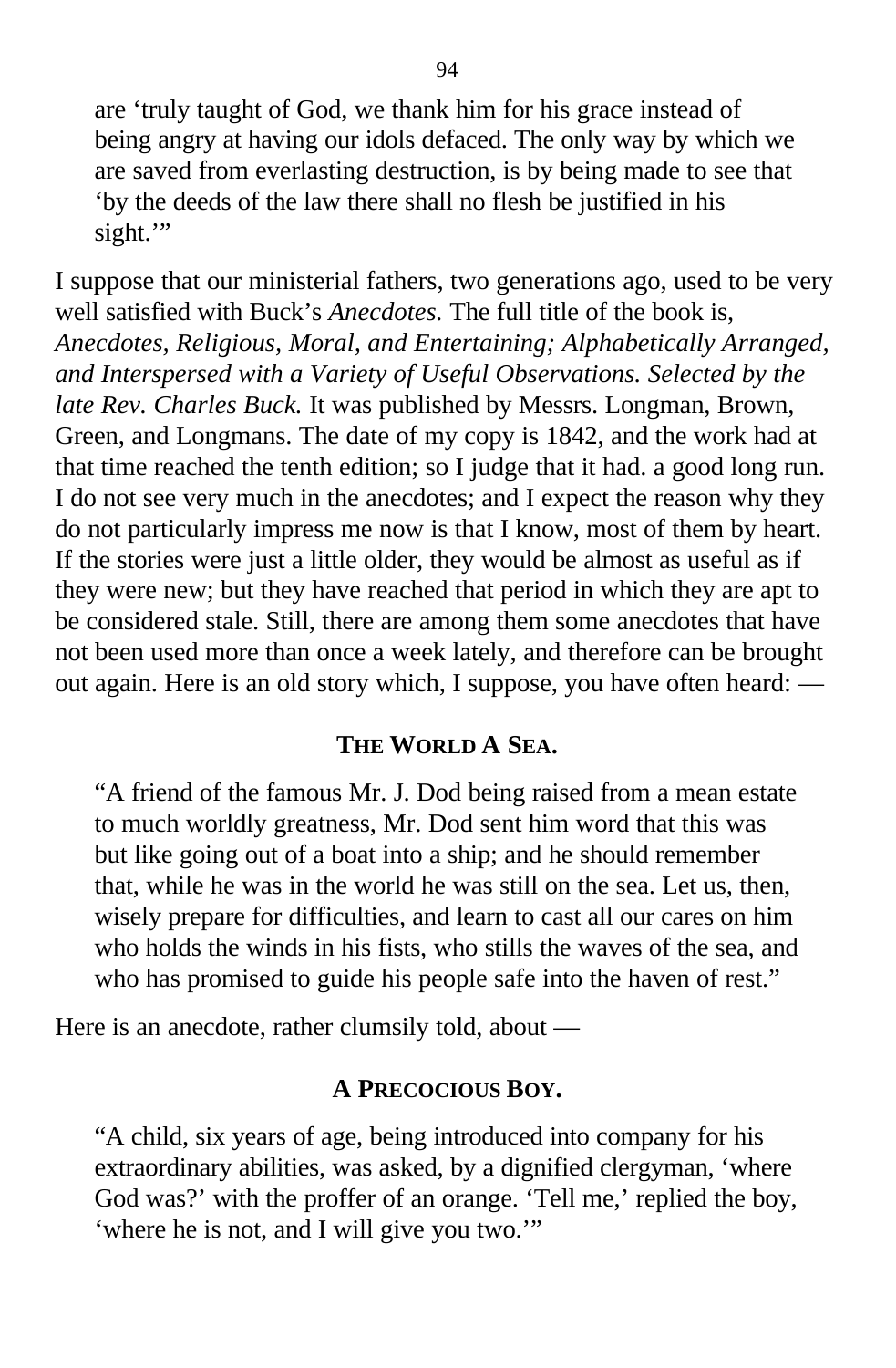are 'truly taught of God, we thank him for his grace instead of being angry at having our idols defaced. The only way by which we are saved from everlasting destruction, is by being made to see that 'by the deeds of the law there shall no flesh be justified in his sight.'"

I suppose that our ministerial fathers, two generations ago, used to be very well satisfied with Buck's *Anecdotes.* The full title of the book is, *Anecdotes, Religious, Moral, and Entertaining; Alphabetically Arranged, and Interspersed with a Variety of Useful Observations. Selected by the late Rev. Charles Buck.* It was published by Messrs. Longman, Brown, Green, and Longmans. The date of my copy is 1842, and the work had at that time reached the tenth edition; so I judge that it had. a good long run. I do not see very much in the anecdotes; and I expect the reason why they do not particularly impress me now is that I know, most of them by heart. If the stories were just a little older, they would be almost as useful as if they were new; but they have reached that period in which they are apt to be considered stale. Still, there are among them some anecdotes that have not been used more than once a week lately, and therefore can be brought out again. Here is an old story which, I suppose, you have often heard: —

**THE WORLD A SEA.**

"A friend of the famous Mr. J. Dod being raised from a mean estate to much worldly greatness, Mr. Dod sent him word that this was but like going out of a boat into a ship; and he should remember that, while he was in the world he was still on the sea. Let us, then, wisely prepare for difficulties, and learn to cast all our cares on him who holds the winds in his fists, who stills the waves of the sea, and who has promised to guide his people safe into the haven of rest."

Here is an anecdote, rather clumsily told, about —

**A PRECOCIOUS BOY.**

"A child, six years of age, being introduced into company for his extraordinary abilities, was asked, by a dignified clergyman, 'where God was?' with the proffer of an orange. 'Tell me,' replied the boy, 'where he is not, and I will give you two.'"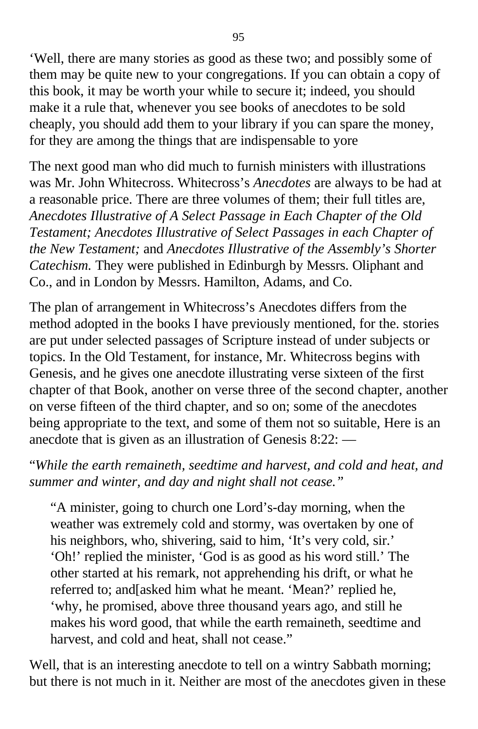‘Well, there are many stories as good as these two; and possibly some of them may be quite new to your congregations. If you can obtain a copy of this book, it may be worth your while to secure it; indeed, you should make it a rule that, whenever you see books of anecdotes to be sold cheaply, you should add them to your library if you can spare the money, for they are among the things that are indispensable to yore

The next good man who did much to furnish ministers with illustrations was Mr. John Whitecross. Whitecross’s *Anecdotes* are always to be had at a reasonable price. There are three volumes of them; their full titles are, *Anecdotes Illustrative of A Select Passage in Each Chapter of the Old Testament; Anecdotes Illustrative of Select Passages in each Chapter of the New Testament;* and *Anecdotes Illustrative of the Assembly’s Shorter Catechism.* They were published in Edinburgh by Messrs. Oliphant and Co., and in London by Messrs. Hamilton, Adams, and Co.

The plan of arrangement in Whitecross’s Anecdotes differs from the method adopted in the books I have previously mentioned, for the. stories are put under selected passages of Scripture instead of under subjects or topics. In the Old Testament, for instance, Mr. Whitecross begins with Genesis, and he gives one anecdote illustrating verse sixteen of the first chapter of that Book, another on verse three of the second chapter, another on verse fifteen of the third chapter, and so on; some of the anecdotes being appropriate to the text, and some of them not so suitable, Here is an anecdote that is given as an illustration of Genesis 8:22: —

“*While the earth remaineth, seedtime and harvest, and cold and heat, and summer and winter, and day and night shall not cease.”*

> “A minister, going to church one Lord’s-day morning, when the weather was extremely cold and stormy, was overtaken by one of his neighbors, who, shivering, said to him, ‘It’s very cold, sir.’ ‘Oh!’ replied the minister, ‘God is as good as his word still.’ The other started at his remark, not apprehending his drift, or what he referred to; and[asked him what he meant. ‘Mean?’ replied he, ‘why, he promised, above three thousand years ago, and still he makes his word good, that while the earth remaineth, seedtime and harvest, and cold and heat, shall not cease.”

Well, that is an interesting anecdote to tell on a wintry Sabbath morning; but there is not much in it. Neither are most of the anecdotes given in these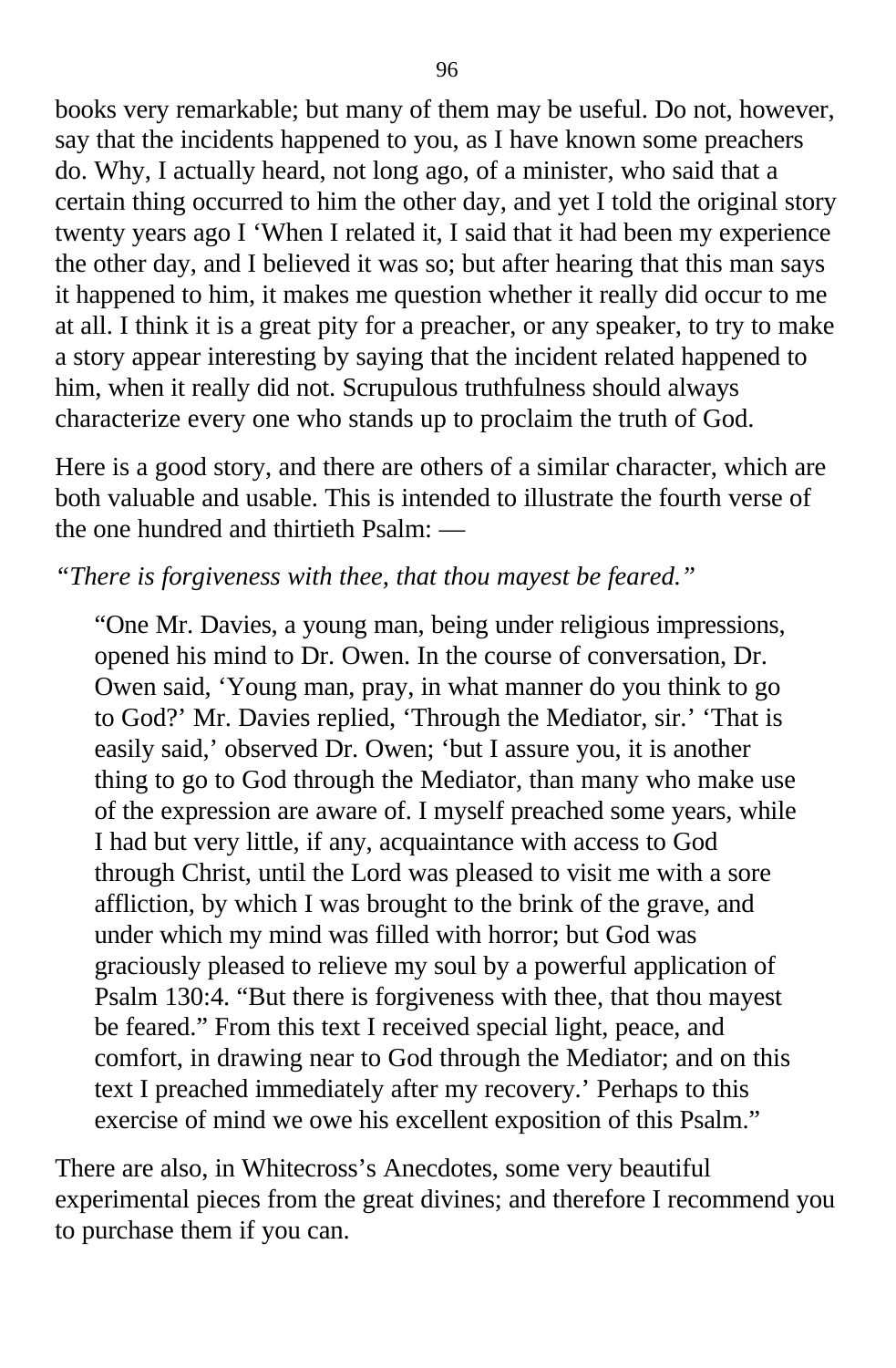books very remarkable; but many of them may be useful. Do not, however, say that the incidents happened to you, as I have known some preachers do. Why, I actually heard, not long ago, of a minister, who said that a certain thing occurred to him the other day, and yet I told the original story twenty years ago I ‘When I related it, I said that it had been my experience the other day, and I believed it was so; but after hearing that this man says it happened to him, it makes me question whether it really did occur to me at all. I think it is a great pity for a preacher, or any speaker, to try to make a story appear interesting by saying that the incident related happened to him, when it really did not. Scrupulous truthfulness should always characterize every one who stands up to proclaim the truth of God.

Here is a good story, and there are others of a similar character, which are both valuable and usable. This is intended to illustrate the fourth verse of the one hundred and thirtieth Psalm: —

*“There is forgiveness with thee, that thou mayest be feared.”*

> “One Mr. Davies, a young man, being under religious impressions, opened his mind to Dr. Owen. In the course of conversation, Dr. Owen said, ‘Young man, pray, in what manner do you think to go to God?’ Mr. Davies replied, ‘Through the Mediator, sir.’ ‘That is easily said,’ observed Dr. Owen; ‘but I assure you, it is another thing to go to God through the Mediator, than many who make use of the expression are aware of. I myself preached some years, while I had but very little, if any, acquaintance with access to God through Christ, until the Lord was pleased to visit me with a sore affliction, by which I was brought to the brink of the grave, and under which my mind was filled with horror; but God was graciously pleased to relieve my soul by a powerful application of Psalm 130:4. “But there is forgiveness with thee, that thou mayest be feared.” From this text I received special light, peace, and comfort, in drawing near to God through the Mediator; and on this text I preached immediately after my recovery.’ Perhaps to this exercise of mind we owe his excellent exposition of this Psalm.”

There are also, in Whitecross’s Anecdotes, some very beautiful experimental pieces from the great divines; and therefore I recommend you to purchase them if you can.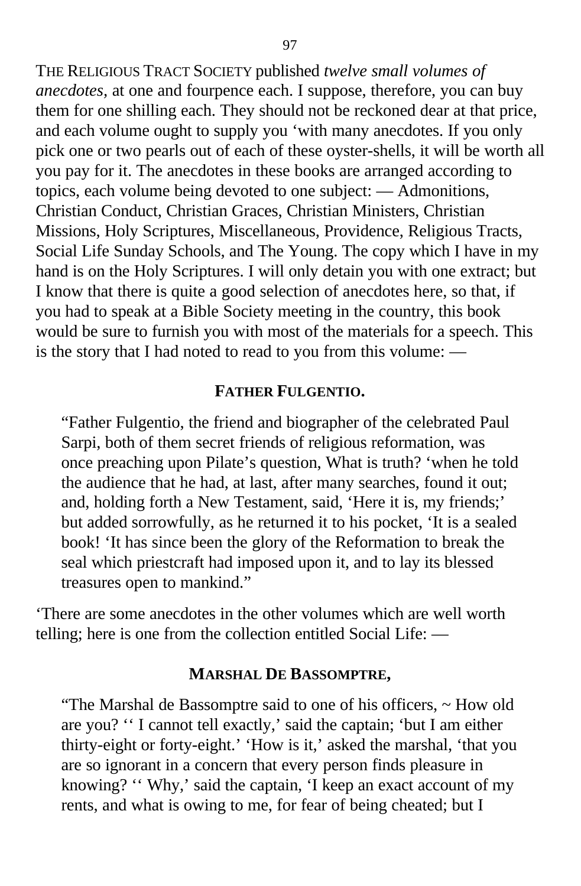THE RELIGIOUS TRACT SOCIETY published *twelve small volumes of anecdotes,* at one and fourpence each. I suppose, therefore, you can buy them for one shilling each. They should not be reckoned dear at that price, and each volume ought to supply you 'with many anecdotes. If you only pick one or two pearls out of each of these oyster-shells, it will be worth all you pay for it. The anecdotes in these books are arranged according to topics, each volume being devoted to one subject: — Admonitions, Christian Conduct, Christian Graces, Christian Ministers, Christian Missions, Holy Scriptures, Miscellaneous, Providence, Religious Tracts, Social Life Sunday Schools, and The Young. The copy which I have in my hand is on the Holy Scriptures. I will only detain you with one extract; but I know that there is quite a good selection of anecdotes here, so that, if you had to speak at a Bible Society meeting in the country, this book would be sure to furnish you with most of the materials for a speech. This is the story that I had noted to read to you from this volume: —

**FATHER FULGENTIO.**

> "Father Fulgentio, the friend and biographer of the celebrated Paul Sarpi, both of them secret friends of religious reformation, was once preaching upon Pilate's question, What is truth? 'when he told the audience that he had, at last, after many searches, found it out; and, holding forth a New Testament, said, 'Here it is, my friends;' but added sorrowfully, as he returned it to his pocket, 'It is a sealed book! 'It has since been the glory of the Reformation to break the seal which priestcraft had imposed upon it, and to lay its blessed treasures open to mankind."

'There are some anecdotes in the other volumes which are well worth telling; here is one from the collection entitled Social Life: —

**MARSHAL DE BASSOMPTRE,**

> "The Marshal de Bassomptre said to one of his officers, ~ How old are you? '' I cannot tell exactly,' said the captain; 'but I am either thirty-eight or forty-eight.' 'How is it,' asked the marshal, 'that you are so ignorant in a concern that every person finds pleasure in knowing? '' Why,' said the captain, 'I keep an exact account of my rents, and what is owing to me, for fear of being cheated; but I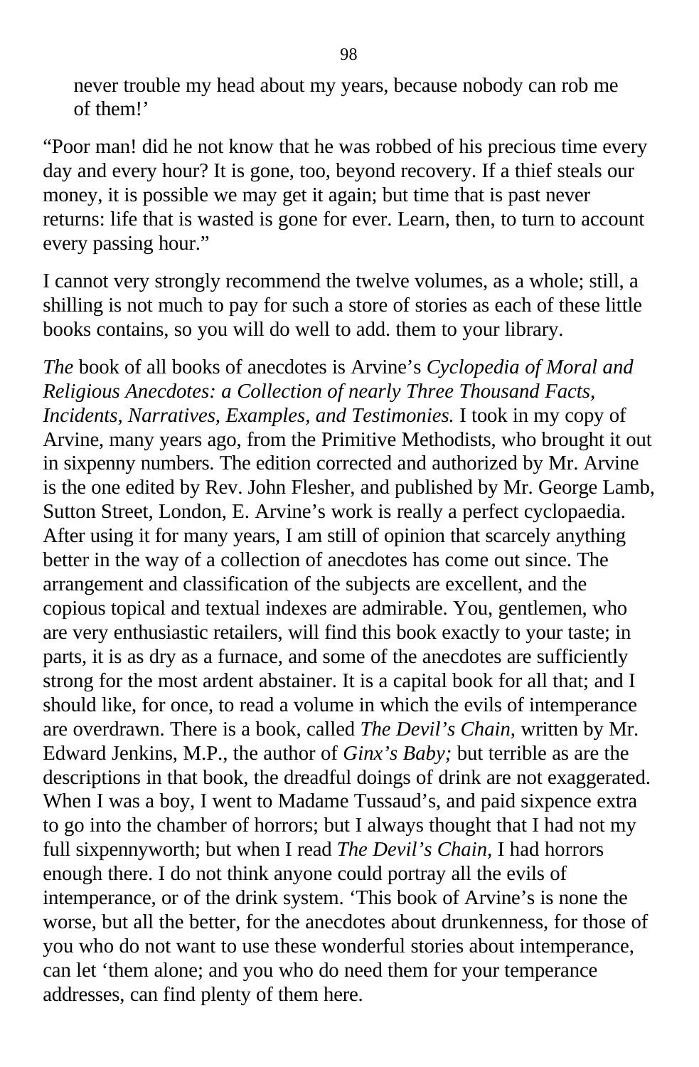never trouble my head about my years, because nobody can rob me of them!'

"Poor man! did he not know that he was robbed of his precious time every day and every hour? It is gone, too, beyond recovery. If a thief steals our money, it is possible we may get it again; but time that is past never returns: life that is wasted is gone for ever. Learn, then, to turn to account every passing hour."

I cannot very strongly recommend the twelve volumes, as a whole; still, a shilling is not much to pay for such a store of stories as each of these little books contains, so you will do well to add. them to your library.

*The* book of all books of anecdotes is Arvine's *Cyclopedia of Moral and Religious Anecdotes: a Collection of nearly Three Thousand Facts, Incidents, Narratives, Examples, and Testimonies.* I took in my copy of Arvine, many years ago, from the Primitive Methodists, who brought it out in sixpenny numbers. The edition corrected and authorized by Mr. Arvine is the one edited by Rev. John Flesher, and published by Mr. George Lamb, Sutton Street, London, E. Arvine's work is really a perfect cyclopaedia. After using it for many years, I am still of opinion that scarcely anything better in the way of a collection of anecdotes has come out since. The arrangement and classification of the subjects are excellent, and the copious topical and textual indexes are admirable. You, gentlemen, who are very enthusiastic retailers, will find this book exactly to your taste; in parts, it is as dry as a furnace, and some of the anecdotes are sufficiently strong for the most ardent abstainer. It is a capital book for all that; and I should like, for once, to read a volume in which the evils of intemperance are overdrawn. There is a book, called *The Devil's Chain,* written by Mr. Edward Jenkins, M.P., the author of *Ginx's Baby;* but terrible as are the descriptions in that book, the dreadful doings of drink are not exaggerated. When I was a boy, I went to Madame Tussaud's, and paid sixpence extra to go into the chamber of horrors; but I always thought that I had not my full sixpennyworth; but when I read *The Devil's Chain,* I had horrors enough there. I do not think anyone could portray all the evils of intemperance, or of the drink system. 'This book of Arvine's is none the worse, but all the better, for the anecdotes about drunkenness, for those of you who do not want to use these wonderful stories about intemperance, can let 'them alone; and you who do need them for your temperance addresses, can find plenty of them here.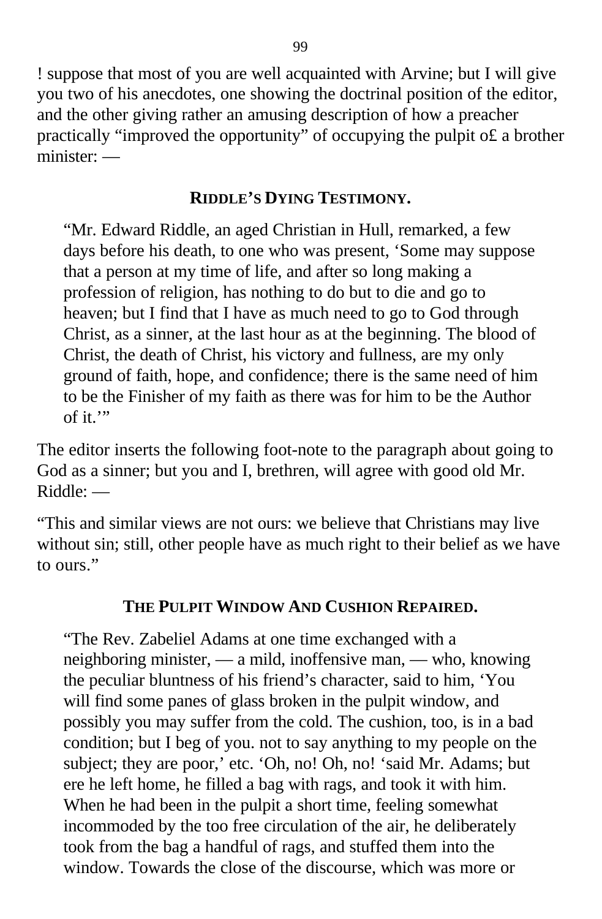! suppose that most of you are well acquainted with Arvine; but I will give you two of his anecdotes, one showing the doctrinal position of the editor, and the other giving rather an amusing description of how a preacher practically "improved the opportunity" of occupying the pulpit o£ a brother minister: —

### RIDDLE'S DYING TESTIMONY.

> "Mr. Edward Riddle, an aged Christian in Hull, remarked, a few days before his death, to one who was present, 'Some may suppose that a person at my time of life, and after so long making a profession of religion, has nothing to do but to die and go to heaven; but I find that I have as much need to go to God through Christ, as a sinner, at the last hour as at the beginning. The blood of Christ, the death of Christ, his victory and fullness, are my only ground of faith, hope, and confidence; there is the same need of him to be the Finisher of my faith as there was for him to be the Author of it.'"

The editor inserts the following foot-note to the paragraph about going to God as a sinner; but you and I, brethren, will agree with good old Mr. Riddle: —

"This and similar views are not ours: we believe that Christians may live without sin; still, other people have as much right to their belief as we have to ours."

### THE PULPIT WINDOW AND CUSHION REPAIRED.

> "The Rev. Zabeliel Adams at one time exchanged with a neighboring minister, — a mild, inoffensive man, — who, knowing the peculiar bluntness of his friend's character, said to him, 'You will find some panes of glass broken in the pulpit window, and possibly you may suffer from the cold. The cushion, too, is in a bad condition; but I beg of you. not to say anything to my people on the subject; they are poor,' etc. 'Oh, no! Oh, no! 'said Mr. Adams; but ere he left home, he filled a bag with rags, and took it with him. When he had been in the pulpit a short time, feeling somewhat incommoded by the too free circulation of the air, he deliberately took from the bag a handful of rags, and stuffed them into the window. Towards the close of the discourse, which was more or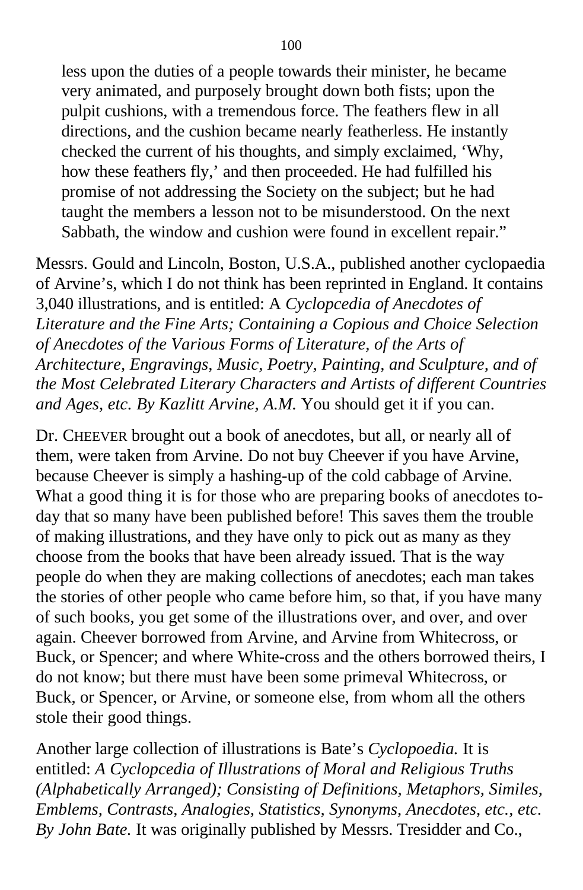less upon the duties of a people towards their minister, he became very animated, and purposely brought down both fists; upon the pulpit cushions, with a tremendous force. The feathers flew in all directions, and the cushion became nearly featherless. He instantly checked the current of his thoughts, and simply exclaimed, ‘Why, how these feathers fly,’ and then proceeded. He had fulfilled his promise of not addressing the Society on the subject; but he had taught the members a lesson not to be misunderstood. On the next Sabbath, the window and cushion were found in excellent repair.”

Messrs. Gould and Lincoln, Boston, U.S.A., published another cyclopaedia of Arvine’s, which I do not think has been reprinted in England. It contains 3,040 illustrations, and is entitled: A *Cyclopcedia of Anecdotes of Literature and the Fine Arts; Containing a Copious and Choice Selection of Anecdotes of the Various Forms of Literature, of the Arts of Architecture, Engravings, Music, Poetry, Painting, and Sculpture, and of the Most Celebrated Literary Characters and Artists of different Countries and Ages, etc. By Kazlitt Arvine, A.M.* You should get it if you can.

Dr. CHEEVER brought out a book of anecdotes, but all, or nearly all of them, were taken from Arvine. Do not buy Cheever if you have Arvine, because Cheever is simply a hashing-up of the cold cabbage of Arvine. What a good thing it is for those who are preparing books of anecdotes to-day that so many have been published before! This saves them the trouble of making illustrations, and they have only to pick out as many as they choose from the books that have been already issued. That is the way people do when they are making collections of anecdotes; each man takes the stories of other people who came before him, so that, if you have many of such books, you get some of the illustrations over, and over, and over again. Cheever borrowed from Arvine, and Arvine from Whitecross, or Buck, or Spencer; and where White-cross and the others borrowed theirs, I do not know; but there must have been some primeval Whitecross, or Buck, or Spencer, or Arvine, or someone else, from whom all the others stole their good things.

Another large collection of illustrations is Bate’s *Cyclopoedia.* It is entitled: *A Cyclopcedia of Illustrations of Moral and Religious Truths (Alphabetically Arranged); Consisting of Definitions, Metaphors, Similes, Emblems, Contrasts, Analogies, Statistics, Synonyms, Anecdotes, etc., etc. By John Bate.* It was originally published by Messrs. Tresidder and Co.,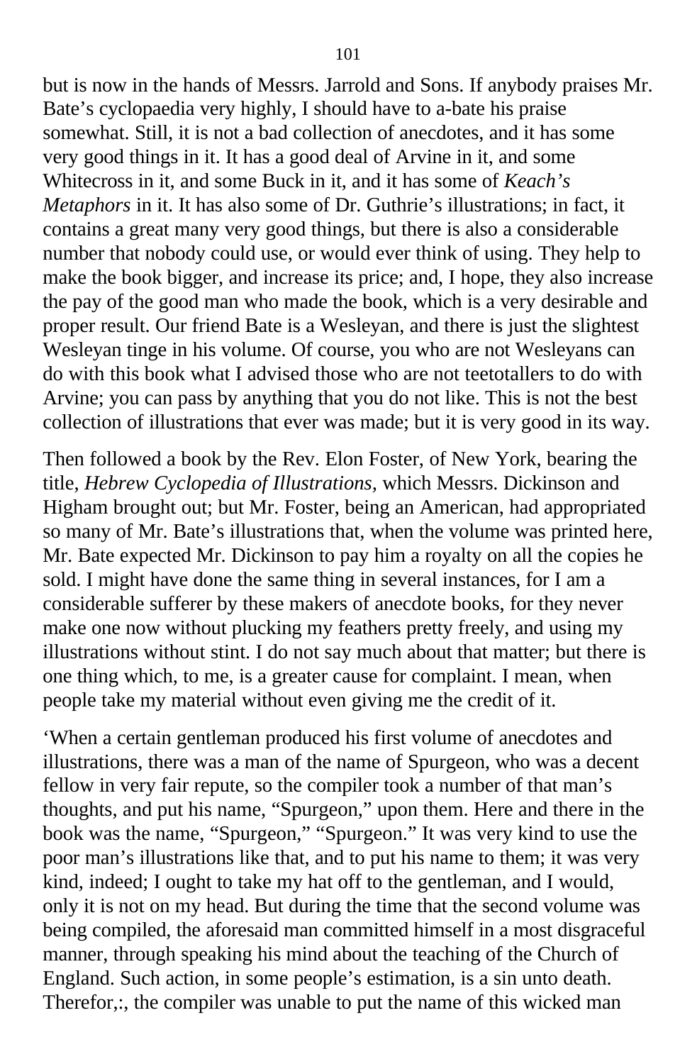but is now in the hands of Messrs. Jarrold and Sons. If anybody praises Mr. Bate's cyclopaedia very highly, I should have to a-bate his praise somewhat. Still, it is not a bad collection of anecdotes, and it has some very good things in it. It has a good deal of Arvine in it, and some Whitecross in it, and some Buck in it, and it has some of *Keach's Metaphors* in it. It has also some of Dr. Guthrie's illustrations; in fact, it contains a great many very good things, but there is also a considerable number that nobody could use, or would ever think of using. They help to make the book bigger, and increase its price; and, I hope, they also increase the pay of the good man who made the book, which is a very desirable and proper result. Our friend Bate is a Wesleyan, and there is just the slightest Wesleyan tinge in his volume. Of course, you who are not Wesleyans can do with this book what I advised those who are not teetotallers to do with Arvine; you can pass by anything that you do not like. This is not the best collection of illustrations that ever was made; but it is very good in its way.

Then followed a book by the Rev. Elon Foster, of New York, bearing the title, *Hebrew Cyclopedia of Illustrations,* which Messrs. Dickinson and Higham brought out; but Mr. Foster, being an American, had appropriated so many of Mr. Bate's illustrations that, when the volume was printed here, Mr. Bate expected Mr. Dickinson to pay him a royalty on all the copies he sold. I might have done the same thing in several instances, for I am a considerable sufferer by these makers of anecdote books, for they never make one now without plucking my feathers pretty freely, and using my illustrations without stint. I do not say much about that matter; but there is one thing which, to me, is a greater cause for complaint. I mean, when people take my material without even giving me the credit of it.

'When a certain gentleman produced his first volume of anecdotes and illustrations, there was a man of the name of Spurgeon, who was a decent fellow in very fair repute, so the compiler took a number of that man's thoughts, and put his name, "Spurgeon," upon them. Here and there in the book was the name, "Spurgeon," "Spurgeon." It was very kind to use the poor man's illustrations like that, and to put his name to them; it was very kind, indeed; I ought to take my hat off to the gentleman, and I would, only it is not on my head. But during the time that the second volume was being compiled, the aforesaid man committed himself in a most disgraceful manner, through speaking his mind about the teaching of the Church of England. Such action, in some people's estimation, is a sin unto death. Therefor,:, the compiler was unable to put the name of this wicked man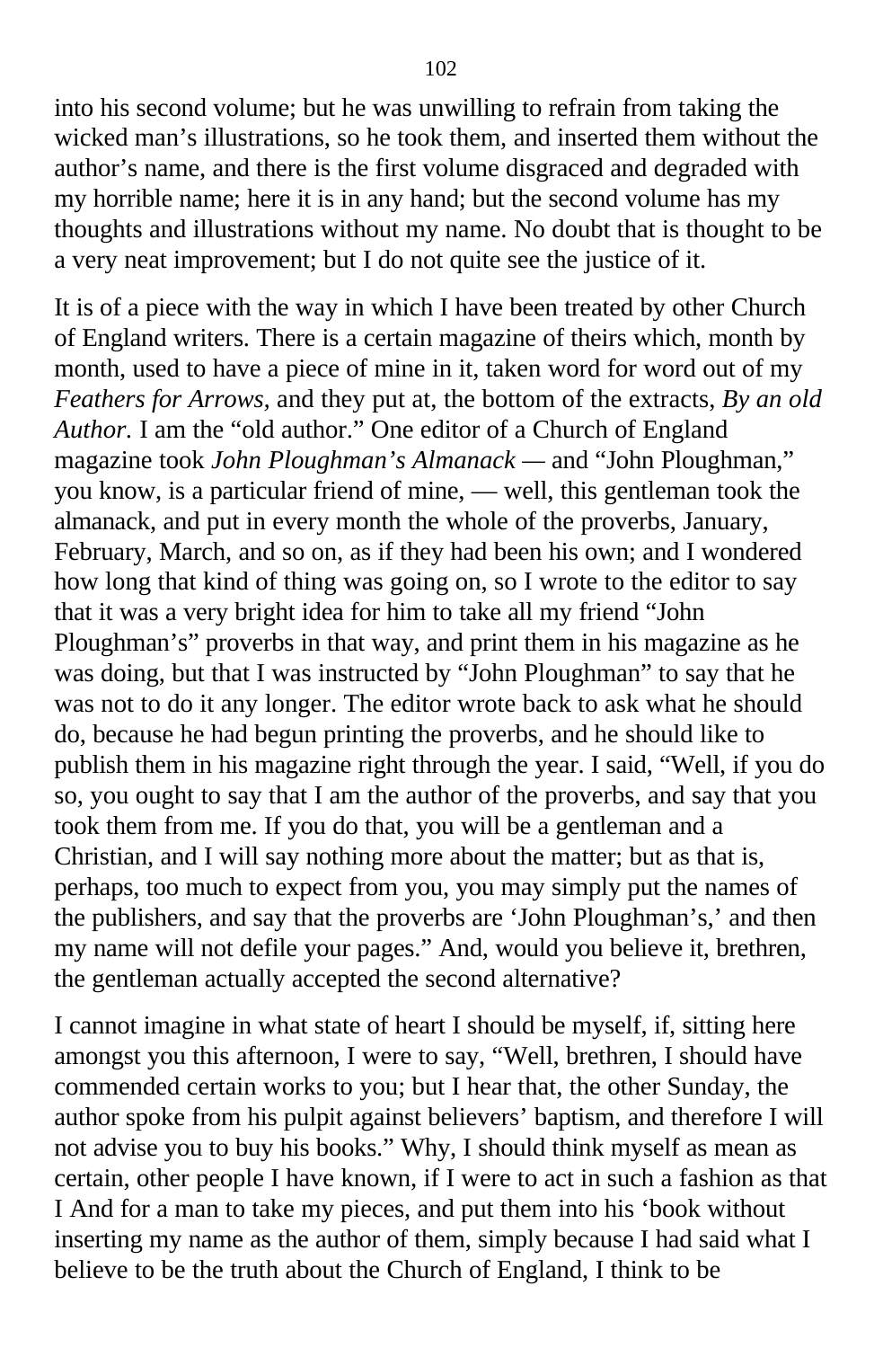into his second volume; but he was unwilling to refrain from taking the wicked man's illustrations, so he took them, and inserted them without the author's name, and there is the first volume disgraced and degraded with my horrible name; here it is in any hand; but the second volume has my thoughts and illustrations without my name. No doubt that is thought to be a very neat improvement; but I do not quite see the justice of it.

It is of a piece with the way in which I have been treated by other Church of England writers. There is a certain magazine of theirs which, month by month, used to have a piece of mine in it, taken word for word out of my *Feathers for Arrows*, and they put at, the bottom of the extracts, *By an old Author.* I am the "old author." One editor of a Church of England magazine took *John Ploughman's Almanack* — and "John Ploughman," you know, is a particular friend of mine, — well, this gentleman took the almanack, and put in every month the whole of the proverbs, January, February, March, and so on, as if they had been his own; and I wondered how long that kind of thing was going on, so I wrote to the editor to say that it was a very bright idea for him to take all my friend "John Ploughman's" proverbs in that way, and print them in his magazine as he was doing, but that I was instructed by "John Ploughman" to say that he was not to do it any longer. The editor wrote back to ask what he should do, because he had begun printing the proverbs, and he should like to publish them in his magazine right through the year. I said, "Well, if you do so, you ought to say that I am the author of the proverbs, and say that you took them from me. If you do that, you will be a gentleman and a Christian, and I will say nothing more about the matter; but as that is, perhaps, too much to expect from you, you may simply put the names of the publishers, and say that the proverbs are 'John Ploughman's,' and then my name will not defile your pages." And, would you believe it, brethren, the gentleman actually accepted the second alternative?

I cannot imagine in what state of heart I should be myself, if, sitting here amongst you this afternoon, I were to say, "Well, brethren, I should have commended certain works to you; but I hear that, the other Sunday, the author spoke from his pulpit against believers' baptism, and therefore I will not advise you to buy his books." Why, I should think myself as mean as certain, other people I have known, if I were to act in such a fashion as that I And for a man to take my pieces, and put them into his 'book without inserting my name as the author of them, simply because I had said what I believe to be the truth about the Church of England, I think to be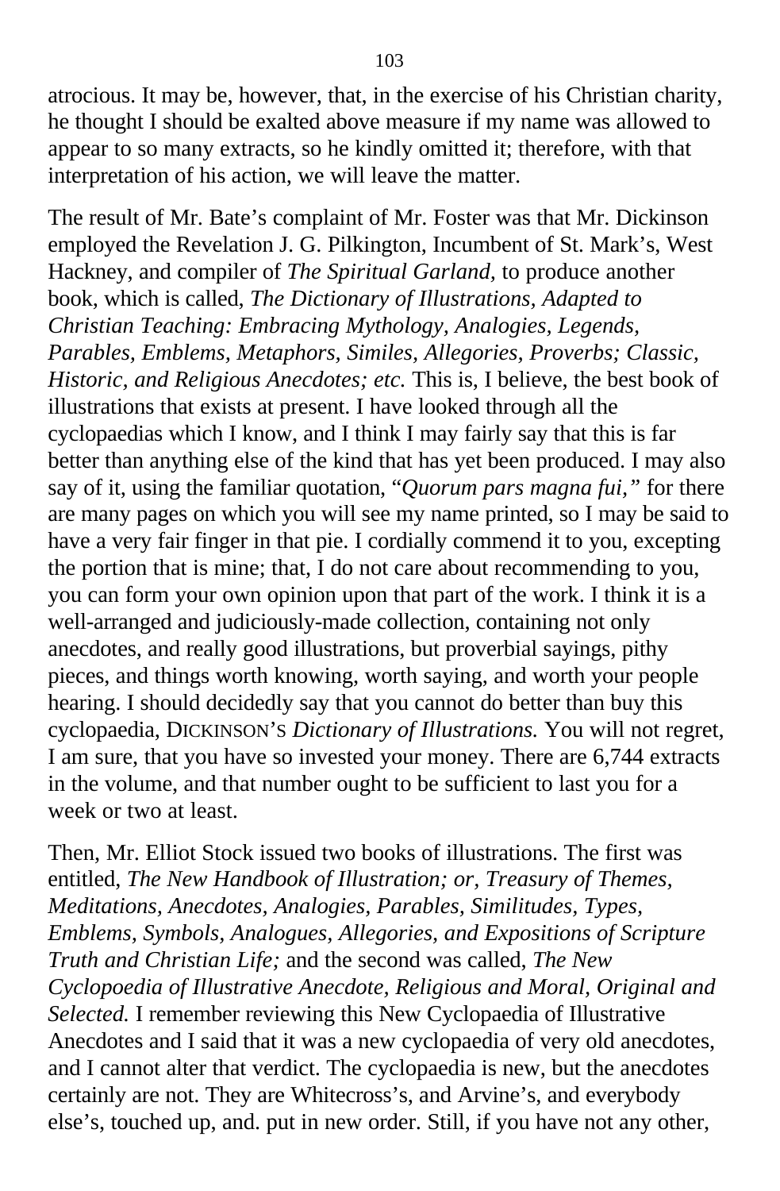atrocious. It may be, however, that, in the exercise of his Christian charity, he thought I should be exalted above measure if my name was allowed to appear to so many extracts, so he kindly omitted it; therefore, with that interpretation of his action, we will leave the matter.

The result of Mr. Bate's complaint of Mr. Foster was that Mr. Dickinson employed the Revelation J. G. Pilkington, Incumbent of St. Mark's, West Hackney, and compiler of *The Spiritual Garland,* to produce another book, which is called, *The Dictionary of Illustrations, Adapted to Christian Teaching: Embracing Mythology, Analogies, Legends, Parables, Emblems, Metaphors, Similes, Allegories, Proverbs; Classic, Historic, and Religious Anecdotes; etc.* This is, I believe, the best book of illustrations that exists at present. I have looked through all the cyclopaedias which I know, and I think I may fairly say that this is far better than anything else of the kind that has yet been produced. I may also say of it, using the familiar quotation, "*Quorum pars magna fui,"* for there are many pages on which you will see my name printed, so I may be said to have a very fair finger in that pie. I cordially commend it to you, excepting the portion that is mine; that, I do not care about recommending to you, you can form your own opinion upon that part of the work. I think it is a well-arranged and judiciously-made collection, containing not only anecdotes, and really good illustrations, but proverbial sayings, pithy pieces, and things worth knowing, worth saying, and worth your people hearing. I should decidedly say that you cannot do better than buy this cyclopaedia, DICKINSON'S *Dictionary of Illustrations.* You will not regret, I am sure, that you have so invested your money. There are 6,744 extracts in the volume, and that number ought to be sufficient to last you for a week or two at least.

Then, Mr. Elliot Stock issued two books of illustrations. The first was entitled, *The New Handbook of Illustration; or, Treasury of Themes, Meditations, Anecdotes, Analogies, Parables, Similitudes, Types, Emblems, Symbols, Analogues, Allegories, and Expositions of Scripture Truth and Christian Life;* and the second was called, *The New Cyclopoedia of Illustrative Anecdote, Religious and Moral, Original and Selected.* I remember reviewing this New Cyclopaedia of Illustrative Anecdotes and I said that it was a new cyclopaedia of very old anecdotes, and I cannot alter that verdict. The cyclopaedia is new, but the anecdotes certainly are not. They are Whitecross's, and Arvine's, and everybody else's, touched up, and. put in new order. Still, if you have not any other,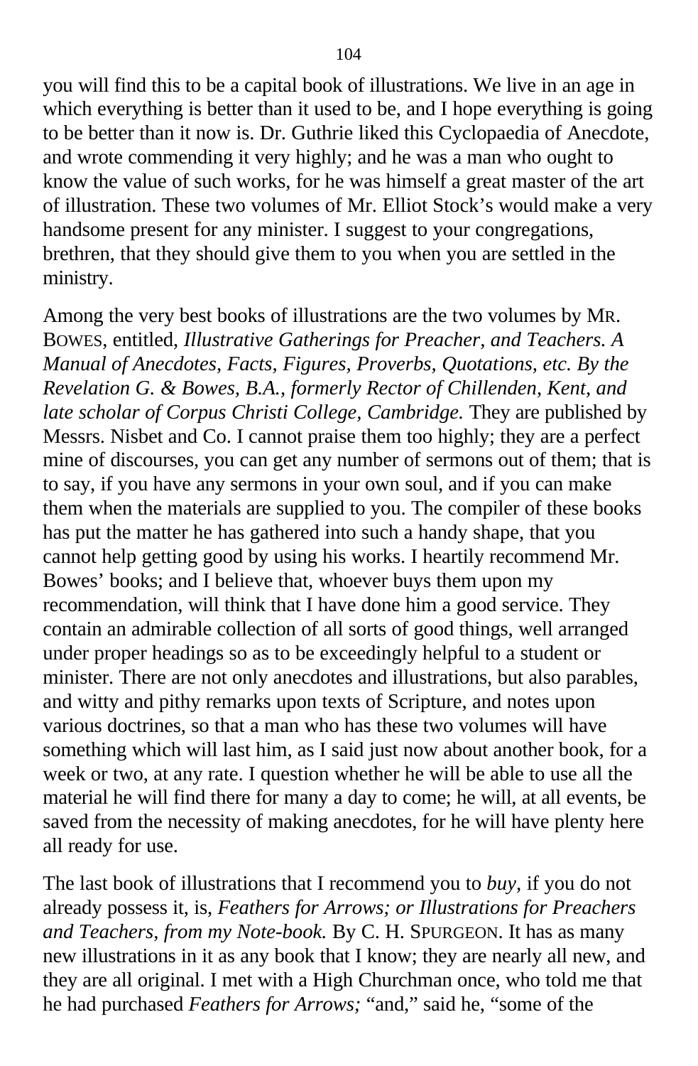you will find this to be a capital book of illustrations. We live in an age in which everything is better than it used to be, and I hope everything is going to be better than it now is. Dr. Guthrie liked this Cyclopaedia of Anecdote, and wrote commending it very highly; and he was a man who ought to know the value of such works, for he was himself a great master of the art of illustration. These two volumes of Mr. Elliot Stock's would make a very handsome present for any minister. I suggest to your congregations, brethren, that they should give them to you when you are settled in the ministry.

Among the very best books of illustrations are the two volumes by MR. BOWES, entitled, *Illustrative Gatherings for Preacher, and Teachers. A Manual of Anecdotes, Facts, Figures, Proverbs, Quotations, etc. By the Revelation G. & Bowes, B.A., formerly Rector of Chillenden, Kent, and late scholar of Corpus Christi College, Cambridge.* They are published by Messrs. Nisbet and Co. I cannot praise them too highly; they are a perfect mine of discourses, you can get any number of sermons out of them; that is to say, if you have any sermons in your own soul, and if you can make them when the materials are supplied to you. The compiler of these books has put the matter he has gathered into such a handy shape, that you cannot help getting good by using his works. I heartily recommend Mr. Bowes' books; and I believe that, whoever buys them upon my recommendation, will think that I have done him a good service. They contain an admirable collection of all sorts of good things, well arranged under proper headings so as to be exceedingly helpful to a student or minister. There are not only anecdotes and illustrations, but also parables, and witty and pithy remarks upon texts of Scripture, and notes upon various doctrines, so that a man who has these two volumes will have something which will last him, as I said just now about another book, for a week or two, at any rate. I question whether he will be able to use all the material he will find there for many a day to come; he will, at all events, be saved from the necessity of making anecdotes, for he will have plenty here all ready for use.

The last book of illustrations that I recommend you to *buy,* if you do not already possess it, is, *Feathers for Arrows; or Illustrations for Preachers and Teachers, from my Note-book.* By C. H. SPURGEON. It has as many new illustrations in it as any book that I know; they are nearly all new, and they are all original. I met with a High Churchman once, who told me that he had purchased *Feathers for Arrows;* "and," said he, "some of the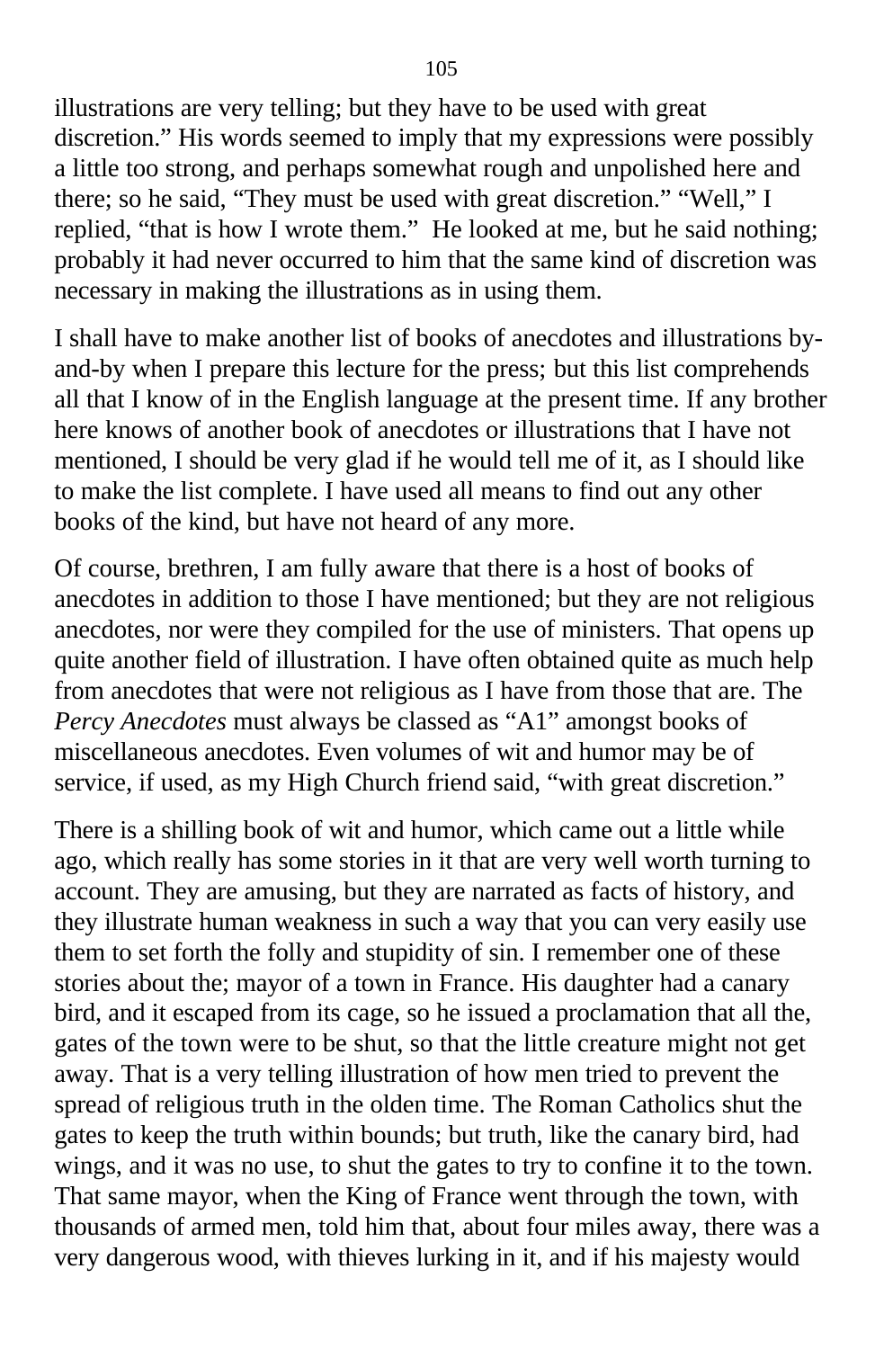illustrations are very telling; but they have to be used with great discretion." His words seemed to imply that my expressions were possibly a little too strong, and perhaps somewhat rough and unpolished here and there; so he said, "They must be used with great discretion." "Well," I replied, "that is how I wrote them." He looked at me, but he said nothing; probably it had never occurred to him that the same kind of discretion was necessary in making the illustrations as in using them.

I shall have to make another list of books of anecdotes and illustrations by-and-by when I prepare this lecture for the press; but this list comprehends all that I know of in the English language at the present time. If any brother here knows of another book of anecdotes or illustrations that I have not mentioned, I should be very glad if he would tell me of it, as I should like to make the list complete. I have used all means to find out any other books of the kind, but have not heard of any more.

Of course, brethren, I am fully aware that there is a host of books of anecdotes in addition to those I have mentioned; but they are not religious anecdotes, nor were they compiled for the use of ministers. That opens up quite another field of illustration. I have often obtained quite as much help from anecdotes that were not religious as I have from those that are. The *Percy Anecdotes* must always be classed as "A1" amongst books of miscellaneous anecdotes. Even volumes of wit and humor may be of service, if used, as my High Church friend said, "with great discretion."

There is a shilling book of wit and humor, which came out a little while ago, which really has some stories in it that are very well worth turning to account. They are amusing, but they are narrated as facts of history, and they illustrate human weakness in such a way that you can very easily use them to set forth the folly and stupidity of sin. I remember one of these stories about the; mayor of a town in France. His daughter had a canary bird, and it escaped from its cage, so he issued a proclamation that all the, gates of the town were to be shut, so that the little creature might not get away. That is a very telling illustration of how men tried to prevent the spread of religious truth in the olden time. The Roman Catholics shut the gates to keep the truth within bounds; but truth, like the canary bird, had wings, and it was no use, to shut the gates to try to confine it to the town. That same mayor, when the King of France went through the town, with thousands of armed men, told him that, about four miles away, there was a very dangerous wood, with thieves lurking in it, and if his majesty would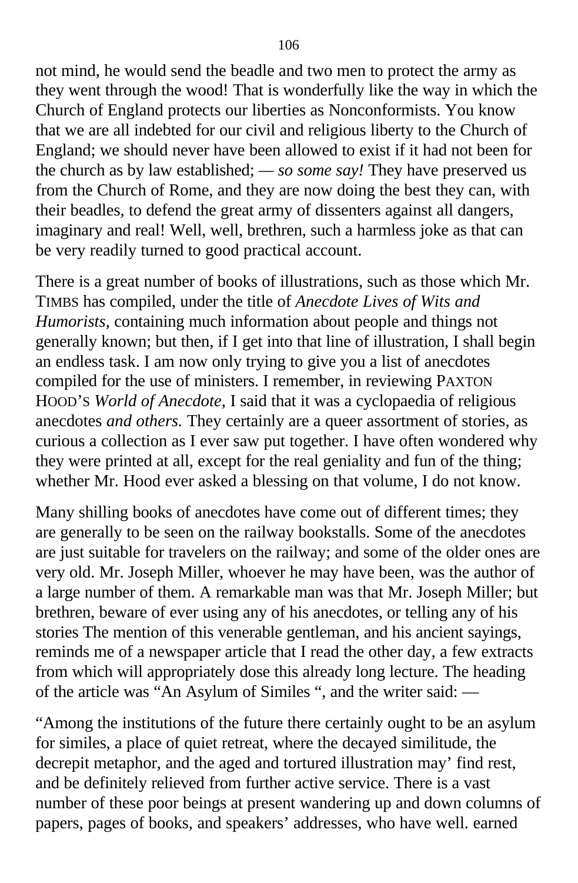not mind, he would send the beadle and two men to protect the army as they went through the wood! That is wonderfully like the way in which the Church of England protects our liberties as Nonconformists. You know that we are all indebted for our civil and religious liberty to the Church of England; we should never have been allowed to exist if it had not been for the church as by law established; — *so some say!* They have preserved us from the Church of Rome, and they are now doing the best they can, with their beadles, to defend the great army of dissenters against all dangers, imaginary and real! Well, well, brethren, such a harmless joke as that can be very readily turned to good practical account.

There is a great number of books of illustrations, such as those which Mr. TIMBS has compiled, under the title of *Anecdote Lives of Wits and Humorists,* containing much information about people and things not generally known; but then, if I get into that line of illustration, I shall begin an endless task. I am now only trying to give you a list of anecdotes compiled for the use of ministers. I remember, in reviewing PAXTON HOOD'S *World of Anecdote,* I said that it was a cyclopaedia of religious anecdotes *and others.* They certainly are a queer assortment of stories, as curious a collection as I ever saw put together. I have often wondered why they were printed at all, except for the real geniality and fun of the thing; whether Mr. Hood ever asked a blessing on that volume, I do not know.

Many shilling books of anecdotes have come out of different times; they are generally to be seen on the railway bookstalls. Some of the anecdotes are just suitable for travelers on the railway; and some of the older ones are very old. Mr. Joseph Miller, whoever he may have been, was the author of a large number of them. A remarkable man was that Mr. Joseph Miller; but brethren, beware of ever using any of his anecdotes, or telling any of his stories The mention of this venerable gentleman, and his ancient sayings, reminds me of a newspaper article that I read the other day, a few extracts from which will appropriately dose this already long lecture. The heading of the article was "An Asylum of Similes ", and the writer said: —

"Among the institutions of the future there certainly ought to be an asylum for similes, a place of quiet retreat, where the decayed similitude, the decrepit metaphor, and the aged and tortured illustration may' find rest, and be definitely relieved from further active service. There is a vast number of these poor beings at present wandering up and down columns of papers, pages of books, and speakers' addresses, who have well. earned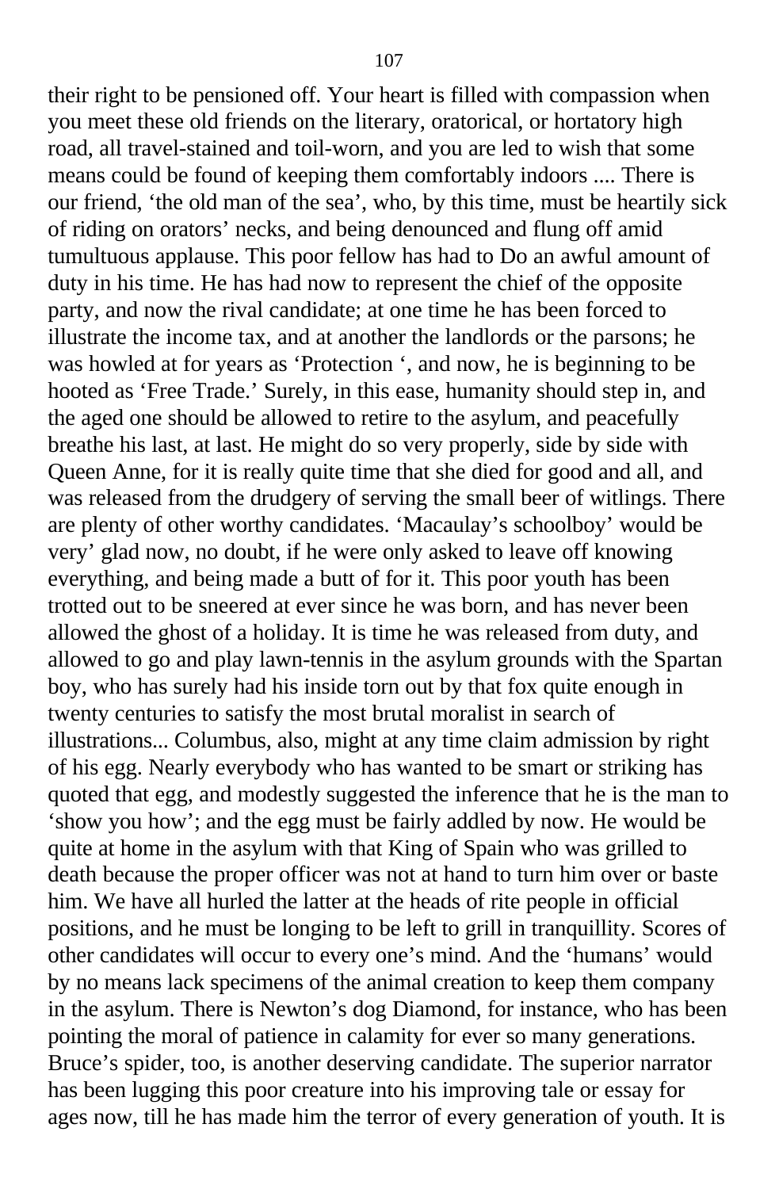their right to be pensioned off. Your heart is filled with compassion when you meet these old friends on the literary, oratorical, or hortatory high road, all travel-stained and toil-worn, and you are led to wish that some means could be found of keeping them comfortably indoors .... There is our friend, 'the old man of the sea', who, by this time, must be heartily sick of riding on orators' necks, and being denounced and flung off amid tumultuous applause. This poor fellow has had to Do an awful amount of duty in his time. He has had now to represent the chief of the opposite party, and now the rival candidate; at one time he has been forced to illustrate the income tax, and at another the landlords or the parsons; he was howled at for years as 'Protection ', and now, he is beginning to be hooted as 'Free Trade.' Surely, in this ease, humanity should step in, and the aged one should be allowed to retire to the asylum, and peacefully breathe his last, at last. He might do so very properly, side by side with Queen Anne, for it is really quite time that she died for good and all, and was released from the drudgery of serving the small beer of witlings. There are plenty of other worthy candidates. 'Macaulay's schoolboy' would be very' glad now, no doubt, if he were only asked to leave off knowing everything, and being made a butt of for it. This poor youth has been trotted out to be sneered at ever since he was born, and has never been allowed the ghost of a holiday. It is time he was released from duty, and allowed to go and play lawn-tennis in the asylum grounds with the Spartan boy, who has surely had his inside torn out by that fox quite enough in twenty centuries to satisfy the most brutal moralist in search of illustrations... Columbus, also, might at any time claim admission by right of his egg. Nearly everybody who has wanted to be smart or striking has quoted that egg, and modestly suggested the inference that he is the man to 'show you how'; and the egg must be fairly addled by now. He would be quite at home in the asylum with that King of Spain who was grilled to death because the proper officer was not at hand to turn him over or baste him. We have all hurled the latter at the heads of rite people in official positions, and he must be longing to be left to grill in tranquillity. Scores of other candidates will occur to every one's mind. And the 'humans' would by no means lack specimens of the animal creation to keep them company in the asylum. There is Newton's dog Diamond, for instance, who has been pointing the moral of patience in calamity for ever so many generations. Bruce's spider, too, is another deserving candidate. The superior narrator has been lugging this poor creature into his improving tale or essay for ages now, till he has made him the terror of every generation of youth. It is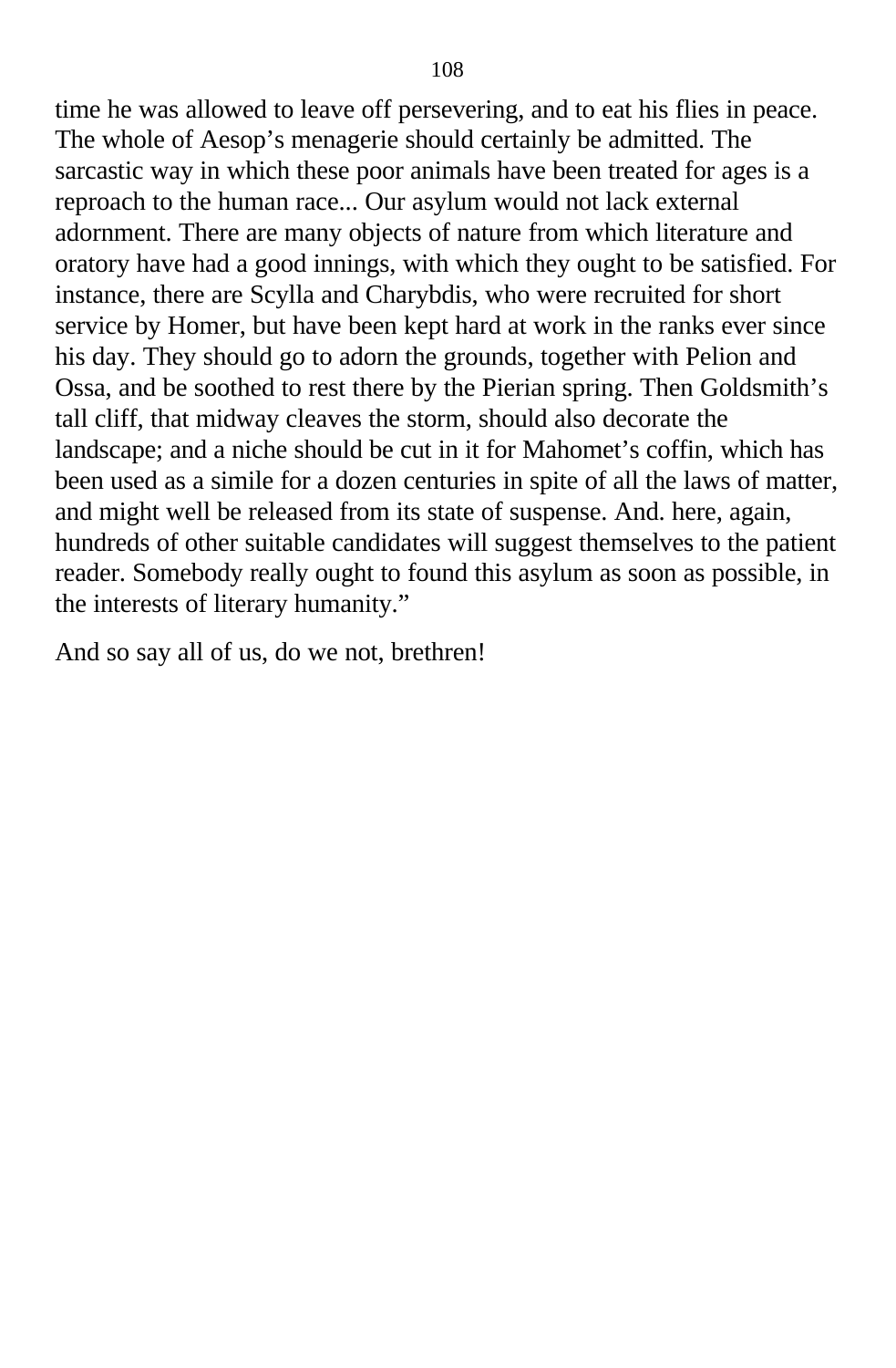time he was allowed to leave off persevering, and to eat his flies in peace. The whole of Aesop's menagerie should certainly be admitted. The sarcastic way in which these poor animals have been treated for ages is a reproach to the human race... Our asylum would not lack external adornment. There are many objects of nature from which literature and oratory have had a good innings, with which they ought to be satisfied. For instance, there are Scylla and Charybdis, who were recruited for short service by Homer, but have been kept hard at work in the ranks ever since his day. They should go to adorn the grounds, together with Pelion and Ossa, and be soothed to rest there by the Pierian spring. Then Goldsmith's tall cliff, that midway cleaves the storm, should also decorate the landscape; and a niche should be cut in it for Mahomet's coffin, which has been used as a simile for a dozen centuries in spite of all the laws of matter, and might well be released from its state of suspense. And. here, again, hundreds of other suitable candidates will suggest themselves to the patient reader. Somebody really ought to found this asylum as soon as possible, in the interests of literary humanity."

And so say all of us, do we not, brethren!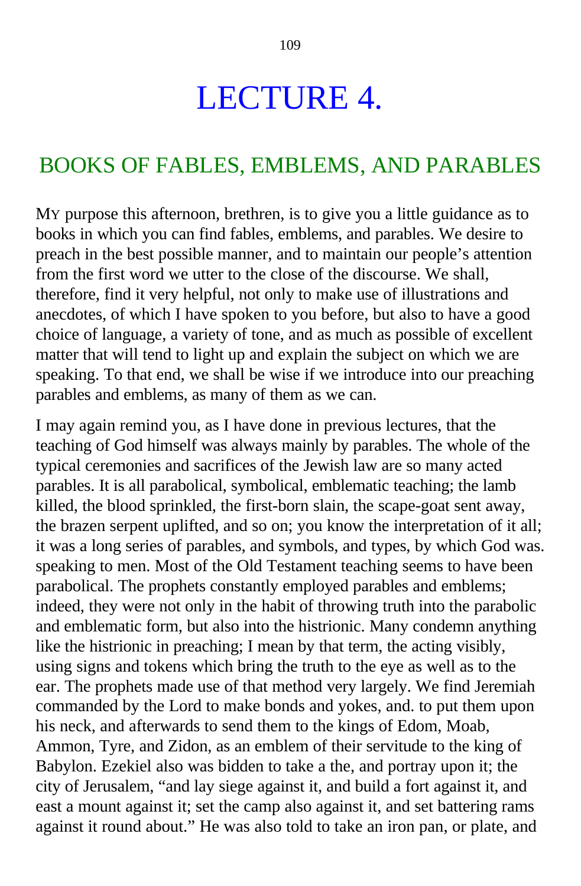# LECTURE 4.

## BOOKS OF FABLES, EMBLEMS, AND PARABLES

MY purpose this afternoon, brethren, is to give you a little guidance as to books in which you can find fables, emblems, and parables. We desire to preach in the best possible manner, and to maintain our people's attention from the first word we utter to the close of the discourse. We shall, therefore, find it very helpful, not only to make use of illustrations and anecdotes, of which I have spoken to you before, but also to have a good choice of language, a variety of tone, and as much as possible of excellent matter that will tend to light up and explain the subject on which we are speaking. To that end, we shall be wise if we introduce into our preaching parables and emblems, as many of them as we can.

I may again remind you, as I have done in previous lectures, that the teaching of God himself was always mainly by parables. The whole of the typical ceremonies and sacrifices of the Jewish law are so many acted parables. It is all parabolical, symbolical, emblematic teaching; the lamb killed, the blood sprinkled, the first-born slain, the scape-goat sent away, the brazen serpent uplifted, and so on; you know the interpretation of it all; it was a long series of parables, and symbols, and types, by which God was. speaking to men. Most of the Old Testament teaching seems to have been parabolical. The prophets constantly employed parables and emblems; indeed, they were not only in the habit of throwing truth into the parabolic and emblematic form, but also into the histrionic. Many condemn anything like the histrionic in preaching; I mean by that term, the acting visibly, using signs and tokens which bring the truth to the eye as well as to the ear. The prophets made use of that method very largely. We find Jeremiah commanded by the Lord to make bonds and yokes, and. to put them upon his neck, and afterwards to send them to the kings of Edom, Moab, Ammon, Tyre, and Zidon, as an emblem of their servitude to the king of Babylon. Ezekiel also was bidden to take a the, and portray upon it; the city of Jerusalem, "and lay siege against it, and build a fort against it, and east a mount against it; set the camp also against it, and set battering rams against it round about." He was also told to take an iron pan, or plate, and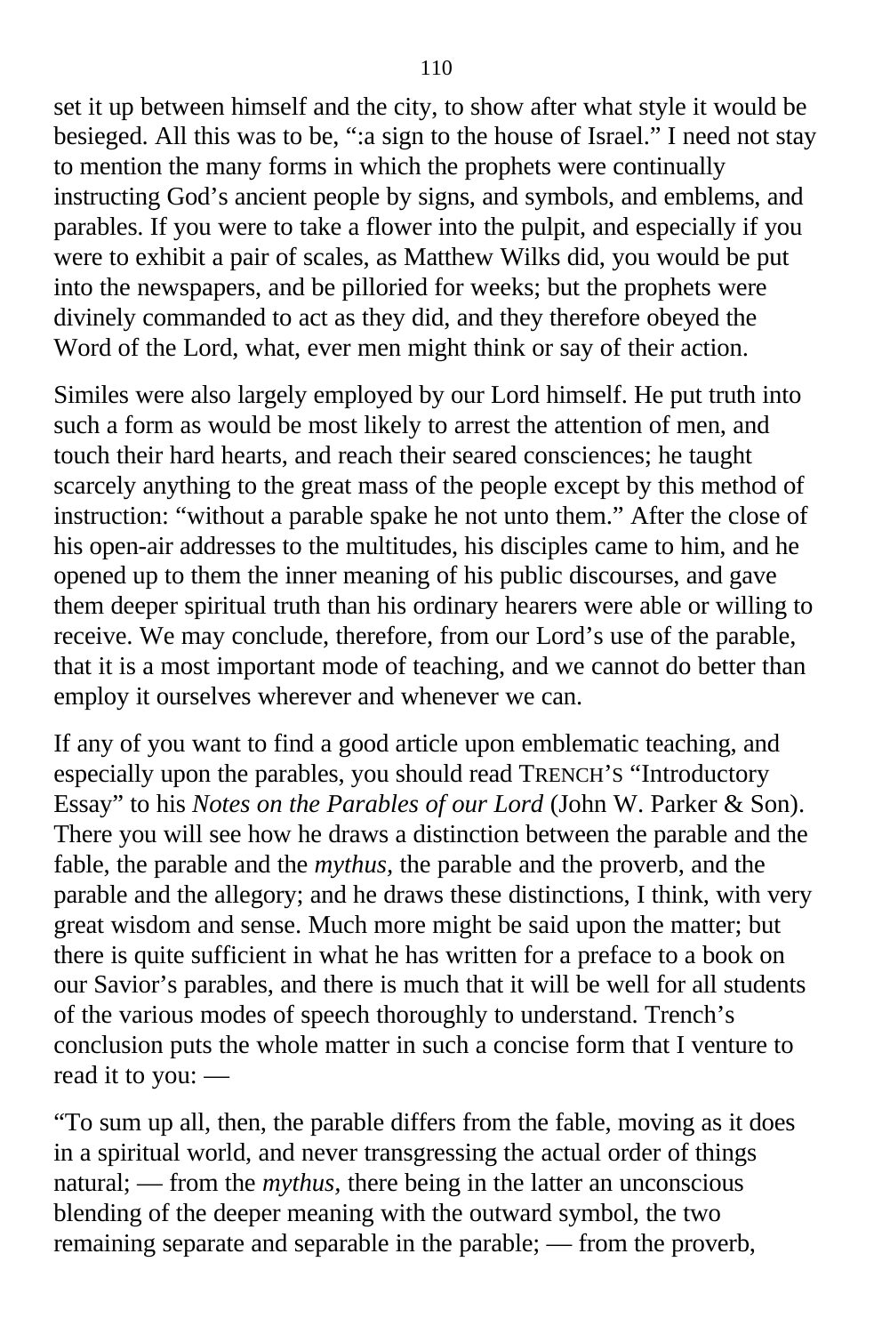set it up between himself and the city, to show after what style it would be besieged. All this was to be, ":a sign to the house of Israel." I need not stay to mention the many forms in which the prophets were continually instructing God's ancient people by signs, and symbols, and emblems, and parables. If you were to take a flower into the pulpit, and especially if you were to exhibit a pair of scales, as Matthew Wilks did, you would be put into the newspapers, and be pilloried for weeks; but the prophets were divinely commanded to act as they did, and they therefore obeyed the Word of the Lord, what, ever men might think or say of their action.

Similes were also largely employed by our Lord himself. He put truth into such a form as would be most likely to arrest the attention of men, and touch their hard hearts, and reach their seared consciences; he taught scarcely anything to the great mass of the people except by this method of instruction: "without a parable spake he not unto them." After the close of his open-air addresses to the multitudes, his disciples came to him, and he opened up to them the inner meaning of his public discourses, and gave them deeper spiritual truth than his ordinary hearers were able or willing to receive. We may conclude, therefore, from our Lord's use of the parable, that it is a most important mode of teaching, and we cannot do better than employ it ourselves wherever and whenever we can.

If any of you want to find a good article upon emblematic teaching, and especially upon the parables, you should read TRENCH'S "Introductory Essay" to his *Notes on the Parables of our Lord* (John W. Parker & Son). There you will see how he draws a distinction between the parable and the fable, the parable and the *mythus,* the parable and the proverb, and the parable and the allegory; and he draws these distinctions, I think, with very great wisdom and sense. Much more might be said upon the matter; but there is quite sufficient in what he has written for a preface to a book on our Savior's parables, and there is much that it will be well for all students of the various modes of speech thoroughly to understand. Trench's conclusion puts the whole matter in such a concise form that I venture to read it to you: —

"To sum up all, then, the parable differs from the fable, moving as it does in a spiritual world, and never transgressing the actual order of things natural; — from the *mythus,* there being in the latter an unconscious blending of the deeper meaning with the outward symbol, the two remaining separate and separable in the parable; — from the proverb,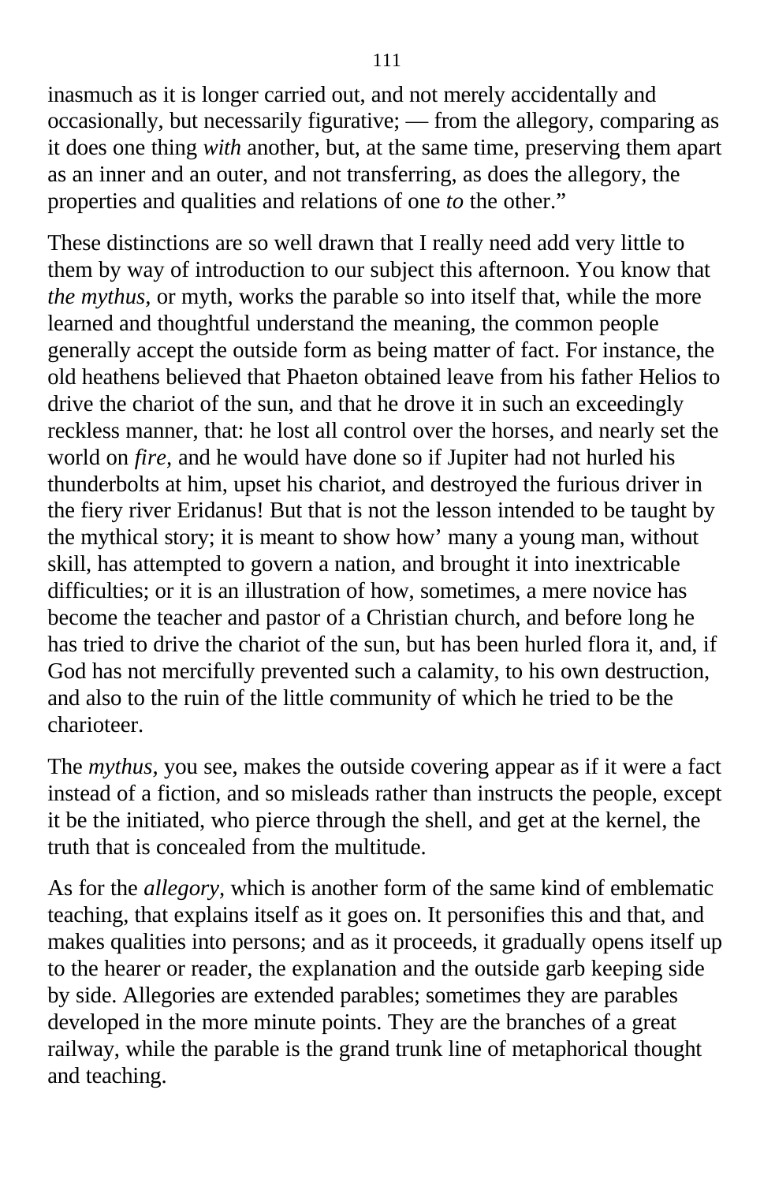inasmuch as it is longer carried out, and not merely accidentally and occasionally, but necessarily figurative; — from the allegory, comparing as it does one thing *with* another, but, at the same time, preserving them apart as an inner and an outer, and not transferring, as does the allegory, the properties and qualities and relations of one *to* the other."

These distinctions are so well drawn that I really need add very little to them by way of introduction to our subject this afternoon. You know that *the mythus,* or myth, works the parable so into itself that, while the more learned and thoughtful understand the meaning, the common people generally accept the outside form as being matter of fact. For instance, the old heathens believed that Phaeton obtained leave from his father Helios to drive the chariot of the sun, and that he drove it in such an exceedingly reckless manner, that: he lost all control over the horses, and nearly set the world on *fire,* and he would have done so if Jupiter had not hurled his thunderbolts at him, upset his chariot, and destroyed the furious driver in the fiery river Eridanus! But that is not the lesson intended to be taught by the mythical story; it is meant to show how' many a young man, without skill, has attempted to govern a nation, and brought it into inextricable difficulties; or it is an illustration of how, sometimes, a mere novice has become the teacher and pastor of a Christian church, and before long he has tried to drive the chariot of the sun, but has been hurled flora it, and, if God has not mercifully prevented such a calamity, to his own destruction, and also to the ruin of the little community of which he tried to be the charioteer.

The *mythus,* you see, makes the outside covering appear as if it were a fact instead of a fiction, and so misleads rather than instructs the people, except it be the initiated, who pierce through the shell, and get at the kernel, the truth that is concealed from the multitude.

As for the *allegory,* which is another form of the same kind of emblematic teaching, that explains itself as it goes on. It personifies this and that, and makes qualities into persons; and as it proceeds, it gradually opens itself up to the hearer or reader, the explanation and the outside garb keeping side by side. Allegories are extended parables; sometimes they are parables developed in the more minute points. They are the branches of a great railway, while the parable is the grand trunk line of metaphorical thought and teaching.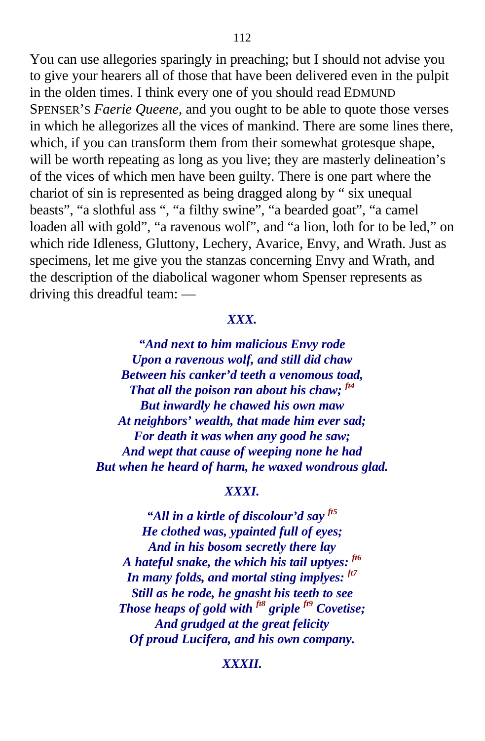You can use allegories sparingly in preaching; but I should not advise you to give your hearers all of those that have been delivered even in the pulpit in the olden times. I think every one of you should read EDMUND SPENSER'S *Faerie Queene,* and you ought to be able to quote those verses in which he allegorizes all the vices of mankind. There are some lines there, which, if you can transform them from their somewhat grotesque shape, will be worth repeating as long as you live; they are masterly delineation's of the vices of which men have been guilty. There is one part where the chariot of sin is represented as being dragged along by " six unequal beasts", "a slothful ass ", "a filthy swine", "a bearded goat", "a camel loaden all with gold", "a ravenous wolf", and "a lion, loth for to be led," on which ride Idleness, Gluttony, Lechery, Avarice, Envy, and Wrath. Just as specimens, let me give you the stanzas concerning Envy and Wrath, and the description of the diabolical wagoner whom Spenser represents as driving this dreadful team: —

***XXX.***

***"And next to him malicious Envy rode***
***Upon a ravenous wolf, and still did chaw***
***Between his canker'd teeth a venomous toad,***
***That all the poison ran about his chaw;*** [ft4]
***But inwardly he chawed his own maw***
***At neighbors' wealth, that made him ever sad;***
***For death it was when any good he saw;***
***And wept that cause of weeping none he had***
***But when he heard of harm, he waxed wondrous glad.***

***XXXI.***

***"All in a kirtle of discolour'd say*** [ft5]
***He clothed was, ypainted full of eyes;***
***And in his bosom secretly there lay***
***A hateful snake, the which his tail uptyes:*** [ft6]
***In many folds, and mortal sting implyes:*** [ft7]
***Still as he rode, he gnasht his teeth to see***
***Those heaps of gold with*** [ft8] ***griple*** [ft9] ***Covetise;***
***And grudged at the great felicity***
***Of proud Lucifera, and his own company.***

***XXXII.***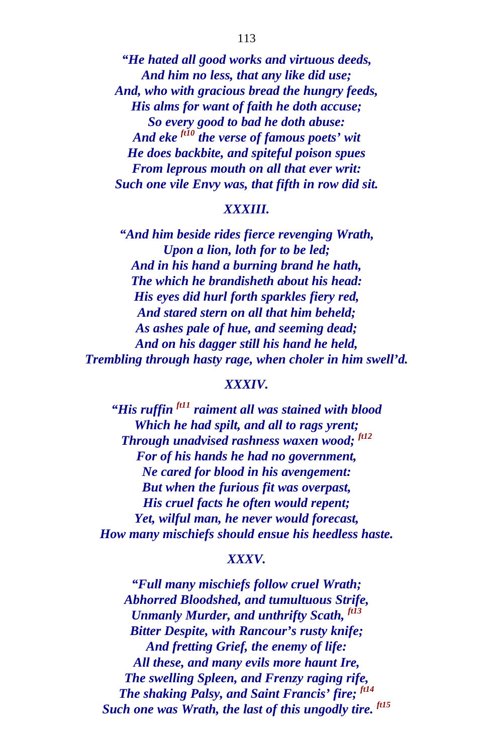*"He hated all good works and virtuous deeds,*
*And him no less, that any like did use;*
*And, who with gracious bread the hungry feeds,*
*His alms for want of faith he doth accuse;*
*So every good to bad he doth abuse:*
*And eke* [ft10] *the verse of famous poets' wit*
*He does backbite, and spiteful poison spues*
*From leprous mouth on all that ever writ:*
*Such one vile Envy was, that fifth in row did sit.*

### *XXXIII.*

*"And him beside rides fierce revenging Wrath,*
*Upon a lion, loth for to be led;*
*And in his hand a burning brand he hath,*
*The which he brandisheth about his head:*
*His eyes did hurl forth sparkles fiery red,*
*And stared stern on all that him beheld;*
*As ashes pale of hue, and seeming dead;*
*And on his dagger still his hand he held,*
*Trembling through hasty rage, when choler in him swell'd.*

### *XXXIV.*

*"His ruffin* [ft11] *raiment all was stained with blood*
*Which he had spilt, and all to rags yrent;*
*Through unadvised rashness waxen wood;* [ft12]
*For of his hands he had no government,*
*Ne cared for blood in his avengement:*
*But when the furious fit was overpast,*
*His cruel facts he often would repent;*
*Yet, wilful man, he never would forecast,*
*How many mischiefs should ensue his heedless haste.*

### *XXXV.*

*"Full many mischiefs follow cruel Wrath;*
*Abhorred Bloodshed, and tumultuous Strife,*
*Unmanly Murder, and unthrifty Scath,* [ft13]
*Bitter Despite, with Rancour's rusty knife;*
*And fretting Grief, the enemy of life:*
*All these, and many evils more haunt Ire,*
*The swelling Spleen, and Frenzy raging rife,*
*The shaking Palsy, and Saint Francis' fire;* [ft14]
*Such one was Wrath, the last of this ungodly tire.* [ft15]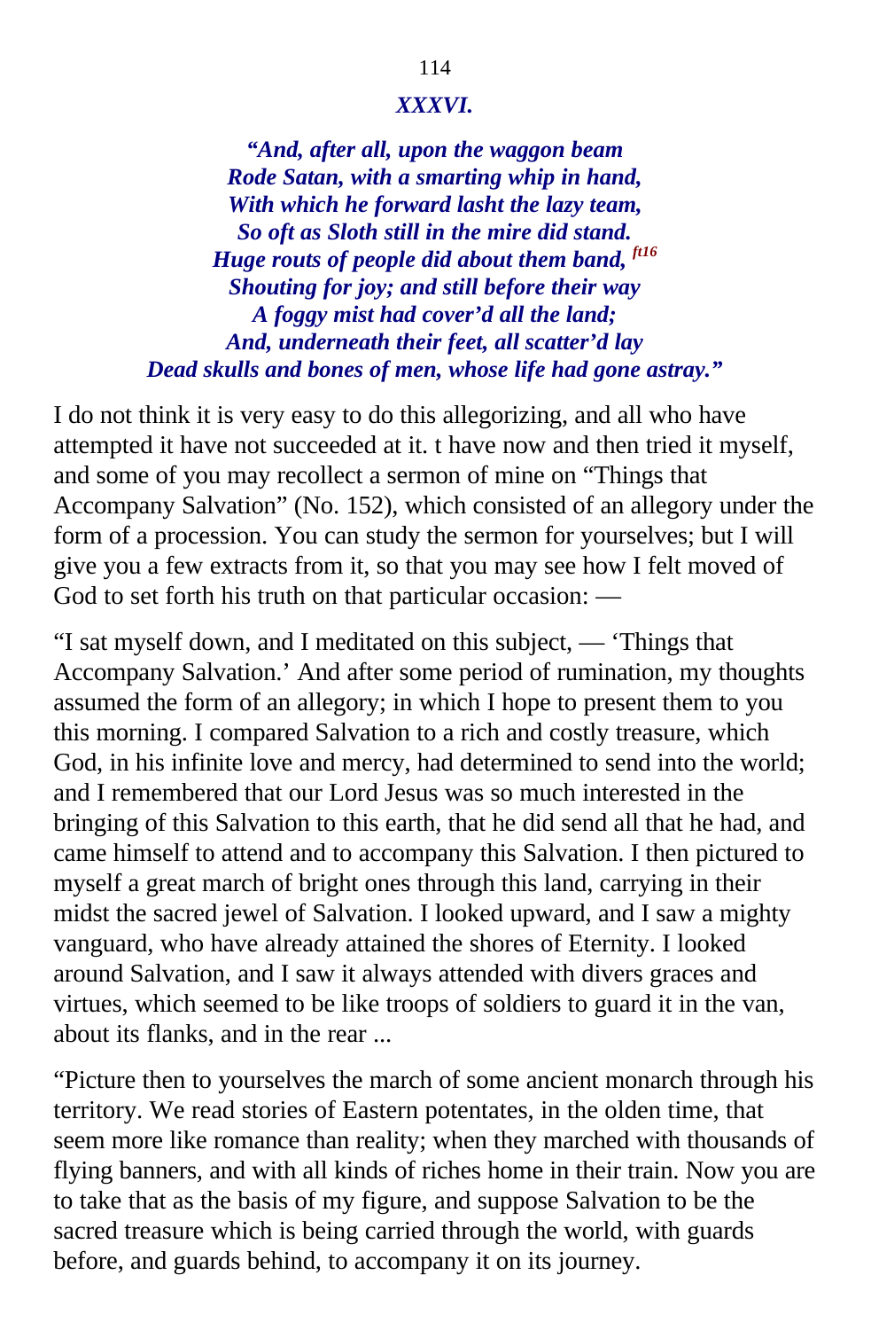### *XXXVI.*

*"And, after all, upon the waggon beam*
*Rode Satan, with a smarting whip in hand,*
*With which he forward lasht the lazy team,*
*So oft as Sloth still in the mire did stand.*
*Huge routs of people did about them band,* [ft16]
*Shouting for joy; and still before their way*
*A foggy mist had cover'd all the land;*
*And, underneath their feet, all scatter'd lay*
*Dead skulls and bones of men, whose life had gone astray."*

I do not think it is very easy to do this allegorizing, and all who have attempted it have not succeeded at it. t have now and then tried it myself, and some of you may recollect a sermon of mine on "Things that Accompany Salvation" (No. 152), which consisted of an allegory under the form of a procession. You can study the sermon for yourselves; but I will give you a few extracts from it, so that you may see how I felt moved of God to set forth his truth on that particular occasion: —

"I sat myself down, and I meditated on this subject, — 'Things that Accompany Salvation.' And after some period of rumination, my thoughts assumed the form of an allegory; in which I hope to present them to you this morning. I compared Salvation to a rich and costly treasure, which God, in his infinite love and mercy, had determined to send into the world; and I remembered that our Lord Jesus was so much interested in the bringing of this Salvation to this earth, that he did send all that he had, and came himself to attend and to accompany this Salvation. I then pictured to myself a great march of bright ones through this land, carrying in their midst the sacred jewel of Salvation. I looked upward, and I saw a mighty vanguard, who have already attained the shores of Eternity. I looked around Salvation, and I saw it always attended with divers graces and virtues, which seemed to be like troops of soldiers to guard it in the van, about its flanks, and in the rear ...

"Picture then to yourselves the march of some ancient monarch through his territory. We read stories of Eastern potentates, in the olden time, that seem more like romance than reality; when they marched with thousands of flying banners, and with all kinds of riches home in their train. Now you are to take that as the basis of my figure, and suppose Salvation to be the sacred treasure which is being carried through the world, with guards before, and guards behind, to accompany it on its journey.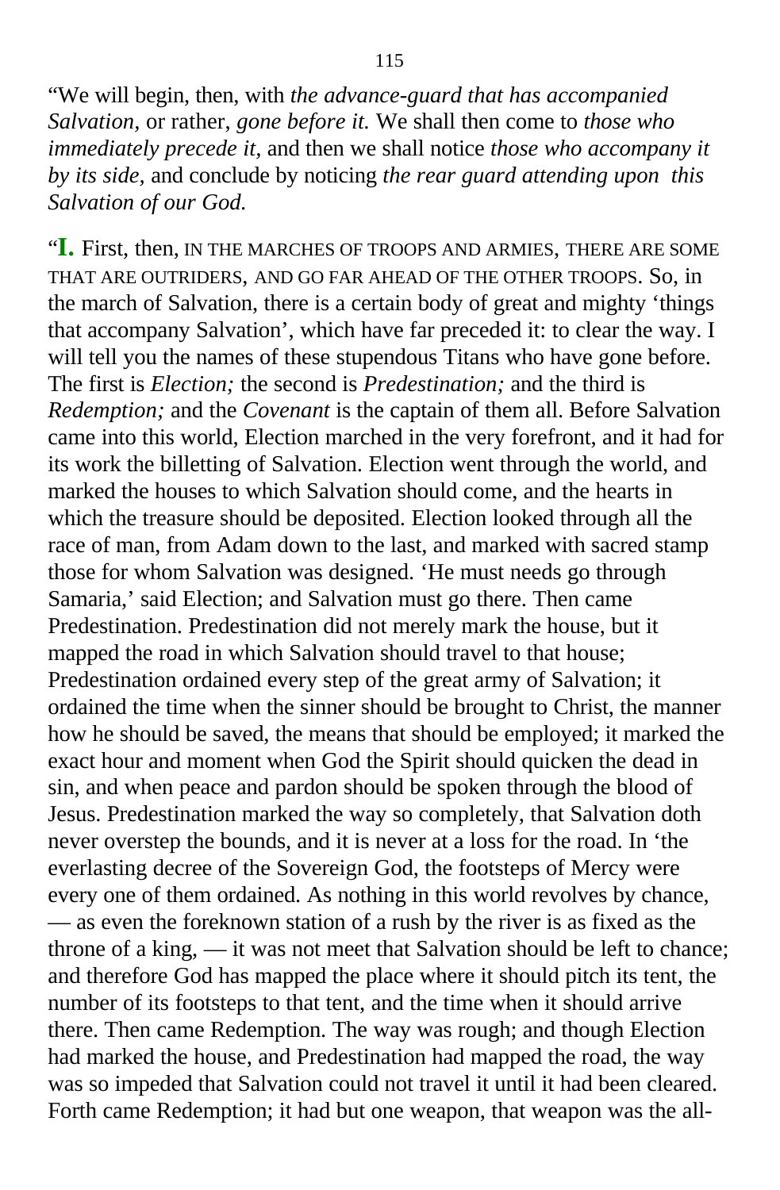"We will begin, then, with *the advance-guard that has accompanied Salvation,* or rather, *gone before it.* We shall then come to *those who immediately precede it,* and then we shall notice *those who accompany it by its side,* and conclude by noticing *the rear guard attending upon this Salvation of our God.*

"**I.** First, then, IN THE MARCHES OF TROOPS AND ARMIES, THERE ARE SOME THAT ARE OUTRIDERS, AND GO FAR AHEAD OF THE OTHER TROOPS. So, in the march of Salvation, there is a certain body of great and mighty 'things that accompany Salvation', which have far preceded it: to clear the way. I will tell you the names of these stupendous Titans who have gone before. The first is *Election;* the second is *Predestination;* and the third is *Redemption;* and the *Covenant* is the captain of them all. Before Salvation came into this world, Election marched in the very forefront, and it had for its work the billetting of Salvation. Election went through the world, and marked the houses to which Salvation should come, and the hearts in which the treasure should be deposited. Election looked through all the race of man, from Adam down to the last, and marked with sacred stamp those for whom Salvation was designed. 'He must needs go through Samaria,' said Election; and Salvation must go there. Then came Predestination. Predestination did not merely mark the house, but it mapped the road in which Salvation should travel to that house; Predestination ordained every step of the great army of Salvation; it ordained the time when the sinner should be brought to Christ, the manner how he should be saved, the means that should be employed; it marked the exact hour and moment when God the Spirit should quicken the dead in sin, and when peace and pardon should be spoken through the blood of Jesus. Predestination marked the way so completely, that Salvation doth never overstep the bounds, and it is never at a loss for the road. In 'the everlasting decree of the Sovereign God, the footsteps of Mercy were every one of them ordained. As nothing in this world revolves by chance, — as even the foreknown station of a rush by the river is as fixed as the throne of a king, — it was not meet that Salvation should be left to chance; and therefore God has mapped the place where it should pitch its tent, the number of its footsteps to that tent, and the time when it should arrive there. Then came Redemption. The way was rough; and though Election had marked the house, and Predestination had mapped the road, the way was so impeded that Salvation could not travel it until it had been cleared. Forth came Redemption; it had but one weapon, that weapon was the all-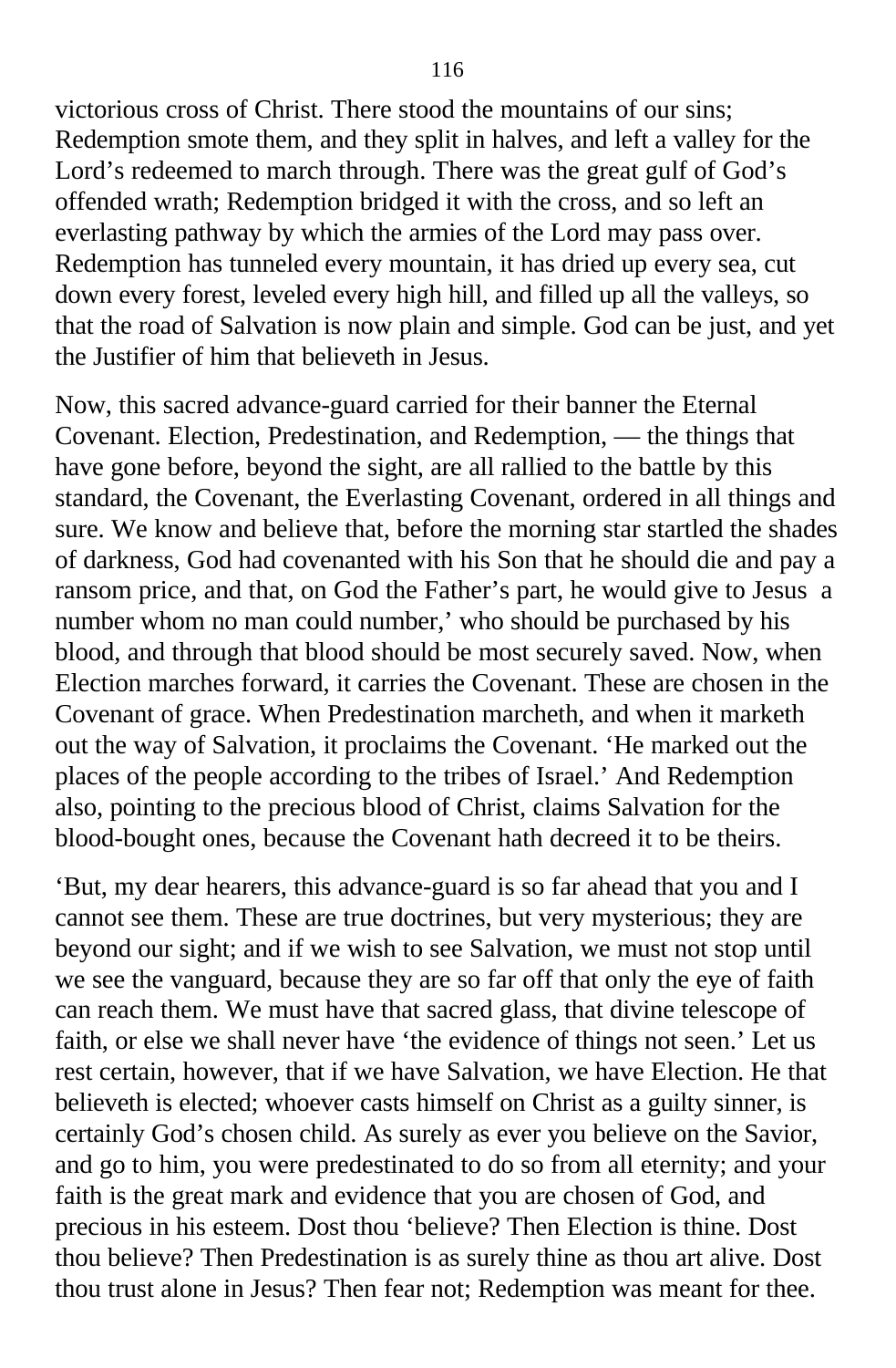victorious cross of Christ. There stood the mountains of our sins; Redemption smote them, and they split in halves, and left a valley for the Lord's redeemed to march through. There was the great gulf of God's offended wrath; Redemption bridged it with the cross, and so left an everlasting pathway by which the armies of the Lord may pass over. Redemption has tunneled every mountain, it has dried up every sea, cut down every forest, leveled every high hill, and filled up all the valleys, so that the road of Salvation is now plain and simple. God can be just, and yet the Justifier of him that believeth in Jesus.

Now, this sacred advance-guard carried for their banner the Eternal Covenant. Election, Predestination, and Redemption, — the things that have gone before, beyond the sight, are all rallied to the battle by this standard, the Covenant, the Everlasting Covenant, ordered in all things and sure. We know and believe that, before the morning star startled the shades of darkness, God had covenanted with his Son that he should die and pay a ransom price, and that, on God the Father's part, he would give to Jesus  a number whom no man could number,' who should be purchased by his blood, and through that blood should be most securely saved. Now, when Election marches forward, it carries the Covenant. These are chosen in the Covenant of grace. When Predestination marcheth, and when it marketh out the way of Salvation, it proclaims the Covenant. 'He marked out the places of the people according to the tribes of Israel.' And Redemption also, pointing to the precious blood of Christ, claims Salvation for the blood-bought ones, because the Covenant hath decreed it to be theirs.

'But, my dear hearers, this advance-guard is so far ahead that you and I cannot see them. These are true doctrines, but very mysterious; they are beyond our sight; and if we wish to see Salvation, we must not stop until we see the vanguard, because they are so far off that only the eye of faith can reach them. We must have that sacred glass, that divine telescope of faith, or else we shall never have 'the evidence of things not seen.' Let us rest certain, however, that if we have Salvation, we have Election. He that believeth is elected; whoever casts himself on Christ as a guilty sinner, is certainly God's chosen child. As surely as ever you believe on the Savior, and go to him, you were predestinated to do so from all eternity; and your faith is the great mark and evidence that you are chosen of God, and precious in his esteem. Dost thou 'believe? Then Election is thine. Dost thou believe? Then Predestination is as surely thine as thou art alive. Dost thou trust alone in Jesus? Then fear not; Redemption was meant for thee.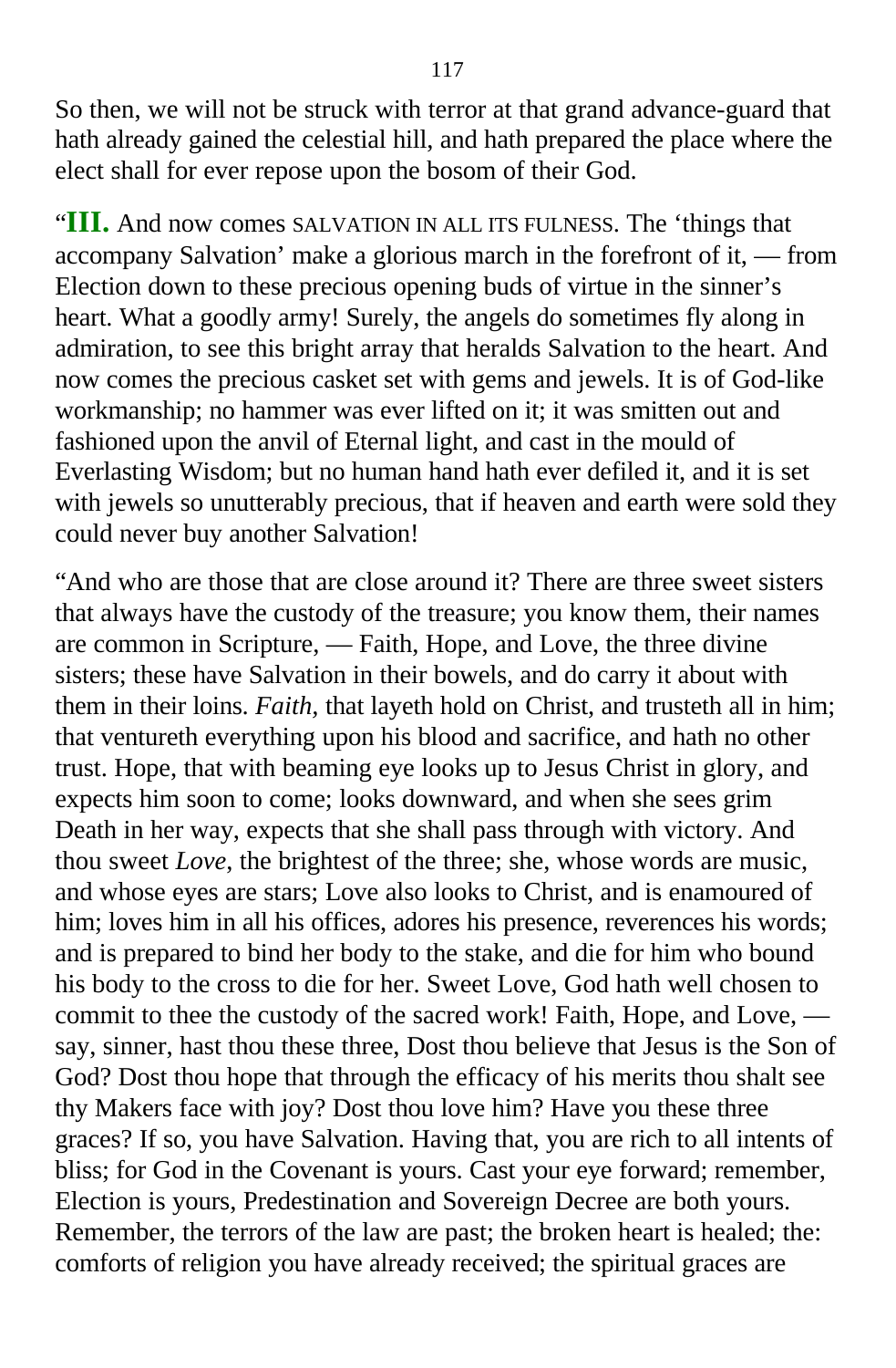So then, we will not be struck with terror at that grand advance-guard that hath already gained the celestial hill, and hath prepared the place where the elect shall for ever repose upon the bosom of their God.

"**III.** And now comes SALVATION IN ALL ITS FULNESS. The 'things that accompany Salvation' make a glorious march in the forefront of it, — from Election down to these precious opening buds of virtue in the sinner's heart. What a goodly army! Surely, the angels do sometimes fly along in admiration, to see this bright array that heralds Salvation to the heart. And now comes the precious casket set with gems and jewels. It is of God-like workmanship; no hammer was ever lifted on it; it was smitten out and fashioned upon the anvil of Eternal light, and cast in the mould of Everlasting Wisdom; but no human hand hath ever defiled it, and it is set with jewels so unutterably precious, that if heaven and earth were sold they could never buy another Salvation!

"And who are those that are close around it? There are three sweet sisters that always have the custody of the treasure; you know them, their names are common in Scripture, — Faith, Hope, and Love, the three divine sisters; these have Salvation in their bowels, and do carry it about with them in their loins. *Faith,* that layeth hold on Christ, and trusteth all in him; that ventureth everything upon his blood and sacrifice, and hath no other trust. Hope, that with beaming eye looks up to Jesus Christ in glory, and expects him soon to come; looks downward, and when she sees grim Death in her way, expects that she shall pass through with victory. And thou sweet *Love,* the brightest of the three; she, whose words are music, and whose eyes are stars; Love also looks to Christ, and is enamoured of him; loves him in all his offices, adores his presence, reverences his words; and is prepared to bind her body to the stake, and die for him who bound his body to the cross to die for her. Sweet Love, God hath well chosen to commit to thee the custody of the sacred work! Faith, Hope, and Love, — say, sinner, hast thou these three, Dost thou believe that Jesus is the Son of God? Dost thou hope that through the efficacy of his merits thou shalt see thy Makers face with joy? Dost thou love him? Have you these three graces? If so, you have Salvation. Having that, you are rich to all intents of bliss; for God in the Covenant is yours. Cast your eye forward; remember, Election is yours, Predestination and Sovereign Decree are both yours. Remember, the terrors of the law are past; the broken heart is healed; the: comforts of religion you have already received; the spiritual graces are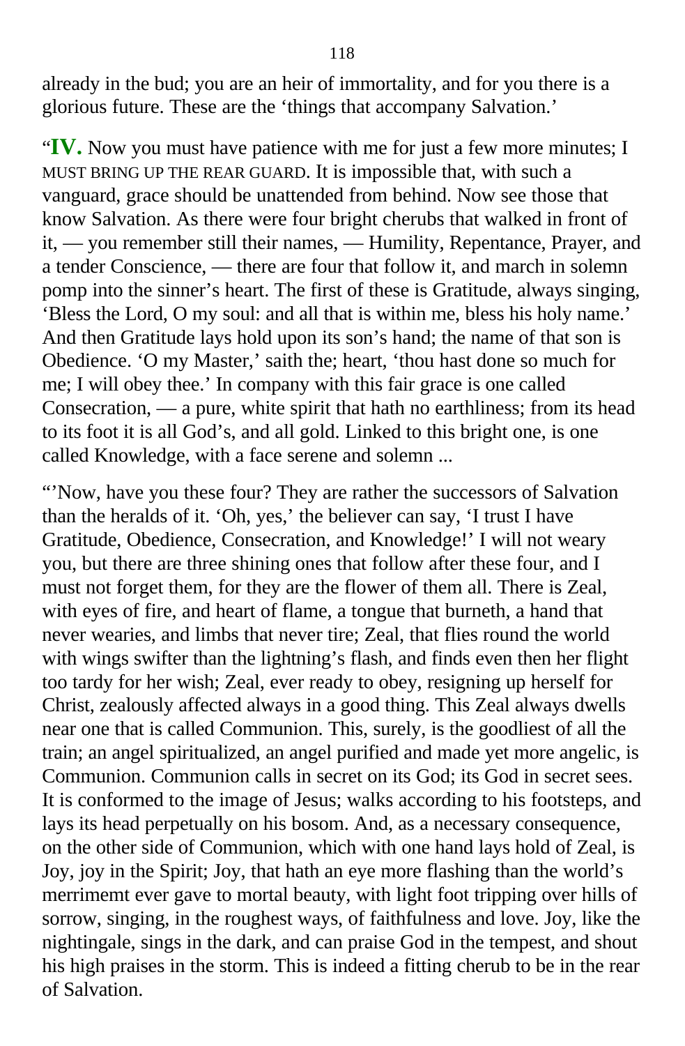already in the bud; you are an heir of immortality, and for you there is a glorious future. These are the 'things that accompany Salvation.'

"**IV.** Now you must have patience with me for just a few more minutes; I MUST BRING UP THE REAR GUARD. It is impossible that, with such a vanguard, grace should be unattended from behind. Now see those that know Salvation. As there were four bright cherubs that walked in front of it, — you remember still their names, — Humility, Repentance, Prayer, and a tender Conscience, — there are four that follow it, and march in solemn pomp into the sinner's heart. The first of these is Gratitude, always singing, 'Bless the Lord, O my soul: and all that is within me, bless his holy name.' And then Gratitude lays hold upon its son's hand; the name of that son is Obedience. 'O my Master,' saith the; heart, 'thou hast done so much for me; I will obey thee.' In company with this fair grace is one called Consecration, — a pure, white spirit that hath no earthliness; from its head to its foot it is all God's, and all gold. Linked to this bright one, is one called Knowledge, with a face serene and solemn ...

"'Now, have you these four? They are rather the successors of Salvation than the heralds of it. 'Oh, yes,' the believer can say, 'I trust I have Gratitude, Obedience, Consecration, and Knowledge!' I will not weary you, but there are three shining ones that follow after these four, and I must not forget them, for they are the flower of them all. There is Zeal, with eyes of fire, and heart of flame, a tongue that burneth, a hand that never wearies, and limbs that never tire; Zeal, that flies round the world with wings swifter than the lightning's flash, and finds even then her flight too tardy for her wish; Zeal, ever ready to obey, resigning up herself for Christ, zealously affected always in a good thing. This Zeal always dwells near one that is called Communion. This, surely, is the goodliest of all the train; an angel spiritualized, an angel purified and made yet more angelic, is Communion. Communion calls in secret on its God; its God in secret sees. It is conformed to the image of Jesus; walks according to his footsteps, and lays its head perpetually on his bosom. And, as a necessary consequence, on the other side of Communion, which with one hand lays hold of Zeal, is Joy, joy in the Spirit; Joy, that hath an eye more flashing than the world's merrimemt ever gave to mortal beauty, with light foot tripping over hills of sorrow, singing, in the roughest ways, of faithfulness and love. Joy, like the nightingale, sings in the dark, and can praise God in the tempest, and shout his high praises in the storm. This is indeed a fitting cherub to be in the rear of Salvation.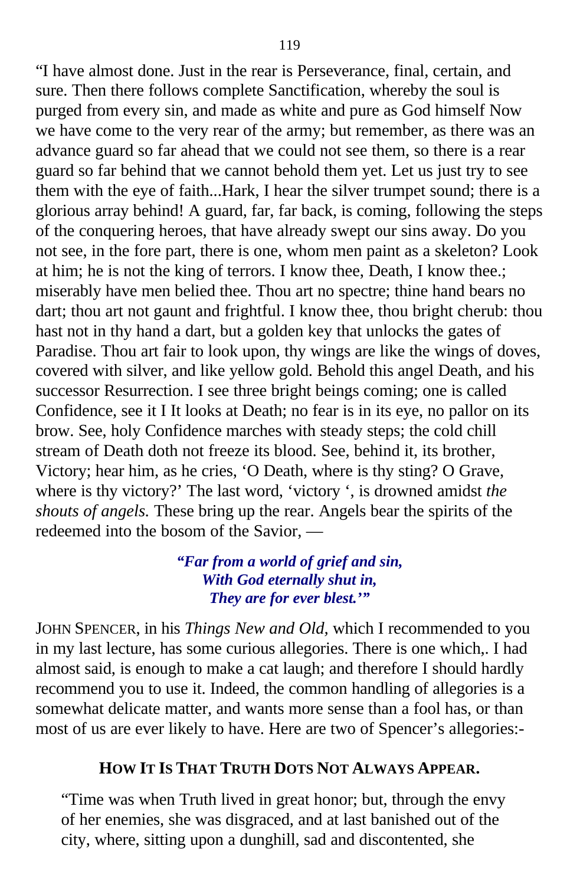"I have almost done. Just in the rear is Perseverance, final, certain, and sure. Then there follows complete Sanctification, whereby the soul is purged from every sin, and made as white and pure as God himself Now we have come to the very rear of the army; but remember, as there was an advance guard so far ahead that we could not see them, so there is a rear guard so far behind that we cannot behold them yet. Let us just try to see them with the eye of faith...Hark, I hear the silver trumpet sound; there is a glorious array behind! A guard, far, far back, is coming, following the steps of the conquering heroes, that have already swept our sins away. Do you not see, in the fore part, there is one, whom men paint as a skeleton? Look at him; he is not the king of terrors. I know thee, Death, I know thee.; miserably have men belied thee. Thou art no spectre; thine hand bears no dart; thou art not gaunt and frightful. I know thee, thou bright cherub: thou hast not in thy hand a dart, but a golden key that unlocks the gates of Paradise. Thou art fair to look upon, thy wings are like the wings of doves, covered with silver, and like yellow gold. Behold this angel Death, and his successor Resurrection. I see three bright beings coming; one is called Confidence, see it I It looks at Death; no fear is in its eye, no pallor on its brow. See, holy Confidence marches with steady steps; the cold chill stream of Death doth not freeze its blood. See, behind it, its brother, Victory; hear him, as he cries, 'O Death, where is thy sting? O Grave, where is thy victory?' The last word, 'victory ', is drowned amidst *the shouts of angels.* These bring up the rear. Angels bear the spirits of the redeemed into the bosom of the Savior, —

> ***"Far from a world of grief and sin,***
> ***With God eternally shut in,***
> ***They are for ever blest.'"***

JOHN SPENCER, in his *Things New and Old,* which I recommended to you in my last lecture, has some curious allegories. There is one which,. I had almost said, is enough to make a cat laugh; and therefore I should hardly recommend you to use it. Indeed, the common handling of allegories is a somewhat delicate matter, and wants more sense than a fool has, or than most of us are ever likely to have. Here are two of Spencer's allegories:-

**HOW IT IS THAT TRUTH DOTS NOT ALWAYS APPEAR.**

"Time was when Truth lived in great honor; but, through the envy of her enemies, she was disgraced, and at last banished out of the city, where, sitting upon a dunghill, sad and discontented, she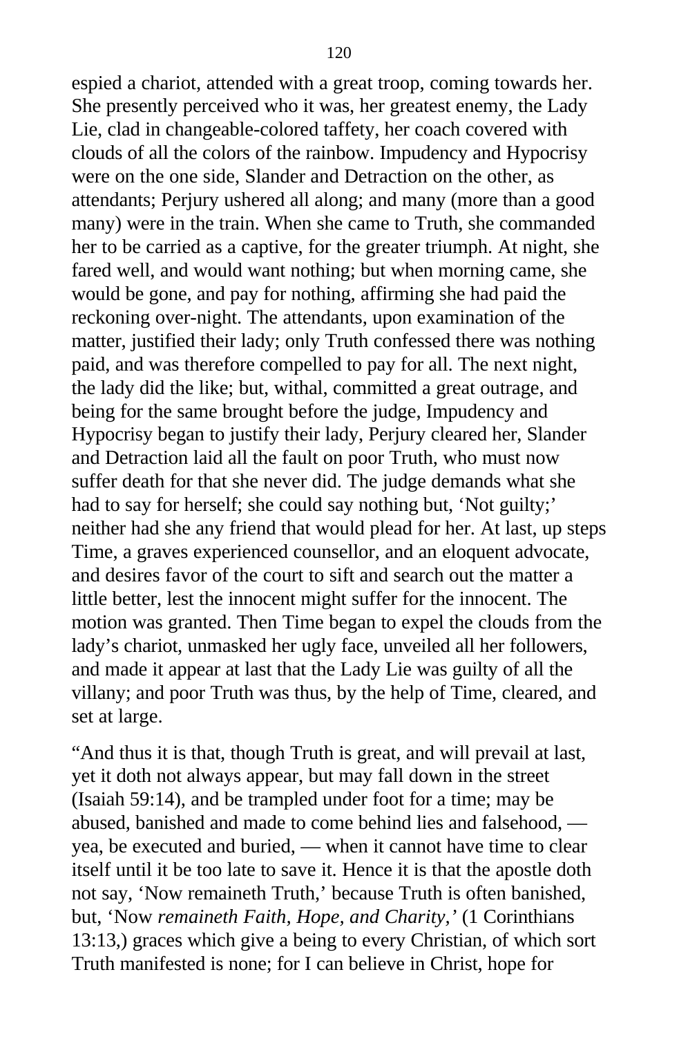espied a chariot, attended with a great troop, coming towards her. She presently perceived who it was, her greatest enemy, the Lady Lie, clad in changeable-colored taffety, her coach covered with clouds of all the colors of the rainbow. Impudency and Hypocrisy were on the one side, Slander and Detraction on the other, as attendants; Perjury ushered all along; and many (more than a good many) were in the train. When she came to Truth, she commanded her to be carried as a captive, for the greater triumph. At night, she fared well, and would want nothing; but when morning came, she would be gone, and pay for nothing, affirming she had paid the reckoning over-night. The attendants, upon examination of the matter, justified their lady; only Truth confessed there was nothing paid, and was therefore compelled to pay for all. The next night, the lady did the like; but, withal, committed a great outrage, and being for the same brought before the judge, Impudency and Hypocrisy began to justify their lady, Perjury cleared her, Slander and Detraction laid all the fault on poor Truth, who must now suffer death for that she never did. The judge demands what she had to say for herself; she could say nothing but, 'Not guilty;' neither had she any friend that would plead for her. At last, up steps Time, a graves experienced counsellor, and an eloquent advocate, and desires favor of the court to sift and search out the matter a little better, lest the innocent might suffer for the innocent. The motion was granted. Then Time began to expel the clouds from the lady's chariot, unmasked her ugly face, unveiled all her followers, and made it appear at last that the Lady Lie was guilty of all the villany; and poor Truth was thus, by the help of Time, cleared, and set at large.

"And thus it is that, though Truth is great, and will prevail at last, yet it doth not always appear, but may fall down in the street (Isaiah 59:14), and be trampled under foot for a time; may be abused, banished and made to come behind lies and falsehood, — yea, be executed and buried, — when it cannot have time to clear itself until it be too late to save it. Hence it is that the apostle doth not say, 'Now remaineth Truth,' because Truth is often banished, but, 'Now *remaineth Faith, Hope, and Charity,'* (1 Corinthians 13:13,) graces which give a being to every Christian, of which sort Truth manifested is none; for I can believe in Christ, hope for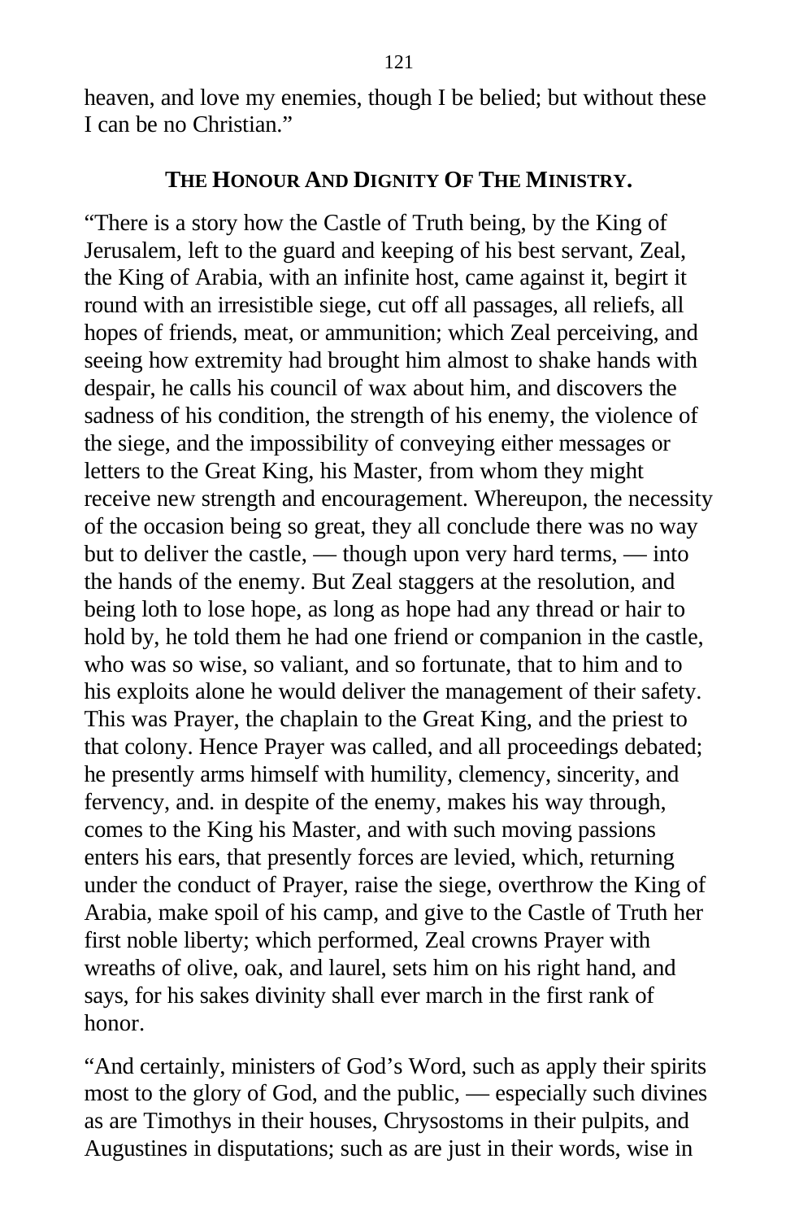heaven, and love my enemies, though I be belied; but without these I can be no Christian."

## THE HONOUR AND DIGNITY OF THE MINISTRY.

"There is a story how the Castle of Truth being, by the King of Jerusalem, left to the guard and keeping of his best servant, Zeal, the King of Arabia, with an infinite host, came against it, begirt it round with an irresistible siege, cut off all passages, all reliefs, all hopes of friends, meat, or ammunition; which Zeal perceiving, and seeing how extremity had brought him almost to shake hands with despair, he calls his council of wax about him, and discovers the sadness of his condition, the strength of his enemy, the violence of the siege, and the impossibility of conveying either messages or letters to the Great King, his Master, from whom they might receive new strength and encouragement. Whereupon, the necessity of the occasion being so great, they all conclude there was no way but to deliver the castle, — though upon very hard terms, — into the hands of the enemy. But Zeal staggers at the resolution, and being loth to lose hope, as long as hope had any thread or hair to hold by, he told them he had one friend or companion in the castle, who was so wise, so valiant, and so fortunate, that to him and to his exploits alone he would deliver the management of their safety. This was Prayer, the chaplain to the Great King, and the priest to that colony. Hence Prayer was called, and all proceedings debated; he presently arms himself with humility, clemency, sincerity, and fervency, and. in despite of the enemy, makes his way through, comes to the King his Master, and with such moving passions enters his ears, that presently forces are levied, which, returning under the conduct of Prayer, raise the siege, overthrow the King of Arabia, make spoil of his camp, and give to the Castle of Truth her first noble liberty; which performed, Zeal crowns Prayer with wreaths of olive, oak, and laurel, sets him on his right hand, and says, for his sakes divinity shall ever march in the first rank of honor.

"And certainly, ministers of God's Word, such as apply their spirits most to the glory of God, and the public, — especially such divines as are Timothys in their houses, Chrysostoms in their pulpits, and Augustines in disputations; such as are just in their words, wise in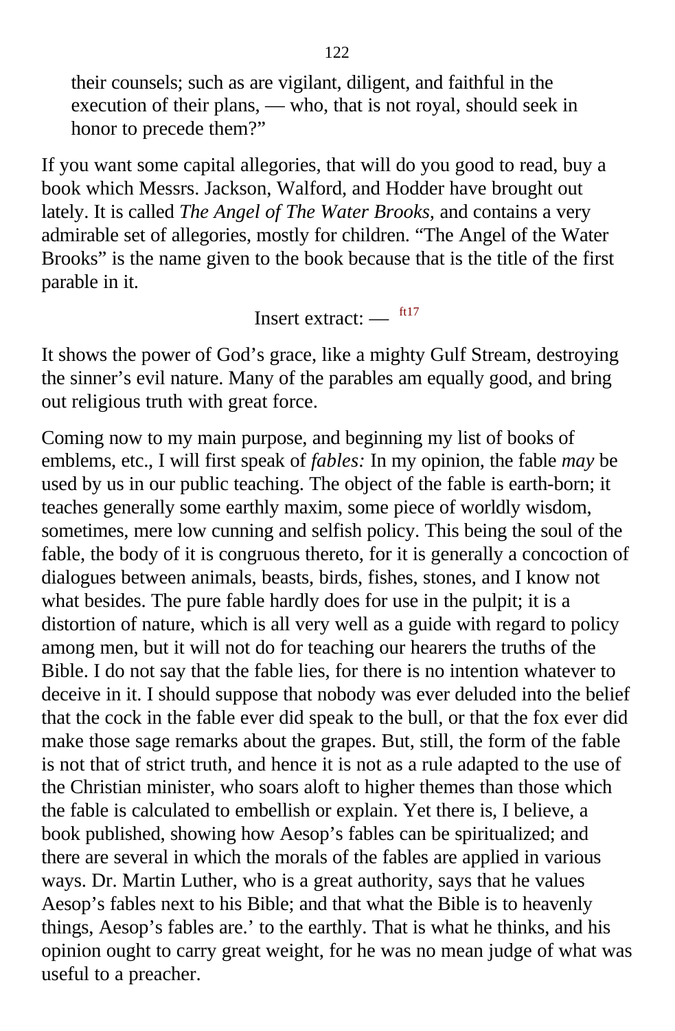their counsels; such as are vigilant, diligent, and faithful in the execution of their plans, — who, that is not royal, should seek in honor to precede them?"

If you want some capital allegories, that will do you good to read, buy a book which Messrs. Jackson, Walford, and Hodder have brought out lately. It is called *The Angel of The Water Brooks,* and contains a very admirable set of allegories, mostly for children. "The Angel of the Water Brooks" is the name given to the book because that is the title of the first parable in it.

Insert extract: — [ft17]

It shows the power of God's grace, like a mighty Gulf Stream, destroying the sinner's evil nature. Many of the parables am equally good, and bring out religious truth with great force.

Coming now to my main purpose, and beginning my list of books of emblems, etc., I will first speak of *fables:* In my opinion, the fable *may* be used by us in our public teaching. The object of the fable is earth-born; it teaches generally some earthly maxim, some piece of worldly wisdom, sometimes, mere low cunning and selfish policy. This being the soul of the fable, the body of it is congruous thereto, for it is generally a concoction of dialogues between animals, beasts, birds, fishes, stones, and I know not what besides. The pure fable hardly does for use in the pulpit; it is a distortion of nature, which is all very well as a guide with regard to policy among men, but it will not do for teaching our hearers the truths of the Bible. I do not say that the fable lies, for there is no intention whatever to deceive in it. I should suppose that nobody was ever deluded into the belief that the cock in the fable ever did speak to the bull, or that the fox ever did make those sage remarks about the grapes. But, still, the form of the fable is not that of strict truth, and hence it is not as a rule adapted to the use of the Christian minister, who soars aloft to higher themes than those which the fable is calculated to embellish or explain. Yet there is, I believe, a book published, showing how Aesop's fables can be spiritualized; and there are several in which the morals of the fables are applied in various ways. Dr. Martin Luther, who is a great authority, says that he values Aesop's fables next to his Bible; and that what the Bible is to heavenly things, Aesop's fables are.' to the earthly. That is what he thinks, and his opinion ought to carry great weight, for he was no mean judge of what was useful to a preacher.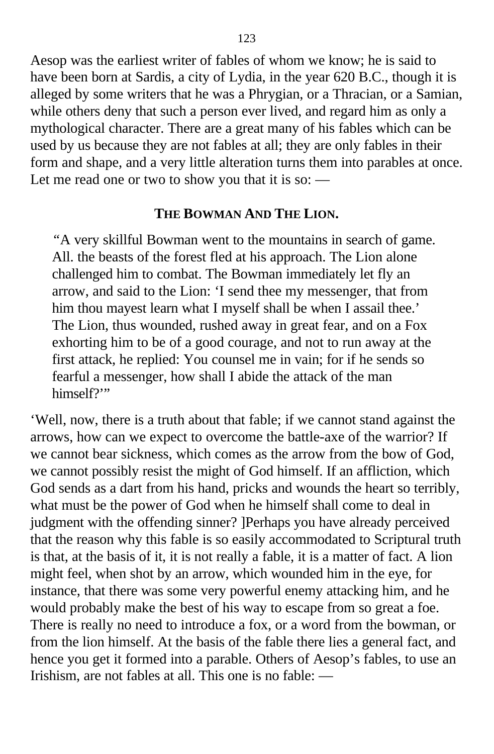Aesop was the earliest writer of fables of whom we know; he is said to have been born at Sardis, a city of Lydia, in the year 620 B.C., though it is alleged by some writers that he was a Phrygian, or a Thracian, or a Samian, while others deny that such a person ever lived, and regard him as only a mythological character. There are a great many of his fables which can be used by us because they are not fables at all; they are only fables in their form and shape, and a very little alteration turns them into parables at once. Let me read one or two to show you that it is so: —

**THE BOWMAN AND THE LION.**

> "A very skillful Bowman went to the mountains in search of game. All. the beasts of the forest fled at his approach. The Lion alone challenged him to combat. The Bowman immediately let fly an arrow, and said to the Lion: 'I send thee my messenger, that from him thou mayest learn what I myself shall be when I assail thee.' The Lion, thus wounded, rushed away in great fear, and on a Fox exhorting him to be of a good courage, and not to run away at the first attack, he replied: You counsel me in vain; for if he sends so fearful a messenger, how shall I abide the attack of the man himself?'"

'Well, now, there is a truth about that fable; if we cannot stand against the arrows, how can we expect to overcome the battle-axe of the warrior? If we cannot bear sickness, which comes as the arrow from the bow of God, we cannot possibly resist the might of God himself. If an affliction, which God sends as a dart from his hand, pricks and wounds the heart so terribly, what must be the power of God when he himself shall come to deal in judgment with the offending sinner? ]Perhaps you have already perceived that the reason why this fable is so easily accommodated to Scriptural truth is that, at the basis of it, it is not really a fable, it is a matter of fact. A lion might feel, when shot by an arrow, which wounded him in the eye, for instance, that there was some very powerful enemy attacking him, and he would probably make the best of his way to escape from so great a foe. There is really no need to introduce a fox, or a word from the bowman, or from the lion himself. At the basis of the fable there lies a general fact, and hence you get it formed into a parable. Others of Aesop's fables, to use an Irishism, are not fables at all. This one is no fable: —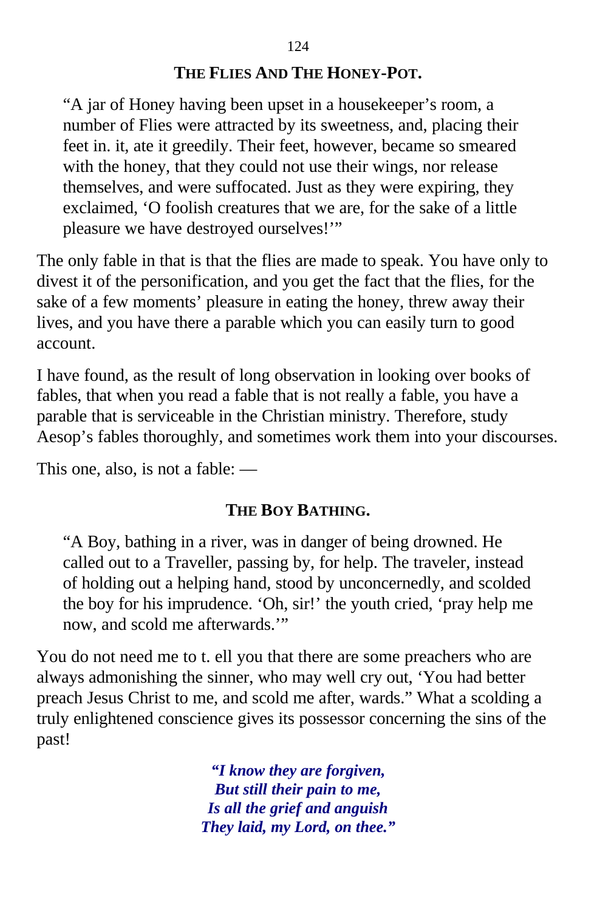### THE FLIES AND THE HONEY-POT.

> "A jar of Honey having been upset in a housekeeper's room, a number of Flies were attracted by its sweetness, and, placing their feet in. it, ate it greedily. Their feet, however, became so smeared with the honey, that they could not use their wings, nor release themselves, and were suffocated. Just as they were expiring, they exclaimed, 'O foolish creatures that we are, for the sake of a little pleasure we have destroyed ourselves!'"

The only fable in that is that the flies are made to speak. You have only to divest it of the personification, and you get the fact that the flies, for the sake of a few moments' pleasure in eating the honey, threw away their lives, and you have there a parable which you can easily turn to good account.

I have found, as the result of long observation in looking over books of fables, that when you read a fable that is not really a fable, you have a parable that is serviceable in the Christian ministry. Therefore, study Aesop's fables thoroughly, and sometimes work them into your discourses.

This one, also, is not a fable: —

### THE BOY BATHING.

> "A Boy, bathing in a river, was in danger of being drowned. He called out to a Traveller, passing by, for help. The traveler, instead of holding out a helping hand, stood by unconcernedly, and scolded the boy for his imprudence. 'Oh, sir!' the youth cried, 'pray help me now, and scold me afterwards.'"

You do not need me to t. ell you that there are some preachers who are always admonishing the sinner, who may well cry out, 'You had better preach Jesus Christ to me, and scold me after, wards." What a scolding a truly enlightened conscience gives its possessor concerning the sins of the past!

***"I know they are forgiven,***
***But still their pain to me,***
***Is all the grief and anguish***
***They laid, my Lord, on thee."***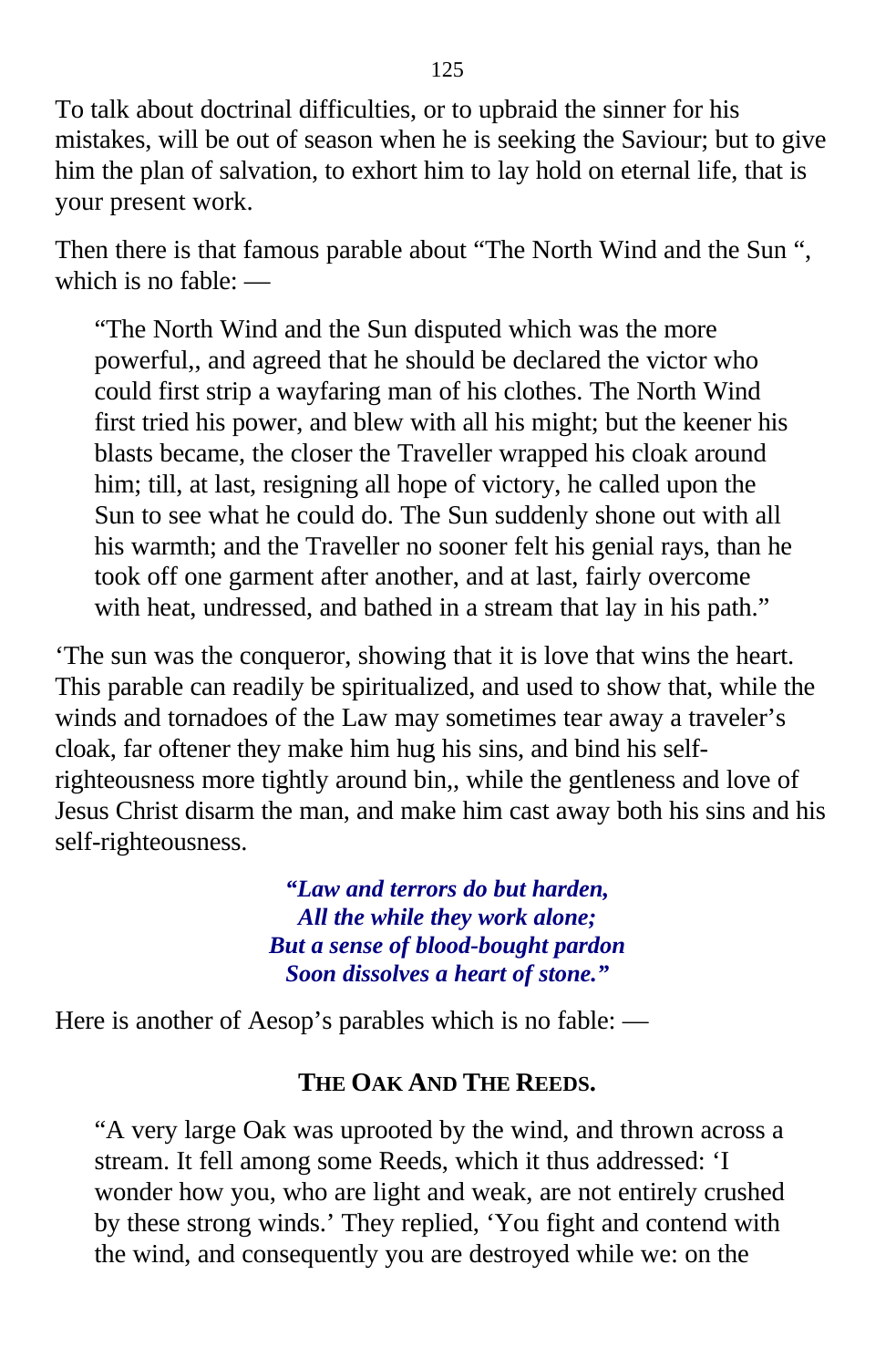To talk about doctrinal difficulties, or to upbraid the sinner for his mistakes, will be out of season when he is seeking the Saviour; but to give him the plan of salvation, to exhort him to lay hold on eternal life, that is your present work.

Then there is that famous parable about "The North Wind and the Sun ", which is no fable: —

> "The North Wind and the Sun disputed which was the more powerful,, and agreed that he should be declared the victor who could first strip a wayfaring man of his clothes. The North Wind first tried his power, and blew with all his might; but the keener his blasts became, the closer the Traveller wrapped his cloak around him; till, at last, resigning all hope of victory, he called upon the Sun to see what he could do. The Sun suddenly shone out with all his warmth; and the Traveller no sooner felt his genial rays, than he took off one garment after another, and at last, fairly overcome with heat, undressed, and bathed in a stream that lay in his path."

'The sun was the conqueror, showing that it is love that wins the heart. This parable can readily be spiritualized, and used to show that, while the winds and tornadoes of the Law may sometimes tear away a traveler's cloak, far oftener they make him hug his sins, and bind his self-righteousness more tightly around bin,, while the gentleness and love of Jesus Christ disarm the man, and make him cast away both his sins and his self-righteousness.

***"Law and terrors do but harden,***
***All the while they work alone;***
***But a sense of blood-bought pardon***
***Soon dissolves a heart of stone."***

Here is another of Aesop's parables which is no fable: —

### THE OAK AND THE REEDS.

> "A very large Oak was uprooted by the wind, and thrown across a stream. It fell among some Reeds, which it thus addressed: 'I wonder how you, who are light and weak, are not entirely crushed by these strong winds.' They replied, 'You fight and contend with the wind, and consequently you are destroyed while we: on the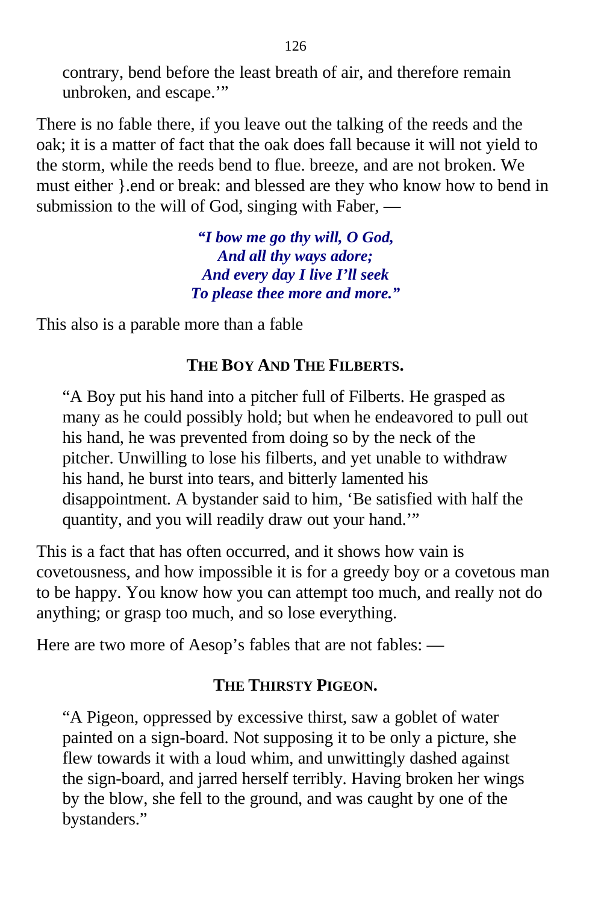contrary, bend before the least breath of air, and therefore remain unbroken, and escape.'"

There is no fable there, if you leave out the talking of the reeds and the oak; it is a matter of fact that the oak does fall because it will not yield to the storm, while the reeds bend to flue. breeze, and are not broken. We must either }.end or break: and blessed are they who know how to bend in submission to the will of God, singing with Faber, —

> ***"I bow me go thy will, O God,***
> ***And all thy ways adore;***
> ***And every day I live I'll seek***
> ***To please thee more and more."***

This also is a parable more than a fable

### THE BOY AND THE FILBERTS.

"A Boy put his hand into a pitcher full of Filberts. He grasped as many as he could possibly hold; but when he endeavored to pull out his hand, he was prevented from doing so by the neck of the pitcher. Unwilling to lose his filberts, and yet unable to withdraw his hand, he burst into tears, and bitterly lamented his disappointment. A bystander said to him, 'Be satisfied with half the quantity, and you will readily draw out your hand.'"

This is a fact that has often occurred, and it shows how vain is covetousness, and how impossible it is for a greedy boy or a covetous man to be happy. You know how you can attempt too much, and really not do anything; or grasp too much, and so lose everything.

Here are two more of Aesop's fables that are not fables: —

### THE THIRSTY PIGEON.

"A Pigeon, oppressed by excessive thirst, saw a goblet of water painted on a sign-board. Not supposing it to be only a picture, she flew towards it with a loud whim, and unwittingly dashed against the sign-board, and jarred herself terribly. Having broken her wings by the blow, she fell to the ground, and was caught by one of the bystanders."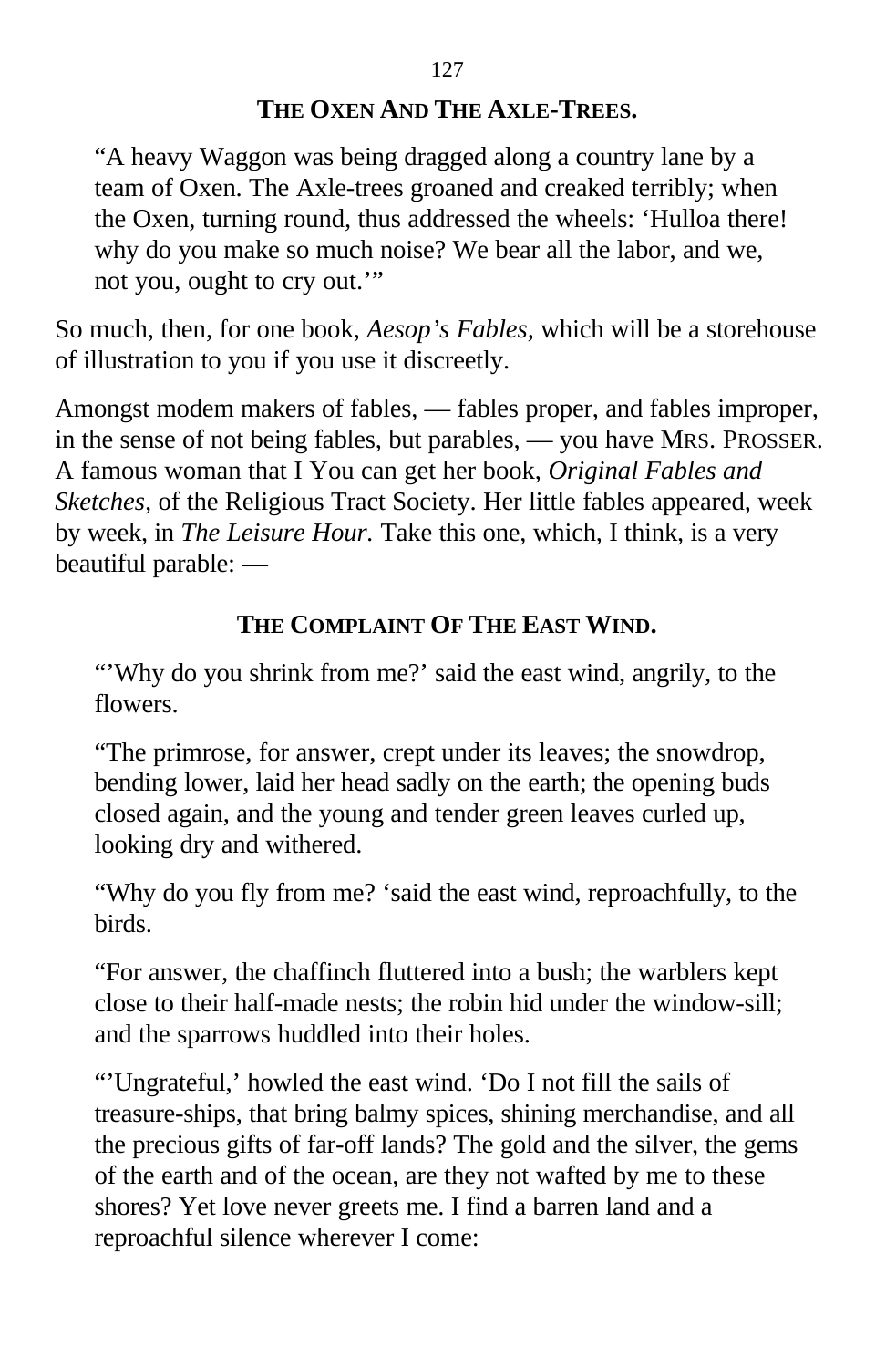### THE OXEN AND THE AXLE-TREES.

> “A heavy Waggon was being dragged along a country lane by a team of Oxen. The Axle-trees groaned and creaked terribly; when the Oxen, turning round, thus addressed the wheels: ‘Hulloa there! why do you make so much noise? We bear all the labor, and we, not you, ought to cry out.’”

So much, then, for one book, *Aesop's Fables,* which will be a storehouse of illustration to you if you use it discreetly.

Amongst modem makers of fables, — fables proper, and fables improper, in the sense of not being fables, but parables, — you have MRS. PROSSER. A famous woman that I You can get her book, *Original Fables and Sketches,* of the Religious Tract Society. Her little fables appeared, week by week, in *The Leisure Hour.* Take this one, which, I think, is a very beautiful parable: —

### THE COMPLAINT OF THE EAST WIND.

> “’Why do you shrink from me?’ said the east wind, angrily, to the flowers.
>
> “The primrose, for answer, crept under its leaves; the snowdrop, bending lower, laid her head sadly on the earth; the opening buds closed again, and the young and tender green leaves curled up, looking dry and withered.
>
> “Why do you fly from me? ‘said the east wind, reproachfully, to the birds.
>
> “For answer, the chaffinch fluttered into a bush; the warblers kept close to their half-made nests; the robin hid under the window-sill; and the sparrows huddled into their holes.
>
> “’Ungrateful,’ howled the east wind. ‘Do I not fill the sails of treasure-ships, that bring balmy spices, shining merchandise, and all the precious gifts of far-off lands? The gold and the silver, the gems of the earth and of the ocean, are they not wafted by me to these shores? Yet love never greets me. I find a barren land and a reproachful silence wherever I come: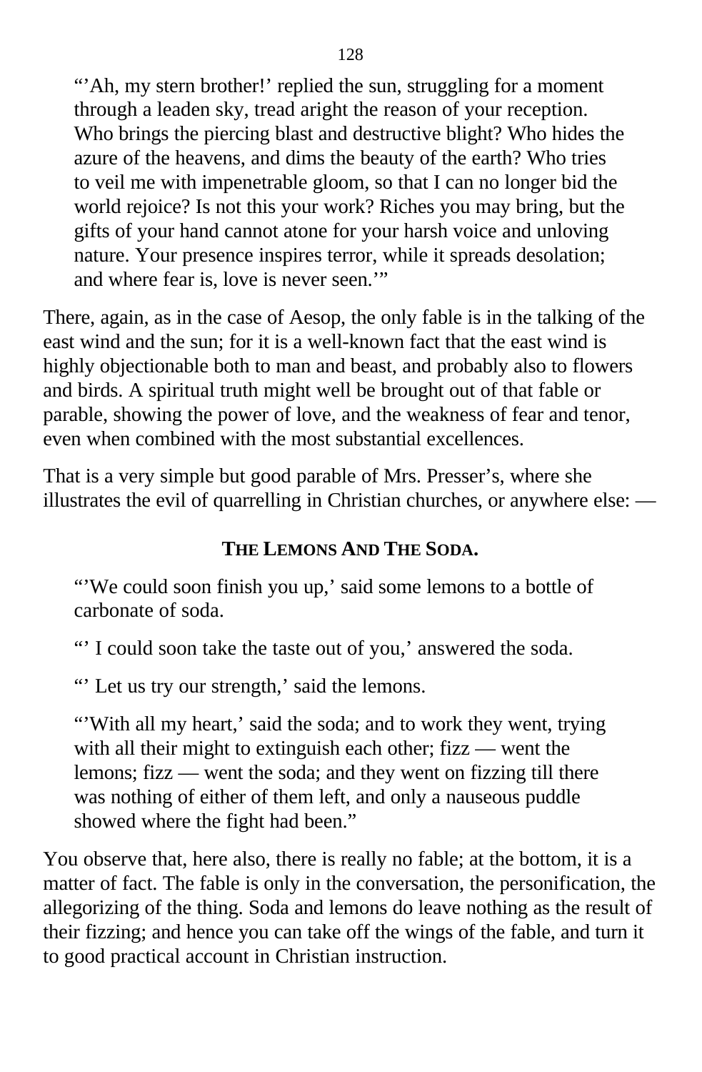"'Ah, my stern brother!' replied the sun, struggling for a moment through a leaden sky, tread aright the reason of your reception. Who brings the piercing blast and destructive blight? Who hides the azure of the heavens, and dims the beauty of the earth? Who tries to veil me with impenetrable gloom, so that I can no longer bid the world rejoice? Is not this your work? Riches you may bring, but the gifts of your hand cannot atone for your harsh voice and unloving nature. Your presence inspires terror, while it spreads desolation; and where fear is, love is never seen.'"

There, again, as in the case of Aesop, the only fable is in the talking of the east wind and the sun; for it is a well-known fact that the east wind is highly objectionable both to man and beast, and probably also to flowers and birds. A spiritual truth might well be brought out of that fable or parable, showing the power of love, and the weakness of fear and tenor, even when combined with the most substantial excellences.

That is a very simple but good parable of Mrs. Presser's, where she illustrates the evil of quarrelling in Christian churches, or anywhere else: —

**THE LEMONS AND THE SODA.**

"'We could soon finish you up,' said some lemons to a bottle of carbonate of soda.

"' I could soon take the taste out of you,' answered the soda.

"' Let us try our strength,' said the lemons.

"'With all my heart,' said the soda; and to work they went, trying with all their might to extinguish each other; fizz — went the lemons; fizz — went the soda; and they went on fizzing till there was nothing of either of them left, and only a nauseous puddle showed where the fight had been."

You observe that, here also, there is really no fable; at the bottom, it is a matter of fact. The fable is only in the conversation, the personification, the allegorizing of the thing. Soda and lemons do leave nothing as the result of their fizzing; and hence you can take off the wings of the fable, and turn it to good practical account in Christian instruction.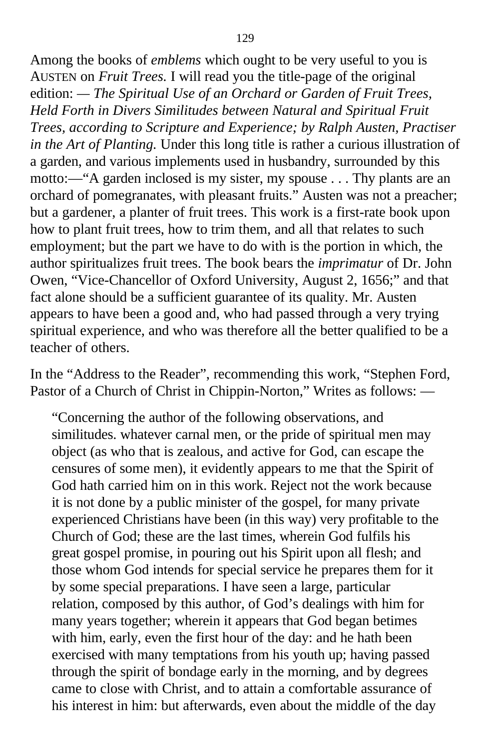Among the books of *emblems* which ought to be very useful to you is AUSTEN on *Fruit Trees.* I will read you the title-page of the original edition: — *The Spiritual Use of an Orchard or Garden of Fruit Trees, Held Forth in Divers Similitudes between Natural and Spiritual Fruit Trees, according to Scripture and Experience; by Ralph Austen, Practiser in the Art of Planting.* Under this long title is rather a curious illustration of a garden, and various implements used in husbandry, surrounded by this motto:—"A garden inclosed is my sister, my spouse . . . Thy plants are an orchard of pomegranates, with pleasant fruits." Austen was not a preacher; but a gardener, a planter of fruit trees. This work is a first-rate book upon how to plant fruit trees, how to trim them, and all that relates to such employment; but the part we have to do with is the portion in which, the author spiritualizes fruit trees. The book bears the *imprimatur* of Dr. John Owen, "Vice-Chancellor of Oxford University, August 2, 1656;" and that fact alone should be a sufficient guarantee of its quality. Mr. Austen appears to have been a good and, who had passed through a very trying spiritual experience, and who was therefore all the better qualified to be a teacher of others.

In the "Address to the Reader", recommending this work, "Stephen Ford, Pastor of a Church of Christ in Chippin-Norton," Writes as follows: —

> "Concerning the author of the following observations, and similitudes. whatever carnal men, or the pride of spiritual men may object (as who that is zealous, and active for God, can escape the censures of some men), it evidently appears to me that the Spirit of God hath carried him on in this work. Reject not the work because it is not done by a public minister of the gospel, for many private experienced Christians have been (in this way) very profitable to the Church of God; these are the last times, wherein God fulfils his great gospel promise, in pouring out his Spirit upon all flesh; and those whom God intends for special service he prepares them for it by some special preparations. I have seen a large, particular relation, composed by this author, of God's dealings with him for many years together; wherein it appears that God began betimes with him, early, even the first hour of the day: and he hath been exercised with many temptations from his youth up; having passed through the spirit of bondage early in the morning, and by degrees came to close with Christ, and to attain a comfortable assurance of his interest in him: but afterwards, even about the middle of the day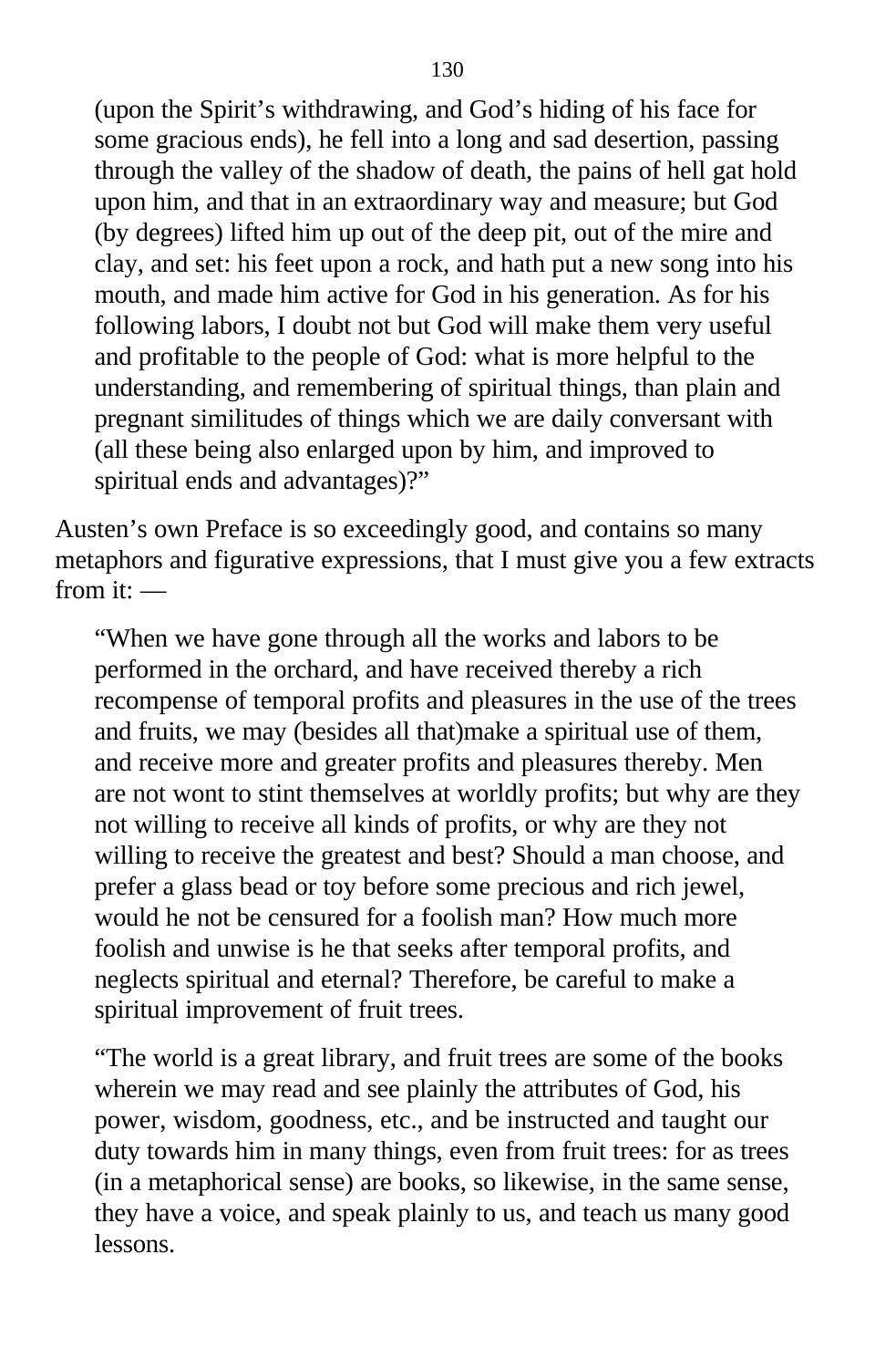> (upon the Spirit's withdrawing, and God's hiding of his face for some gracious ends), he fell into a long and sad desertion, passing through the valley of the shadow of death, the pains of hell gat hold upon him, and that in an extraordinary way and measure; but God (by degrees) lifted him up out of the deep pit, out of the mire and clay, and set: his feet upon a rock, and hath put a new song into his mouth, and made him active for God in his generation. As for his following labors, I doubt not but God will make them very useful and profitable to the people of God: what is more helpful to the understanding, and remembering of spiritual things, than plain and pregnant similitudes of things which we are daily conversant with (all these being also enlarged upon by him, and improved to spiritual ends and advantages)?"

Austen's own Preface is so exceedingly good, and contains so many metaphors and figurative expressions, that I must give you a few extracts from it: —

> "When we have gone through all the works and labors to be performed in the orchard, and have received thereby a rich recompense of temporal profits and pleasures in the use of the trees and fruits, we may (besides all that)make a spiritual use of them, and receive more and greater profits and pleasures thereby. Men are not wont to stint themselves at worldly profits; but why are they not willing to receive all kinds of profits, or why are they not willing to receive the greatest and best? Should a man choose, and prefer a glass bead or toy before some precious and rich jewel, would he not be censured for a foolish man? How much more foolish and unwise is he that seeks after temporal profits, and neglects spiritual and eternal? Therefore, be careful to make a spiritual improvement of fruit trees.
>
> "The world is a great library, and fruit trees are some of the books wherein we may read and see plainly the attributes of God, his power, wisdom, goodness, etc., and be instructed and taught our duty towards him in many things, even from fruit trees: for as trees (in a metaphorical sense) are books, so likewise, in the same sense, they have a voice, and speak plainly to us, and teach us many good lessons.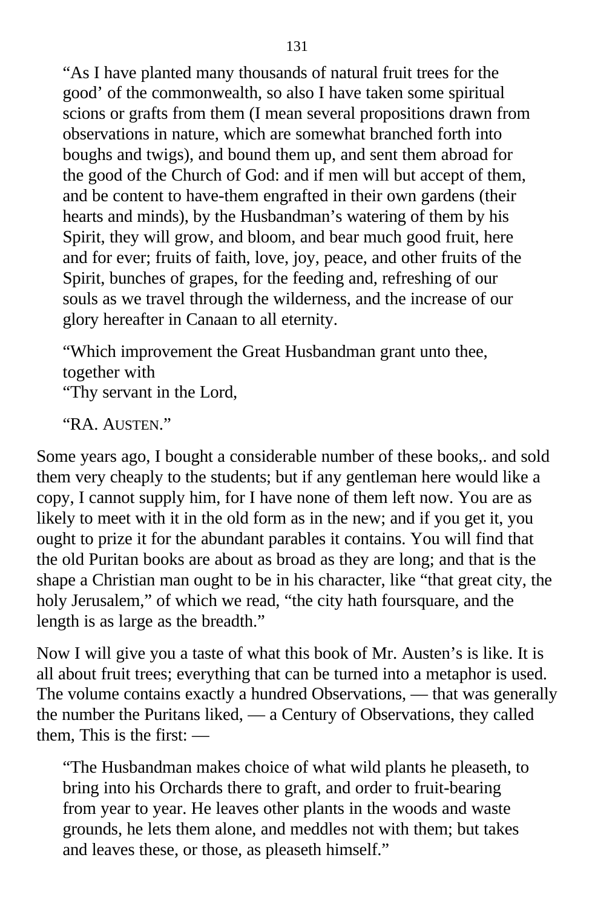> “As I have planted many thousands of natural fruit trees for the good’ of the commonwealth, so also I have taken some spiritual scions or grafts from them (I mean several propositions drawn from observations in nature, which are somewhat branched forth into boughs and twigs), and bound them up, and sent them abroad for the good of the Church of God: and if men will but accept of them, and be content to have-them engrafted in their own gardens (their hearts and minds), by the Husbandman’s watering of them by his Spirit, they will grow, and bloom, and bear much good fruit, here and for ever; fruits of faith, love, joy, peace, and other fruits of the Spirit, bunches of grapes, for the feeding and, refreshing of our souls as we travel through the wilderness, and the increase of our glory hereafter in Canaan to all eternity.
>
> “Which improvement the Great Husbandman grant unto thee, together with
> “Thy servant in the Lord,
>
> “RA. AUSTEN.”

Some years ago, I bought a considerable number of these books,. and sold them very cheaply to the students; but if any gentleman here would like a copy, I cannot supply him, for I have none of them left now. You are as likely to meet with it in the old form as in the new; and if you get it, you ought to prize it for the abundant parables it contains. You will find that the old Puritan books are about as broad as they are long; and that is the shape a Christian man ought to be in his character, like “that great city, the holy Jerusalem,” of which we read, “the city hath foursquare, and the length is as large as the breadth.”

Now I will give you a taste of what this book of Mr. Austen’s is like. It is all about fruit trees; everything that can be turned into a metaphor is used. The volume contains exactly a hundred Observations, — that was generally the number the Puritans liked, — a Century of Observations, they called them, This is the first: —

> “The Husbandman makes choice of what wild plants he pleaseth, to bring into his Orchards there to graft, and order to fruit-bearing from year to year. He leaves other plants in the woods and waste grounds, he lets them alone, and meddles not with them; but takes and leaves these, or those, as pleaseth himself.”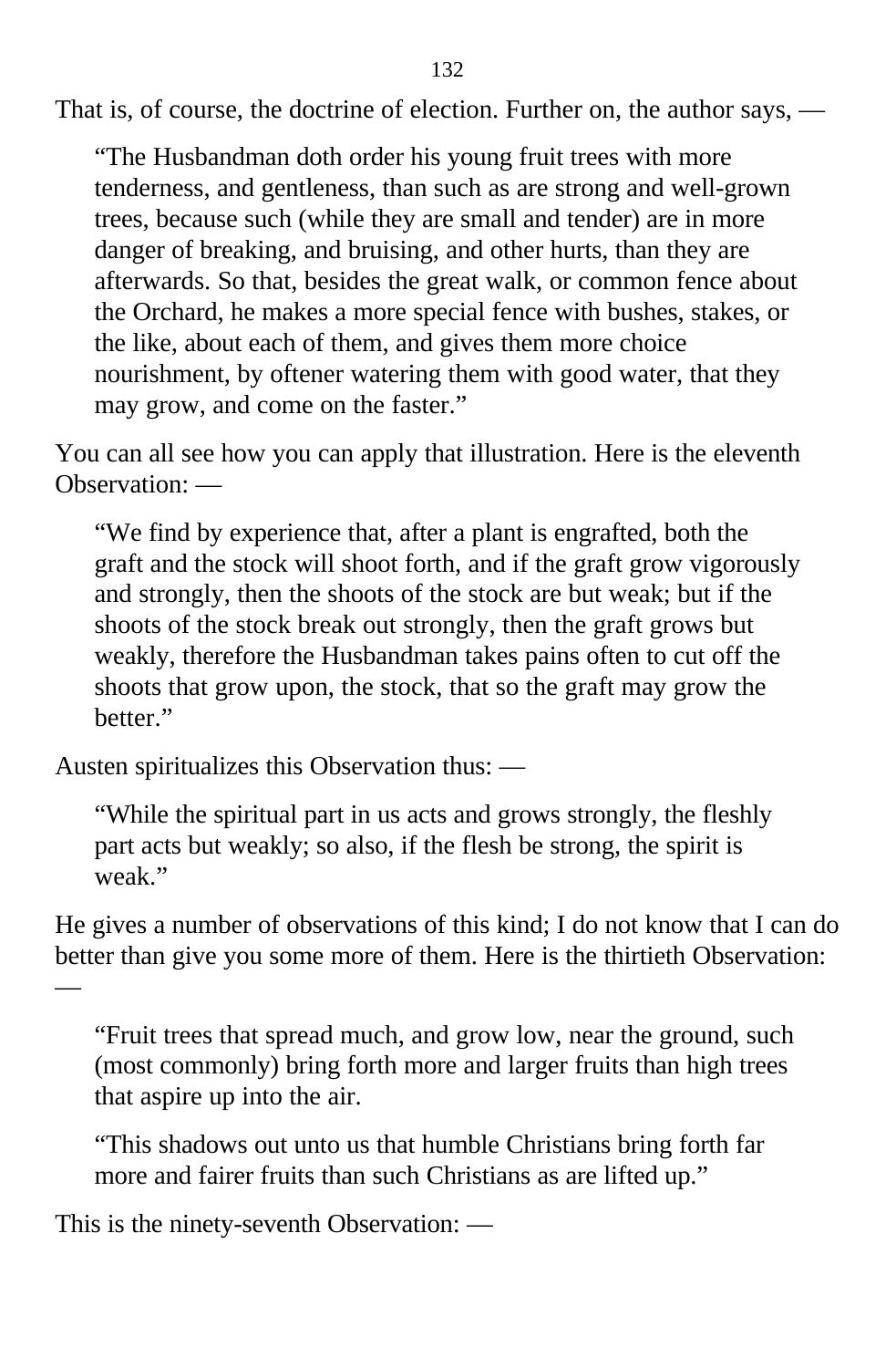That is, of course, the doctrine of election. Further on, the author says, —

> “The Husbandman doth order his young fruit trees with more tenderness, and gentleness, than such as are strong and well-grown trees, because such (while they are small and tender) are in more danger of breaking, and bruising, and other hurts, than they are afterwards. So that, besides the great walk, or common fence about the Orchard, he makes a more special fence with bushes, stakes, or the like, about each of them, and gives them more choice nourishment, by oftener watering them with good water, that they may grow, and come on the faster.”

You can all see how you can apply that illustration. Here is the eleventh Observation: —

> “We find by experience that, after a plant is engrafted, both the graft and the stock will shoot forth, and if the graft grow vigorously and strongly, then the shoots of the stock are but weak; but if the shoots of the stock break out strongly, then the graft grows but weakly, therefore the Husbandman takes pains often to cut off the shoots that grow upon, the stock, that so the graft may grow the better.”

Austen spiritualizes this Observation thus: —

> “While the spiritual part in us acts and grows strongly, the fleshly part acts but weakly; so also, if the flesh be strong, the spirit is weak.”

He gives a number of observations of this kind; I do not know that I can do better than give you some more of them. Here is the thirtieth Observation: —

> “Fruit trees that spread much, and grow low, near the ground, such (most commonly) bring forth more and larger fruits than high trees that aspire up into the air.
>
> “This shadows out unto us that humble Christians bring forth far more and fairer fruits than such Christians as are lifted up.”

This is the ninety-seventh Observation: —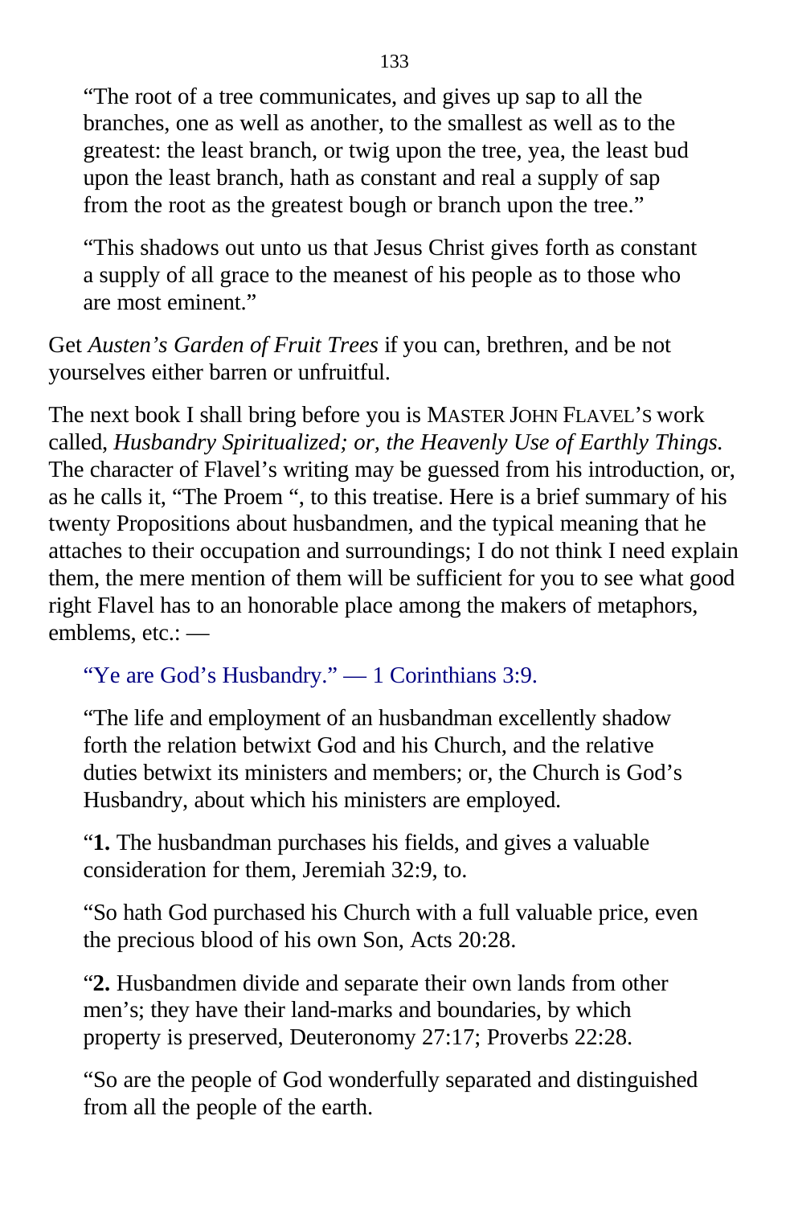"The root of a tree communicates, and gives up sap to all the branches, one as well as another, to the smallest as well as to the greatest: the least branch, or twig upon the tree, yea, the least bud upon the least branch, hath as constant and real a supply of sap from the root as the greatest bough or branch upon the tree."

"This shadows out unto us that Jesus Christ gives forth as constant a supply of all grace to the meanest of his people as to those who are most eminent."

Get *Austen's Garden of Fruit Trees* if you can, brethren, and be not yourselves either barren or unfruitful.

The next book I shall bring before you is MASTER JOHN FLAVEL'S work called, *Husbandry Spiritualized; or, the Heavenly Use of Earthly Things.* The character of Flavel's writing may be guessed from his introduction, or, as he calls it, "The Proem ", to this treatise. Here is a brief summary of his twenty Propositions about husbandmen, and the typical meaning that he attaches to their occupation and surroundings; I do not think I need explain them, the mere mention of them will be sufficient for you to see what good right Flavel has to an honorable place among the makers of metaphors, emblems, etc.: —

"Ye are God's Husbandry." — 1 Corinthians 3:9.

"The life and employment of an husbandman excellently shadow forth the relation betwixt God and his Church, and the relative duties betwixt its ministers and members; or, the Church is God's Husbandry, about which his ministers are employed.

"**1.** The husbandman purchases his fields, and gives a valuable consideration for them, Jeremiah 32:9, to.

"So hath God purchased his Church with a full valuable price, even the precious blood of his own Son, Acts 20:28.

"**2.** Husbandmen divide and separate their own lands from other men's; they have their land-marks and boundaries, by which property is preserved, Deuteronomy 27:17; Proverbs 22:28.

"So are the people of God wonderfully separated and distinguished from all the people of the earth.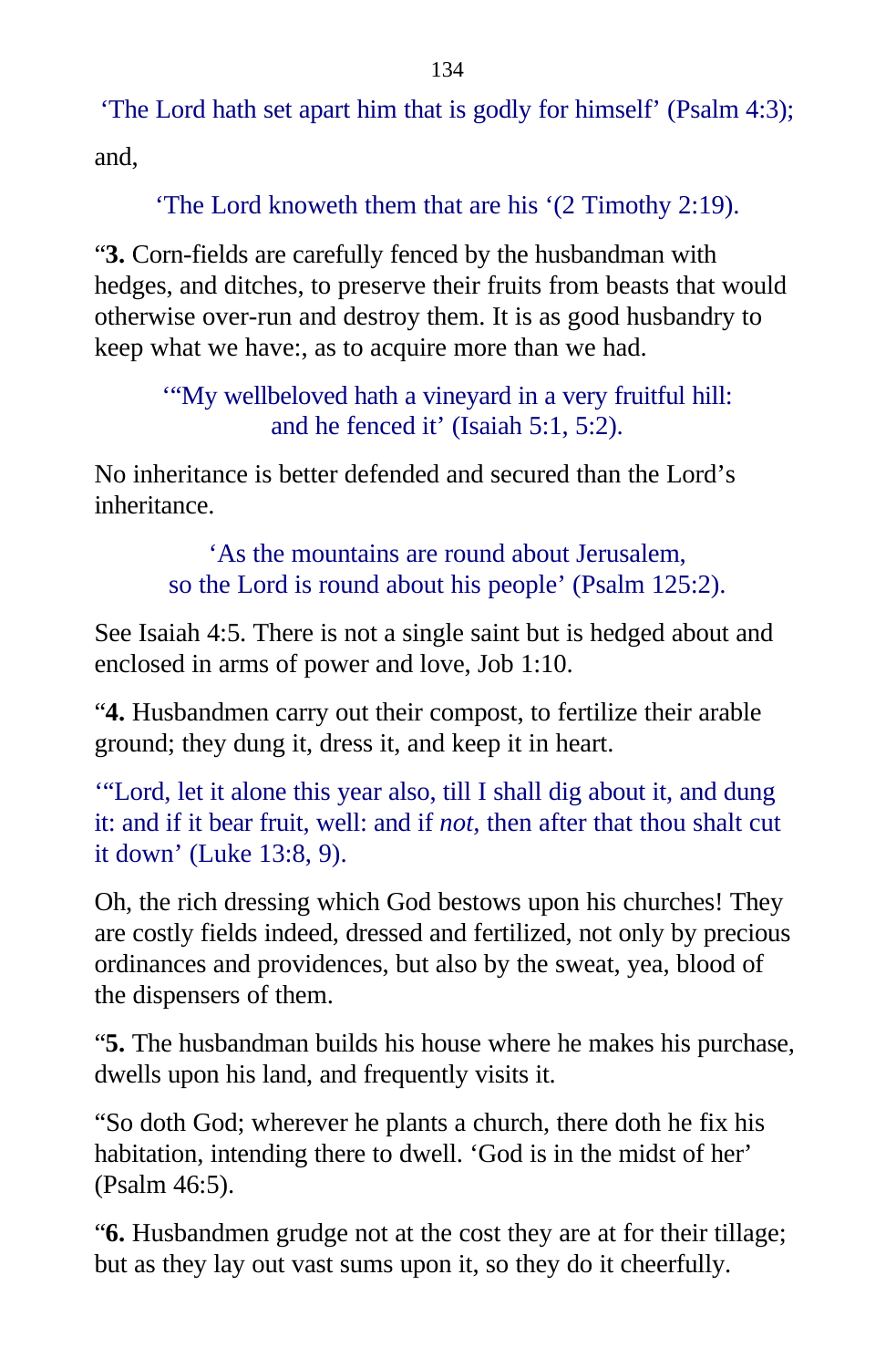'The Lord hath set apart him that is godly for himself' (Psalm 4:3);

and,

'The Lord knoweth them that are his '(2 Timothy 2:19).

"**3.** Corn-fields are carefully fenced by the husbandman with hedges, and ditches, to preserve their fruits from beasts that would otherwise over-run and destroy them. It is as good husbandry to keep what we have:, as to acquire more than we had.

'"My wellbeloved hath a vineyard in a very fruitful hill: and he fenced it' (Isaiah 5:1, 5:2).

No inheritance is better defended and secured than the Lord's inheritance.

'As the mountains are round about Jerusalem, so the Lord is round about his people' (Psalm 125:2).

See Isaiah 4:5. There is not a single saint but is hedged about and enclosed in arms of power and love, Job 1:10.

"**4.** Husbandmen carry out their compost, to fertilize their arable ground; they dung it, dress it, and keep it in heart.

'"Lord, let it alone this year also, till I shall dig about it, and dung it: and if it bear fruit, well: and if *not,* then after that thou shalt cut it down' (Luke 13:8, 9).

Oh, the rich dressing which God bestows upon his churches! They are costly fields indeed, dressed and fertilized, not only by precious ordinances and providences, but also by the sweat, yea, blood of the dispensers of them.

"**5.** The husbandman builds his house where he makes his purchase, dwells upon his land, and frequently visits it.

"So doth God; wherever he plants a church, there doth he fix his habitation, intending there to dwell. 'God is in the midst of her' (Psalm 46:5).

"**6.** Husbandmen grudge not at the cost they are at for their tillage; but as they lay out vast sums upon it, so they do it cheerfully.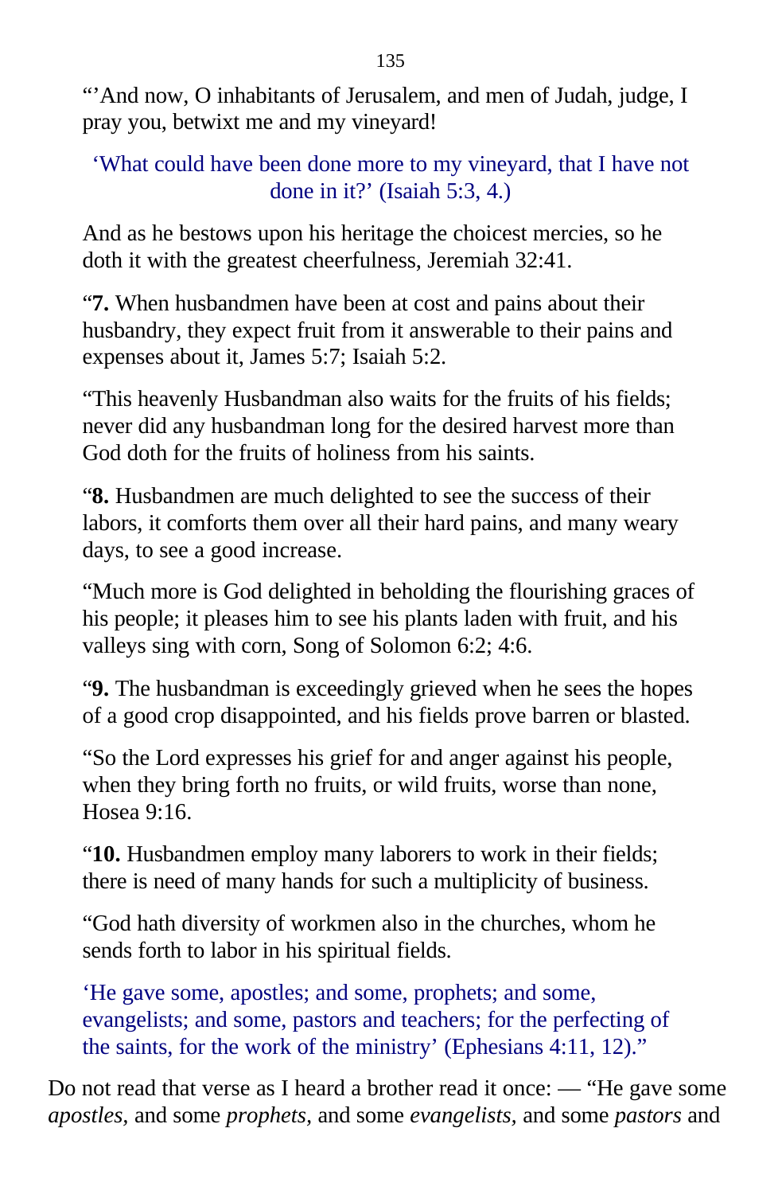"'And now, O inhabitants of Jerusalem, and men of Judah, judge, I pray you, betwixt me and my vineyard!

'What could have been done more to my vineyard, that I have not done in it?' (Isaiah 5:3, 4.)

And as he bestows upon his heritage the choicest mercies, so he doth it with the greatest cheerfulness, Jeremiah 32:41.

"**7.** When husbandmen have been at cost and pains about their husbandry, they expect fruit from it answerable to their pains and expenses about it, James 5:7; Isaiah 5:2.

"This heavenly Husbandman also waits for the fruits of his fields; never did any husbandman long for the desired harvest more than God doth for the fruits of holiness from his saints.

"**8.** Husbandmen are much delighted to see the success of their labors, it comforts them over all their hard pains, and many weary days, to see a good increase.

"Much more is God delighted in beholding the flourishing graces of his people; it pleases him to see his plants laden with fruit, and his valleys sing with corn, Song of Solomon 6:2; 4:6.

"**9.** The husbandman is exceedingly grieved when he sees the hopes of a good crop disappointed, and his fields prove barren or blasted.

"So the Lord expresses his grief for and anger against his people, when they bring forth no fruits, or wild fruits, worse than none, Hosea 9:16.

"**10.** Husbandmen employ many laborers to work in their fields; there is need of many hands for such a multiplicity of business.

"God hath diversity of workmen also in the churches, whom he sends forth to labor in his spiritual fields.

'He gave some, apostles; and some, prophets; and some, evangelists; and some, pastors and teachers; for the perfecting of the saints, for the work of the ministry' (Ephesians 4:11, 12)."

Do not read that verse as I heard a brother read it once: — "He gave some *apostles*, and some *prophets*, and some *evangelists*, and some *pastors* and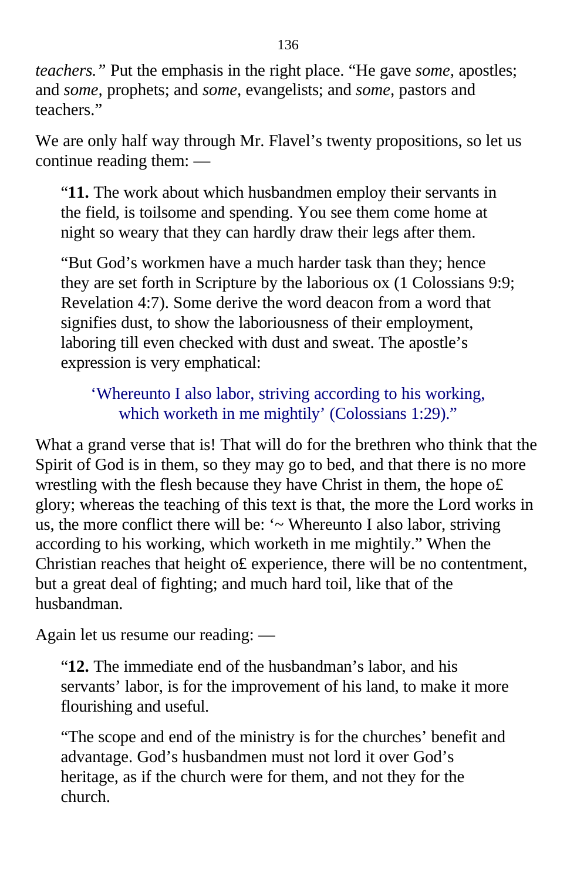*teachers."* Put the emphasis in the right place. "He gave *some,* apostles; and *some,* prophets; and *some,* evangelists; and *some,* pastors and teachers."

We are only half way through Mr. Flavel's twenty propositions, so let us continue reading them: —

> "**11.** The work about which husbandmen employ their servants in the field, is toilsome and spending. You see them come home at night so weary that they can hardly draw their legs after them.
>
> "But God's workmen have a much harder task than they; hence they are set forth in Scripture by the laborious ox (1 Colossians 9:9; Revelation 4:7). Some derive the word deacon from a word that signifies dust, to show the laboriousness of their employment, laboring till even checked with dust and sweat. The apostle's expression is very emphatical:
>
> > 'Whereunto I also labor, striving according to his working, which worketh in me mightily' (Colossians 1:29)."

What a grand verse that is! That will do for the brethren who think that the Spirit of God is in them, so they may go to bed, and that there is no more wrestling with the flesh because they have Christ in them, the hope o£ glory; whereas the teaching of this text is that, the more the Lord works in us, the more conflict there will be: '~ Whereunto I also labor, striving according to his working, which worketh in me mightily." When the Christian reaches that height o£ experience, there will be no contentment, but a great deal of fighting; and much hard toil, like that of the husbandman.

Again let us resume our reading: —

> "**12.** The immediate end of the husbandman's labor, and his servants' labor, is for the improvement of his land, to make it more flourishing and useful.
>
> "The scope and end of the ministry is for the churches' benefit and advantage. God's husbandmen must not lord it over God's heritage, as if the church were for them, and not they for the church.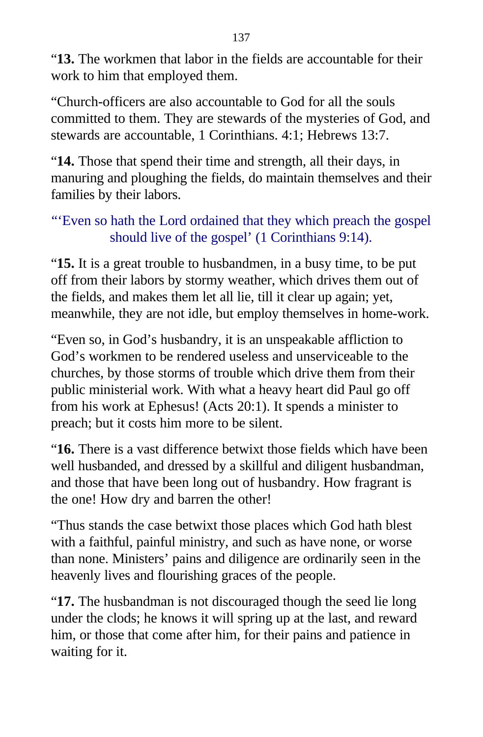“**13.** The workmen that labor in the fields are accountable for their work to him that employed them.

“Church-officers are also accountable to God for all the souls committed to them. They are stewards of the mysteries of God, and stewards are accountable, 1 Corinthians. 4:1; Hebrews 13:7.

“**14.** Those that spend their time and strength, all their days, in manuring and ploughing the fields, do maintain themselves and their families by their labors.

> “‘Even so hath the Lord ordained that they which preach the gospel should live of the gospel’ (1 Corinthians 9:14).

“**15.** It is a great trouble to husbandmen, in a busy time, to be put off from their labors by stormy weather, which drives them out of the fields, and makes them let all lie, till it clear up again; yet, meanwhile, they are not idle, but employ themselves in home-work.

“Even so, in God’s husbandry, it is an unspeakable affliction to God’s workmen to be rendered useless and unserviceable to the churches, by those storms of trouble which drive them from their public ministerial work. With what a heavy heart did Paul go off from his work at Ephesus! (Acts 20:1). It spends a minister to preach; but it costs him more to be silent.

“**16.** There is a vast difference betwixt those fields which have been well husbanded, and dressed by a skillful and diligent husbandman, and those that have been long out of husbandry. How fragrant is the one! How dry and barren the other!

“Thus stands the case betwixt those places which God hath blest with a faithful, painful ministry, and such as have none, or worse than none. Ministers’ pains and diligence are ordinarily seen in the heavenly lives and flourishing graces of the people.

“**17.** The husbandman is not discouraged though the seed lie long under the clods; he knows it will spring up at the last, and reward him, or those that come after him, for their pains and patience in waiting for it.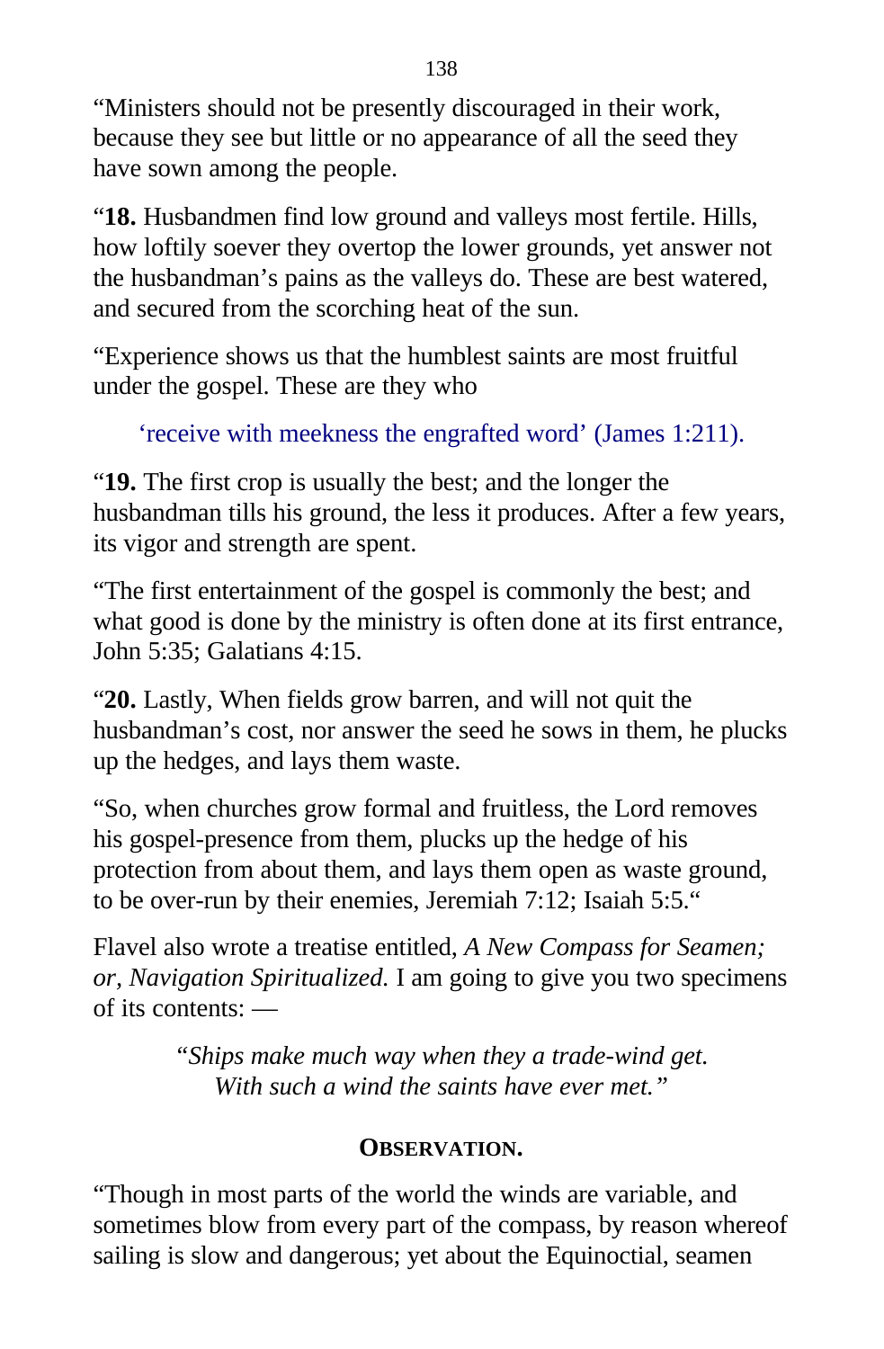“Ministers should not be presently discouraged in their work, because they see but little or no appearance of all the seed they have sown among the people.

“**18.** Husbandmen find low ground and valleys most fertile. Hills, how loftily soever they overtop the lower grounds, yet answer not the husbandman’s pains as the valleys do. These are best watered, and secured from the scorching heat of the sun.

“Experience shows us that the humblest saints are most fruitful under the gospel. These are they who

> ‘receive with meekness the engrafted word’ (James 1:211).

“**19.** The first crop is usually the best; and the longer the husbandman tills his ground, the less it produces. After a few years, its vigor and strength are spent.

“The first entertainment of the gospel is commonly the best; and what good is done by the ministry is often done at its first entrance, John 5:35; Galatians 4:15.

“**20.** Lastly, When fields grow barren, and will not quit the husbandman’s cost, nor answer the seed he sows in them, he plucks up the hedges, and lays them waste.

“So, when churches grow formal and fruitless, the Lord removes his gospel-presence from them, plucks up the hedge of his protection from about them, and lays them open as waste ground, to be over-run by their enemies, Jeremiah 7:12; Isaiah 5:5.“

Flavel also wrote a treatise entitled, *A New Compass for Seamen; or, Navigation Spiritualized.* I am going to give you two specimens of its contents: —

> *“Ships make much way when they a trade-wind get.*
> *With such a wind the saints have ever met.”*

**OBSERVATION.**

“Though in most parts of the world the winds are variable, and sometimes blow from every part of the compass, by reason whereof sailing is slow and dangerous; yet about the Equinoctial, seamen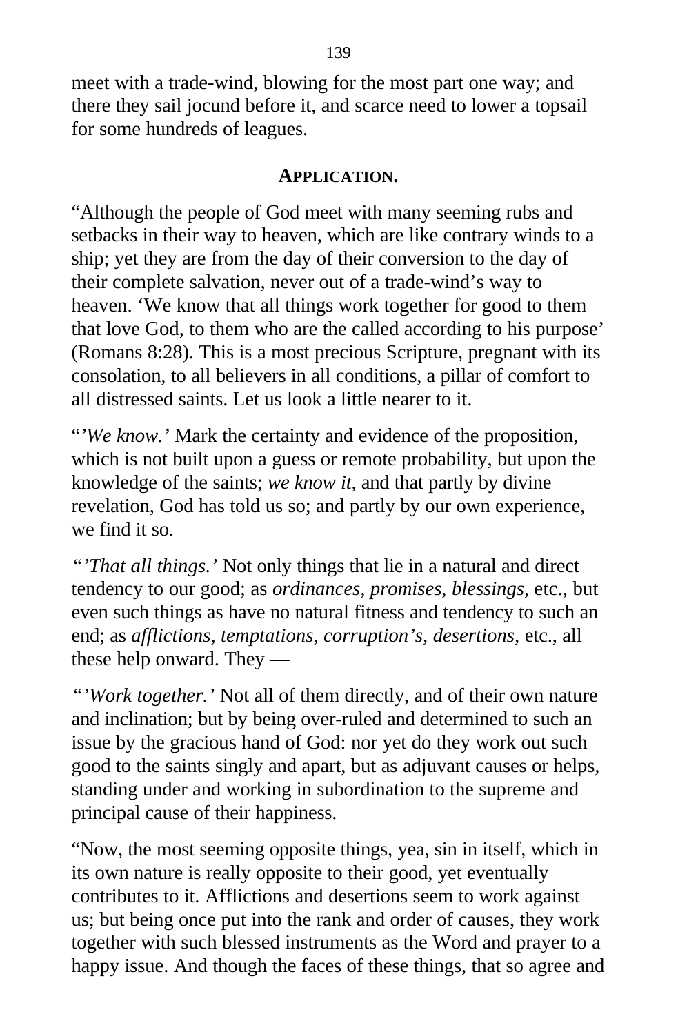meet with a trade-wind, blowing for the most part one way; and there they sail jocund before it, and scarce need to lower a topsail for some hundreds of leagues.

## APPLICATION.

"Although the people of God meet with many seeming rubs and setbacks in their way to heaven, which are like contrary winds to a ship; yet they are from the day of their conversion to the day of their complete salvation, never out of a trade-wind's way to heaven. 'We know that all things work together for good to them that love God, to them who are the called according to his purpose' (Romans 8:28). This is a most precious Scripture, pregnant with its consolation, to all believers in all conditions, a pillar of comfort to all distressed saints. Let us look a little nearer to it.

"*'We know.'* Mark the certainty and evidence of the proposition, which is not built upon a guess or remote probability, but upon the knowledge of the saints; *we know it*, and that partly by divine revelation, God has told us so; and partly by our own experience, we find it so.

*"'That all things.'* Not only things that lie in a natural and direct tendency to our good; as *ordinances, promises, blessings,* etc., but even such things as have no natural fitness and tendency to such an end; as *afflictions, temptations, corruption's, desertions,* etc., all these help onward. They —

*"'Work together.'* Not all of them directly, and of their own nature and inclination; but by being over-ruled and determined to such an issue by the gracious hand of God: nor yet do they work out such good to the saints singly and apart, but as adjuvant causes or helps, standing under and working in subordination to the supreme and principal cause of their happiness.

"Now, the most seeming opposite things, yea, sin in itself, which in its own nature is really opposite to their good, yet eventually contributes to it. Afflictions and desertions seem to work against us; but being once put into the rank and order of causes, they work together with such blessed instruments as the Word and prayer to a happy issue. And though the faces of these things, that so agree and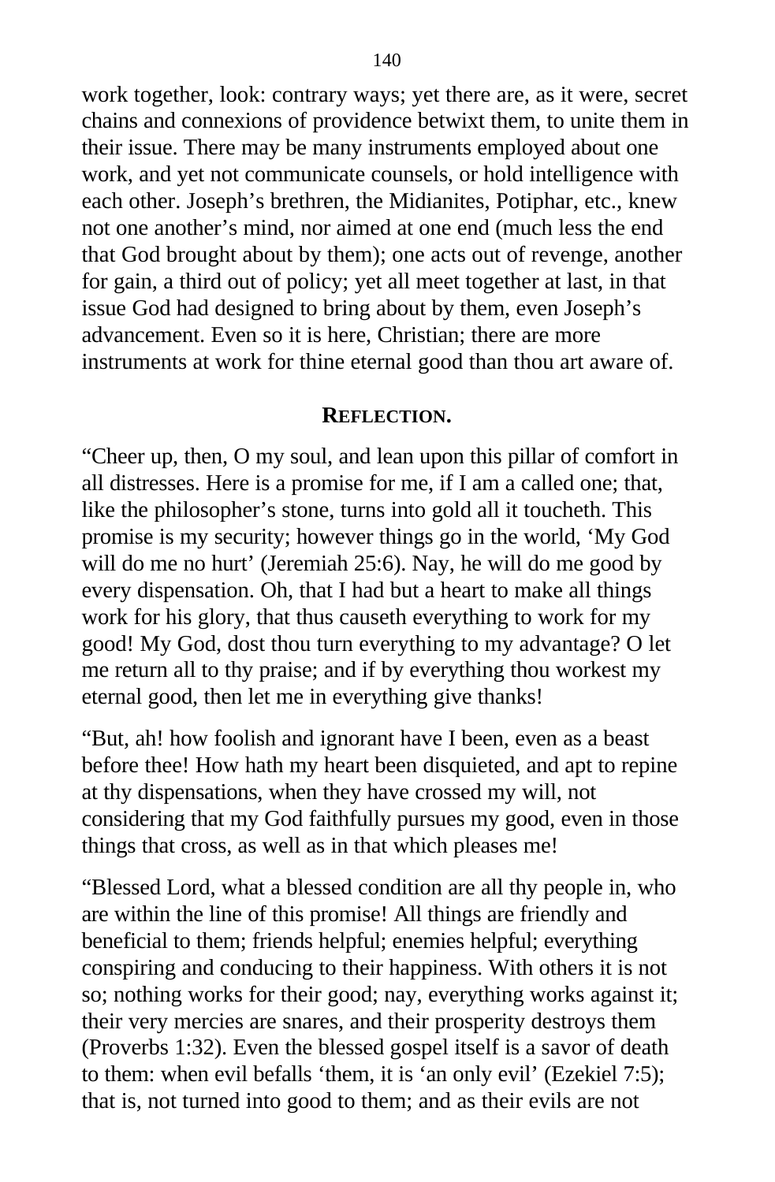work together, look: contrary ways; yet there are, as it were, secret chains and connexions of providence betwixt them, to unite them in their issue. There may be many instruments employed about one work, and yet not communicate counsels, or hold intelligence with each other. Joseph's brethren, the Midianites, Potiphar, etc., knew not one another's mind, nor aimed at one end (much less the end that God brought about by them); one acts out of revenge, another for gain, a third out of policy; yet all meet together at last, in that issue God had designed to bring about by them, even Joseph's advancement. Even so it is here, Christian; there are more instruments at work for thine eternal good than thou art aware of.

## REFLECTION.

"Cheer up, then, O my soul, and lean upon this pillar of comfort in all distresses. Here is a promise for me, if I am a called one; that, like the philosopher's stone, turns into gold all it toucheth. This promise is my security; however things go in the world, 'My God will do me no hurt' (Jeremiah 25:6). Nay, he will do me good by every dispensation. Oh, that I had but a heart to make all things work for his glory, that thus causeth everything to work for my good! My God, dost thou turn everything to my advantage? O let me return all to thy praise; and if by everything thou workest my eternal good, then let me in everything give thanks!

"But, ah! how foolish and ignorant have I been, even as a beast before thee! How hath my heart been disquieted, and apt to repine at thy dispensations, when they have crossed my will, not considering that my God faithfully pursues my good, even in those things that cross, as well as in that which pleases me!

"Blessed Lord, what a blessed condition are all thy people in, who are within the line of this promise! All things are friendly and beneficial to them; friends helpful; enemies helpful; everything conspiring and conducing to their happiness. With others it is not so; nothing works for their good; nay, everything works against it; their very mercies are snares, and their prosperity destroys them (Proverbs 1:32). Even the blessed gospel itself is a savor of death to them: when evil befalls 'them, it is 'an only evil' (Ezekiel 7:5); that is, not turned into good to them; and as their evils are not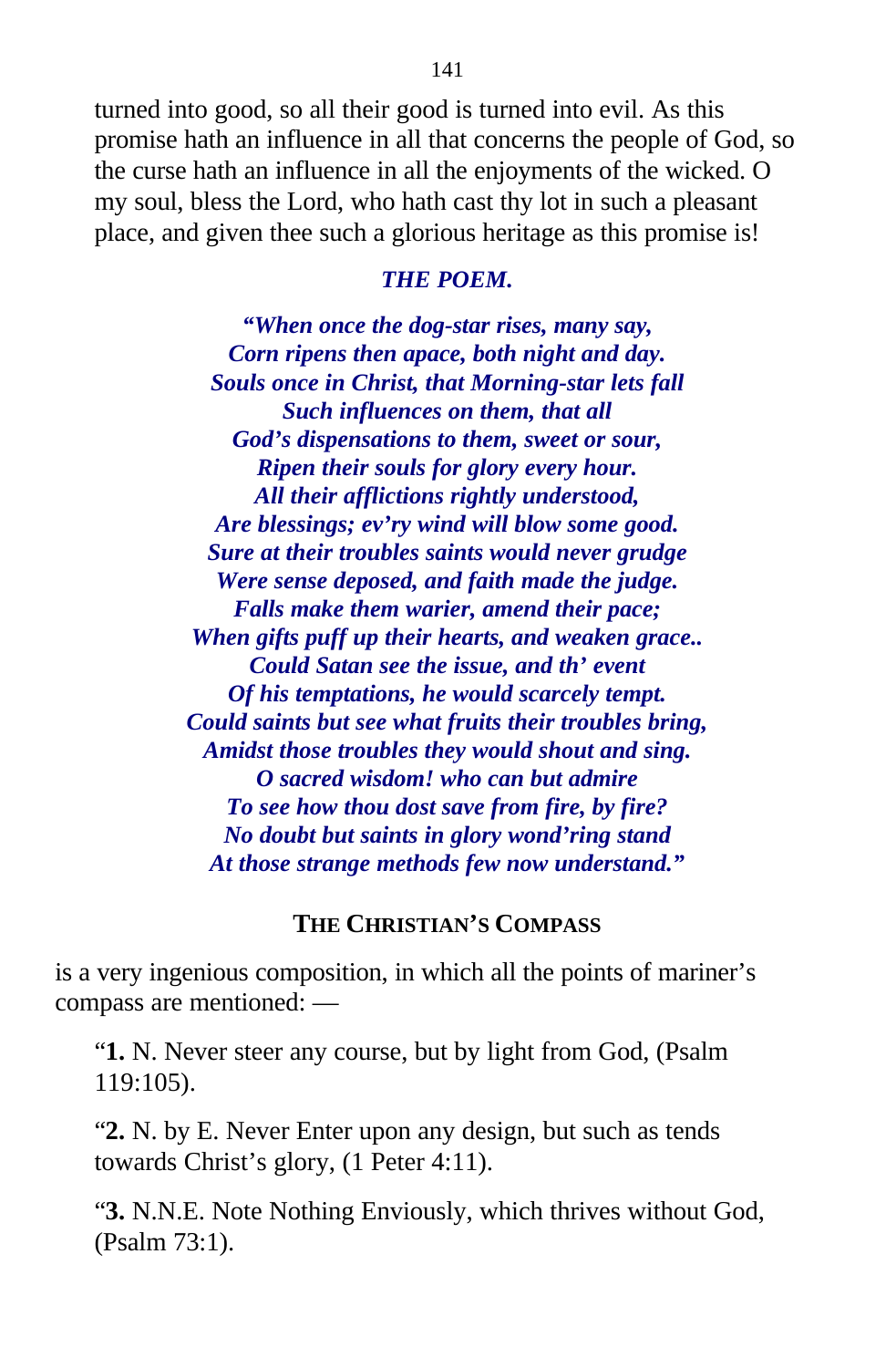turned into good, so all their good is turned into evil. As this promise hath an influence in all that concerns the people of God, so the curse hath an influence in all the enjoyments of the wicked. O my soul, bless the Lord, who hath cast thy lot in such a pleasant place, and given thee such a glorious heritage as this promise is!

### *THE POEM.*

*"When once the dog-star rises, many say,*
*Corn ripens then apace, both night and day.*
*Souls once in Christ, that Morning-star lets fall*
*Such influences on them, that all*
*God's dispensations to them, sweet or sour,*
*Ripen their souls for glory every hour.*
*All their afflictions rightly understood,*
*Are blessings; ev'ry wind will blow some good.*
*Sure at their troubles saints would never grudge*
*Were sense deposed, and faith made the judge.*
*Falls make them warier, amend their pace;*
*When gifts puff up their hearts, and weaken grace..*
*Could Satan see the issue, and th' event*
*Of his temptations, he would scarcely tempt.*
*Could saints but see what fruits their troubles bring,*
*Amidst those troubles they would shout and sing.*
*O sacred wisdom! who can but admire*
*To see how thou dost save from fire, by fire?*
*No doubt but saints in glory wond'ring stand*
*At those strange methods few now understand."*

### THE CHRISTIAN'S COMPASS

is a very ingenious composition, in which all the points of mariner's compass are mentioned: —

"**1.** N. Never steer any course, but by light from God, (Psalm 119:105).

"**2.** N. by E. Never Enter upon any design, but such as tends towards Christ's glory, (1 Peter 4:11).

"**3.** N.N.E. Note Nothing Enviously, which thrives without God, (Psalm 73:1).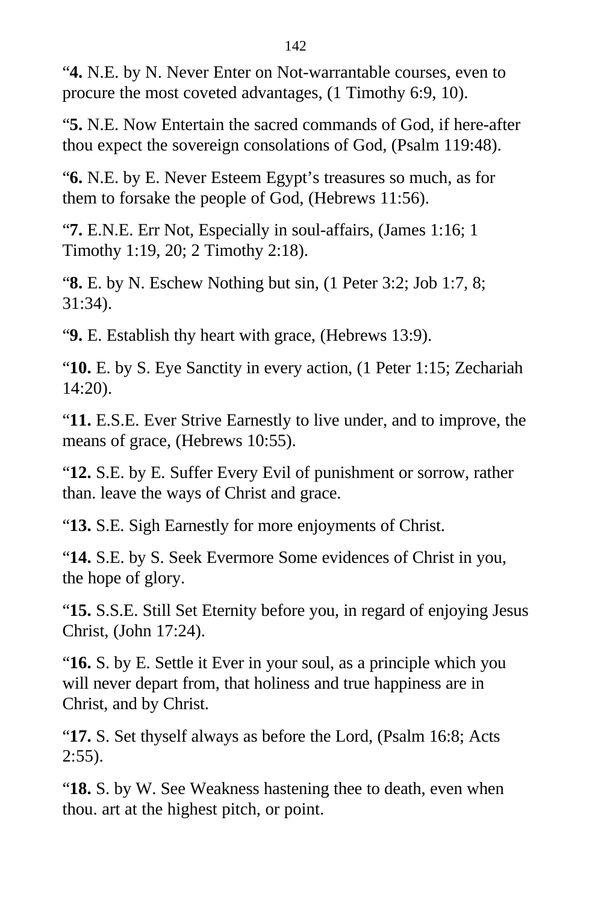“**4.** N.E. by N. Never Enter on Not-warrantable courses, even to procure the most coveted advantages, (1 Timothy 6:9, 10).

“**5.** N.E. Now Entertain the sacred commands of God, if here-after thou expect the sovereign consolations of God, (Psalm 119:48).

“**6.** N.E. by E. Never Esteem Egypt’s treasures so much, as for them to forsake the people of God, (Hebrews 11:56).

“**7.** E.N.E. Err Not, Especially in soul-affairs, (James 1:16; 1 Timothy 1:19, 20; 2 Timothy 2:18).

“**8.** E. by N. Eschew Nothing but sin, (1 Peter 3:2; Job 1:7, 8; 31:34).

“**9.** E. Establish thy heart with grace, (Hebrews 13:9).

“**10.** E. by S. Eye Sanctity in every action, (1 Peter 1:15; Zechariah 14:20).

“**11.** E.S.E. Ever Strive Earnestly to live under, and to improve, the means of grace, (Hebrews 10:55).

“**12.** S.E. by E. Suffer Every Evil of punishment or sorrow, rather than. leave the ways of Christ and grace.

“**13.** S.E. Sigh Earnestly for more enjoyments of Christ.

“**14.** S.E. by S. Seek Evermore Some evidences of Christ in you, the hope of glory.

“**15.** S.S.E. Still Set Eternity before you, in regard of enjoying Jesus Christ, (John 17:24).

“**16.** S. by E. Settle it Ever in your soul, as a principle which you will never depart from, that holiness and true happiness are in Christ, and by Christ.

“**17.** S. Set thyself always as before the Lord, (Psalm 16:8; Acts 2:55).

“**18.** S. by W. See Weakness hastening thee to death, even when thou. art at the highest pitch, or point.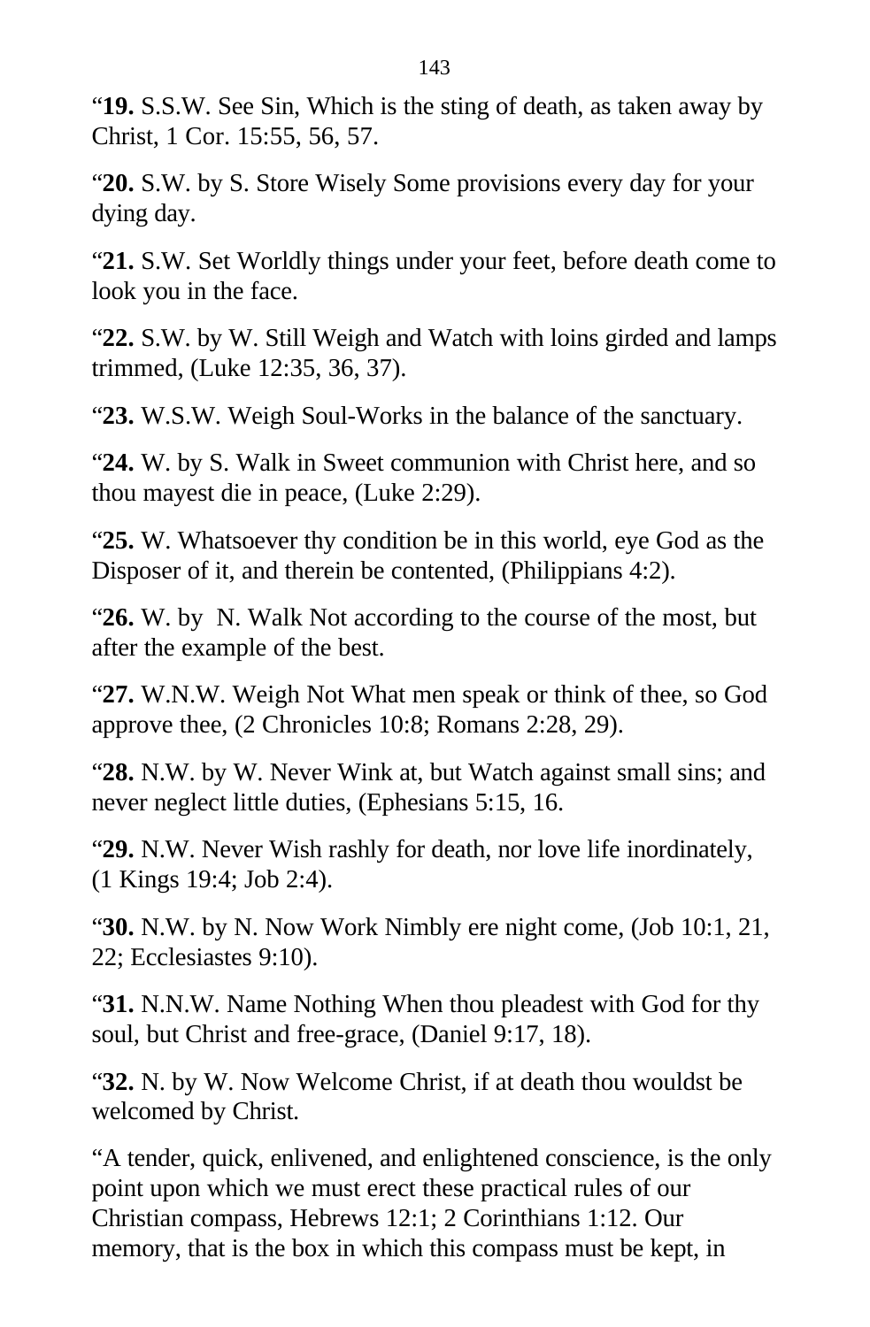“**19.** S.S.W. See Sin, Which is the sting of death, as taken away by Christ, 1 Cor. 15:55, 56, 57.

“**20.** S.W. by S. Store Wisely Some provisions every day for your dying day.

“**21.** S.W. Set Worldly things under your feet, before death come to look you in the face.

“**22.** S.W. by W. Still Weigh and Watch with loins girded and lamps trimmed, (Luke 12:35, 36, 37).

“**23.** W.S.W. Weigh Soul-Works in the balance of the sanctuary.

“**24.** W. by S. Walk in Sweet communion with Christ here, and so thou mayest die in peace, (Luke 2:29).

“**25.** W. Whatsoever thy condition be in this world, eye God as the Disposer of it, and therein be contented, (Philippians 4:2).

“**26.** W. by N. Walk Not according to the course of the most, but after the example of the best.

“**27.** W.N.W. Weigh Not What men speak or think of thee, so God approve thee, (2 Chronicles 10:8; Romans 2:28, 29).

“**28.** N.W. by W. Never Wink at, but Watch against small sins; and never neglect little duties, (Ephesians 5:15, 16.

“**29.** N.W. Never Wish rashly for death, nor love life inordinately, (1 Kings 19:4; Job 2:4).

“**30.** N.W. by N. Now Work Nimbly ere night come, (Job 10:1, 21, 22; Ecclesiastes 9:10).

“**31.** N.N.W. Name Nothing When thou pleadest with God for thy soul, but Christ and free-grace, (Daniel 9:17, 18).

“**32.** N. by W. Now Welcome Christ, if at death thou wouldst be welcomed by Christ.

“A tender, quick, enlivened, and enlightened conscience, is the only point upon which we must erect these practical rules of our Christian compass, Hebrews 12:1; 2 Corinthians 1:12. Our memory, that is the box in which this compass must be kept, in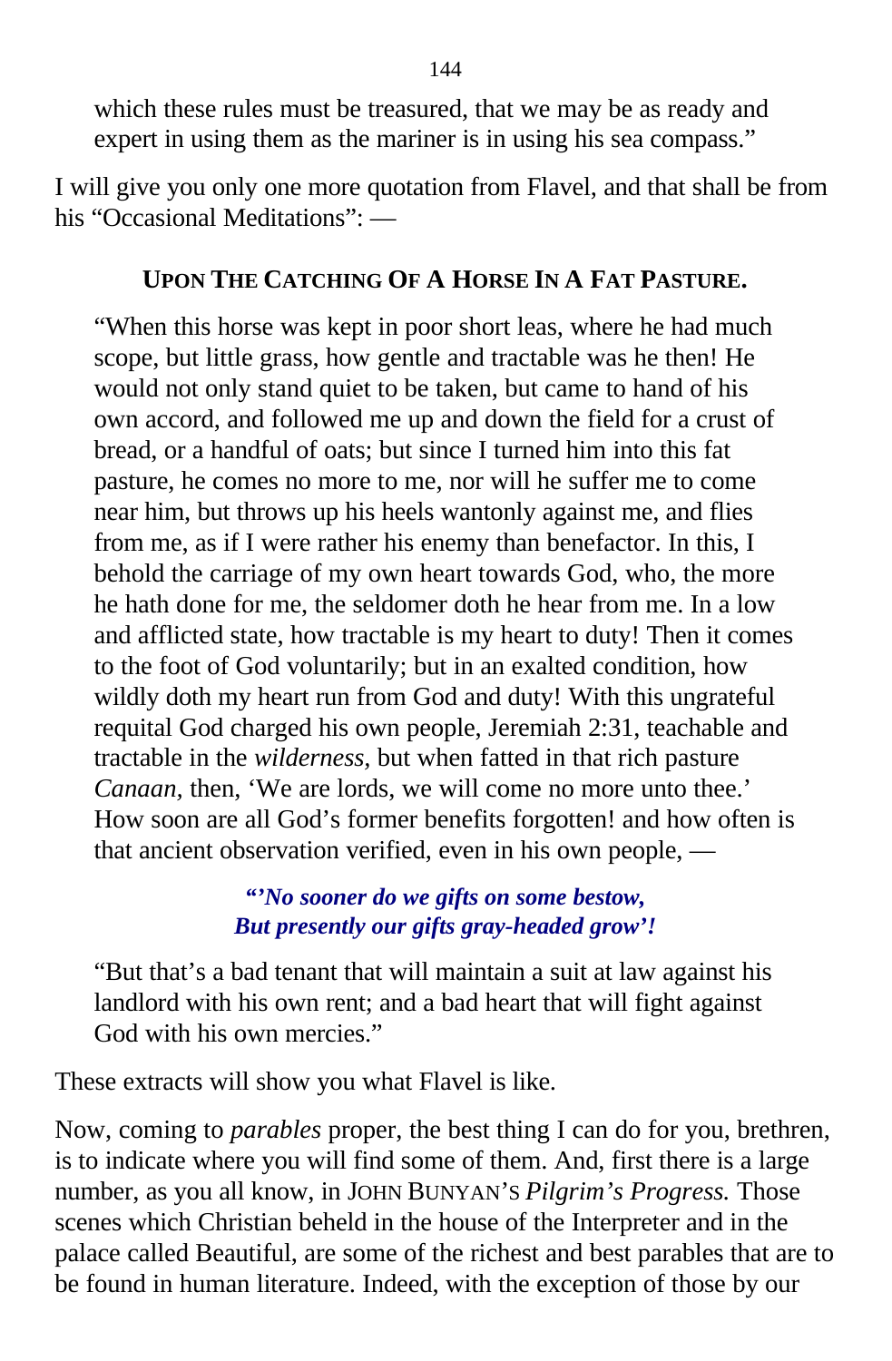which these rules must be treasured, that we may be as ready and expert in using them as the mariner is in using his sea compass."

I will give you only one more quotation from Flavel, and that shall be from his "Occasional Meditations": —

### UPON THE CATCHING OF A HORSE IN A FAT PASTURE.

"When this horse was kept in poor short leas, where he had much scope, but little grass, how gentle and tractable was he then! He would not only stand quiet to be taken, but came to hand of his own accord, and followed me up and down the field for a crust of bread, or a handful of oats; but since I turned him into this fat pasture, he comes no more to me, nor will he suffer me to come near him, but throws up his heels wantonly against me, and flies from me, as if I were rather his enemy than benefactor. In this, I behold the carriage of my own heart towards God, who, the more he hath done for me, the seldomer doth he hear from me. In a low and afflicted state, how tractable is my heart to duty! Then it comes to the foot of God voluntarily; but in an exalted condition, how wildly doth my heart run from God and duty! With this ungrateful requital God charged his own people, Jeremiah 2:31, teachable and tractable in the *wilderness,* but when fatted in that rich pasture *Canaan,* then, 'We are lords, we will come no more unto thee.' How soon are all God's former benefits forgotten! and how often is that ancient observation verified, even in his own people, —

***"'No sooner do we gifts on some bestow,***
***But presently our gifts gray-headed grow'!***

"But that's a bad tenant that will maintain a suit at law against his landlord with his own rent; and a bad heart that will fight against God with his own mercies."

These extracts will show you what Flavel is like.

Now, coming to *parables* proper, the best thing I can do for you, brethren, is to indicate where you will find some of them. And, first there is a large number, as you all know, in JOHN BUNYAN'S *Pilgrim's Progress.* Those scenes which Christian beheld in the house of the Interpreter and in the palace called Beautiful, are some of the richest and best parables that are to be found in human literature. Indeed, with the exception of those by our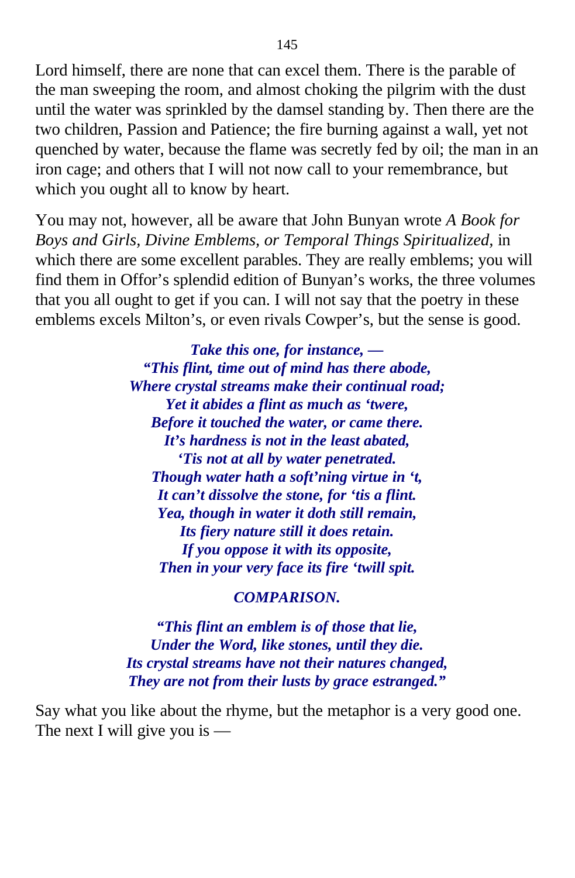Lord himself, there are none that can excel them. There is the parable of the man sweeping the room, and almost choking the pilgrim with the dust until the water was sprinkled by the damsel standing by. Then there are the two children, Passion and Patience; the fire burning against a wall, yet not quenched by water, because the flame was secretly fed by oil; the man in an iron cage; and others that I will not now call to your remembrance, but which you ought all to know by heart.

You may not, however, all be aware that John Bunyan wrote *A Book for Boys and Girls, Divine Emblems, or Temporal Things Spiritualized,* in which there are some excellent parables. They are really emblems; you will find them in Offor's splendid edition of Bunyan's works, the three volumes that you all ought to get if you can. I will not say that the poetry in these emblems excels Milton's, or even rivals Cowper's, but the sense is good.

***Take this one, for instance, —***
***"This flint, time out of mind has there abode,***
***Where crystal streams make their continual road;***
***Yet it abides a flint as much as 'twere,***
***Before it touched the water, or came there.***
***It's hardness is not in the least abated,***
***'Tis not at all by water penetrated.***
***Though water hath a soft'ning virtue in 't,***
***It can't dissolve the stone, for 'tis a flint.***
***Yea, though in water it doth still remain,***
***Its fiery nature still it does retain.***
***If you oppose it with its opposite,***
***Then in your very face its fire 'twill spit.***

***COMPARISON.***

***"This flint an emblem is of those that lie,***
***Under the Word, like stones, until they die.***
***Its crystal streams have not their natures changed,***
***They are not from their lusts by grace estranged."***

Say what you like about the rhyme, but the metaphor is a very good one. The next I will give you is —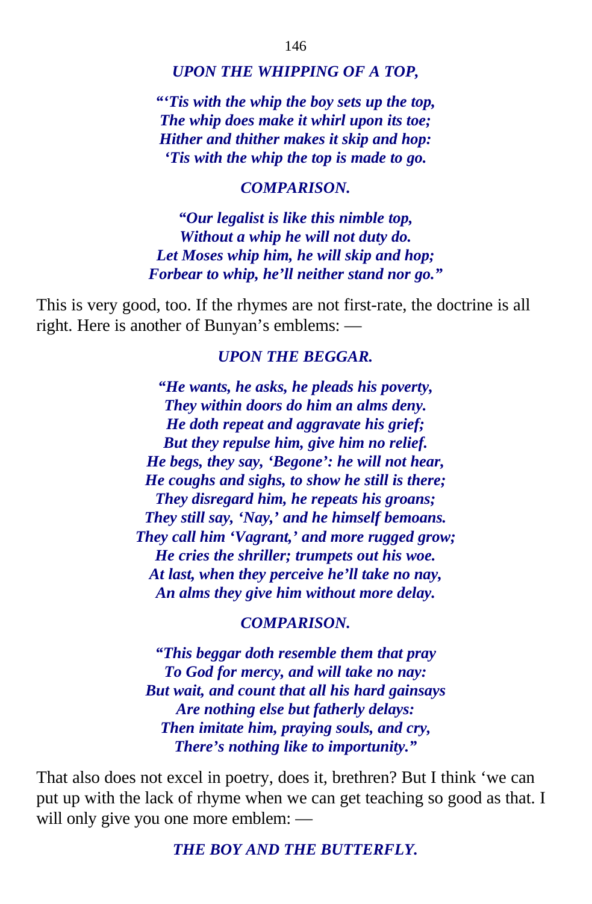***UPON THE WHIPPING OF A TOP,***

***"'Tis with the whip the boy sets up the top,***
***The whip does make it whirl upon its toe;***
***Hither and thither makes it skip and hop:***
***'Tis with the whip the top is made to go.***

***COMPARISON.***

***"Our legalist is like this nimble top,***
***Without a whip he will not duty do.***
***Let Moses whip him, he will skip and hop;***
***Forbear to whip, he'll neither stand nor go."***

This is very good, too. If the rhymes are not first-rate, the doctrine is all right. Here is another of Bunyan's emblems: —

***UPON THE BEGGAR.***

***"He wants, he asks, he pleads his poverty,***
***They within doors do him an alms deny.***
***He doth repeat and aggravate his grief;***
***But they repulse him, give him no relief.***
***He begs, they say, 'Begone': he will not hear,***
***He coughs and sighs, to show he still is there;***
***They disregard him, he repeats his groans;***
***They still say, 'Nay,' and he himself bemoans.***
***They call him 'Vagrant,' and more rugged grow;***
***He cries the shriller; trumpets out his woe.***
***At last, when they perceive he'll take no nay,***
***An alms they give him without more delay.***

***COMPARISON.***

***"This beggar doth resemble them that pray***
***To God for mercy, and will take no nay:***
***But wait, and count that all his hard gainsays***
***Are nothing else but fatherly delays:***
***Then imitate him, praying souls, and cry,***
***There's nothing like to importunity."***

That also does not excel in poetry, does it, brethren? But I think 'we can put up with the lack of rhyme when we can get teaching so good as that. I will only give you one more emblem: —

***THE BOY AND THE BUTTERFLY.***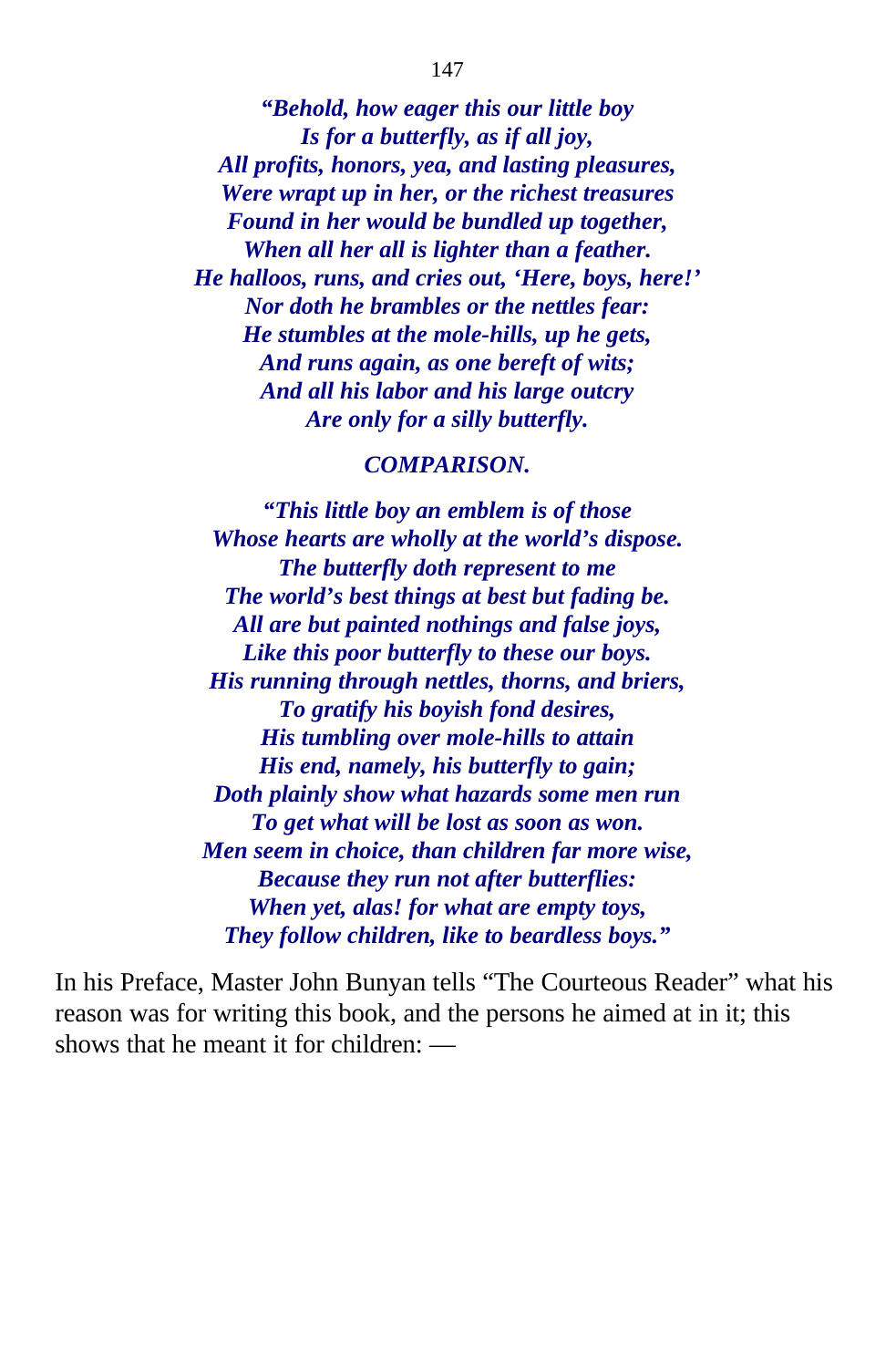*“Behold, how eager this our little boy*
*Is for a butterfly, as if all joy,*
*All profits, honors, yea, and lasting pleasures,*
*Were wrapt up in her, or the richest treasures*
*Found in her would be bundled up together,*
*When all her all is lighter than a feather.*
*He halloos, runs, and cries out, ‘Here, boys, here!’*
*Nor doth he brambles or the nettles fear:*
*He stumbles at the mole-hills, up he gets,*
*And runs again, as one bereft of wits;*
*And all his labor and his large outcry*
*Are only for a silly butterfly.*

*COMPARISON.*

*“This little boy an emblem is of those*
*Whose hearts are wholly at the world’s dispose.*
*The butterfly doth represent to me*
*The world’s best things at best but fading be.*
*All are but painted nothings and false joys,*
*Like this poor butterfly to these our boys.*
*His running through nettles, thorns, and briers,*
*To gratify his boyish fond desires,*
*His tumbling over mole-hills to attain*
*His end, namely, his butterfly to gain;*
*Doth plainly show what hazards some men run*
*To get what will be lost as soon as won.*
*Men seem in choice, than children far more wise,*
*Because they run not after butterflies:*
*When yet, alas! for what are empty toys,*
*They follow children, like to beardless boys.”*

In his Preface, Master John Bunyan tells “The Courteous Reader” what his reason was for writing this book, and the persons he aimed at in it; this shows that he meant it for children: —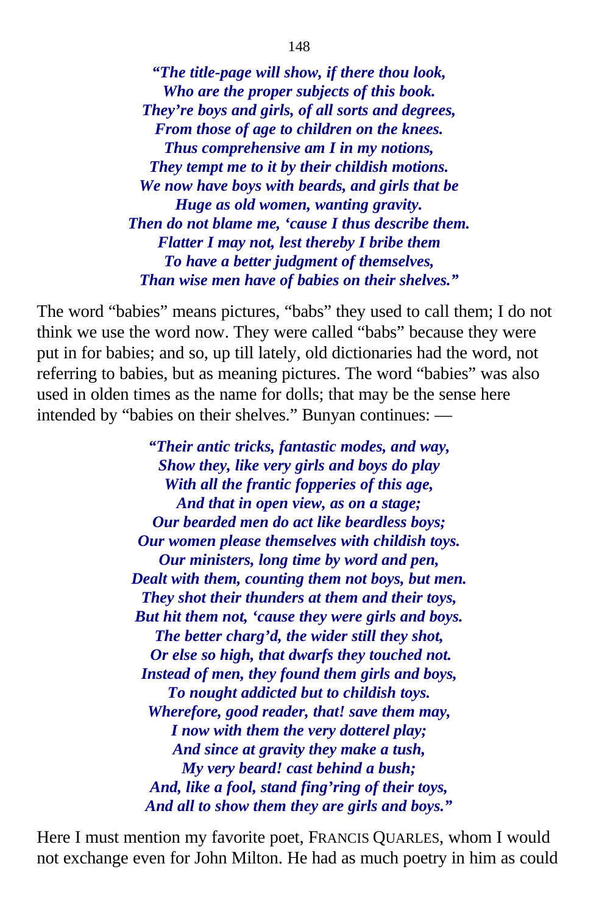*"The title-page will show, if there thou look,*
*Who are the proper subjects of this book.*
*They're boys and girls, of all sorts and degrees,*
*From those of age to children on the knees.*
*Thus comprehensive am I in my notions,*
*They tempt me to it by their childish motions.*
*We now have boys with beards, and girls that be*
*Huge as old women, wanting gravity.*
*Then do not blame me, 'cause I thus describe them.*
*Flatter I may not, lest thereby I bribe them*
*To have a better judgment of themselves,*
*Than wise men have of babies on their shelves."*

The word "babies" means pictures, "babs" they used to call them; I do not think we use the word now. They were called "babs" because they were put in for babies; and so, up till lately, old dictionaries had the word, not referring to babies, but as meaning pictures. The word "babies" was also used in olden times as the name for dolls; that may be the sense here intended by "babies on their shelves." Bunyan continues: —

*"Their antic tricks, fantastic modes, and way,*
*Show they, like very girls and boys do play*
*With all the frantic fopperies of this age,*
*And that in open view, as on a stage;*
*Our bearded men do act like beardless boys;*
*Our women please themselves with childish toys.*
*Our ministers, long time by word and pen,*
*Dealt with them, counting them not boys, but men.*
*They shot their thunders at them and their toys,*
*But hit them not, 'cause they were girls and boys.*
*The better charg'd, the wider still they shot,*
*Or else so high, that dwarfs they touched not.*
*Instead of men, they found them girls and boys,*
*To nought addicted but to childish toys.*
*Wherefore, good reader, that! save them may,*
*I now with them the very dotterel play;*
*And since at gravity they make a tush,*
*My very beard! cast behind a bush;*
*And, like a fool, stand fing'ring of their toys,*
*And all to show them they are girls and boys."*

Here I must mention my favorite poet, FRANCIS QUARLES, whom I would not exchange even for John Milton. He had as much poetry in him as could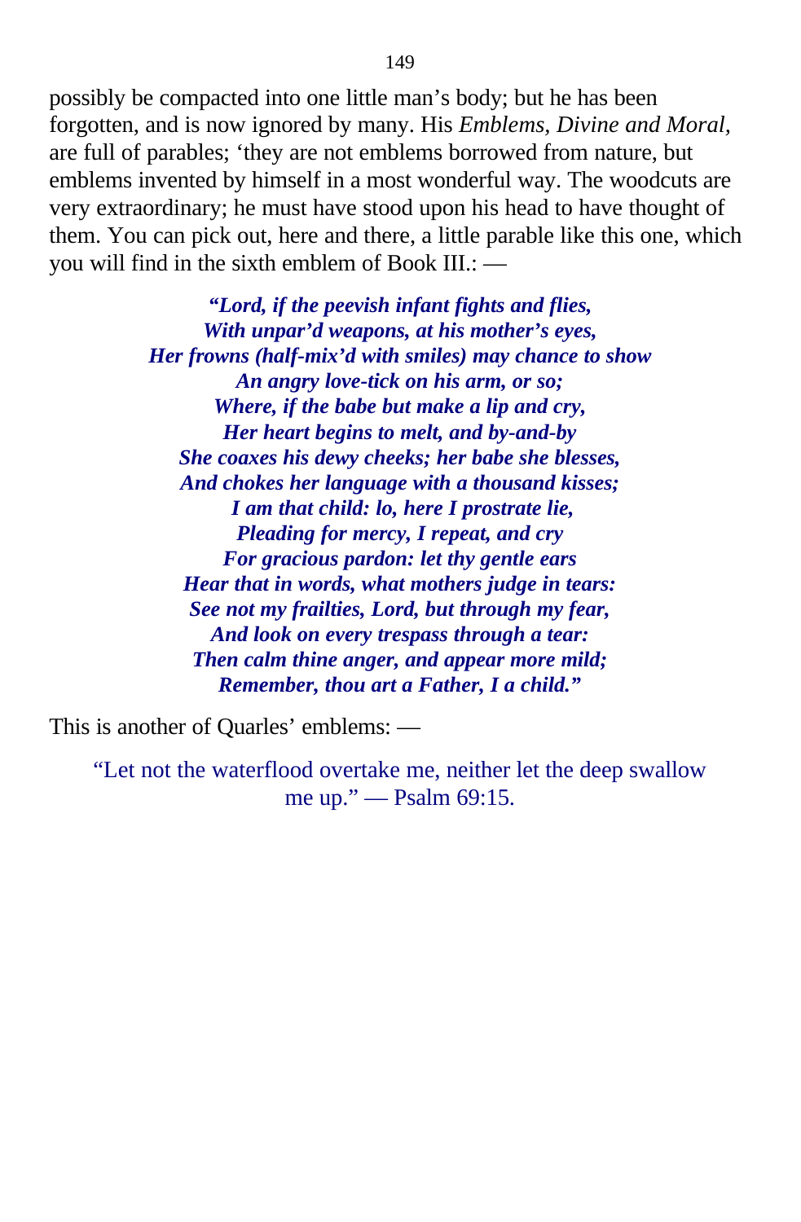possibly be compacted into one little man's body; but he has been forgotten, and is now ignored by many. His *Emblems, Divine and Moral,* are full of parables; 'they are not emblems borrowed from nature, but emblems invented by himself in a most wonderful way. The woodcuts are very extraordinary; he must have stood upon his head to have thought of them. You can pick out, here and there, a little parable like this one, which you will find in the sixth emblem of Book III.: —

> ***"Lord, if the peevish infant fights and flies,***
> ***With unpar'd weapons, at his mother's eyes,***
> ***Her frowns (half-mix'd with smiles) may chance to show***
> ***An angry love-tick on his arm, or so;***
> ***Where, if the babe but make a lip and cry,***
> ***Her heart begins to melt, and by-and-by***
> ***She coaxes his dewy cheeks; her babe she blesses,***
> ***And chokes her language with a thousand kisses;***
> ***I am that child: lo, here I prostrate lie,***
> ***Pleading for mercy, I repeat, and cry***
> ***For gracious pardon: let thy gentle ears***
> ***Hear that in words, what mothers judge in tears:***
> ***See not my frailties, Lord, but through my fear,***
> ***And look on every trespass through a tear:***
> ***Then calm thine anger, and appear more mild;***
> ***Remember, thou art a Father, I a child."***

This is another of Quarles' emblems: —

> "Let not the waterflood overtake me, neither let the deep swallow me up." — Psalm 69:15.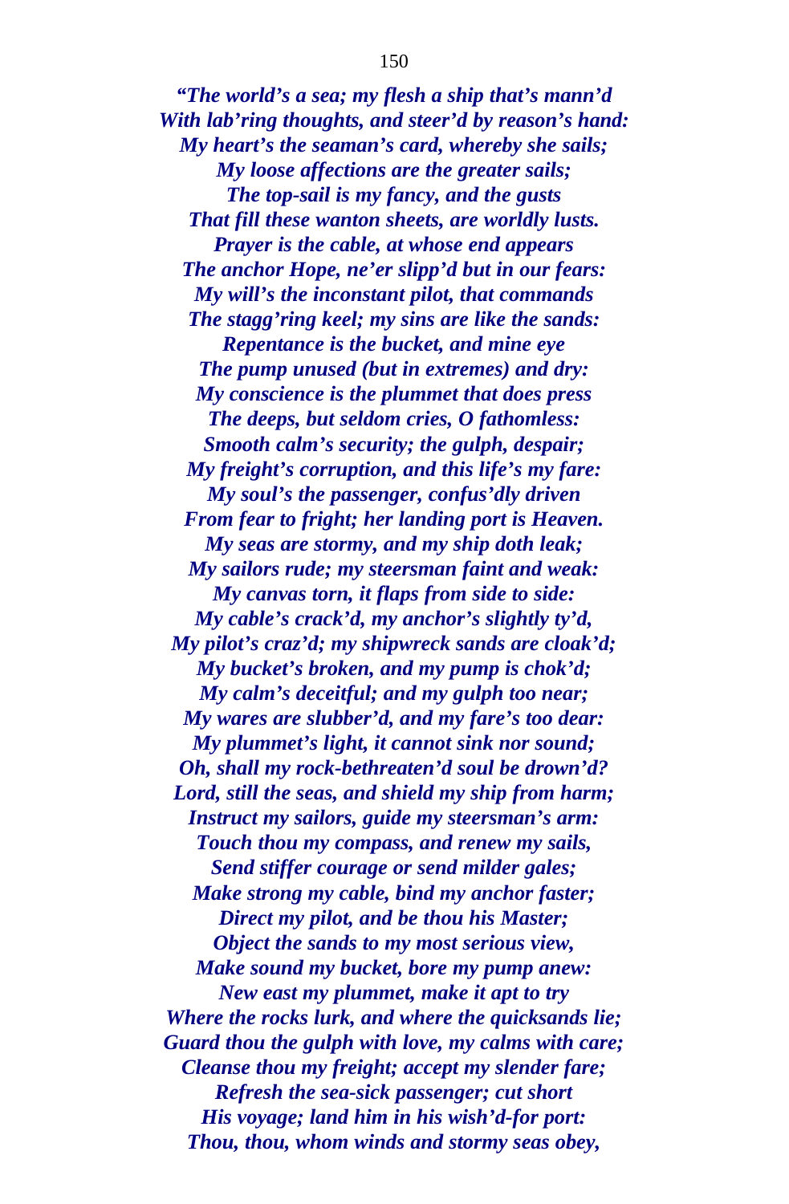*"The world's a sea; my flesh a ship that's mann'd*
*With lab'ring thoughts, and steer'd by reason's hand:*
*My heart's the seaman's card, whereby she sails;*
*My loose affections are the greater sails;*
*The top-sail is my fancy, and the gusts*
*That fill these wanton sheets, are worldly lusts.*
*Prayer is the cable, at whose end appears*
*The anchor Hope, ne'er slipp'd but in our fears:*
*My will's the inconstant pilot, that commands*
*The stagg'ring keel; my sins are like the sands:*
*Repentance is the bucket, and mine eye*
*The pump unused (but in extremes) and dry:*
*My conscience is the plummet that does press*
*The deeps, but seldom cries, O fathomless:*
*Smooth calm's security; the gulph, despair;*
*My freight's corruption, and this life's my fare:*
*My soul's the passenger, confus'dly driven*
*From fear to fright; her landing port is Heaven.*
*My seas are stormy, and my ship doth leak;*
*My sailors rude; my steersman faint and weak:*
*My canvas torn, it flaps from side to side:*
*My cable's crack'd, my anchor's slightly ty'd,*
*My pilot's craz'd; my shipwreck sands are cloak'd;*
*My bucket's broken, and my pump is chok'd;*
*My calm's deceitful; and my gulph too near;*
*My wares are slubber'd, and my fare's too dear:*
*My plummet's light, it cannot sink nor sound;*
*Oh, shall my rock-bethreaten'd soul be drown'd?*
*Lord, still the seas, and shield my ship from harm;*
*Instruct my sailors, guide my steersman's arm:*
*Touch thou my compass, and renew my sails,*
*Send stiffer courage or send milder gales;*
*Make strong my cable, bind my anchor faster;*
*Direct my pilot, and be thou his Master;*
*Object the sands to my most serious view,*
*Make sound my bucket, bore my pump anew:*
*New east my plummet, make it apt to try*
*Where the rocks lurk, and where the quicksands lie;*
*Guard thou the gulph with love, my calms with care;*
*Cleanse thou my freight; accept my slender fare;*
*Refresh the sea-sick passenger; cut short*
*His voyage; land him in his wish'd-for port:*
*Thou, thou, whom winds and stormy seas obey,*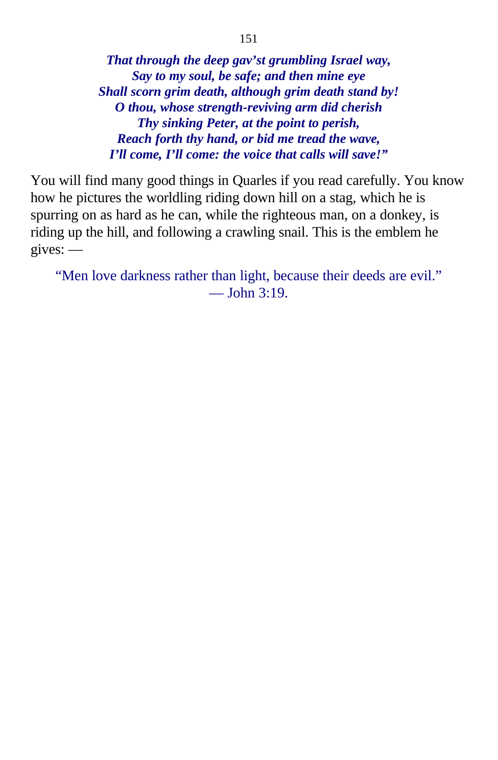***That through the deep gav’st grumbling Israel way,***
***Say to my soul, be safe; and then mine eye***
***Shall scorn grim death, although grim death stand by!***
***O thou, whose strength-reviving arm did cherish***
***Thy sinking Peter, at the point to perish,***
***Reach forth thy hand, or bid me tread the wave,***
***I’ll come, I’ll come: the voice that calls will save!”***

You will find many good things in Quarles if you read carefully. You know how he pictures the worldling riding down hill on a stag, which he is spurring on as hard as he can, while the righteous man, on a donkey, is riding up the hill, and following a crawling snail. This is the emblem he gives: —

> “Men love darkness rather than light, because their deeds are evil.”
> — John 3:19.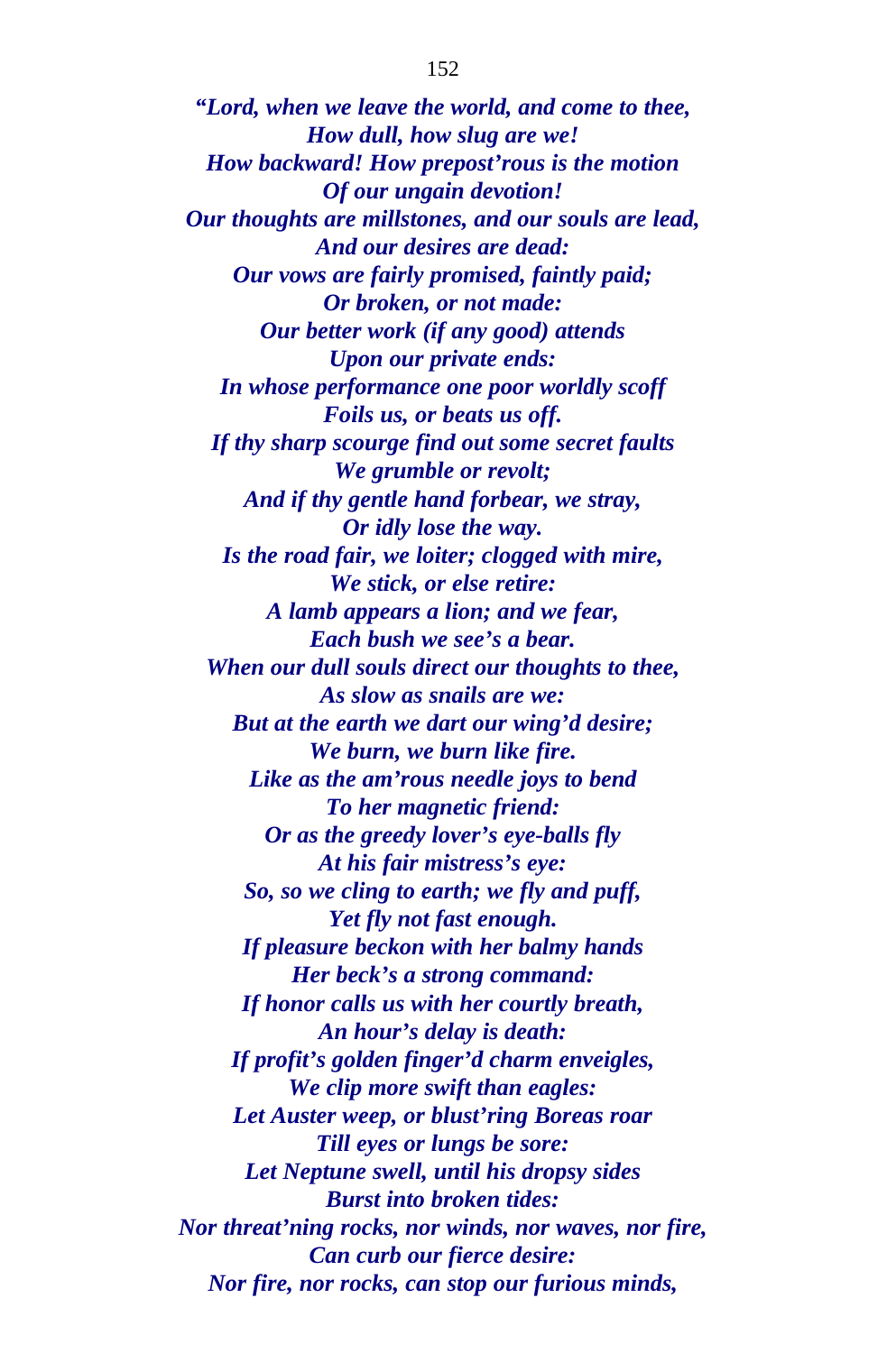*"Lord, when we leave the world, and come to thee,*
*How dull, how slug are we!*
*How backward! How prepost'rous is the motion*
*Of our ungain devotion!*
*Our thoughts are millstones, and our souls are lead,*
*And our desires are dead:*
*Our vows are fairly promised, faintly paid;*
*Or broken, or not made:*
*Our better work (if any good) attends*
*Upon our private ends:*
*In whose performance one poor worldly scoff*
*Foils us, or beats us off.*
*If thy sharp scourge find out some secret faults*
*We grumble or revolt;*
*And if thy gentle hand forbear, we stray,*
*Or idly lose the way.*
*Is the road fair, we loiter; clogged with mire,*
*We stick, or else retire:*
*A lamb appears a lion; and we fear,*
*Each bush we see's a bear.*
*When our dull souls direct our thoughts to thee,*
*As slow as snails are we:*
*But at the earth we dart our wing'd desire;*
*We burn, we burn like fire.*
*Like as the am'rous needle joys to bend*
*To her magnetic friend:*
*Or as the greedy lover's eye-balls fly*
*At his fair mistress's eye:*
*So, so we cling to earth; we fly and puff,*
*Yet fly not fast enough.*
*If pleasure beckon with her balmy hands*
*Her beck's a strong command:*
*If honor calls us with her courtly breath,*
*An hour's delay is death:*
*If profit's golden finger'd charm enveigles,*
*We clip more swift than eagles:*
*Let Auster weep, or blust'ring Boreas roar*
*Till eyes or lungs be sore:*
*Let Neptune swell, until his dropsy sides*
*Burst into broken tides:*
*Nor threat'ning rocks, nor winds, nor waves, nor fire,*
*Can curb our fierce desire:*
*Nor fire, nor rocks, can stop our furious minds,*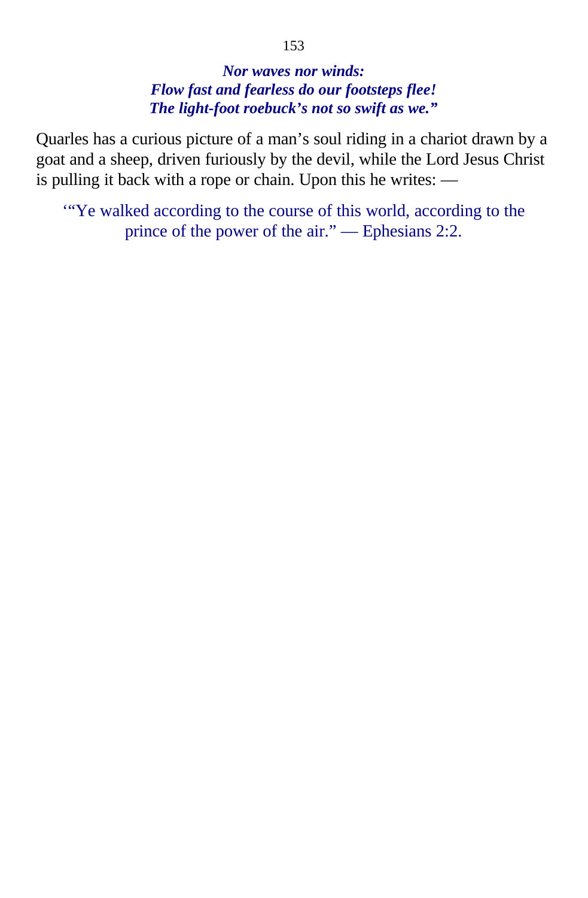*Nor waves nor winds:*  
*Flow fast and fearless do our footsteps flee!*  
*The light-foot roebuck's not so swift as we."*

Quarles has a curious picture of a man's soul riding in a chariot drawn by a goat and a sheep, driven furiously by the devil, while the Lord Jesus Christ is pulling it back with a rope or chain. Upon this he writes: —

'"Ye walked according to the course of this world, according to the prince of the power of the air." — Ephesians 2:2.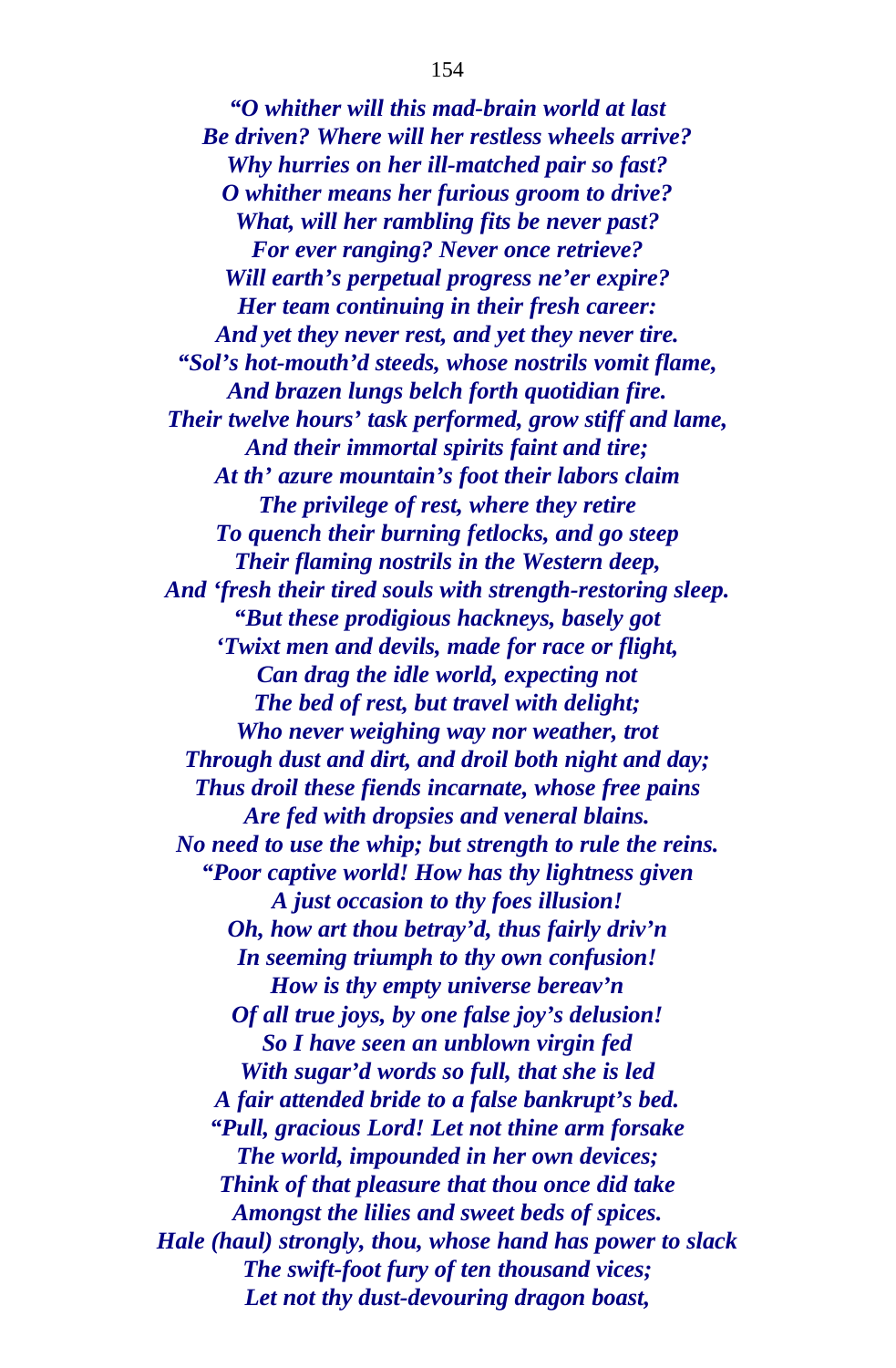*"O whither will this mad-brain world at last*
*Be driven? Where will her restless wheels arrive?*
*Why hurries on her ill-matched pair so fast?*
*O whither means her furious groom to drive?*
*What, will her rambling fits be never past?*
*For ever ranging? Never once retrieve?*
*Will earth's perpetual progress ne'er expire?*
*Her team continuing in their fresh career:*
*And yet they never rest, and yet they never tire.*
*"Sol's hot-mouth'd steeds, whose nostrils vomit flame,*
*And brazen lungs belch forth quotidian fire.*
*Their twelve hours' task performed, grow stiff and lame,*
*And their immortal spirits faint and tire;*
*At th' azure mountain's foot their labors claim*
*The privilege of rest, where they retire*
*To quench their burning fetlocks, and go steep*
*Their flaming nostrils in the Western deep,*
*And 'fresh their tired souls with strength-restoring sleep.*
*"But these prodigious hackneys, basely got*
*'Twixt men and devils, made for race or flight,*
*Can drag the idle world, expecting not*
*The bed of rest, but travel with delight;*
*Who never weighing way nor weather, trot*
*Through dust and dirt, and droil both night and day;*
*Thus droil these fiends incarnate, whose free pains*
*Are fed with dropsies and veneral blains.*
*No need to use the whip; but strength to rule the reins.*
*"Poor captive world! How has thy lightness given*
*A just occasion to thy foes illusion!*
*Oh, how art thou betray'd, thus fairly driv'n*
*In seeming triumph to thy own confusion!*
*How is thy empty universe bereav'n*
*Of all true joys, by one false joy's delusion!*
*So I have seen an unblown virgin fed*
*With sugar'd words so full, that she is led*
*A fair attended bride to a false bankrupt's bed.*
*"Pull, gracious Lord! Let not thine arm forsake*
*The world, impounded in her own devices;*
*Think of that pleasure that thou once did take*
*Amongst the lilies and sweet beds of spices.*
*Hale (haul) strongly, thou, whose hand has power to slack*
*The swift-foot fury of ten thousand vices;*
*Let not thy dust-devouring dragon boast,*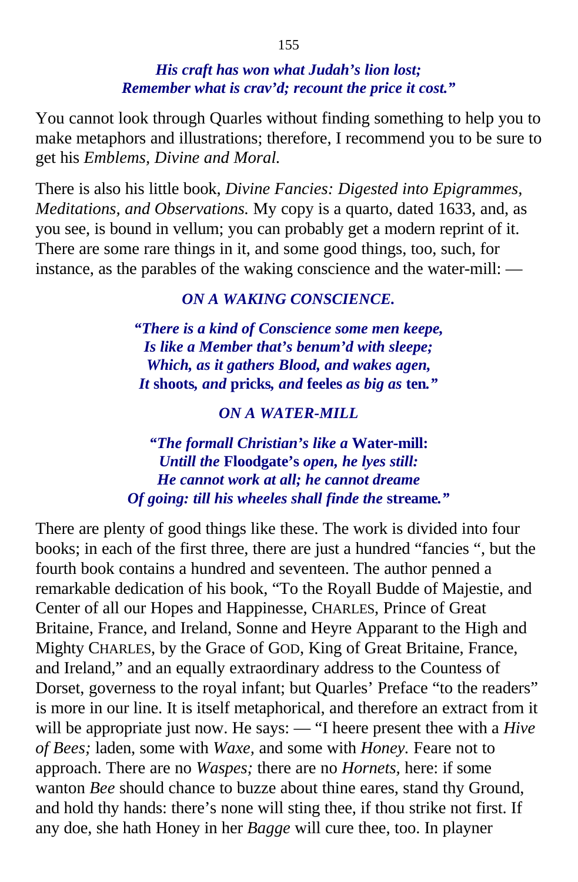*His craft has won what Judah's lion lost;*
*Remember what is crav'd; recount the price it cost."*

You cannot look through Quarles without finding something to help you to make metaphors and illustrations; therefore, I recommend you to be sure to get his *Emblems, Divine and Moral.*

There is also his little book, *Divine Fancies: Digested into Epigrammes, Meditations, and Observations.* My copy is a quarto, dated 1633, and, as you see, is bound in vellum; you can probably get a modern reprint of it. There are some rare things in it, and some good things, too, such, for instance, as the parables of the waking conscience and the water-mill: —

***ON A WAKING CONSCIENCE.***

*"There is a kind of Conscience some men keepe,*
*Is like a Member that's benum'd with sleepe;*
*Which, as it gathers Blood, and wakes agen,*
*It* **shoots,** *and* **pricks,** *and* **feeles** *as big as* **ten.**"

***ON A WATER-MILL***

*"The formall Christian's like a* **Water-mill:**
*Untill the* **Floodgate's** *open, he lyes still:*
*He cannot work at all; he cannot dreame*
*Of going: till his wheeles shall finde the* **streame.**"

There are plenty of good things like these. The work is divided into four books; in each of the first three, there are just a hundred "fancies ", but the fourth book contains a hundred and seventeen. The author penned a remarkable dedication of his book, "To the Royall Budde of Majestie, and Center of all our Hopes and Happinesse, CHARLES, Prince of Great Britaine, France, and Ireland, Sonne and Heyre Apparant to the High and Mighty CHARLES, by the Grace of GOD, King of Great Britaine, France, and Ireland," and an equally extraordinary address to the Countess of Dorset, governess to the royal infant; but Quarles' Preface "to the readers" is more in our line. It is itself metaphorical, and therefore an extract from it will be appropriate just now. He says: — "I heere present thee with a *Hive of Bees;* laden, some with *Waxe,* and some with *Honey.* Feare not to approach. There are no *Waspes;* there are no *Hornets,* here: if some wanton *Bee* should chance to buzze about thine eares, stand thy Ground, and hold thy hands: there's none will sting thee, if thou strike not first. If any doe, she hath Honey in her *Bagge* will cure thee, too. In playner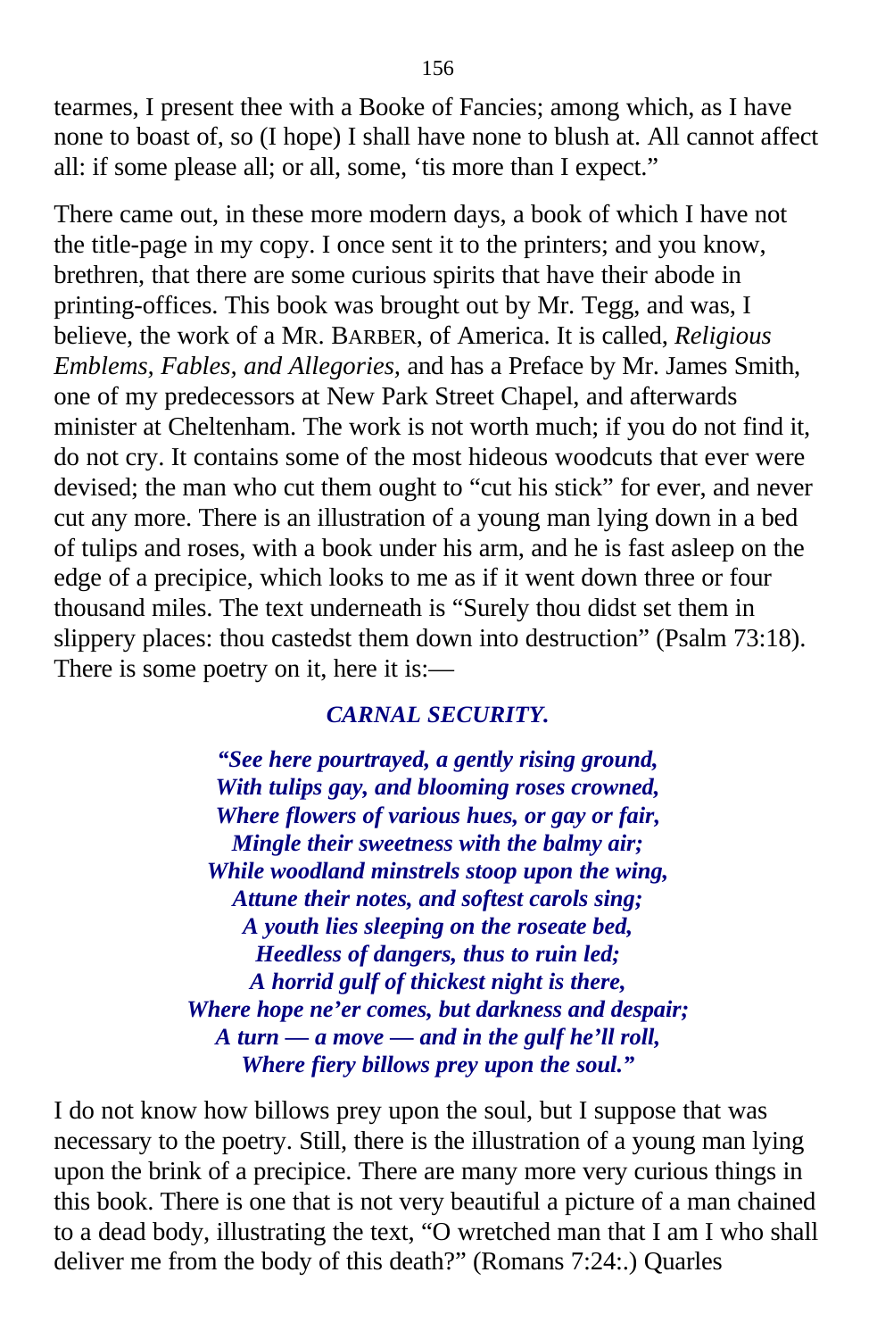tearmes, I present thee with a Booke of Fancies; among which, as I have none to boast of, so (I hope) I shall have none to blush at. All cannot affect all: if some please all; or all, some, 'tis more than I expect."

There came out, in these more modern days, a book of which I have not the title-page in my copy. I once sent it to the printers; and you know, brethren, that there are some curious spirits that have their abode in printing-offices. This book was brought out by Mr. Tegg, and was, I believe, the work of a MR. BARBER, of America. It is called, *Religious Emblems, Fables, and Allegories,* and has a Preface by Mr. James Smith, one of my predecessors at New Park Street Chapel, and afterwards minister at Cheltenham. The work is not worth much; if you do not find it, do not cry. It contains some of the most hideous woodcuts that ever were devised; the man who cut them ought to "cut his stick" for ever, and never cut any more. There is an illustration of a young man lying down in a bed of tulips and roses, with a book under his arm, and he is fast asleep on the edge of a precipice, which looks to me as if it went down three or four thousand miles. The text underneath is "Surely thou didst set them in slippery places: thou castedst them down into destruction" (Psalm 73:18). There is some poetry on it, here it is:—

***CARNAL SECURITY.***

***"See here pourtrayed, a gently rising ground,***
***With tulips gay, and blooming roses crowned,***
***Where flowers of various hues, or gay or fair,***
***Mingle their sweetness with the balmy air;***
***While woodland minstrels stoop upon the wing,***
***Attune their notes, and softest carols sing;***
***A youth lies sleeping on the roseate bed,***
***Heedless of dangers, thus to ruin led;***
***A horrid gulf of thickest night is there,***
***Where hope ne'er comes, but darkness and despair;***
***A turn — a move — and in the gulf he'll roll,***
***Where fiery billows prey upon the soul."***

I do not know how billows prey upon the soul, but I suppose that was necessary to the poetry. Still, there is the illustration of a young man lying upon the brink of a precipice. There are many more very curious things in this book. There is one that is not very beautiful a picture of a man chained to a dead body, illustrating the text, "O wretched man that I am I who shall deliver me from the body of this death?" (Romans 7:24:.) Quarles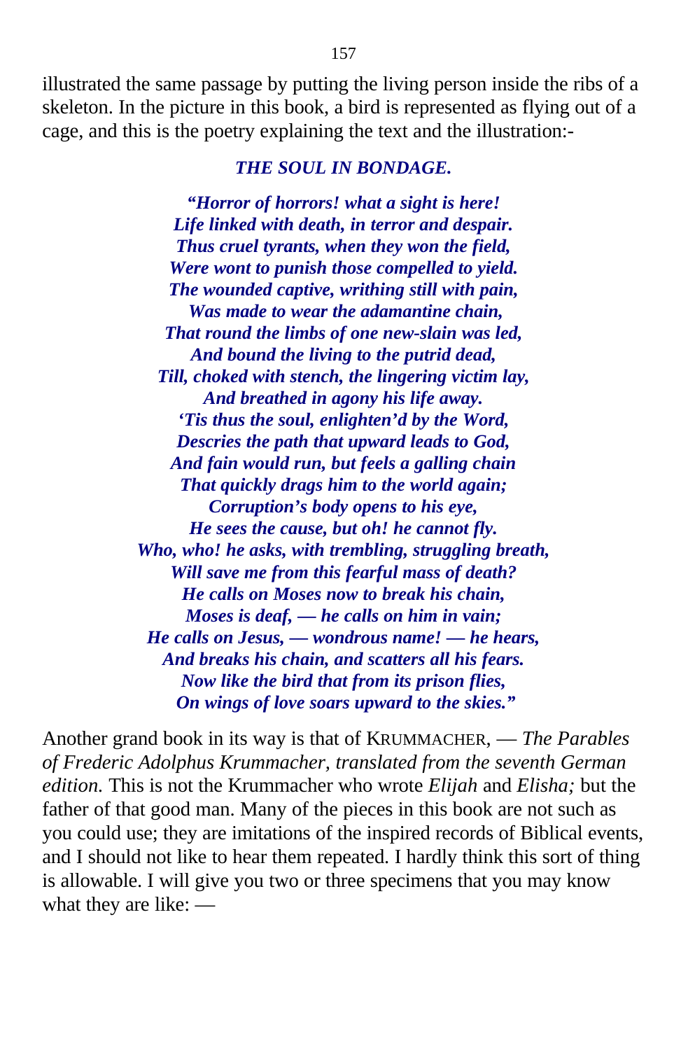illustrated the same passage by putting the living person inside the ribs of a skeleton. In the picture in this book, a bird is represented as flying out of a cage, and this is the poetry explaining the text and the illustration:-

***THE SOUL IN BONDAGE.***

***"Horror of horrors! what a sight is here!***
***Life linked with death, in terror and despair.***
***Thus cruel tyrants, when they won the field,***
***Were wont to punish those compelled to yield.***
***The wounded captive, writhing still with pain,***
***Was made to wear the adamantine chain,***
***That round the limbs of one new-slain was led,***
***And bound the living to the putrid dead,***
***Till, choked with stench, the lingering victim lay,***
***And breathed in agony his life away.***
***'Tis thus the soul, enlighten'd by the Word,***
***Descries the path that upward leads to God,***
***And fain would run, but feels a galling chain***
***That quickly drags him to the world again;***
***Corruption's body opens to his eye,***
***He sees the cause, but oh! he cannot fly.***
***Who, who! he asks, with trembling, struggling breath,***
***Will save me from this fearful mass of death?***
***He calls on Moses now to break his chain,***
***Moses is deaf, — he calls on him in vain;***
***He calls on Jesus, — wondrous name! — he hears,***
***And breaks his chain, and scatters all his fears.***
***Now like the bird that from its prison flies,***
***On wings of love soars upward to the skies."***

Another grand book in its way is that of KRUMMACHER, — *The Parables of Frederic Adolphus Krummacher, translated from the seventh German edition.* This is not the Krummacher who wrote *Elijah* and *Elisha;* but the father of that good man. Many of the pieces in this book are not such as you could use; they are imitations of the inspired records of Biblical events, and I should not like to hear them repeated. I hardly think this sort of thing is allowable. I will give you two or three specimens that you may know what they are like: —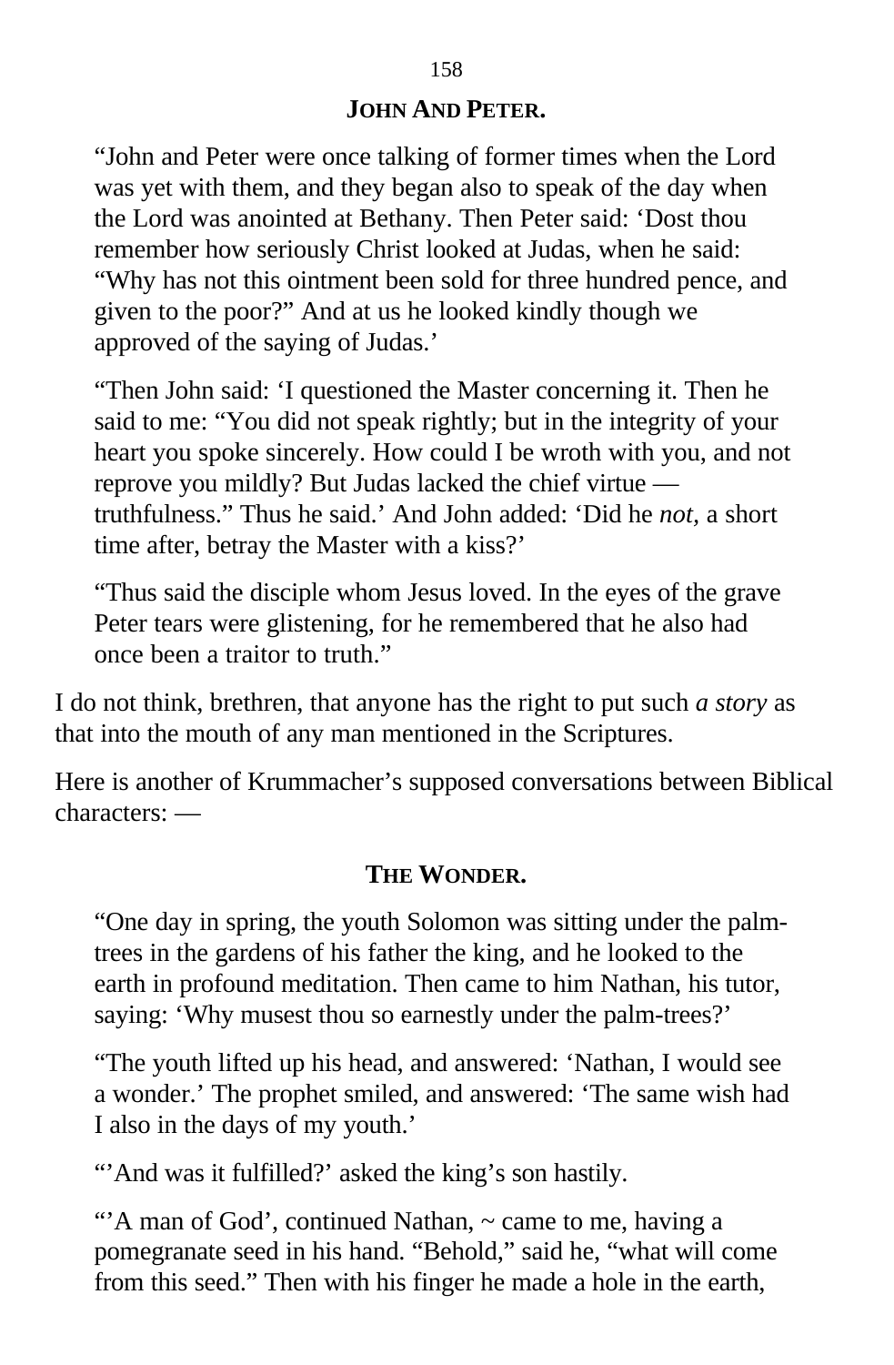### JOHN AND PETER.

> "John and Peter were once talking of former times when the Lord was yet with them, and they began also to speak of the day when the Lord was anointed at Bethany. Then Peter said: 'Dost thou remember how seriously Christ looked at Judas, when he said: "Why has not this ointment been sold for three hundred pence, and given to the poor?" And at us he looked kindly though we approved of the saying of Judas.'
>
> "Then John said: 'I questioned the Master concerning it. Then he said to me: "You did not speak rightly; but in the integrity of your heart you spoke sincerely. How could I be wroth with you, and not reprove you mildly? But Judas lacked the chief virtue — truthfulness." Thus he said.' And John added: 'Did he *not,* a short time after, betray the Master with a kiss?'
>
> "Thus said the disciple whom Jesus loved. In the eyes of the grave Peter tears were glistening, for he remembered that he also had once been a traitor to truth."

I do not think, brethren, that anyone has the right to put such *a story* as that into the mouth of any man mentioned in the Scriptures.

Here is another of Krummacher's supposed conversations between Biblical characters: —

### THE WONDER.

> "One day in spring, the youth Solomon was sitting under the palm-trees in the gardens of his father the king, and he looked to the earth in profound meditation. Then came to him Nathan, his tutor, saying: 'Why musest thou so earnestly under the palm-trees?'
>
> "The youth lifted up his head, and answered: 'Nathan, I would see a wonder.' The prophet smiled, and answered: 'The same wish had I also in the days of my youth.'
>
> "'And was it fulfilled?' asked the king's son hastily.
>
> "'A man of God', continued Nathan, ~ came to me, having a pomegranate seed in his hand. "Behold," said he, "what will come from this seed." Then with his finger he made a hole in the earth,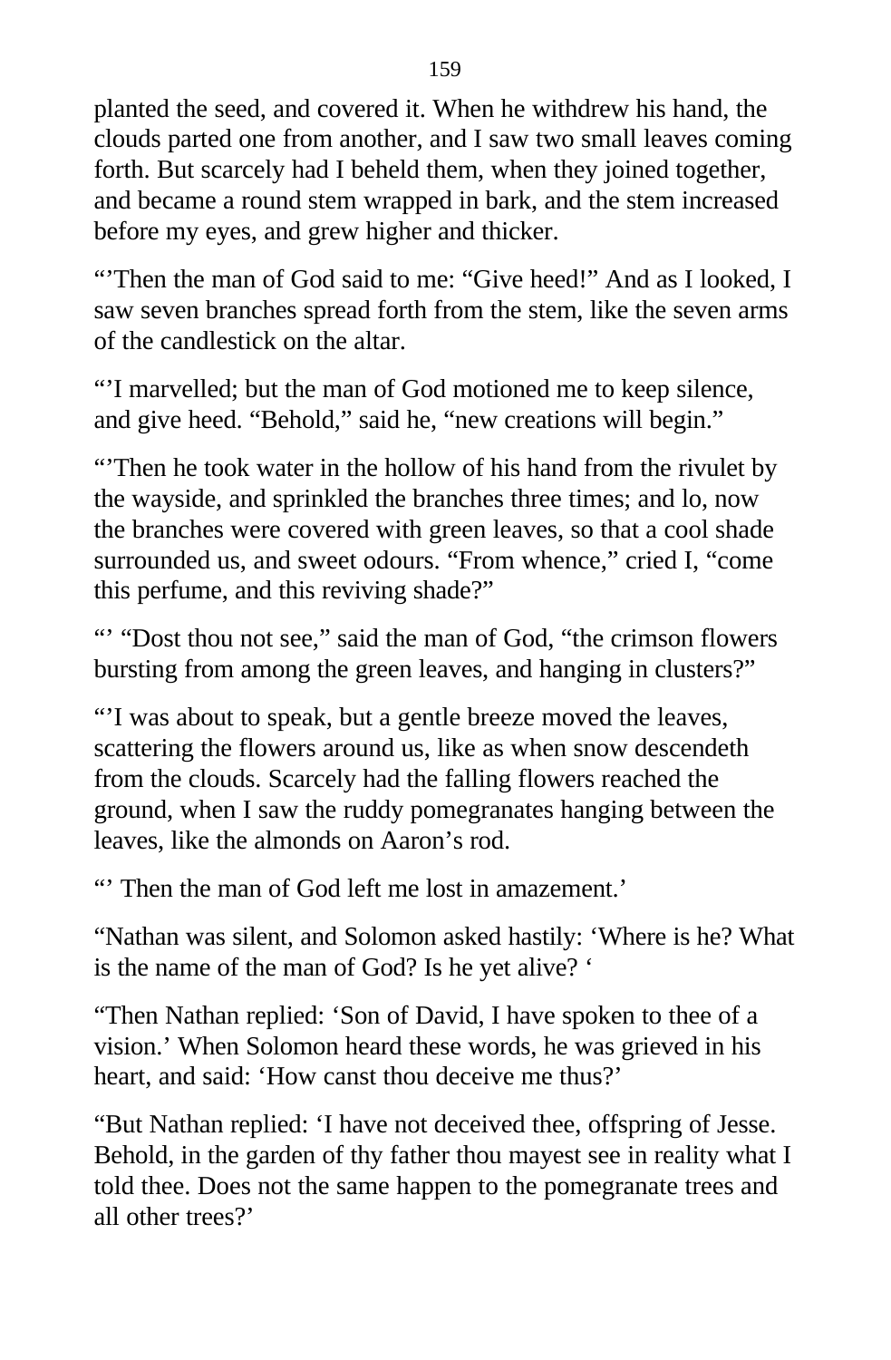planted the seed, and covered it. When he withdrew his hand, the clouds parted one from another, and I saw two small leaves coming forth. But scarcely had I beheld them, when they joined together, and became a round stem wrapped in bark, and the stem increased before my eyes, and grew higher and thicker.

“’Then the man of God said to me: “Give heed!” And as I looked, I saw seven branches spread forth from the stem, like the seven arms of the candlestick on the altar.

“’I marvelled; but the man of God motioned me to keep silence, and give heed. “Behold,” said he, “new creations will begin.”

“’Then he took water in the hollow of his hand from the rivulet by the wayside, and sprinkled the branches three times; and lo, now the branches were covered with green leaves, so that a cool shade surrounded us, and sweet odours. “From whence,” cried I, “come this perfume, and this reviving shade?”

“’ “Dost thou not see,” said the man of God, “the crimson flowers bursting from among the green leaves, and hanging in clusters?”

“’I was about to speak, but a gentle breeze moved the leaves, scattering the flowers around us, like as when snow descendeth from the clouds. Scarcely had the falling flowers reached the ground, when I saw the ruddy pomegranates hanging between the leaves, like the almonds on Aaron’s rod.

“’ Then the man of God left me lost in amazement.’

“Nathan was silent, and Solomon asked hastily: ‘Where is he? What is the name of the man of God? Is he yet alive? ‘

“Then Nathan replied: ‘Son of David, I have spoken to thee of a vision.’ When Solomon heard these words, he was grieved in his heart, and said: ‘How canst thou deceive me thus?’

“But Nathan replied: ‘I have not deceived thee, offspring of Jesse. Behold, in the garden of thy father thou mayest see in reality what I told thee. Does not the same happen to the pomegranate trees and all other trees?’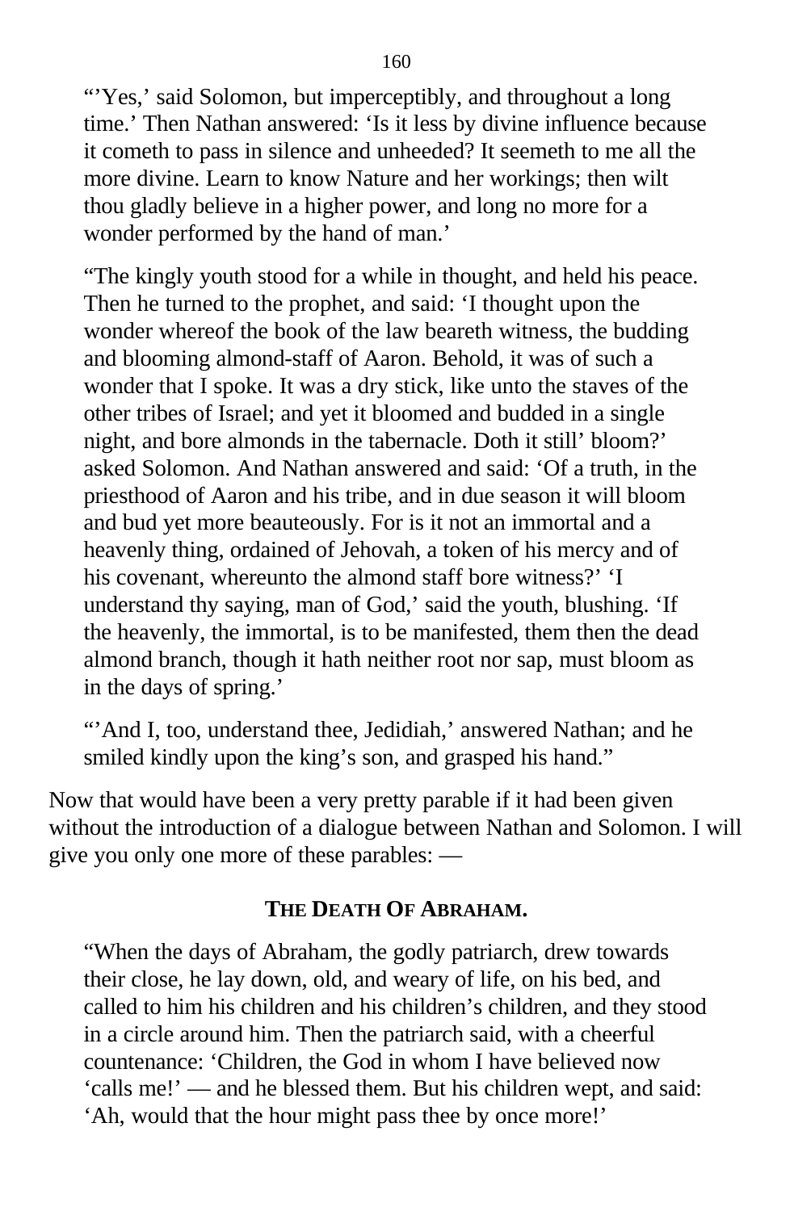"'Yes,' said Solomon, but imperceptibly, and throughout a long time.' Then Nathan answered: 'Is it less by divine influence because it cometh to pass in silence and unheeded? It seemeth to me all the more divine. Learn to know Nature and her workings; then wilt thou gladly believe in a higher power, and long no more for a wonder performed by the hand of man.'

"The kingly youth stood for a while in thought, and held his peace. Then he turned to the prophet, and said: 'I thought upon the wonder whereof the book of the law beareth witness, the budding and blooming almond-staff of Aaron. Behold, it was of such a wonder that I spoke. It was a dry stick, like unto the staves of the other tribes of Israel; and yet it bloomed and budded in a single night, and bore almonds in the tabernacle. Doth it still' bloom?' asked Solomon. And Nathan answered and said: 'Of a truth, in the priesthood of Aaron and his tribe, and in due season it will bloom and bud yet more beauteously. For is it not an immortal and a heavenly thing, ordained of Jehovah, a token of his mercy and of his covenant, whereunto the almond staff bore witness?' 'I understand thy saying, man of God,' said the youth, blushing. 'If the heavenly, the immortal, is to be manifested, them then the dead almond branch, though it hath neither root nor sap, must bloom as in the days of spring.'

"'And I, too, understand thee, Jedidiah,' answered Nathan; and he smiled kindly upon the king's son, and grasped his hand."

Now that would have been a very pretty parable if it had been given without the introduction of a dialogue between Nathan and Solomon. I will give you only one more of these parables: —

### THE DEATH OF ABRAHAM.

"When the days of Abraham, the godly patriarch, drew towards their close, he lay down, old, and weary of life, on his bed, and called to him his children and his children's children, and they stood in a circle around him. Then the patriarch said, with a cheerful countenance: 'Children, the God in whom I have believed now 'calls me!' — and he blessed them. But his children wept, and said: 'Ah, would that the hour might pass thee by once more!'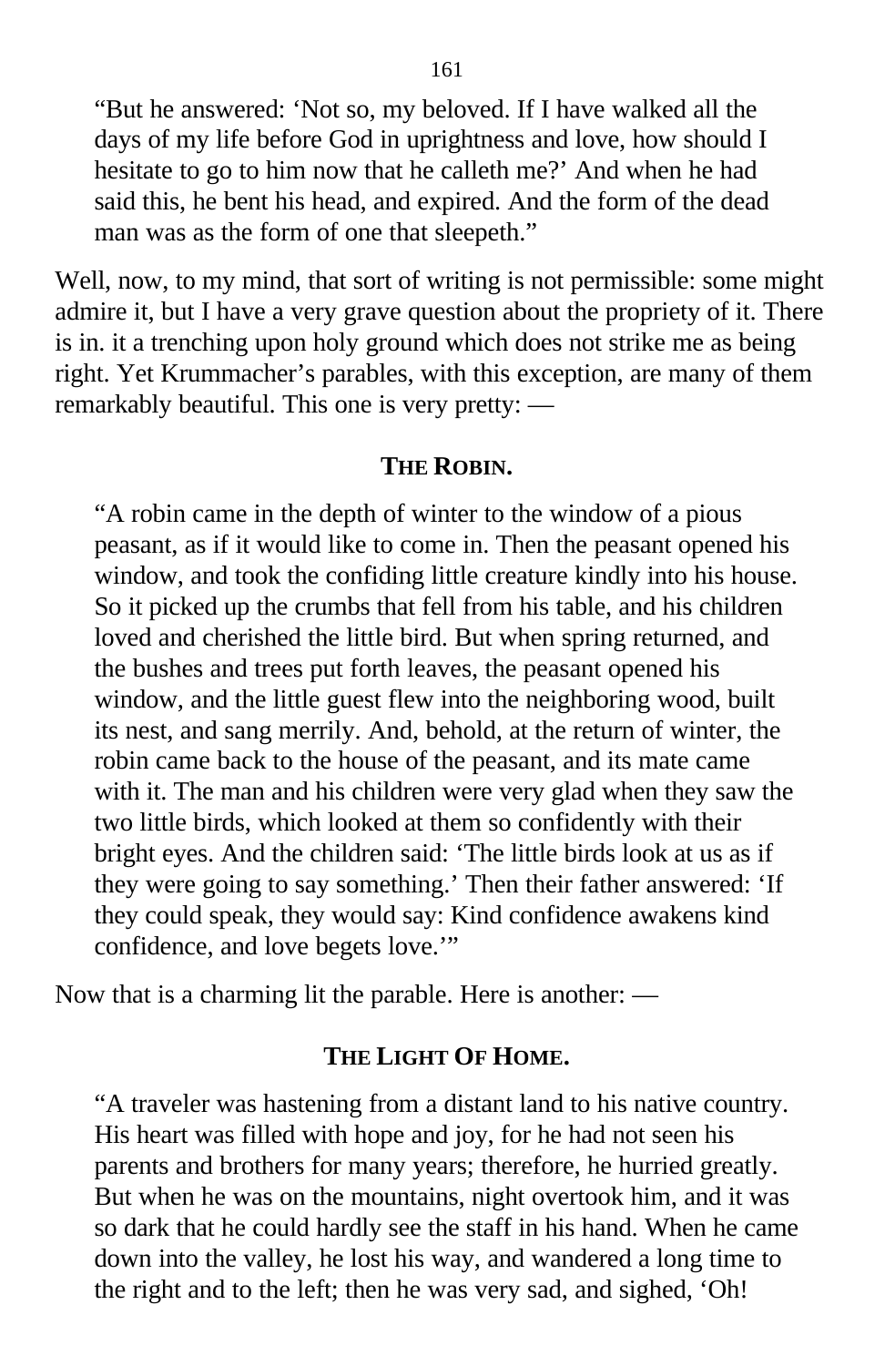> “But he answered: ‘Not so, my beloved. If I have walked all the days of my life before God in uprightness and love, how should I hesitate to go to him now that he calleth me?’ And when he had said this, he bent his head, and expired. And the form of the dead man was as the form of one that sleepeth.”

Well, now, to my mind, that sort of writing is not permissible: some might admire it, but I have a very grave question about the propriety of it. There is in. it a trenching upon holy ground which does not strike me as being right. Yet Krummacher’s parables, with this exception, are many of them remarkably beautiful. This one is very pretty: —

### THE ROBIN.

> “A robin came in the depth of winter to the window of a pious peasant, as if it would like to come in. Then the peasant opened his window, and took the confiding little creature kindly into his house. So it picked up the crumbs that fell from his table, and his children loved and cherished the little bird. But when spring returned, and the bushes and trees put forth leaves, the peasant opened his window, and the little guest flew into the neighboring wood, built its nest, and sang merrily. And, behold, at the return of winter, the robin came back to the house of the peasant, and its mate came with it. The man and his children were very glad when they saw the two little birds, which looked at them so confidently with their bright eyes. And the children said: ‘The little birds look at us as if they were going to say something.’ Then their father answered: ‘If they could speak, they would say: Kind confidence awakens kind confidence, and love begets love.’”

Now that is a charming lit the parable. Here is another: —

### THE LIGHT OF HOME.

> “A traveler was hastening from a distant land to his native country. His heart was filled with hope and joy, for he had not seen his parents and brothers for many years; therefore, he hurried greatly. But when he was on the mountains, night overtook him, and it was so dark that he could hardly see the staff in his hand. When he came down into the valley, he lost his way, and wandered a long time to the right and to the left; then he was very sad, and sighed, ‘Oh!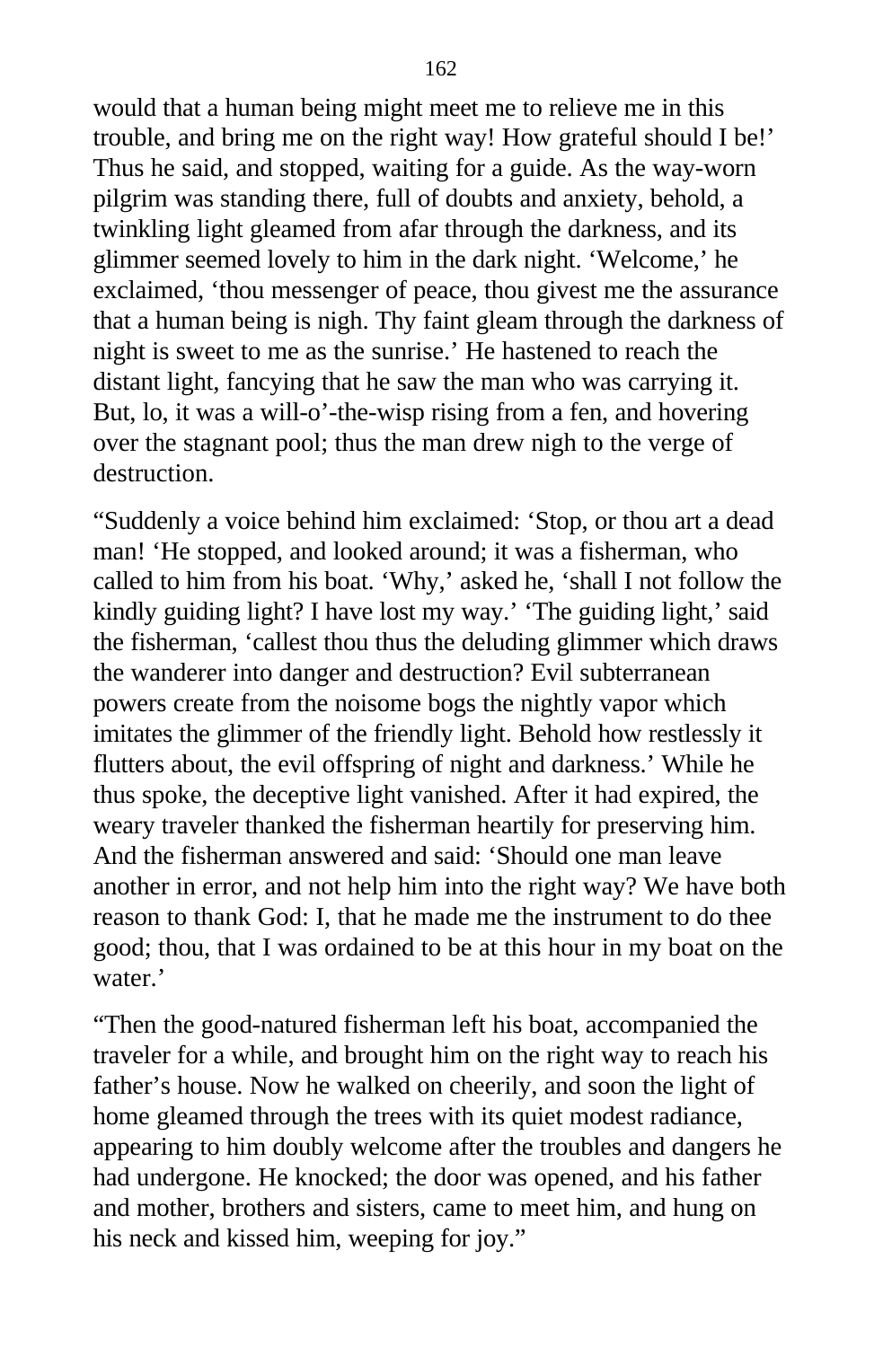would that a human being might meet me to relieve me in this trouble, and bring me on the right way! How grateful should I be!' Thus he said, and stopped, waiting for a guide. As the way-worn pilgrim was standing there, full of doubts and anxiety, behold, a twinkling light gleamed from afar through the darkness, and its glimmer seemed lovely to him in the dark night. 'Welcome,' he exclaimed, 'thou messenger of peace, thou givest me the assurance that a human being is nigh. Thy faint gleam through the darkness of night is sweet to me as the sunrise.' He hastened to reach the distant light, fancying that he saw the man who was carrying it. But, lo, it was a will-o'-the-wisp rising from a fen, and hovering over the stagnant pool; thus the man drew nigh to the verge of destruction.

"Suddenly a voice behind him exclaimed: 'Stop, or thou art a dead man! 'He stopped, and looked around; it was a fisherman, who called to him from his boat. 'Why,' asked he, 'shall I not follow the kindly guiding light? I have lost my way.' 'The guiding light,' said the fisherman, 'callest thou thus the deluding glimmer which draws the wanderer into danger and destruction? Evil subterranean powers create from the noisome bogs the nightly vapor which imitates the glimmer of the friendly light. Behold how restlessly it flutters about, the evil offspring of night and darkness.' While he thus spoke, the deceptive light vanished. After it had expired, the weary traveler thanked the fisherman heartily for preserving him. And the fisherman answered and said: 'Should one man leave another in error, and not help him into the right way? We have both reason to thank God: I, that he made me the instrument to do thee good; thou, that I was ordained to be at this hour in my boat on the water.'

"Then the good-natured fisherman left his boat, accompanied the traveler for a while, and brought him on the right way to reach his father's house. Now he walked on cheerily, and soon the light of home gleamed through the trees with its quiet modest radiance, appearing to him doubly welcome after the troubles and dangers he had undergone. He knocked; the door was opened, and his father and mother, brothers and sisters, came to meet him, and hung on his neck and kissed him, weeping for joy."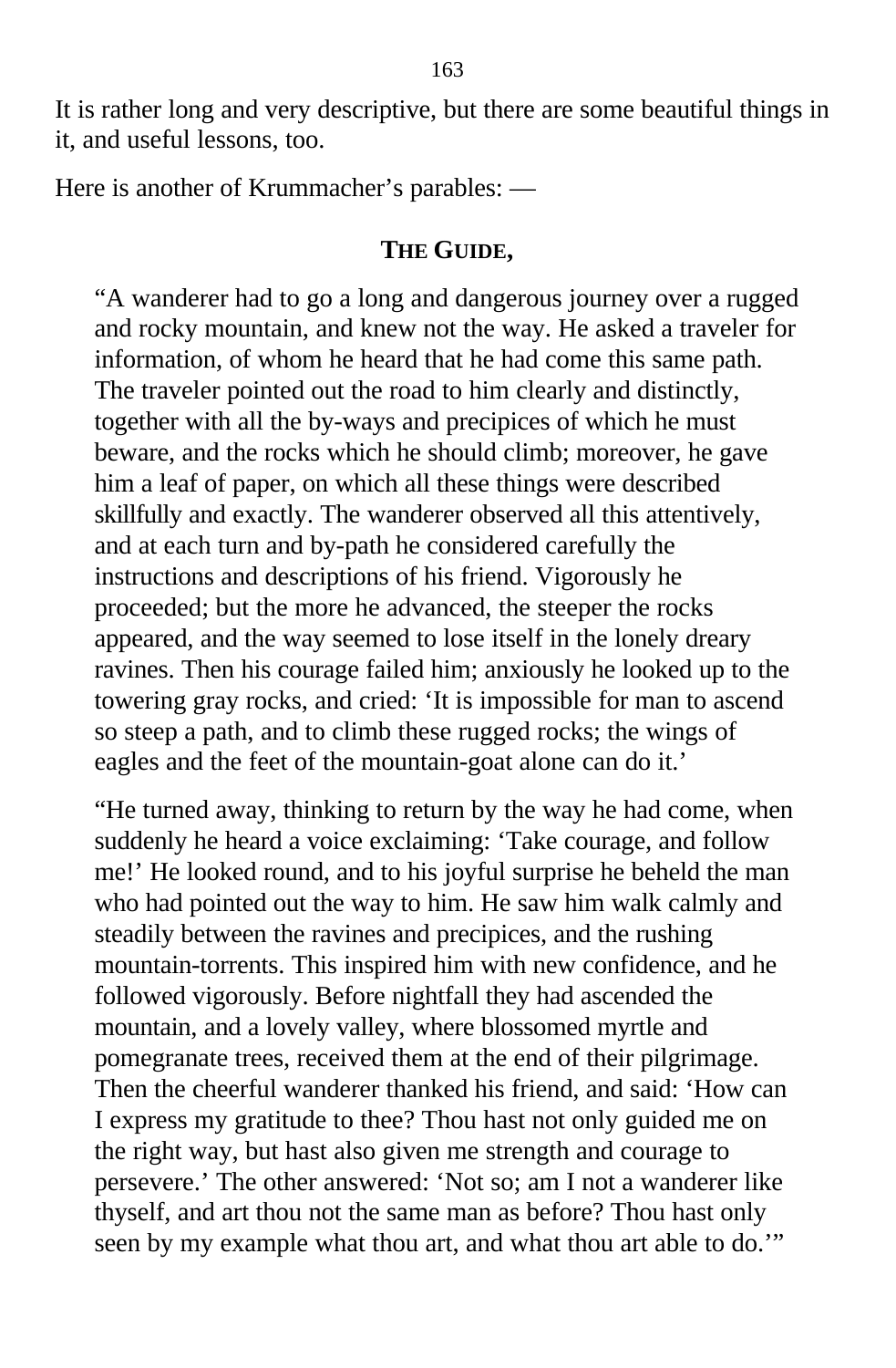It is rather long and very descriptive, but there are some beautiful things in it, and useful lessons, too.

Here is another of Krummacher's parables: —

### THE GUIDE,

> "A wanderer had to go a long and dangerous journey over a rugged and rocky mountain, and knew not the way. He asked a traveler for information, of whom he heard that he had come this same path. The traveler pointed out the road to him clearly and distinctly, together with all the by-ways and precipices of which he must beware, and the rocks which he should climb; moreover, he gave him a leaf of paper, on which all these things were described skillfully and exactly. The wanderer observed all this attentively, and at each turn and by-path he considered carefully the instructions and descriptions of his friend. Vigorously he proceeded; but the more he advanced, the steeper the rocks appeared, and the way seemed to lose itself in the lonely dreary ravines. Then his courage failed him; anxiously he looked up to the towering gray rocks, and cried: 'It is impossible for man to ascend so steep a path, and to climb these rugged rocks; the wings of eagles and the feet of the mountain-goat alone can do it.'
>
> "He turned away, thinking to return by the way he had come, when suddenly he heard a voice exclaiming: 'Take courage, and follow me!' He looked round, and to his joyful surprise he beheld the man who had pointed out the way to him. He saw him walk calmly and steadily between the ravines and precipices, and the rushing mountain-torrents. This inspired him with new confidence, and he followed vigorously. Before nightfall they had ascended the mountain, and a lovely valley, where blossomed myrtle and pomegranate trees, received them at the end of their pilgrimage. Then the cheerful wanderer thanked his friend, and said: 'How can I express my gratitude to thee? Thou hast not only guided me on the right way, but hast also given me strength and courage to persevere.' The other answered: 'Not so; am I not a wanderer like thyself, and art thou not the same man as before? Thou hast only seen by my example what thou art, and what thou art able to do.'"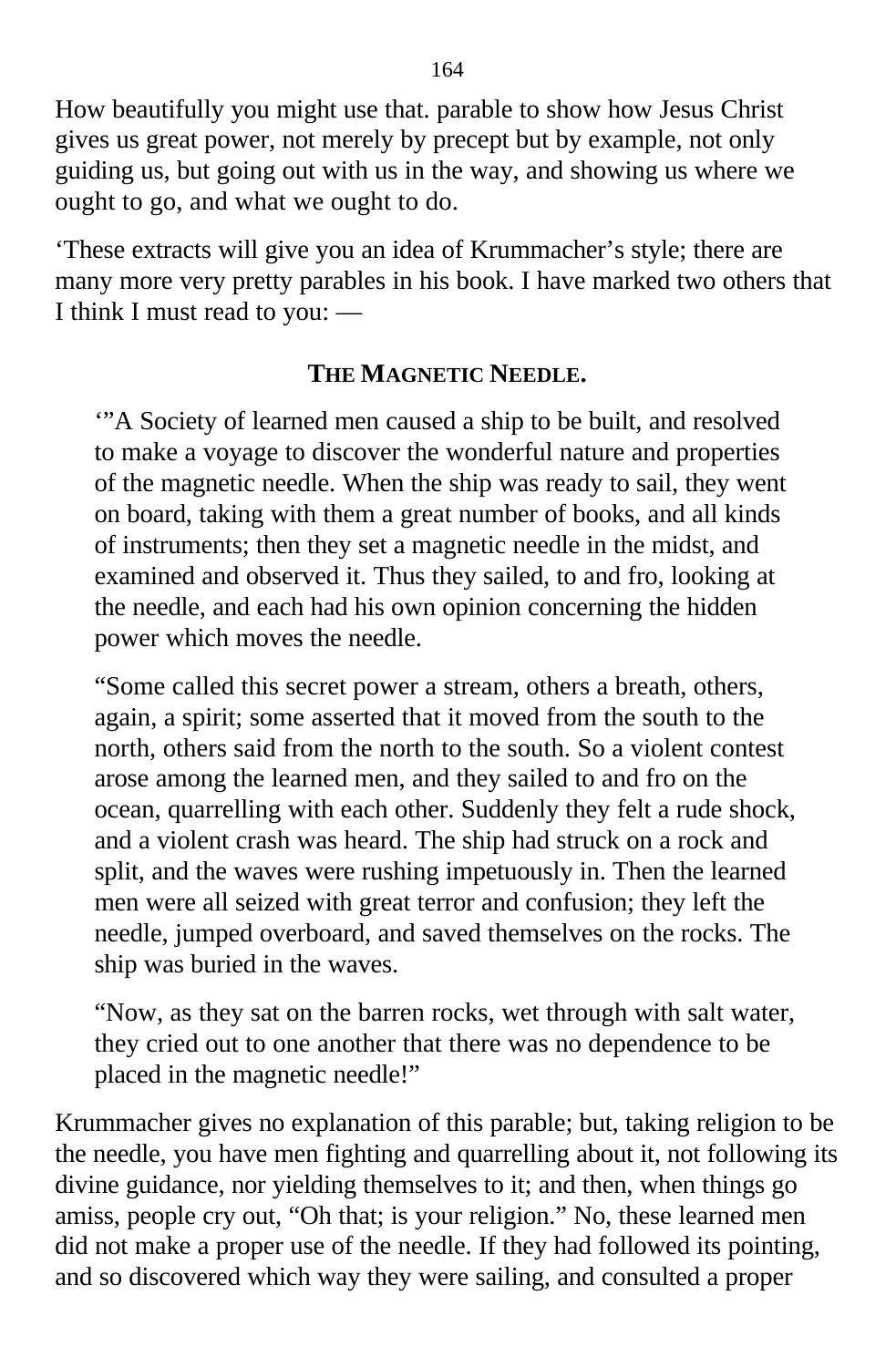How beautifully you might use that. parable to show how Jesus Christ gives us great power, not merely by precept but by example, not only guiding us, but going out with us in the way, and showing us where we ought to go, and what we ought to do.

‘These extracts will give you an idea of Krummacher’s style; there are many more very pretty parables in his book. I have marked two others that I think I must read to you: —

### THE MAGNETIC NEEDLE.

> ‘”A Society of learned men caused a ship to be built, and resolved to make a voyage to discover the wonderful nature and properties of the magnetic needle. When the ship was ready to sail, they went on board, taking with them a great number of books, and all kinds of instruments; then they set a magnetic needle in the midst, and examined and observed it. Thus they sailed, to and fro, looking at the needle, and each had his own opinion concerning the hidden power which moves the needle.
>
> “Some called this secret power a stream, others a breath, others, again, a spirit; some asserted that it moved from the south to the north, others said from the north to the south. So a violent contest arose among the learned men, and they sailed to and fro on the ocean, quarrelling with each other. Suddenly they felt a rude shock, and a violent crash was heard. The ship had struck on a rock and split, and the waves were rushing impetuously in. Then the learned men were all seized with great terror and confusion; they left the needle, jumped overboard, and saved themselves on the rocks. The ship was buried in the waves.
>
> “Now, as they sat on the barren rocks, wet through with salt water, they cried out to one another that there was no dependence to be placed in the magnetic needle!”

Krummacher gives no explanation of this parable; but, taking religion to be the needle, you have men fighting and quarrelling about it, not following its divine guidance, nor yielding themselves to it; and then, when things go amiss, people cry out, “Oh that; is your religion.” No, these learned men did not make a proper use of the needle. If they had followed its pointing, and so discovered which way they were sailing, and consulted a proper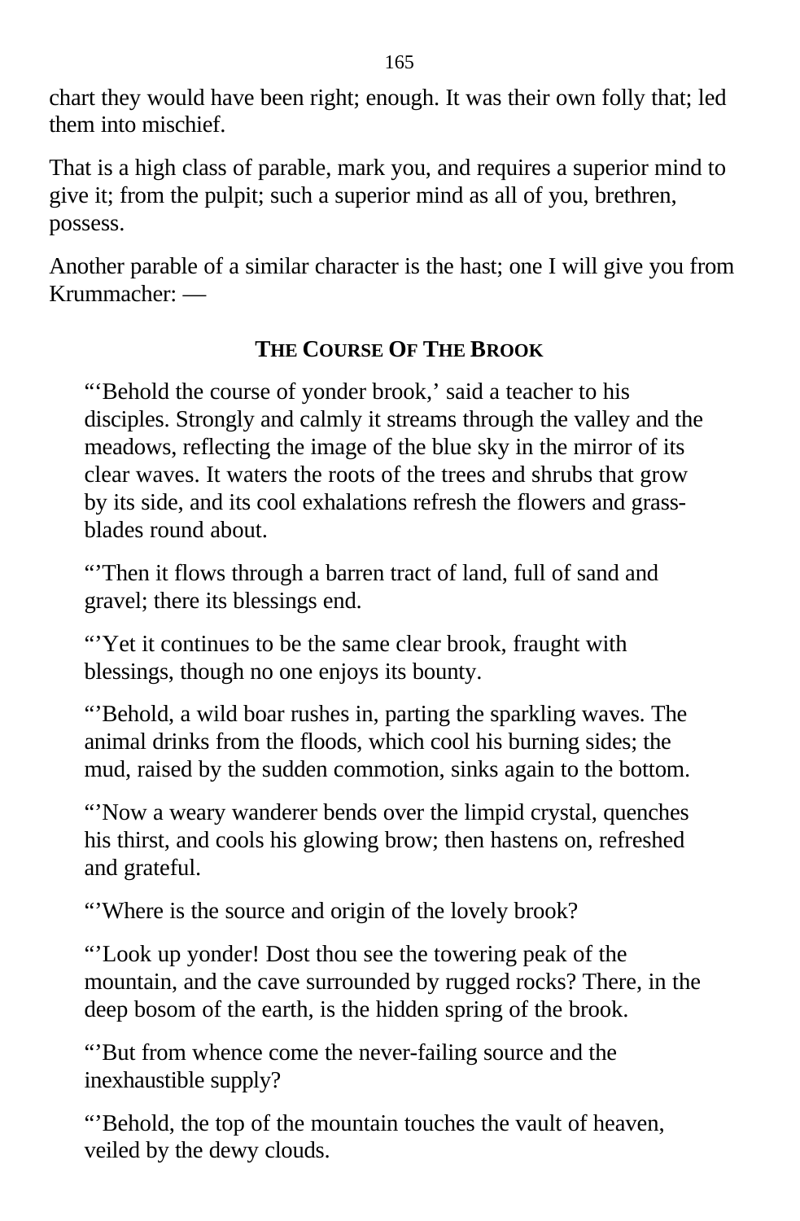chart they would have been right; enough. It was their own folly that; led them into mischief.

That is a high class of parable, mark you, and requires a superior mind to give it; from the pulpit; such a superior mind as all of you, brethren, possess.

Another parable of a similar character is the hast; one I will give you from Krummacher: —

### THE COURSE OF THE BROOK

"'Behold the course of yonder brook,' said a teacher to his disciples. Strongly and calmly it streams through the valley and the meadows, reflecting the image of the blue sky in the mirror of its clear waves. It waters the roots of the trees and shrubs that grow by its side, and its cool exhalations refresh the flowers and grass-blades round about.

"'Then it flows through a barren tract of land, full of sand and gravel; there its blessings end.

"'Yet it continues to be the same clear brook, fraught with blessings, though no one enjoys its bounty.

"'Behold, a wild boar rushes in, parting the sparkling waves. The animal drinks from the floods, which cool his burning sides; the mud, raised by the sudden commotion, sinks again to the bottom.

"'Now a weary wanderer bends over the limpid crystal, quenches his thirst, and cools his glowing brow; then hastens on, refreshed and grateful.

"'Where is the source and origin of the lovely brook?

"'Look up yonder! Dost thou see the towering peak of the mountain, and the cave surrounded by rugged rocks? There, in the deep bosom of the earth, is the hidden spring of the brook.

"'But from whence come the never-failing source and the inexhaustible supply?

"'Behold, the top of the mountain touches the vault of heaven, veiled by the dewy clouds.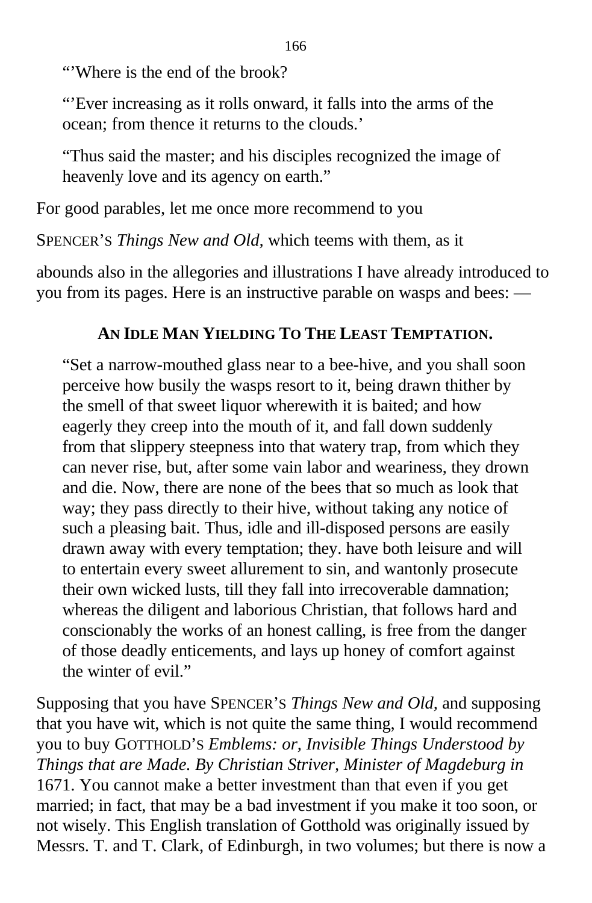"'Where is the end of the brook?

"'Ever increasing as it rolls onward, it falls into the arms of the ocean; from thence it returns to the clouds.'

"Thus said the master; and his disciples recognized the image of heavenly love and its agency on earth."

For good parables, let me once more recommend to you

SPENCER'S *Things New and Old,* which teems with them, as it

abounds also in the allegories and illustrations I have already introduced to you from its pages. Here is an instructive parable on wasps and bees: —

### AN IDLE MAN YIELDING TO THE LEAST TEMPTATION.

"Set a narrow-mouthed glass near to a bee-hive, and you shall soon perceive how busily the wasps resort to it, being drawn thither by the smell of that sweet liquor wherewith it is baited; and how eagerly they creep into the mouth of it, and fall down suddenly from that slippery steepness into that watery trap, from which they can never rise, but, after some vain labor and weariness, they drown and die. Now, there are none of the bees that so much as look that way; they pass directly to their hive, without taking any notice of such a pleasing bait. Thus, idle and ill-disposed persons are easily drawn away with every temptation; they. have both leisure and will to entertain every sweet allurement to sin, and wantonly prosecute their own wicked lusts, till they fall into irrecoverable damnation; whereas the diligent and laborious Christian, that follows hard and conscionably the works of an honest calling, is free from the danger of those deadly enticements, and lays up honey of comfort against the winter of evil."

Supposing that you have SPENCER'S *Things New and Old,* and supposing that you have wit, which is not quite the same thing, I would recommend you to buy GOTTHOLD'S *Emblems: or, Invisible Things Understood by Things that are Made. By Christian Striver, Minister of Magdeburg in* 1671. You cannot make a better investment than that even if you get married; in fact, that may be a bad investment if you make it too soon, or not wisely. This English translation of Gotthold was originally issued by Messrs. T. and T. Clark, of Edinburgh, in two volumes; but there is now a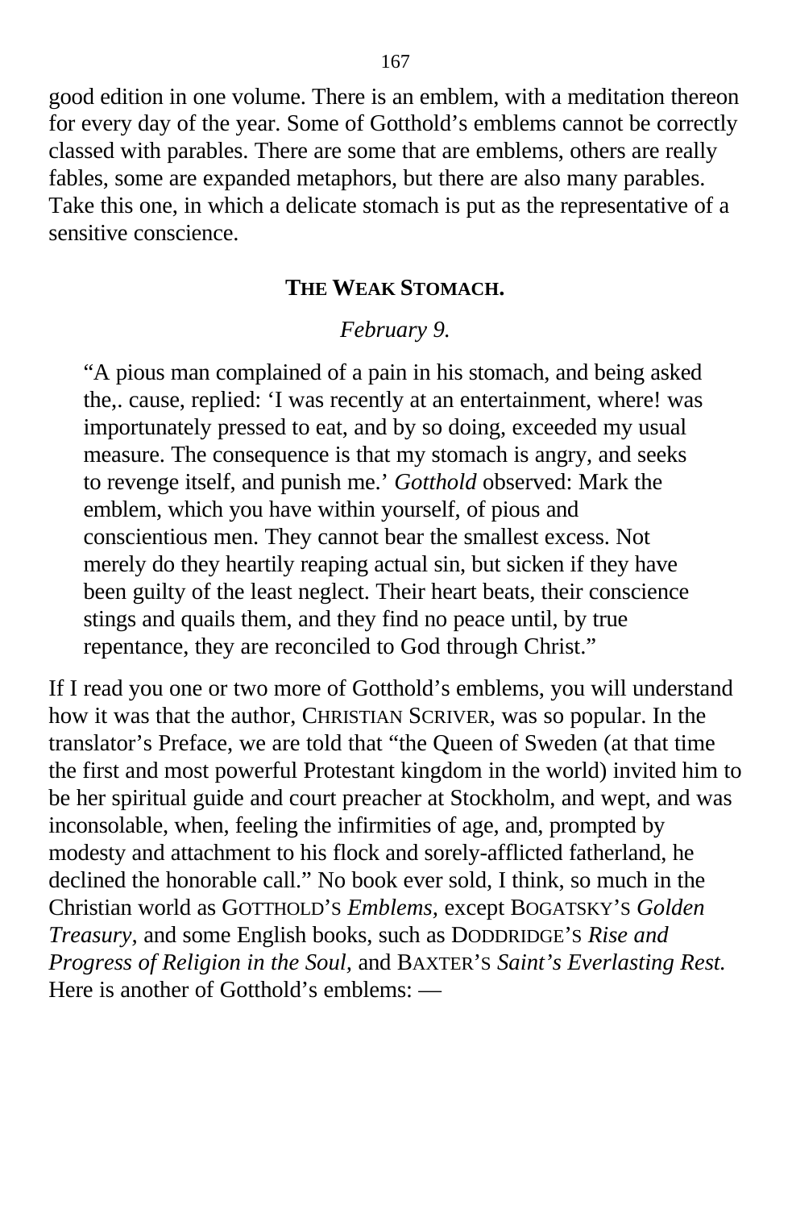good edition in one volume. There is an emblem, with a meditation thereon for every day of the year. Some of Gotthold's emblems cannot be correctly classed with parables. There are some that are emblems, others are really fables, some are expanded metaphors, but there are also many parables. Take this one, in which a delicate stomach is put as the representative of a sensitive conscience.

### THE WEAK STOMACH.

*February 9.*

> "A pious man complained of a pain in his stomach, and being asked the,. cause, replied: 'I was recently at an entertainment, where! was importunately pressed to eat, and by so doing, exceeded my usual measure. The consequence is that my stomach is angry, and seeks to revenge itself, and punish me.' *Gotthold* observed: Mark the emblem, which you have within yourself, of pious and conscientious men. They cannot bear the smallest excess. Not merely do they heartily reaping actual sin, but sicken if they have been guilty of the least neglect. Their heart beats, their conscience stings and quails them, and they find no peace until, by true repentance, they are reconciled to God through Christ."

If I read you one or two more of Gotthold's emblems, you will understand how it was that the author, CHRISTIAN SCRIVER, was so popular. In the translator's Preface, we are told that "the Queen of Sweden (at that time the first and most powerful Protestant kingdom in the world) invited him to be her spiritual guide and court preacher at Stockholm, and wept, and was inconsolable, when, feeling the infirmities of age, and, prompted by modesty and attachment to his flock and sorely-afflicted fatherland, he declined the honorable call." No book ever sold, I think, so much in the Christian world as GOTTHOLD'S *Emblems,* except BOGATSKY'S *Golden Treasury,* and some English books, such as DODDRIDGE'S *Rise and Progress of Religion in the Soul,* and BAXTER'S *Saint's Everlasting Rest.* Here is another of Gotthold's emblems: —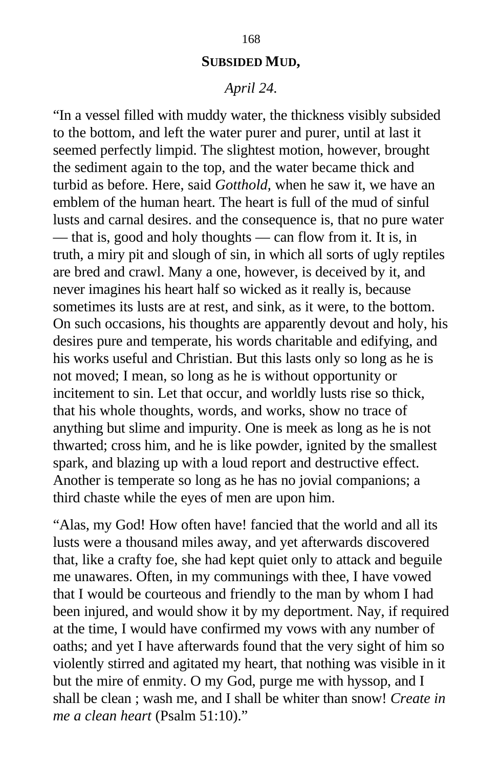## SUBSIDED MUD,

*April 24.*

"In a vessel filled with muddy water, the thickness visibly subsided to the bottom, and left the water purer and purer, until at last it seemed perfectly limpid. The slightest motion, however, brought the sediment again to the top, and the water became thick and turbid as before. Here, said *Gotthold,* when he saw it, we have an emblem of the human heart. The heart is full of the mud of sinful lusts and carnal desires. and the consequence is, that no pure water — that is, good and holy thoughts — can flow from it. It is, in truth, a miry pit and slough of sin, in which all sorts of ugly reptiles are bred and crawl. Many a one, however, is deceived by it, and never imagines his heart half so wicked as it really is, because sometimes its lusts are at rest, and sink, as it were, to the bottom. On such occasions, his thoughts are apparently devout and holy, his desires pure and temperate, his words charitable and edifying, and his works useful and Christian. But this lasts only so long as he is not moved; I mean, so long as he is without opportunity or incitement to sin. Let that occur, and worldly lusts rise so thick, that his whole thoughts, words, and works, show no trace of anything but slime and impurity. One is meek as long as he is not thwarted; cross him, and he is like powder, ignited by the smallest spark, and blazing up with a loud report and destructive effect. Another is temperate so long as he has no jovial companions; a third chaste while the eyes of men are upon him.

"Alas, my God! How often have! fancied that the world and all its lusts were a thousand miles away, and yet afterwards discovered that, like a crafty foe, she had kept quiet only to attack and beguile me unawares. Often, in my communings with thee, I have vowed that I would be courteous and friendly to the man by whom I had been injured, and would show it by my deportment. Nay, if required at the time, I would have confirmed my vows with any number of oaths; and yet I have afterwards found that the very sight of him so violently stirred and agitated my heart, that nothing was visible in it but the mire of enmity. O my God, purge me with hyssop, and I shall be clean ; wash me, and I shall be whiter than snow! *Create in me a clean heart* (Psalm 51:10)."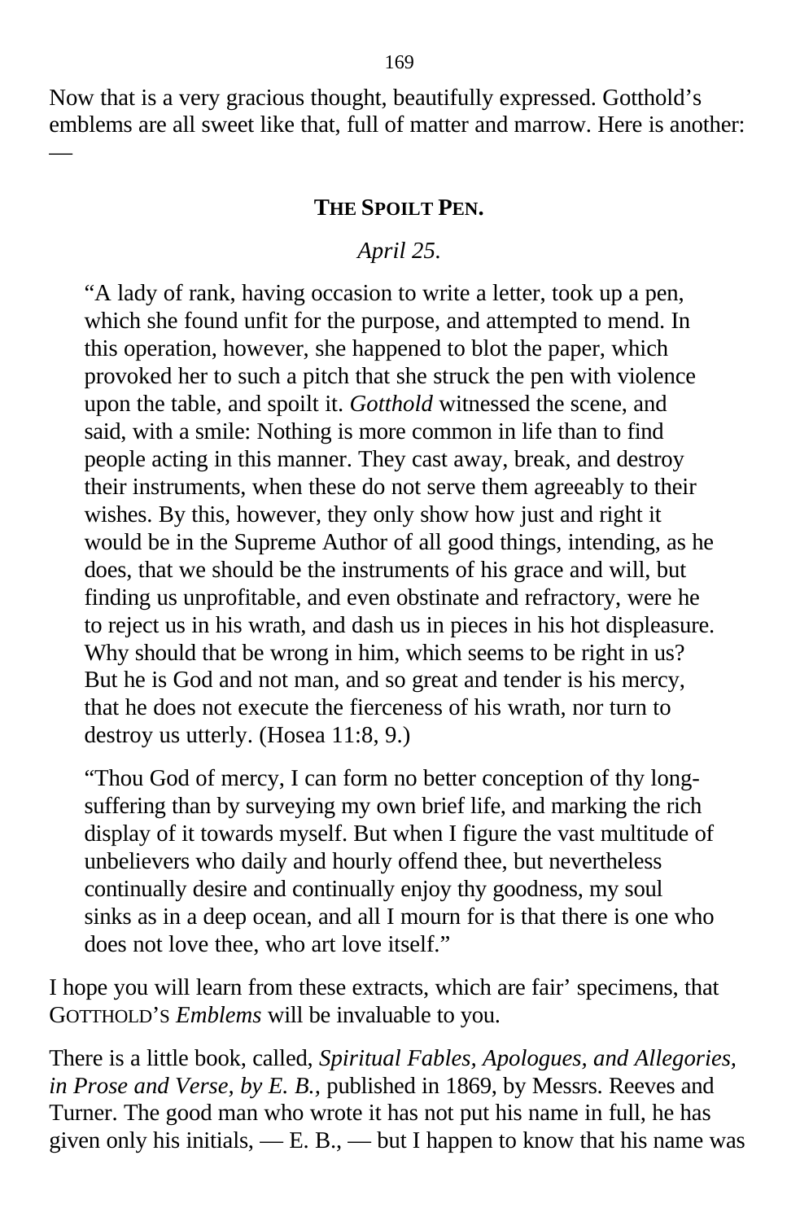Now that is a very gracious thought, beautifully expressed. Gotthold's emblems are all sweet like that, full of matter and marrow. Here is another: —

### THE SPOILT PEN.

*April 25.*

> "A lady of rank, having occasion to write a letter, took up a pen, which she found unfit for the purpose, and attempted to mend. In this operation, however, she happened to blot the paper, which provoked her to such a pitch that she struck the pen with violence upon the table, and spoilt it. *Gotthold* witnessed the scene, and said, with a smile: Nothing is more common in life than to find people acting in this manner. They cast away, break, and destroy their instruments, when these do not serve them agreeably to their wishes. By this, however, they only show how just and right it would be in the Supreme Author of all good things, intending, as he does, that we should be the instruments of his grace and will, but finding us unprofitable, and even obstinate and refractory, were he to reject us in his wrath, and dash us in pieces in his hot displeasure. Why should that be wrong in him, which seems to be right in us? But he is God and not man, and so great and tender is his mercy, that he does not execute the fierceness of his wrath, nor turn to destroy us utterly. (Hosea 11:8, 9.)
>
> "Thou God of mercy, I can form no better conception of thy long-suffering than by surveying my own brief life, and marking the rich display of it towards myself. But when I figure the vast multitude of unbelievers who daily and hourly offend thee, but nevertheless continually desire and continually enjoy thy goodness, my soul sinks as in a deep ocean, and all I mourn for is that there is one who does not love thee, who art love itself."

I hope you will learn from these extracts, which are fair' specimens, that GOTTHOLD'S *Emblems* will be invaluable to you.

There is a little book, called, *Spiritual Fables, Apologues, and Allegories, in Prose and Verse, by E. B.,* published in 1869, by Messrs. Reeves and Turner. The good man who wrote it has not put his name in full, he has given only his initials, — E. B., — but I happen to know that his name was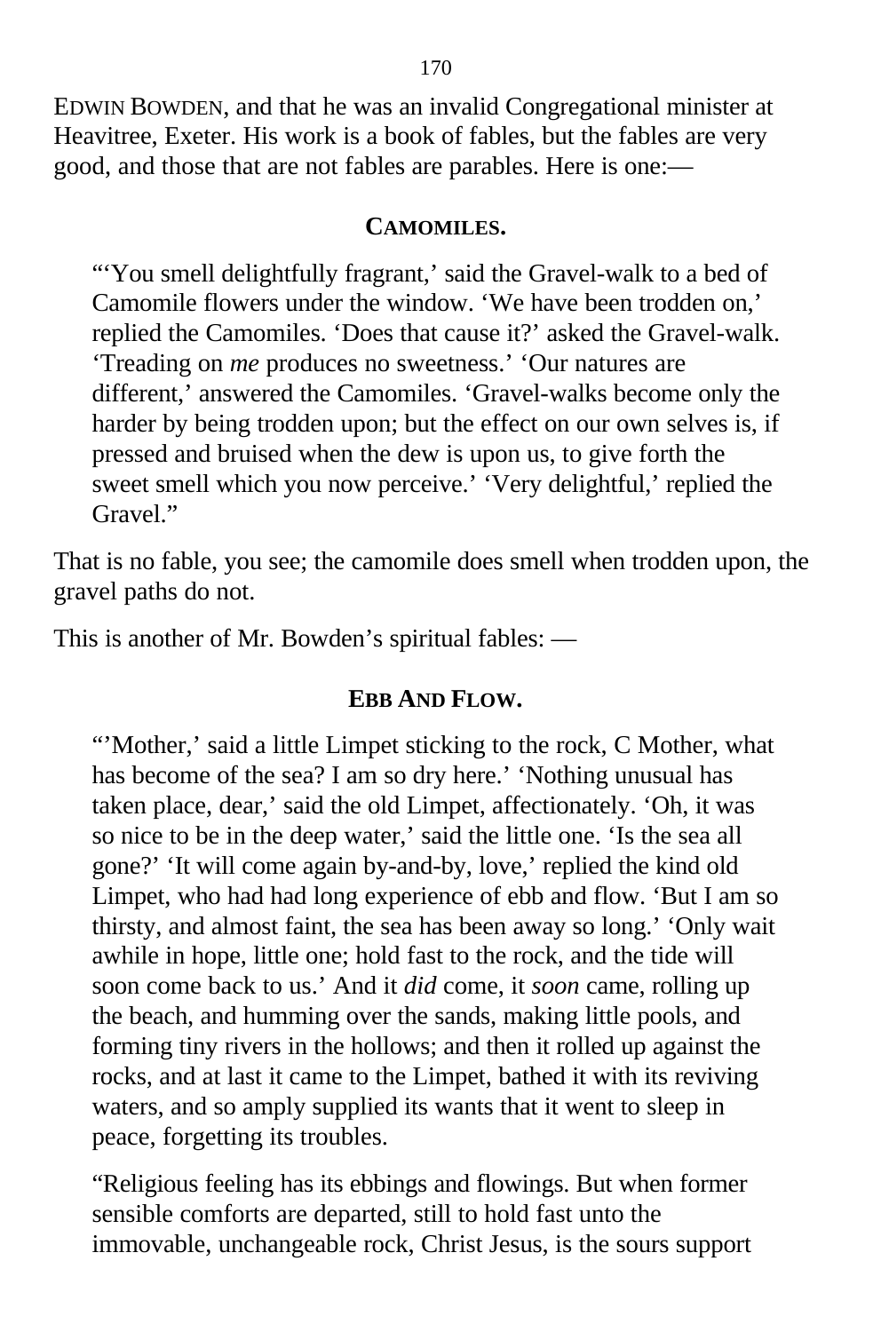EDWIN BOWDEN, and that he was an invalid Congregational minister at Heavitree, Exeter. His work is a book of fables, but the fables are very good, and those that are not fables are parables. Here is one:—

### CAMOMILES.

> "'You smell delightfully fragrant,' said the Gravel-walk to a bed of Camomile flowers under the window. 'We have been trodden on,' replied the Camomiles. 'Does that cause it?' asked the Gravel-walk. 'Treading on *me* produces no sweetness.' 'Our natures are different,' answered the Camomiles. 'Gravel-walks become only the harder by being trodden upon; but the effect on our own selves is, if pressed and bruised when the dew is upon us, to give forth the sweet smell which you now perceive.' 'Very delightful,' replied the Gravel."

That is no fable, you see; the camomile does smell when trodden upon, the gravel paths do not.

This is another of Mr. Bowden's spiritual fables: —

### EBB AND FLOW.

> "'Mother,' said a little Limpet sticking to the rock, C Mother, what has become of the sea? I am so dry here.' 'Nothing unusual has taken place, dear,' said the old Limpet, affectionately. 'Oh, it was so nice to be in the deep water,' said the little one. 'Is the sea all gone?' 'It will come again by-and-by, love,' replied the kind old Limpet, who had had long experience of ebb and flow. 'But I am so thirsty, and almost faint, the sea has been away so long.' 'Only wait awhile in hope, little one; hold fast to the rock, and the tide will soon come back to us.' And it *did* come, it *soon* came, rolling up the beach, and humming over the sands, making little pools, and forming tiny rivers in the hollows; and then it rolled up against the rocks, and at last it came to the Limpet, bathed it with its reviving waters, and so amply supplied its wants that it went to sleep in peace, forgetting its troubles.
>
> "Religious feeling has its ebbings and flowings. But when former sensible comforts are departed, still to hold fast unto the immovable, unchangeable rock, Christ Jesus, is the sours support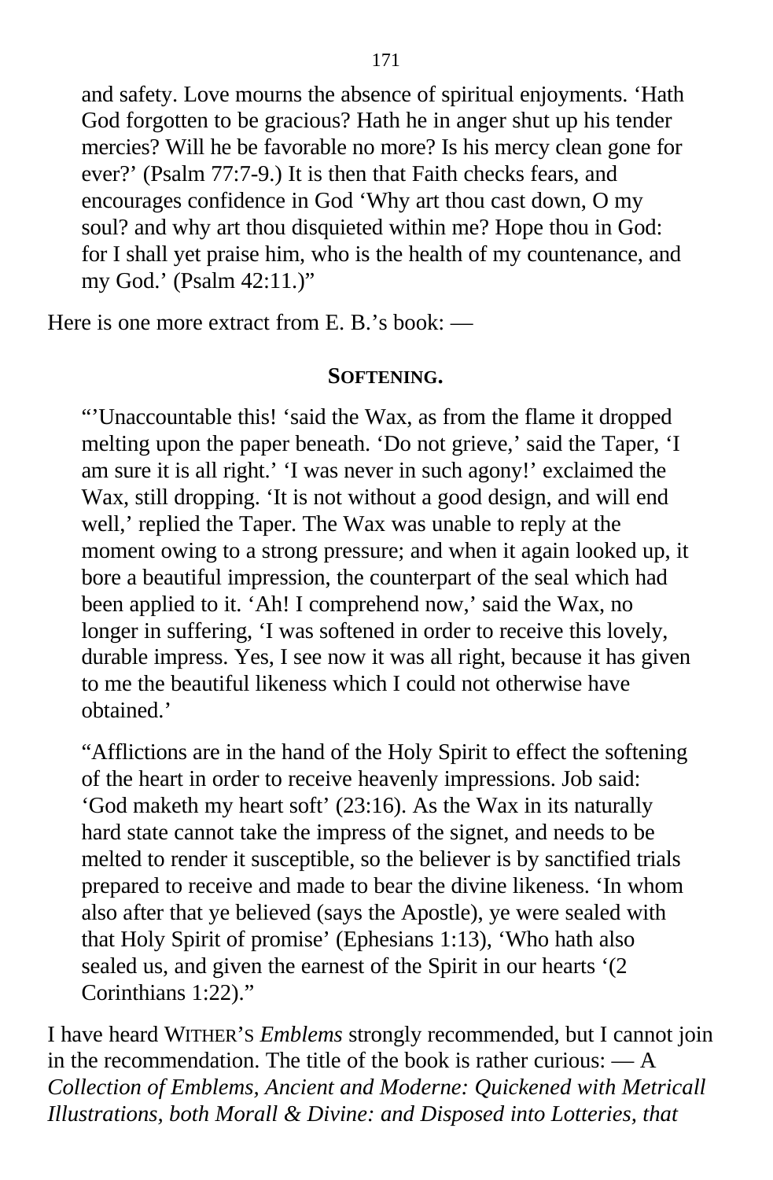and safety. Love mourns the absence of spiritual enjoyments. 'Hath God forgotten to be gracious? Hath he in anger shut up his tender mercies? Will he be favorable no more? Is his mercy clean gone for ever?' (Psalm 77:7-9.) It is then that Faith checks fears, and encourages confidence in God 'Why art thou cast down, O my soul? and why art thou disquieted within me? Hope thou in God: for I shall yet praise him, who is the health of my countenance, and my God.' (Psalm 42:11.)"

Here is one more extract from E. B.'s book: —

**SOFTENING.**

"'Unaccountable this! 'said the Wax, as from the flame it dropped melting upon the paper beneath. 'Do not grieve,' said the Taper, 'I am sure it is all right.' 'I was never in such agony!' exclaimed the Wax, still dropping. 'It is not without a good design, and will end well,' replied the Taper. The Wax was unable to reply at the moment owing to a strong pressure; and when it again looked up, it bore a beautiful impression, the counterpart of the seal which had been applied to it. 'Ah! I comprehend now,' said the Wax, no longer in suffering, 'I was softened in order to receive this lovely, durable impress. Yes, I see now it was all right, because it has given to me the beautiful likeness which I could not otherwise have obtained.'

"Afflictions are in the hand of the Holy Spirit to effect the softening of the heart in order to receive heavenly impressions. Job said: 'God maketh my heart soft' (23:16). As the Wax in its naturally hard state cannot take the impress of the signet, and needs to be melted to render it susceptible, so the believer is by sanctified trials prepared to receive and made to bear the divine likeness. 'In whom also after that ye believed (says the Apostle), ye were sealed with that Holy Spirit of promise' (Ephesians 1:13), 'Who hath also sealed us, and given the earnest of the Spirit in our hearts '(2 Corinthians 1:22)."

I have heard WITHER'S *Emblems* strongly recommended, but I cannot join in the recommendation. The title of the book is rather curious: — A *Collection of Emblems, Ancient and Moderne: Quickened with Metricall Illustrations, both Morall & Divine: and Disposed into Lotteries, that*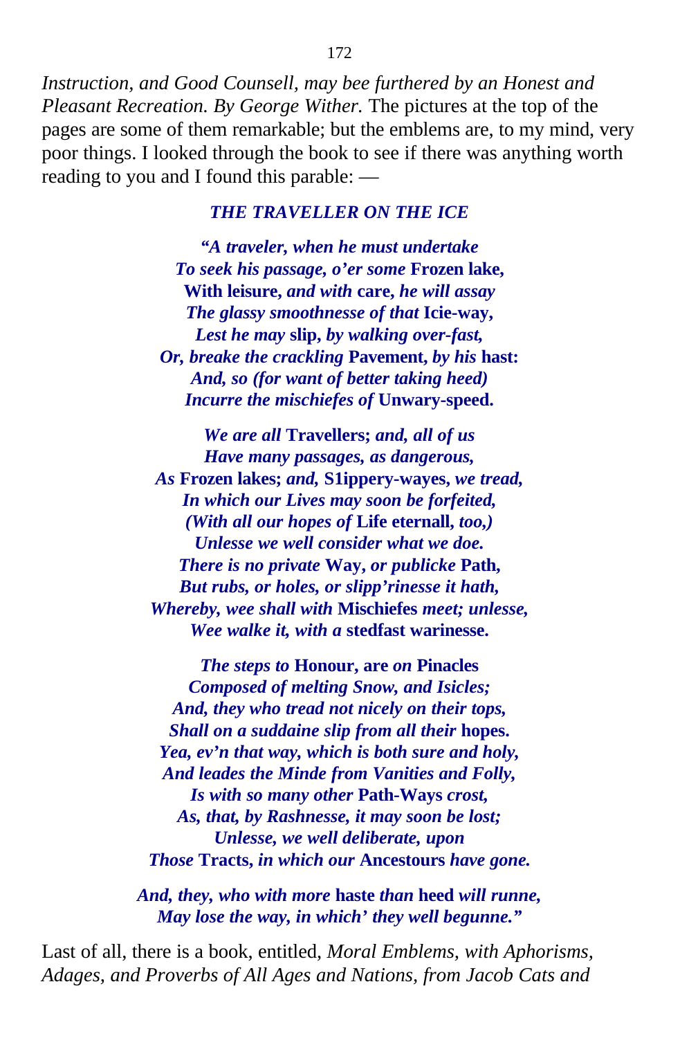*Instruction, and Good Counsell, may bee furthered by an Honest and Pleasant Recreation. By George Wither.* The pictures at the top of the pages are some of them remarkable; but the emblems are, to my mind, very poor things. I looked through the book to see if there was anything worth reading to you and I found this parable: —

### THE TRAVELLER ON THE ICE

*"A traveler, when he must undertake*
*To seek his passage, o'er some* **Frozen lake,**
**With leisure,** *and with* **care,** *he will assay*
*The glassy smoothnesse of that* **Icie-way,**
*Lest he may* **slip,** *by walking over-fast,*
*Or, breake the crackling* **Pavement,** *by his* **hast:**
*And, so (for want of better taking heed)*
*Incurre the mischiefes of* **Unwary-speed.**

*We are all* **Travellers;** *and, all of us*
*Have many passages, as dangerous,*
*As* **Frozen lakes;** *and,* **S1ippery-wayes,** *we tread,*
*In which our Lives may soon be forfeited,*
*(With all our hopes of* **Life eternall,** *too,)*
*Unlesse we well consider what we doe.*
*There is no private* **Way,** *or publicke* **Path,**
*But rubs, or holes, or slipp'rinesse it hath,*
*Whereby, wee shall with* **Mischiefes** *meet; unlesse,*
*Wee walke it, with a* **stedfast warinesse.**

*The steps to* **Honour, are** *on* **Pinacles**
*Composed of melting Snow, and Isicles;*
*And, they who tread not nicely on their tops,*
*Shall on a suddaine slip from all their* **hopes.**
*Yea, ev'n that way, which is both sure and holy,*
*And leades the Minde from Vanities and Folly,*
*Is with so many other* **Path-Ways** *crost,*
*As, that, by Rashnesse, it may soon be lost;*
*Unlesse, we well deliberate, upon*
*Those* **Tracts,** *in which our* **Ancestours** *have gone.*

*And, they, who with more* **haste** *than* **heed** *will runne,*
*May lose the way, in which' they well begunne."*

Last of all, there is a book, entitled, *Moral Emblems, with Aphorisms, Adages, and Proverbs of All Ages and Nations, from Jacob Cats and*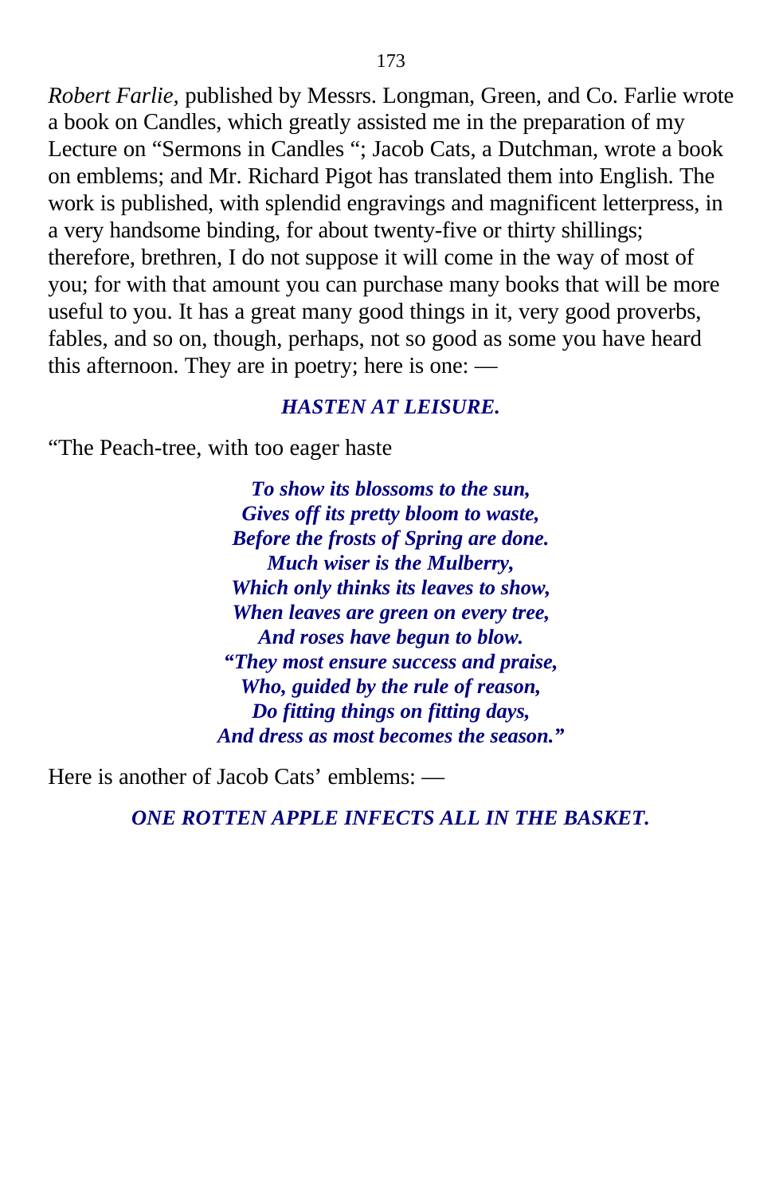*Robert Farlie*, published by Messrs. Longman, Green, and Co. Farlie wrote a book on Candles, which greatly assisted me in the preparation of my Lecture on "Sermons in Candles "; Jacob Cats, a Dutchman, wrote a book on emblems; and Mr. Richard Pigot has translated them into English. The work is published, with splendid engravings and magnificent letterpress, in a very handsome binding, for about twenty-five or thirty shillings; therefore, brethren, I do not suppose it will come in the way of most of you; for with that amount you can purchase many books that will be more useful to you. It has a great many good things in it, very good proverbs, fables, and so on, though, perhaps, not so good as some you have heard this afternoon. They are in poetry; here is one: —

### *HASTEN AT LEISURE.*

"The Peach-tree, with too eager haste

***To show its blossoms to the sun,***
***Gives off its pretty bloom to waste,***
***Before the frosts of Spring are done.***
***Much wiser is the Mulberry,***
***Which only thinks its leaves to show,***
***When leaves are green on every tree,***
***And roses have begun to blow.***
***"They most ensure success and praise,***
***Who, guided by the rule of reason,***
***Do fitting things on fitting days,***
***And dress as most becomes the season."***

Here is another of Jacob Cats' emblems: —

### *ONE ROTTEN APPLE INFECTS ALL IN THE BASKET.*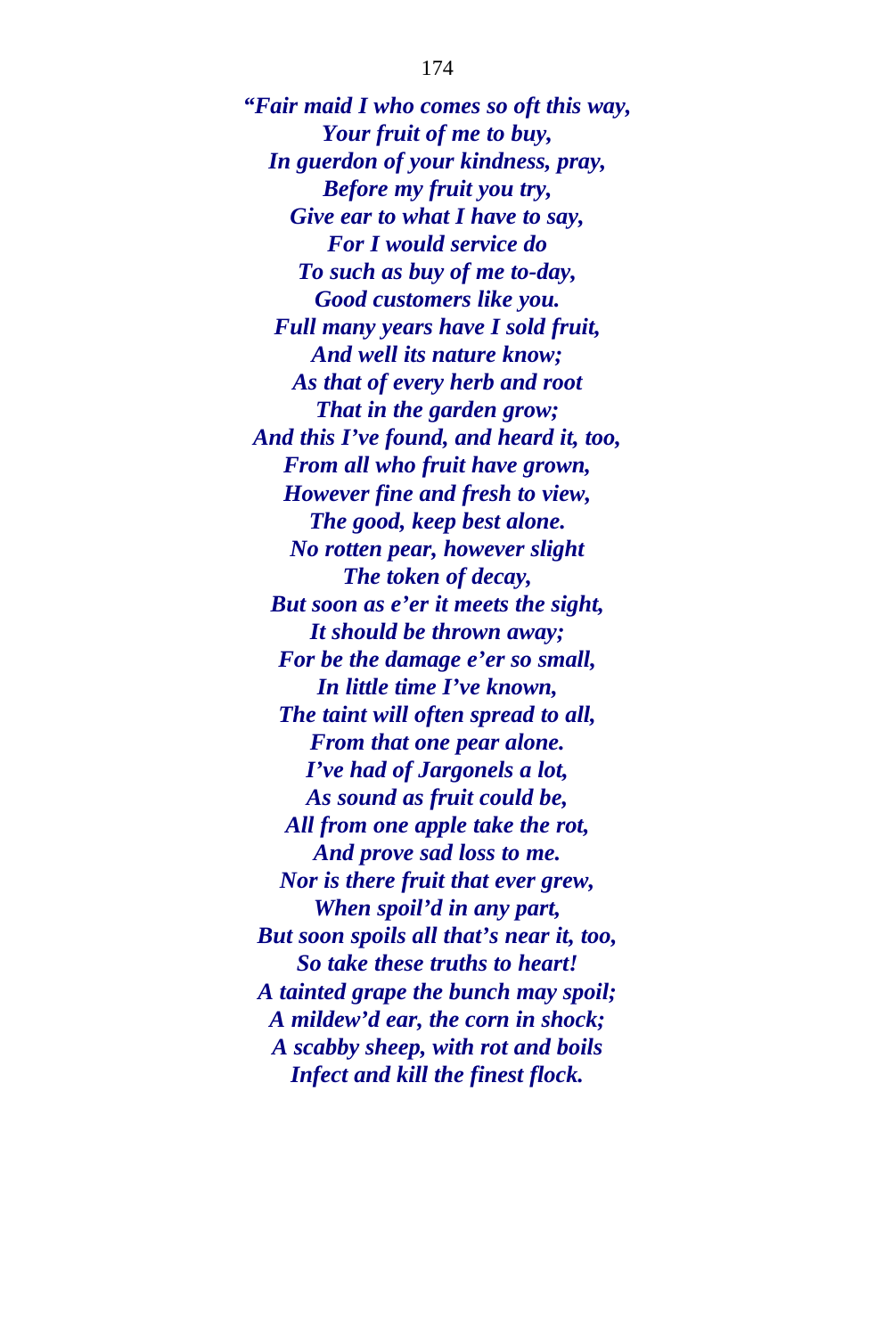*“Fair maid I who comes so oft this way,*
*Your fruit of me to buy,*
*In guerdon of your kindness, pray,*
*Before my fruit you try,*
*Give ear to what I have to say,*
*For I would service do*
*To such as buy of me to-day,*
*Good customers like you.*
*Full many years have I sold fruit,*
*And well its nature know;*
*As that of every herb and root*
*That in the garden grow;*
*And this I’ve found, and heard it, too,*
*From all who fruit have grown,*
*However fine and fresh to view,*
*The good, keep best alone.*
*No rotten pear, however slight*
*The token of decay,*
*But soon as e’er it meets the sight,*
*It should be thrown away;*
*For be the damage e’er so small,*
*In little time I’ve known,*
*The taint will often spread to all,*
*From that one pear alone.*
*I’ve had of Jargonels a lot,*
*As sound as fruit could be,*
*All from one apple take the rot,*
*And prove sad loss to me.*
*Nor is there fruit that ever grew,*
*When spoil’d in any part,*
*But soon spoils all that’s near it, too,*
*So take these truths to heart!*
*A tainted grape the bunch may spoil;*
*A mildew’d ear, the corn in shock;*
*A scabby sheep, with rot and boils*
*Infect and kill the finest flock.*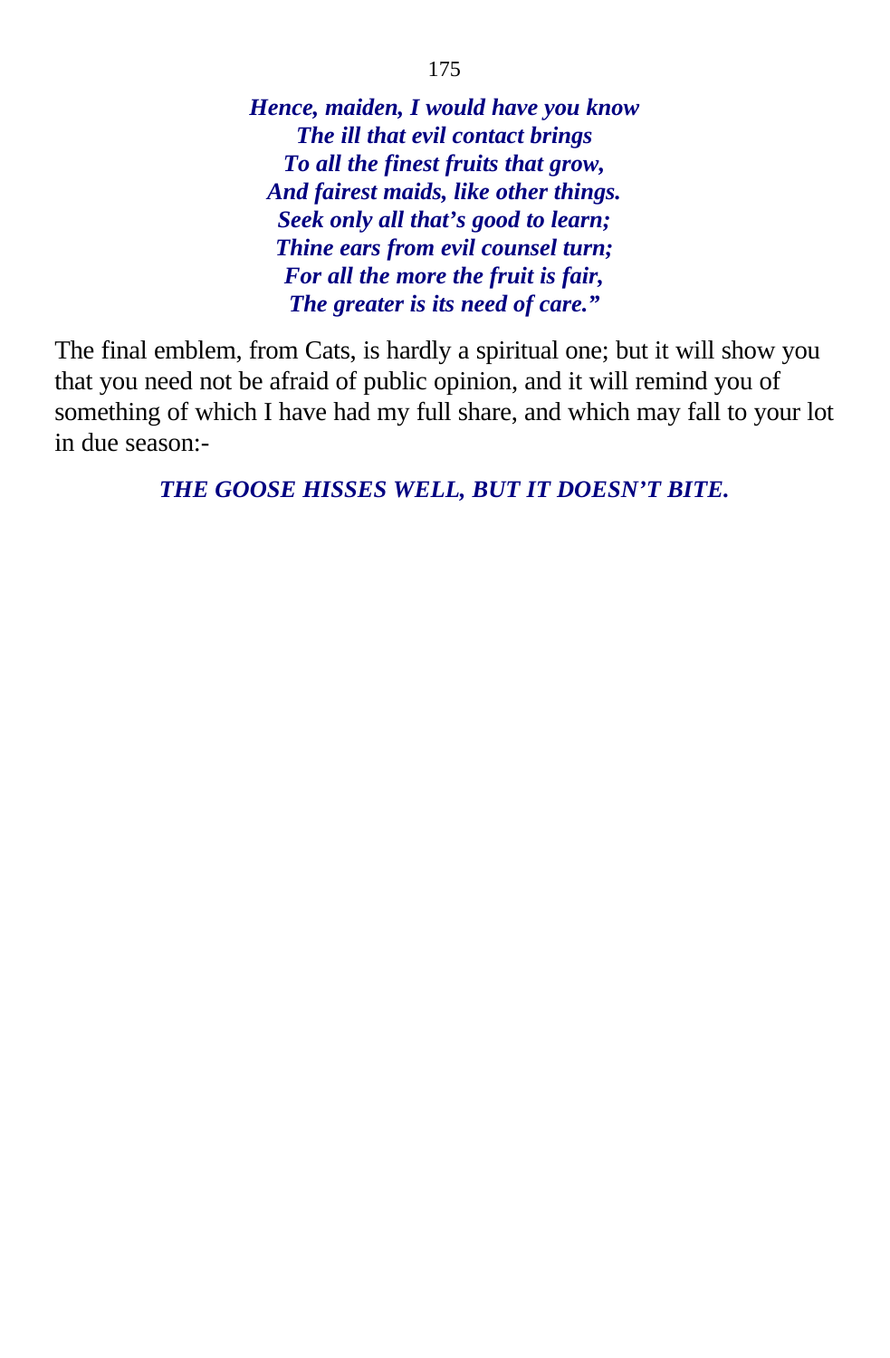***Hence, maiden, I would have you know***
***The ill that evil contact brings***
***To all the finest fruits that grow,***
***And fairest maids, like other things.***
***Seek only all that's good to learn;***
***Thine ears from evil counsel turn;***
***For all the more the fruit is fair,***
***The greater is its need of care."***

The final emblem, from Cats, is hardly a spiritual one; but it will show you that you need not be afraid of public opinion, and it will remind you of something of which I have had my full share, and which may fall to your lot in due season:-

***THE GOOSE HISSES WELL, BUT IT DOESN'T BITE.***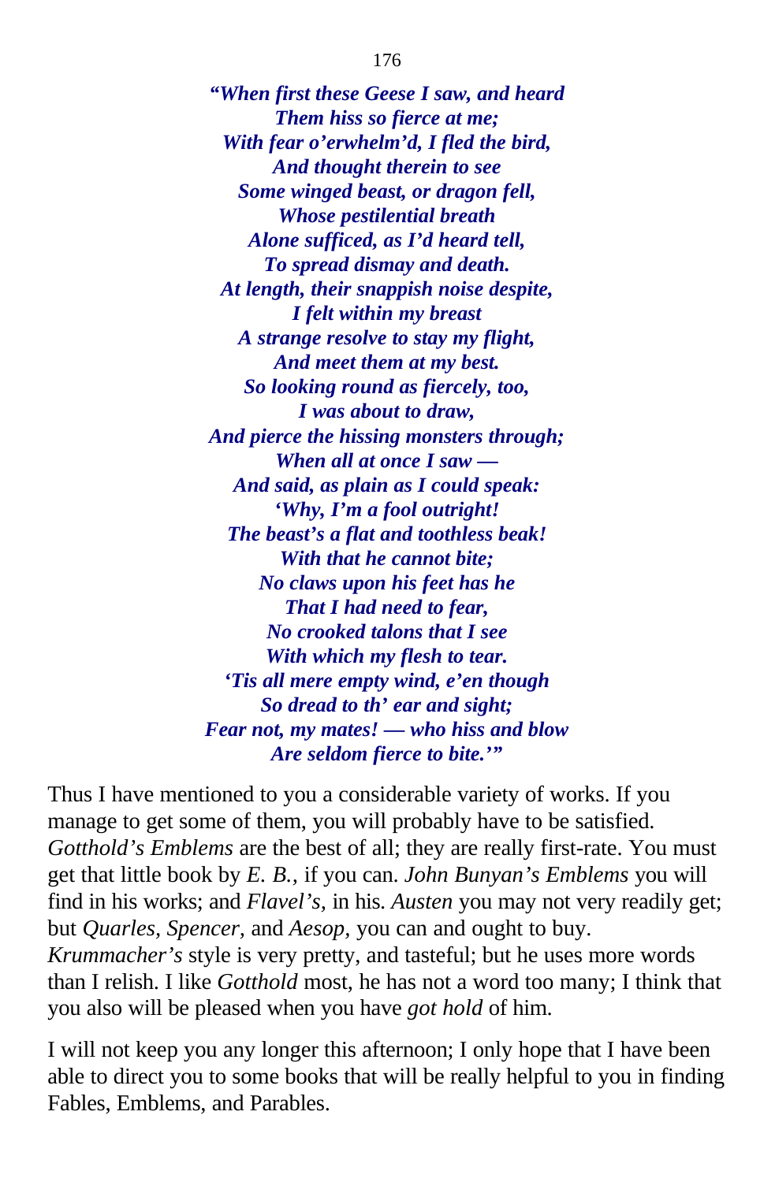*"When first these Geese I saw, and heard*
*Them hiss so fierce at me;*
*With fear o'erwhelm'd, I fled the bird,*
*And thought therein to see*
*Some winged beast, or dragon fell,*
*Whose pestilential breath*
*Alone sufficed, as I'd heard tell,*
*To spread dismay and death.*
*At length, their snappish noise despite,*
*I felt within my breast*
*A strange resolve to stay my flight,*
*And meet them at my best.*
*So looking round as fiercely, too,*
*I was about to draw,*
*And pierce the hissing monsters through;*
*When all at once I saw —*
*And said, as plain as I could speak:*
*'Why, I'm a fool outright!*
*The beast's a flat and toothless beak!*
*With that he cannot bite;*
*No claws upon his feet has he*
*That I had need to fear,*
*No crooked talons that I see*
*With which my flesh to tear.*
*'Tis all mere empty wind, e'en though*
*So dread to th' ear and sight;*
*Fear not, my mates! — who hiss and blow*
*Are seldom fierce to bite.'"*

Thus I have mentioned to you a considerable variety of works. If you manage to get some of them, you will probably have to be satisfied. *Gotthold's Emblems* are the best of all; they are really first-rate. You must get that little book by *E. B.,* if you can. *John Bunyan's Emblems* you will find in his works; and *Flavel's,* in his. *Austen* you may not very readily get; but *Quarles, Spencer,* and *Aesop,* you can and ought to buy. *Krummacher's* style is very pretty, and tasteful; but he uses more words than I relish. I like *Gotthold* most, he has not a word too many; I think that you also will be pleased when you have *got hold* of him.

I will not keep you any longer this afternoon; I only hope that I have been able to direct you to some books that will be really helpful to you in finding Fables, Emblems, and Parables.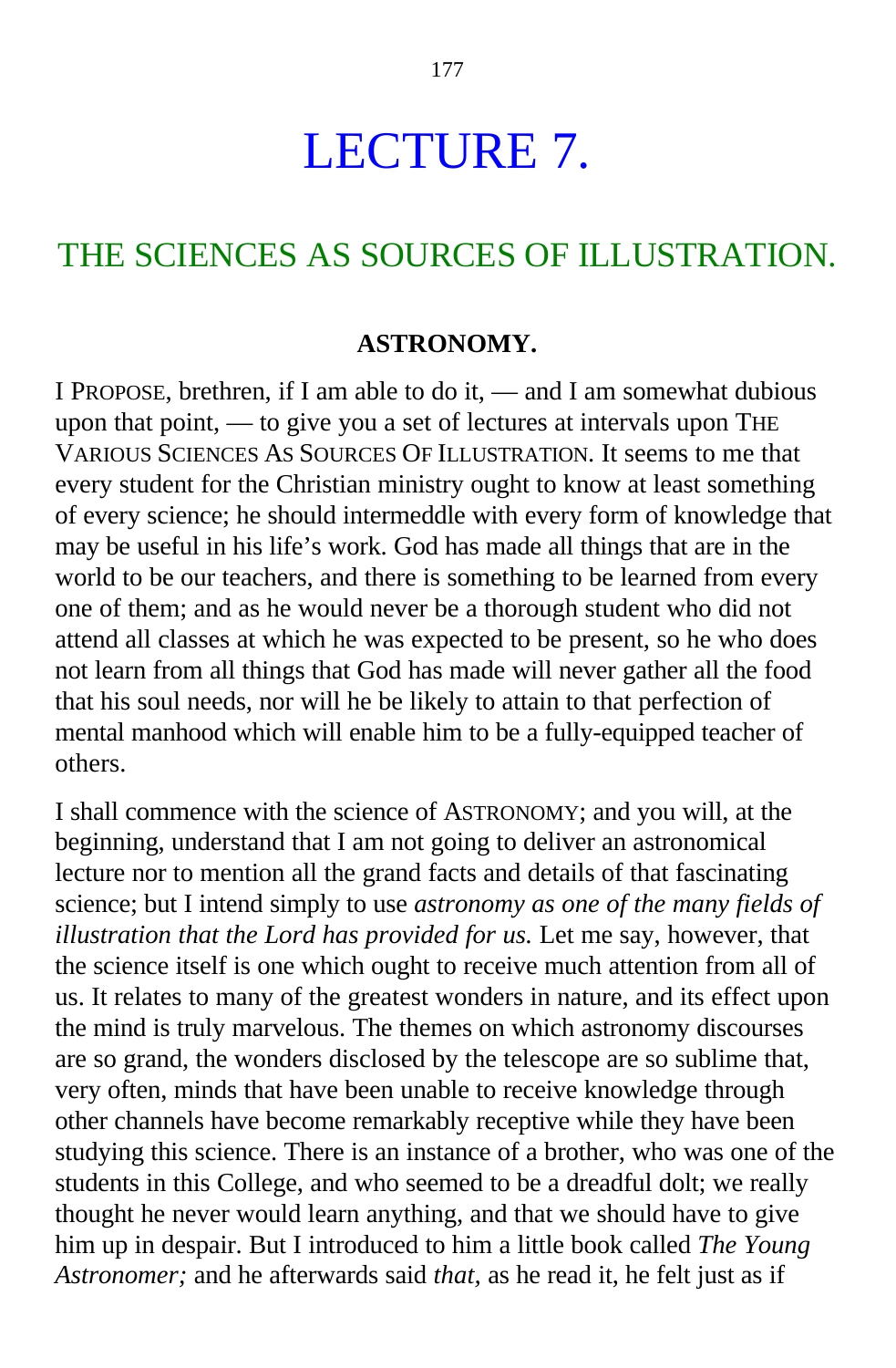# LECTURE 7.

## THE SCIENCES AS SOURCES OF ILLUSTRATION.

### ASTRONOMY.

I PROPOSE, brethren, if I am able to do it, — and I am somewhat dubious upon that point, — to give you a set of lectures at intervals upon THE VARIOUS SCIENCES AS SOURCES OF ILLUSTRATION. It seems to me that every student for the Christian ministry ought to know at least something of every science; he should intermeddle with every form of knowledge that may be useful in his life's work. God has made all things that are in the world to be our teachers, and there is something to be learned from every one of them; and as he would never be a thorough student who did not attend all classes at which he was expected to be present, so he who does not learn from all things that God has made will never gather all the food that his soul needs, nor will he be likely to attain to that perfection of mental manhood which will enable him to be a fully-equipped teacher of others.

I shall commence with the science of ASTRONOMY; and you will, at the beginning, understand that I am not going to deliver an astronomical lecture nor to mention all the grand facts and details of that fascinating science; but I intend simply to use *astronomy as one of the many fields of illustration that the Lord has provided for us.* Let me say, however, that the science itself is one which ought to receive much attention from all of us. It relates to many of the greatest wonders in nature, and its effect upon the mind is truly marvelous. The themes on which astronomy discourses are so grand, the wonders disclosed by the telescope are so sublime that, very often, minds that have been unable to receive knowledge through other channels have become remarkably receptive while they have been studying this science. There is an instance of a brother, who was one of the students in this College, and who seemed to be a dreadful dolt; we really thought he never would learn anything, and that we should have to give him up in despair. But I introduced to him a little book called *The Young Astronomer;* and he afterwards said *that,* as he read it, he felt just as if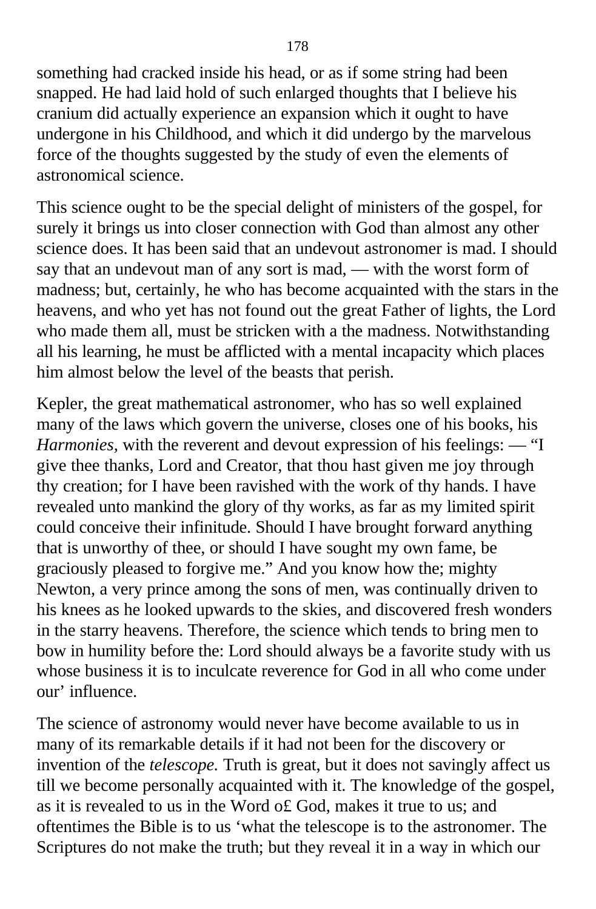something had cracked inside his head, or as if some string had been snapped. He had laid hold of such enlarged thoughts that I believe his cranium did actually experience an expansion which it ought to have undergone in his Childhood, and which it did undergo by the marvelous force of the thoughts suggested by the study of even the elements of astronomical science.

This science ought to be the special delight of ministers of the gospel, for surely it brings us into closer connection with God than almost any other science does. It has been said that an undevout astronomer is mad. I should say that an undevout man of any sort is mad, — with the worst form of madness; but, certainly, he who has become acquainted with the stars in the heavens, and who yet has not found out the great Father of lights, the Lord who made them all, must be stricken with a the madness. Notwithstanding all his learning, he must be afflicted with a mental incapacity which places him almost below the level of the beasts that perish.

Kepler, the great mathematical astronomer, who has so well explained many of the laws which govern the universe, closes one of his books, his *Harmonies,* with the reverent and devout expression of his feelings: — "I give thee thanks, Lord and Creator, that thou hast given me joy through thy creation; for I have been ravished with the work of thy hands. I have revealed unto mankind the glory of thy works, as far as my limited spirit could conceive their infinitude. Should I have brought forward anything that is unworthy of thee, or should I have sought my own fame, be graciously pleased to forgive me." And you know how the; mighty Newton, a very prince among the sons of men, was continually driven to his knees as he looked upwards to the skies, and discovered fresh wonders in the starry heavens. Therefore, the science which tends to bring men to bow in humility before the: Lord should always be a favorite study with us whose business it is to inculcate reverence for God in all who come under our' influence.

The science of astronomy would never have become available to us in many of its remarkable details if it had not been for the discovery or invention of the *telescope.* Truth is great, but it does not savingly affect us till we become personally acquainted with it. The knowledge of the gospel, as it is revealed to us in the Word o£ God, makes it true to us; and oftentimes the Bible is to us 'what the telescope is to the astronomer. The Scriptures do not make the truth; but they reveal it in a way in which our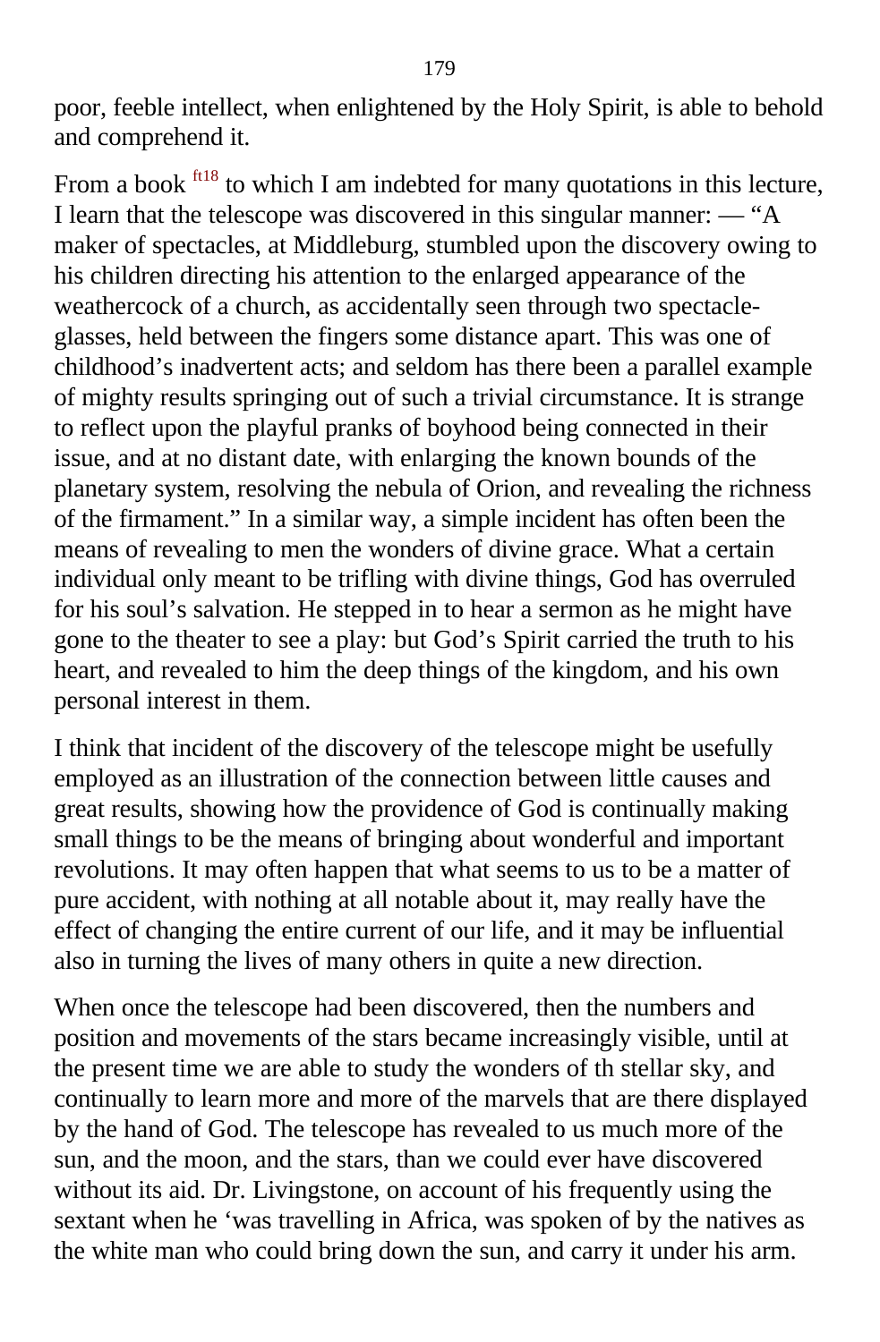poor, feeble intellect, when enlightened by the Holy Spirit, is able to behold and comprehend it.

From a book [ft18] to which I am indebted for many quotations in this lecture, I learn that the telescope was discovered in this singular manner: — "A maker of spectacles, at Middleburg, stumbled upon the discovery owing to his children directing his attention to the enlarged appearance of the weathercock of a church, as accidentally seen through two spectacle-glasses, held between the fingers some distance apart. This was one of childhood's inadvertent acts; and seldom has there been a parallel example of mighty results springing out of such a trivial circumstance. It is strange to reflect upon the playful pranks of boyhood being connected in their issue, and at no distant date, with enlarging the known bounds of the planetary system, resolving the nebula of Orion, and revealing the richness of the firmament." In a similar way, a simple incident has often been the means of revealing to men the wonders of divine grace. What a certain individual only meant to be trifling with divine things, God has overruled for his soul's salvation. He stepped in to hear a sermon as he might have gone to the theater to see a play: but God's Spirit carried the truth to his heart, and revealed to him the deep things of the kingdom, and his own personal interest in them.

I think that incident of the discovery of the telescope might be usefully employed as an illustration of the connection between little causes and great results, showing how the providence of God is continually making small things to be the means of bringing about wonderful and important revolutions. It may often happen that what seems to us to be a matter of pure accident, with nothing at all notable about it, may really have the effect of changing the entire current of our life, and it may be influential also in turning the lives of many others in quite a new direction.

When once the telescope had been discovered, then the numbers and position and movements of the stars became increasingly visible, until at the present time we are able to study the wonders of th stellar sky, and continually to learn more and more of the marvels that are there displayed by the hand of God. The telescope has revealed to us much more of the sun, and the moon, and the stars, than we could ever have discovered without its aid. Dr. Livingstone, on account of his frequently using the sextant when he 'was travelling in Africa, was spoken of by the natives as the white man who could bring down the sun, and carry it under his arm.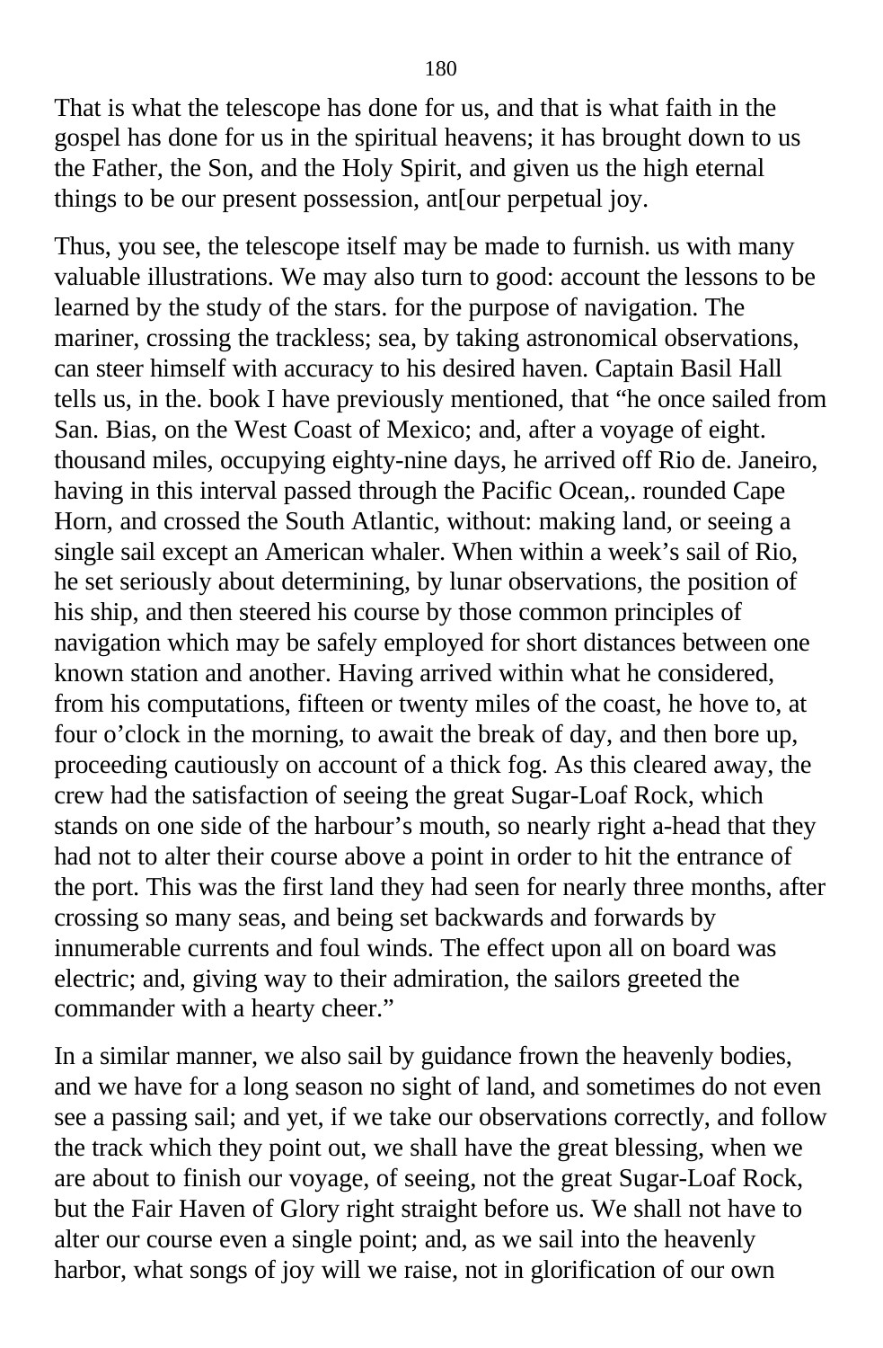That is what the telescope has done for us, and that is what faith in the gospel has done for us in the spiritual heavens; it has brought down to us the Father, the Son, and the Holy Spirit, and given us the high eternal things to be our present possession, ant[our perpetual joy.

Thus, you see, the telescope itself may be made to furnish. us with many valuable illustrations. We may also turn to good: account the lessons to be learned by the study of the stars. for the purpose of navigation. The mariner, crossing the trackless; sea, by taking astronomical observations, can steer himself with accuracy to his desired haven. Captain Basil Hall tells us, in the. book I have previously mentioned, that "he once sailed from San. Bias, on the West Coast of Mexico; and, after a voyage of eight. thousand miles, occupying eighty-nine days, he arrived off Rio de. Janeiro, having in this interval passed through the Pacific Ocean,. rounded Cape Horn, and crossed the South Atlantic, without: making land, or seeing a single sail except an American whaler. When within a week's sail of Rio, he set seriously about determining, by lunar observations, the position of his ship, and then steered his course by those common principles of navigation which may be safely employed for short distances between one known station and another. Having arrived within what he considered, from his computations, fifteen or twenty miles of the coast, he hove to, at four o'clock in the morning, to await the break of day, and then bore up, proceeding cautiously on account of a thick fog. As this cleared away, the crew had the satisfaction of seeing the great Sugar-Loaf Rock, which stands on one side of the harbour's mouth, so nearly right a-head that they had not to alter their course above a point in order to hit the entrance of the port. This was the first land they had seen for nearly three months, after crossing so many seas, and being set backwards and forwards by innumerable currents and foul winds. The effect upon all on board was electric; and, giving way to their admiration, the sailors greeted the commander with a hearty cheer."

In a similar manner, we also sail by guidance frown the heavenly bodies, and we have for a long season no sight of land, and sometimes do not even see a passing sail; and yet, if we take our observations correctly, and follow the track which they point out, we shall have the great blessing, when we are about to finish our voyage, of seeing, not the great Sugar-Loaf Rock, but the Fair Haven of Glory right straight before us. We shall not have to alter our course even a single point; and, as we sail into the heavenly harbor, what songs of joy will we raise, not in glorification of our own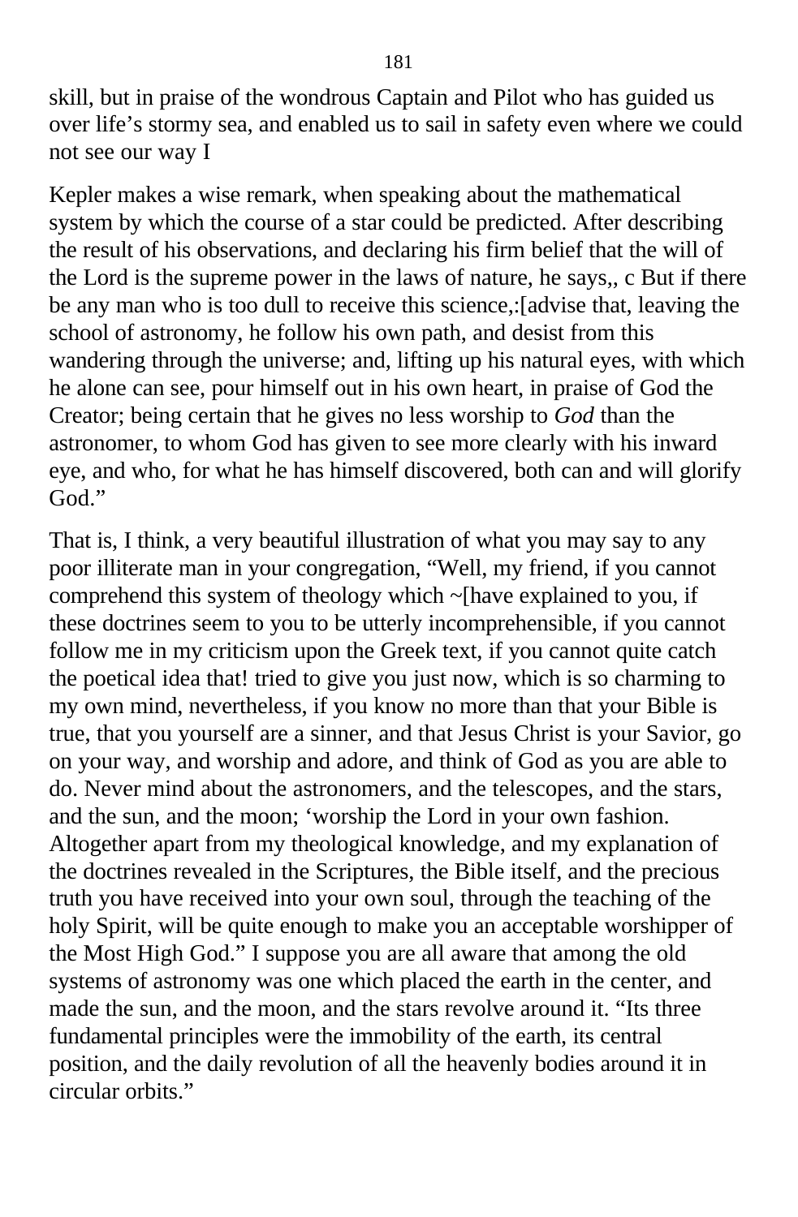skill, but in praise of the wondrous Captain and Pilot who has guided us over life's stormy sea, and enabled us to sail in safety even where we could not see our way I

Kepler makes a wise remark, when speaking about the mathematical system by which the course of a star could be predicted. After describing the result of his observations, and declaring his firm belief that the will of the Lord is the supreme power in the laws of nature, he says,, c But if there be any man who is too dull to receive this science,:[advise that, leaving the school of astronomy, he follow his own path, and desist from this wandering through the universe; and, lifting up his natural eyes, with which he alone can see, pour himself out in his own heart, in praise of God the Creator; being certain that he gives no less worship to *God* than the astronomer, to whom God has given to see more clearly with his inward eye, and who, for what he has himself discovered, both can and will glorify God."

That is, I think, a very beautiful illustration of what you may say to any poor illiterate man in your congregation, "Well, my friend, if you cannot comprehend this system of theology which ~[have explained to you, if these doctrines seem to you to be utterly incomprehensible, if you cannot follow me in my criticism upon the Greek text, if you cannot quite catch the poetical idea that! tried to give you just now, which is so charming to my own mind, nevertheless, if you know no more than that your Bible is true, that you yourself are a sinner, and that Jesus Christ is your Savior, go on your way, and worship and adore, and think of God as you are able to do. Never mind about the astronomers, and the telescopes, and the stars, and the sun, and the moon; 'worship the Lord in your own fashion. Altogether apart from my theological knowledge, and my explanation of the doctrines revealed in the Scriptures, the Bible itself, and the precious truth you have received into your own soul, through the teaching of the holy Spirit, will be quite enough to make you an acceptable worshipper of the Most High God." I suppose you are all aware that among the old systems of astronomy was one which placed the earth in the center, and made the sun, and the moon, and the stars revolve around it. "Its three fundamental principles were the immobility of the earth, its central position, and the daily revolution of all the heavenly bodies around it in circular orbits."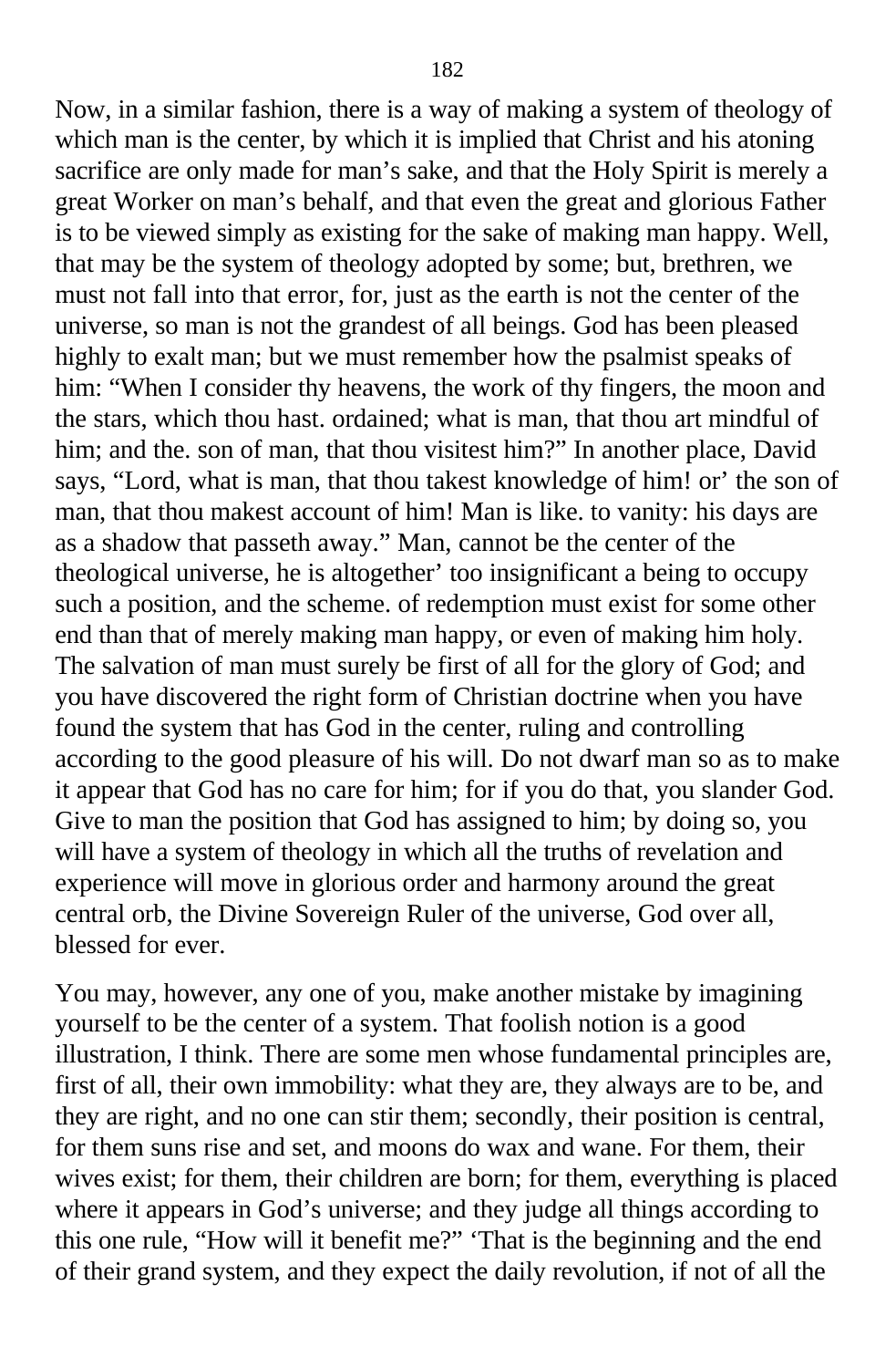Now, in a similar fashion, there is a way of making a system of theology of which man is the center, by which it is implied that Christ and his atoning sacrifice are only made for man's sake, and that the Holy Spirit is merely a great Worker on man's behalf, and that even the great and glorious Father is to be viewed simply as existing for the sake of making man happy. Well, that may be the system of theology adopted by some; but, brethren, we must not fall into that error, for, just as the earth is not the center of the universe, so man is not the grandest of all beings. God has been pleased highly to exalt man; but we must remember how the psalmist speaks of him: "When I consider thy heavens, the work of thy fingers, the moon and the stars, which thou hast. ordained; what is man, that thou art mindful of him; and the. son of man, that thou visitest him?" In another place, David says, "Lord, what is man, that thou takest knowledge of him! or' the son of man, that thou makest account of him! Man is like. to vanity: his days are as a shadow that passeth away." Man, cannot be the center of the theological universe, he is altogether' too insignificant a being to occupy such a position, and the scheme. of redemption must exist for some other end than that of merely making man happy, or even of making him holy. The salvation of man must surely be first of all for the glory of God; and you have discovered the right form of Christian doctrine when you have found the system that has God in the center, ruling and controlling according to the good pleasure of his will. Do not dwarf man so as to make it appear that God has no care for him; for if you do that, you slander God. Give to man the position that God has assigned to him; by doing so, you will have a system of theology in which all the truths of revelation and experience will move in glorious order and harmony around the great central orb, the Divine Sovereign Ruler of the universe, God over all, blessed for ever.

You may, however, any one of you, make another mistake by imagining yourself to be the center of a system. That foolish notion is a good illustration, I think. There are some men whose fundamental principles are, first of all, their own immobility: what they are, they always are to be, and they are right, and no one can stir them; secondly, their position is central, for them suns rise and set, and moons do wax and wane. For them, their wives exist; for them, their children are born; for them, everything is placed where it appears in God's universe; and they judge all things according to this one rule, "How will it benefit me?" 'That is the beginning and the end of their grand system, and they expect the daily revolution, if not of all the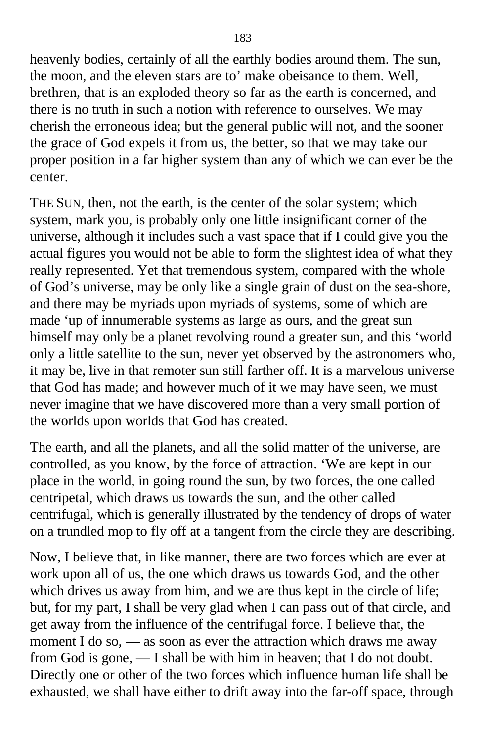heavenly bodies, certainly of all the earthly bodies around them. The sun, the moon, and the eleven stars are to' make obeisance to them. Well, brethren, that is an exploded theory so far as the earth is concerned, and there is no truth in such a notion with reference to ourselves. We may cherish the erroneous idea; but the general public will not, and the sooner the grace of God expels it from us, the better, so that we may take our proper position in a far higher system than any of which we can ever be the center.

THE SUN, then, not the earth, is the center of the solar system; which system, mark you, is probably only one little insignificant corner of the universe, although it includes such a vast space that if I could give you the actual figures you would not be able to form the slightest idea of what they really represented. Yet that tremendous system, compared with the whole of God's universe, may be only like a single grain of dust on the sea-shore, and there may be myriads upon myriads of systems, some of which are made 'up of innumerable systems as large as ours, and the great sun himself may only be a planet revolving round a greater sun, and this 'world only a little satellite to the sun, never yet observed by the astronomers who, it may be, live in that remoter sun still farther off. It is a marvelous universe that God has made; and however much of it we may have seen, we must never imagine that we have discovered more than a very small portion of the worlds upon worlds that God has created.

The earth, and all the planets, and all the solid matter of the universe, are controlled, as you know, by the force of attraction. 'We are kept in our place in the world, in going round the sun, by two forces, the one called centripetal, which draws us towards the sun, and the other called centrifugal, which is generally illustrated by the tendency of drops of water on a trundled mop to fly off at a tangent from the circle they are describing.

Now, I believe that, in like manner, there are two forces which are ever at work upon all of us, the one which draws us towards God, and the other which drives us away from him, and we are thus kept in the circle of life; but, for my part, I shall be very glad when I can pass out of that circle, and get away from the influence of the centrifugal force. I believe that, the moment I do so, — as soon as ever the attraction which draws me away from God is gone, — I shall be with him in heaven; that I do not doubt. Directly one or other of the two forces which influence human life shall be exhausted, we shall have either to drift away into the far-off space, through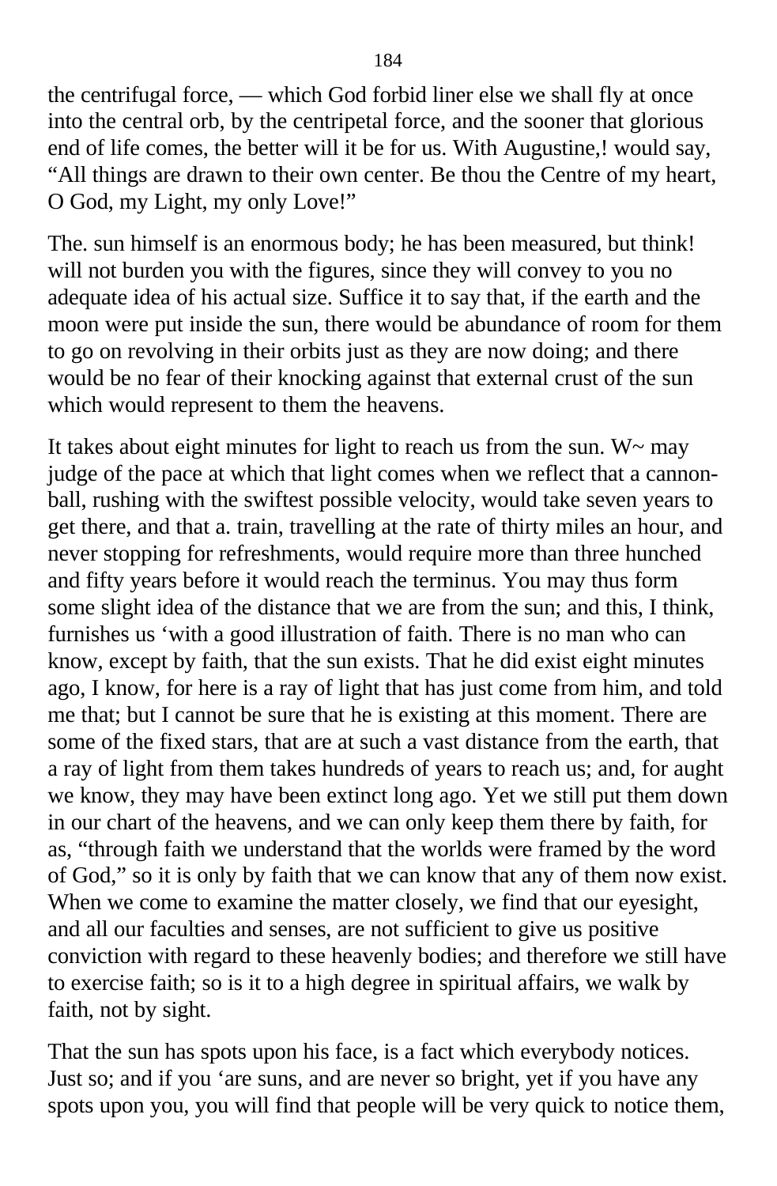the centrifugal force, — which God forbid liner else we shall fly at once into the central orb, by the centripetal force, and the sooner that glorious end of life comes, the better will it be for us. With Augustine,! would say, "All things are drawn to their own center. Be thou the Centre of my heart, O God, my Light, my only Love!"

The. sun himself is an enormous body; he has been measured, but think! will not burden you with the figures, since they will convey to you no adequate idea of his actual size. Suffice it to say that, if the earth and the moon were put inside the sun, there would be abundance of room for them to go on revolving in their orbits just as they are now doing; and there would be no fear of their knocking against that external crust of the sun which would represent to them the heavens.

It takes about eight minutes for light to reach us from the sun. W~ may judge of the pace at which that light comes when we reflect that a cannon-ball, rushing with the swiftest possible velocity, would take seven years to get there, and that a. train, travelling at the rate of thirty miles an hour, and never stopping for refreshments, would require more than three hunched and fifty years before it would reach the terminus. You may thus form some slight idea of the distance that we are from the sun; and this, I think, furnishes us 'with a good illustration of faith. There is no man who can know, except by faith, that the sun exists. That he did exist eight minutes ago, I know, for here is a ray of light that has just come from him, and told me that; but I cannot be sure that he is existing at this moment. There are some of the fixed stars, that are at such a vast distance from the earth, that a ray of light from them takes hundreds of years to reach us; and, for aught we know, they may have been extinct long ago. Yet we still put them down in our chart of the heavens, and we can only keep them there by faith, for as, "through faith we understand that the worlds were framed by the word of God," so it is only by faith that we can know that any of them now exist. When we come to examine the matter closely, we find that our eyesight, and all our faculties and senses, are not sufficient to give us positive conviction with regard to these heavenly bodies; and therefore we still have to exercise faith; so is it to a high degree in spiritual affairs, we walk by faith, not by sight.

That the sun has spots upon his face, is a fact which everybody notices. Just so; and if you 'are suns, and are never so bright, yet if you have any spots upon you, you will find that people will be very quick to notice them,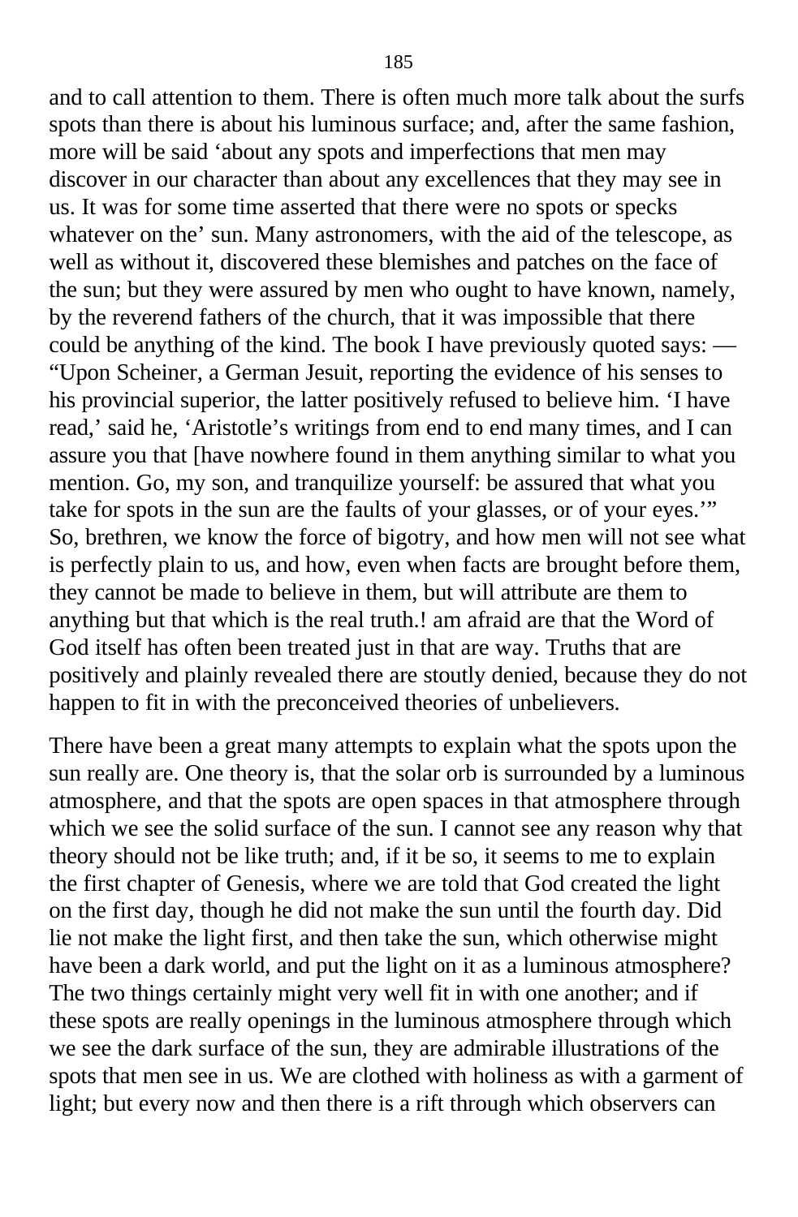and to call attention to them. There is often much more talk about the surfs spots than there is about his luminous surface; and, after the same fashion, more will be said ‘about any spots and imperfections that men may discover in our character than about any excellences that they may see in us. It was for some time asserted that there were no spots or specks whatever on the’ sun. Many astronomers, with the aid of the telescope, as well as without it, discovered these blemishes and patches on the face of the sun; but they were assured by men who ought to have known, namely, by the reverend fathers of the church, that it was impossible that there could be anything of the kind. The book I have previously quoted says: — “Upon Scheiner, a German Jesuit, reporting the evidence of his senses to his provincial superior, the latter positively refused to believe him. ‘I have read,’ said he, ‘Aristotle’s writings from end to end many times, and I can assure you that [have nowhere found in them anything similar to what you mention. Go, my son, and tranquilize yourself: be assured that what you take for spots in the sun are the faults of your glasses, or of your eyes.’” So, brethren, we know the force of bigotry, and how men will not see what is perfectly plain to us, and how, even when facts are brought before them, they cannot be made to believe in them, but will attribute are them to anything but that which is the real truth.! am afraid are that the Word of God itself has often been treated just in that are way. Truths that are positively and plainly revealed there are stoutly denied, because they do not happen to fit in with the preconceived theories of unbelievers.

There have been a great many attempts to explain what the spots upon the sun really are. One theory is, that the solar orb is surrounded by a luminous atmosphere, and that the spots are open spaces in that atmosphere through which we see the solid surface of the sun. I cannot see any reason why that theory should not be like truth; and, if it be so, it seems to me to explain the first chapter of Genesis, where we are told that God created the light on the first day, though he did not make the sun until the fourth day. Did lie not make the light first, and then take the sun, which otherwise might have been a dark world, and put the light on it as a luminous atmosphere? The two things certainly might very well fit in with one another; and if these spots are really openings in the luminous atmosphere through which we see the dark surface of the sun, they are admirable illustrations of the spots that men see in us. We are clothed with holiness as with a garment of light; but every now and then there is a rift through which observers can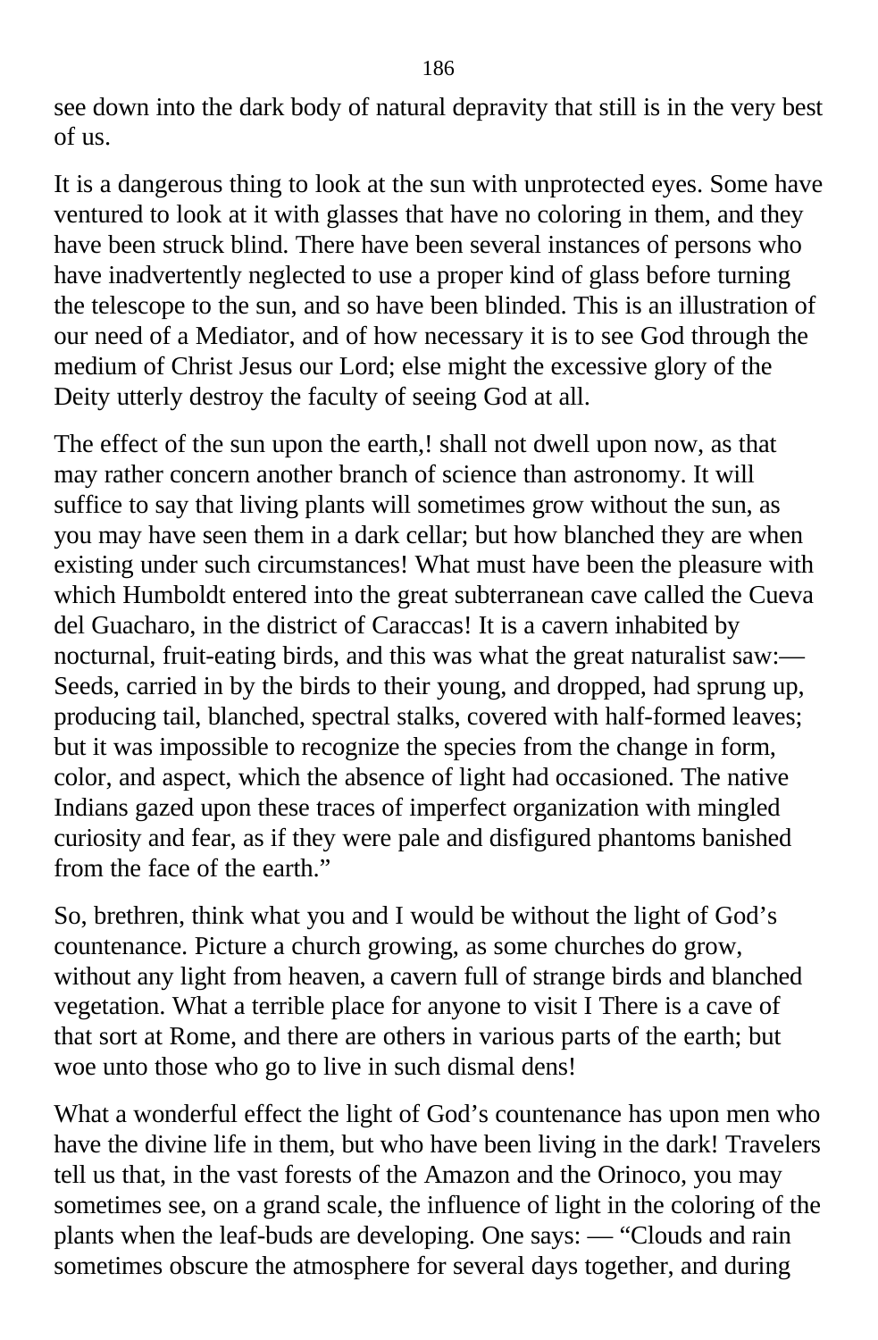see down into the dark body of natural depravity that still is in the very best of us.

It is a dangerous thing to look at the sun with unprotected eyes. Some have ventured to look at it with glasses that have no coloring in them, and they have been struck blind. There have been several instances of persons who have inadvertently neglected to use a proper kind of glass before turning the telescope to the sun, and so have been blinded. This is an illustration of our need of a Mediator, and of how necessary it is to see God through the medium of Christ Jesus our Lord; else might the excessive glory of the Deity utterly destroy the faculty of seeing God at all.

The effect of the sun upon the earth,! shall not dwell upon now, as that may rather concern another branch of science than astronomy. It will suffice to say that living plants will sometimes grow without the sun, as you may have seen them in a dark cellar; but how blanched they are when existing under such circumstances! What must have been the pleasure with which Humboldt entered into the great subterranean cave called the Cueva del Guacharo, in the district of Caraccas! It is a cavern inhabited by nocturnal, fruit-eating birds, and this was what the great naturalist saw:— Seeds, carried in by the birds to their young, and dropped, had sprung up, producing tail, blanched, spectral stalks, covered with half-formed leaves; but it was impossible to recognize the species from the change in form, color, and aspect, which the absence of light had occasioned. The native Indians gazed upon these traces of imperfect organization with mingled curiosity and fear, as if they were pale and disfigured phantoms banished from the face of the earth."

So, brethren, think what you and I would be without the light of God's countenance. Picture a church growing, as some churches do grow, without any light from heaven, a cavern full of strange birds and blanched vegetation. What a terrible place for anyone to visit I There is a cave of that sort at Rome, and there are others in various parts of the earth; but woe unto those who go to live in such dismal dens!

What a wonderful effect the light of God's countenance has upon men who have the divine life in them, but who have been living in the dark! Travelers tell us that, in the vast forests of the Amazon and the Orinoco, you may sometimes see, on a grand scale, the influence of light in the coloring of the plants when the leaf-buds are developing. One says: — "Clouds and rain sometimes obscure the atmosphere for several days together, and during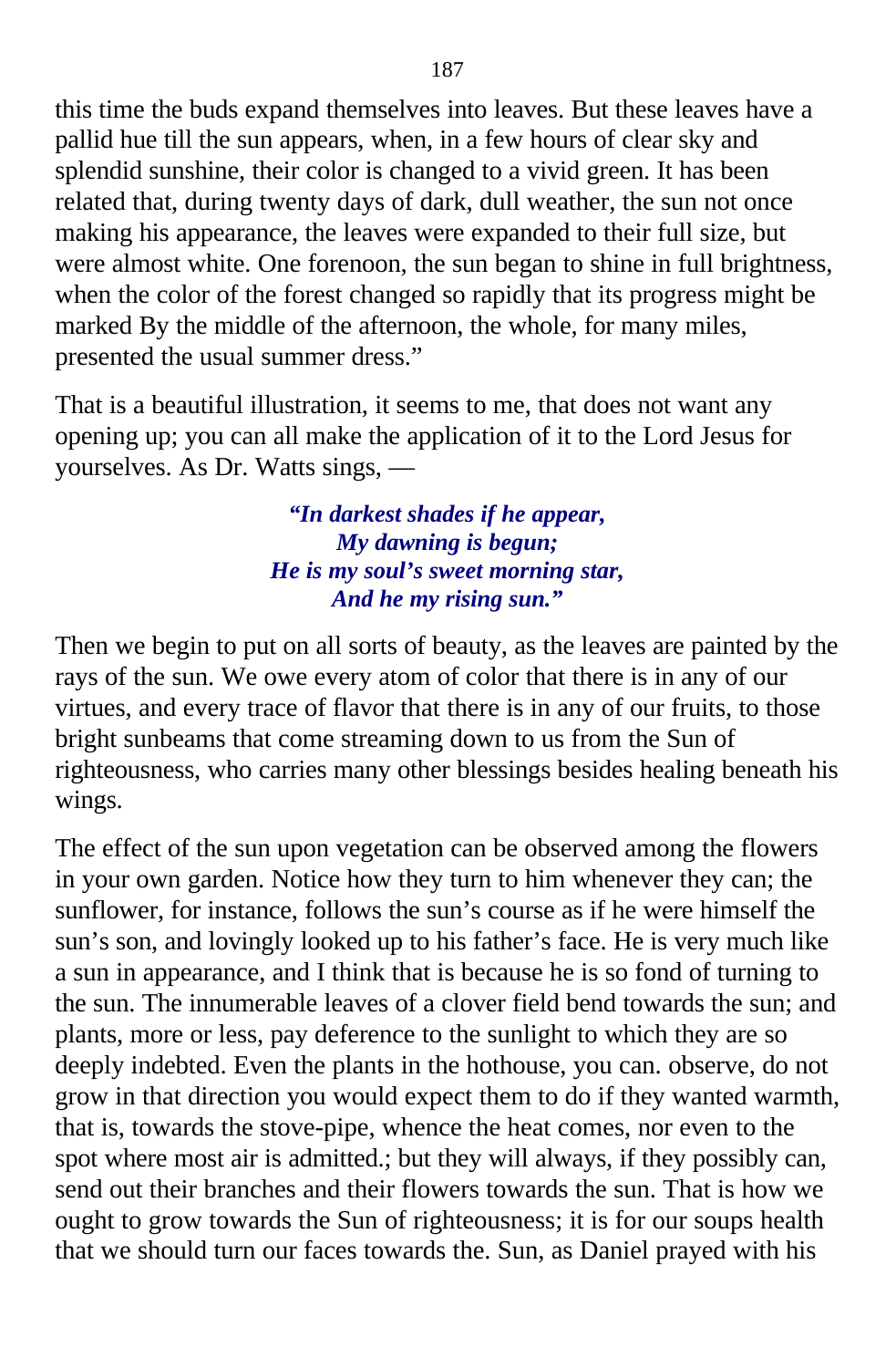this time the buds expand themselves into leaves. But these leaves have a pallid hue till the sun appears, when, in a few hours of clear sky and splendid sunshine, their color is changed to a vivid green. It has been related that, during twenty days of dark, dull weather, the sun not once making his appearance, the leaves were expanded to their full size, but were almost white. One forenoon, the sun began to shine in full brightness, when the color of the forest changed so rapidly that its progress might be marked By the middle of the afternoon, the whole, for many miles, presented the usual summer dress."

That is a beautiful illustration, it seems to me, that does not want any opening up; you can all make the application of it to the Lord Jesus for yourselves. As Dr. Watts sings, —

> ***"In darkest shades if he appear,***
> ***My dawning is begun;***
> ***He is my soul's sweet morning star,***
> ***And he my rising sun."***

Then we begin to put on all sorts of beauty, as the leaves are painted by the rays of the sun. We owe every atom of color that there is in any of our virtues, and every trace of flavor that there is in any of our fruits, to those bright sunbeams that come streaming down to us from the Sun of righteousness, who carries many other blessings besides healing beneath his wings.

The effect of the sun upon vegetation can be observed among the flowers in your own garden. Notice how they turn to him whenever they can; the sunflower, for instance, follows the sun's course as if he were himself the sun's son, and lovingly looked up to his father's face. He is very much like a sun in appearance, and I think that is because he is so fond of turning to the sun. The innumerable leaves of a clover field bend towards the sun; and plants, more or less, pay deference to the sunlight to which they are so deeply indebted. Even the plants in the hothouse, you can. observe, do not grow in that direction you would expect them to do if they wanted warmth, that is, towards the stove-pipe, whence the heat comes, nor even to the spot where most air is admitted.; but they will always, if they possibly can, send out their branches and their flowers towards the sun. That is how we ought to grow towards the Sun of righteousness; it is for our soups health that we should turn our faces towards the. Sun, as Daniel prayed with his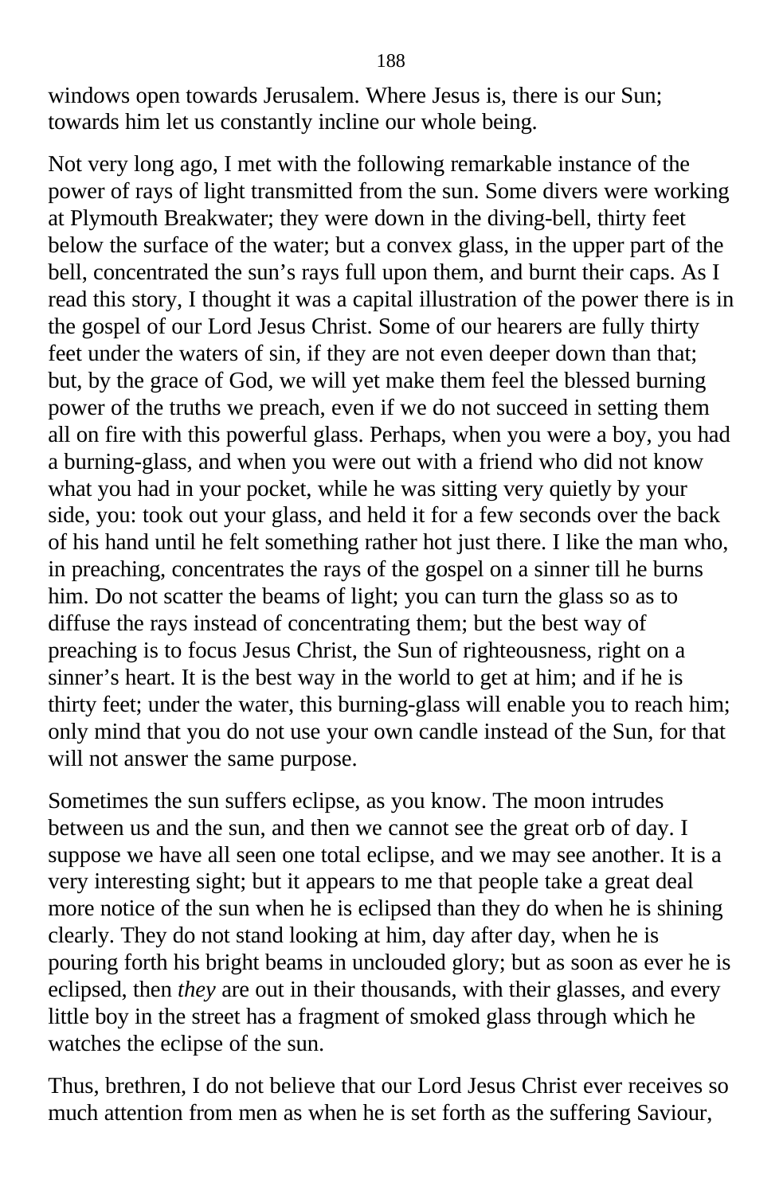windows open towards Jerusalem. Where Jesus is, there is our Sun; towards him let us constantly incline our whole being.

Not very long ago, I met with the following remarkable instance of the power of rays of light transmitted from the sun. Some divers were working at Plymouth Breakwater; they were down in the diving-bell, thirty feet below the surface of the water; but a convex glass, in the upper part of the bell, concentrated the sun's rays full upon them, and burnt their caps. As I read this story, I thought it was a capital illustration of the power there is in the gospel of our Lord Jesus Christ. Some of our hearers are fully thirty feet under the waters of sin, if they are not even deeper down than that; but, by the grace of God, we will yet make them feel the blessed burning power of the truths we preach, even if we do not succeed in setting them all on fire with this powerful glass. Perhaps, when you were a boy, you had a burning-glass, and when you were out with a friend who did not know what you had in your pocket, while he was sitting very quietly by your side, you: took out your glass, and held it for a few seconds over the back of his hand until he felt something rather hot just there. I like the man who, in preaching, concentrates the rays of the gospel on a sinner till he burns him. Do not scatter the beams of light; you can turn the glass so as to diffuse the rays instead of concentrating them; but the best way of preaching is to focus Jesus Christ, the Sun of righteousness, right on a sinner's heart. It is the best way in the world to get at him; and if he is thirty feet; under the water, this burning-glass will enable you to reach him; only mind that you do not use your own candle instead of the Sun, for that will not answer the same purpose.

Sometimes the sun suffers eclipse, as you know. The moon intrudes between us and the sun, and then we cannot see the great orb of day. I suppose we have all seen one total eclipse, and we may see another. It is a very interesting sight; but it appears to me that people take a great deal more notice of the sun when he is eclipsed than they do when he is shining clearly. They do not stand looking at him, day after day, when he is pouring forth his bright beams in unclouded glory; but as soon as ever he is eclipsed, then *they* are out in their thousands, with their glasses, and every little boy in the street has a fragment of smoked glass through which he watches the eclipse of the sun.

Thus, brethren, I do not believe that our Lord Jesus Christ ever receives so much attention from men as when he is set forth as the suffering Saviour,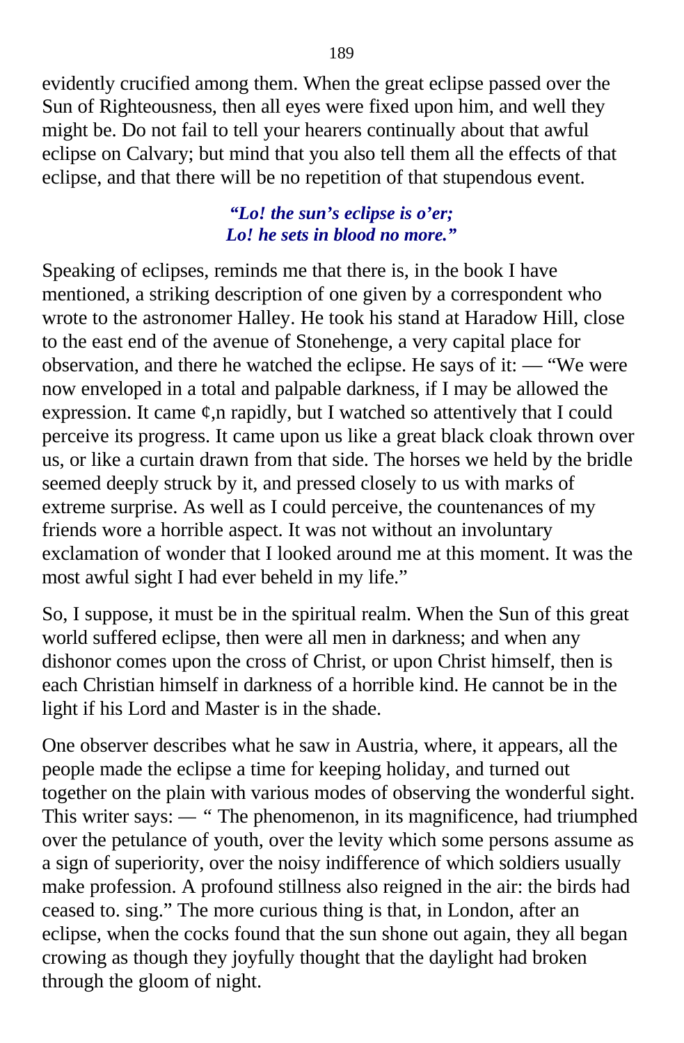evidently crucified among them. When the great eclipse passed over the Sun of Righteousness, then all eyes were fixed upon him, and well they might be. Do not fail to tell your hearers continually about that awful eclipse on Calvary; but mind that you also tell them all the effects of that eclipse, and that there will be no repetition of that stupendous event.

> ***"Lo! the sun's eclipse is o'er;***
> ***Lo! he sets in blood no more."***

Speaking of eclipses, reminds me that there is, in the book I have mentioned, a striking description of one given by a correspondent who wrote to the astronomer Halley. He took his stand at Haradow Hill, close to the east end of the avenue of Stonehenge, a very capital place for observation, and there he watched the eclipse. He says of it: — "We were now enveloped in a total and palpable darkness, if I may be allowed the expression. It came ¢,n rapidly, but I watched so attentively that I could perceive its progress. It came upon us like a great black cloak thrown over us, or like a curtain drawn from that side. The horses we held by the bridle seemed deeply struck by it, and pressed closely to us with marks of extreme surprise. As well as I could perceive, the countenances of my friends wore a horrible aspect. It was not without an involuntary exclamation of wonder that I looked around me at this moment. It was the most awful sight I had ever beheld in my life."

So, I suppose, it must be in the spiritual realm. When the Sun of this great world suffered eclipse, then were all men in darkness; and when any dishonor comes upon the cross of Christ, or upon Christ himself, then is each Christian himself in darkness of a horrible kind. He cannot be in the light if his Lord and Master is in the shade.

One observer describes what he saw in Austria, where, it appears, all the people made the eclipse a time for keeping holiday, and turned out together on the plain with various modes of observing the wonderful sight. This writer says: — " The phenomenon, in its magnificence, had triumphed over the petulance of youth, over the levity which some persons assume as a sign of superiority, over the noisy indifference of which soldiers usually make profession. A profound stillness also reigned in the air: the birds had ceased to. sing." The more curious thing is that, in London, after an eclipse, when the cocks found that the sun shone out again, they all began crowing as though they joyfully thought that the daylight had broken through the gloom of night.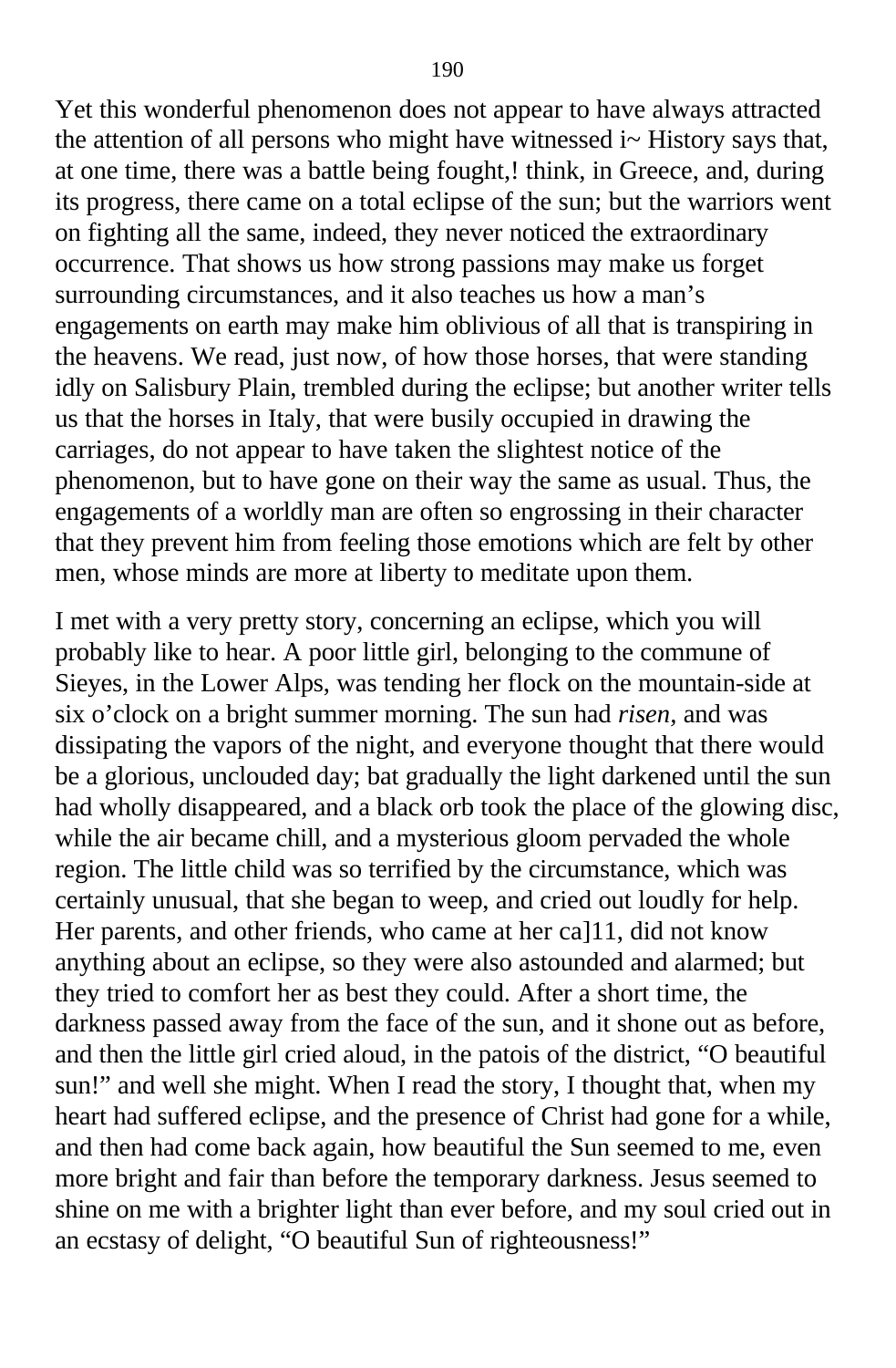Yet this wonderful phenomenon does not appear to have always attracted the attention of all persons who might have witnessed i~ History says that, at one time, there was a battle being fought,! think, in Greece, and, during its progress, there came on a total eclipse of the sun; but the warriors went on fighting all the same, indeed, they never noticed the extraordinary occurrence. That shows us how strong passions may make us forget surrounding circumstances, and it also teaches us how a man's engagements on earth may make him oblivious of all that is transpiring in the heavens. We read, just now, of how those horses, that were standing idly on Salisbury Plain, trembled during the eclipse; but another writer tells us that the horses in Italy, that were busily occupied in drawing the carriages, do not appear to have taken the slightest notice of the phenomenon, but to have gone on their way the same as usual. Thus, the engagements of a worldly man are often so engrossing in their character that they prevent him from feeling those emotions which are felt by other men, whose minds are more at liberty to meditate upon them.

I met with a very pretty story, concerning an eclipse, which you will probably like to hear. A poor little girl, belonging to the commune of Sieyes, in the Lower Alps, was tending her flock on the mountain-side at six o'clock on a bright summer morning. The sun had *risen*, and was dissipating the vapors of the night, and everyone thought that there would be a glorious, unclouded day; bat gradually the light darkened until the sun had wholly disappeared, and a black orb took the place of the glowing disc, while the air became chill, and a mysterious gloom pervaded the whole region. The little child was so terrified by the circumstance, which was certainly unusual, that she began to weep, and cried out loudly for help. Her parents, and other friends, who came at her ca]11, did not know anything about an eclipse, so they were also astounded and alarmed; but they tried to comfort her as best they could. After a short time, the darkness passed away from the face of the sun, and it shone out as before, and then the little girl cried aloud, in the patois of the district, "O beautiful sun!" and well she might. When I read the story, I thought that, when my heart had suffered eclipse, and the presence of Christ had gone for a while, and then had come back again, how beautiful the Sun seemed to me, even more bright and fair than before the temporary darkness. Jesus seemed to shine on me with a brighter light than ever before, and my soul cried out in an ecstasy of delight, "O beautiful Sun of righteousness!"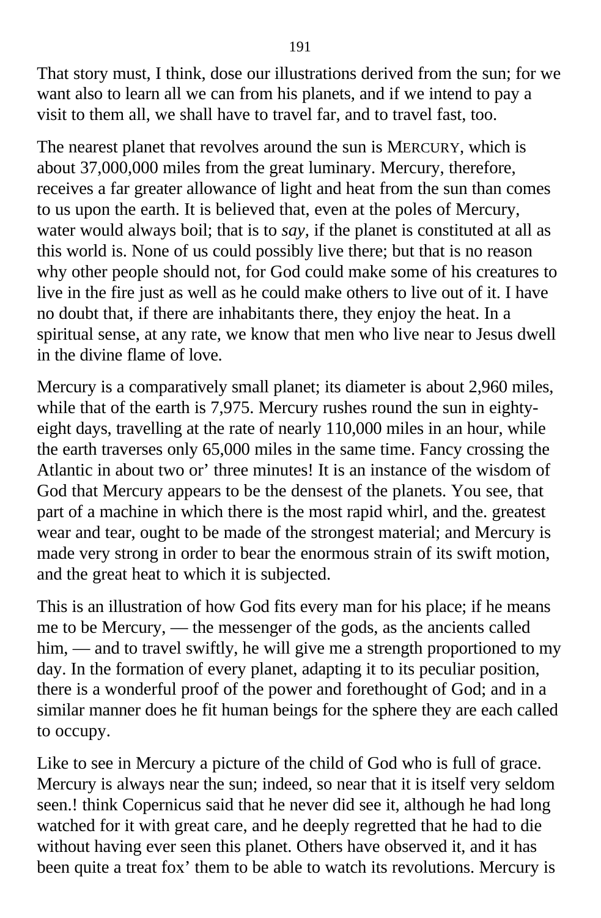That story must, I think, dose our illustrations derived from the sun; for we want also to learn all we can from his planets, and if we intend to pay a visit to them all, we shall have to travel far, and to travel fast, too.

The nearest planet that revolves around the sun is MERCURY, which is about 37,000,000 miles from the great luminary. Mercury, therefore, receives a far greater allowance of light and heat from the sun than comes to us upon the earth. It is believed that, even at the poles of Mercury, water would always boil; that is to *say,* if the planet is constituted at all as this world is. None of us could possibly live there; but that is no reason why other people should not, for God could make some of his creatures to live in the fire just as well as he could make others to live out of it. I have no doubt that, if there are inhabitants there, they enjoy the heat. In a spiritual sense, at any rate, we know that men who live near to Jesus dwell in the divine flame of love.

Mercury is a comparatively small planet; its diameter is about 2,960 miles, while that of the earth is 7,975. Mercury rushes round the sun in eighty-eight days, travelling at the rate of nearly 110,000 miles in an hour, while the earth traverses only 65,000 miles in the same time. Fancy crossing the Atlantic in about two or' three minutes! It is an instance of the wisdom of God that Mercury appears to be the densest of the planets. You see, that part of a machine in which there is the most rapid whirl, and the. greatest wear and tear, ought to be made of the strongest material; and Mercury is made very strong in order to bear the enormous strain of its swift motion, and the great heat to which it is subjected.

This is an illustration of how God fits every man for his place; if he means me to be Mercury, — the messenger of the gods, as the ancients called him, — and to travel swiftly, he will give me a strength proportioned to my day. In the formation of every planet, adapting it to its peculiar position, there is a wonderful proof of the power and forethought of God; and in a similar manner does he fit human beings for the sphere they are each called to occupy.

Like to see in Mercury a picture of the child of God who is full of grace. Mercury is always near the sun; indeed, so near that it is itself very seldom seen.! think Copernicus said that he never did see it, although he had long watched for it with great care, and he deeply regretted that he had to die without having ever seen this planet. Others have observed it, and it has been quite a treat fox' them to be able to watch its revolutions. Mercury is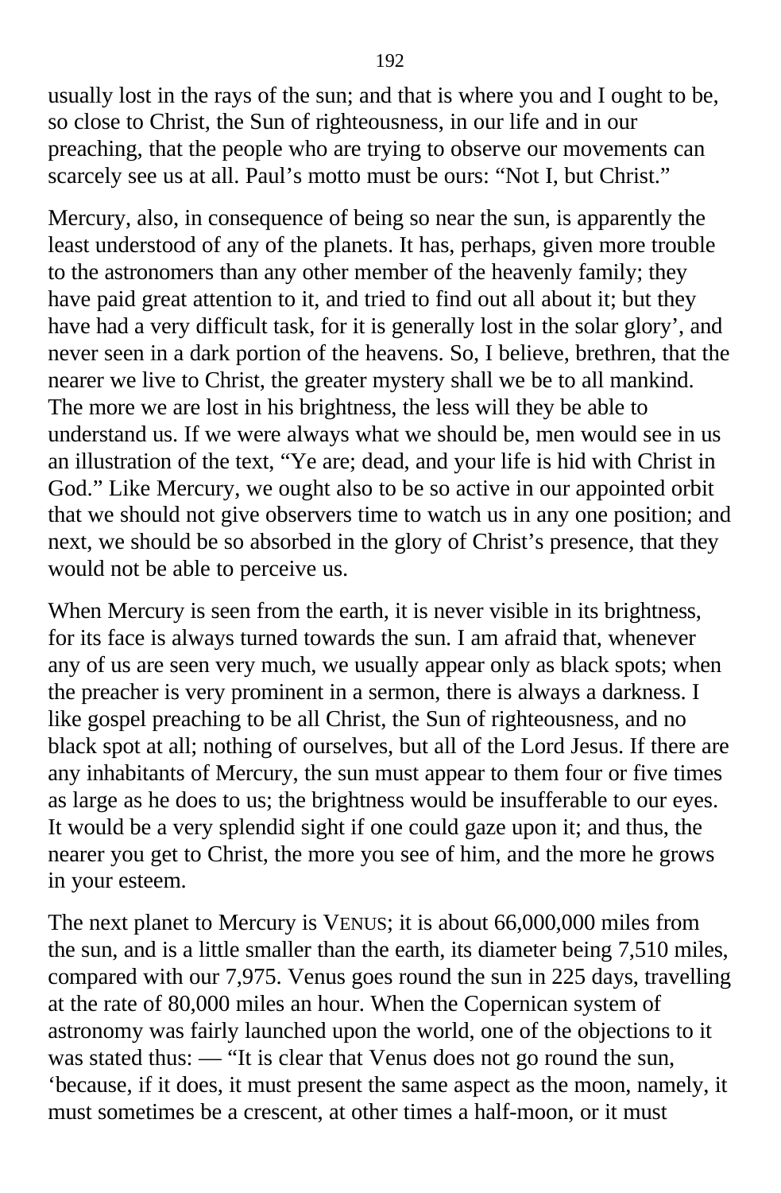usually lost in the rays of the sun; and that is where you and I ought to be, so close to Christ, the Sun of righteousness, in our life and in our preaching, that the people who are trying to observe our movements can scarcely see us at all. Paul's motto must be ours: "Not I, but Christ."

Mercury, also, in consequence of being so near the sun, is apparently the least understood of any of the planets. It has, perhaps, given more trouble to the astronomers than any other member of the heavenly family; they have paid great attention to it, and tried to find out all about it; but they have had a very difficult task, for it is generally lost in the solar glory', and never seen in a dark portion of the heavens. So, I believe, brethren, that the nearer we live to Christ, the greater mystery shall we be to all mankind. The more we are lost in his brightness, the less will they be able to understand us. If we were always what we should be, men would see in us an illustration of the text, "Ye are; dead, and your life is hid with Christ in God." Like Mercury, we ought also to be so active in our appointed orbit that we should not give observers time to watch us in any one position; and next, we should be so absorbed in the glory of Christ's presence, that they would not be able to perceive us.

When Mercury is seen from the earth, it is never visible in its brightness, for its face is always turned towards the sun. I am afraid that, whenever any of us are seen very much, we usually appear only as black spots; when the preacher is very prominent in a sermon, there is always a darkness. I like gospel preaching to be all Christ, the Sun of righteousness, and no black spot at all; nothing of ourselves, but all of the Lord Jesus. If there are any inhabitants of Mercury, the sun must appear to them four or five times as large as he does to us; the brightness would be insufferable to our eyes. It would be a very splendid sight if one could gaze upon it; and thus, the nearer you get to Christ, the more you see of him, and the more he grows in your esteem.

The next planet to Mercury is VENUS; it is about 66,000,000 miles from the sun, and is a little smaller than the earth, its diameter being 7,510 miles, compared with our 7,975. Venus goes round the sun in 225 days, travelling at the rate of 80,000 miles an hour. When the Copernican system of astronomy was fairly launched upon the world, one of the objections to it was stated thus: — "It is clear that Venus does not go round the sun, 'because, if it does, it must present the same aspect as the moon, namely, it must sometimes be a crescent, at other times a half-moon, or it must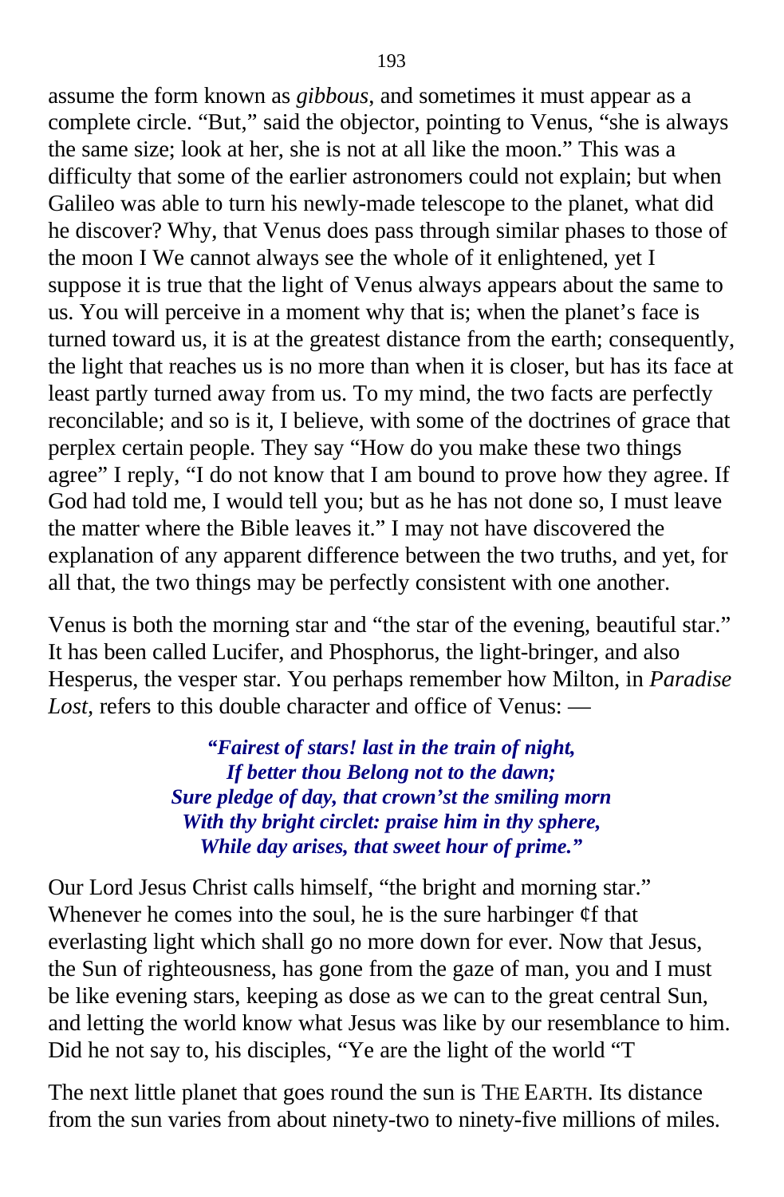assume the form known as *gibbous*, and sometimes it must appear as a complete circle. "But," said the objector, pointing to Venus, "she is always the same size; look at her, she is not at all like the moon." This was a difficulty that some of the earlier astronomers could not explain; but when Galileo was able to turn his newly-made telescope to the planet, what did he discover? Why, that Venus does pass through similar phases to those of the moon I We cannot always see the whole of it enlightened, yet I suppose it is true that the light of Venus always appears about the same to us. You will perceive in a moment why that is; when the planet's face is turned toward us, it is at the greatest distance from the earth; consequently, the light that reaches us is no more than when it is closer, but has its face at least partly turned away from us. To my mind, the two facts are perfectly reconcilable; and so is it, I believe, with some of the doctrines of grace that perplex certain people. They say "How do you make these two things agree" I reply, "I do not know that I am bound to prove how they agree. If God had told me, I would tell you; but as he has not done so, I must leave the matter where the Bible leaves it." I may not have discovered the explanation of any apparent difference between the two truths, and yet, for all that, the two things may be perfectly consistent with one another.

Venus is both the morning star and "the star of the evening, beautiful star." It has been called Lucifer, and Phosphorus, the light-bringer, and also Hesperus, the vesper star. You perhaps remember how Milton, in *Paradise Lost*, refers to this double character and office of Venus: —

> ***"Fairest of stars! last in the train of night,***
> ***If better thou Belong not to the dawn;***
> ***Sure pledge of day, that crown'st the smiling morn***
> ***With thy bright circlet: praise him in thy sphere,***
> ***While day arises, that sweet hour of prime."***

Our Lord Jesus Christ calls himself, "the bright and morning star." Whenever he comes into the soul, he is the sure harbinger ¢f that everlasting light which shall go no more down for ever. Now that Jesus, the Sun of righteousness, has gone from the gaze of man, you and I must be like evening stars, keeping as dose as we can to the great central Sun, and letting the world know what Jesus was like by our resemblance to him. Did he not say to, his disciples, "Ye are the light of the world "T

The next little planet that goes round the sun is THE EARTH. Its distance from the sun varies from about ninety-two to ninety-five millions of miles.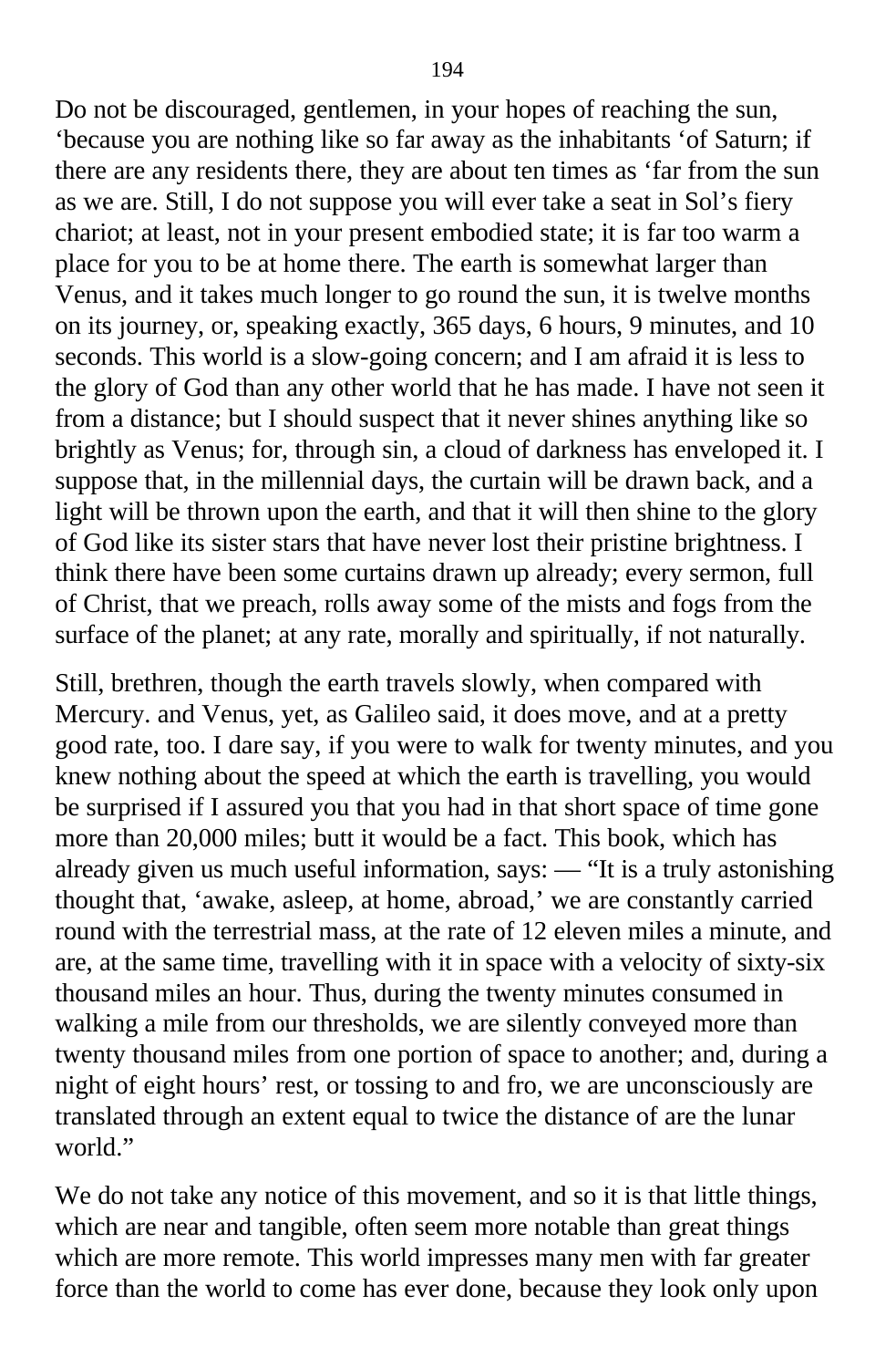Do not be discouraged, gentlemen, in your hopes of reaching the sun, ‘because you are nothing like so far away as the inhabitants ‘of Saturn; if there are any residents there, they are about ten times as ‘far from the sun as we are. Still, I do not suppose you will ever take a seat in Sol’s fiery chariot; at least, not in your present embodied state; it is far too warm a place for you to be at home there. The earth is somewhat larger than Venus, and it takes much longer to go round the sun, it is twelve months on its journey, or, speaking exactly, 365 days, 6 hours, 9 minutes, and 10 seconds. This world is a slow-going concern; and I am afraid it is less to the glory of God than any other world that he has made. I have not seen it from a distance; but I should suspect that it never shines anything like so brightly as Venus; for, through sin, a cloud of darkness has enveloped it. I suppose that, in the millennial days, the curtain will be drawn back, and a light will be thrown upon the earth, and that it will then shine to the glory of God like its sister stars that have never lost their pristine brightness. I think there have been some curtains drawn up already; every sermon, full of Christ, that we preach, rolls away some of the mists and fogs from the surface of the planet; at any rate, morally and spiritually, if not naturally.

Still, brethren, though the earth travels slowly, when compared with Mercury. and Venus, yet, as Galileo said, it does move, and at a pretty good rate, too. I dare say, if you were to walk for twenty minutes, and you knew nothing about the speed at which the earth is travelling, you would be surprised if I assured you that you had in that short space of time gone more than 20,000 miles; butt it would be a fact. This book, which has already given us much useful information, says: — “It is a truly astonishing thought that, ‘awake, asleep, at home, abroad,’ we are constantly carried round with the terrestrial mass, at the rate of 12 eleven miles a minute, and are, at the same time, travelling with it in space with a velocity of sixty-six thousand miles an hour. Thus, during the twenty minutes consumed in walking a mile from our thresholds, we are silently conveyed more than twenty thousand miles from one portion of space to another; and, during a night of eight hours’ rest, or tossing to and fro, we are unconsciously are translated through an extent equal to twice the distance of are the lunar world.”

We do not take any notice of this movement, and so it is that little things, which are near and tangible, often seem more notable than great things which are more remote. This world impresses many men with far greater force than the world to come has ever done, because they look only upon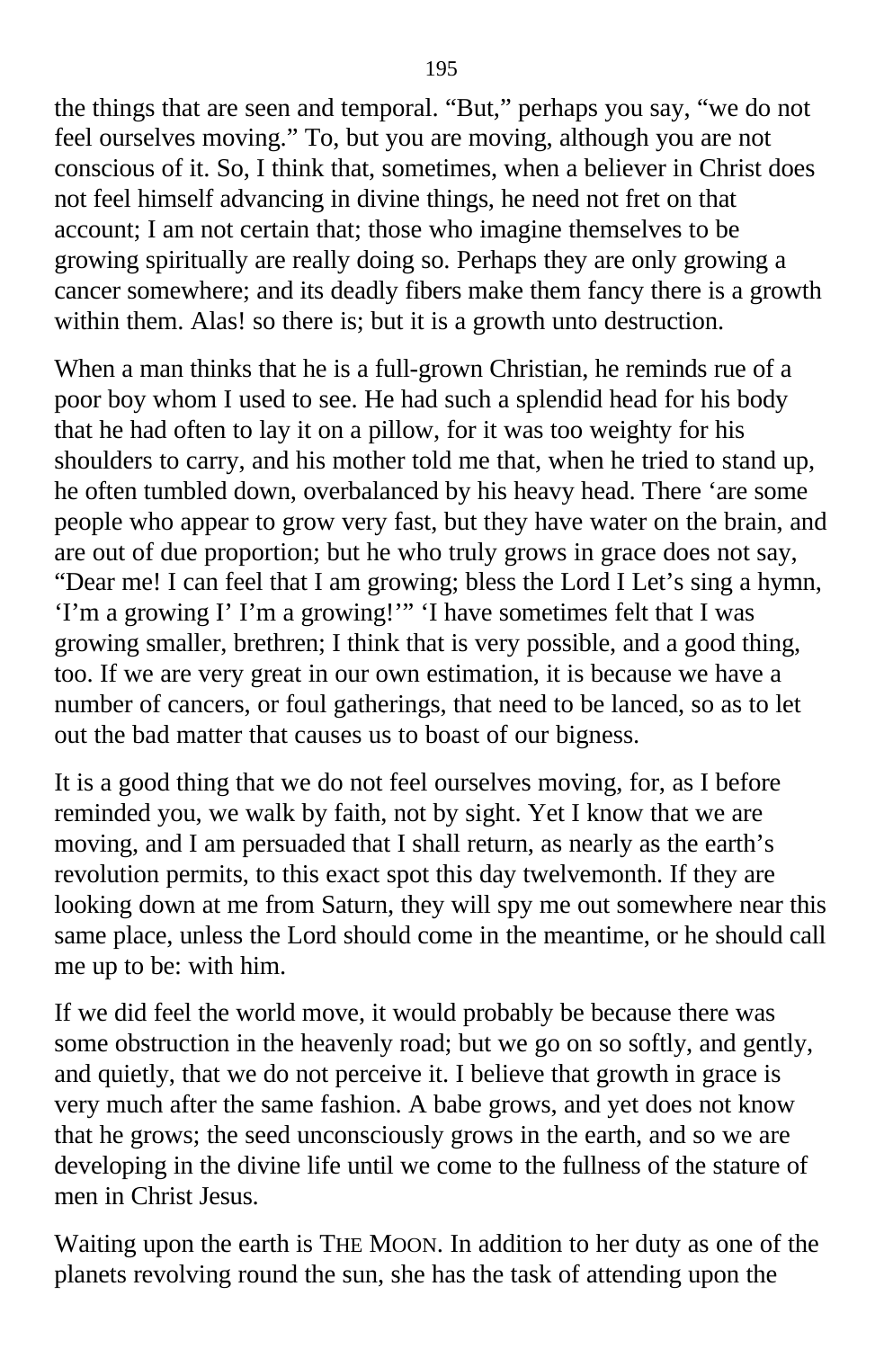the things that are seen and temporal. "But," perhaps you say, "we do not feel ourselves moving." To, but you are moving, although you are not conscious of it. So, I think that, sometimes, when a believer in Christ does not feel himself advancing in divine things, he need not fret on that account; I am not certain that; those who imagine themselves to be growing spiritually are really doing so. Perhaps they are only growing a cancer somewhere; and its deadly fibers make them fancy there is a growth within them. Alas! so there is; but it is a growth unto destruction.

When a man thinks that he is a full-grown Christian, he reminds rue of a poor boy whom I used to see. He had such a splendid head for his body that he had often to lay it on a pillow, for it was too weighty for his shoulders to carry, and his mother told me that, when he tried to stand up, he often tumbled down, overbalanced by his heavy head. There 'are some people who appear to grow very fast, but they have water on the brain, and are out of due proportion; but he who truly grows in grace does not say, "Dear me! I can feel that I am growing; bless the Lord I Let's sing a hymn, 'I'm a growing I' I'm a growing!'" 'I have sometimes felt that I was growing smaller, brethren; I think that is very possible, and a good thing, too. If we are very great in our own estimation, it is because we have a number of cancers, or foul gatherings, that need to be lanced, so as to let out the bad matter that causes us to boast of our bigness.

It is a good thing that we do not feel ourselves moving, for, as I before reminded you, we walk by faith, not by sight. Yet I know that we are moving, and I am persuaded that I shall return, as nearly as the earth's revolution permits, to this exact spot this day twelvemonth. If they are looking down at me from Saturn, they will spy me out somewhere near this same place, unless the Lord should come in the meantime, or he should call me up to be: with him.

If we did feel the world move, it would probably be because there was some obstruction in the heavenly road; but we go on so softly, and gently, and quietly, that we do not perceive it. I believe that growth in grace is very much after the same fashion. A babe grows, and yet does not know that he grows; the seed unconsciously grows in the earth, and so we are developing in the divine life until we come to the fullness of the stature of men in Christ Jesus.

Waiting upon the earth is THE MOON. In addition to her duty as one of the planets revolving round the sun, she has the task of attending upon the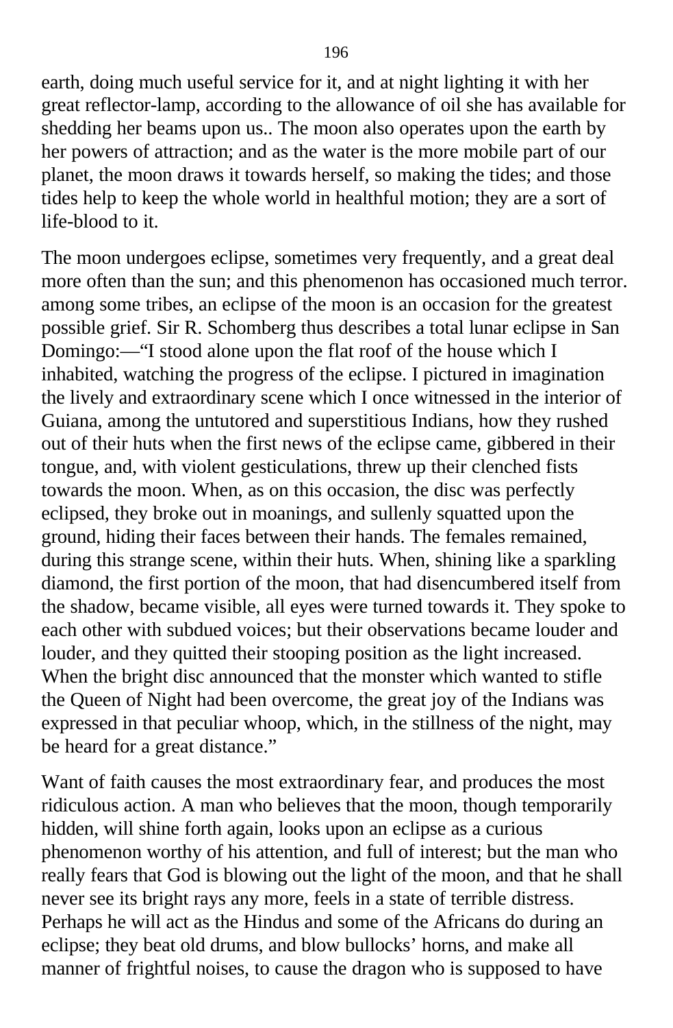earth, doing much useful service for it, and at night lighting it with her great reflector-lamp, according to the allowance of oil she has available for shedding her beams upon us.. The moon also operates upon the earth by her powers of attraction; and as the water is the more mobile part of our planet, the moon draws it towards herself, so making the tides; and those tides help to keep the whole world in healthful motion; they are a sort of life-blood to it.

The moon undergoes eclipse, sometimes very frequently, and a great deal more often than the sun; and this phenomenon has occasioned much terror. among some tribes, an eclipse of the moon is an occasion for the greatest possible grief. Sir R. Schomberg thus describes a total lunar eclipse in San Domingo:—"I stood alone upon the flat roof of the house which I inhabited, watching the progress of the eclipse. I pictured in imagination the lively and extraordinary scene which I once witnessed in the interior of Guiana, among the untutored and superstitious Indians, how they rushed out of their huts when the first news of the eclipse came, gibbered in their tongue, and, with violent gesticulations, threw up their clenched fists towards the moon. When, as on this occasion, the disc was perfectly eclipsed, they broke out in moanings, and sullenly squatted upon the ground, hiding their faces between their hands. The females remained, during this strange scene, within their huts. When, shining like a sparkling diamond, the first portion of the moon, that had disencumbered itself from the shadow, became visible, all eyes were turned towards it. They spoke to each other with subdued voices; but their observations became louder and louder, and they quitted their stooping position as the light increased. When the bright disc announced that the monster which wanted to stifle the Queen of Night had been overcome, the great joy of the Indians was expressed in that peculiar whoop, which, in the stillness of the night, may be heard for a great distance."

Want of faith causes the most extraordinary fear, and produces the most ridiculous action. A man who believes that the moon, though temporarily hidden, will shine forth again, looks upon an eclipse as a curious phenomenon worthy of his attention, and full of interest; but the man who really fears that God is blowing out the light of the moon, and that he shall never see its bright rays any more, feels in a state of terrible distress. Perhaps he will act as the Hindus and some of the Africans do during an eclipse; they beat old drums, and blow bullocks' horns, and make all manner of frightful noises, to cause the dragon who is supposed to have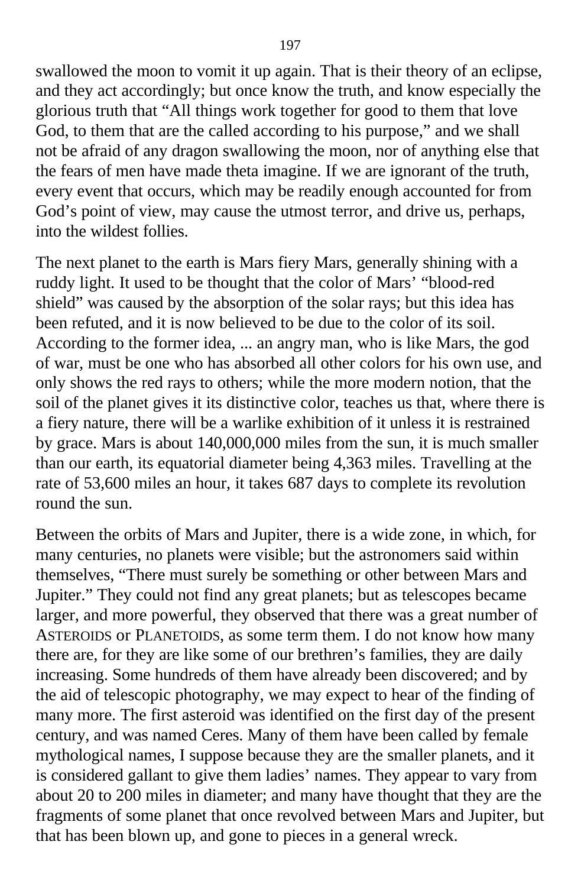swallowed the moon to vomit it up again. That is their theory of an eclipse, and they act accordingly; but once know the truth, and know especially the glorious truth that "All things work together for good to them that love God, to them that are the called according to his purpose," and we shall not be afraid of any dragon swallowing the moon, nor of anything else that the fears of men have made theta imagine. If we are ignorant of the truth, every event that occurs, which may be readily enough accounted for from God's point of view, may cause the utmost terror, and drive us, perhaps, into the wildest follies.

The next planet to the earth is Mars fiery Mars, generally shining with a ruddy light. It used to be thought that the color of Mars' "blood-red shield" was caused by the absorption of the solar rays; but this idea has been refuted, and it is now believed to be due to the color of its soil. According to the former idea, ... an angry man, who is like Mars, the god of war, must be one who has absorbed all other colors for his own use, and only shows the red rays to others; while the more modern notion, that the soil of the planet gives it its distinctive color, teaches us that, where there is a fiery nature, there will be a warlike exhibition of it unless it is restrained by grace. Mars is about 140,000,000 miles from the sun, it is much smaller than our earth, its equatorial diameter being 4,363 miles. Travelling at the rate of 53,600 miles an hour, it takes 687 days to complete its revolution round the sun.

Between the orbits of Mars and Jupiter, there is a wide zone, in which, for many centuries, no planets were visible; but the astronomers said within themselves, "There must surely be something or other between Mars and Jupiter." They could not find any great planets; but as telescopes became larger, and more powerful, they observed that there was a great number of ASTEROIDS or PLANETOIDS, as some term them. I do not know how many there are, for they are like some of our brethren's families, they are daily increasing. Some hundreds of them have already been discovered; and by the aid of telescopic photography, we may expect to hear of the finding of many more. The first asteroid was identified on the first day of the present century, and was named Ceres. Many of them have been called by female mythological names, I suppose because they are the smaller planets, and it is considered gallant to give them ladies' names. They appear to vary from about 20 to 200 miles in diameter; and many have thought that they are the fragments of some planet that once revolved between Mars and Jupiter, but that has been blown up, and gone to pieces in a general wreck.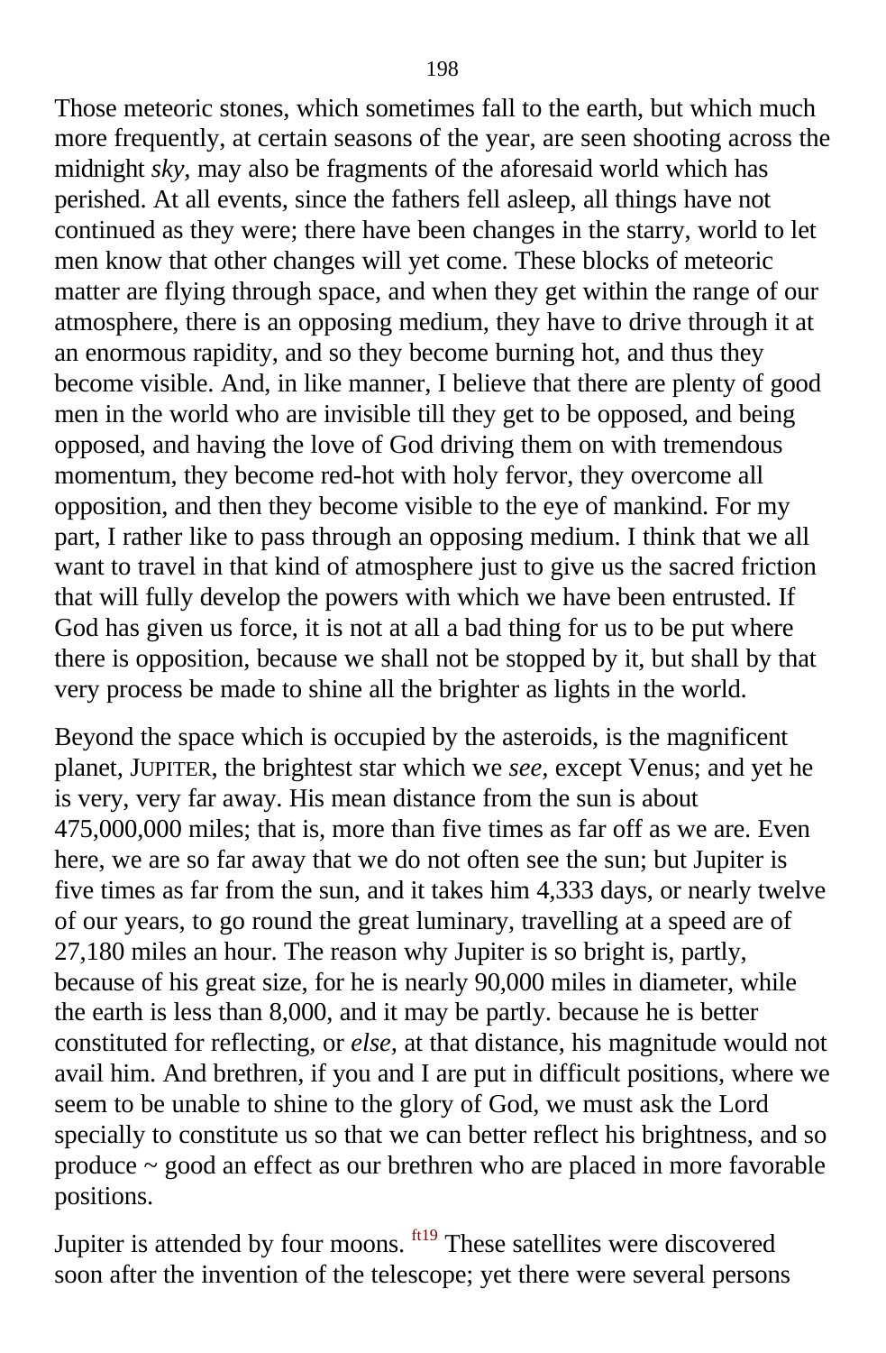Those meteoric stones, which sometimes fall to the earth, but which much more frequently, at certain seasons of the year, are seen shooting across the midnight *sky*, may also be fragments of the aforesaid world which has perished. At all events, since the fathers fell asleep, all things have not continued as they were; there have been changes in the starry, world to let men know that other changes will yet come. These blocks of meteoric matter are flying through space, and when they get within the range of our atmosphere, there is an opposing medium, they have to drive through it at an enormous rapidity, and so they become burning hot, and thus they become visible. And, in like manner, I believe that there are plenty of good men in the world who are invisible till they get to be opposed, and being opposed, and having the love of God driving them on with tremendous momentum, they become red-hot with holy fervor, they overcome all opposition, and then they become visible to the eye of mankind. For my part, I rather like to pass through an opposing medium. I think that we all want to travel in that kind of atmosphere just to give us the sacred friction that will fully develop the powers with which we have been entrusted. If God has given us force, it is not at all a bad thing for us to be put where there is opposition, because we shall not be stopped by it, but shall by that very process be made to shine all the brighter as lights in the world.

Beyond the space which is occupied by the asteroids, is the magnificent planet, JUPITER, the brightest star which we *see*, except Venus; and yet he is very, very far away. His mean distance from the sun is about 475,000,000 miles; that is, more than five times as far off as we are. Even here, we are so far away that we do not often see the sun; but Jupiter is five times as far from the sun, and it takes him 4,333 days, or nearly twelve of our years, to go round the great luminary, travelling at a speed are of 27,180 miles an hour. The reason why Jupiter is so bright is, partly, because of his great size, for he is nearly 90,000 miles in diameter, while the earth is less than 8,000, and it may be partly. because he is better constituted for reflecting, or *else*, at that distance, his magnitude would not avail him. And brethren, if you and I are put in difficult positions, where we seem to be unable to shine to the glory of God, we must ask the Lord specially to constitute us so that we can better reflect his brightness, and so produce ~ good an effect as our brethren who are placed in more favorable positions.

Jupiter is attended by four moons. [ft19] These satellites were discovered soon after the invention of the telescope; yet there were several persons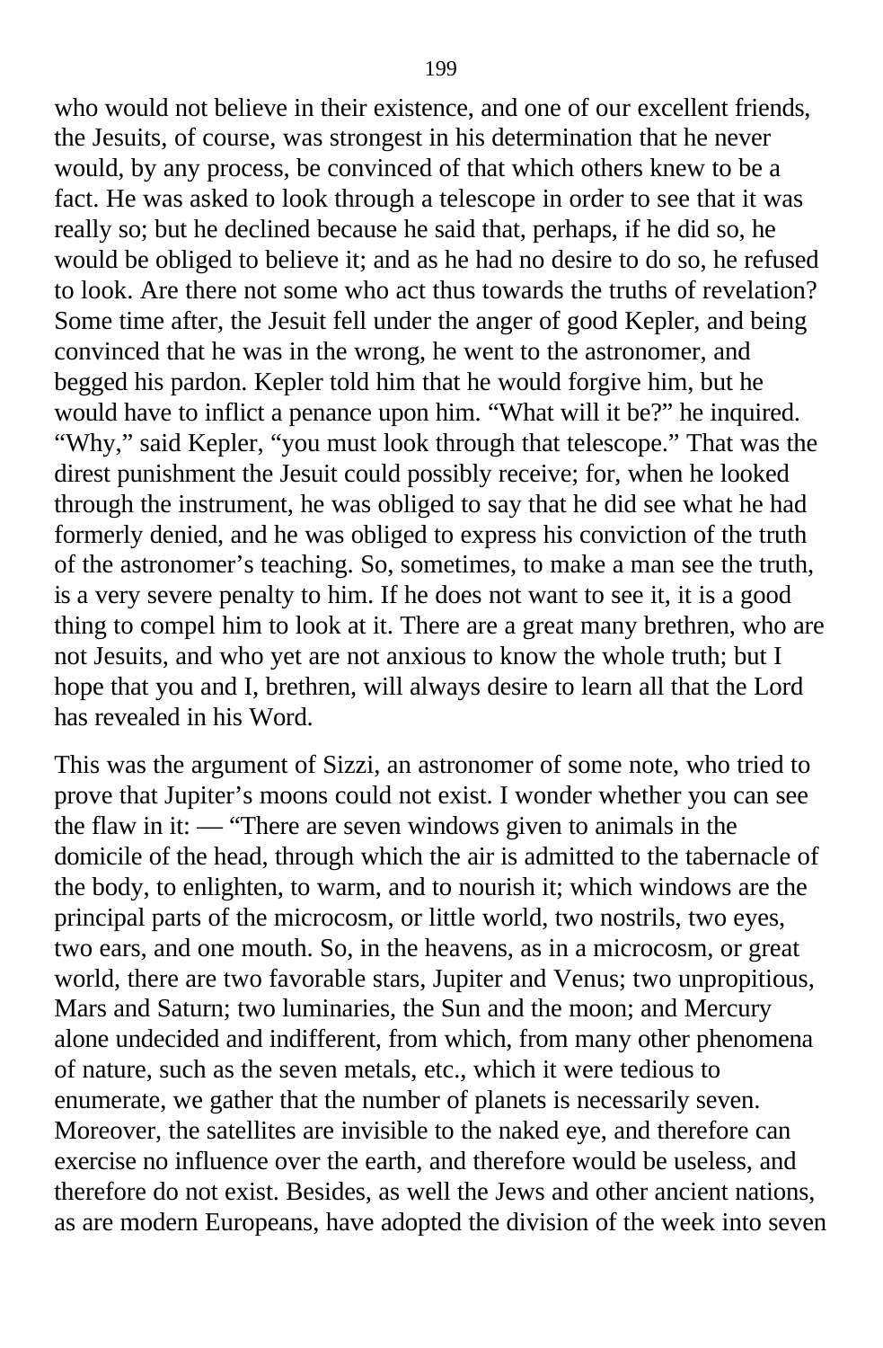who would not believe in their existence, and one of our excellent friends, the Jesuits, of course, was strongest in his determination that he never would, by any process, be convinced of that which others knew to be a fact. He was asked to look through a telescope in order to see that it was really so; but he declined because he said that, perhaps, if he did so, he would be obliged to believe it; and as he had no desire to do so, he refused to look. Are there not some who act thus towards the truths of revelation? Some time after, the Jesuit fell under the anger of good Kepler, and being convinced that he was in the wrong, he went to the astronomer, and begged his pardon. Kepler told him that he would forgive him, but he would have to inflict a penance upon him. "What will it be?" he inquired. "Why," said Kepler, "you must look through that telescope." That was the direst punishment the Jesuit could possibly receive; for, when he looked through the instrument, he was obliged to say that he did see what he had formerly denied, and he was obliged to express his conviction of the truth of the astronomer's teaching. So, sometimes, to make a man see the truth, is a very severe penalty to him. If he does not want to see it, it is a good thing to compel him to look at it. There are a great many brethren, who are not Jesuits, and who yet are not anxious to know the whole truth; but I hope that you and I, brethren, will always desire to learn all that the Lord has revealed in his Word.

This was the argument of Sizzi, an astronomer of some note, who tried to prove that Jupiter's moons could not exist. I wonder whether you can see the flaw in it: — "There are seven windows given to animals in the domicile of the head, through which the air is admitted to the tabernacle of the body, to enlighten, to warm, and to nourish it; which windows are the principal parts of the microcosm, or little world, two nostrils, two eyes, two ears, and one mouth. So, in the heavens, as in a microcosm, or great world, there are two favorable stars, Jupiter and Venus; two unpropitious, Mars and Saturn; two luminaries, the Sun and the moon; and Mercury alone undecided and indifferent, from which, from many other phenomena of nature, such as the seven metals, etc., which it were tedious to enumerate, we gather that the number of planets is necessarily seven. Moreover, the satellites are invisible to the naked eye, and therefore can exercise no influence over the earth, and therefore would be useless, and therefore do not exist. Besides, as well the Jews and other ancient nations, as are modern Europeans, have adopted the division of the week into seven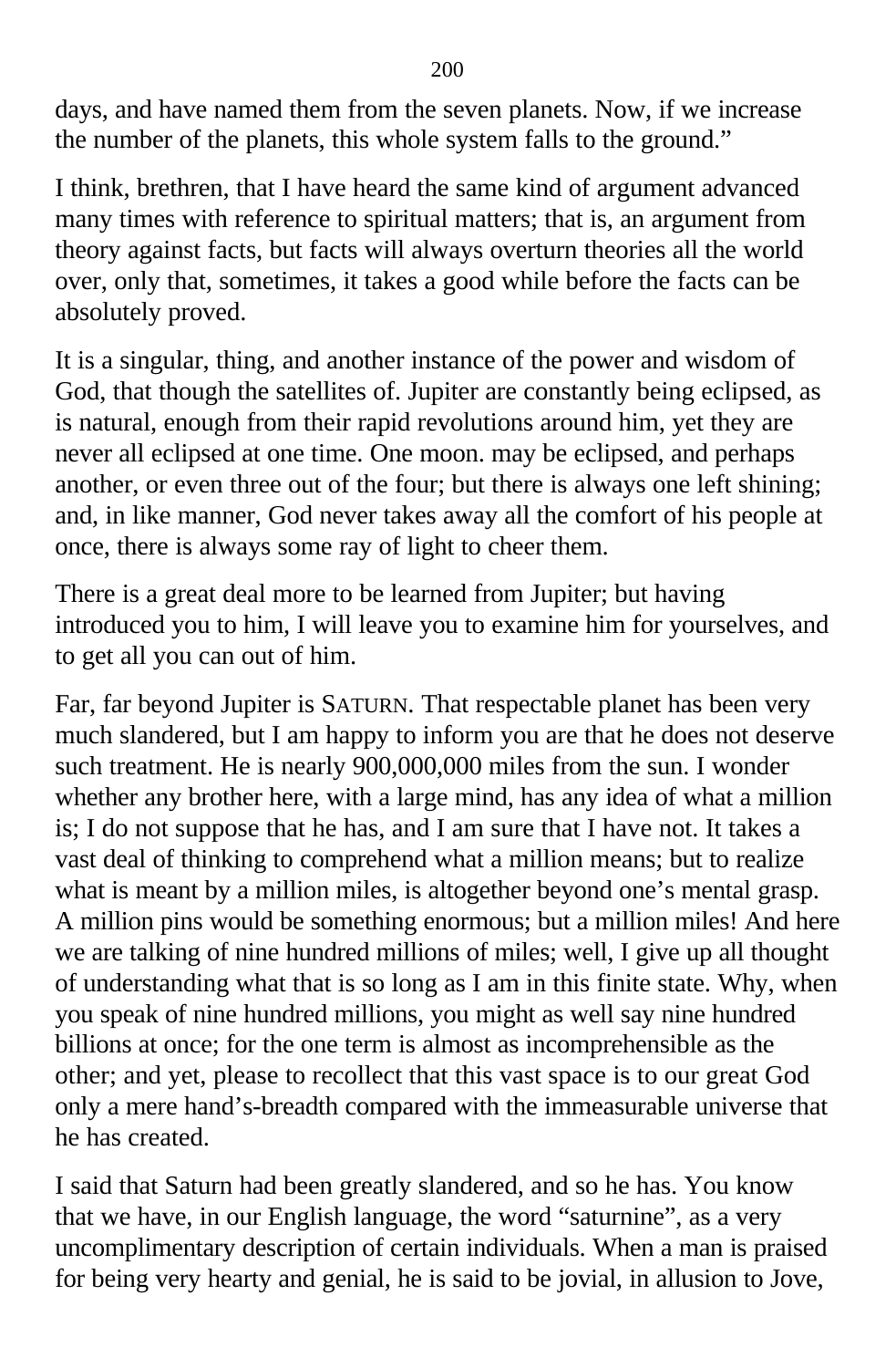days, and have named them from the seven planets. Now, if we increase the number of the planets, this whole system falls to the ground."

I think, brethren, that I have heard the same kind of argument advanced many times with reference to spiritual matters; that is, an argument from theory against facts, but facts will always overturn theories all the world over, only that, sometimes, it takes a good while before the facts can be absolutely proved.

It is a singular, thing, and another instance of the power and wisdom of God, that though the satellites of. Jupiter are constantly being eclipsed, as is natural, enough from their rapid revolutions around him, yet they are never all eclipsed at one time. One moon. may be eclipsed, and perhaps another, or even three out of the four; but there is always one left shining; and, in like manner, God never takes away all the comfort of his people at once, there is always some ray of light to cheer them.

There is a great deal more to be learned from Jupiter; but having introduced you to him, I will leave you to examine him for yourselves, and to get all you can out of him.

Far, far beyond Jupiter is SATURN. That respectable planet has been very much slandered, but I am happy to inform you are that he does not deserve such treatment. He is nearly 900,000,000 miles from the sun. I wonder whether any brother here, with a large mind, has any idea of what a million is; I do not suppose that he has, and I am sure that I have not. It takes a vast deal of thinking to comprehend what a million means; but to realize what is meant by a million miles, is altogether beyond one's mental grasp. A million pins would be something enormous; but a million miles! And here we are talking of nine hundred millions of miles; well, I give up all thought of understanding what that is so long as I am in this finite state. Why, when you speak of nine hundred millions, you might as well say nine hundred billions at once; for the one term is almost as incomprehensible as the other; and yet, please to recollect that this vast space is to our great God only a mere hand's-breadth compared with the immeasurable universe that he has created.

I said that Saturn had been greatly slandered, and so he has. You know that we have, in our English language, the word "saturnine", as a very uncomplimentary description of certain individuals. When a man is praised for being very hearty and genial, he is said to be jovial, in allusion to Jove,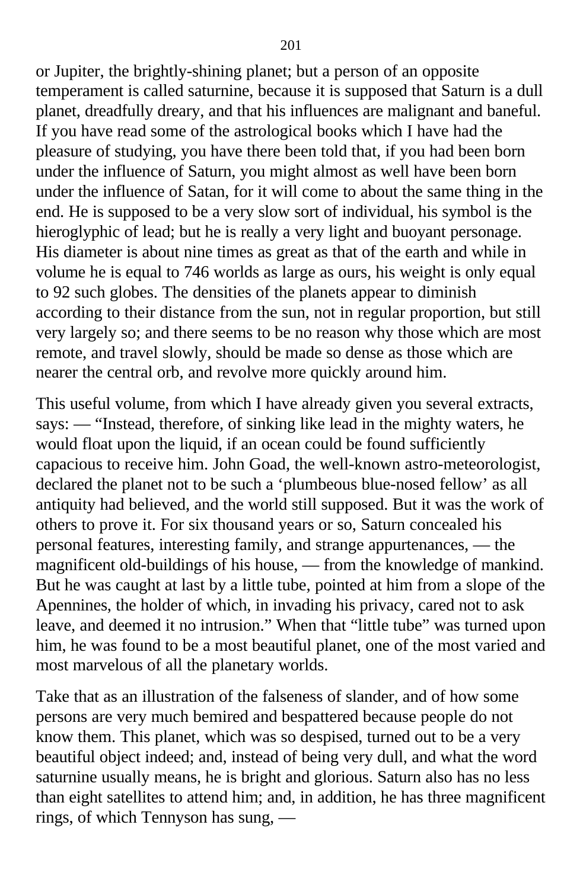or Jupiter, the brightly-shining planet; but a person of an opposite temperament is called saturnine, because it is supposed that Saturn is a dull planet, dreadfully dreary, and that his influences are malignant and baneful. If you have read some of the astrological books which I have had the pleasure of studying, you have there been told that, if you had been born under the influence of Saturn, you might almost as well have been born under the influence of Satan, for it will come to about the same thing in the end. He is supposed to be a very slow sort of individual, his symbol is the hieroglyphic of lead; but he is really a very light and buoyant personage. His diameter is about nine times as great as that of the earth and while in volume he is equal to 746 worlds as large as ours, his weight is only equal to 92 such globes. The densities of the planets appear to diminish according to their distance from the sun, not in regular proportion, but still very largely so; and there seems to be no reason why those which are most remote, and travel slowly, should be made so dense as those which are nearer the central orb, and revolve more quickly around him.

This useful volume, from which I have already given you several extracts, says: — "Instead, therefore, of sinking like lead in the mighty waters, he would float upon the liquid, if an ocean could be found sufficiently capacious to receive him. John Goad, the well-known astro-meteorologist, declared the planet not to be such a 'plumbeous blue-nosed fellow' as all antiquity had believed, and the world still supposed. But it was the work of others to prove it. For six thousand years or so, Saturn concealed his personal features, interesting family, and strange appurtenances, — the magnificent old-buildings of his house, — from the knowledge of mankind. But he was caught at last by a little tube, pointed at him from a slope of the Apennines, the holder of which, in invading his privacy, cared not to ask leave, and deemed it no intrusion." When that "little tube" was turned upon him, he was found to be a most beautiful planet, one of the most varied and most marvelous of all the planetary worlds.

Take that as an illustration of the falseness of slander, and of how some persons are very much bemired and bespattered because people do not know them. This planet, which was so despised, turned out to be a very beautiful object indeed; and, instead of being very dull, and what the word saturnine usually means, he is bright and glorious. Saturn also has no less than eight satellites to attend him; and, in addition, he has three magnificent rings, of which Tennyson has sung, —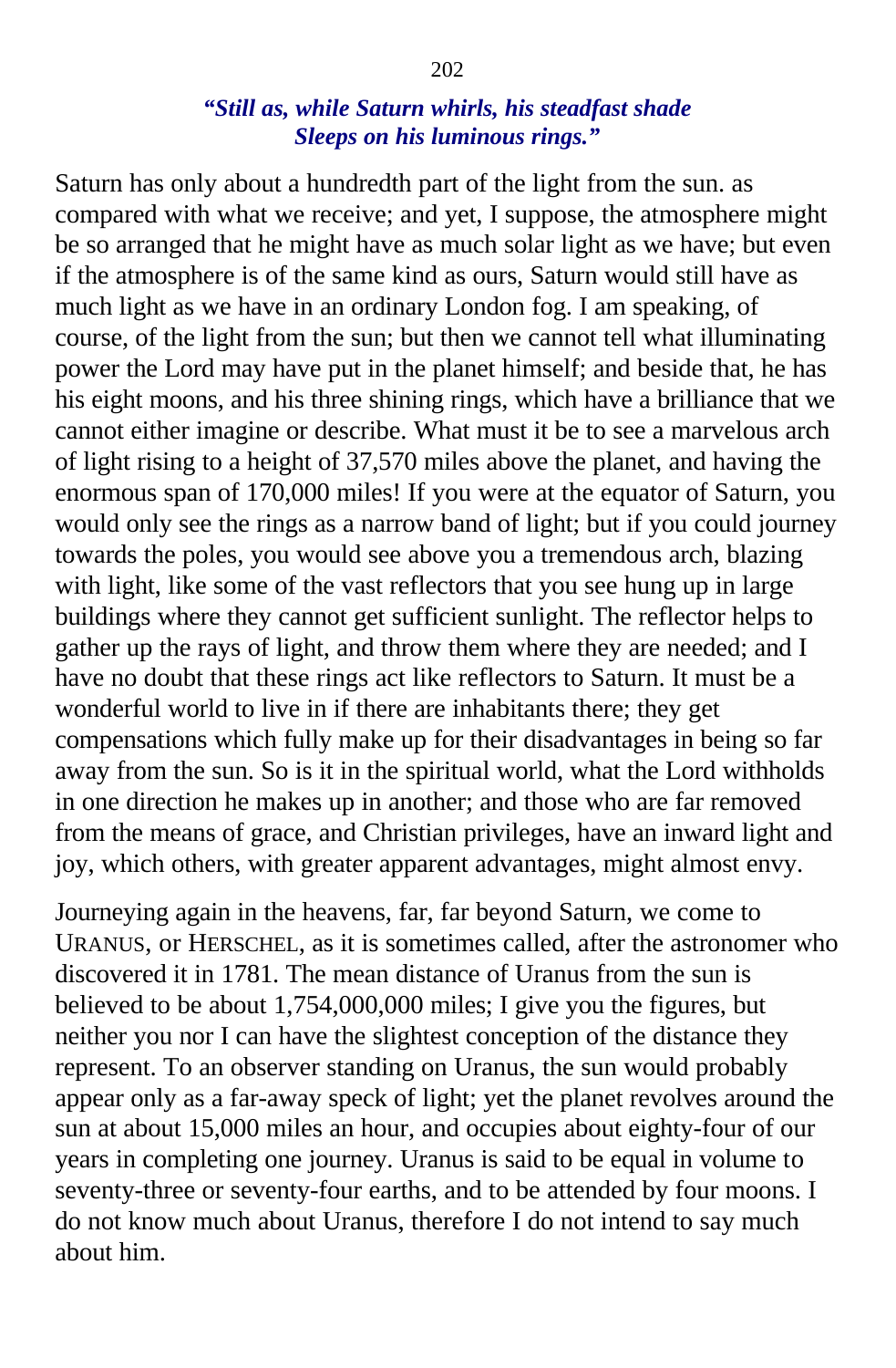***"Still as, while Saturn whirls, his steadfast shade***
***Sleeps on his luminous rings."***

Saturn has only about a hundredth part of the light from the sun. as compared with what we receive; and yet, I suppose, the atmosphere might be so arranged that he might have as much solar light as we have; but even if the atmosphere is of the same kind as ours, Saturn would still have as much light as we have in an ordinary London fog. I am speaking, of course, of the light from the sun; but then we cannot tell what illuminating power the Lord may have put in the planet himself; and beside that, he has his eight moons, and his three shining rings, which have a brilliance that we cannot either imagine or describe. What must it be to see a marvelous arch of light rising to a height of 37,570 miles above the planet, and having the enormous span of 170,000 miles! If you were at the equator of Saturn, you would only see the rings as a narrow band of light; but if you could journey towards the poles, you would see above you a tremendous arch, blazing with light, like some of the vast reflectors that you see hung up in large buildings where they cannot get sufficient sunlight. The reflector helps to gather up the rays of light, and throw them where they are needed; and I have no doubt that these rings act like reflectors to Saturn. It must be a wonderful world to live in if there are inhabitants there; they get compensations which fully make up for their disadvantages in being so far away from the sun. So is it in the spiritual world, what the Lord withholds in one direction he makes up in another; and those who are far removed from the means of grace, and Christian privileges, have an inward light and joy, which others, with greater apparent advantages, might almost envy.

Journeying again in the heavens, far, far beyond Saturn, we come to URANUS, or HERSCHEL, as it is sometimes called, after the astronomer who discovered it in 1781. The mean distance of Uranus from the sun is believed to be about 1,754,000,000 miles; I give you the figures, but neither you nor I can have the slightest conception of the distance they represent. To an observer standing on Uranus, the sun would probably appear only as a far-away speck of light; yet the planet revolves around the sun at about 15,000 miles an hour, and occupies about eighty-four of our years in completing one journey. Uranus is said to be equal in volume to seventy-three or seventy-four earths, and to be attended by four moons. I do not know much about Uranus, therefore I do not intend to say much about him.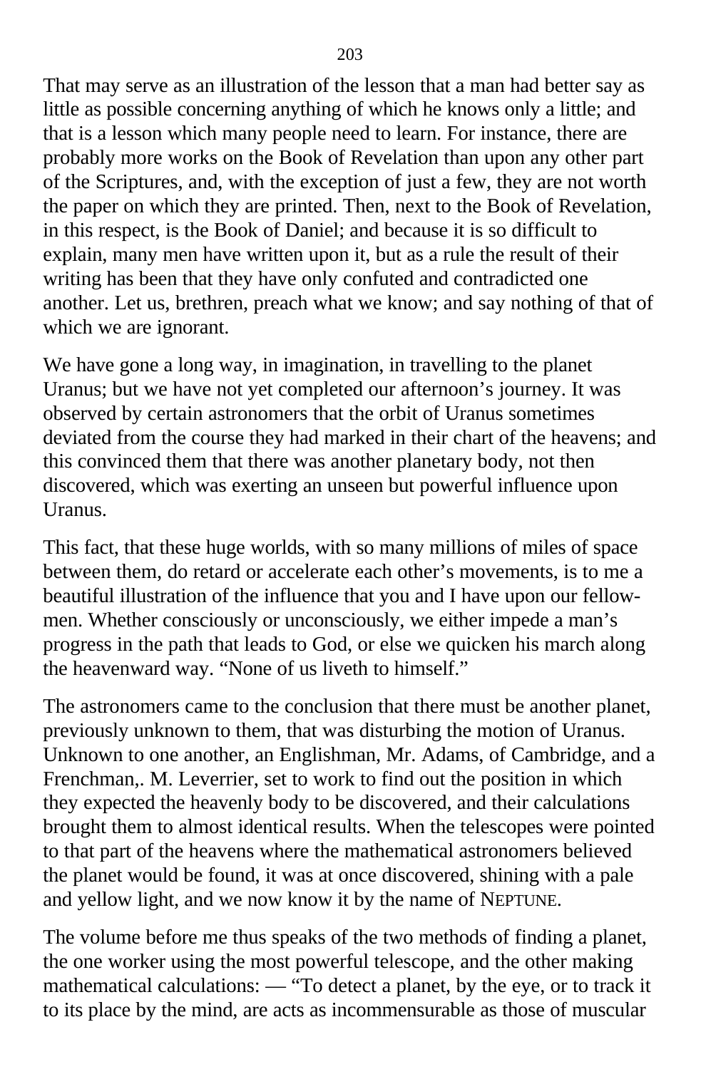That may serve as an illustration of the lesson that a man had better say as little as possible concerning anything of which he knows only a little; and that is a lesson which many people need to learn. For instance, there are probably more works on the Book of Revelation than upon any other part of the Scriptures, and, with the exception of just a few, they are not worth the paper on which they are printed. Then, next to the Book of Revelation, in this respect, is the Book of Daniel; and because it is so difficult to explain, many men have written upon it, but as a rule the result of their writing has been that they have only confuted and contradicted one another. Let us, brethren, preach what we know; and say nothing of that of which we are ignorant.

We have gone a long way, in imagination, in travelling to the planet Uranus; but we have not yet completed our afternoon's journey. It was observed by certain astronomers that the orbit of Uranus sometimes deviated from the course they had marked in their chart of the heavens; and this convinced them that there was another planetary body, not then discovered, which was exerting an unseen but powerful influence upon Uranus.

This fact, that these huge worlds, with so many millions of miles of space between them, do retard or accelerate each other's movements, is to me a beautiful illustration of the influence that you and I have upon our fellow-men. Whether consciously or unconsciously, we either impede a man's progress in the path that leads to God, or else we quicken his march along the heavenward way. "None of us liveth to himself."

The astronomers came to the conclusion that there must be another planet, previously unknown to them, that was disturbing the motion of Uranus. Unknown to one another, an Englishman, Mr. Adams, of Cambridge, and a Frenchman,. M. Leverrier, set to work to find out the position in which they expected the heavenly body to be discovered, and their calculations brought them to almost identical results. When the telescopes were pointed to that part of the heavens where the mathematical astronomers believed the planet would be found, it was at once discovered, shining with a pale and yellow light, and we now know it by the name of NEPTUNE.

The volume before me thus speaks of the two methods of finding a planet, the one worker using the most powerful telescope, and the other making mathematical calculations: — "To detect a planet, by the eye, or to track it to its place by the mind, are acts as incommensurable as those of muscular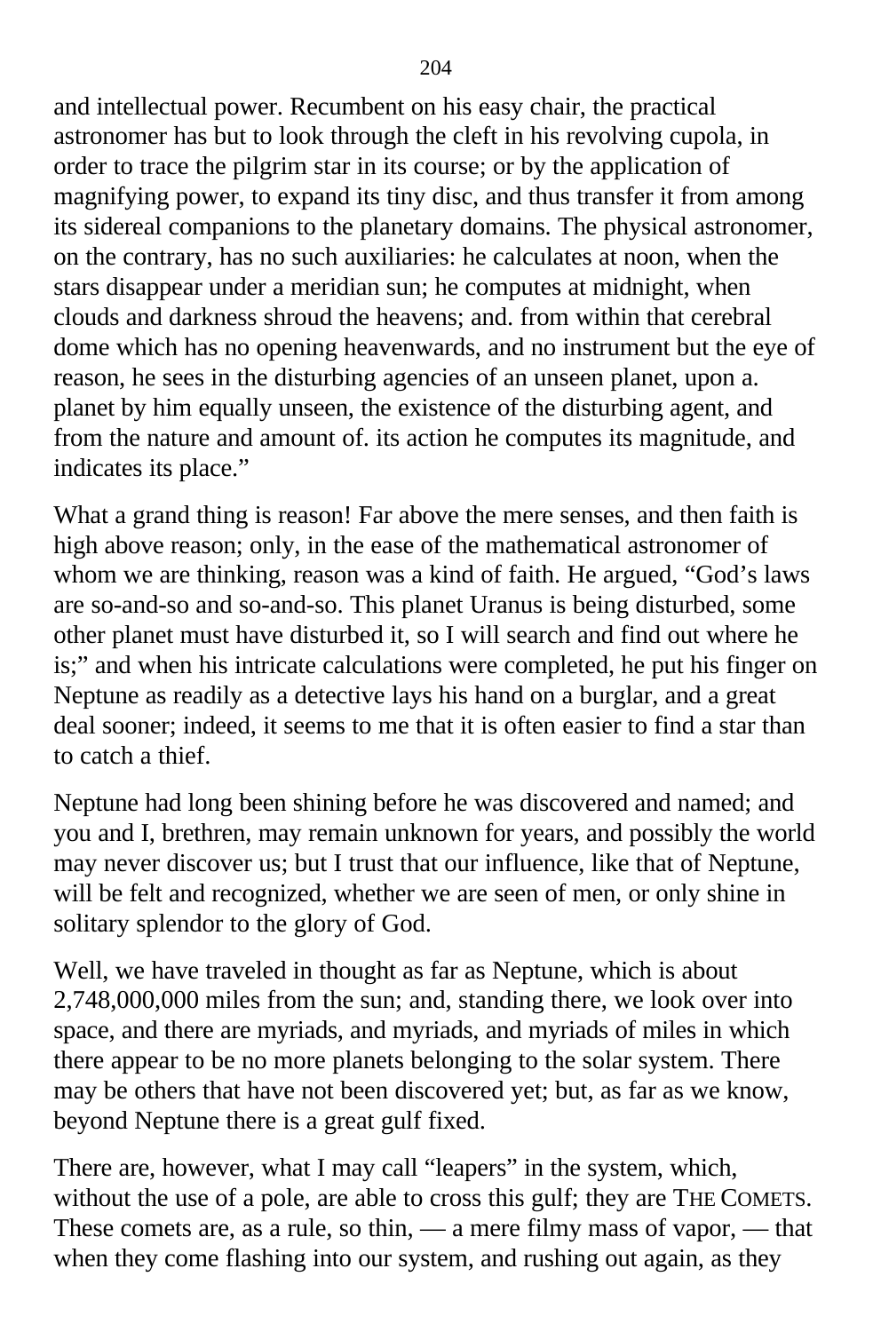and intellectual power. Recumbent on his easy chair, the practical astronomer has but to look through the cleft in his revolving cupola, in order to trace the pilgrim star in its course; or by the application of magnifying power, to expand its tiny disc, and thus transfer it from among its sidereal companions to the planetary domains. The physical astronomer, on the contrary, has no such auxiliaries: he calculates at noon, when the stars disappear under a meridian sun; he computes at midnight, when clouds and darkness shroud the heavens; and. from within that cerebral dome which has no opening heavenwards, and no instrument but the eye of reason, he sees in the disturbing agencies of an unseen planet, upon a. planet by him equally unseen, the existence of the disturbing agent, and from the nature and amount of. its action he computes its magnitude, and indicates its place."

What a grand thing is reason! Far above the mere senses, and then faith is high above reason; only, in the ease of the mathematical astronomer of whom we are thinking, reason was a kind of faith. He argued, "God's laws are so-and-so and so-and-so. This planet Uranus is being disturbed, some other planet must have disturbed it, so I will search and find out where he is;" and when his intricate calculations were completed, he put his finger on Neptune as readily as a detective lays his hand on a burglar, and a great deal sooner; indeed, it seems to me that it is often easier to find a star than to catch a thief.

Neptune had long been shining before he was discovered and named; and you and I, brethren, may remain unknown for years, and possibly the world may never discover us; but I trust that our influence, like that of Neptune, will be felt and recognized, whether we are seen of men, or only shine in solitary splendor to the glory of God.

Well, we have traveled in thought as far as Neptune, which is about 2,748,000,000 miles from the sun; and, standing there, we look over into space, and there are myriads, and myriads, and myriads of miles in which there appear to be no more planets belonging to the solar system. There may be others that have not been discovered yet; but, as far as we know, beyond Neptune there is a great gulf fixed.

There are, however, what I may call "leapers" in the system, which, without the use of a pole, are able to cross this gulf; they are THE COMETS. These comets are, as a rule, so thin, — a mere filmy mass of vapor, — that when they come flashing into our system, and rushing out again, as they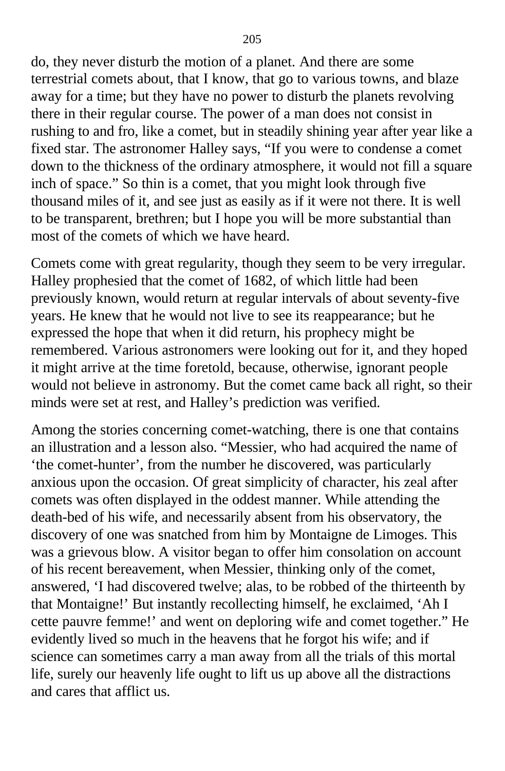do, they never disturb the motion of a planet. And there are some terrestrial comets about, that I know, that go to various towns, and blaze away for a time; but they have no power to disturb the planets revolving there in their regular course. The power of a man does not consist in rushing to and fro, like a comet, but in steadily shining year after year like a fixed star. The astronomer Halley says, "If you were to condense a comet down to the thickness of the ordinary atmosphere, it would not fill a square inch of space." So thin is a comet, that you might look through five thousand miles of it, and see just as easily as if it were not there. It is well to be transparent, brethren; but I hope you will be more substantial than most of the comets of which we have heard.

Comets come with great regularity, though they seem to be very irregular. Halley prophesied that the comet of 1682, of which little had been previously known, would return at regular intervals of about seventy-five years. He knew that he would not live to see its reappearance; but he expressed the hope that when it did return, his prophecy might be remembered. Various astronomers were looking out for it, and they hoped it might arrive at the time foretold, because, otherwise, ignorant people would not believe in astronomy. But the comet came back all right, so their minds were set at rest, and Halley's prediction was verified.

Among the stories concerning comet-watching, there is one that contains an illustration and a lesson also. "Messier, who had acquired the name of 'the comet-hunter', from the number he discovered, was particularly anxious upon the occasion. Of great simplicity of character, his zeal after comets was often displayed in the oddest manner. While attending the death-bed of his wife, and necessarily absent from his observatory, the discovery of one was snatched from him by Montaigne de Limoges. This was a grievous blow. A visitor began to offer him consolation on account of his recent bereavement, when Messier, thinking only of the comet, answered, 'I had discovered twelve; alas, to be robbed of the thirteenth by that Montaigne!' But instantly recollecting himself, he exclaimed, 'Ah I cette pauvre femme!' and went on deploring wife and comet together." He evidently lived so much in the heavens that he forgot his wife; and if science can sometimes carry a man away from all the trials of this mortal life, surely our heavenly life ought to lift us up above all the distractions and cares that afflict us.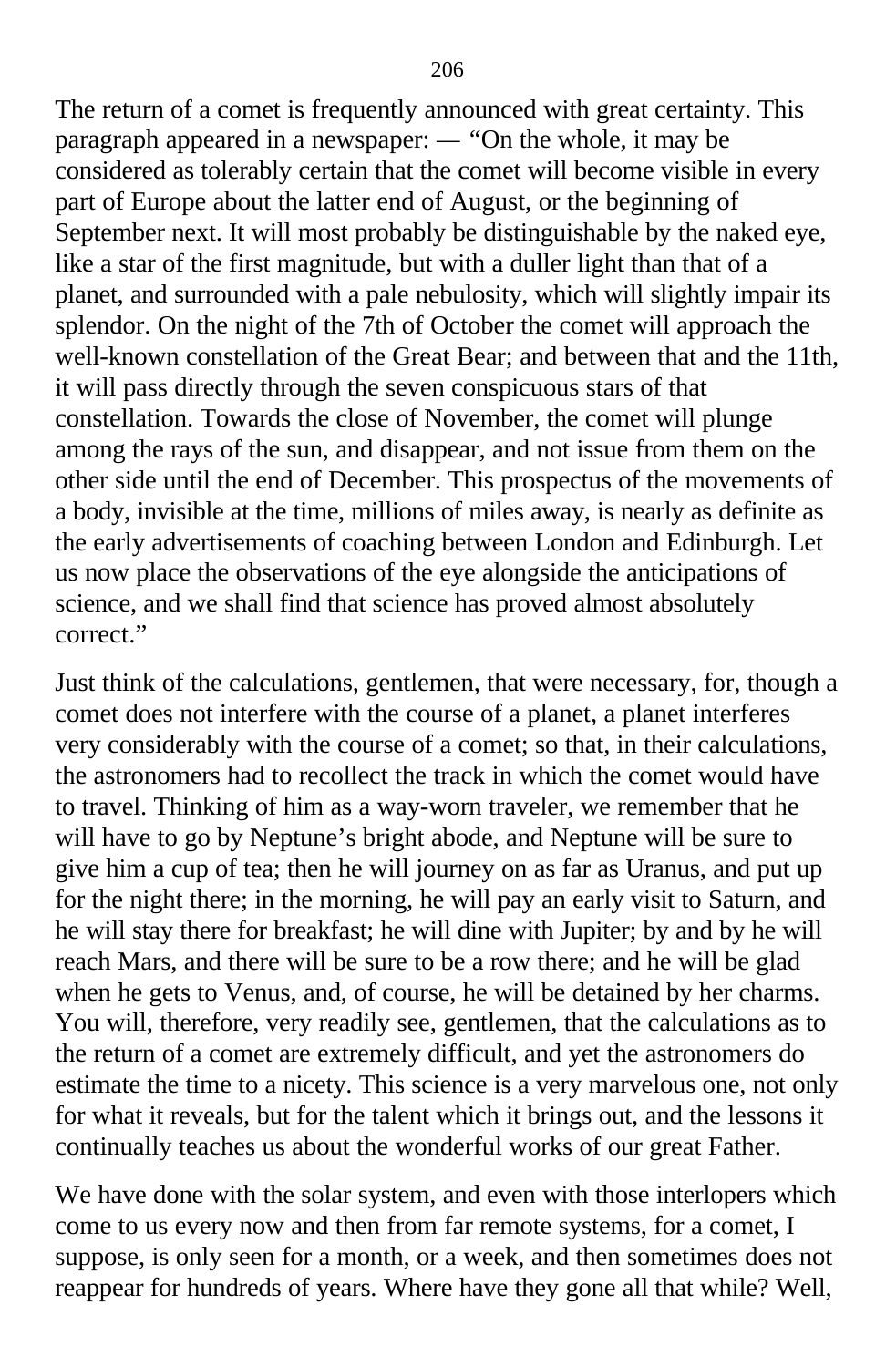The return of a comet is frequently announced with great certainty. This paragraph appeared in a newspaper: — "On the whole, it may be considered as tolerably certain that the comet will become visible in every part of Europe about the latter end of August, or the beginning of September next. It will most probably be distinguishable by the naked eye, like a star of the first magnitude, but with a duller light than that of a planet, and surrounded with a pale nebulosity, which will slightly impair its splendor. On the night of the 7th of October the comet will approach the well-known constellation of the Great Bear; and between that and the 11th, it will pass directly through the seven conspicuous stars of that constellation. Towards the close of November, the comet will plunge among the rays of the sun, and disappear, and not issue from them on the other side until the end of December. This prospectus of the movements of a body, invisible at the time, millions of miles away, is nearly as definite as the early advertisements of coaching between London and Edinburgh. Let us now place the observations of the eye alongside the anticipations of science, and we shall find that science has proved almost absolutely correct."

Just think of the calculations, gentlemen, that were necessary, for, though a comet does not interfere with the course of a planet, a planet interferes very considerably with the course of a comet; so that, in their calculations, the astronomers had to recollect the track in which the comet would have to travel. Thinking of him as a way-worn traveler, we remember that he will have to go by Neptune's bright abode, and Neptune will be sure to give him a cup of tea; then he will journey on as far as Uranus, and put up for the night there; in the morning, he will pay an early visit to Saturn, and he will stay there for breakfast; he will dine with Jupiter; by and by he will reach Mars, and there will be sure to be a row there; and he will be glad when he gets to Venus, and, of course, he will be detained by her charms. You will, therefore, very readily see, gentlemen, that the calculations as to the return of a comet are extremely difficult, and yet the astronomers do estimate the time to a nicety. This science is a very marvelous one, not only for what it reveals, but for the talent which it brings out, and the lessons it continually teaches us about the wonderful works of our great Father.

We have done with the solar system, and even with those interlopers which come to us every now and then from far remote systems, for a comet, I suppose, is only seen for a month, or a week, and then sometimes does not reappear for hundreds of years. Where have they gone all that while? Well,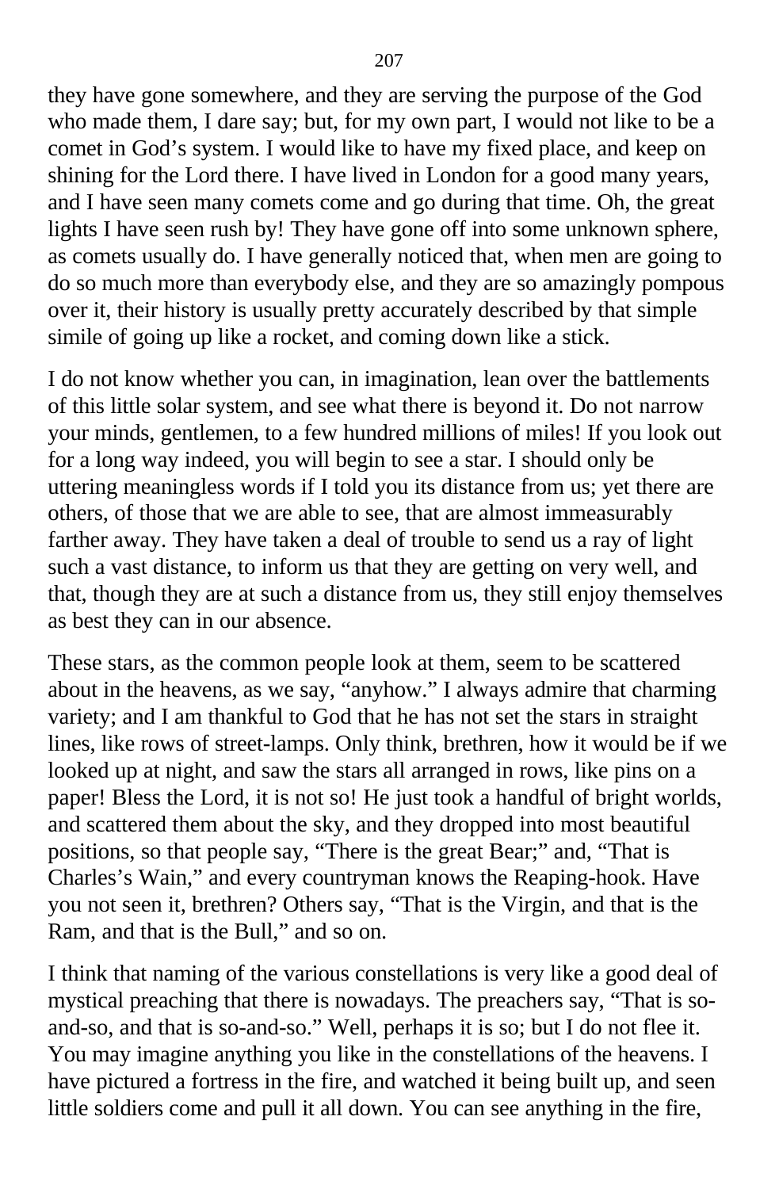they have gone somewhere, and they are serving the purpose of the God who made them, I dare say; but, for my own part, I would not like to be a comet in God's system. I would like to have my fixed place, and keep on shining for the Lord there. I have lived in London for a good many years, and I have seen many comets come and go during that time. Oh, the great lights I have seen rush by! They have gone off into some unknown sphere, as comets usually do. I have generally noticed that, when men are going to do so much more than everybody else, and they are so amazingly pompous over it, their history is usually pretty accurately described by that simple simile of going up like a rocket, and coming down like a stick.

I do not know whether you can, in imagination, lean over the battlements of this little solar system, and see what there is beyond it. Do not narrow your minds, gentlemen, to a few hundred millions of miles! If you look out for a long way indeed, you will begin to see a star. I should only be uttering meaningless words if I told you its distance from us; yet there are others, of those that we are able to see, that are almost immeasurably farther away. They have taken a deal of trouble to send us a ray of light such a vast distance, to inform us that they are getting on very well, and that, though they are at such a distance from us, they still enjoy themselves as best they can in our absence.

These stars, as the common people look at them, seem to be scattered about in the heavens, as we say, "anyhow." I always admire that charming variety; and I am thankful to God that he has not set the stars in straight lines, like rows of street-lamps. Only think, brethren, how it would be if we looked up at night, and saw the stars all arranged in rows, like pins on a paper! Bless the Lord, it is not so! He just took a handful of bright worlds, and scattered them about the sky, and they dropped into most beautiful positions, so that people say, "There is the great Bear;" and, "That is Charles's Wain," and every countryman knows the Reaping-hook. Have you not seen it, brethren? Others say, "That is the Virgin, and that is the Ram, and that is the Bull," and so on.

I think that naming of the various constellations is very like a good deal of mystical preaching that there is nowadays. The preachers say, "That is so-and-so, and that is so-and-so." Well, perhaps it is so; but I do not flee it. You may imagine anything you like in the constellations of the heavens. I have pictured a fortress in the fire, and watched it being built up, and seen little soldiers come and pull it all down. You can see anything in the fire,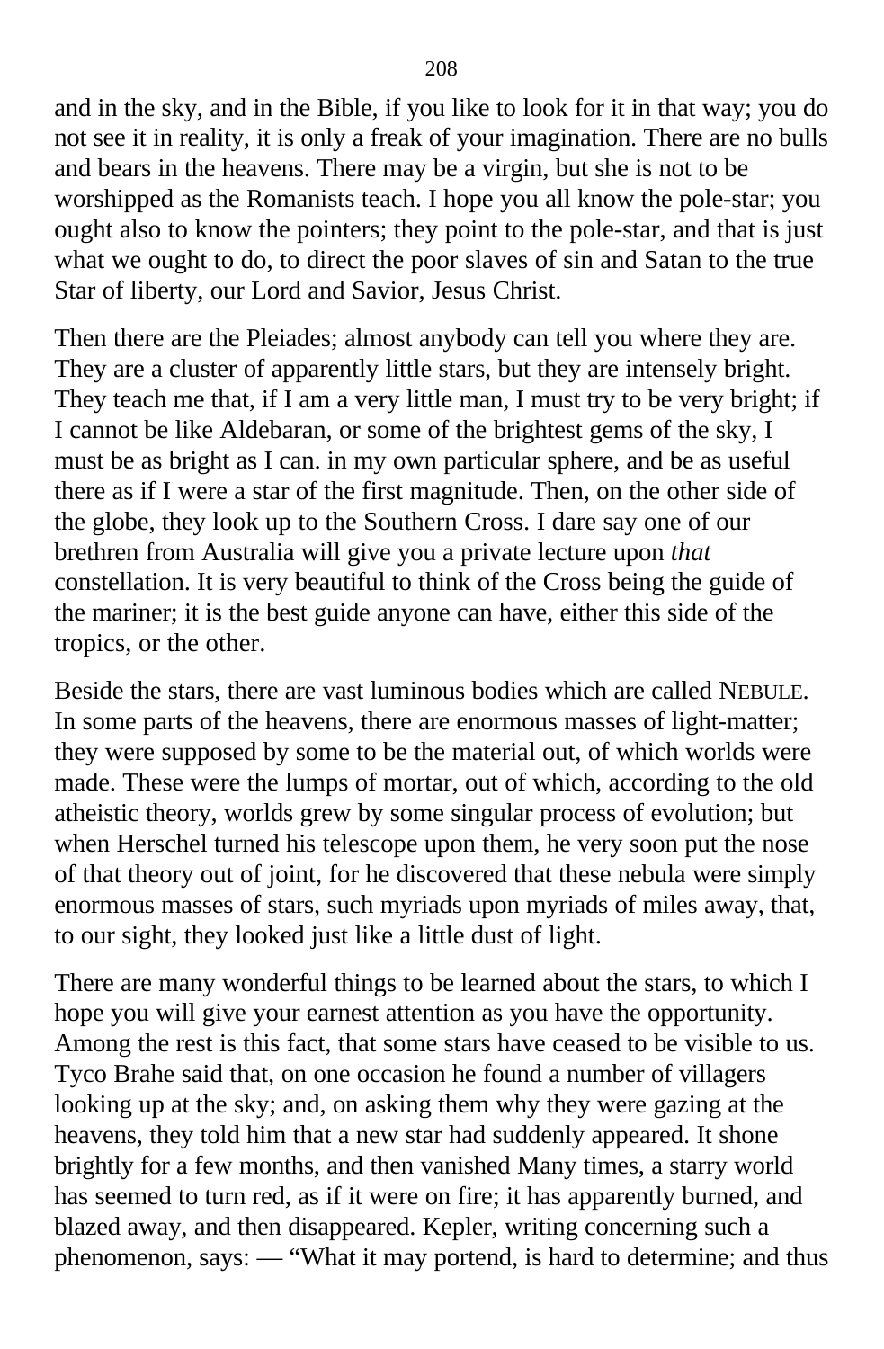and in the sky, and in the Bible, if you like to look for it in that way; you do not see it in reality, it is only a freak of your imagination. There are no bulls and bears in the heavens. There may be a virgin, but she is not to be worshipped as the Romanists teach. I hope you all know the pole-star; you ought also to know the pointers; they point to the pole-star, and that is just what we ought to do, to direct the poor slaves of sin and Satan to the true Star of liberty, our Lord and Savior, Jesus Christ.

Then there are the Pleiades; almost anybody can tell you where they are. They are a cluster of apparently little stars, but they are intensely bright. They teach me that, if I am a very little man, I must try to be very bright; if I cannot be like Aldebaran, or some of the brightest gems of the sky, I must be as bright as I can. in my own particular sphere, and be as useful there as if I were a star of the first magnitude. Then, on the other side of the globe, they look up to the Southern Cross. I dare say one of our brethren from Australia will give you a private lecture upon *that* constellation. It is very beautiful to think of the Cross being the guide of the mariner; it is the best guide anyone can have, either this side of the tropics, or the other.

Beside the stars, there are vast luminous bodies which are called NEBULE. In some parts of the heavens, there are enormous masses of light-matter; they were supposed by some to be the material out, of which worlds were made. These were the lumps of mortar, out of which, according to the old atheistic theory, worlds grew by some singular process of evolution; but when Herschel turned his telescope upon them, he very soon put the nose of that theory out of joint, for he discovered that these nebula were simply enormous masses of stars, such myriads upon myriads of miles away, that, to our sight, they looked just like a little dust of light.

There are many wonderful things to be learned about the stars, to which I hope you will give your earnest attention as you have the opportunity. Among the rest is this fact, that some stars have ceased to be visible to us. Tyco Brahe said that, on one occasion he found a number of villagers looking up at the sky; and, on asking them why they were gazing at the heavens, they told him that a new star had suddenly appeared. It shone brightly for a few months, and then vanished Many times, a starry world has seemed to turn red, as if it were on fire; it has apparently burned, and blazed away, and then disappeared. Kepler, writing concerning such a phenomenon, says: — "What it may portend, is hard to determine; and thus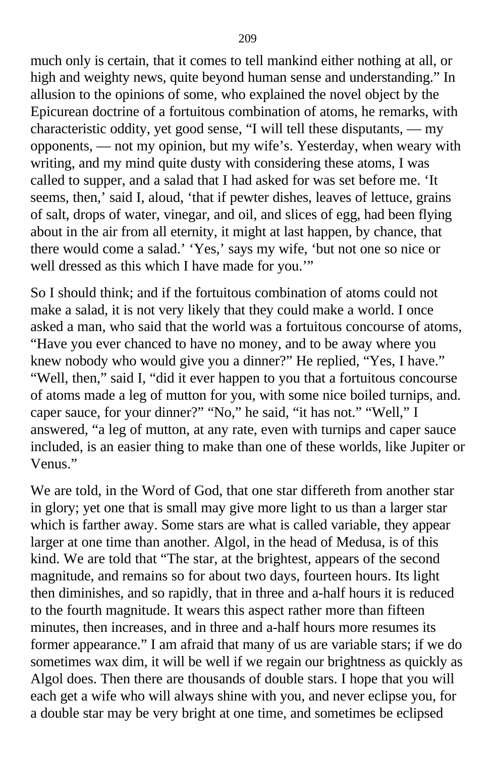much only is certain, that it comes to tell mankind either nothing at all, or high and weighty news, quite beyond human sense and understanding.” In allusion to the opinions of some, who explained the novel object by the Epicurean doctrine of a fortuitous combination of atoms, he remarks, with characteristic oddity, yet good sense, “I will tell these disputants, — my opponents, — not my opinion, but my wife’s. Yesterday, when weary with writing, and my mind quite dusty with considering these atoms, I was called to supper, and a salad that I had asked for was set before me. ‘It seems, then,’ said I, aloud, ‘that if pewter dishes, leaves of lettuce, grains of salt, drops of water, vinegar, and oil, and slices of egg, had been flying about in the air from all eternity, it might at last happen, by chance, that there would come a salad.’ ‘Yes,’ says my wife, ‘but not one so nice or well dressed as this which I have made for you.’”

So I should think; and if the fortuitous combination of atoms could not make a salad, it is not very likely that they could make a world. I once asked a man, who said that the world was a fortuitous concourse of atoms, “Have you ever chanced to have no money, and to be away where you knew nobody who would give you a dinner?” He replied, “Yes, I have.” “Well, then,” said I, “did it ever happen to you that a fortuitous concourse of atoms made a leg of mutton for you, with some nice boiled turnips, and. caper sauce, for your dinner?” “No,” he said, “it has not.” “Well,” I answered, “a leg of mutton, at any rate, even with turnips and caper sauce included, is an easier thing to make than one of these worlds, like Jupiter or Venus.”

We are told, in the Word of God, that one star differeth from another star in glory; yet one that is small may give more light to us than a larger star which is farther away. Some stars are what is called variable, they appear larger at one time than another. Algol, in the head of Medusa, is of this kind. We are told that “The star, at the brightest, appears of the second magnitude, and remains so for about two days, fourteen hours. Its light then diminishes, and so rapidly, that in three and a-half hours it is reduced to the fourth magnitude. It wears this aspect rather more than fifteen minutes, then increases, and in three and a-half hours more resumes its former appearance.” I am afraid that many of us are variable stars; if we do sometimes wax dim, it will be well if we regain our brightness as quickly as Algol does. Then there are thousands of double stars. I hope that you will each get a wife who will always shine with you, and never eclipse you, for a double star may be very bright at one time, and sometimes be eclipsed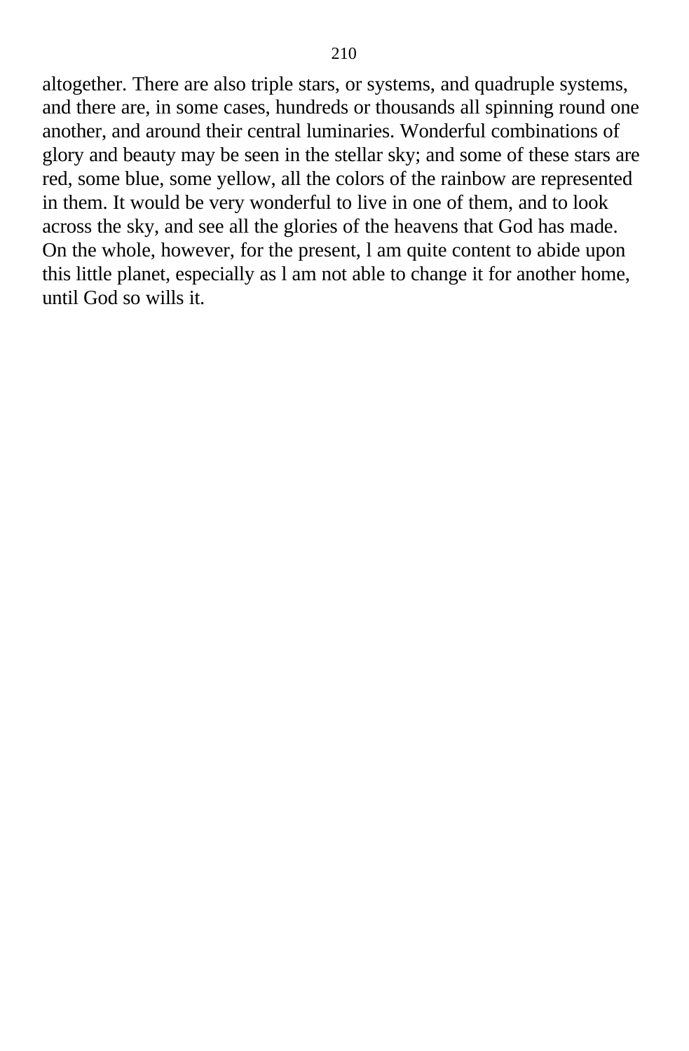altogether. There are also triple stars, or systems, and quadruple systems, and there are, in some cases, hundreds or thousands all spinning round one another, and around their central luminaries. Wonderful combinations of glory and beauty may be seen in the stellar sky; and some of these stars are red, some blue, some yellow, all the colors of the rainbow are represented in them. It would be very wonderful to live in one of them, and to look across the sky, and see all the glories of the heavens that God has made. On the whole, however, for the present, l am quite content to abide upon this little planet, especially as l am not able to change it for another home, until God so wills it.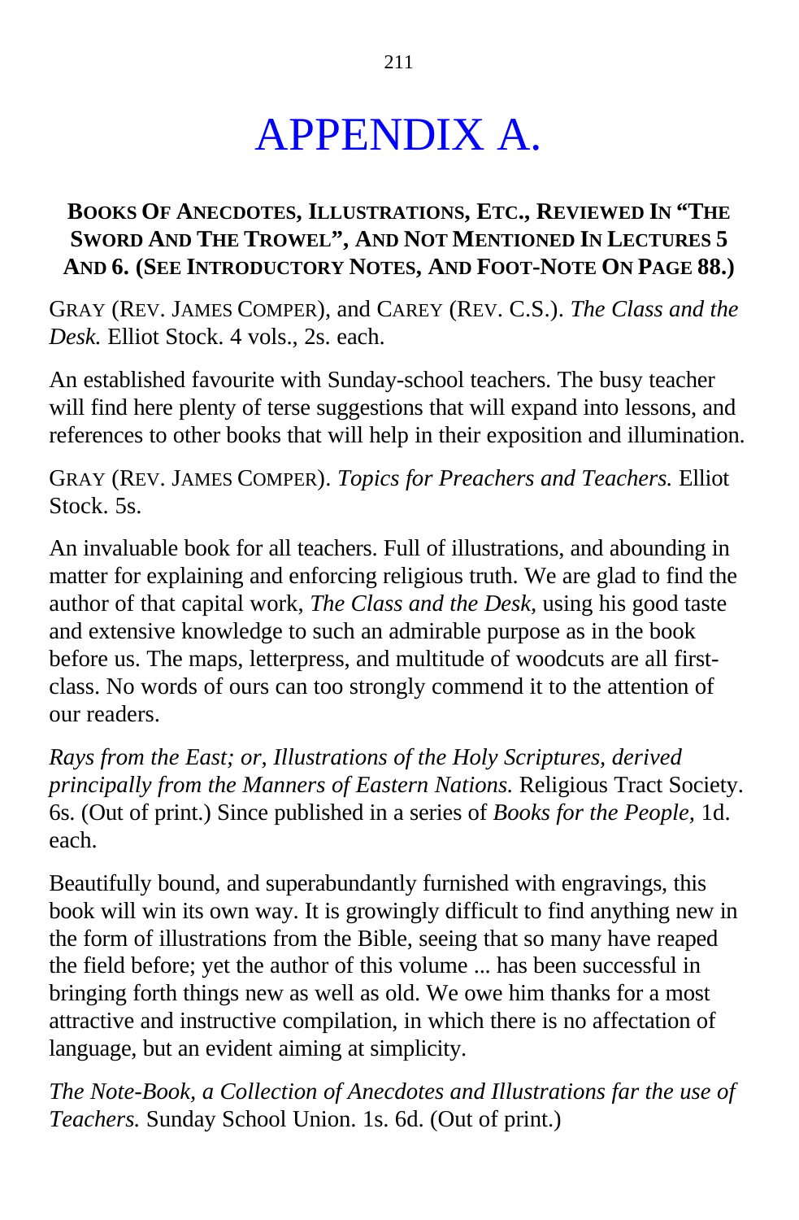# APPENDIX A.

**BOOKS OF ANECDOTES, ILLUSTRATIONS, ETC., REVIEWED IN "THE SWORD AND THE TROWEL", AND NOT MENTIONED IN LECTURES 5 AND 6. (SEE INTRODUCTORY NOTES, AND FOOT-NOTE ON PAGE 88.)**

GRAY (REV. JAMES COMPER), and CAREY (REV. C.S.). *The Class and the Desk.* Elliot Stock. 4 vols., 2s. each.

An established favourite with Sunday-school teachers. The busy teacher will find here plenty of terse suggestions that will expand into lessons, and references to other books that will help in their exposition and illumination.

GRAY (REV. JAMES COMPER). *Topics for Preachers and Teachers.* Elliot Stock. 5s.

An invaluable book for all teachers. Full of illustrations, and abounding in matter for explaining and enforcing religious truth. We are glad to find the author of that capital work, *The Class and the Desk,* using his good taste and extensive knowledge to such an admirable purpose as in the book before us. The maps, letterpress, and multitude of woodcuts are all first-class. No words of ours can too strongly commend it to the attention of our readers.

*Rays from the East; or, Illustrations of the Holy Scriptures, derived principally from the Manners of Eastern Nations.* Religious Tract Society. 6s. (Out of print.) Since published in a series of *Books for the People,* 1d. each.

Beautifully bound, and superabundantly furnished with engravings, this book will win its own way. It is growingly difficult to find anything new in the form of illustrations from the Bible, seeing that so many have reaped the field before; yet the author of this volume ... has been successful in bringing forth things new as well as old. We owe him thanks for a most attractive and instructive compilation, in which there is no affectation of language, but an evident aiming at simplicity.

*The Note-Book, a Collection of Anecdotes and Illustrations far the use of Teachers.* Sunday School Union. 1s. 6d. (Out of print.)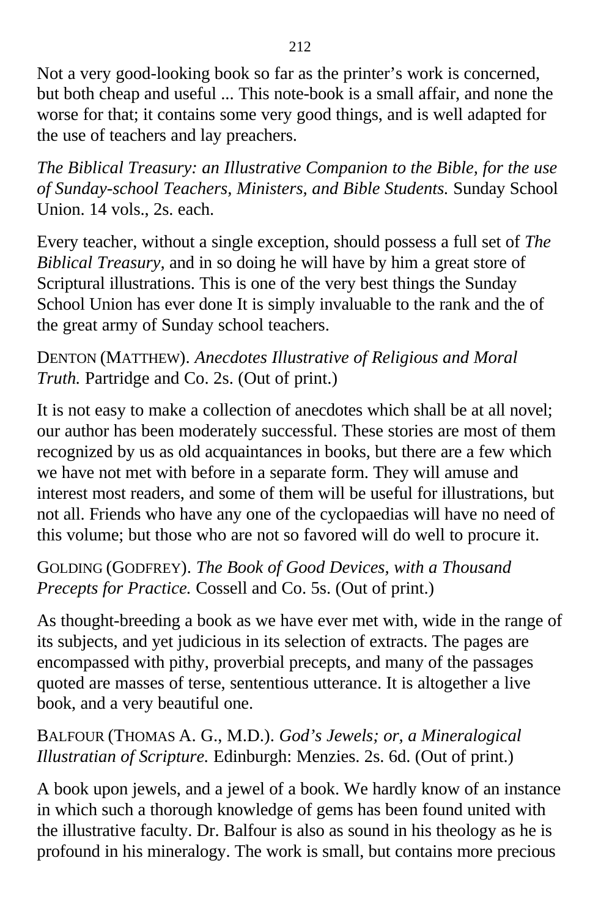Not a very good-looking book so far as the printer's work is concerned, but both cheap and useful ... This note-book is a small affair, and none the worse for that; it contains some very good things, and is well adapted for the use of teachers and lay preachers.

*The Biblical Treasury: an Illustrative Companion to the Bible, for the use of Sunday-school Teachers, Ministers, and Bible Students.* Sunday School Union. 14 vols., 2s. each.

Every teacher, without a single exception, should possess a full set of *The Biblical Treasury,* and in so doing he will have by him a great store of Scriptural illustrations. This is one of the very best things the Sunday School Union has ever done It is simply invaluable to the rank and the of the great army of Sunday school teachers.

DENTON (MATTHEW). *Anecdotes Illustrative of Religious and Moral Truth.* Partridge and Co. 2s. (Out of print.)

It is not easy to make a collection of anecdotes which shall be at all novel; our author has been moderately successful. These stories are most of them recognized by us as old acquaintances in books, but there are a few which we have not met with before in a separate form. They will amuse and interest most readers, and some of them will be useful for illustrations, but not all. Friends who have any one of the cyclopaedias will have no need of this volume; but those who are not so favored will do well to procure it.

GOLDING (GODFREY). *The Book of Good Devices, with a Thousand Precepts for Practice.* Cossell and Co. 5s. (Out of print.)

As thought-breeding a book as we have ever met with, wide in the range of its subjects, and yet judicious in its selection of extracts. The pages are encompassed with pithy, proverbial precepts, and many of the passages quoted are masses of terse, sententious utterance. It is altogether a live book, and a very beautiful one.

BALFOUR (THOMAS A. G., M.D.). *God's Jewels; or, a Mineralogical Illustratian of Scripture.* Edinburgh: Menzies. 2s. 6d. (Out of print.)

A book upon jewels, and a jewel of a book. We hardly know of an instance in which such a thorough knowledge of gems has been found united with the illustrative faculty. Dr. Balfour is also as sound in his theology as he is profound in his mineralogy. The work is small, but contains more precious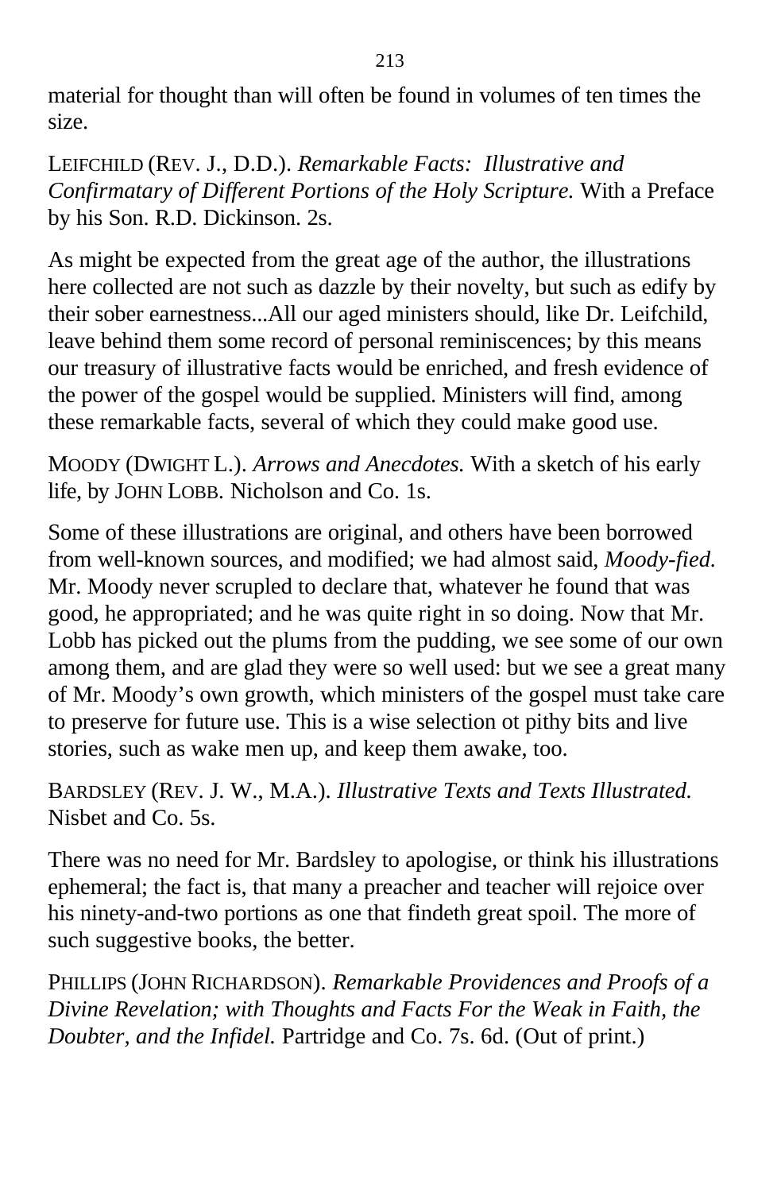material for thought than will often be found in volumes of ten times the size.

LEIFCHILD (REV. J., D.D.). *Remarkable Facts: Illustrative and Confirmatary of Different Portions of the Holy Scripture.* With a Preface by his Son. R.D. Dickinson. 2s.

As might be expected from the great age of the author, the illustrations here collected are not such as dazzle by their novelty, but such as edify by their sober earnestness...All our aged ministers should, like Dr. Leifchild, leave behind them some record of personal reminiscences; by this means our treasury of illustrative facts would be enriched, and fresh evidence of the power of the gospel would be supplied. Ministers will find, among these remarkable facts, several of which they could make good use.

MOODY (DWIGHT L.). *Arrows and Anecdotes.* With a sketch of his early life, by JOHN LOBB. Nicholson and Co. 1s.

Some of these illustrations are original, and others have been borrowed from well-known sources, and modified; we had almost said, *Moody-fied.* Mr. Moody never scrupled to declare that, whatever he found that was good, he appropriated; and he was quite right in so doing. Now that Mr. Lobb has picked out the plums from the pudding, we see some of our own among them, and are glad they were so well used: but we see a great many of Mr. Moody's own growth, which ministers of the gospel must take care to preserve for future use. This is a wise selection ot pithy bits and live stories, such as wake men up, and keep them awake, too.

BARDSLEY (REV. J. W., M.A.). *Illustrative Texts and Texts Illustrated.* Nisbet and Co. 5s.

There was no need for Mr. Bardsley to apologise, or think his illustrations ephemeral; the fact is, that many a preacher and teacher will rejoice over his ninety-and-two portions as one that findeth great spoil. The more of such suggestive books, the better.

PHILLIPS (JOHN RICHARDSON). *Remarkable Providences and Proofs of a Divine Revelation; with Thoughts and Facts For the Weak in Faith, the Doubter, and the Infidel.* Partridge and Co. 7s. 6d. (Out of print.)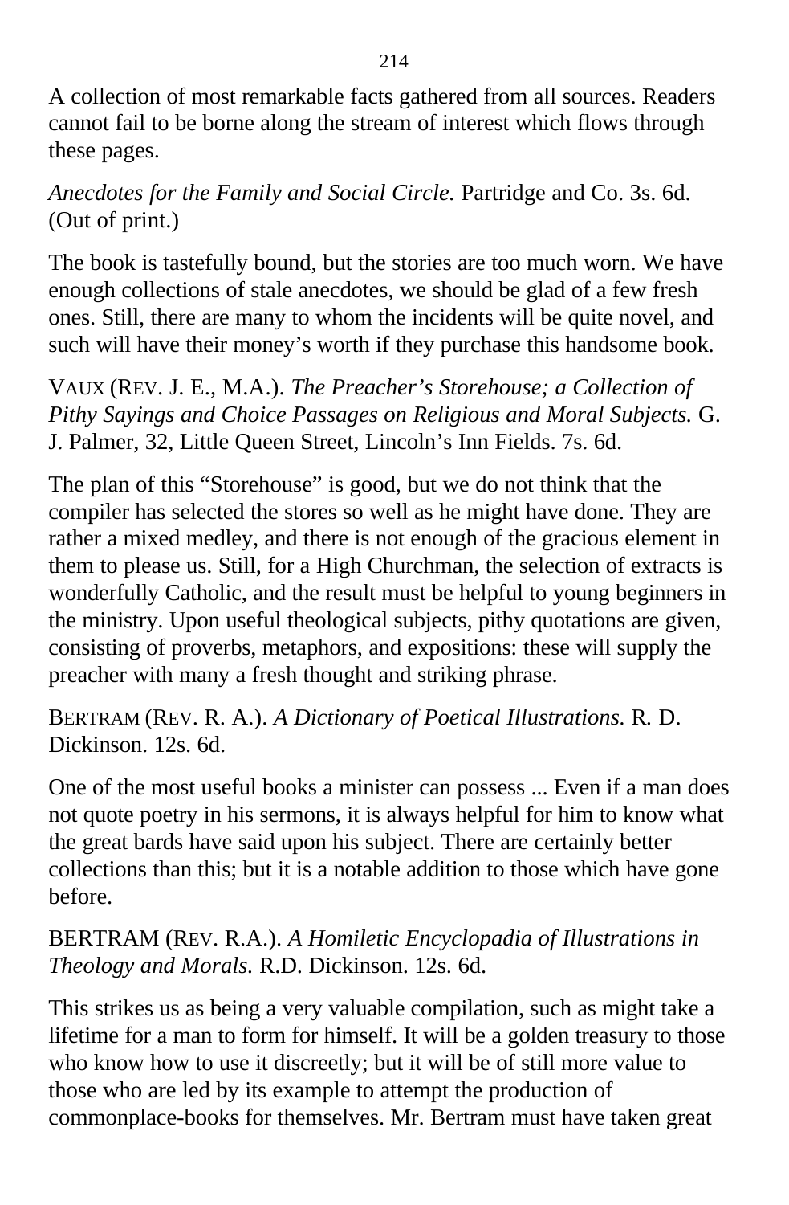A collection of most remarkable facts gathered from all sources. Readers cannot fail to be borne along the stream of interest which flows through these pages.

*Anecdotes for the Family and Social Circle.* Partridge and Co. 3s. 6d. (Out of print.)

The book is tastefully bound, but the stories are too much worn. We have enough collections of stale anecdotes, we should be glad of a few fresh ones. Still, there are many to whom the incidents will be quite novel, and such will have their money's worth if they purchase this handsome book.

VAUX (REV. J. E., M.A.). *The Preacher's Storehouse; a Collection of Pithy Sayings and Choice Passages on Religious and Moral Subjects.* G. J. Palmer, 32, Little Queen Street, Lincoln's Inn Fields. 7s. 6d.

The plan of this "Storehouse" is good, but we do not think that the compiler has selected the stores so well as he might have done. They are rather a mixed medley, and there is not enough of the gracious element in them to please us. Still, for a High Churchman, the selection of extracts is wonderfully Catholic, and the result must be helpful to young beginners in the ministry. Upon useful theological subjects, pithy quotations are given, consisting of proverbs, metaphors, and expositions: these will supply the preacher with many a fresh thought and striking phrase.

BERTRAM (REV. R. A.). *A Dictionary of Poetical Illustrations.* R. D. Dickinson. 12s. 6d.

One of the most useful books a minister can possess ... Even if a man does not quote poetry in his sermons, it is always helpful for him to know what the great bards have said upon his subject. There are certainly better collections than this; but it is a notable addition to those which have gone before.

BERTRAM (REV. R.A.). *A Homiletic Encyclopadia of Illustrations in Theology and Morals.* R.D. Dickinson. 12s. 6d.

This strikes us as being a very valuable compilation, such as might take a lifetime for a man to form for himself. It will be a golden treasury to those who know how to use it discreetly; but it will be of still more value to those who are led by its example to attempt the production of commonplace-books for themselves. Mr. Bertram must have taken great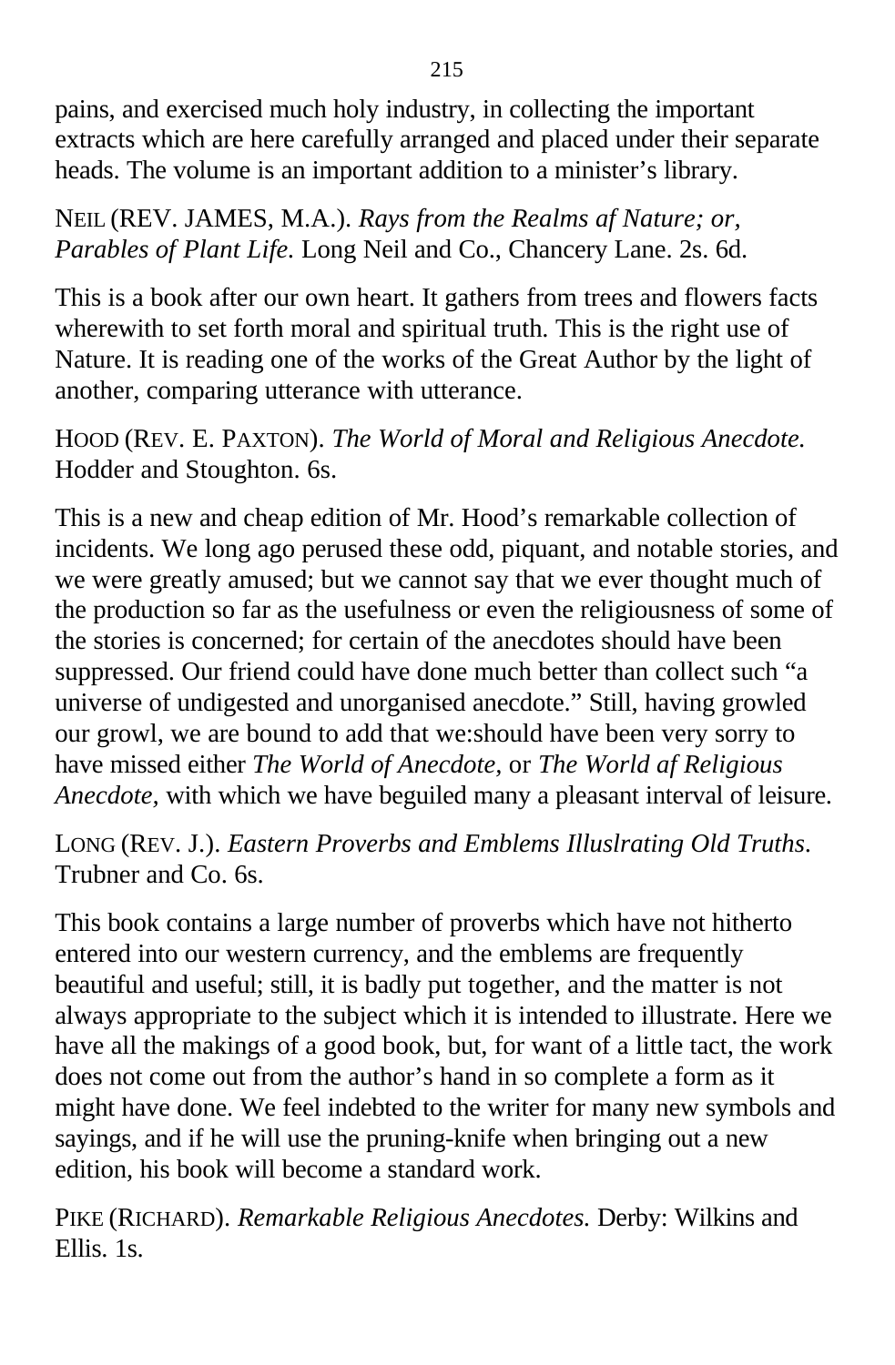pains, and exercised much holy industry, in collecting the important extracts which are here carefully arranged and placed under their separate heads. The volume is an important addition to a minister's library.

NEIL (REV. JAMES, M.A.). *Rays from the Realms af Nature; or, Parables of Plant Life.* Long Neil and Co., Chancery Lane. 2s. 6d.

This is a book after our own heart. It gathers from trees and flowers facts wherewith to set forth moral and spiritual truth. This is the right use of Nature. It is reading one of the works of the Great Author by the light of another, comparing utterance with utterance.

HOOD (REV. E. PAXTON). *The World of Moral and Religious Anecdote.* Hodder and Stoughton. 6s.

This is a new and cheap edition of Mr. Hood's remarkable collection of incidents. We long ago perused these odd, piquant, and notable stories, and we were greatly amused; but we cannot say that we ever thought much of the production so far as the usefulness or even the religiousness of some of the stories is concerned; for certain of the anecdotes should have been suppressed. Our friend could have done much better than collect such "a universe of undigested and unorganised anecdote." Still, having growled our growl, we are bound to add that we:should have been very sorry to have missed either *The World of Anecdote,* or *The World af Religious Anecdote,* with which we have beguiled many a pleasant interval of leisure.

LONG (REV. J.). *Eastern Proverbs and Emblems Illuslrating Old Truths.* Trubner and Co. 6s.

This book contains a large number of proverbs which have not hitherto entered into our western currency, and the emblems are frequently beautiful and useful; still, it is badly put together, and the matter is not always appropriate to the subject which it is intended to illustrate. Here we have all the makings of a good book, but, for want of a little tact, the work does not come out from the author's hand in so complete a form as it might have done. We feel indebted to the writer for many new symbols and sayings, and if he will use the pruning-knife when bringing out a new edition, his book will become a standard work.

PIKE (RICHARD). *Remarkable Religious Anecdotes.* Derby: Wilkins and Ellis. 1s.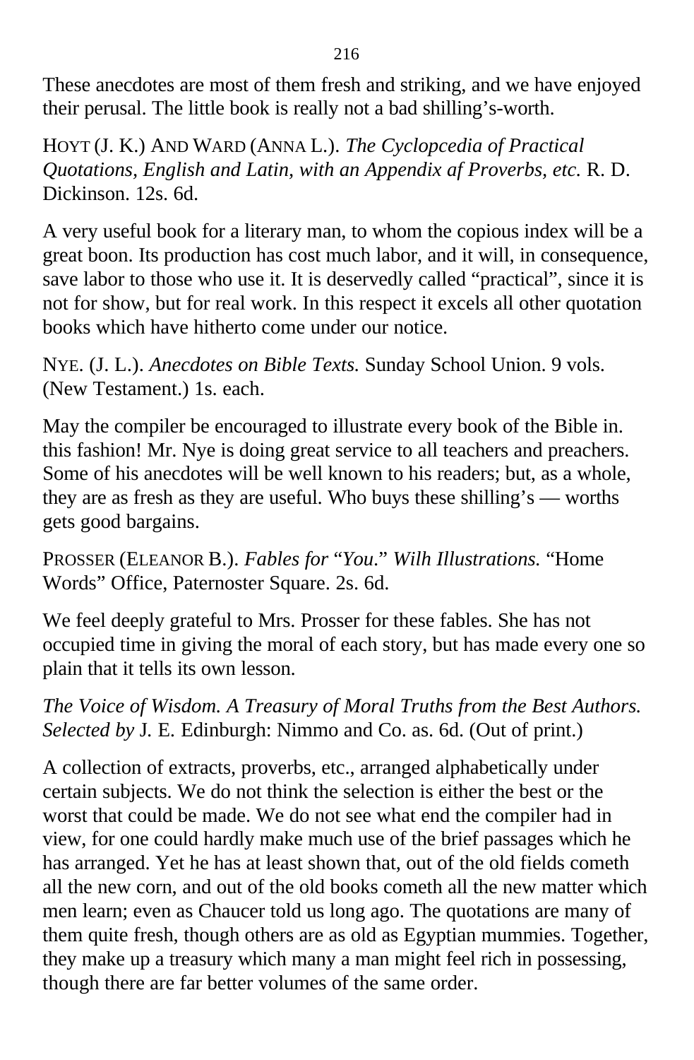These anecdotes are most of them fresh and striking, and we have enjoyed their perusal. The little book is really not a bad shilling's-worth.

HOYT (J. K.) AND WARD (ANNA L.). *The Cyclopcedia of Practical Quotations, English and Latin, with an Appendix af Proverbs, etc.* R. D. Dickinson. 12s. 6d.

A very useful book for a literary man, to whom the copious index will be a great boon. Its production has cost much labor, and it will, in consequence, save labor to those who use it. It is deservedly called "practical", since it is not for show, but for real work. In this respect it excels all other quotation books which have hitherto come under our notice.

NYE. (J. L.). *Anecdotes on Bible Texts.* Sunday School Union. 9 vols. (New Testament.) 1s. each.

May the compiler be encouraged to illustrate every book of the Bible in. this fashion! Mr. Nye is doing great service to all teachers and preachers. Some of his anecdotes will be well known to his readers; but, as a whole, they are as fresh as they are useful. Who buys these shilling's — worths gets good bargains.

PROSSER (ELEANOR B.). *Fables for "You." Wilh Illustrations.* "Home Words" Office, Paternoster Square. 2s. 6d.

We feel deeply grateful to Mrs. Prosser for these fables. She has not occupied time in giving the moral of each story, but has made every one so plain that it tells its own lesson.

*The Voice of Wisdom. A Treasury of Moral Truths from the Best Authors. Selected by* J. E. Edinburgh: Nimmo and Co. as. 6d. (Out of print.)

A collection of extracts, proverbs, etc., arranged alphabetically under certain subjects. We do not think the selection is either the best or the worst that could be made. We do not see what end the compiler had in view, for one could hardly make much use of the brief passages which he has arranged. Yet he has at least shown that, out of the old fields cometh all the new corn, and out of the old books cometh all the new matter which men learn; even as Chaucer told us long ago. The quotations are many of them quite fresh, though others are as old as Egyptian mummies. Together, they make up a treasury which many a man might feel rich in possessing, though there are far better volumes of the same order.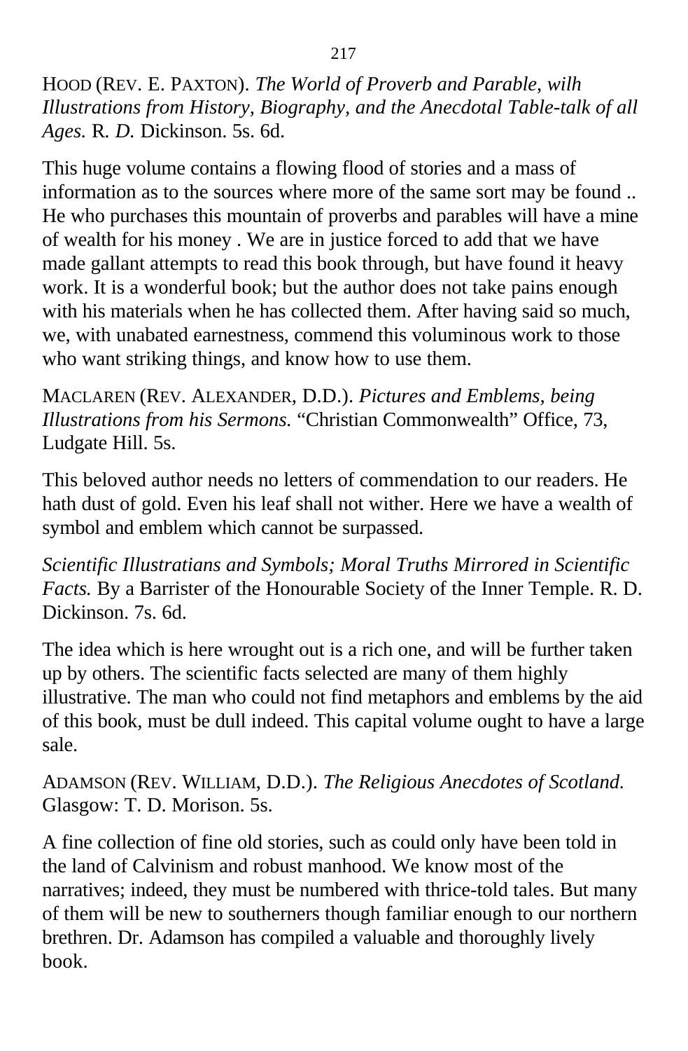HOOD (REV. E. PAXTON). *The World of Proverb and Parable, wilh Illustrations from History, Biography, and the Anecdotal Table-talk of all Ages.* R. *D.* Dickinson. 5s. 6d.

This huge volume contains a flowing flood of stories and a mass of information as to the sources where more of the same sort may be found .. He who purchases this mountain of proverbs and parables will have a mine of wealth for his money . We are in justice forced to add that we have made gallant attempts to read this book through, but have found it heavy work. It is a wonderful book; but the author does not take pains enough with his materials when he has collected them. After having said so much, we, with unabated earnestness, commend this voluminous work to those who want striking things, and know how to use them.

MACLAREN (REV. ALEXANDER, D.D.). *Pictures and Emblems, being Illustrations from his Sermons.* "Christian Commonwealth" Office, 73, Ludgate Hill. 5s.

This beloved author needs no letters of commendation to our readers. He hath dust of gold. Even his leaf shall not wither. Here we have a wealth of symbol and emblem which cannot be surpassed.

*Scientific Illustratians and Symbols; Moral Truths Mirrored in Scientific Facts.* By a Barrister of the Honourable Society of the Inner Temple. R. D. Dickinson. 7s. 6d.

The idea which is here wrought out is a rich one, and will be further taken up by others. The scientific facts selected are many of them highly illustrative. The man who could not find metaphors and emblems by the aid of this book, must be dull indeed. This capital volume ought to have a large sale.

ADAMSON (REV. WILLIAM, D.D.). *The Religious Anecdotes of Scotland.* Glasgow: T. D. Morison. 5s.

A fine collection of fine old stories, such as could only have been told in the land of Calvinism and robust manhood. We know most of the narratives; indeed, they must be numbered with thrice-told tales. But many of them will be new to southerners though familiar enough to our northern brethren. Dr. Adamson has compiled a valuable and thoroughly lively book.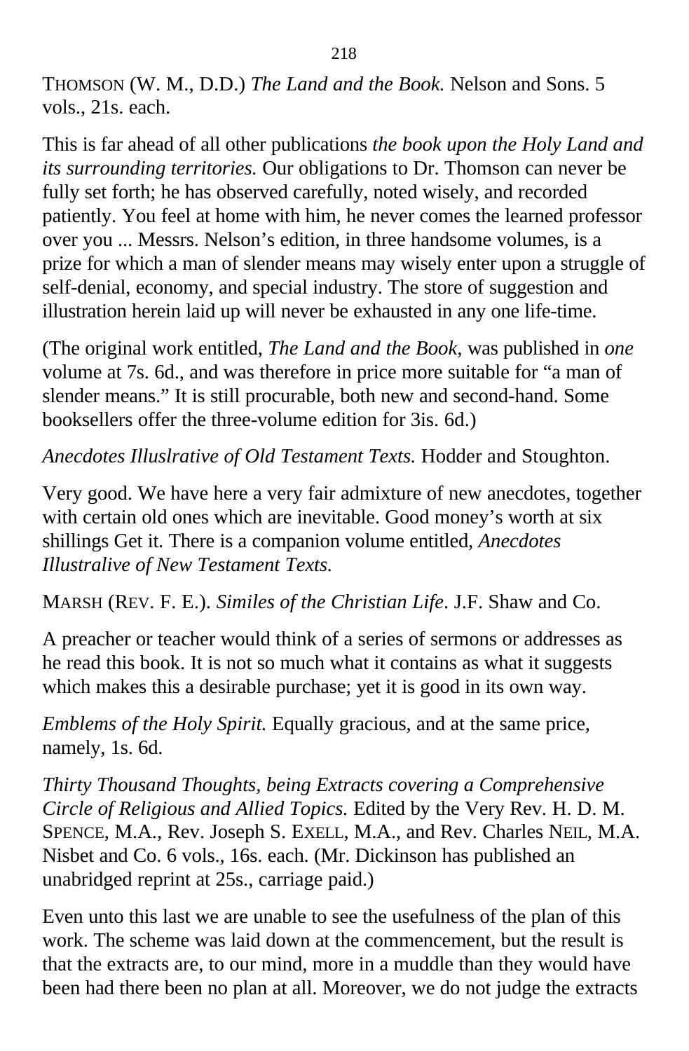THOMSON (W. M., D.D.) *The Land and the Book.* Nelson and Sons. 5 vols., 21s. each.

This is far ahead of all other publications *the book upon the Holy Land and its surrounding territories.* Our obligations to Dr. Thomson can never be fully set forth; he has observed carefully, noted wisely, and recorded patiently. You feel at home with him, he never comes the learned professor over you ... Messrs. Nelson's edition, in three handsome volumes, is a prize for which a man of slender means may wisely enter upon a struggle of self-denial, economy, and special industry. The store of suggestion and illustration herein laid up will never be exhausted in any one life-time.

(The original work entitled, *The Land and the Book,* was published in *one* volume at 7s. 6d., and was therefore in price more suitable for "a man of slender means." It is still procurable, both new and second-hand. Some booksellers offer the three-volume edition for 3is. 6d.)

*Anecdotes Illuslrative of Old Testament Texts.* Hodder and Stoughton.

Very good. We have here a very fair admixture of new anecdotes, together with certain old ones which are inevitable. Good money's worth at six shillings Get it. There is a companion volume entitled, *Anecdotes Illustralive of New Testament Texts.*

MARSH (REV. F. E.). *Similes of the Christian Life*. J.F. Shaw and Co.

A preacher or teacher would think of a series of sermons or addresses as he read this book. It is not so much what it contains as what it suggests which makes this a desirable purchase; yet it is good in its own way.

*Emblems of the Holy Spirit.* Equally gracious, and at the same price, namely, 1s. 6d.

*Thirty Thousand Thoughts, being Extracts covering a Comprehensive Circle of Religious and Allied Topics.* Edited by the Very Rev. H. D. M. SPENCE, M.A., Rev. Joseph S. EXELL, M.A., and Rev. Charles NEIL, M.A. Nisbet and Co. 6 vols., 16s. each. (Mr. Dickinson has published an unabridged reprint at 25s., carriage paid.)

Even unto this last we are unable to see the usefulness of the plan of this work. The scheme was laid down at the commencement, but the result is that the extracts are, to our mind, more in a muddle than they would have been had there been no plan at all. Moreover, we do not judge the extracts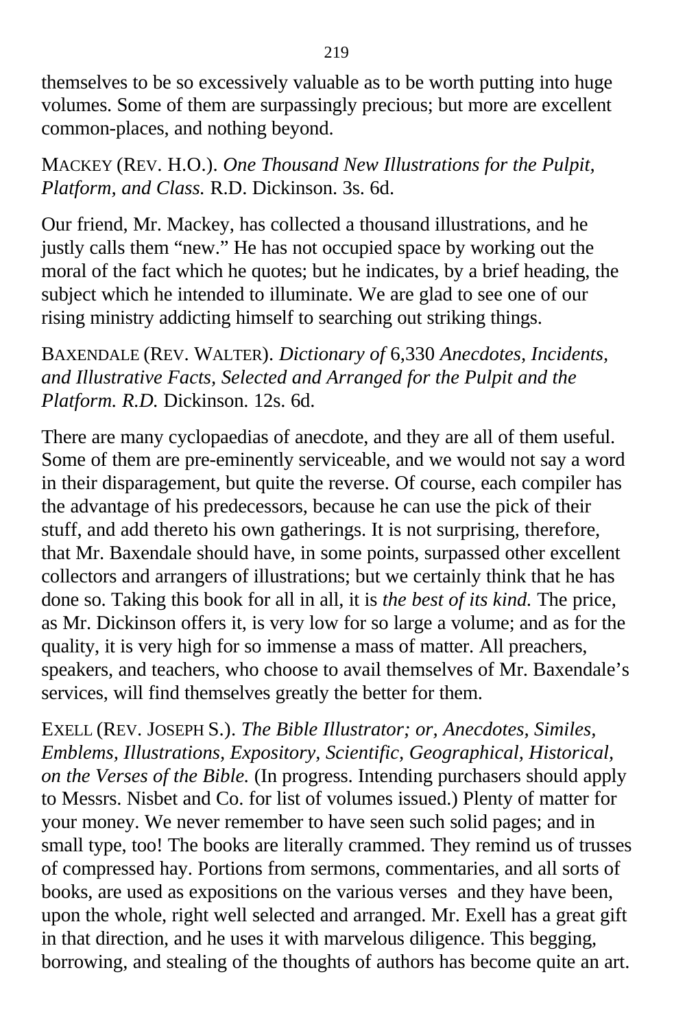themselves to be so excessively valuable as to be worth putting into huge volumes. Some of them are surpassingly precious; but more are excellent common-places, and nothing beyond.

MACKEY (REV. H.O.). *One Thousand New Illustrations for the Pulpit, Platform, and Class.* R.D. Dickinson. 3s. 6d.

Our friend, Mr. Mackey, has collected a thousand illustrations, and he justly calls them "new." He has not occupied space by working out the moral of the fact which he quotes; but he indicates, by a brief heading, the subject which he intended to illuminate. We are glad to see one of our rising ministry addicting himself to searching out striking things.

BAXENDALE (REV. WALTER). *Dictionary of* 6,330 *Anecdotes, Incidents, and Illustrative Facts, Selected and Arranged for the Pulpit and the Platform. R.D.* Dickinson. 12s. 6d.

There are many cyclopaedias of anecdote, and they are all of them useful. Some of them are pre-eminently serviceable, and we would not say a word in their disparagement, but quite the reverse. Of course, each compiler has the advantage of his predecessors, because he can use the pick of their stuff, and add thereto his own gatherings. It is not surprising, therefore, that Mr. Baxendale should have, in some points, surpassed other excellent collectors and arrangers of illustrations; but we certainly think that he has done so. Taking this book for all in all, it is *the best of its kind.* The price, as Mr. Dickinson offers it, is very low for so large a volume; and as for the quality, it is very high for so immense a mass of matter. All preachers, speakers, and teachers, who choose to avail themselves of Mr. Baxendale's services, will find themselves greatly the better for them.

EXELL (REV. JOSEPH S.). *The Bible Illustrator; or, Anecdotes, Similes, Emblems, Illustrations, Expository, Scientific, Geographical, Historical, on the Verses of the Bible.* (In progress. Intending purchasers should apply to Messrs. Nisbet and Co. for list of volumes issued.) Plenty of matter for your money. We never remember to have seen such solid pages; and in small type, too! The books are literally crammed. They remind us of trusses of compressed hay. Portions from sermons, commentaries, and all sorts of books, are used as expositions on the various verses and they have been, upon the whole, right well selected and arranged. Mr. Exell has a great gift in that direction, and he uses it with marvelous diligence. This begging, borrowing, and stealing of the thoughts of authors has become quite an art.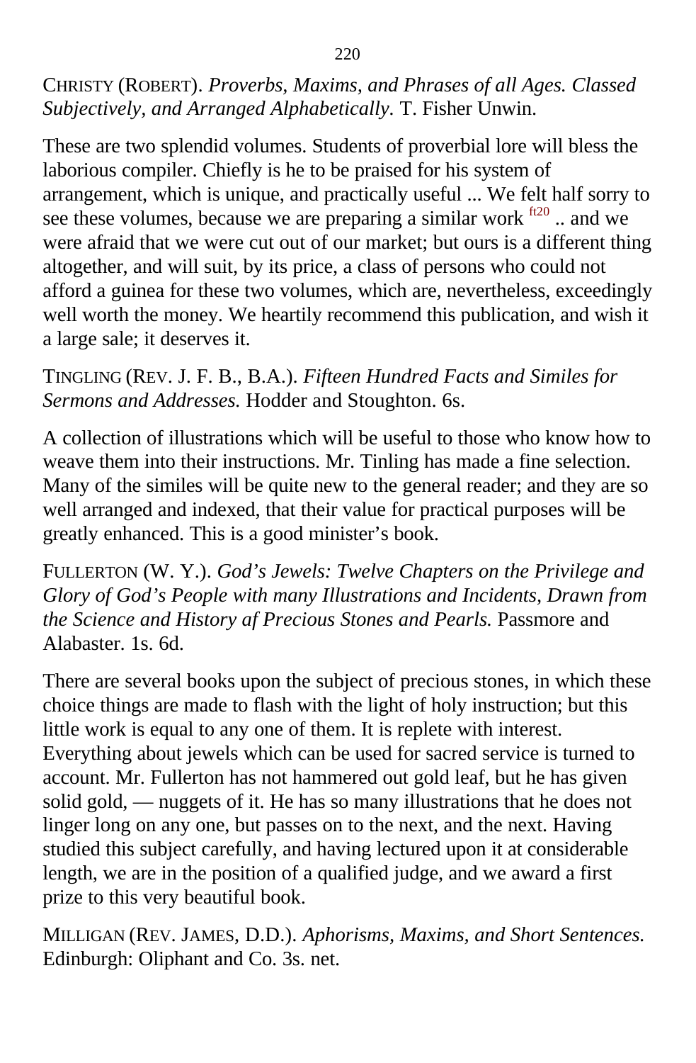CHRISTY (ROBERT). *Proverbs, Maxims, and Phrases of all Ages. Classed Subjectively, and Arranged Alphabetically.* T. Fisher Unwin.

These are two splendid volumes. Students of proverbial lore will bless the laborious compiler. Chiefly is he to be praised for his system of arrangement, which is unique, and practically useful ... We felt half sorry to see these volumes, because we are preparing a similar work [ft20] .. and we were afraid that we were cut out of our market; but ours is a different thing altogether, and will suit, by its price, a class of persons who could not afford a guinea for these two volumes, which are, nevertheless, exceedingly well worth the money. We heartily recommend this publication, and wish it a large sale; it deserves it.

TINGLING (REV. J. F. B., B.A.). *Fifteen Hundred Facts and Similes for Sermons and Addresses.* Hodder and Stoughton. 6s.

A collection of illustrations which will be useful to those who know how to weave them into their instructions. Mr. Tinling has made a fine selection. Many of the similes will be quite new to the general reader; and they are so well arranged and indexed, that their value for practical purposes will be greatly enhanced. This is a good minister's book.

FULLERTON (W. Y.). *God's Jewels: Twelve Chapters on the Privilege and Glory of God's People with many Illustrations and Incidents, Drawn from the Science and History af Precious Stones and Pearls.* Passmore and Alabaster. 1s. 6d.

There are several books upon the subject of precious stones, in which these choice things are made to flash with the light of holy instruction; but this little work is equal to any one of them. It is replete with interest. Everything about jewels which can be used for sacred service is turned to account. Mr. Fullerton has not hammered out gold leaf, but he has given solid gold, — nuggets of it. He has so many illustrations that he does not linger long on any one, but passes on to the next, and the next. Having studied this subject carefully, and having lectured upon it at considerable length, we are in the position of a qualified judge, and we award a first prize to this very beautiful book.

MILLIGAN (REV. JAMES, D.D.). *Aphorisms, Maxims, and Short Sentences.* Edinburgh: Oliphant and Co. 3s. net.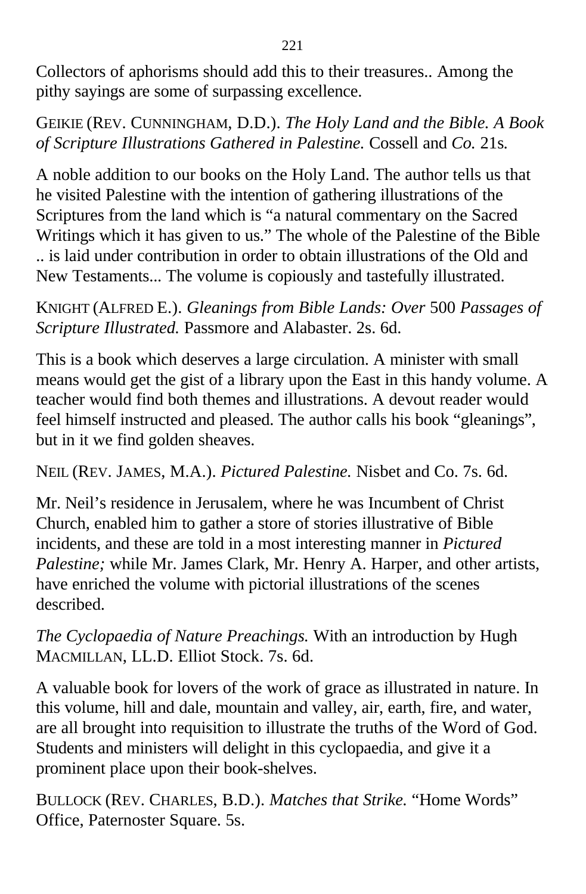Collectors of aphorisms should add this to their treasures.. Among the pithy sayings are some of surpassing excellence.

GEIKIE (REV. CUNNINGHAM, D.D.). *The Holy Land and the Bible. A Book of Scripture Illustrations Gathered in Palestine.* Cossell and *Co.* 21s.

A noble addition to our books on the Holy Land. The author tells us that he visited Palestine with the intention of gathering illustrations of the Scriptures from the land which is “a natural commentary on the Sacred Writings which it has given to us.” The whole of the Palestine of the Bible .. is laid under contribution in order to obtain illustrations of the Old and New Testaments... The volume is copiously and tastefully illustrated.

KNIGHT (ALFRED E.). *Gleanings from Bible Lands: Over* 500 *Passages of Scripture Illustrated.* Passmore and Alabaster. 2s. 6d.

This is a book which deserves a large circulation. A minister with small means would get the gist of a library upon the East in this handy volume. A teacher would find both themes and illustrations. A devout reader would feel himself instructed and pleased. The author calls his book “gleanings”, but in it we find golden sheaves.

NEIL (REV. JAMES, M.A.). *Pictured Palestine.* Nisbet and Co. 7s. 6d.

Mr. Neil’s residence in Jerusalem, where he was Incumbent of Christ Church, enabled him to gather a store of stories illustrative of Bible incidents, and these are told in a most interesting manner in *Pictured Palestine;* while Mr. James Clark, Mr. Henry A. Harper, and other artists, have enriched the volume with pictorial illustrations of the scenes described.

*The Cyclopaedia of Nature Preachings.* With an introduction by Hugh MACMILLAN, LL.D. Elliot Stock. 7s. 6d.

A valuable book for lovers of the work of grace as illustrated in nature. In this volume, hill and dale, mountain and valley, air, earth, fire, and water, are all brought into requisition to illustrate the truths of the Word of God. Students and ministers will delight in this cyclopaedia, and give it a prominent place upon their book-shelves.

BULLOCK (REV. CHARLES, B.D.). *Matches that Strike.* “Home Words” Office, Paternoster Square. 5s.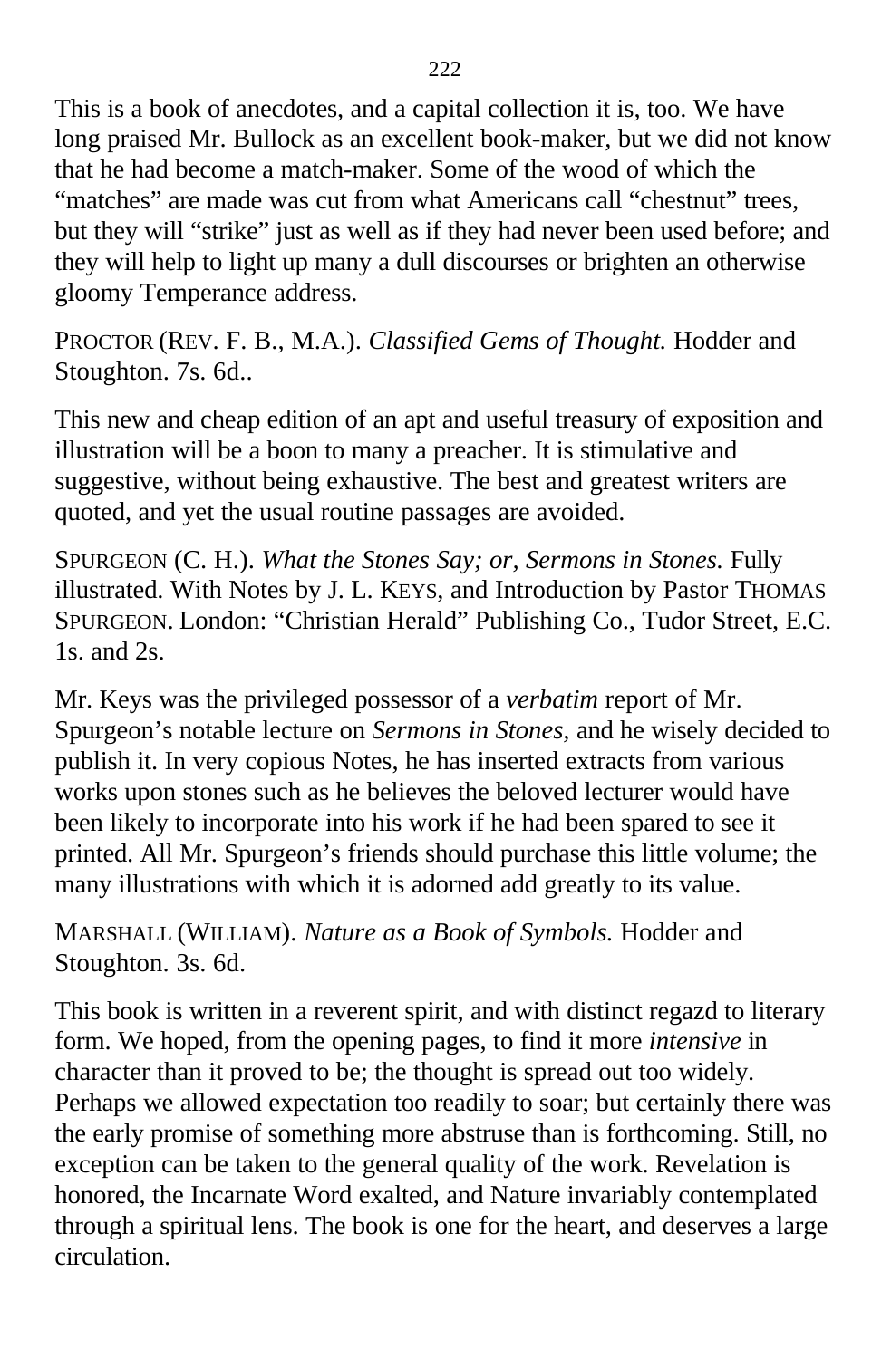This is a book of anecdotes, and a capital collection it is, too. We have long praised Mr. Bullock as an excellent book-maker, but we did not know that he had become a match-maker. Some of the wood of which the "matches" are made was cut from what Americans call "chestnut" trees, but they will "strike" just as well as if they had never been used before; and they will help to light up many a dull discourses or brighten an otherwise gloomy Temperance address.

PROCTOR (REV. F. B., M.A.). *Classified Gems of Thought.* Hodder and Stoughton. 7s. 6d..

This new and cheap edition of an apt and useful treasury of exposition and illustration will be a boon to many a preacher. It is stimulative and suggestive, without being exhaustive. The best and greatest writers are quoted, and yet the usual routine passages are avoided.

SPURGEON (C. H.). *What the Stones Say; or, Sermons in Stones.* Fully illustrated. With Notes by J. L. KEYS, and Introduction by Pastor THOMAS SPURGEON. London: "Christian Herald" Publishing Co., Tudor Street, E.C. 1s. and 2s.

Mr. Keys was the privileged possessor of a *verbatim* report of Mr. Spurgeon's notable lecture on *Sermons in Stones,* and he wisely decided to publish it. In very copious Notes, he has inserted extracts from various works upon stones such as he believes the beloved lecturer would have been likely to incorporate into his work if he had been spared to see it printed. All Mr. Spurgeon's friends should purchase this little volume; the many illustrations with which it is adorned add greatly to its value.

MARSHALL (WILLIAM). *Nature as a Book of Symbols.* Hodder and Stoughton. 3s. 6d.

This book is written in a reverent spirit, and with distinct regazd to literary form. We hoped, from the opening pages, to find it more *intensive* in character than it proved to be; the thought is spread out too widely. Perhaps we allowed expectation too readily to soar; but certainly there was the early promise of something more abstruse than is forthcoming. Still, no exception can be taken to the general quality of the work. Revelation is honored, the Incarnate Word exalted, and Nature invariably contemplated through a spiritual lens. The book is one for the heart, and deserves a large circulation.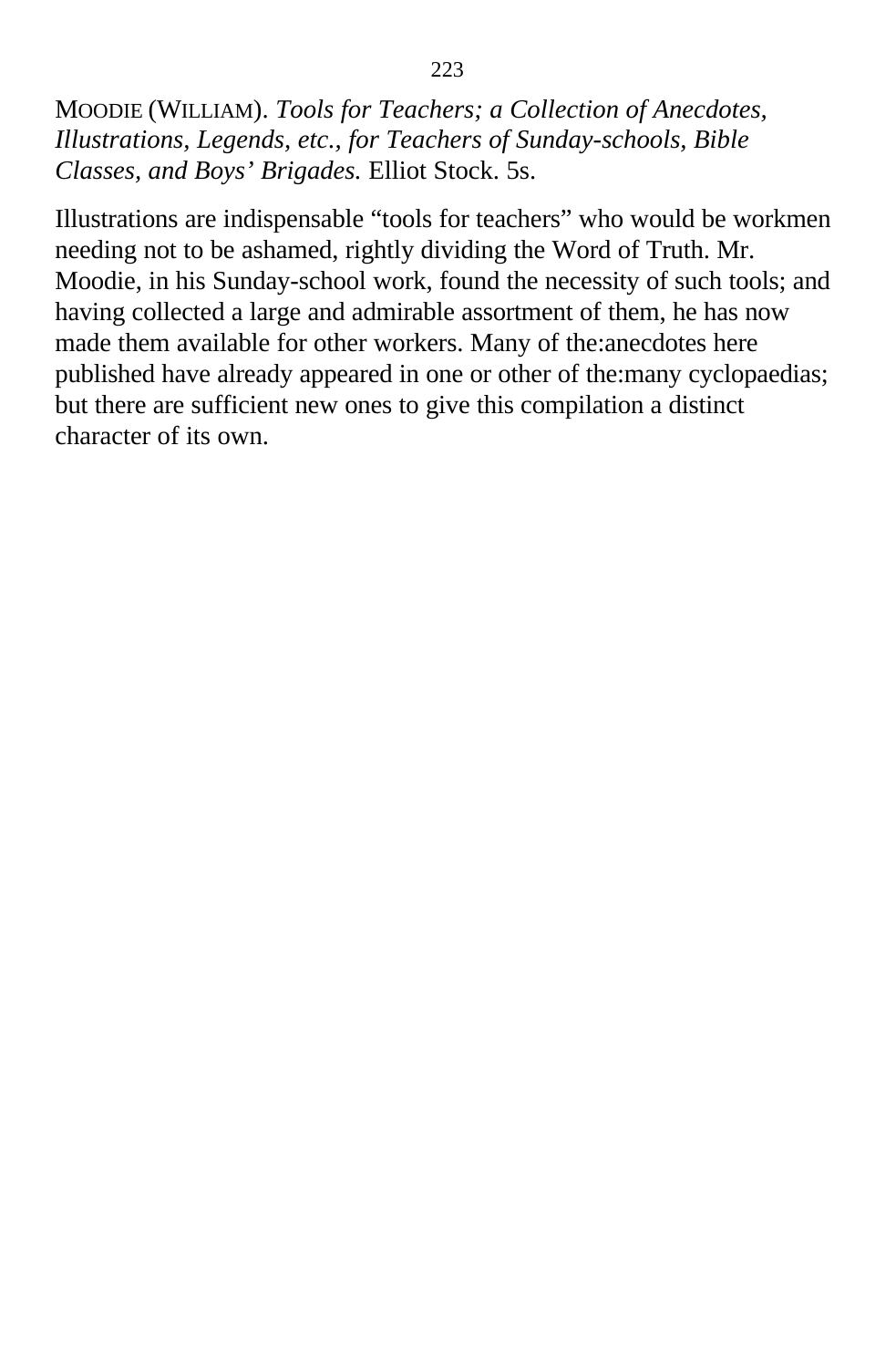MOODIE (WILLIAM). *Tools for Teachers; a Collection of Anecdotes, Illustrations, Legends, etc., for Teachers of Sunday-schools, Bible Classes, and Boys' Brigades.* Elliot Stock. 5s.

Illustrations are indispensable "tools for teachers" who would be workmen needing not to be ashamed, rightly dividing the Word of Truth. Mr. Moodie, in his Sunday-school work, found the necessity of such tools; and having collected a large and admirable assortment of them, he has now made them available for other workers. Many of the:anecdotes here published have already appeared in one or other of the:many cyclopaedias; but there are sufficient new ones to give this compilation a distinct character of its own.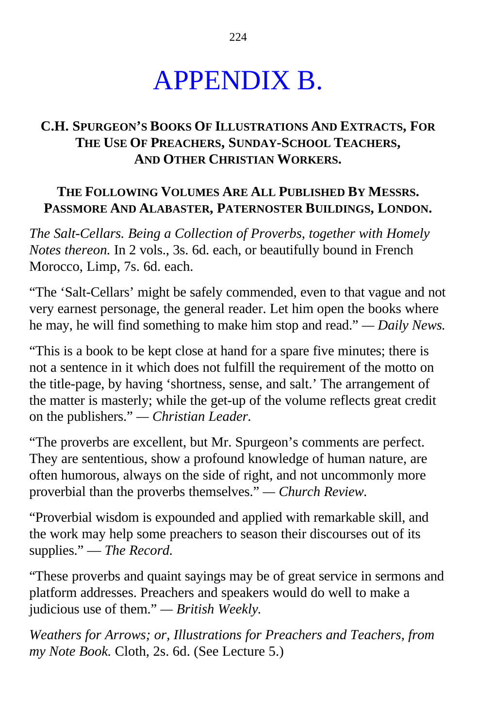# APPENDIX B.

## C.H. SPURGEON'S BOOKS OF ILLUSTRATIONS AND EXTRACTS, FOR THE USE OF PREACHERS, SUNDAY-SCHOOL TEACHERS, AND OTHER CHRISTIAN WORKERS.

### THE FOLLOWING VOLUMES ARE ALL PUBLISHED BY MESSRS. PASSMORE AND ALABASTER, PATERNOSTER BUILDINGS, LONDON.

*The Salt-Cellars. Being a Collection of Proverbs, together with Homely Notes thereon.* In 2 vols., 3s. 6d. each, or beautifully bound in French Morocco, Limp, 7s. 6d. each.

"The 'Salt-Cellars' might be safely commended, even to that vague and not very earnest personage, the general reader. Let him open the books where he may, he will find something to make him stop and read." — *Daily News.*

"This is a book to be kept close at hand for a spare five minutes; there is not a sentence in it which does not fulfill the requirement of the motto on the title-page, by having 'shortness, sense, and salt.' The arrangement of the matter is masterly; while the get-up of the volume reflects great credit on the publishers." — *Christian Leader.*

"The proverbs are excellent, but Mr. Spurgeon's comments are perfect. They are sententious, show a profound knowledge of human nature, are often humorous, always on the side of right, and not uncommonly more proverbial than the proverbs themselves." — *Church Review.*

"Proverbial wisdom is expounded and applied with remarkable skill, and the work may help some preachers to season their discourses out of its supplies." — *The Record.*

"These proverbs and quaint sayings may be of great service in sermons and platform addresses. Preachers and speakers would do well to make a judicious use of them." — *British Weekly.*

*Weathers for Arrows; or, Illustrations for Preachers and Teachers, from my Note Book.* Cloth, 2s. 6d. (See Lecture 5.)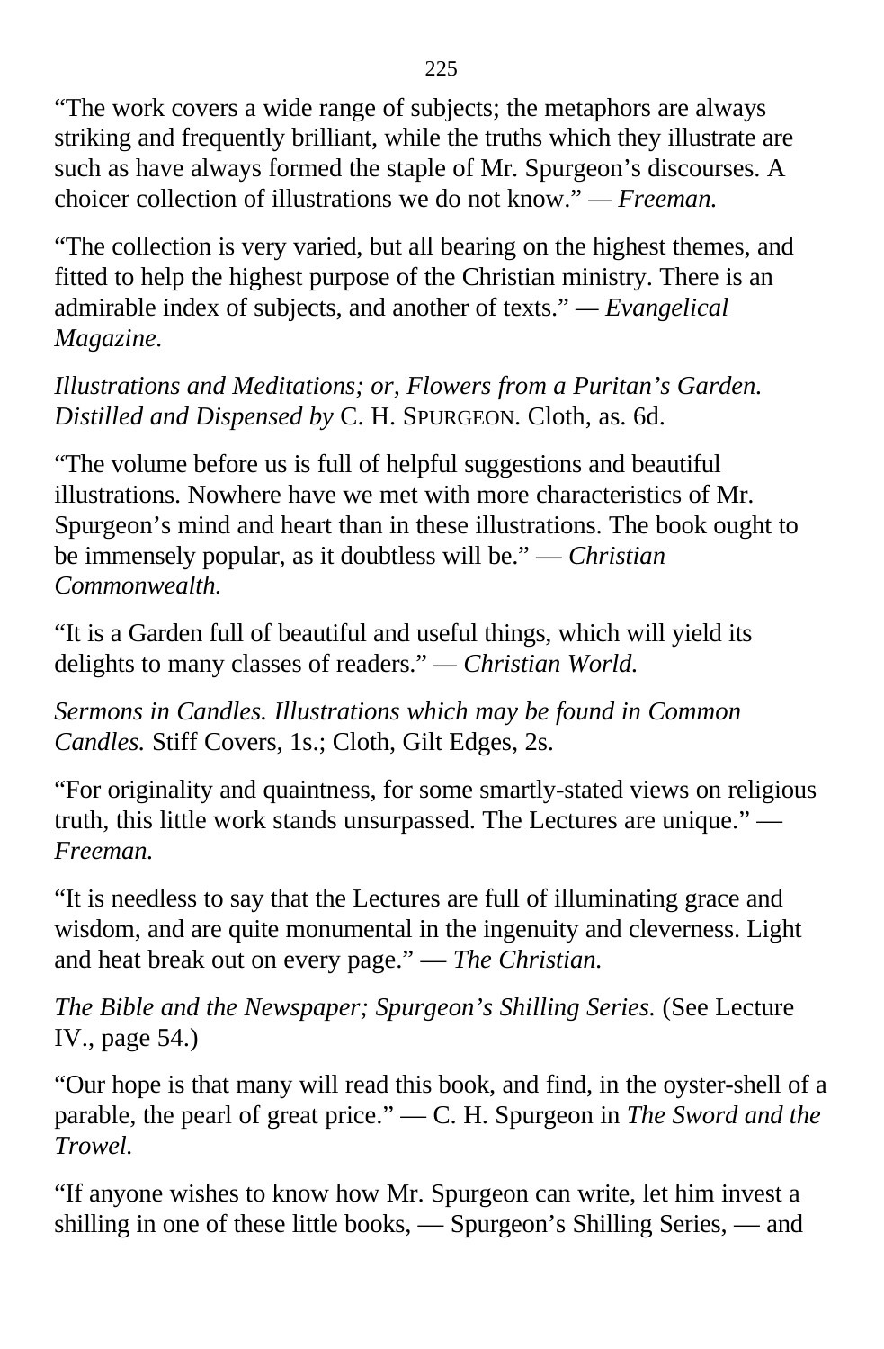"The work covers a wide range of subjects; the metaphors are always striking and frequently brilliant, while the truths which they illustrate are such as have always formed the staple of Mr. Spurgeon's discourses. A choicer collection of illustrations we do not know." — *Freeman.*

"The collection is very varied, but all bearing on the highest themes, and fitted to help the highest purpose of the Christian ministry. There is an admirable index of subjects, and another of texts." — *Evangelical Magazine.*

*Illustrations and Meditations; or, Flowers from a Puritan's Garden. Distilled and Dispensed by* C. H. SPURGEON. Cloth, as. 6d.

"The volume before us is full of helpful suggestions and beautiful illustrations. Nowhere have we met with more characteristics of Mr. Spurgeon's mind and heart than in these illustrations. The book ought to be immensely popular, as it doubtless will be." — *Christian Commonwealth.*

"It is a Garden full of beautiful and useful things, which will yield its delights to many classes of readers." — *Christian World.*

*Sermons in Candles. Illustrations which may be found in Common Candles.* Stiff Covers, 1s.; Cloth, Gilt Edges, 2s.

"For originality and quaintness, for some smartly-stated views on religious truth, this little work stands unsurpassed. The Lectures are unique." — *Freeman.*

"It is needless to say that the Lectures are full of illuminating grace and wisdom, and are quite monumental in the ingenuity and cleverness. Light and heat break out on every page." — *The Christian.*

*The Bible and the Newspaper; Spurgeon's Shilling Series.* (See Lecture IV., page 54.)

"Our hope is that many will read this book, and find, in the oyster-shell of a parable, the pearl of great price." — C. H. Spurgeon in *The Sword and the Trowel.*

"If anyone wishes to know how Mr. Spurgeon can write, let him invest a shilling in one of these little books, — Spurgeon's Shilling Series, — and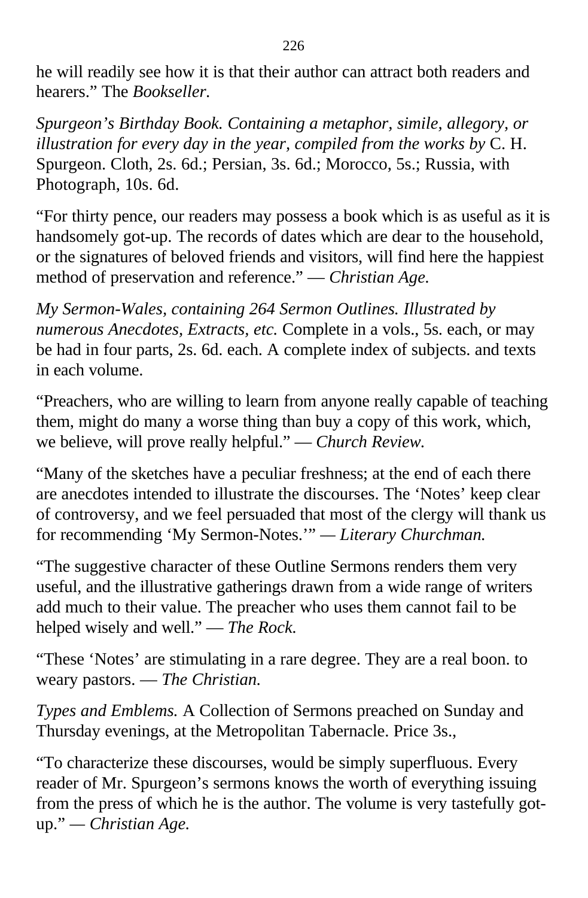he will readily see how it is that their author can attract both readers and hearers." The *Bookseller.*

*Spurgeon's Birthday Book. Containing a metaphor, simile, allegory, or illustration for every day in the year, compiled from the works by* C. H. Spurgeon. Cloth, 2s. 6d.; Persian, 3s. 6d.; Morocco, 5s.; Russia, with Photograph, 10s. 6d.

"For thirty pence, our readers may possess a book which is as useful as it is handsomely got-up. The records of dates which are dear to the household, or the signatures of beloved friends and visitors, will find here the happiest method of preservation and reference." — *Christian Age.*

*My Sermon-Wales, containing 264 Sermon Outlines. Illustrated by numerous Anecdotes, Extracts, etc.* Complete in a vols., 5s. each, or may be had in four parts, 2s. 6d. each. A complete index of subjects. and texts in each volume.

"Preachers, who are willing to learn from anyone really capable of teaching them, might do many a worse thing than buy a copy of this work, which, we believe, will prove really helpful." — *Church Review.*

"Many of the sketches have a peculiar freshness; at the end of each there are anecdotes intended to illustrate the discourses. The 'Notes' keep clear of controversy, and we feel persuaded that most of the clergy will thank us for recommending 'My Sermon-Notes.'" — *Literary Churchman.*

"The suggestive character of these Outline Sermons renders them very useful, and the illustrative gatherings drawn from a wide range of writers add much to their value. The preacher who uses them cannot fail to be helped wisely and well." — *The Rock.*

"These 'Notes' are stimulating in a rare degree. They are a real boon. to weary pastors. — *The Christian.*

*Types and Emblems.* A Collection of Sermons preached on Sunday and Thursday evenings, at the Metropolitan Tabernacle. Price 3s.,

"To characterize these discourses, would be simply superfluous. Every reader of Mr. Spurgeon's sermons knows the worth of everything issuing from the press of which he is the author. The volume is very tastefully got-up." — *Christian Age.*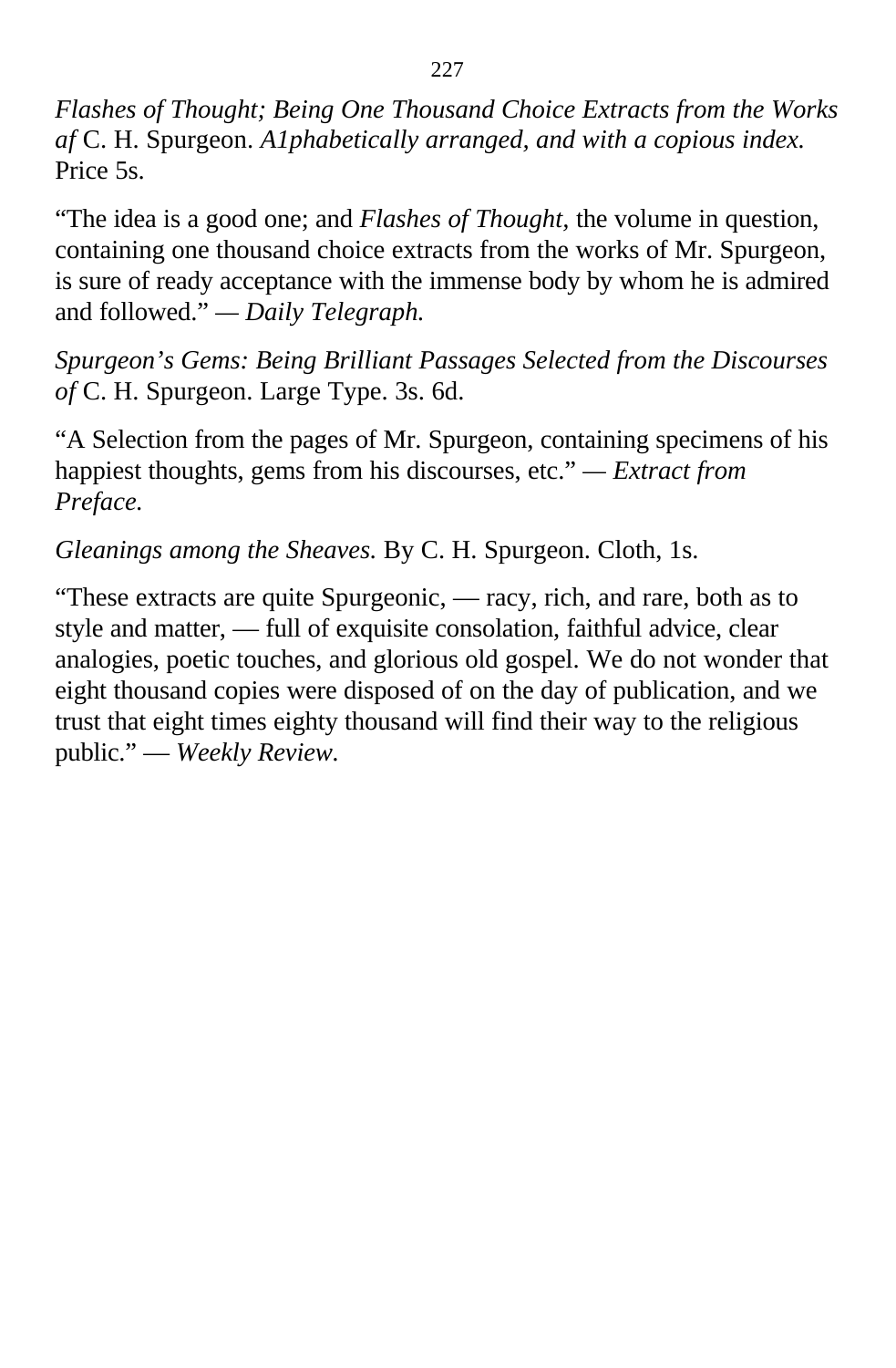*Flashes of Thought; Being One Thousand Choice Extracts from the Works af* C. H. Spurgeon. *A1phabetically arranged, and with a copious index.* Price 5s.

“The idea is a good one; and *Flashes of Thought*, the volume in question, containing one thousand choice extracts from the works of Mr. Spurgeon, is sure of ready acceptance with the immense body by whom he is admired and followed.” — *Daily Telegraph.*

*Spurgeon’s Gems: Being Brilliant Passages Selected from the Discourses of* C. H. Spurgeon. Large Type. 3s. 6d.

“A Selection from the pages of Mr. Spurgeon, containing specimens of his happiest thoughts, gems from his discourses, etc.” — *Extract from Preface.*

*Gleanings among the Sheaves.* By C. H. Spurgeon. Cloth, 1s.

“These extracts are quite Spurgeonic, — racy, rich, and rare, both as to style and matter, — full of exquisite consolation, faithful advice, clear analogies, poetic touches, and glorious old gospel. We do not wonder that eight thousand copies were disposed of on the day of publication, and we trust that eight times eighty thousand will find their way to the religious public.” — *Weekly Review.*